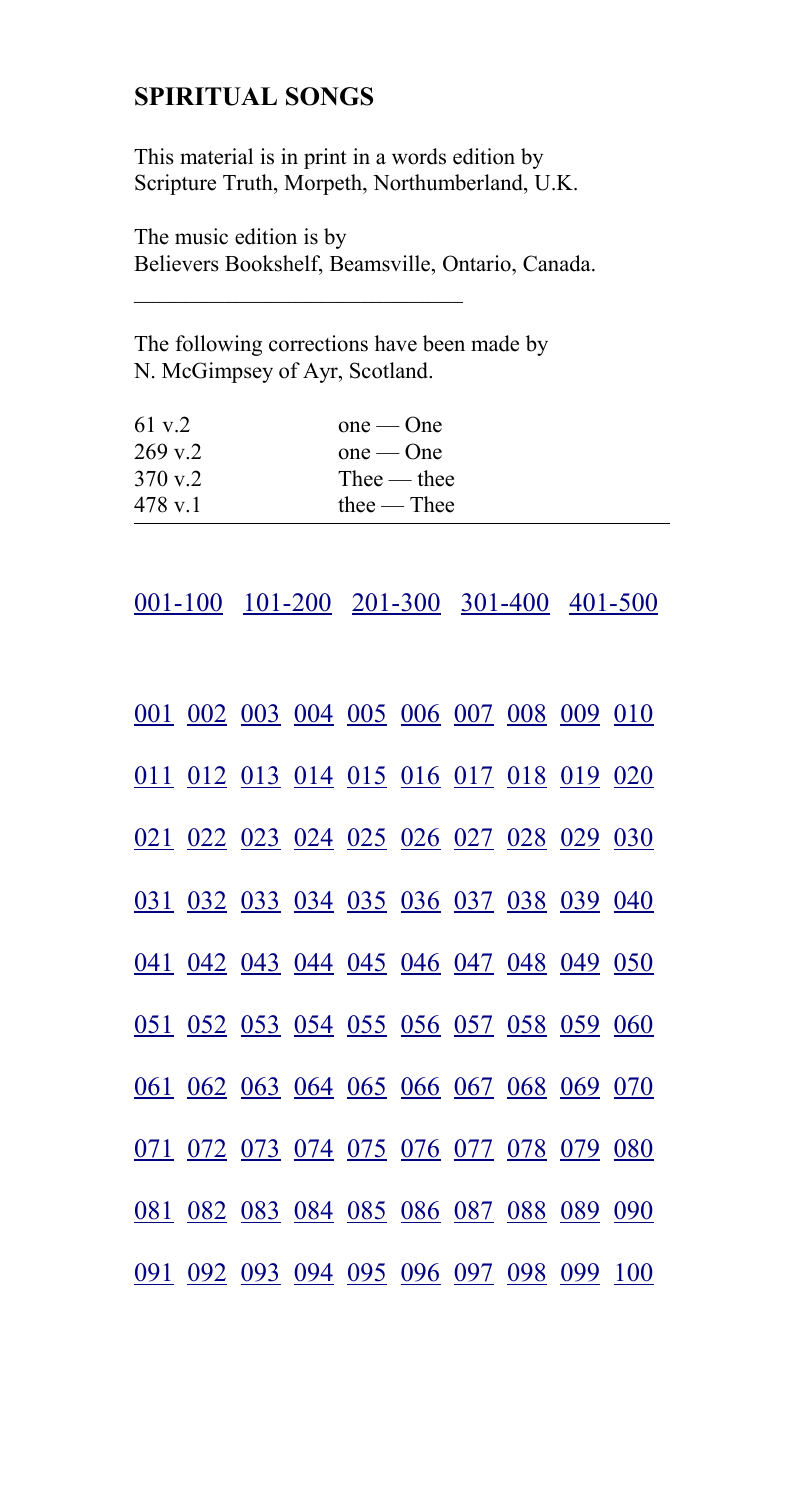## SPIRITUAL SONGS

This material is in print in a words edition by Scripture Truth, Morpeth, Northumberland, U.K.

The music edition is by Believers Bookshelf, Beamsville, Ontario, Canada.

---

The following corrections have been made by N. McGimpsey of Ayr, Scotland.

| | |
|---|---|
| 61 v.2 | one — One |
| 269 v.2 | one — One |
| 370 v.2 | Thee — thee |
| 478 v.1 | thee — Thee |

---

001-100 101-200 201-300 301-400 401-500

001 002 003 004 005 006 007 008 009 010

011 012 013 014 015 016 017 018 019 020

021 022 023 024 025 026 027 028 029 030

031 032 033 034 035 036 037 038 039 040

041 042 043 044 045 046 047 048 049 050

051 052 053 054 055 056 057 058 059 060

061 062 063 064 065 066 067 068 069 070

071 072 073 074 075 076 077 078 079 080

081 082 083 084 085 086 087 088 089 090

091 092 093 094 095 096 097 098 099 100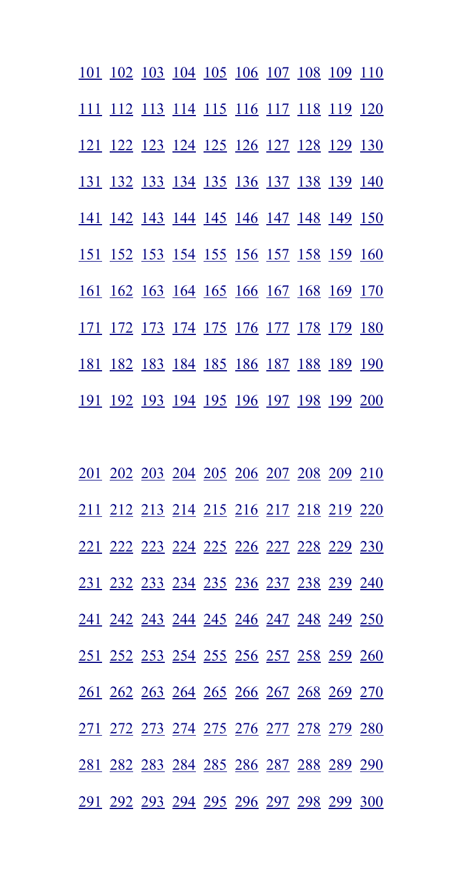101 102 103 104 105 106 107 108 109 110

111 112 113 114 115 116 117 118 119 120

121 122 123 124 125 126 127 128 129 130

131 132 133 134 135 136 137 138 139 140

141 142 143 144 145 146 147 148 149 150

151 152 153 154 155 156 157 158 159 160

161 162 163 164 165 166 167 168 169 170

171 172 173 174 175 176 177 178 179 180

181 182 183 184 185 186 187 188 189 190

191 192 193 194 195 196 197 198 199 200

201 202 203 204 205 206 207 208 209 210

211 212 213 214 215 216 217 218 219 220

221 222 223 224 225 226 227 228 229 230

231 232 233 234 235 236 237 238 239 240

241 242 243 244 245 246 247 248 249 250

251 252 253 254 255 256 257 258 259 260

261 262 263 264 265 266 267 268 269 270

271 272 273 274 275 276 277 278 279 280

281 282 283 284 285 286 287 288 289 290

291 292 293 294 295 296 297 298 299 300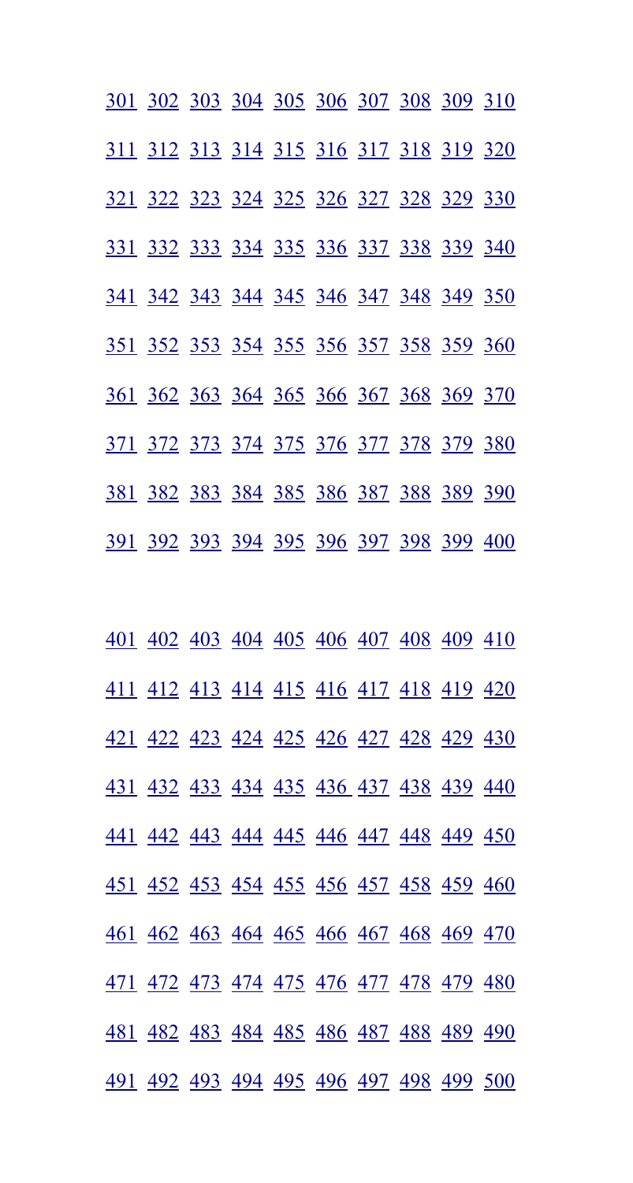301 302 303 304 305 306 307 308 309 310

311 312 313 314 315 316 317 318 319 320

321 322 323 324 325 326 327 328 329 330

331 332 333 334 335 336 337 338 339 340

341 342 343 344 345 346 347 348 349 350

351 352 353 354 355 356 357 358 359 360

361 362 363 364 365 366 367 368 369 370

371 372 373 374 375 376 377 378 379 380

381 382 383 384 385 386 387 388 389 390

391 392 393 394 395 396 397 398 399 400

401 402 403 404 405 406 407 408 409 410

411 412 413 414 415 416 417 418 419 420

421 422 423 424 425 426 427 428 429 430

431 432 433 434 435 436 437 438 439 440

441 442 443 444 445 446 447 448 449 450

451 452 453 454 455 456 457 458 459 460

461 462 463 464 465 466 467 468 469 470

471 472 473 474 475 476 477 478 479 480

481 482 483 484 485 486 487 488 489 490

491 492 493 494 495 496 497 498 499 500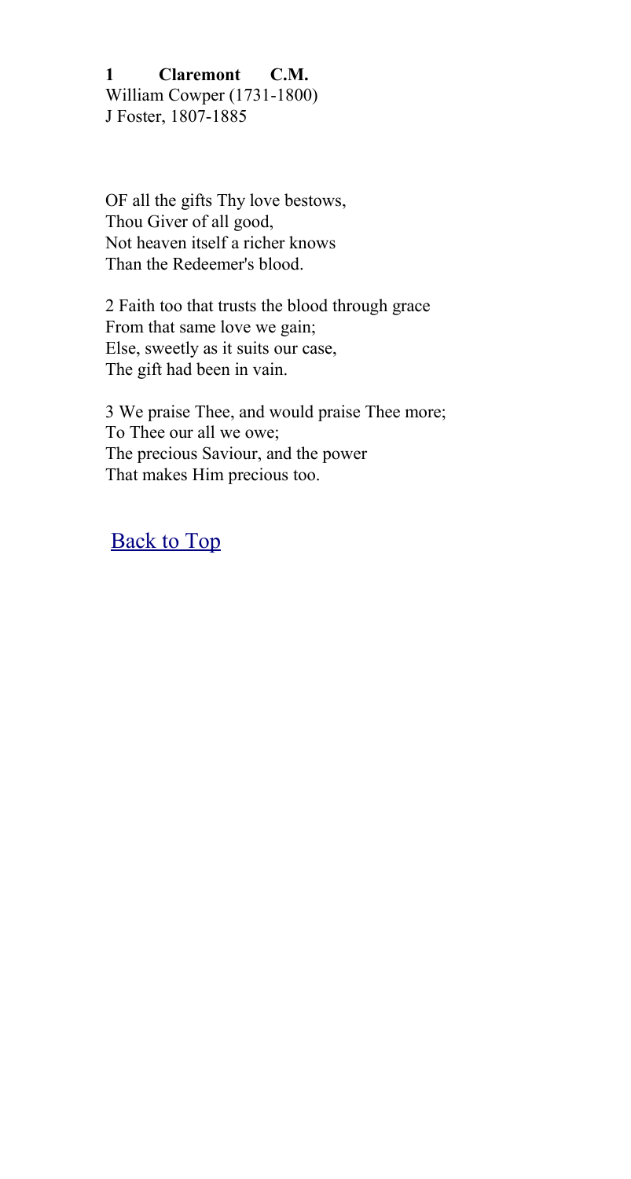**1 Claremont C.M.**
William Cowper (1731-1800)
J Foster, 1807-1885

OF all the gifts Thy love bestows,
Thou Giver of all good,
Not heaven itself a richer knows
Than the Redeemer's blood.

2 Faith too that trusts the blood through grace
From that same love we gain;
Else, sweetly as it suits our case,
The gift had been in vain.

3 We praise Thee, and would praise Thee more;
To Thee our all we owe;
The precious Saviour, and the power
That makes Him precious too.

Back to Top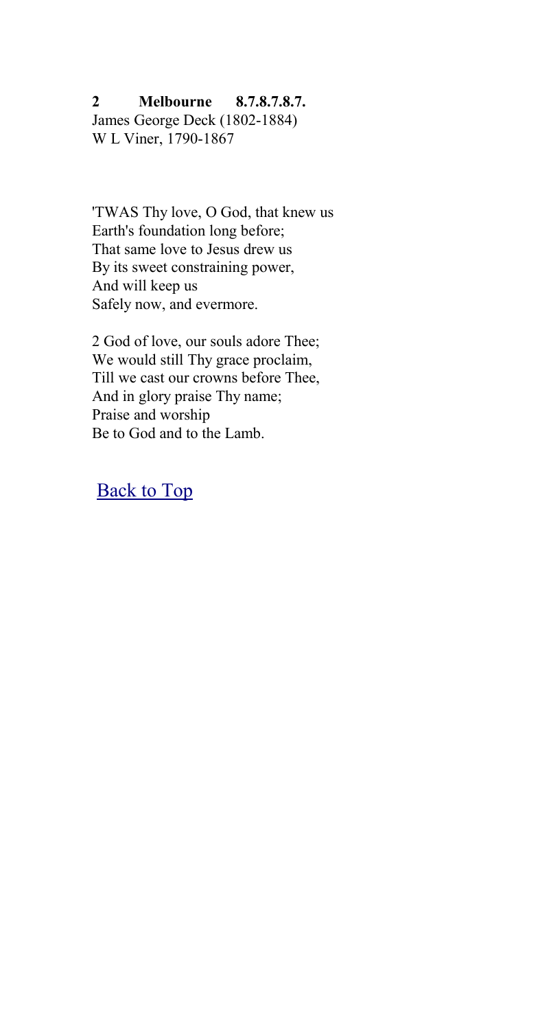**2 Melbourne 8.7.8.7.8.7.**

James George Deck (1802-1884)
W L Viner, 1790-1867

'TWAS Thy love, O God, that knew us
Earth's foundation long before;
That same love to Jesus drew us
By its sweet constraining power,
And will keep us
Safely now, and evermore.

2 God of love, our souls adore Thee;
We would still Thy grace proclaim,
Till we cast our crowns before Thee,
And in glory praise Thy name;
Praise and worship
Be to God and to the Lamb.

Back to Top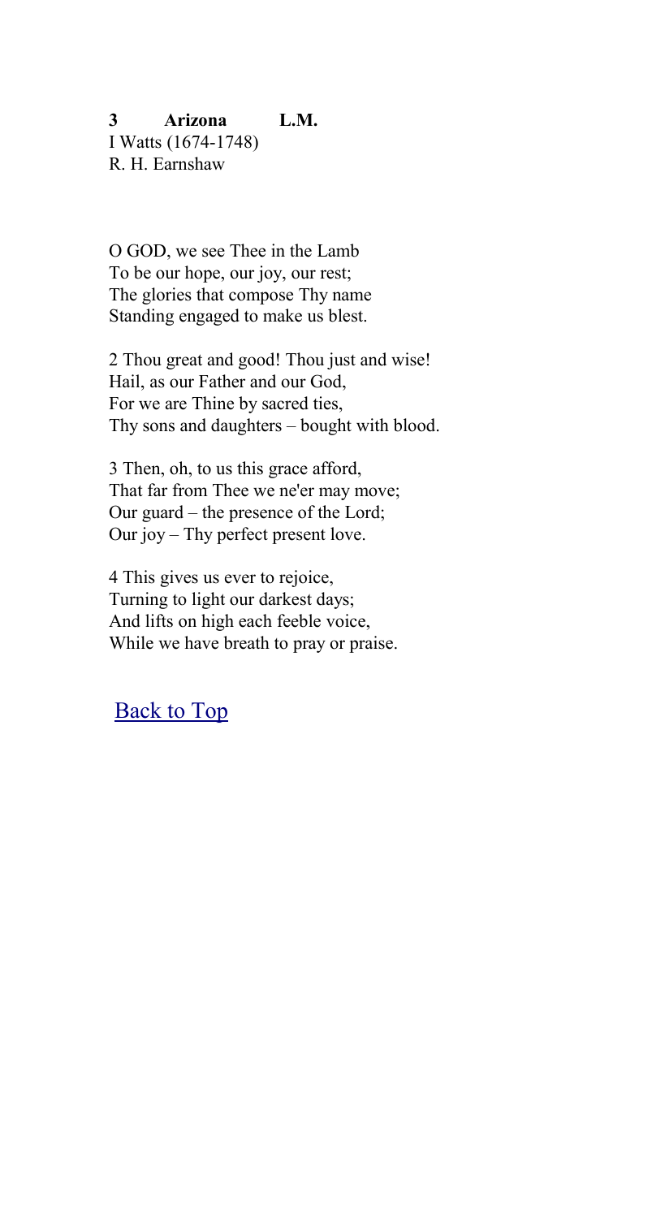**3 Arizona L.M.**
I Watts (1674-1748)
R. H. Earnshaw

O GOD, we see Thee in the Lamb
To be our hope, our joy, our rest;
The glories that compose Thy name
Standing engaged to make us blest.

2 Thou great and good! Thou just and wise!
Hail, as our Father and our God,
For we are Thine by sacred ties,
Thy sons and daughters – bought with blood.

3 Then, oh, to us this grace afford,
That far from Thee we ne'er may move;
Our guard – the presence of the Lord;
Our joy – Thy perfect present love.

4 This gives us ever to rejoice,
Turning to light our darkest days;
And lifts on high each feeble voice,
While we have breath to pray or praise.

Back to Top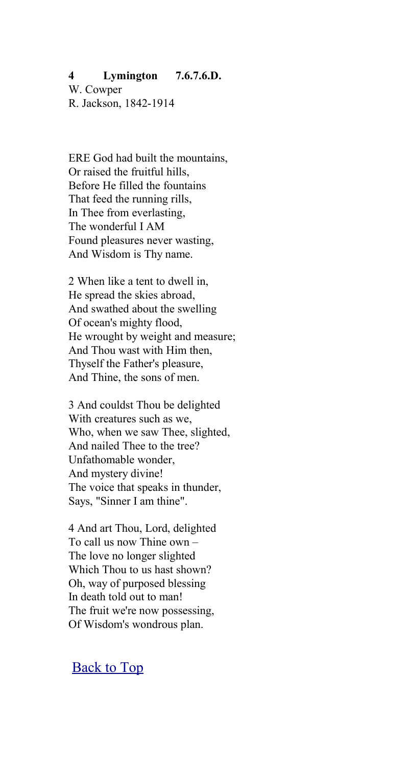**4 Lymington 7.6.7.6.D.**
W. Cowper
R. Jackson, 1842-1914

ERE God had built the mountains,
Or raised the fruitful hills,
Before He filled the fountains
That feed the running rills,
In Thee from everlasting,
The wonderful I AM
Found pleasures never wasting,
And Wisdom is Thy name.

2 When like a tent to dwell in,
He spread the skies abroad,
And swathed about the swelling
Of ocean's mighty flood,
He wrought by weight and measure;
And Thou wast with Him then,
Thyself the Father's pleasure,
And Thine, the sons of men.

3 And couldst Thou be delighted
With creatures such as we,
Who, when we saw Thee, slighted,
And nailed Thee to the tree?
Unfathomable wonder,
And mystery divine!
The voice that speaks in thunder,
Says, "Sinner I am thine".

4 And art Thou, Lord, delighted
To call us now Thine own –
The love no longer slighted
Which Thou to us hast shown?
Oh, way of purposed blessing
In death told out to man!
The fruit we're now possessing,
Of Wisdom's wondrous plan.

Back to Top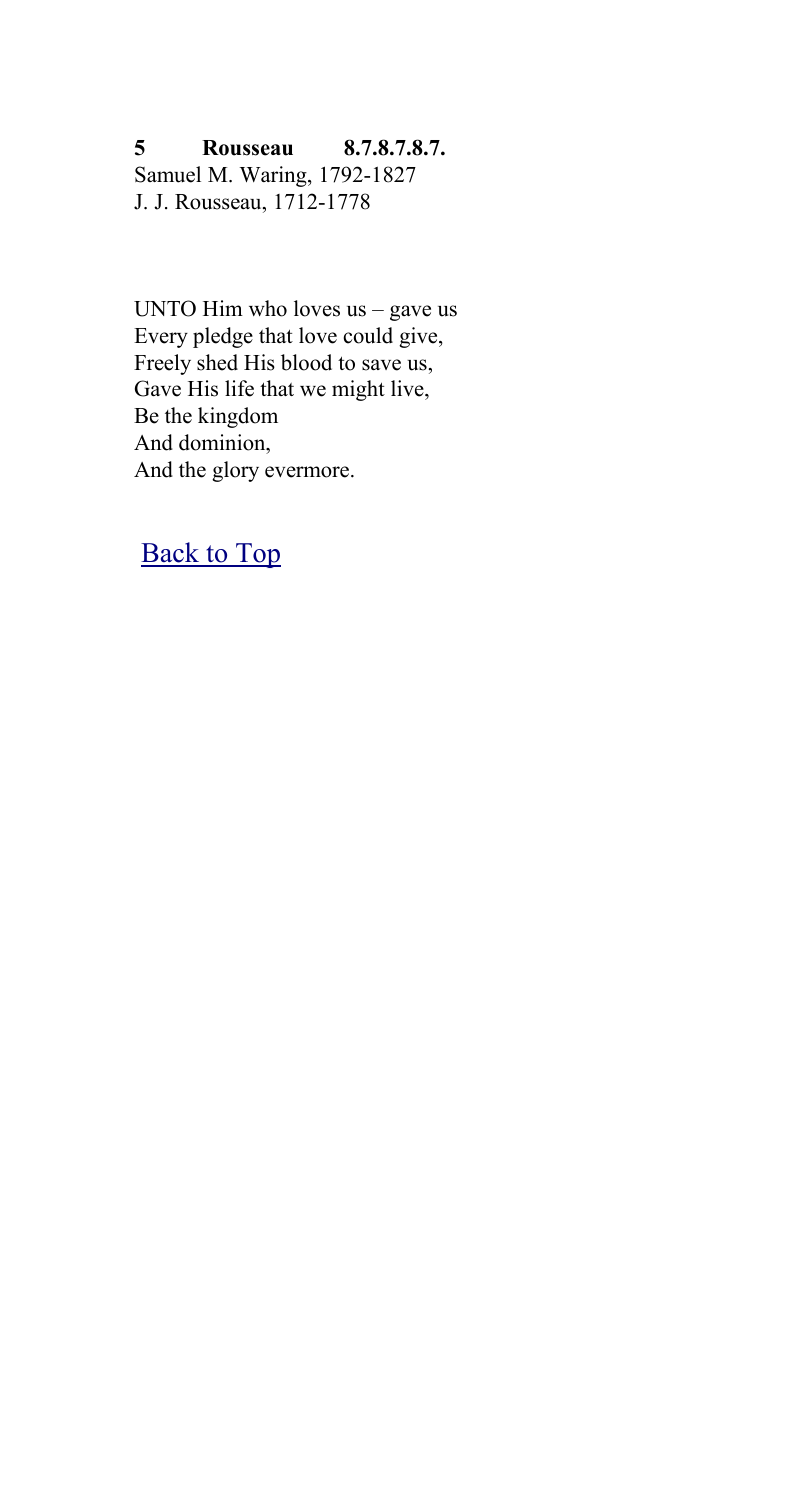**5 Rousseau 8.7.8.7.8.7.**

Samuel M. Waring, 1792-1827
J. J. Rousseau, 1712-1778

UNTO Him who loves us – gave us
Every pledge that love could give,
Freely shed His blood to save us,
Gave His life that we might live,
Be the kingdom
And dominion,
And the glory evermore.

Back to Top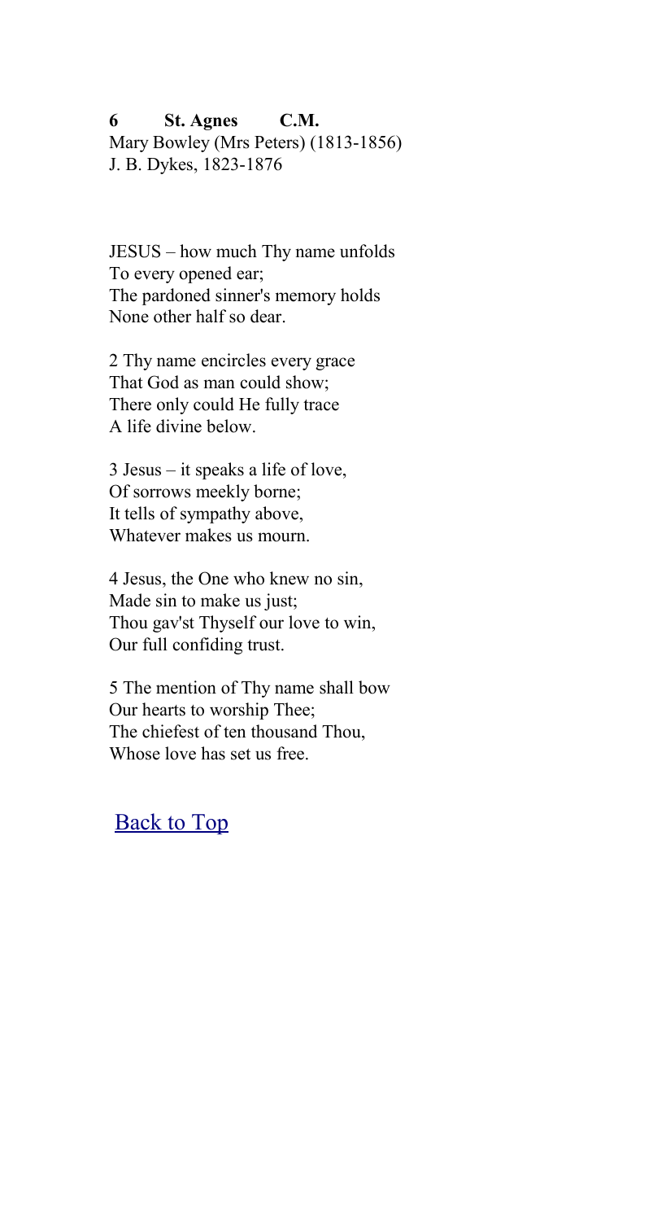**6 St. Agnes C.M.**
Mary Bowley (Mrs Peters) (1813-1856)
J. B. Dykes, 1823-1876

JESUS – how much Thy name unfolds
To every opened ear;
The pardoned sinner's memory holds
None other half so dear.

2 Thy name encircles every grace
That God as man could show;
There only could He fully trace
A life divine below.

3 Jesus – it speaks a life of love,
Of sorrows meekly borne;
It tells of sympathy above,
Whatever makes us mourn.

4 Jesus, the One who knew no sin,
Made sin to make us just;
Thou gav'st Thyself our love to win,
Our full confiding trust.

5 The mention of Thy name shall bow
Our hearts to worship Thee;
The chiefest of ten thousand Thou,
Whose love has set us free.

Back to Top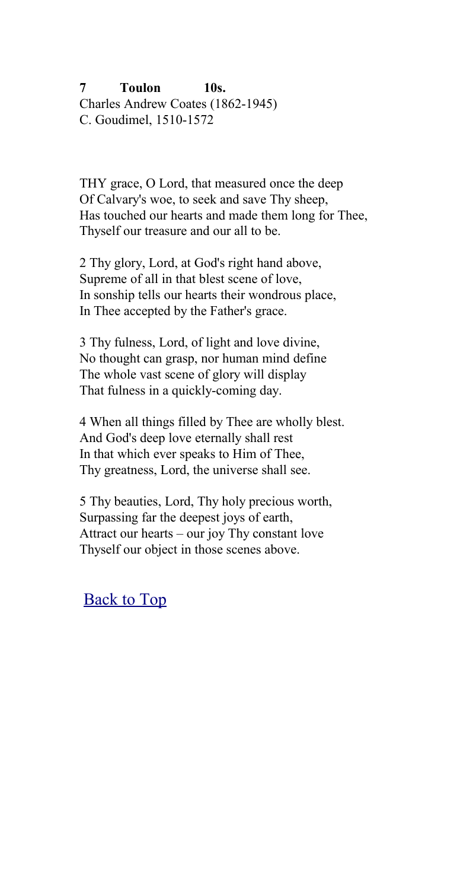**7 Toulon 10s.**
Charles Andrew Coates (1862-1945)
C. Goudimel, 1510-1572

THY grace, O Lord, that measured once the deep
Of Calvary's woe, to seek and save Thy sheep,
Has touched our hearts and made them long for Thee,
Thyself our treasure and our all to be.

2 Thy glory, Lord, at God's right hand above,
Supreme of all in that blest scene of love,
In sonship tells our hearts their wondrous place,
In Thee accepted by the Father's grace.

3 Thy fulness, Lord, of light and love divine,
No thought can grasp, nor human mind define
The whole vast scene of glory will display
That fulness in a quickly-coming day.

4 When all things filled by Thee are wholly blest.
And God's deep love eternally shall rest
In that which ever speaks to Him of Thee,
Thy greatness, Lord, the universe shall see.

5 Thy beauties, Lord, Thy holy precious worth,
Surpassing far the deepest joys of earth,
Attract our hearts – our joy Thy constant love
Thyself our object in those scenes above.

Back to Top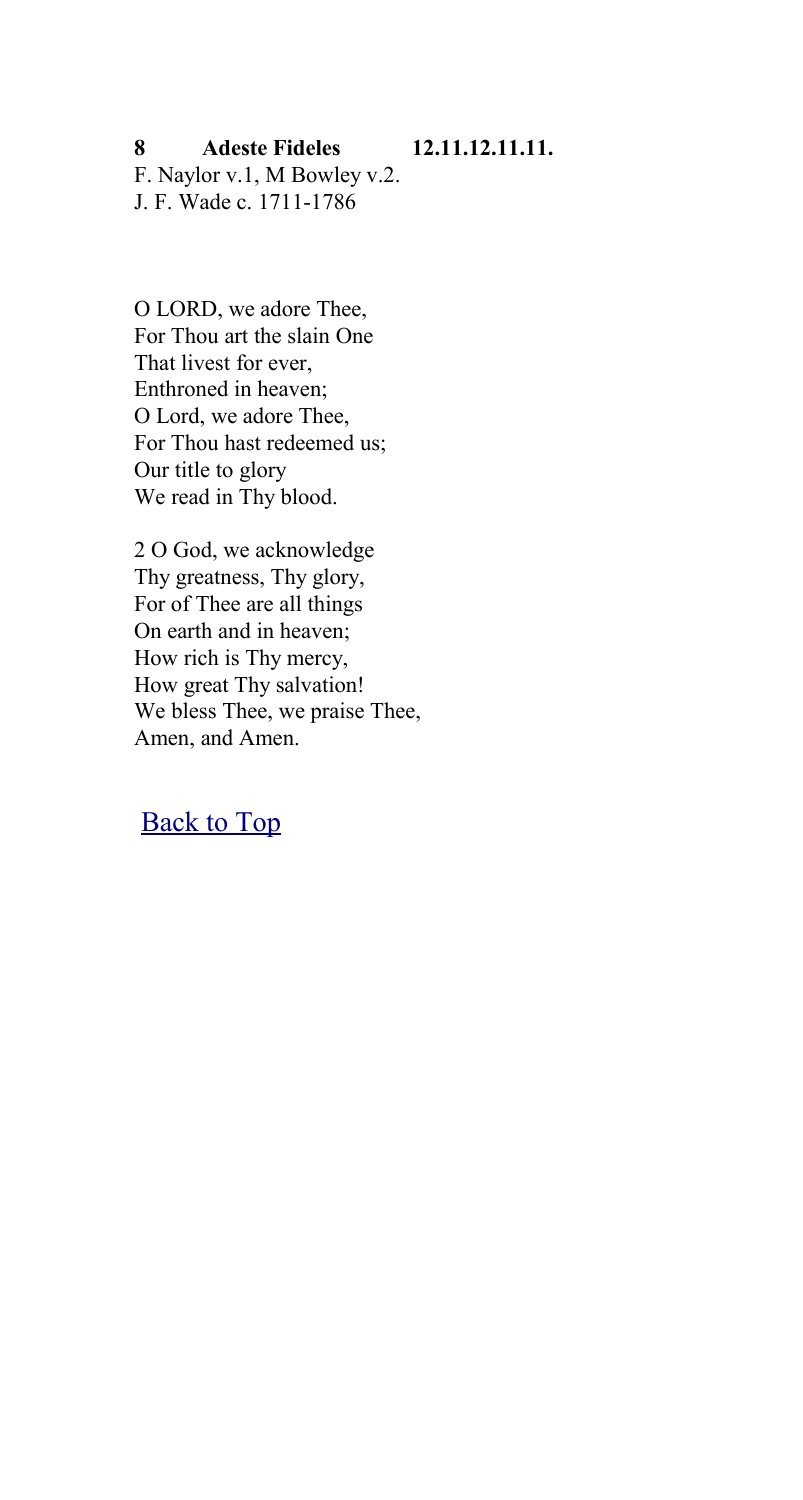**8 Adeste Fideles 12.11.12.11.11.**
F. Naylor v.1, M Bowley v.2.
J. F. Wade c. 1711-1786

O LORD, we adore Thee,
For Thou art the slain One
That livest for ever,
Enthroned in heaven;
O Lord, we adore Thee,
For Thou hast redeemed us;
Our title to glory
We read in Thy blood.

2 O God, we acknowledge
Thy greatness, Thy glory,
For of Thee are all things
On earth and in heaven;
How rich is Thy mercy,
How great Thy salvation!
We bless Thee, we praise Thee,
Amen, and Amen.

Back to Top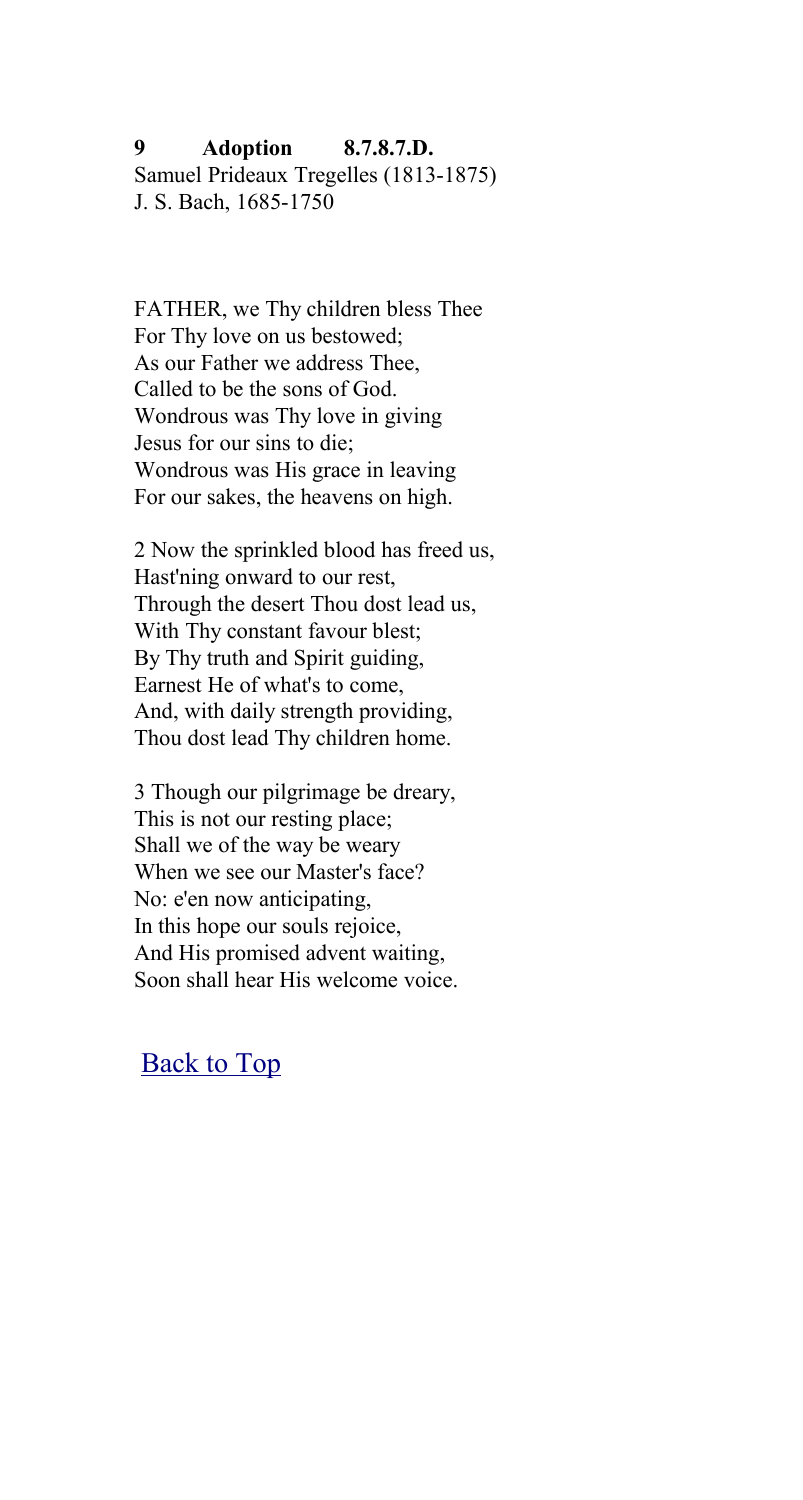**9 Adoption 8.7.8.7.D.**
Samuel Prideaux Tregelles (1813-1875)
J. S. Bach, 1685-1750

FATHER, we Thy children bless Thee
For Thy love on us bestowed;
As our Father we address Thee,
Called to be the sons of God.
Wondrous was Thy love in giving
Jesus for our sins to die;
Wondrous was His grace in leaving
For our sakes, the heavens on high.

2 Now the sprinkled blood has freed us,
Hast'ning onward to our rest,
Through the desert Thou dost lead us,
With Thy constant favour blest;
By Thy truth and Spirit guiding,
Earnest He of what's to come,
And, with daily strength providing,
Thou dost lead Thy children home.

3 Though our pilgrimage be dreary,
This is not our resting place;
Shall we of the way be weary
When we see our Master's face?
No: e'en now anticipating,
In this hope our souls rejoice,
And His promised advent waiting,
Soon shall hear His welcome voice.

[Back to Top]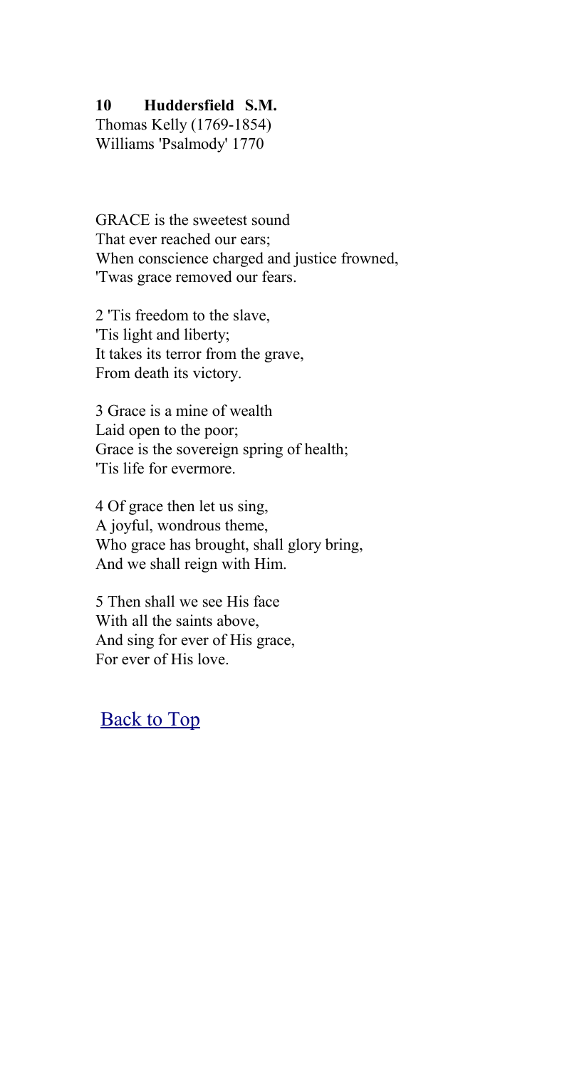**10 Huddersfield S.M.**
Thomas Kelly (1769-1854)
Williams 'Psalmody' 1770

GRACE is the sweetest sound
That ever reached our ears;
When conscience charged and justice frowned,
'Twas grace removed our fears.

2 'Tis freedom to the slave,
'Tis light and liberty;
It takes its terror from the grave,
From death its victory.

3 Grace is a mine of wealth
Laid open to the poor;
Grace is the sovereign spring of health;
'Tis life for evermore.

4 Of grace then let us sing,
A joyful, wondrous theme,
Who grace has brought, shall glory bring,
And we shall reign with Him.

5 Then shall we see His face
With all the saints above,
And sing for ever of His grace,
For ever of His love.

Back to Top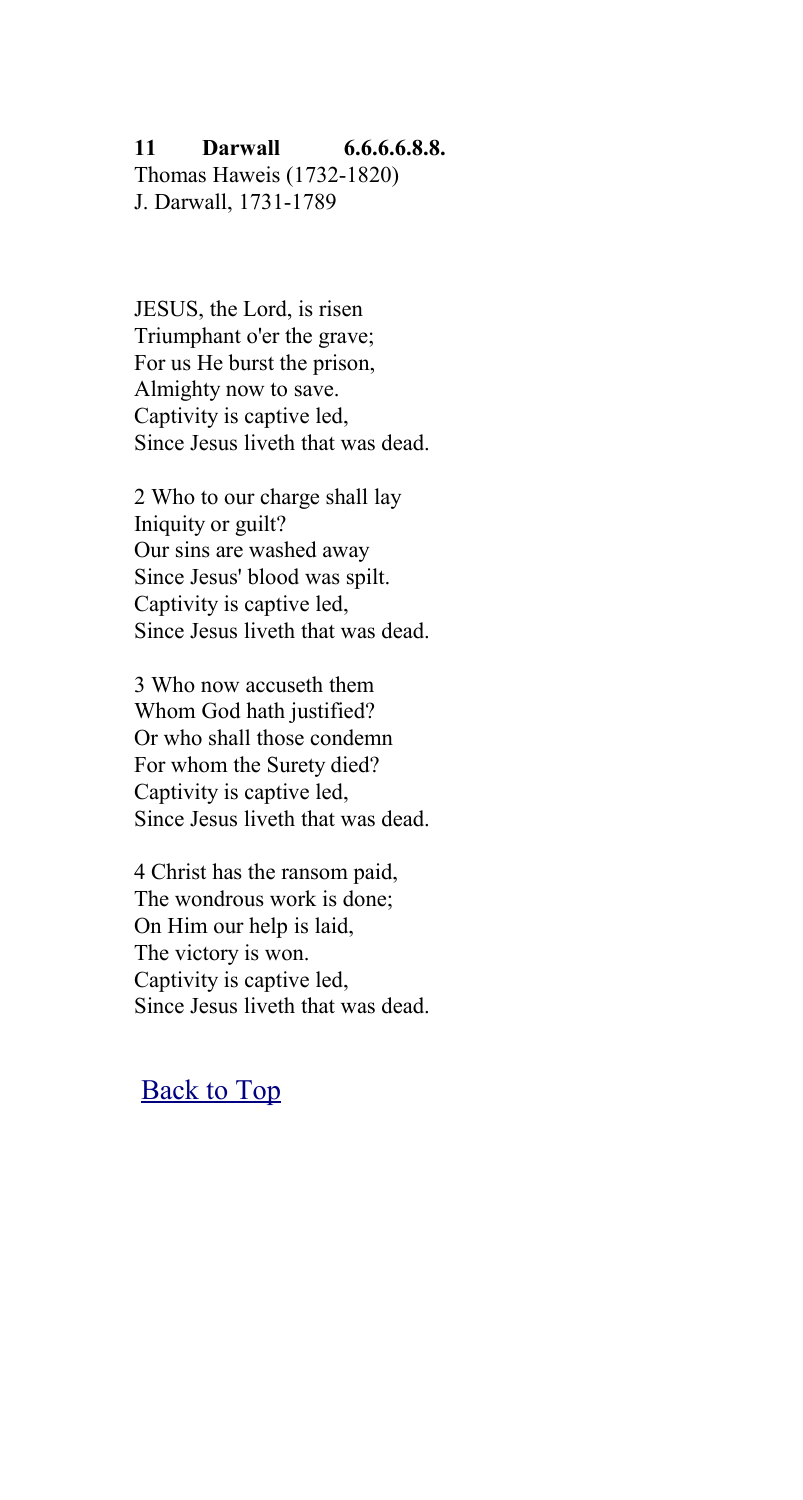**11 Darwall 6.6.6.6.8.8.**
Thomas Haweis (1732-1820)
J. Darwall, 1731-1789

JESUS, the Lord, is risen
Triumphant o'er the grave;
For us He burst the prison,
Almighty now to save.
Captivity is captive led,
Since Jesus liveth that was dead.

2 Who to our charge shall lay
Iniquity or guilt?
Our sins are washed away
Since Jesus' blood was spilt.
Captivity is captive led,
Since Jesus liveth that was dead.

3 Who now accuseth them
Whom God hath justified?
Or who shall those condemn
For whom the Surety died?
Captivity is captive led,
Since Jesus liveth that was dead.

4 Christ has the ransom paid,
The wondrous work is done;
On Him our help is laid,
The victory is won.
Captivity is captive led,
Since Jesus liveth that was dead.

Back to Top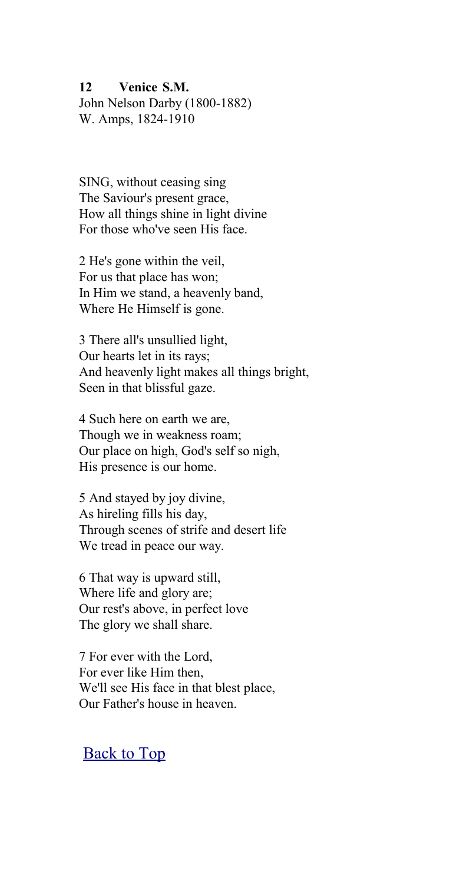**12 Venice S.M.**
John Nelson Darby (1800-1882)
W. Amps, 1824-1910

SING, without ceasing sing
The Saviour's present grace,
How all things shine in light divine
For those who've seen His face.

2 He's gone within the veil,
For us that place has won;
In Him we stand, a heavenly band,
Where He Himself is gone.

3 There all's unsullied light,
Our hearts let in its rays;
And heavenly light makes all things bright,
Seen in that blissful gaze.

4 Such here on earth we are,
Though we in weakness roam;
Our place on high, God's self so nigh,
His presence is our home.

5 And stayed by joy divine,
As hireling fills his day,
Through scenes of strife and desert life
We tread in peace our way.

6 That way is upward still,
Where life and glory are;
Our rest's above, in perfect love
The glory we shall share.

7 For ever with the Lord,
For ever like Him then,
We'll see His face in that blest place,
Our Father's house in heaven.

Back to Top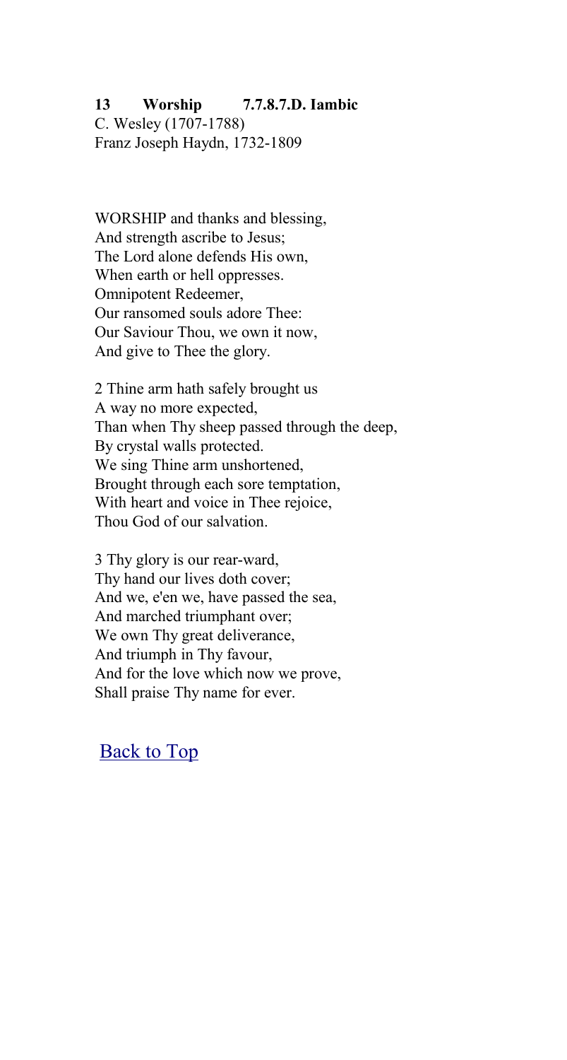**13 Worship 7.7.8.7.D. Iambic**

C. Wesley (1707-1788)
Franz Joseph Haydn, 1732-1809

WORSHIP and thanks and blessing,
And strength ascribe to Jesus;
The Lord alone defends His own,
When earth or hell oppresses.
Omnipotent Redeemer,
Our ransomed souls adore Thee:
Our Saviour Thou, we own it now,
And give to Thee the glory.

2 Thine arm hath safely brought us
A way no more expected,
Than when Thy sheep passed through the deep,
By crystal walls protected.
We sing Thine arm unshortened,
Brought through each sore temptation,
With heart and voice in Thee rejoice,
Thou God of our salvation.

3 Thy glory is our rear-ward,
Thy hand our lives doth cover;
And we, e'en we, have passed the sea,
And marched triumphant over;
We own Thy great deliverance,
And triumph in Thy favour,
And for the love which now we prove,
Shall praise Thy name for ever.

Back to Top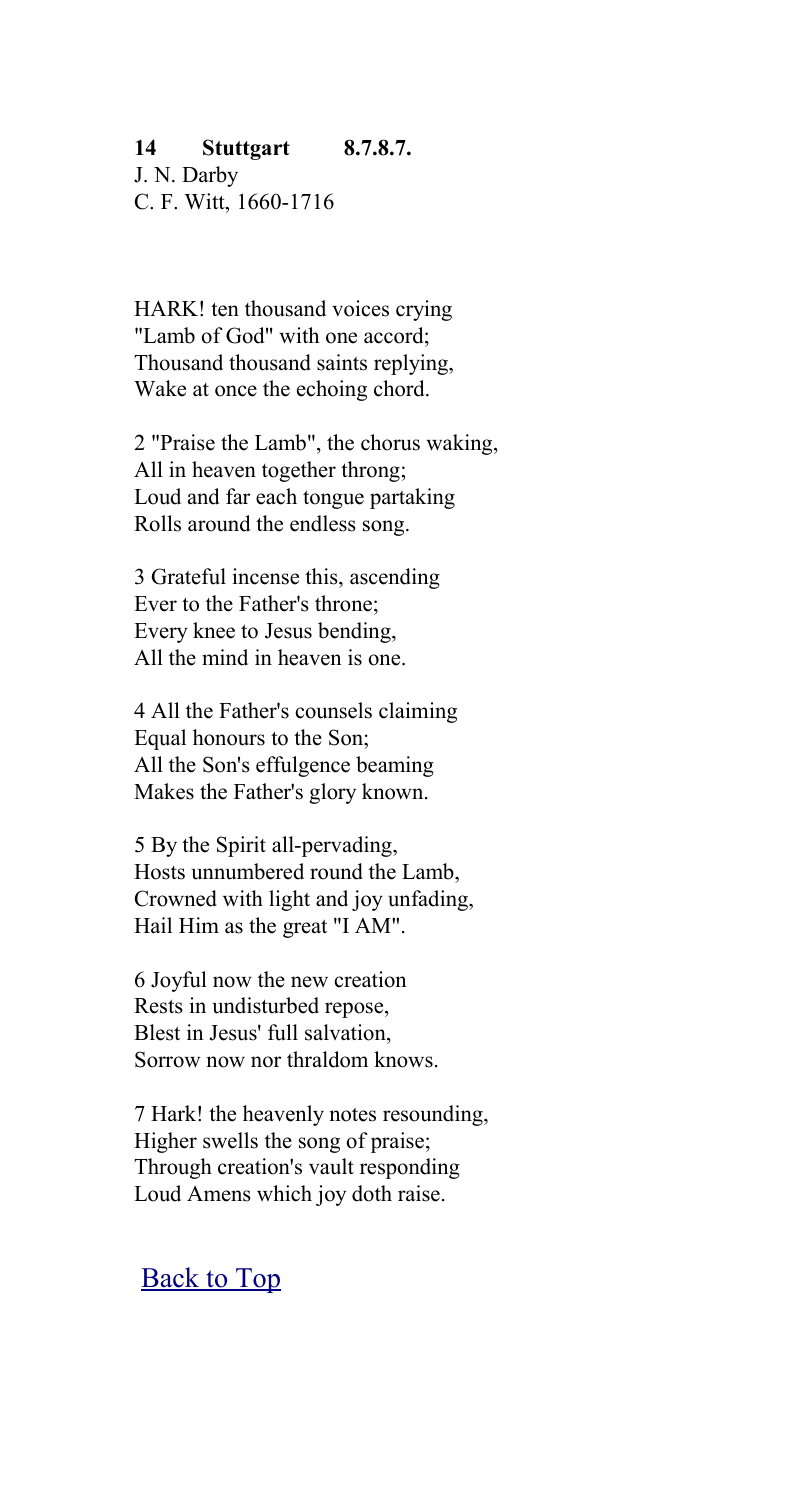**14 Stuttgart 8.7.8.7.**
J. N. Darby
C. F. Witt, 1660-1716

HARK! ten thousand voices crying
"Lamb of God" with one accord;
Thousand thousand saints replying,
Wake at once the echoing chord.

2 "Praise the Lamb", the chorus waking,
All in heaven together throng;
Loud and far each tongue partaking
Rolls around the endless song.

3 Grateful incense this, ascending
Ever to the Father's throne;
Every knee to Jesus bending,
All the mind in heaven is one.

4 All the Father's counsels claiming
Equal honours to the Son;
All the Son's effulgence beaming
Makes the Father's glory known.

5 By the Spirit all-pervading,
Hosts unnumbered round the Lamb,
Crowned with light and joy unfading,
Hail Him as the great "I AM".

6 Joyful now the new creation
Rests in undisturbed repose,
Blest in Jesus' full salvation,
Sorrow now nor thraldom knows.

7 Hark! the heavenly notes resounding,
Higher swells the song of praise;
Through creation's vault responding
Loud Amens which joy doth raise.

Back to Top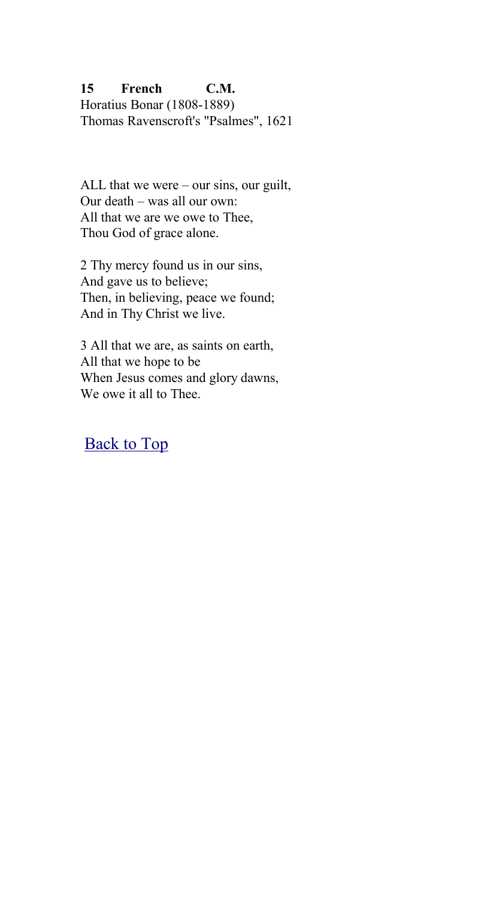**15 French C.M.**
Horatius Bonar (1808-1889)
Thomas Ravenscroft's "Psalmes", 1621

ALL that we were – our sins, our guilt,
Our death – was all our own:
All that we are we owe to Thee,
Thou God of grace alone.

2 Thy mercy found us in our sins,
And gave us to believe;
Then, in believing, peace we found;
And in Thy Christ we live.

3 All that we are, as saints on earth,
All that we hope to be
When Jesus comes and glory dawns,
We owe it all to Thee.

Back to Top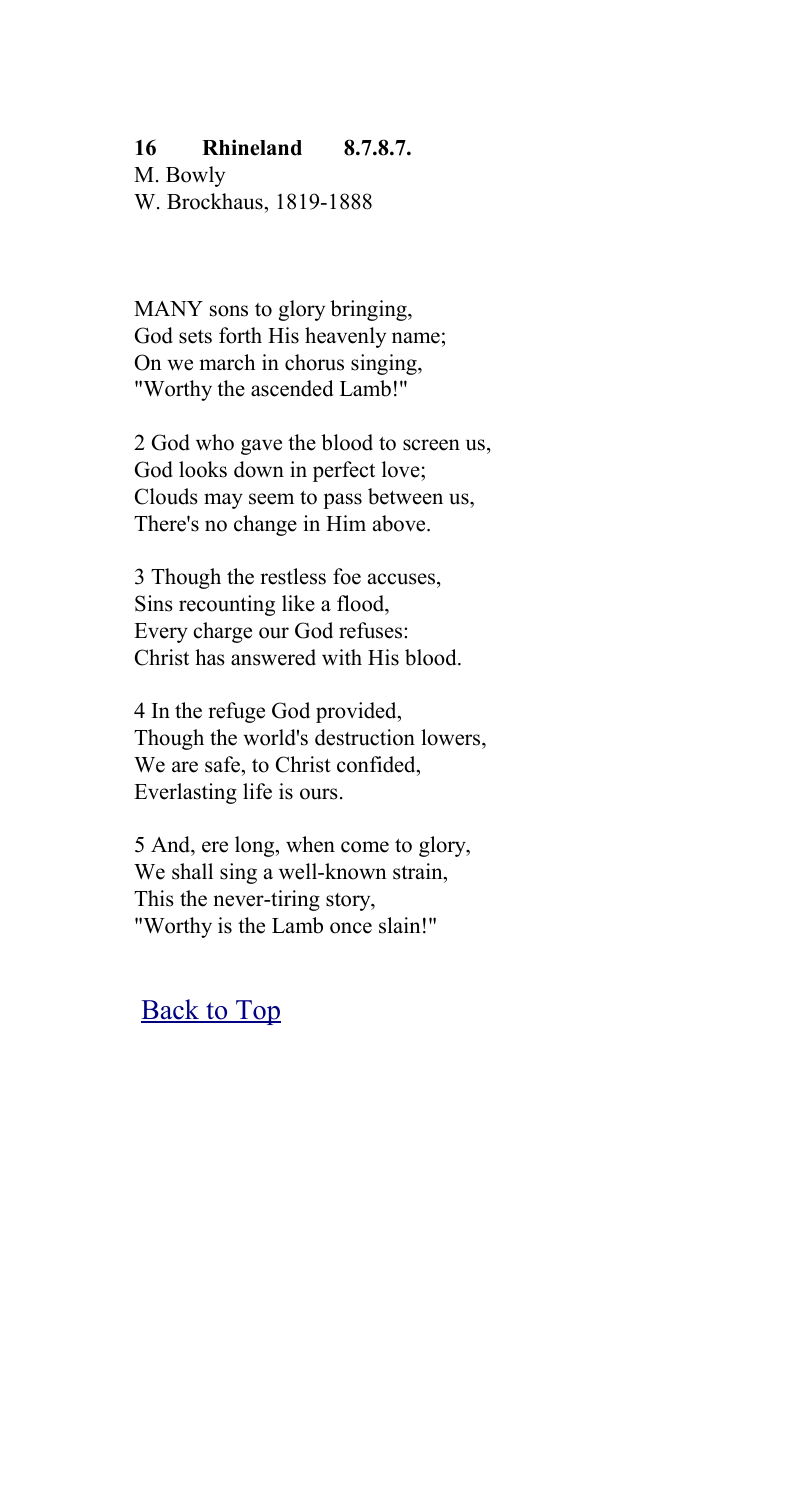**16 Rhineland 8.7.8.7.**

M. Bowly
W. Brockhaus, 1819-1888

MANY sons to glory bringing,
God sets forth His heavenly name;
On we march in chorus singing,
"Worthy the ascended Lamb!"

2 God who gave the blood to screen us,
God looks down in perfect love;
Clouds may seem to pass between us,
There's no change in Him above.

3 Though the restless foe accuses,
Sins recounting like a flood,
Every charge our God refuses:
Christ has answered with His blood.

4 In the refuge God provided,
Though the world's destruction lowers,
We are safe, to Christ confided,
Everlasting life is ours.

5 And, ere long, when come to glory,
We shall sing a well-known strain,
This the never-tiring story,
"Worthy is the Lamb once slain!"

Back to Top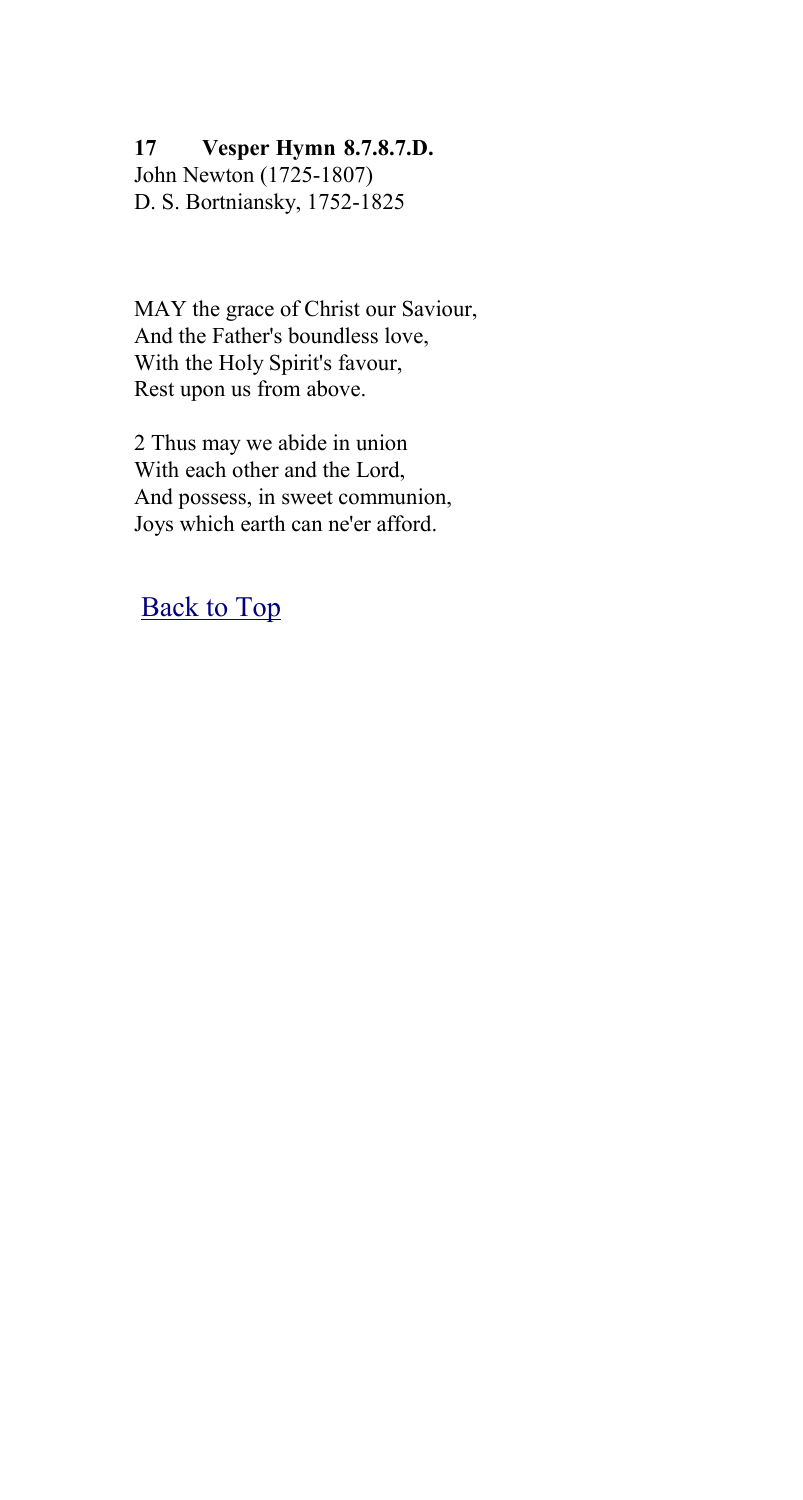**17 Vesper Hymn 8.7.8.7.D.**
John Newton (1725-1807)
D. S. Bortniansky, 1752-1825

MAY the grace of Christ our Saviour,
And the Father's boundless love,
With the Holy Spirit's favour,
Rest upon us from above.

2 Thus may we abide in union
With each other and the Lord,
And possess, in sweet communion,
Joys which earth can ne'er afford.

Back to Top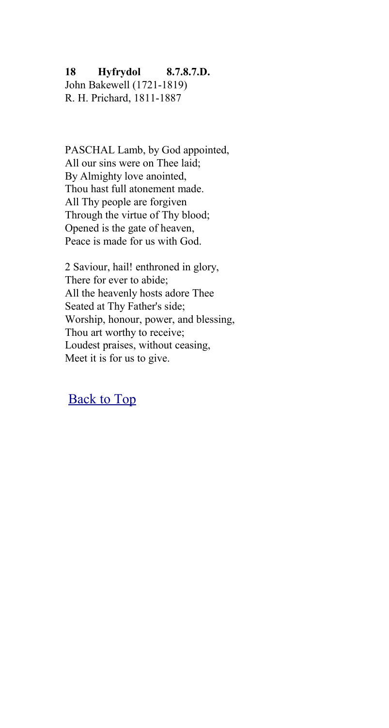**18 Hyfrydol 8.7.8.7.D.**
John Bakewell (1721-1819)
R. H. Prichard, 1811-1887

PASCHAL Lamb, by God appointed,
All our sins were on Thee laid;
By Almighty love anointed,
Thou hast full atonement made.
All Thy people are forgiven
Through the virtue of Thy blood;
Opened is the gate of heaven,
Peace is made for us with God.

2 Saviour, hail! enthroned in glory,
There for ever to abide;
All the heavenly hosts adore Thee
Seated at Thy Father's side;
Worship, honour, power, and blessing,
Thou art worthy to receive;
Loudest praises, without ceasing,
Meet it is for us to give.

Back to Top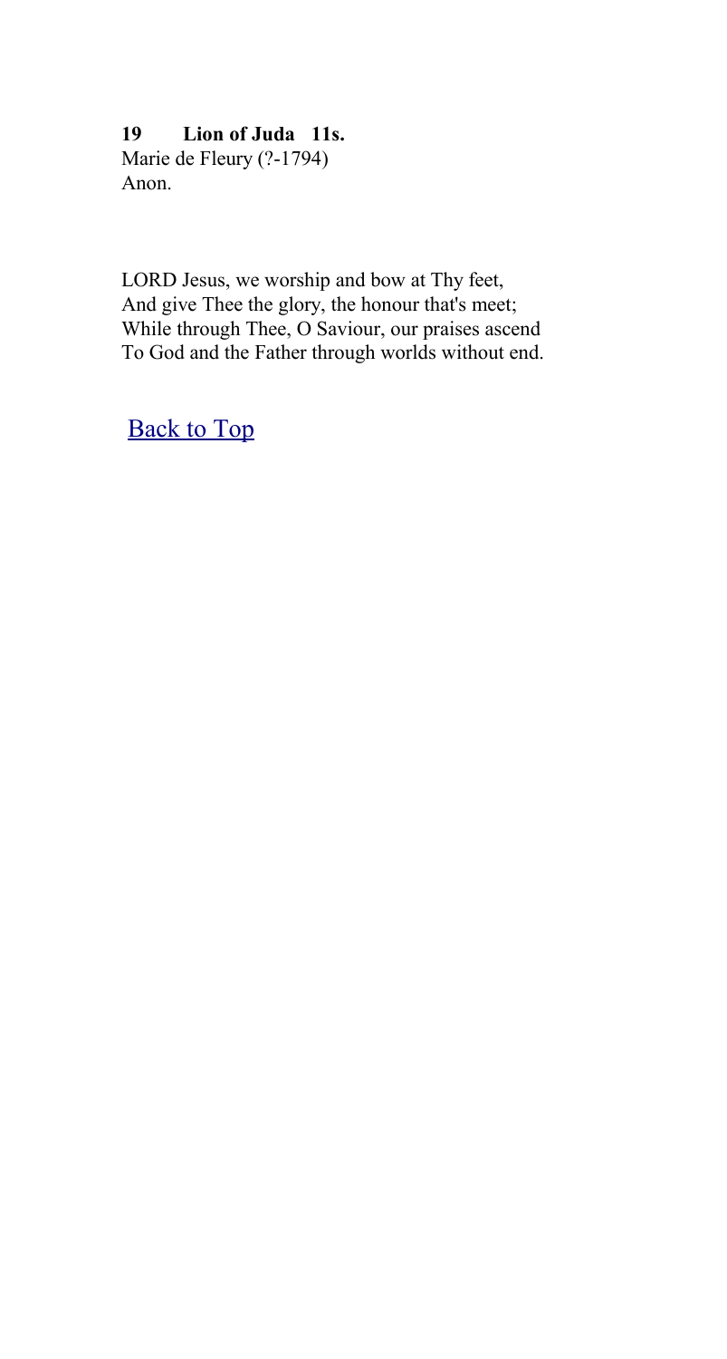**19 Lion of Juda 11s.**
Marie de Fleury (?-1794)
Anon.

LORD Jesus, we worship and bow at Thy feet,
And give Thee the glory, the honour that's meet;
While through Thee, O Saviour, our praises ascend
To God and the Father through worlds without end.

Back to Top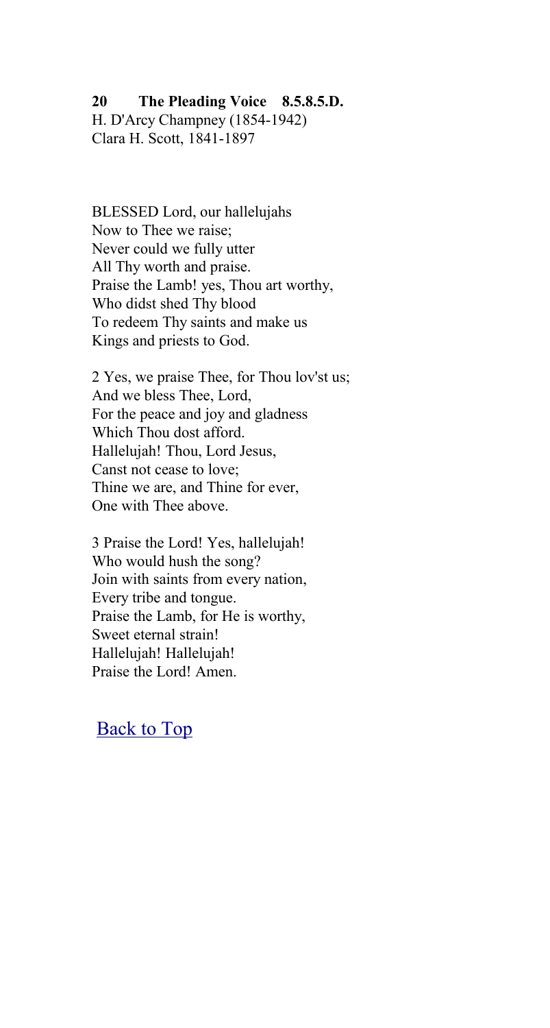**20 The Pleading Voice 8.5.8.5.D.**
H. D'Arcy Champney (1854-1942)
Clara H. Scott, 1841-1897

BLESSED Lord, our hallelujahs
Now to Thee we raise;
Never could we fully utter
All Thy worth and praise.
Praise the Lamb! yes, Thou art worthy,
Who didst shed Thy blood
To redeem Thy saints and make us
Kings and priests to God.

2 Yes, we praise Thee, for Thou lov'st us;
And we bless Thee, Lord,
For the peace and joy and gladness
Which Thou dost afford.
Hallelujah! Thou, Lord Jesus,
Canst not cease to love;
Thine we are, and Thine for ever,
One with Thee above.

3 Praise the Lord! Yes, hallelujah!
Who would hush the song?
Join with saints from every nation,
Every tribe and tongue.
Praise the Lamb, for He is worthy,
Sweet eternal strain!
Hallelujah! Hallelujah!
Praise the Lord! Amen.

Back to Top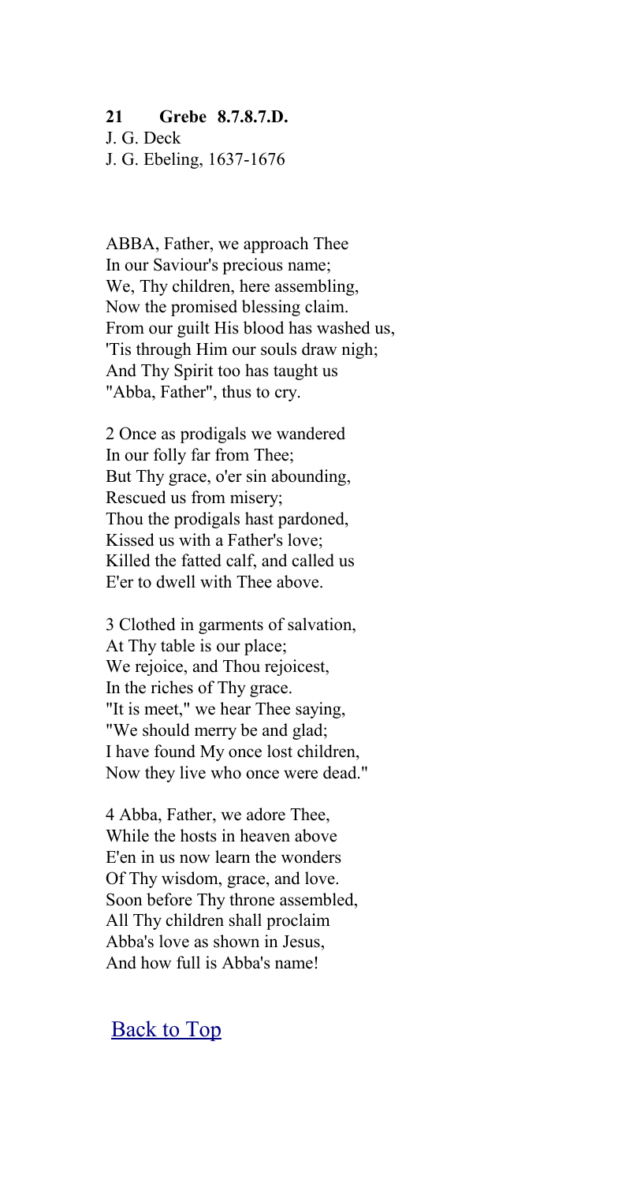**21 Grebe 8.7.8.7.D.**
J. G. Deck
J. G. Ebeling, 1637-1676

ABBA, Father, we approach Thee
In our Saviour's precious name;
We, Thy children, here assembling,
Now the promised blessing claim.
From our guilt His blood has washed us,
'Tis through Him our souls draw nigh;
And Thy Spirit too has taught us
"Abba, Father", thus to cry.

2 Once as prodigals we wandered
In our folly far from Thee;
But Thy grace, o'er sin abounding,
Rescued us from misery;
Thou the prodigals hast pardoned,
Kissed us with a Father's love;
Killed the fatted calf, and called us
E'er to dwell with Thee above.

3 Clothed in garments of salvation,
At Thy table is our place;
We rejoice, and Thou rejoicest,
In the riches of Thy grace.
"It is meet," we hear Thee saying,
"We should merry be and glad;
I have found My once lost children,
Now they live who once were dead."

4 Abba, Father, we adore Thee,
While the hosts in heaven above
E'en in us now learn the wonders
Of Thy wisdom, grace, and love.
Soon before Thy throne assembled,
All Thy children shall proclaim
Abba's love as shown in Jesus,
And how full is Abba's name!

Back to Top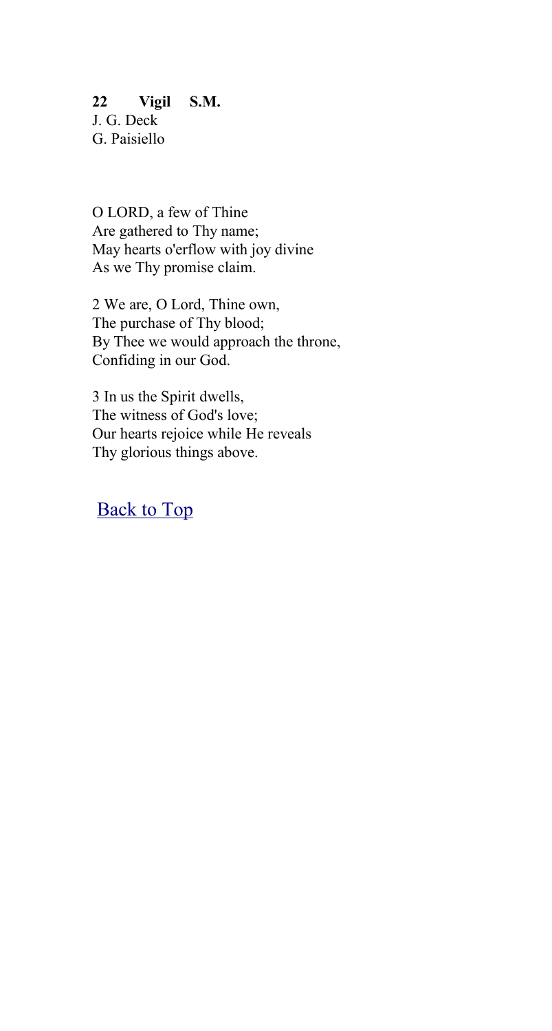**22 Vigil S.M.**
J. G. Deck
G. Paisiello

O LORD, a few of Thine
Are gathered to Thy name;
May hearts o'erflow with joy divine
As we Thy promise claim.

2 We are, O Lord, Thine own,
The purchase of Thy blood;
By Thee we would approach the throne,
Confiding in our God.

3 In us the Spirit dwells,
The witness of God's love;
Our hearts rejoice while He reveals
Thy glorious things above.

Back to Top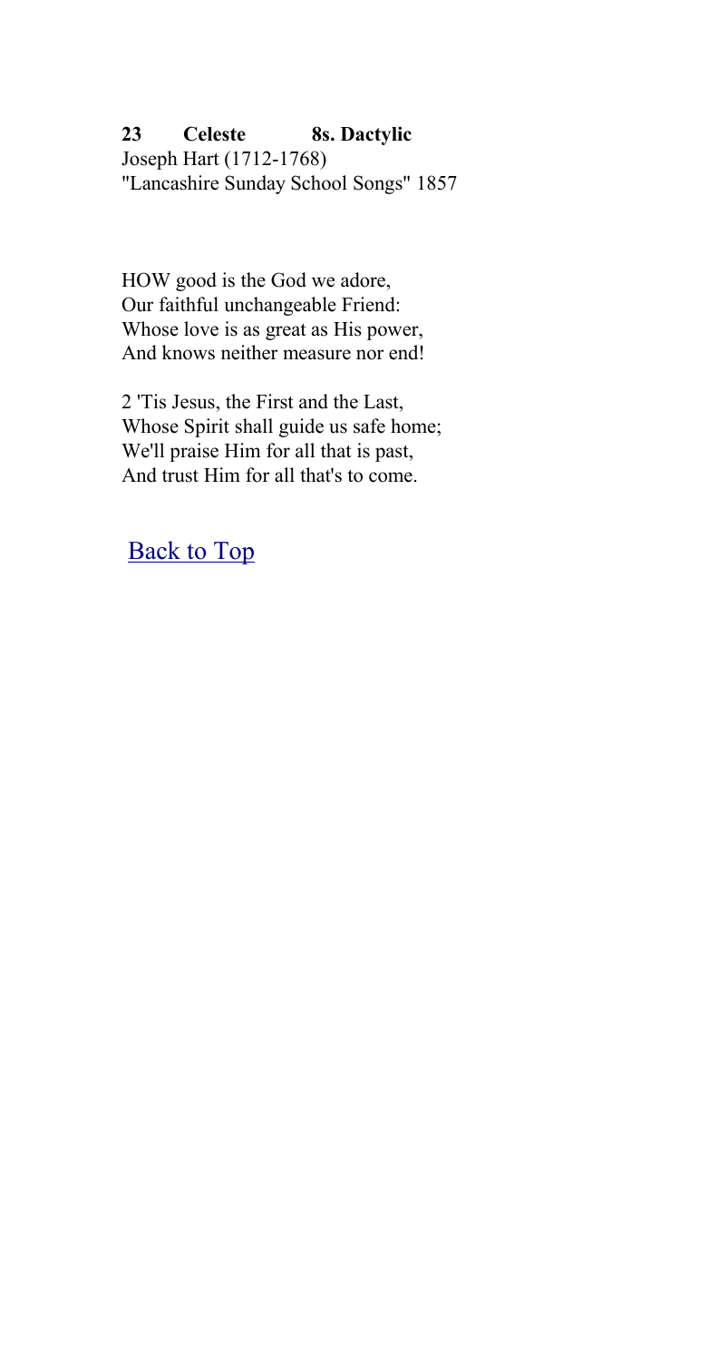**23 Celeste 8s. Dactylic**
Joseph Hart (1712-1768)
"Lancashire Sunday School Songs" 1857

HOW good is the God we adore,
Our faithful unchangeable Friend:
Whose love is as great as His power,
And knows neither measure nor end!

2 'Tis Jesus, the First and the Last,
Whose Spirit shall guide us safe home;
We'll praise Him for all that is past,
And trust Him for all that's to come.

Back to Top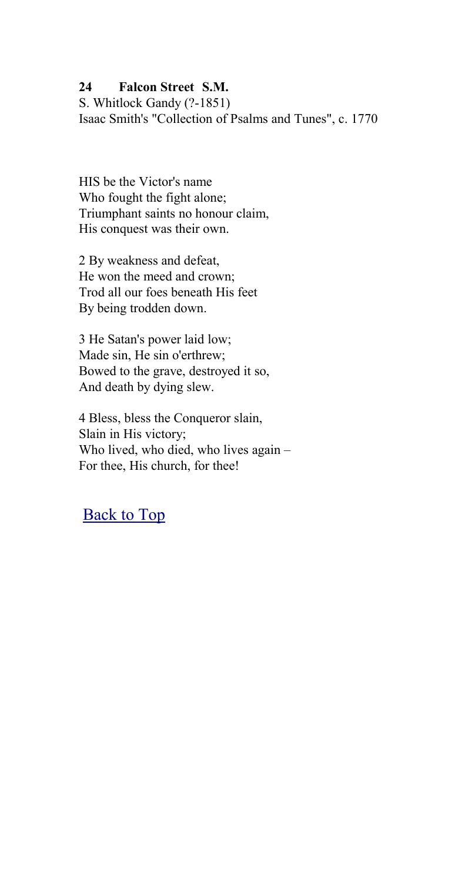**24 Falcon Street S.M.**
S. Whitlock Gandy (?-1851)
Isaac Smith's "Collection of Psalms and Tunes", c. 1770

HIS be the Victor's name
Who fought the fight alone;
Triumphant saints no honour claim,
His conquest was their own.

2 By weakness and defeat,
He won the meed and crown;
Trod all our foes beneath His feet
By being trodden down.

3 He Satan's power laid low;
Made sin, He sin o'erthrew;
Bowed to the grave, destroyed it so,
And death by dying slew.

4 Bless, bless the Conqueror slain,
Slain in His victory;
Who lived, who died, who lives again –
For thee, His church, for thee!

Back to Top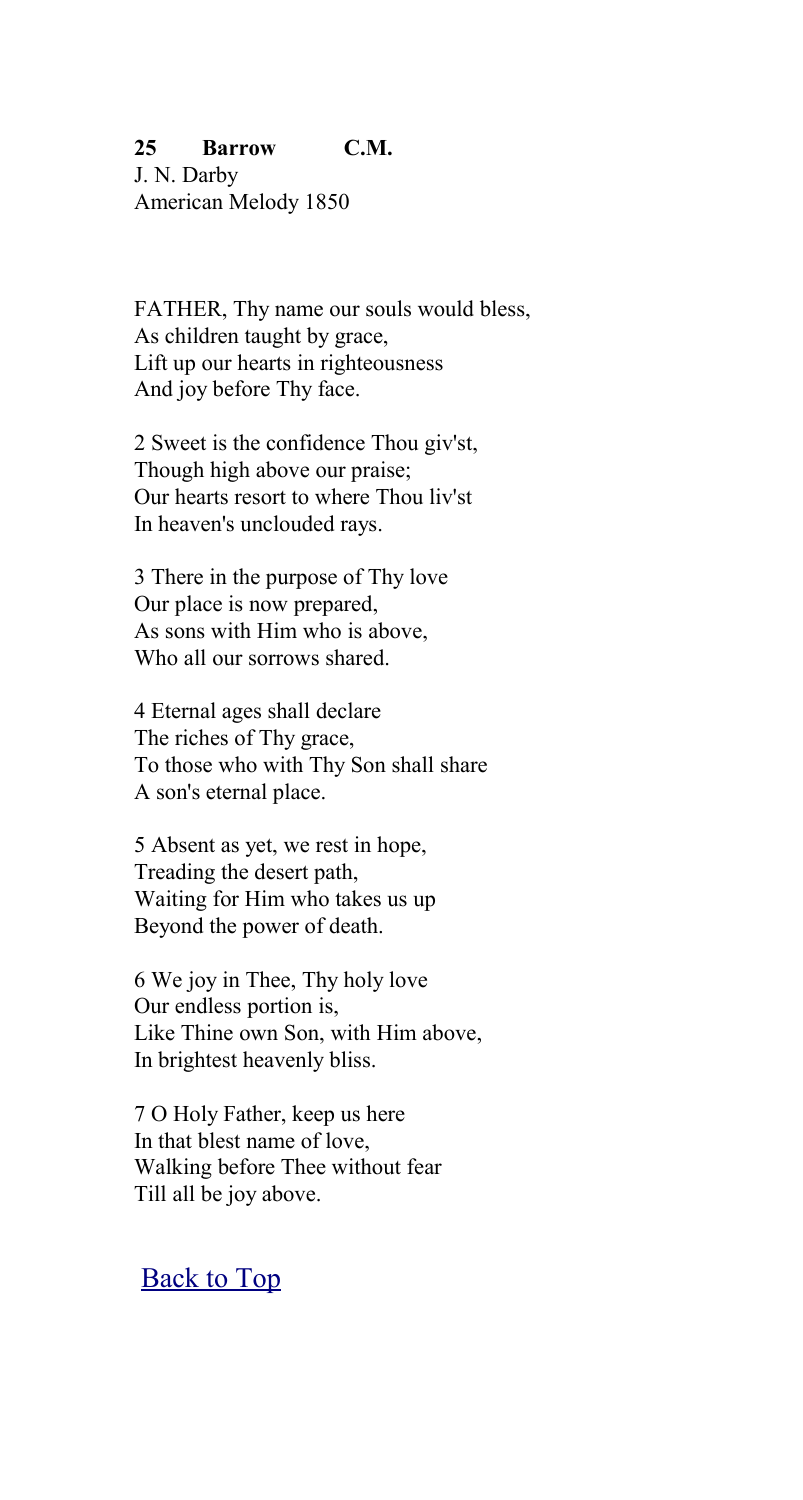**25 Barrow C.M.**

J. N. Darby
American Melody 1850

FATHER, Thy name our souls would bless,
As children taught by grace,
Lift up our hearts in righteousness
And joy before Thy face.

2 Sweet is the confidence Thou giv'st,
Though high above our praise;
Our hearts resort to where Thou liv'st
In heaven's unclouded rays.

3 There in the purpose of Thy love
Our place is now prepared,
As sons with Him who is above,
Who all our sorrows shared.

4 Eternal ages shall declare
The riches of Thy grace,
To those who with Thy Son shall share
A son's eternal place.

5 Absent as yet, we rest in hope,
Treading the desert path,
Waiting for Him who takes us up
Beyond the power of death.

6 We joy in Thee, Thy holy love
Our endless portion is,
Like Thine own Son, with Him above,
In brightest heavenly bliss.

7 O Holy Father, keep us here
In that blest name of love,
Walking before Thee without fear
Till all be joy above.

Back to Top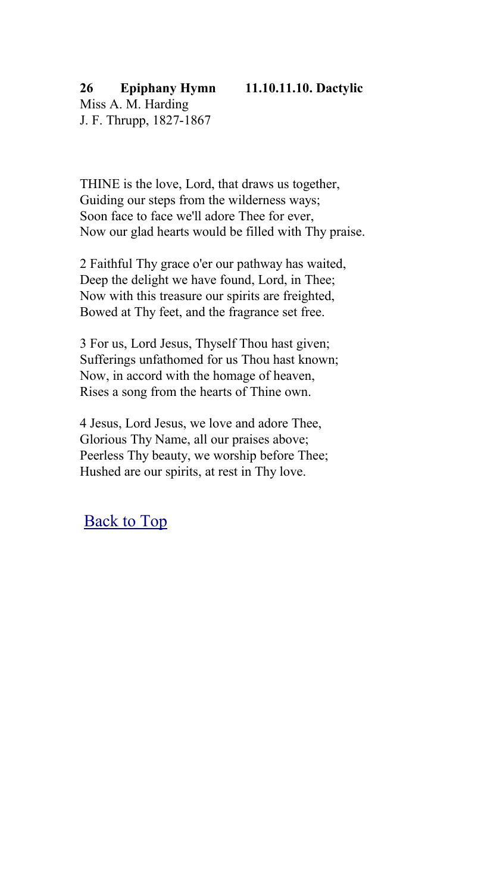**26 Epiphany Hymn 11.10.11.10. Dactylic**

Miss A. M. Harding
J. F. Thrupp, 1827-1867

THINE is the love, Lord, that draws us together,
Guiding our steps from the wilderness ways;
Soon face to face we'll adore Thee for ever,
Now our glad hearts would be filled with Thy praise.

2 Faithful Thy grace o'er our pathway has waited,
Deep the delight we have found, Lord, in Thee;
Now with this treasure our spirits are freighted,
Bowed at Thy feet, and the fragrance set free.

3 For us, Lord Jesus, Thyself Thou hast given;
Sufferings unfathomed for us Thou hast known;
Now, in accord with the homage of heaven,
Rises a song from the hearts of Thine own.

4 Jesus, Lord Jesus, we love and adore Thee,
Glorious Thy Name, all our praises above;
Peerless Thy beauty, we worship before Thee;
Hushed are our spirits, at rest in Thy love.

Back to Top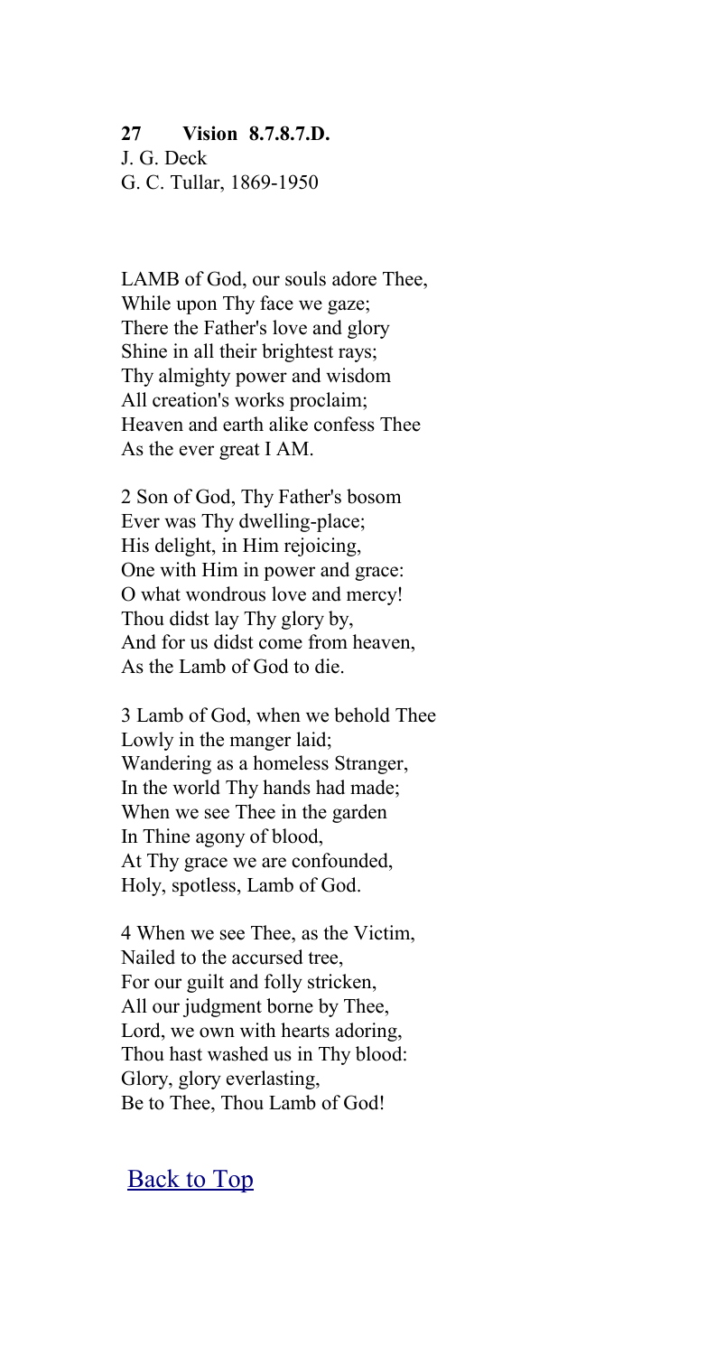**27 Vision 8.7.8.7.D.**
J. G. Deck
G. C. Tullar, 1869-1950

LAMB of God, our souls adore Thee,
While upon Thy face we gaze;
There the Father's love and glory
Shine in all their brightest rays;
Thy almighty power and wisdom
All creation's works proclaim;
Heaven and earth alike confess Thee
As the ever great I AM.

2 Son of God, Thy Father's bosom
Ever was Thy dwelling-place;
His delight, in Him rejoicing,
One with Him in power and grace:
O what wondrous love and mercy!
Thou didst lay Thy glory by,
And for us didst come from heaven,
As the Lamb of God to die.

3 Lamb of God, when we behold Thee
Lowly in the manger laid;
Wandering as a homeless Stranger,
In the world Thy hands had made;
When we see Thee in the garden
In Thine agony of blood,
At Thy grace we are confounded,
Holy, spotless, Lamb of God.

4 When we see Thee, as the Victim,
Nailed to the accursed tree,
For our guilt and folly stricken,
All our judgment borne by Thee,
Lord, we own with hearts adoring,
Thou hast washed us in Thy blood:
Glory, glory everlasting,
Be to Thee, Thou Lamb of God!

Back to Top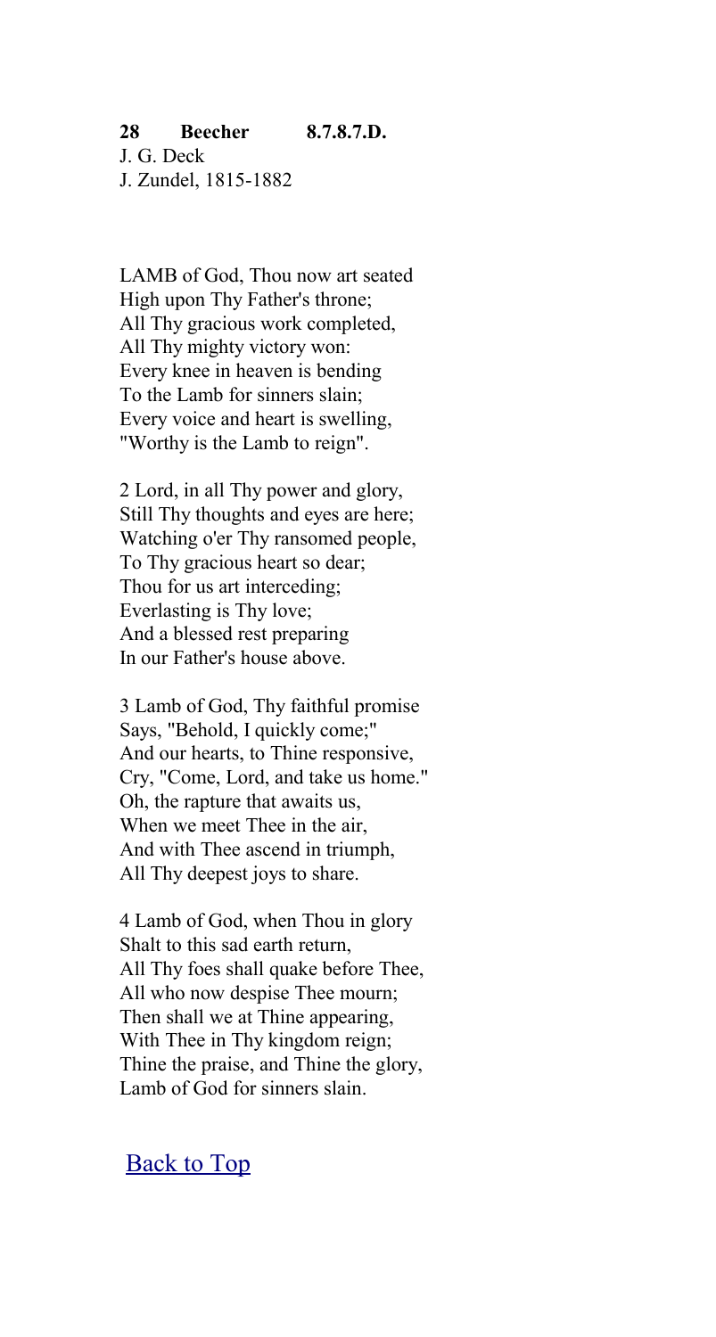**28 Beecher 8.7.8.7.D.**
J. G. Deck
J. Zundel, 1815-1882

LAMB of God, Thou now art seated
High upon Thy Father's throne;
All Thy gracious work completed,
All Thy mighty victory won:
Every knee in heaven is bending
To the Lamb for sinners slain;
Every voice and heart is swelling,
"Worthy is the Lamb to reign".

2 Lord, in all Thy power and glory,
Still Thy thoughts and eyes are here;
Watching o'er Thy ransomed people,
To Thy gracious heart so dear;
Thou for us art interceding;
Everlasting is Thy love;
And a blessed rest preparing
In our Father's house above.

3 Lamb of God, Thy faithful promise
Says, "Behold, I quickly come;"
And our hearts, to Thine responsive,
Cry, "Come, Lord, and take us home."
Oh, the rapture that awaits us,
When we meet Thee in the air,
And with Thee ascend in triumph,
All Thy deepest joys to share.

4 Lamb of God, when Thou in glory
Shalt to this sad earth return,
All Thy foes shall quake before Thee,
All who now despise Thee mourn;
Then shall we at Thine appearing,
With Thee in Thy kingdom reign;
Thine the praise, and Thine the glory,
Lamb of God for sinners slain.

Back to Top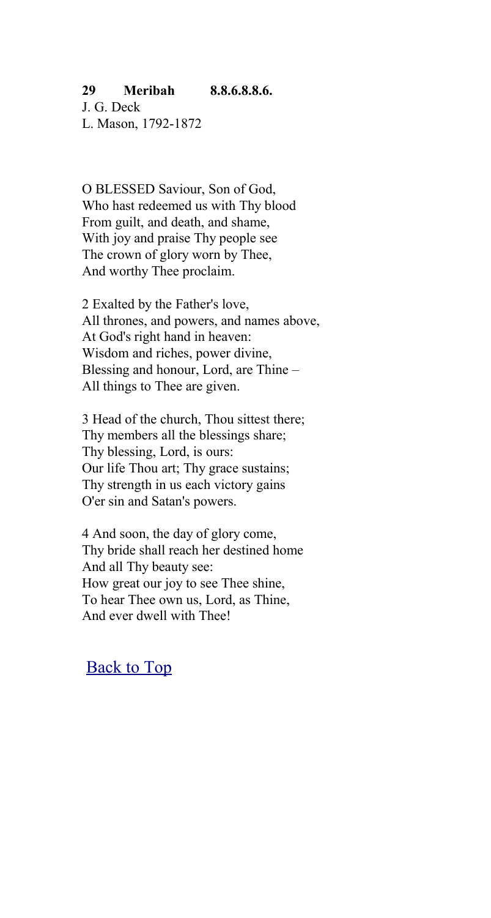**29 Meribah 8.8.6.8.8.6.**
J. G. Deck
L. Mason, 1792-1872

O BLESSED Saviour, Son of God,
Who hast redeemed us with Thy blood
From guilt, and death, and shame,
With joy and praise Thy people see
The crown of glory worn by Thee,
And worthy Thee proclaim.

2 Exalted by the Father's love,
All thrones, and powers, and names above,
At God's right hand in heaven:
Wisdom and riches, power divine,
Blessing and honour, Lord, are Thine –
All things to Thee are given.

3 Head of the church, Thou sittest there;
Thy members all the blessings share;
Thy blessing, Lord, is ours:
Our life Thou art; Thy grace sustains;
Thy strength in us each victory gains
O'er sin and Satan's powers.

4 And soon, the day of glory come,
Thy bride shall reach her destined home
And all Thy beauty see:
How great our joy to see Thee shine,
To hear Thee own us, Lord, as Thine,
And ever dwell with Thee!

Back to Top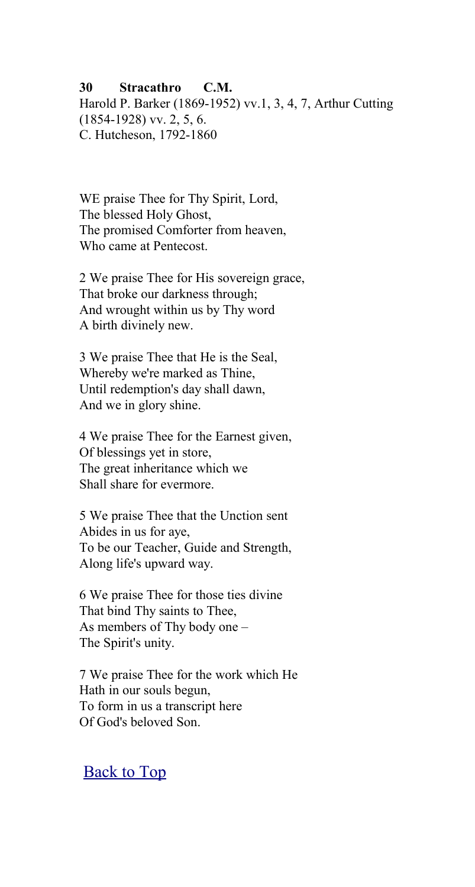**30 Stracathro C.M.**
Harold P. Barker (1869-1952) vv.1, 3, 4, 7, Arthur Cutting (1854-1928) vv. 2, 5, 6.
C. Hutcheson, 1792-1860

WE praise Thee for Thy Spirit, Lord,
The blessed Holy Ghost,
The promised Comforter from heaven,
Who came at Pentecost.

2 We praise Thee for His sovereign grace,
That broke our darkness through;
And wrought within us by Thy word
A birth divinely new.

3 We praise Thee that He is the Seal,
Whereby we're marked as Thine,
Until redemption's day shall dawn,
And we in glory shine.

4 We praise Thee for the Earnest given,
Of blessings yet in store,
The great inheritance which we
Shall share for evermore.

5 We praise Thee that the Unction sent
Abides in us for aye,
To be our Teacher, Guide and Strength,
Along life's upward way.

6 We praise Thee for those ties divine
That bind Thy saints to Thee,
As members of Thy body one –
The Spirit's unity.

7 We praise Thee for the work which He
Hath in our souls begun,
To form in us a transcript here
Of God's beloved Son.

Back to Top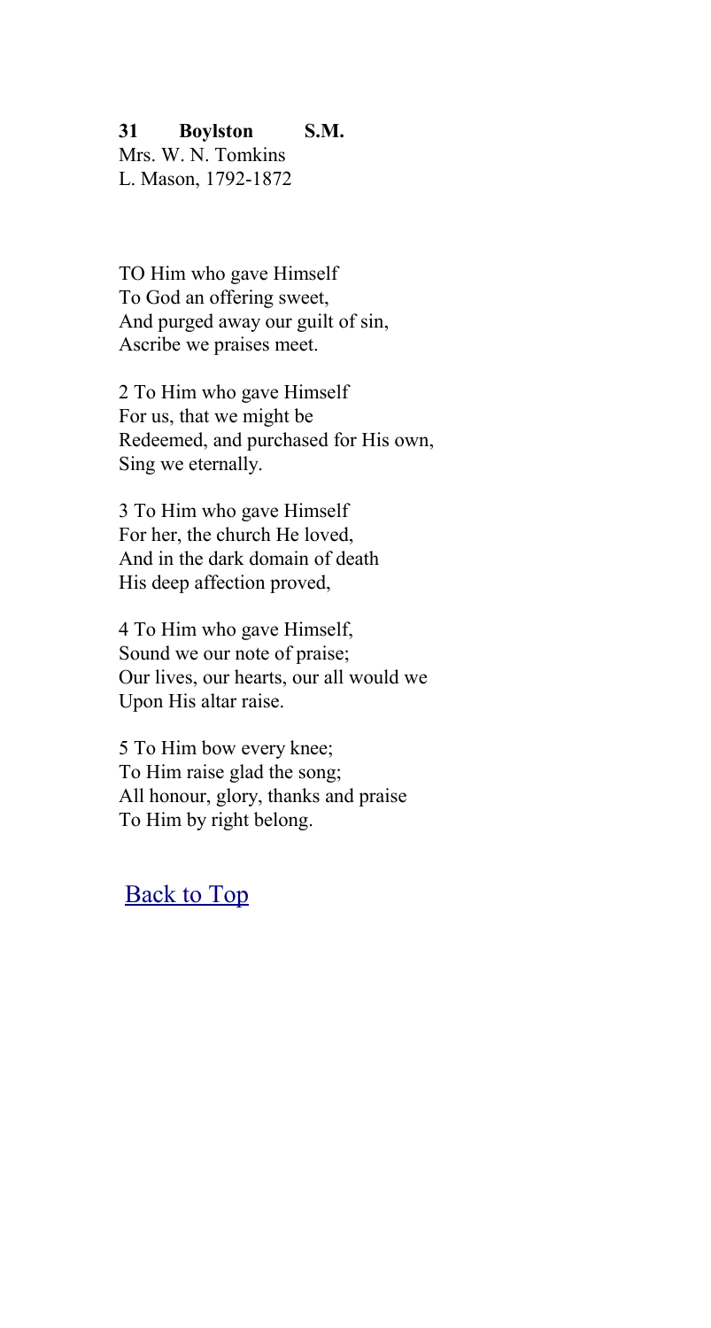**31 Boylston S.M.**

Mrs. W. N. Tomkins
L. Mason, 1792-1872

TO Him who gave Himself
To God an offering sweet,
And purged away our guilt of sin,
Ascribe we praises meet.

2 To Him who gave Himself
For us, that we might be
Redeemed, and purchased for His own,
Sing we eternally.

3 To Him who gave Himself
For her, the church He loved,
And in the dark domain of death
His deep affection proved,

4 To Him who gave Himself,
Sound we our note of praise;
Our lives, our hearts, our all would we
Upon His altar raise.

5 To Him bow every knee;
To Him raise glad the song;
All honour, glory, thanks and praise
To Him by right belong.

Back to Top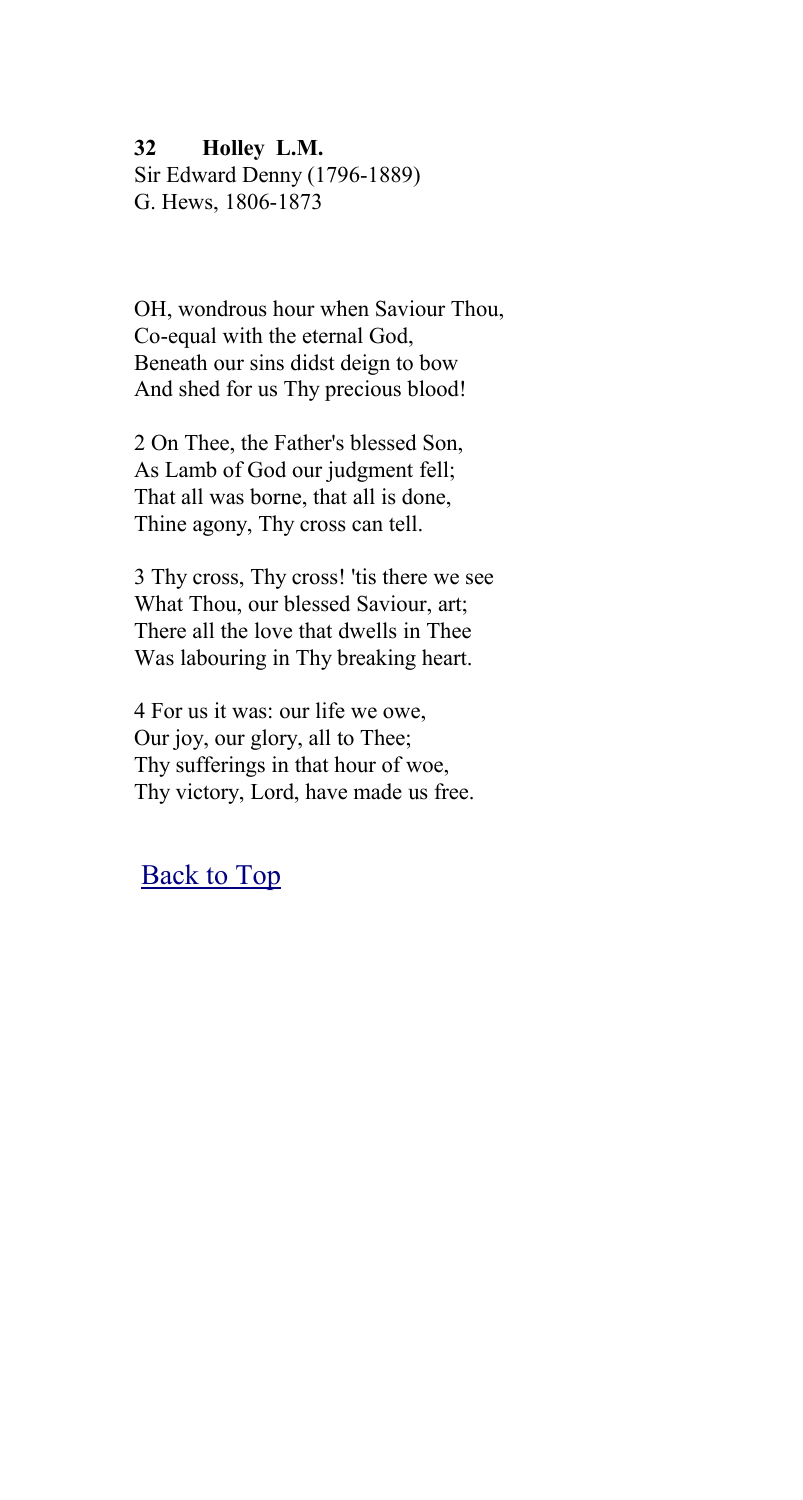**32 Holley L.M.**
Sir Edward Denny (1796-1889)
G. Hews, 1806-1873

OH, wondrous hour when Saviour Thou,
Co-equal with the eternal God,
Beneath our sins didst deign to bow
And shed for us Thy precious blood!

2 On Thee, the Father's blessed Son,
As Lamb of God our judgment fell;
That all was borne, that all is done,
Thine agony, Thy cross can tell.

3 Thy cross, Thy cross! 'tis there we see
What Thou, our blessed Saviour, art;
There all the love that dwells in Thee
Was labouring in Thy breaking heart.

4 For us it was: our life we owe,
Our joy, our glory, all to Thee;
Thy sufferings in that hour of woe,
Thy victory, Lord, have made us free.

Back to Top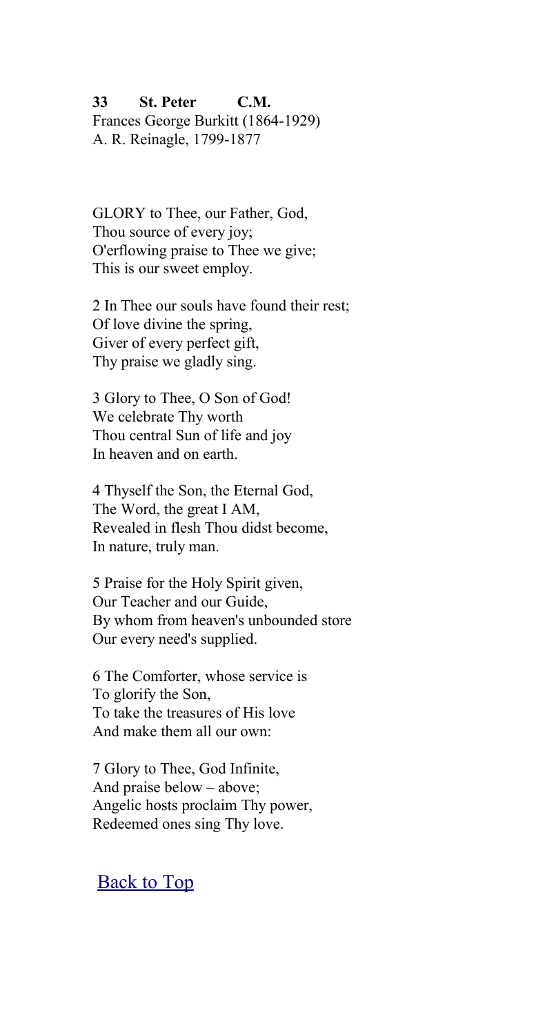**33 St. Peter C.M.**
Frances George Burkitt (1864-1929)
A. R. Reinagle, 1799-1877

GLORY to Thee, our Father, God,
Thou source of every joy;
O'erflowing praise to Thee we give;
This is our sweet employ.

2 In Thee our souls have found their rest;
Of love divine the spring,
Giver of every perfect gift,
Thy praise we gladly sing.

3 Glory to Thee, O Son of God!
We celebrate Thy worth
Thou central Sun of life and joy
In heaven and on earth.

4 Thyself the Son, the Eternal God,
The Word, the great I AM,
Revealed in flesh Thou didst become,
In nature, truly man.

5 Praise for the Holy Spirit given,
Our Teacher and our Guide,
By whom from heaven's unbounded store
Our every need's supplied.

6 The Comforter, whose service is
To glorify the Son,
To take the treasures of His love
And make them all our own:

7 Glory to Thee, God Infinite,
And praise below – above;
Angelic hosts proclaim Thy power,
Redeemed ones sing Thy love.

Back to Top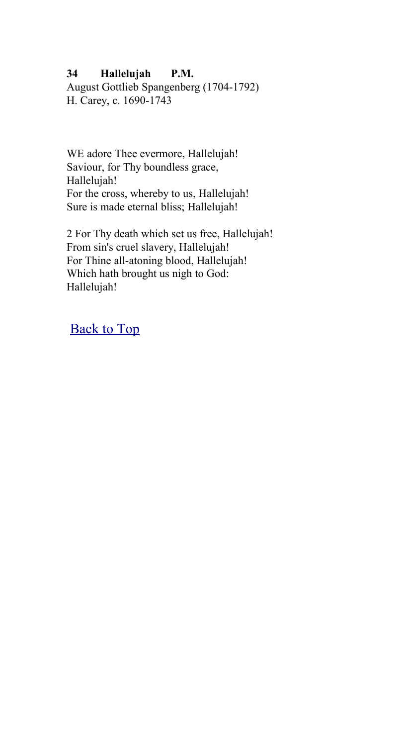**34 Hallelujah P.M.**
August Gottlieb Spangenberg (1704-1792)
H. Carey, c. 1690-1743

WE adore Thee evermore, Hallelujah!
Saviour, for Thy boundless grace,
Hallelujah!
For the cross, whereby to us, Hallelujah!
Sure is made eternal bliss; Hallelujah!

2 For Thy death which set us free, Hallelujah!
From sin's cruel slavery, Hallelujah!
For Thine all-atoning blood, Hallelujah!
Which hath brought us nigh to God:
Hallelujah!

Back to Top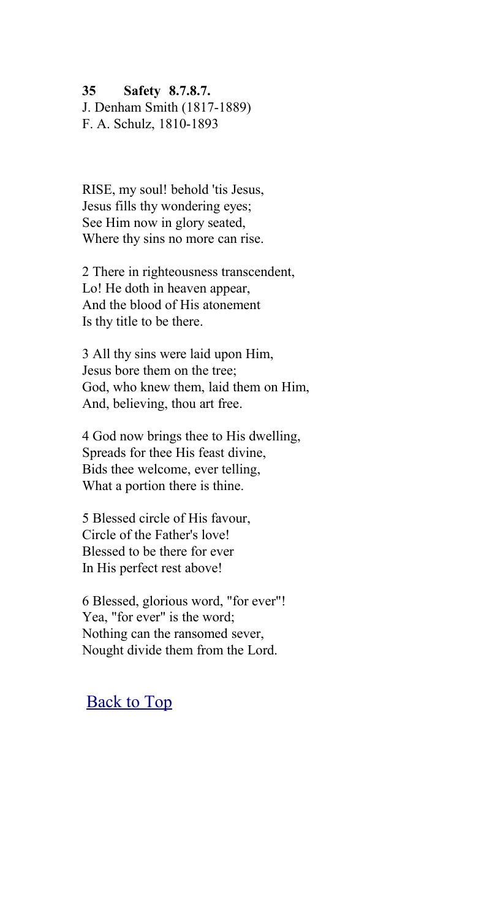**35 Safety 8.7.8.7.**
J. Denham Smith (1817-1889)
F. A. Schulz, 1810-1893

RISE, my soul! behold 'tis Jesus,
Jesus fills thy wondering eyes;
See Him now in glory seated,
Where thy sins no more can rise.

2 There in righteousness transcendent,
Lo! He doth in heaven appear,
And the blood of His atonement
Is thy title to be there.

3 All thy sins were laid upon Him,
Jesus bore them on the tree;
God, who knew them, laid them on Him,
And, believing, thou art free.

4 God now brings thee to His dwelling,
Spreads for thee His feast divine,
Bids thee welcome, ever telling,
What a portion there is thine.

5 Blessed circle of His favour,
Circle of the Father's love!
Blessed to be there for ever
In His perfect rest above!

6 Blessed, glorious word, "for ever"!
Yea, "for ever" is the word;
Nothing can the ransomed sever,
Nought divide them from the Lord.

Back to Top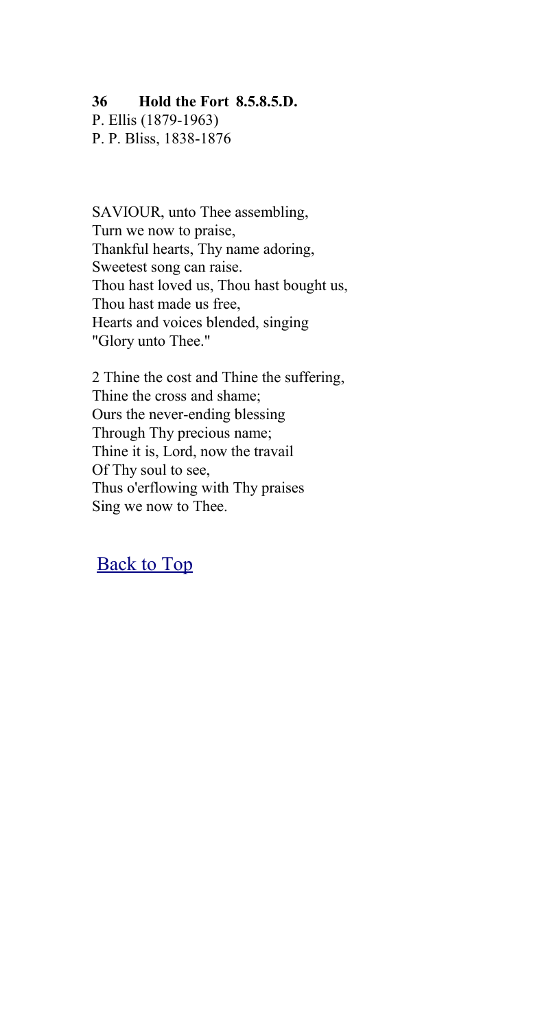**36 Hold the Fort 8.5.8.5.D.**

P. Ellis (1879-1963)
P. P. Bliss, 1838-1876

SAVIOUR, unto Thee assembling,
Turn we now to praise,
Thankful hearts, Thy name adoring,
Sweetest song can raise.
Thou hast loved us, Thou hast bought us,
Thou hast made us free,
Hearts and voices blended, singing
"Glory unto Thee."

2 Thine the cost and Thine the suffering,
Thine the cross and shame;
Ours the never-ending blessing
Through Thy precious name;
Thine it is, Lord, now the travail
Of Thy soul to see,
Thus o'erflowing with Thy praises
Sing we now to Thee.

Back to Top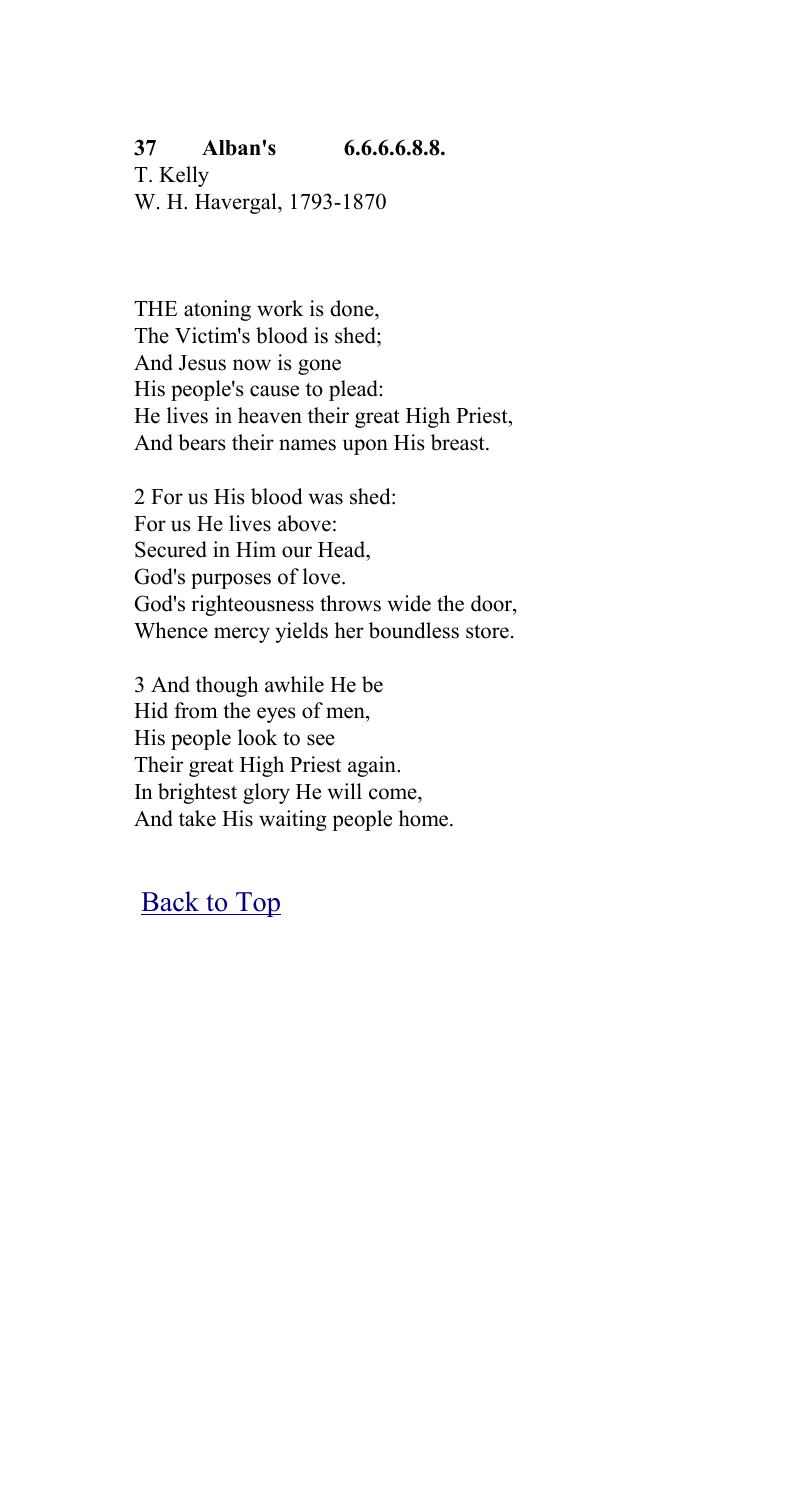**37 Alban's 6.6.6.6.8.8.**
T. Kelly
W. H. Havergal, 1793-1870

THE atoning work is done,
The Victim's blood is shed;
And Jesus now is gone
His people's cause to plead:
He lives in heaven their great High Priest,
And bears their names upon His breast.

2 For us His blood was shed:
For us He lives above:
Secured in Him our Head,
God's purposes of love.
God's righteousness throws wide the door,
Whence mercy yields her boundless store.

3 And though awhile He be
Hid from the eyes of men,
His people look to see
Their great High Priest again.
In brightest glory He will come,
And take His waiting people home.

Back to Top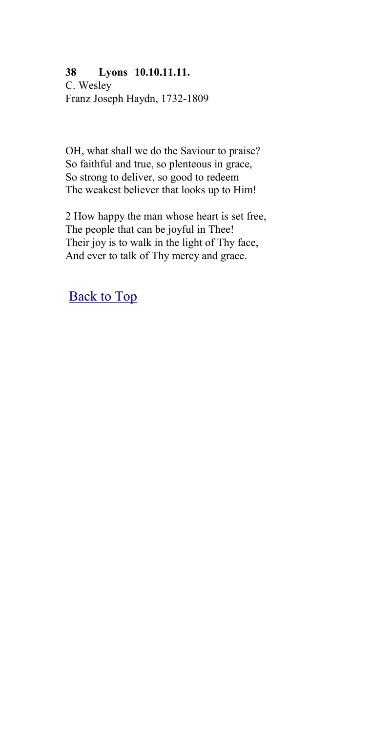**38 Lyons 10.10.11.11.**
C. Wesley
Franz Joseph Haydn, 1732-1809

OH, what shall we do the Saviour to praise?
So faithful and true, so plenteous in grace,
So strong to deliver, so good to redeem
The weakest believer that looks up to Him!

2 How happy the man whose heart is set free,
The people that can be joyful in Thee!
Their joy is to walk in the light of Thy face,
And ever to talk of Thy mercy and grace.

Back to Top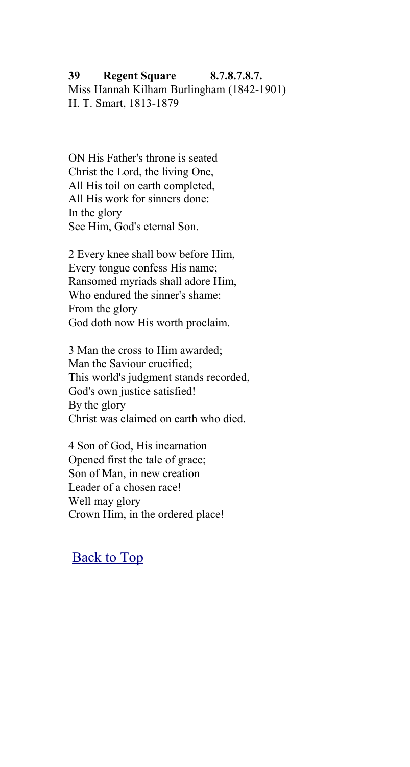**39 Regent Square 8.7.8.7.8.7.**

Miss Hannah Kilham Burlingham (1842-1901)
H. T. Smart, 1813-1879

ON His Father's throne is seated
Christ the Lord, the living One,
All His toil on earth completed,
All His work for sinners done:
In the glory
See Him, God's eternal Son.

2 Every knee shall bow before Him,
Every tongue confess His name;
Ransomed myriads shall adore Him,
Who endured the sinner's shame:
From the glory
God doth now His worth proclaim.

3 Man the cross to Him awarded;
Man the Saviour crucified;
This world's judgment stands recorded,
God's own justice satisfied!
By the glory
Christ was claimed on earth who died.

4 Son of God, His incarnation
Opened first the tale of grace;
Son of Man, in new creation
Leader of a chosen race!
Well may glory
Crown Him, in the ordered place!

Back to Top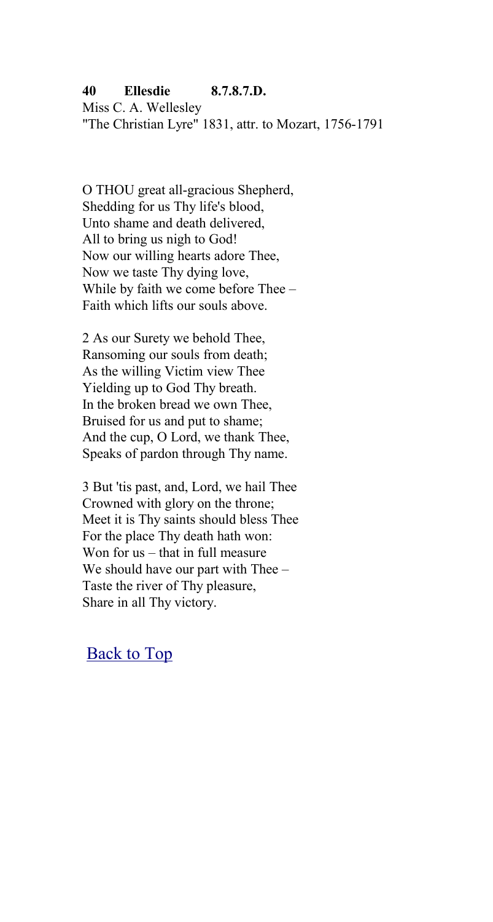**40 Ellesdie 8.7.8.7.D.**

Miss C. A. Wellesley
"The Christian Lyre" 1831, attr. to Mozart, 1756-1791

O THOU great all-gracious Shepherd,
Shedding for us Thy life's blood,
Unto shame and death delivered,
All to bring us nigh to God!
Now our willing hearts adore Thee,
Now we taste Thy dying love,
While by faith we come before Thee –
Faith which lifts our souls above.

2 As our Surety we behold Thee,
Ransoming our souls from death;
As the willing Victim view Thee
Yielding up to God Thy breath.
In the broken bread we own Thee,
Bruised for us and put to shame;
And the cup, O Lord, we thank Thee,
Speaks of pardon through Thy name.

3 But 'tis past, and, Lord, we hail Thee
Crowned with glory on the throne;
Meet it is Thy saints should bless Thee
For the place Thy death hath won:
Won for us – that in full measure
We should have our part with Thee –
Taste the river of Thy pleasure,
Share in all Thy victory.

Back to Top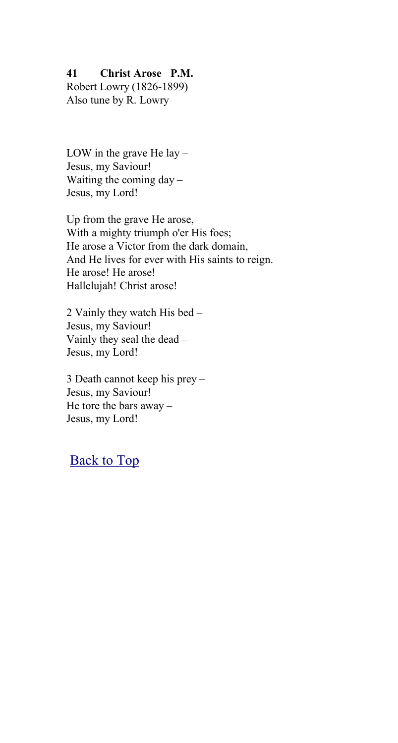**41 Christ Arose P.M.**
Robert Lowry (1826-1899)
Also tune by R. Lowry

LOW in the grave He lay –
Jesus, my Saviour!
Waiting the coming day –
Jesus, my Lord!

Up from the grave He arose,
With a mighty triumph o'er His foes;
He arose a Victor from the dark domain,
And He lives for ever with His saints to reign.
He arose! He arose!
Hallelujah! Christ arose!

2 Vainly they watch His bed –
Jesus, my Saviour!
Vainly they seal the dead –
Jesus, my Lord!

3 Death cannot keep his prey –
Jesus, my Saviour!
He tore the bars away –
Jesus, my Lord!

Back to Top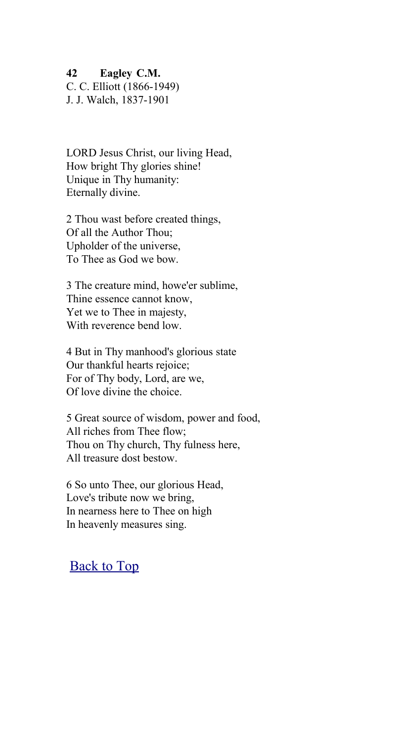**42 Eagley C.M.**
C. C. Elliott (1866-1949)
J. J. Walch, 1837-1901

LORD Jesus Christ, our living Head,
How bright Thy glories shine!
Unique in Thy humanity:
Eternally divine.

2 Thou wast before created things,
Of all the Author Thou;
Upholder of the universe,
To Thee as God we bow.

3 The creature mind, howe'er sublime,
Thine essence cannot know,
Yet we to Thee in majesty,
With reverence bend low.

4 But in Thy manhood's glorious state
Our thankful hearts rejoice;
For of Thy body, Lord, are we,
Of love divine the choice.

5 Great source of wisdom, power and food,
All riches from Thee flow;
Thou on Thy church, Thy fulness here,
All treasure dost bestow.

6 So unto Thee, our glorious Head,
Love's tribute now we bring,
In nearness here to Thee on high
In heavenly measures sing.

Back to Top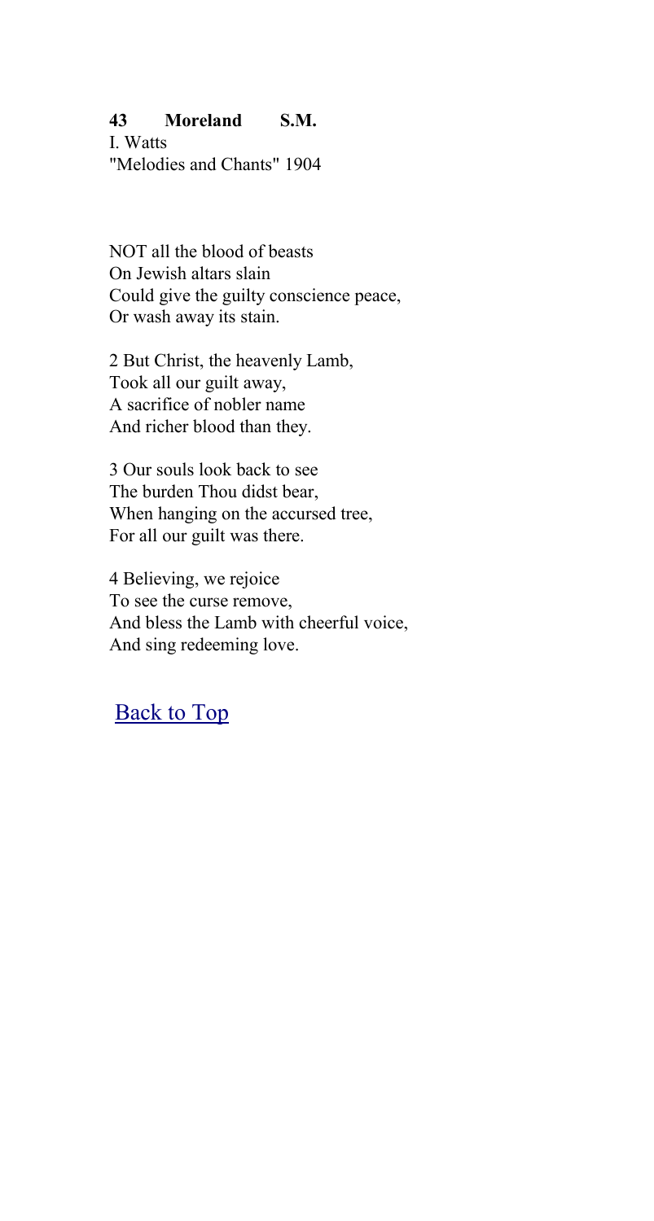**43 Moreland S.M.**
I. Watts
"Melodies and Chants" 1904

NOT all the blood of beasts
On Jewish altars slain
Could give the guilty conscience peace,
Or wash away its stain.

2 But Christ, the heavenly Lamb,
Took all our guilt away,
A sacrifice of nobler name
And richer blood than they.

3 Our souls look back to see
The burden Thou didst bear,
When hanging on the accursed tree,
For all our guilt was there.

4 Believing, we rejoice
To see the curse remove,
And bless the Lamb with cheerful voice,
And sing redeeming love.

Back to Top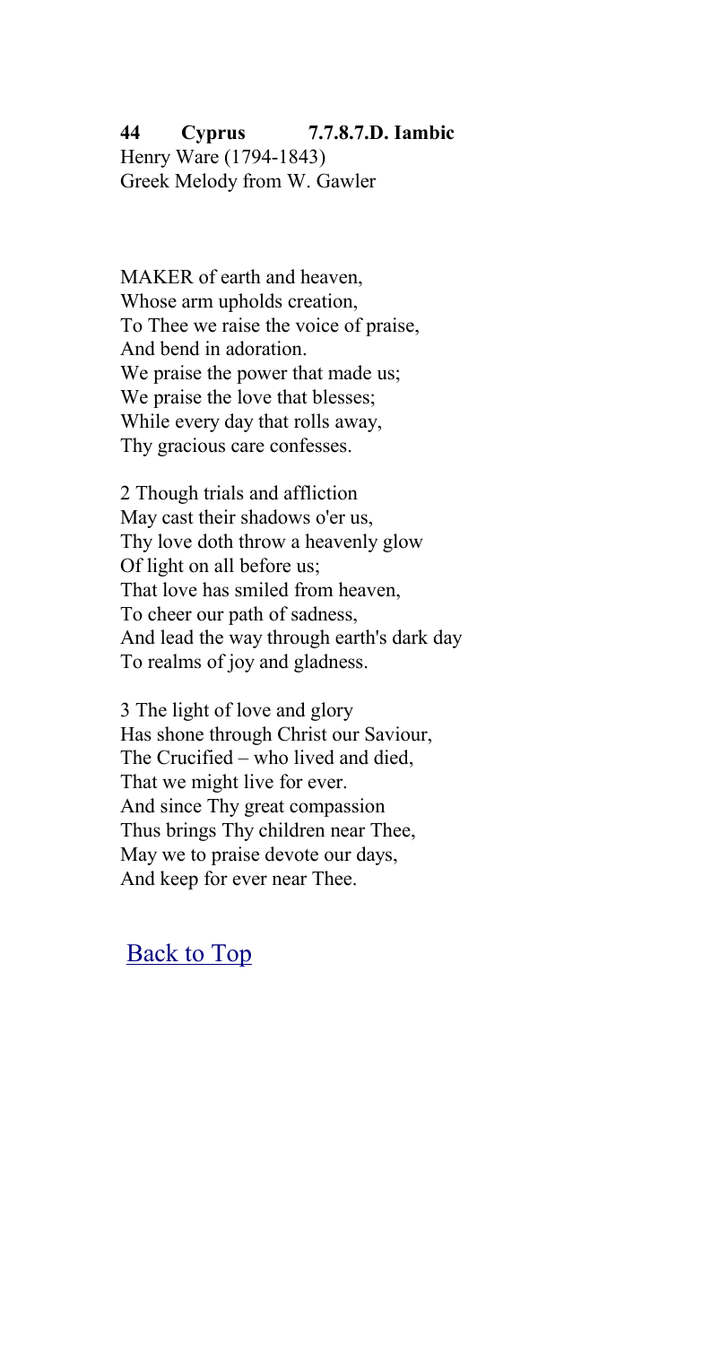**44 Cyprus 7.7.8.7.D. Iambic**
Henry Ware (1794-1843)
Greek Melody from W. Gawler

MAKER of earth and heaven,
Whose arm upholds creation,
To Thee we raise the voice of praise,
And bend in adoration.
We praise the power that made us;
We praise the love that blesses;
While every day that rolls away,
Thy gracious care confesses.

2 Though trials and affliction
May cast their shadows o'er us,
Thy love doth throw a heavenly glow
Of light on all before us;
That love has smiled from heaven,
To cheer our path of sadness,
And lead the way through earth's dark day
To realms of joy and gladness.

3 The light of love and glory
Has shone through Christ our Saviour,
The Crucified – who lived and died,
That we might live for ever.
And since Thy great compassion
Thus brings Thy children near Thee,
May we to praise devote our days,
And keep for ever near Thee.

Back to Top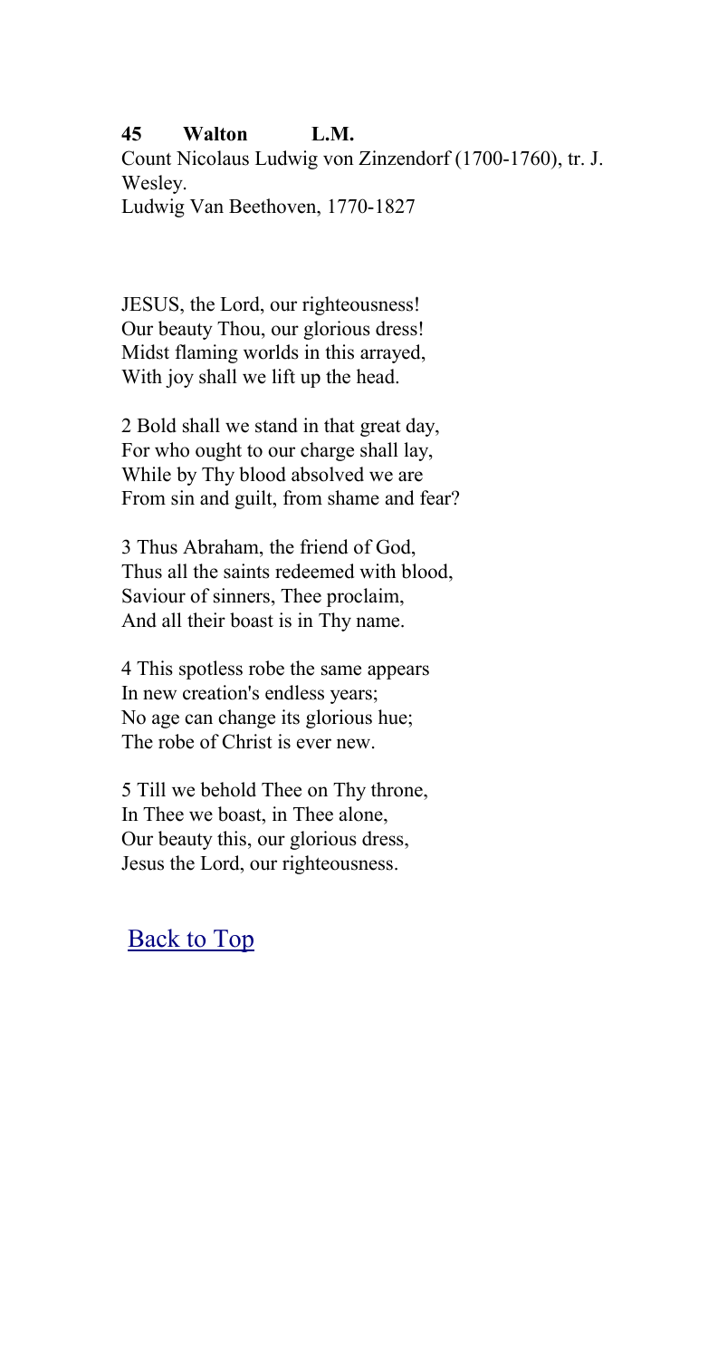**45 Walton L.M.**

Count Nicolaus Ludwig von Zinzendorf (1700-1760), tr. J. Wesley.
Ludwig Van Beethoven, 1770-1827

JESUS, the Lord, our righteousness!
Our beauty Thou, our glorious dress!
Midst flaming worlds in this arrayed,
With joy shall we lift up the head.

2 Bold shall we stand in that great day,
For who ought to our charge shall lay,
While by Thy blood absolved we are
From sin and guilt, from shame and fear?

3 Thus Abraham, the friend of God,
Thus all the saints redeemed with blood,
Saviour of sinners, Thee proclaim,
And all their boast is in Thy name.

4 This spotless robe the same appears
In new creation's endless years;
No age can change its glorious hue;
The robe of Christ is ever new.

5 Till we behold Thee on Thy throne,
In Thee we boast, in Thee alone,
Our beauty this, our glorious dress,
Jesus the Lord, our righteousness.

Back to Top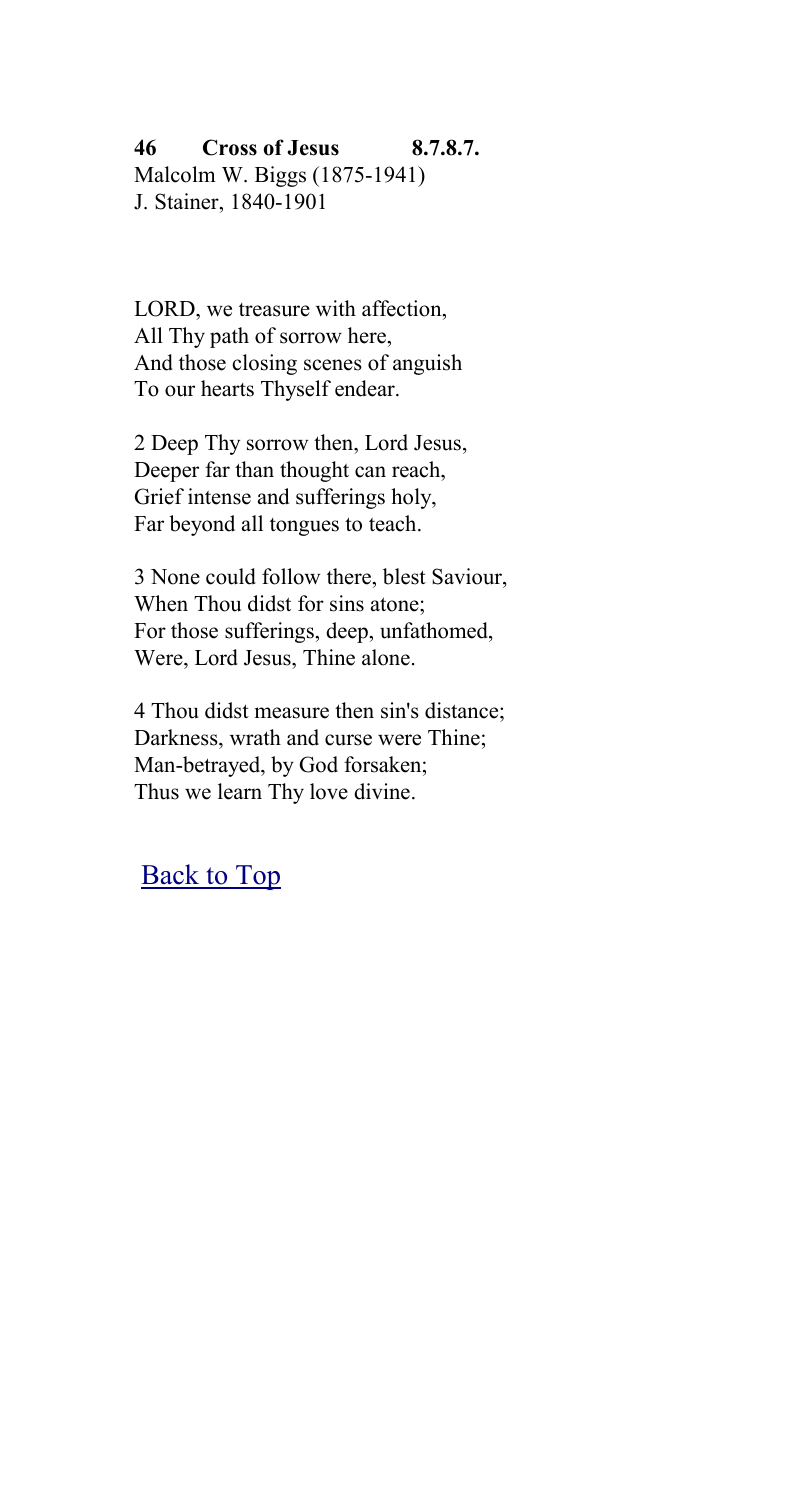**46 Cross of Jesus 8.7.8.7.**
Malcolm W. Biggs (1875-1941)
J. Stainer, 1840-1901

LORD, we treasure with affection,
All Thy path of sorrow here,
And those closing scenes of anguish
To our hearts Thyself endear.

2 Deep Thy sorrow then, Lord Jesus,
Deeper far than thought can reach,
Grief intense and sufferings holy,
Far beyond all tongues to teach.

3 None could follow there, blest Saviour,
When Thou didst for sins atone;
For those sufferings, deep, unfathomed,
Were, Lord Jesus, Thine alone.

4 Thou didst measure then sin's distance;
Darkness, wrath and curse were Thine;
Man-betrayed, by God forsaken;
Thus we learn Thy love divine.

Back to Top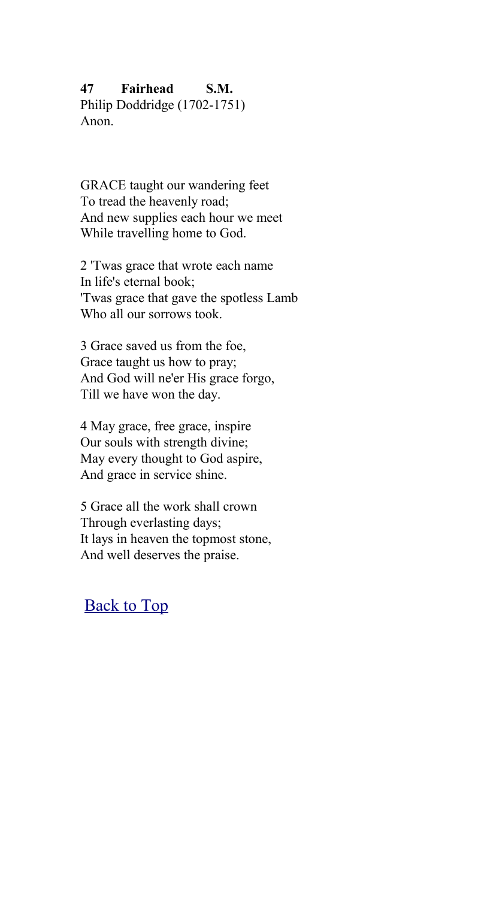**47 Fairhead S.M.**
Philip Doddridge (1702-1751)
Anon.

GRACE taught our wandering feet
To tread the heavenly road;
And new supplies each hour we meet
While travelling home to God.

2 'Twas grace that wrote each name
In life's eternal book;
'Twas grace that gave the spotless Lamb
Who all our sorrows took.

3 Grace saved us from the foe,
Grace taught us how to pray;
And God will ne'er His grace forgo,
Till we have won the day.

4 May grace, free grace, inspire
Our souls with strength divine;
May every thought to God aspire,
And grace in service shine.

5 Grace all the work shall crown
Through everlasting days;
It lays in heaven the topmost stone,
And well deserves the praise.

Back to Top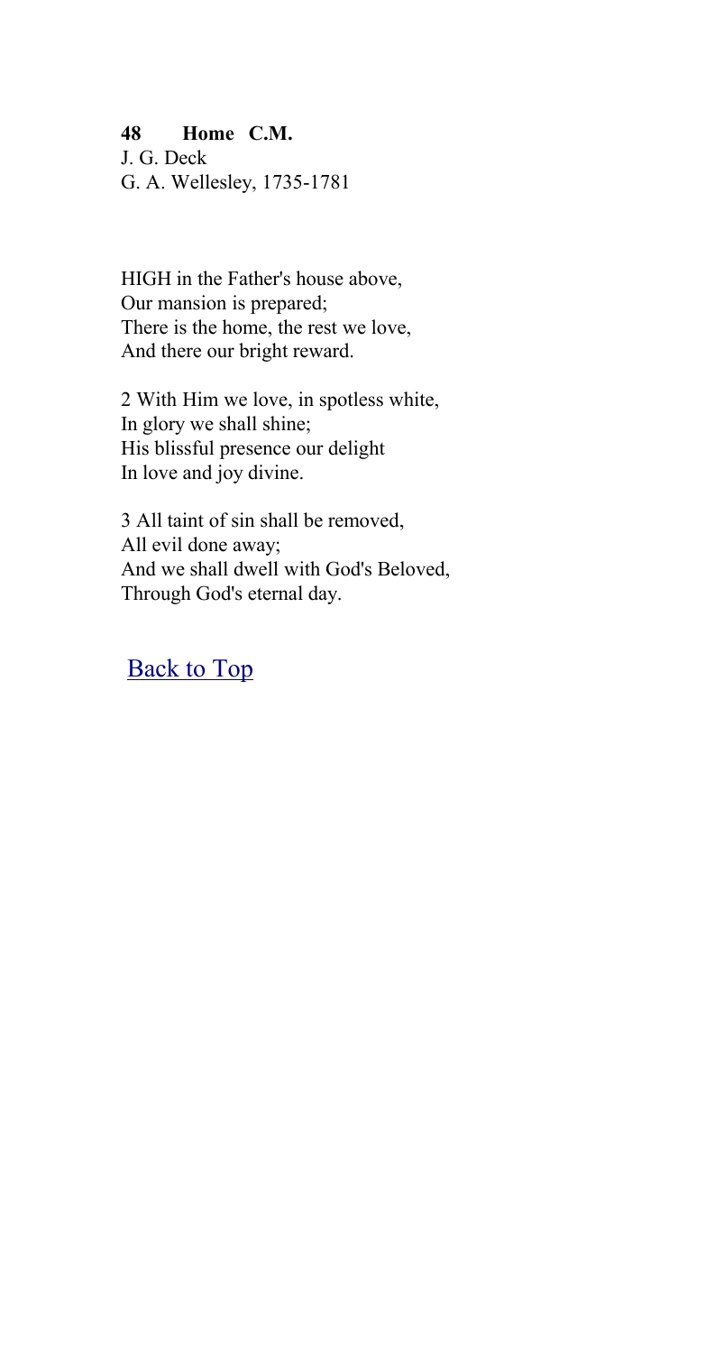**48 Home C.M.**
J. G. Deck
G. A. Wellesley, 1735-1781

HIGH in the Father's house above,
Our mansion is prepared;
There is the home, the rest we love,
And there our bright reward.

2 With Him we love, in spotless white,
In glory we shall shine;
His blissful presence our delight
In love and joy divine.

3 All taint of sin shall be removed,
All evil done away;
And we shall dwell with God's Beloved,
Through God's eternal day.

Back to Top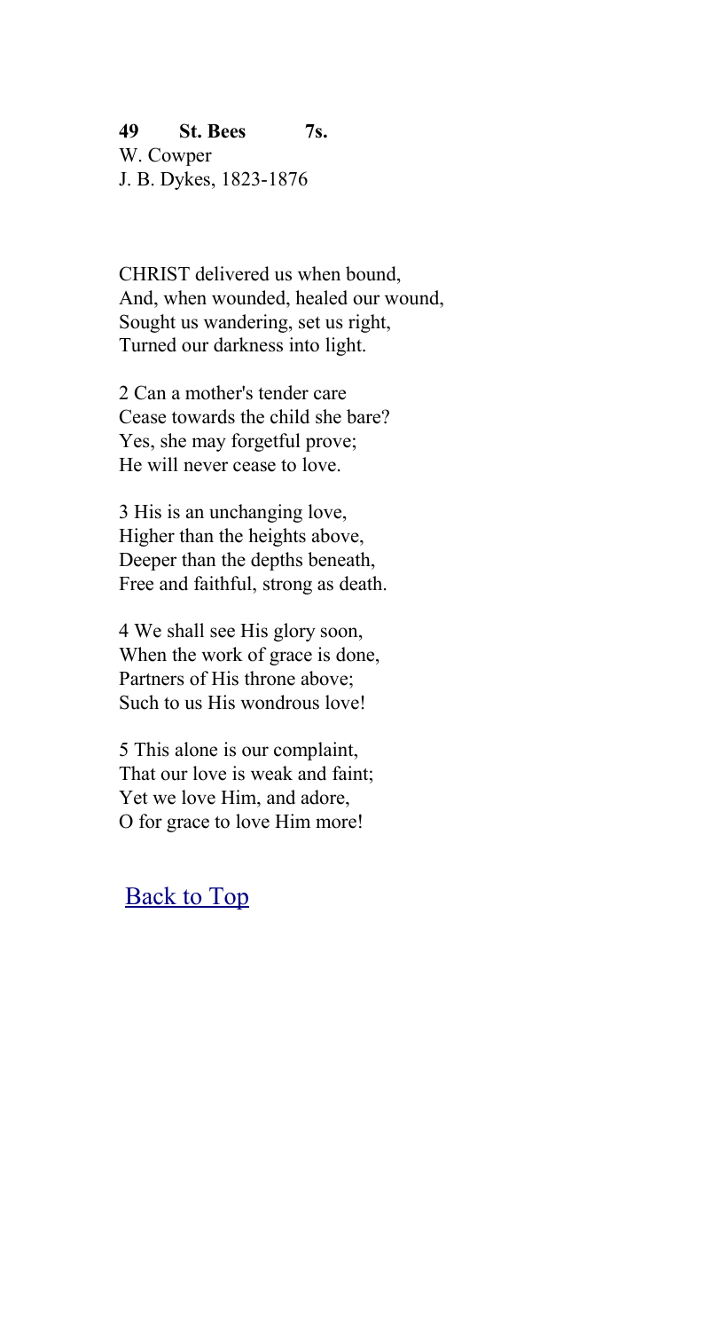**49 St. Bees 7s.**
W. Cowper
J. B. Dykes, 1823-1876

CHRIST delivered us when bound,
And, when wounded, healed our wound,
Sought us wandering, set us right,
Turned our darkness into light.

2 Can a mother's tender care
Cease towards the child she bare?
Yes, she may forgetful prove;
He will never cease to love.

3 His is an unchanging love,
Higher than the heights above,
Deeper than the depths beneath,
Free and faithful, strong as death.

4 We shall see His glory soon,
When the work of grace is done,
Partners of His throne above;
Such to us His wondrous love!

5 This alone is our complaint,
That our love is weak and faint;
Yet we love Him, and adore,
O for grace to love Him more!

Back to Top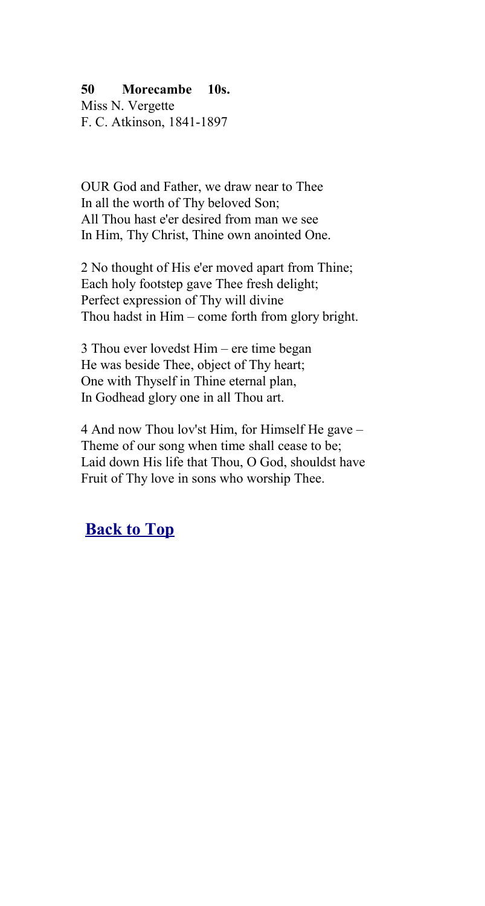**50 Morecambe 10s.**
Miss N. Vergette
F. C. Atkinson, 1841-1897

OUR God and Father, we draw near to Thee
In all the worth of Thy beloved Son;
All Thou hast e'er desired from man we see
In Him, Thy Christ, Thine own anointed One.

2 No thought of His e'er moved apart from Thine;
Each holy footstep gave Thee fresh delight;
Perfect expression of Thy will divine
Thou hadst in Him – come forth from glory bright.

3 Thou ever lovedst Him – ere time began
He was beside Thee, object of Thy heart;
One with Thyself in Thine eternal plan,
In Godhead glory one in all Thou art.

4 And now Thou lov'st Him, for Himself He gave –
Theme of our song when time shall cease to be;
Laid down His life that Thou, O God, shouldst have
Fruit of Thy love in sons who worship Thee.

**Back to Top**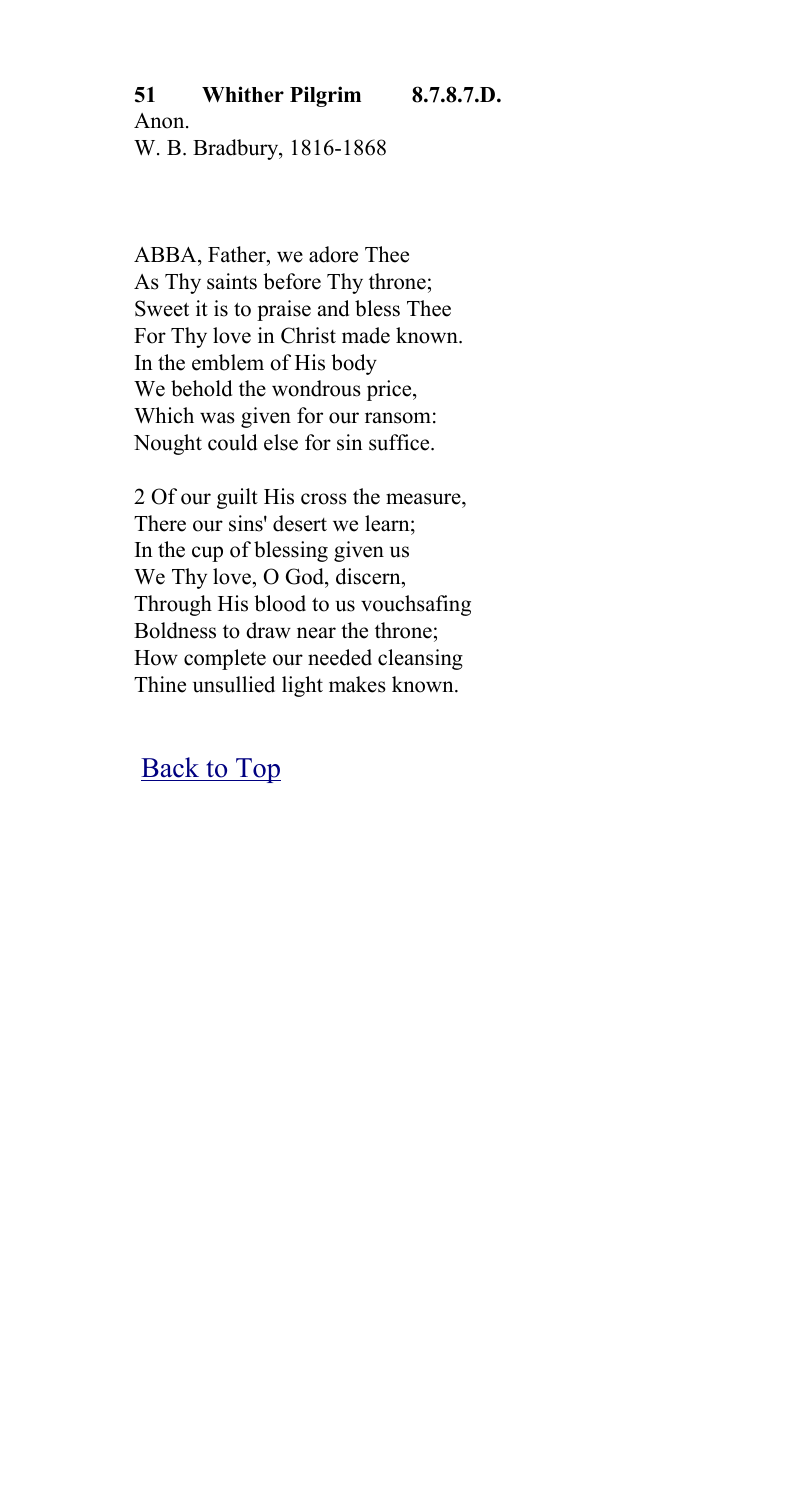**51 Whither Pilgrim 8.7.8.7.D.**

Anon.
W. B. Bradbury, 1816-1868

ABBA, Father, we adore Thee
As Thy saints before Thy throne;
Sweet it is to praise and bless Thee
For Thy love in Christ made known.
In the emblem of His body
We behold the wondrous price,
Which was given for our ransom:
Nought could else for sin suffice.

2 Of our guilt His cross the measure,
There our sins' desert we learn;
In the cup of blessing given us
We Thy love, O God, discern,
Through His blood to us vouchsafing
Boldness to draw near the throne;
How complete our needed cleansing
Thine unsullied light makes known.

Back to Top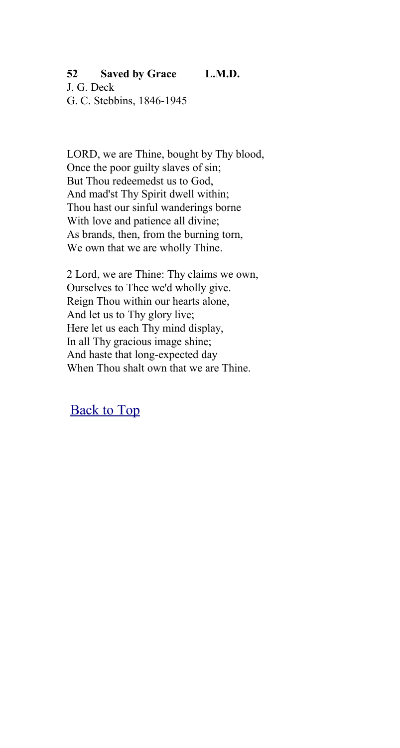**52 Saved by Grace L.M.D.**

J. G. Deck
G. C. Stebbins, 1846-1945

LORD, we are Thine, bought by Thy blood,
Once the poor guilty slaves of sin;
But Thou redeemedst us to God,
And mad'st Thy Spirit dwell within;
Thou hast our sinful wanderings borne
With love and patience all divine;
As brands, then, from the burning torn,
We own that we are wholly Thine.

2 Lord, we are Thine: Thy claims we own,
Ourselves to Thee we'd wholly give.
Reign Thou within our hearts alone,
And let us to Thy glory live;
Here let us each Thy mind display,
In all Thy gracious image shine;
And haste that long-expected day
When Thou shalt own that we are Thine.

Back to Top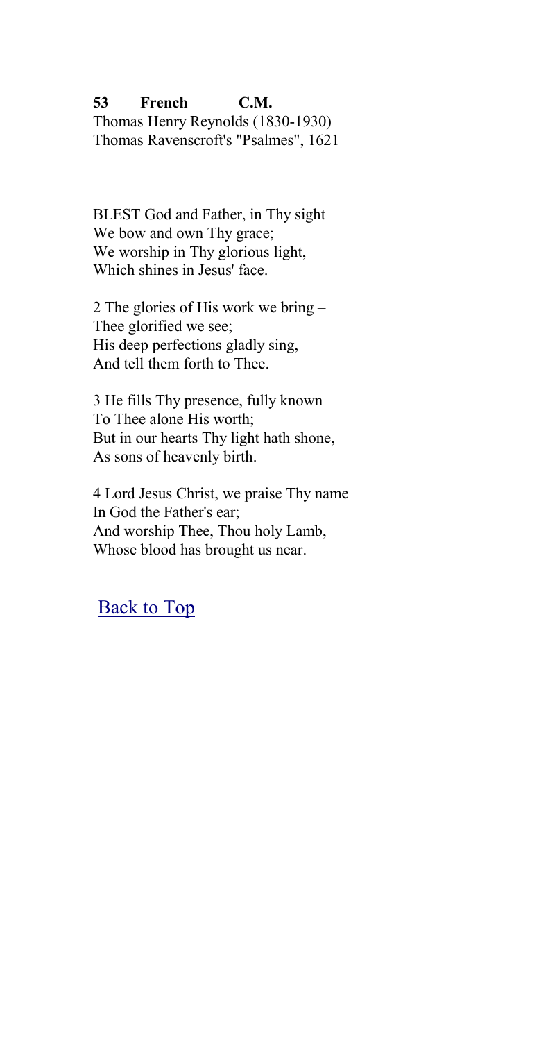**53 French C.M.**
Thomas Henry Reynolds (1830-1930)
Thomas Ravenscroft's "Psalmes", 1621

BLEST God and Father, in Thy sight
We bow and own Thy grace;
We worship in Thy glorious light,
Which shines in Jesus' face.

2 The glories of His work we bring –
Thee glorified we see;
His deep perfections gladly sing,
And tell them forth to Thee.

3 He fills Thy presence, fully known
To Thee alone His worth;
But in our hearts Thy light hath shone,
As sons of heavenly birth.

4 Lord Jesus Christ, we praise Thy name
In God the Father's ear;
And worship Thee, Thou holy Lamb,
Whose blood has brought us near.

Back to Top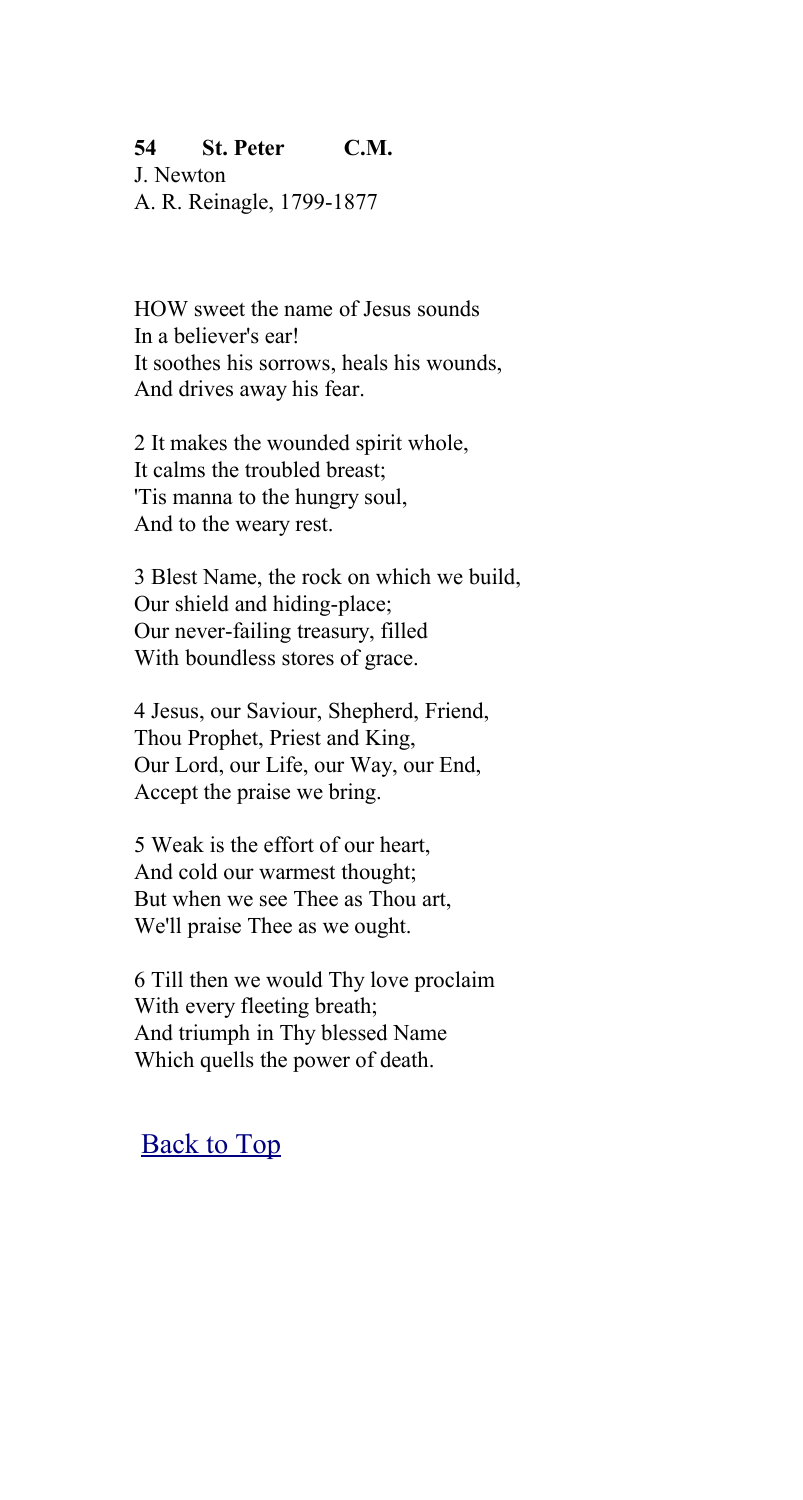**54 St. Peter C.M.**
J. Newton
A. R. Reinagle, 1799-1877

HOW sweet the name of Jesus sounds
In a believer's ear!
It soothes his sorrows, heals his wounds,
And drives away his fear.

2 It makes the wounded spirit whole,
It calms the troubled breast;
'Tis manna to the hungry soul,
And to the weary rest.

3 Blest Name, the rock on which we build,
Our shield and hiding-place;
Our never-failing treasury, filled
With boundless stores of grace.

4 Jesus, our Saviour, Shepherd, Friend,
Thou Prophet, Priest and King,
Our Lord, our Life, our Way, our End,
Accept the praise we bring.

5 Weak is the effort of our heart,
And cold our warmest thought;
But when we see Thee as Thou art,
We'll praise Thee as we ought.

6 Till then we would Thy love proclaim
With every fleeting breath;
And triumph in Thy blessed Name
Which quells the power of death.

Back to Top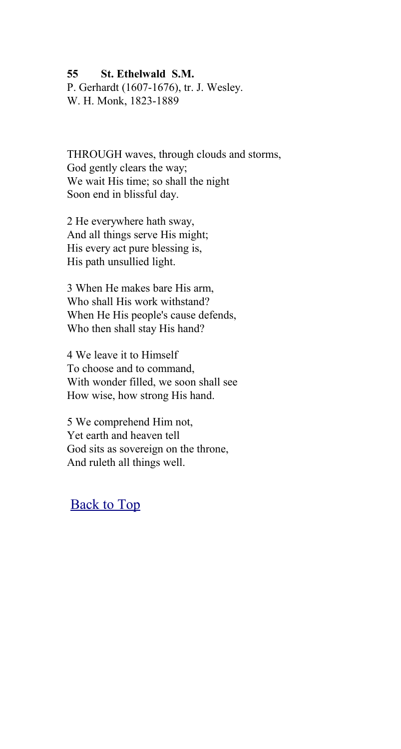**55 St. Ethelwald S.M.**
P. Gerhardt (1607-1676), tr. J. Wesley.
W. H. Monk, 1823-1889

THROUGH waves, through clouds and storms,
God gently clears the way;
We wait His time; so shall the night
Soon end in blissful day.

2 He everywhere hath sway,
And all things serve His might;
His every act pure blessing is,
His path unsullied light.

3 When He makes bare His arm,
Who shall His work withstand?
When He His people's cause defends,
Who then shall stay His hand?

4 We leave it to Himself
To choose and to command,
With wonder filled, we soon shall see
How wise, how strong His hand.

5 We comprehend Him not,
Yet earth and heaven tell
God sits as sovereign on the throne,
And ruleth all things well.

Back to Top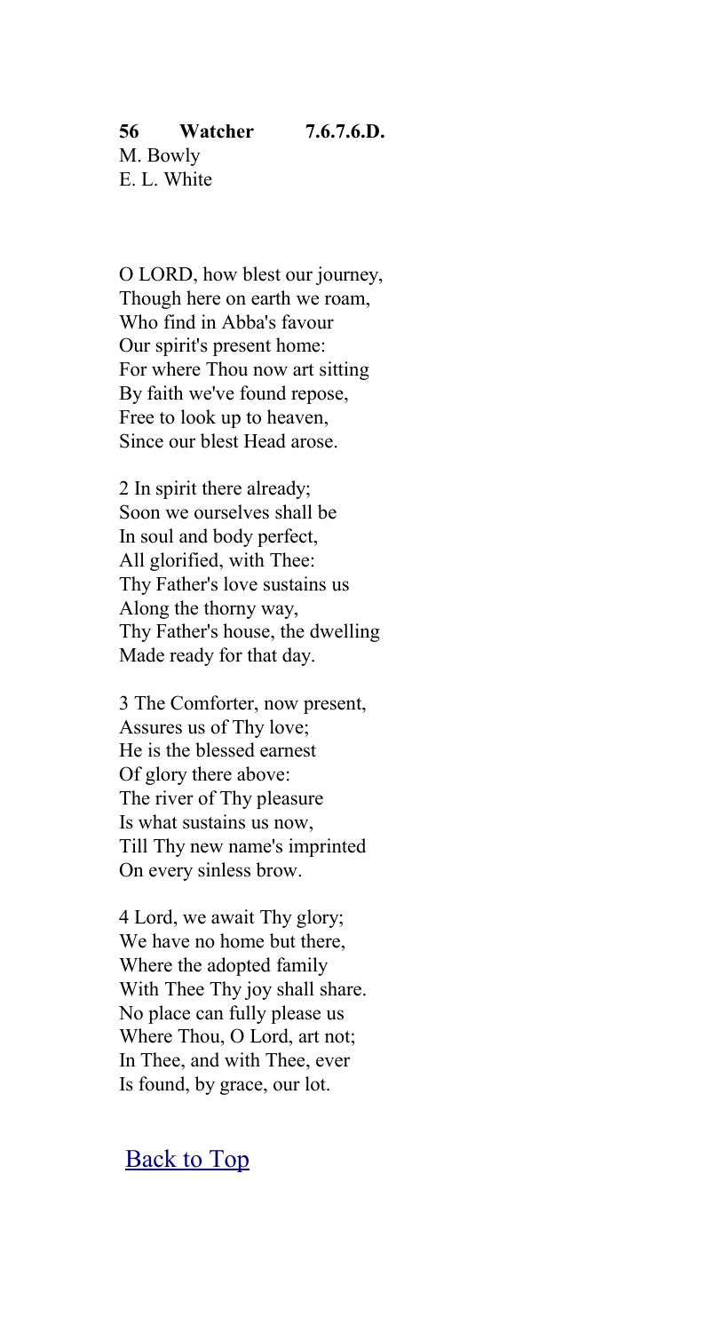**56 Watcher 7.6.7.6.D.**
M. Bowly
E. L. White

O LORD, how blest our journey,
Though here on earth we roam,
Who find in Abba's favour
Our spirit's present home:
For where Thou now art sitting
By faith we've found repose,
Free to look up to heaven,
Since our blest Head arose.

2 In spirit there already;
Soon we ourselves shall be
In soul and body perfect,
All glorified, with Thee:
Thy Father's love sustains us
Along the thorny way,
Thy Father's house, the dwelling
Made ready for that day.

3 The Comforter, now present,
Assures us of Thy love;
He is the blessed earnest
Of glory there above:
The river of Thy pleasure
Is what sustains us now,
Till Thy new name's imprinted
On every sinless brow.

4 Lord, we await Thy glory;
We have no home but there,
Where the adopted family
With Thee Thy joy shall share.
No place can fully please us
Where Thou, O Lord, art not;
In Thee, and with Thee, ever
Is found, by grace, our lot.

Back to Top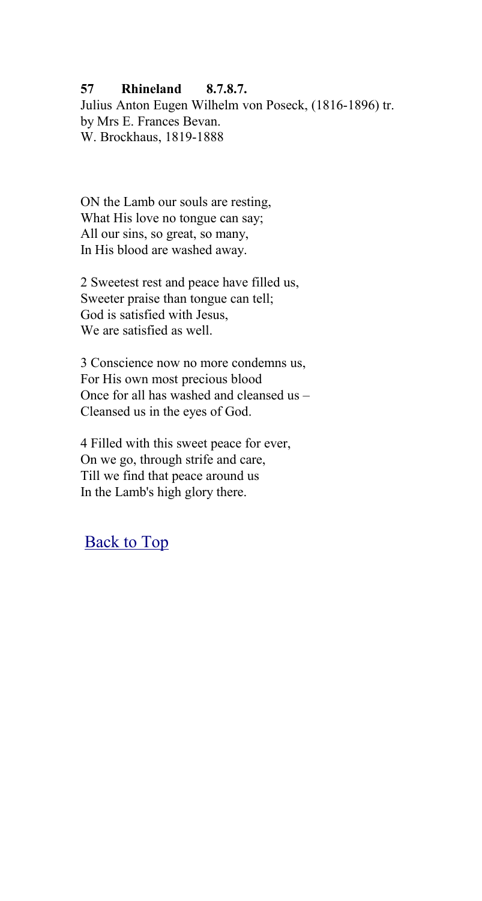**57 Rhineland 8.7.8.7.**

Julius Anton Eugen Wilhelm von Poseck, (1816-1896) tr. by Mrs E. Frances Bevan.
W. Brockhaus, 1819-1888

ON the Lamb our souls are resting,
What His love no tongue can say;
All our sins, so great, so many,
In His blood are washed away.

2 Sweetest rest and peace have filled us,
Sweeter praise than tongue can tell;
God is satisfied with Jesus,
We are satisfied as well.

3 Conscience now no more condemns us,
For His own most precious blood
Once for all has washed and cleansed us –
Cleansed us in the eyes of God.

4 Filled with this sweet peace for ever,
On we go, through strife and care,
Till we find that peace around us
In the Lamb's high glory there.

Back to Top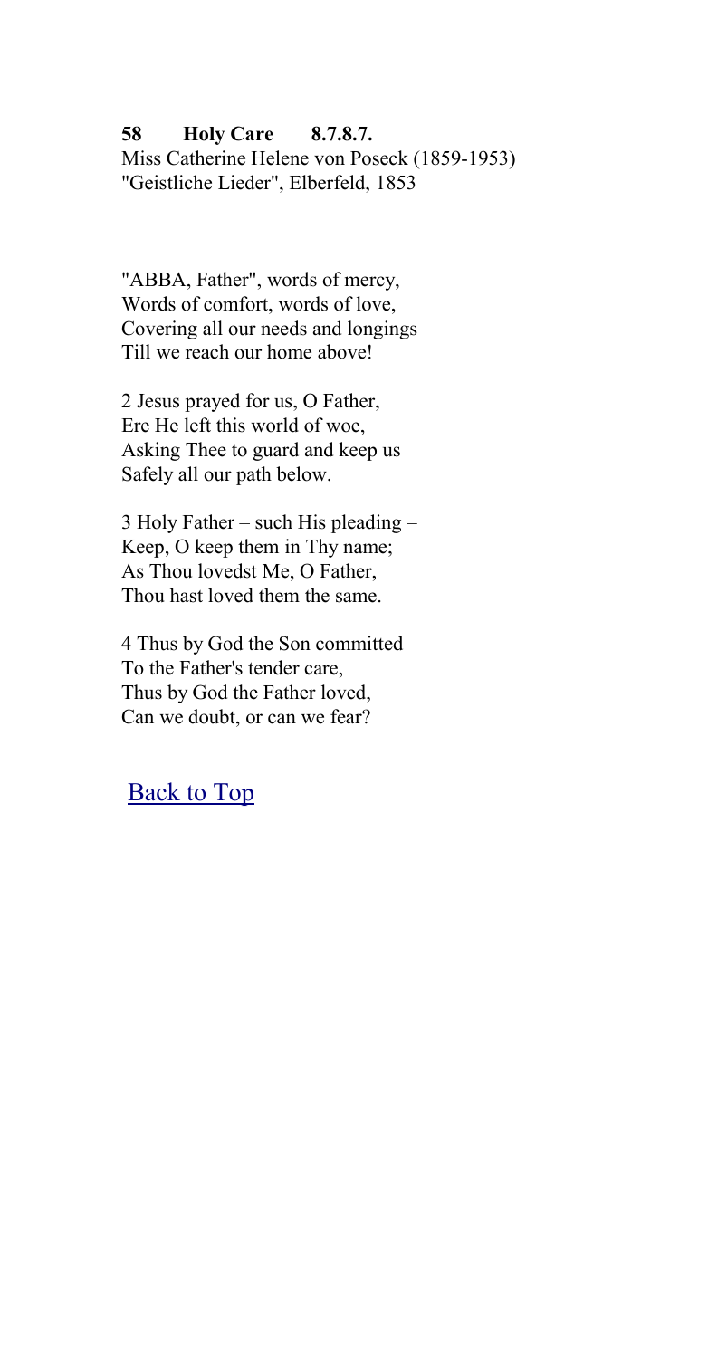**58 Holy Care 8.7.8.7.**
Miss Catherine Helene von Poseck (1859-1953)
"Geistliche Lieder", Elberfeld, 1853

"ABBA, Father", words of mercy,
Words of comfort, words of love,
Covering all our needs and longings
Till we reach our home above!

2 Jesus prayed for us, O Father,
Ere He left this world of woe,
Asking Thee to guard and keep us
Safely all our path below.

3 Holy Father – such His pleading –
Keep, O keep them in Thy name;
As Thou lovedst Me, O Father,
Thou hast loved them the same.

4 Thus by God the Son committed
To the Father's tender care,
Thus by God the Father loved,
Can we doubt, or can we fear?

Back to Top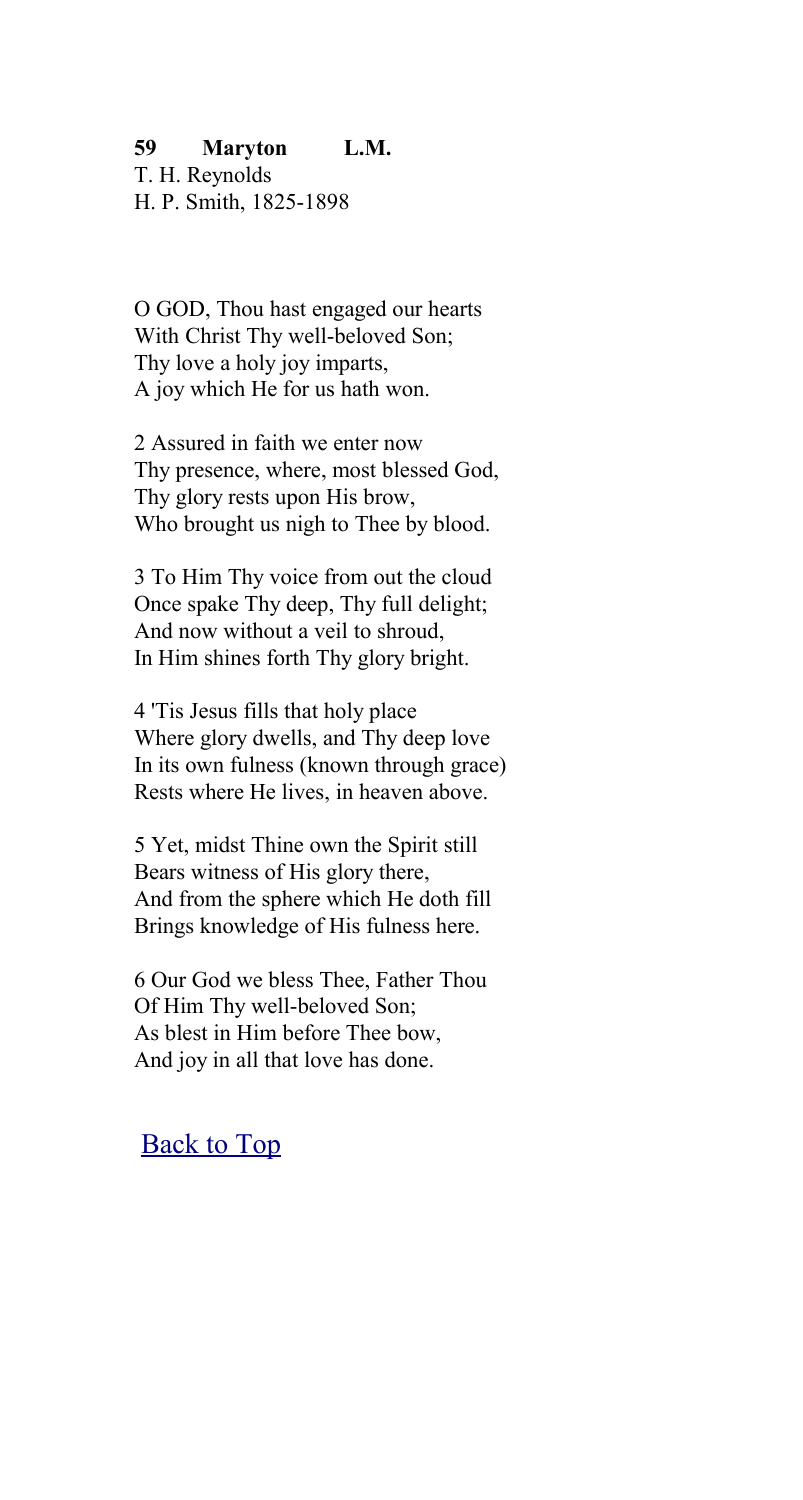**59 Maryton L.M.**
T. H. Reynolds
H. P. Smith, 1825-1898

O GOD, Thou hast engaged our hearts
With Christ Thy well-beloved Son;
Thy love a holy joy imparts,
A joy which He for us hath won.

2 Assured in faith we enter now
Thy presence, where, most blessed God,
Thy glory rests upon His brow,
Who brought us nigh to Thee by blood.

3 To Him Thy voice from out the cloud
Once spake Thy deep, Thy full delight;
And now without a veil to shroud,
In Him shines forth Thy glory bright.

4 'Tis Jesus fills that holy place
Where glory dwells, and Thy deep love
In its own fulness (known through grace)
Rests where He lives, in heaven above.

5 Yet, midst Thine own the Spirit still
Bears witness of His glory there,
And from the sphere which He doth fill
Brings knowledge of His fulness here.

6 Our God we bless Thee, Father Thou
Of Him Thy well-beloved Son;
As blest in Him before Thee bow,
And joy in all that love has done.

Back to Top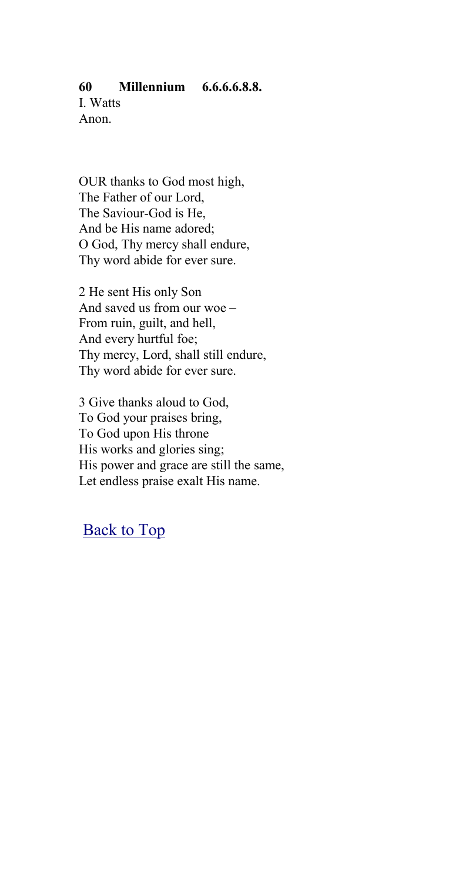**60 Millennium 6.6.6.6.8.8.**

I. Watts
Anon.

OUR thanks to God most high,
The Father of our Lord,
The Saviour-God is He,
And be His name adored;
O God, Thy mercy shall endure,
Thy word abide for ever sure.

2 He sent His only Son
And saved us from our woe –
From ruin, guilt, and hell,
And every hurtful foe;
Thy mercy, Lord, shall still endure,
Thy word abide for ever sure.

3 Give thanks aloud to God,
To God your praises bring,
To God upon His throne
His works and glories sing;
His power and grace are still the same,
Let endless praise exalt His name.

Back to Top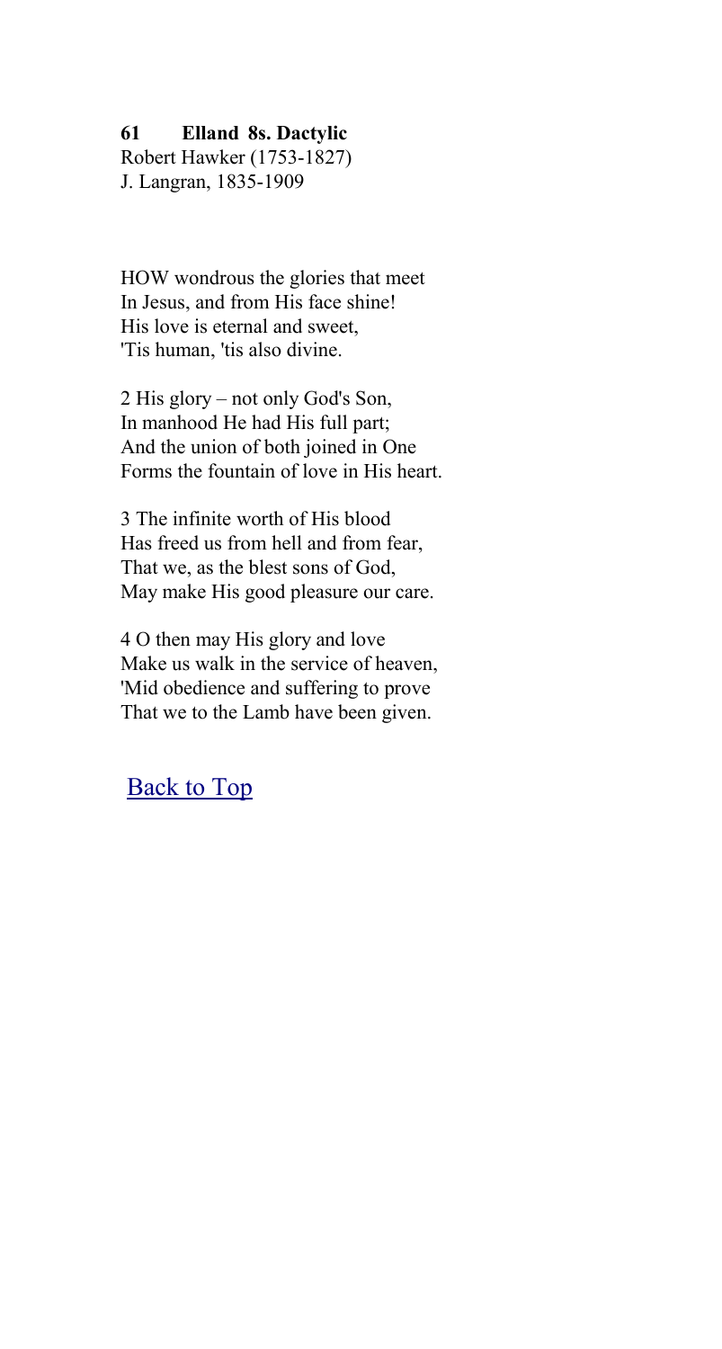**61 Elland 8s. Dactylic**
Robert Hawker (1753-1827)
J. Langran, 1835-1909

HOW wondrous the glories that meet
In Jesus, and from His face shine!
His love is eternal and sweet,
'Tis human, 'tis also divine.

2 His glory – not only God's Son,
In manhood He had His full part;
And the union of both joined in One
Forms the fountain of love in His heart.

3 The infinite worth of His blood
Has freed us from hell and from fear,
That we, as the blest sons of God,
May make His good pleasure our care.

4 O then may His glory and love
Make us walk in the service of heaven,
'Mid obedience and suffering to prove
That we to the Lamb have been given.

Back to Top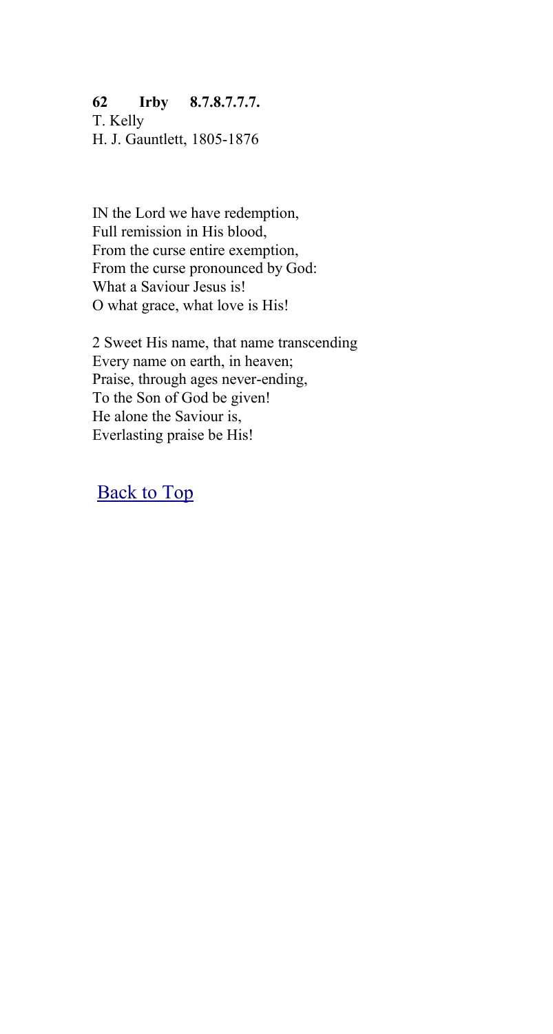**62 Irby 8.7.8.7.7.7.**
T. Kelly
H. J. Gauntlett, 1805-1876

IN the Lord we have redemption,
Full remission in His blood,
From the curse entire exemption,
From the curse pronounced by God:
What a Saviour Jesus is!
O what grace, what love is His!

2 Sweet His name, that name transcending
Every name on earth, in heaven;
Praise, through ages never-ending,
To the Son of God be given!
He alone the Saviour is,
Everlasting praise be His!

Back to Top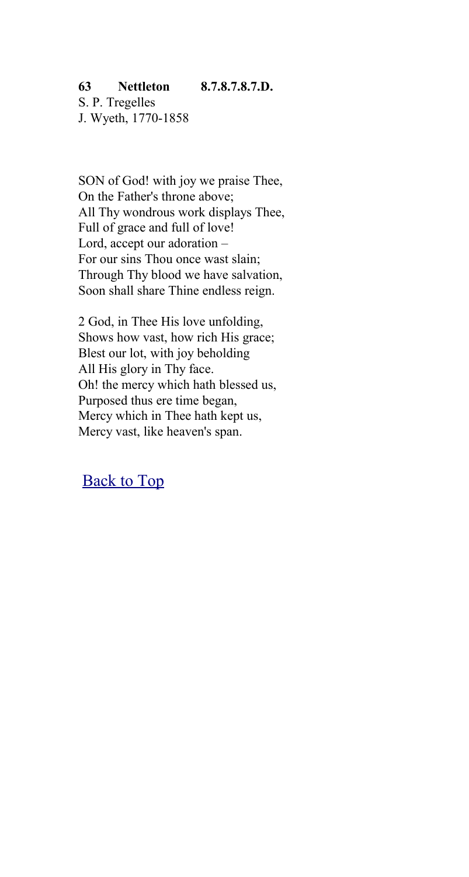**63 Nettleton 8.7.8.7.8.7.D.**

S. P. Tregelles
J. Wyeth, 1770-1858

SON of God! with joy we praise Thee,
On the Father's throne above;
All Thy wondrous work displays Thee,
Full of grace and full of love!
Lord, accept our adoration –
For our sins Thou once wast slain;
Through Thy blood we have salvation,
Soon shall share Thine endless reign.

2 God, in Thee His love unfolding,
Shows how vast, how rich His grace;
Blest our lot, with joy beholding
All His glory in Thy face.
Oh! the mercy which hath blessed us,
Purposed thus ere time began,
Mercy which in Thee hath kept us,
Mercy vast, like heaven's span.

Back to Top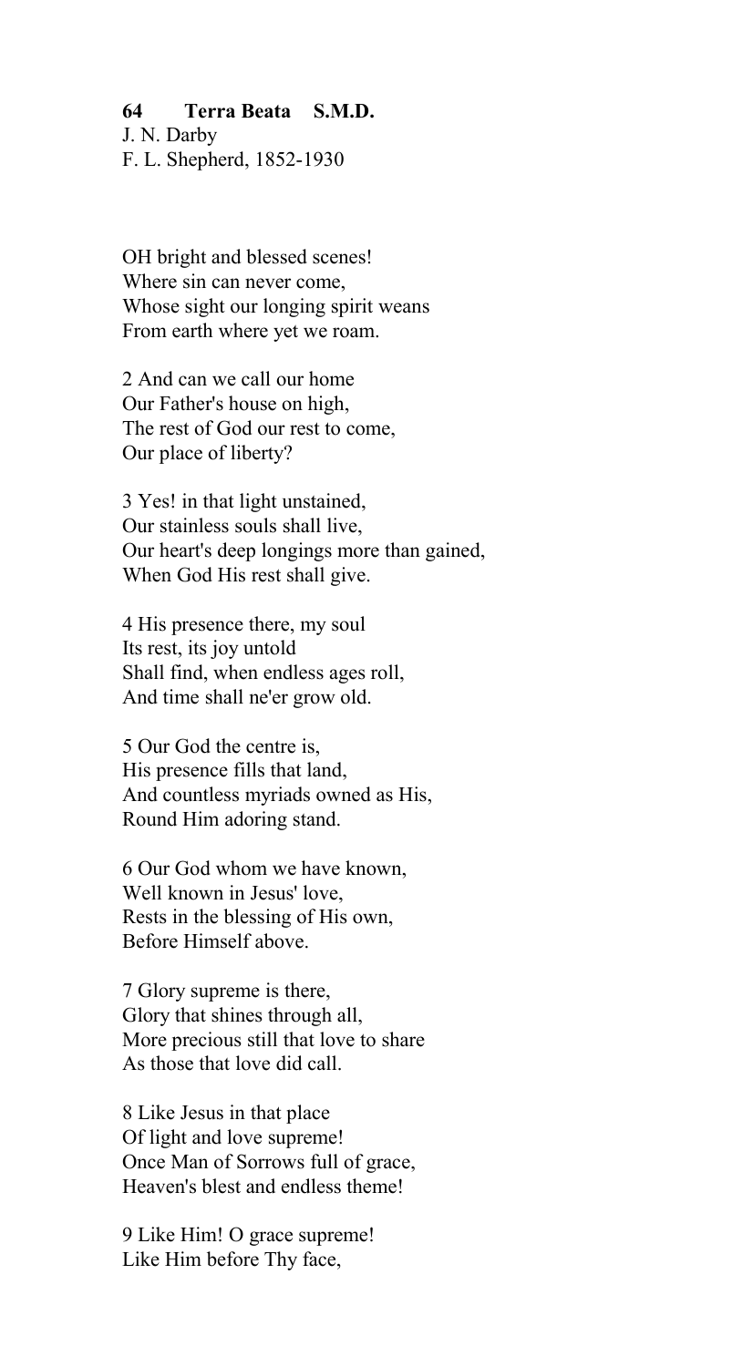**64 Terra Beata S.M.D.**
J. N. Darby
F. L. Shepherd, 1852-1930

OH bright and blessed scenes!
Where sin can never come,
Whose sight our longing spirit weans
From earth where yet we roam.

2 And can we call our home
Our Father's house on high,
The rest of God our rest to come,
Our place of liberty?

3 Yes! in that light unstained,
Our stainless souls shall live,
Our heart's deep longings more than gained,
When God His rest shall give.

4 His presence there, my soul
Its rest, its joy untold
Shall find, when endless ages roll,
And time shall ne'er grow old.

5 Our God the centre is,
His presence fills that land,
And countless myriads owned as His,
Round Him adoring stand.

6 Our God whom we have known,
Well known in Jesus' love,
Rests in the blessing of His own,
Before Himself above.

7 Glory supreme is there,
Glory that shines through all,
More precious still that love to share
As those that love did call.

8 Like Jesus in that place
Of light and love supreme!
Once Man of Sorrows full of grace,
Heaven's blest and endless theme!

9 Like Him! O grace supreme!
Like Him before Thy face,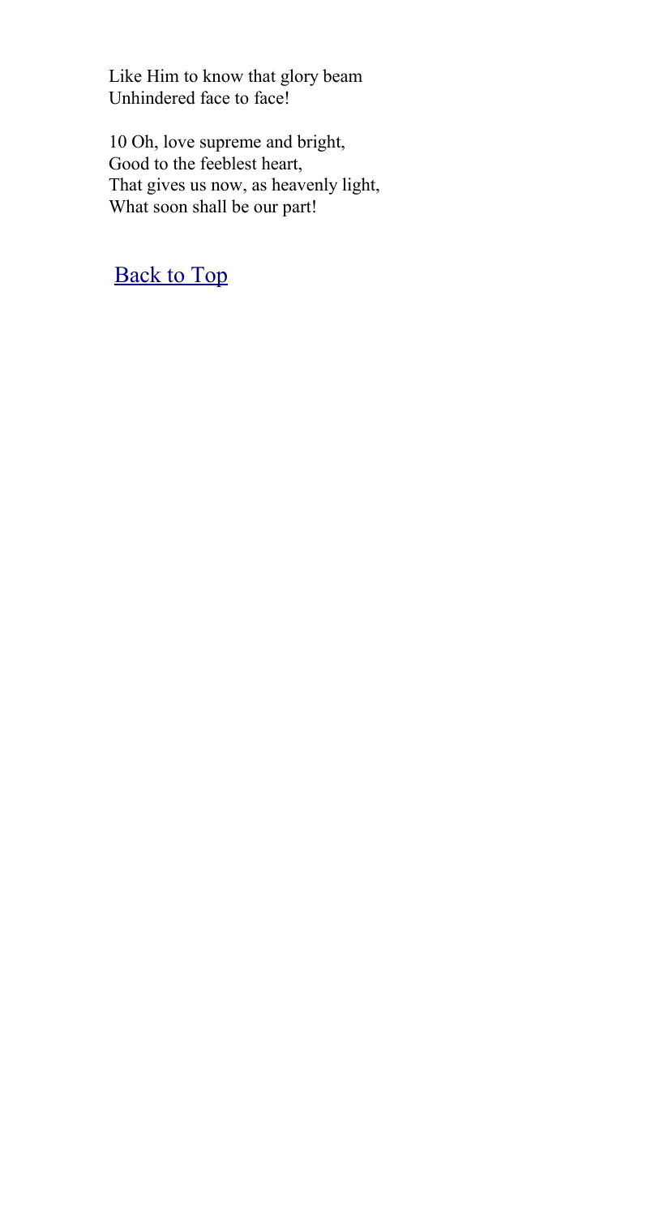Like Him to know that glory beam
Unhindered face to face!

10 Oh, love supreme and bright,
Good to the feeblest heart,
That gives us now, as heavenly light,
What soon shall be our part!

[Back to Top]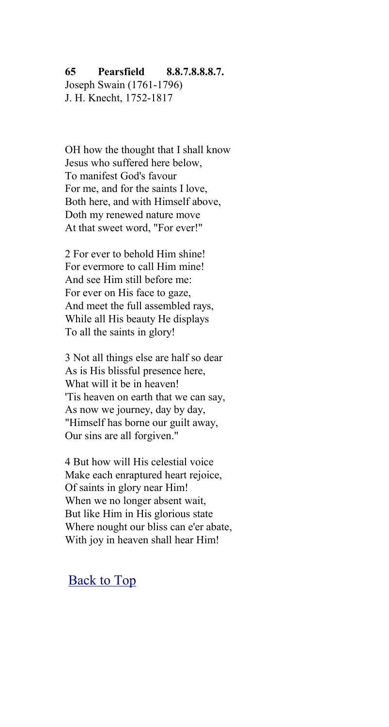**65 Pearsfield 8.8.7.8.8.8.7.**
Joseph Swain (1761-1796)
J. H. Knecht, 1752-1817

OH how the thought that I shall know
Jesus who suffered here below,
To manifest God's favour
For me, and for the saints I love,
Both here, and with Himself above,
Doth my renewed nature move
At that sweet word, "For ever!"

2 For ever to behold Him shine!
For evermore to call Him mine!
And see Him still before me:
For ever on His face to gaze,
And meet the full assembled rays,
While all His beauty He displays
To all the saints in glory!

3 Not all things else are half so dear
As is His blissful presence here,
What will it be in heaven!
'Tis heaven on earth that we can say,
As now we journey, day by day,
"Himself has borne our guilt away,
Our sins are all forgiven."

4 But how will His celestial voice
Make each enraptured heart rejoice,
Of saints in glory near Him!
When we no longer absent wait,
But like Him in His glorious state
Where nought our bliss can e'er abate,
With joy in heaven shall hear Him!

Back to Top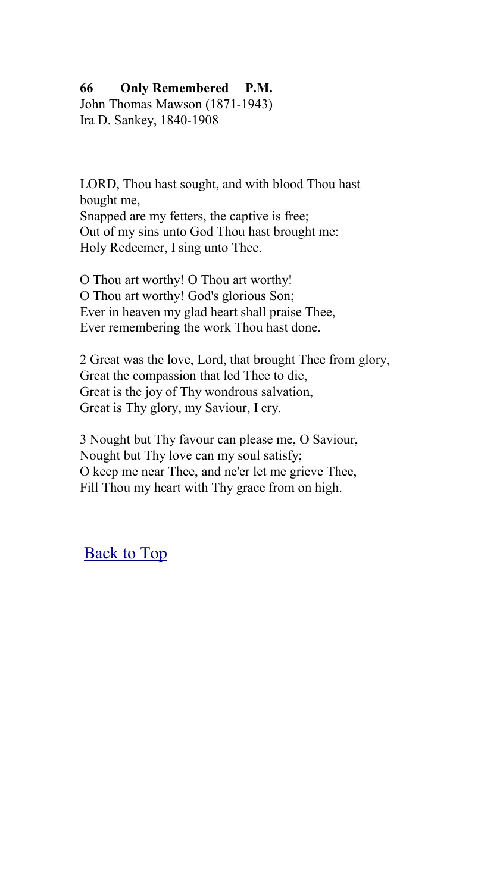**66 Only Remembered P.M.**

John Thomas Mawson (1871-1943)
Ira D. Sankey, 1840-1908

LORD, Thou hast sought, and with blood Thou hast bought me,
Snapped are my fetters, the captive is free;
Out of my sins unto God Thou hast brought me:
Holy Redeemer, I sing unto Thee.

O Thou art worthy! O Thou art worthy!
O Thou art worthy! God's glorious Son;
Ever in heaven my glad heart shall praise Thee,
Ever remembering the work Thou hast done.

2 Great was the love, Lord, that brought Thee from glory,
Great the compassion that led Thee to die,
Great is the joy of Thy wondrous salvation,
Great is Thy glory, my Saviour, I cry.

3 Nought but Thy favour can please me, O Saviour,
Nought but Thy love can my soul satisfy;
O keep me near Thee, and ne'er let me grieve Thee,
Fill Thou my heart with Thy grace from on high.

Back to Top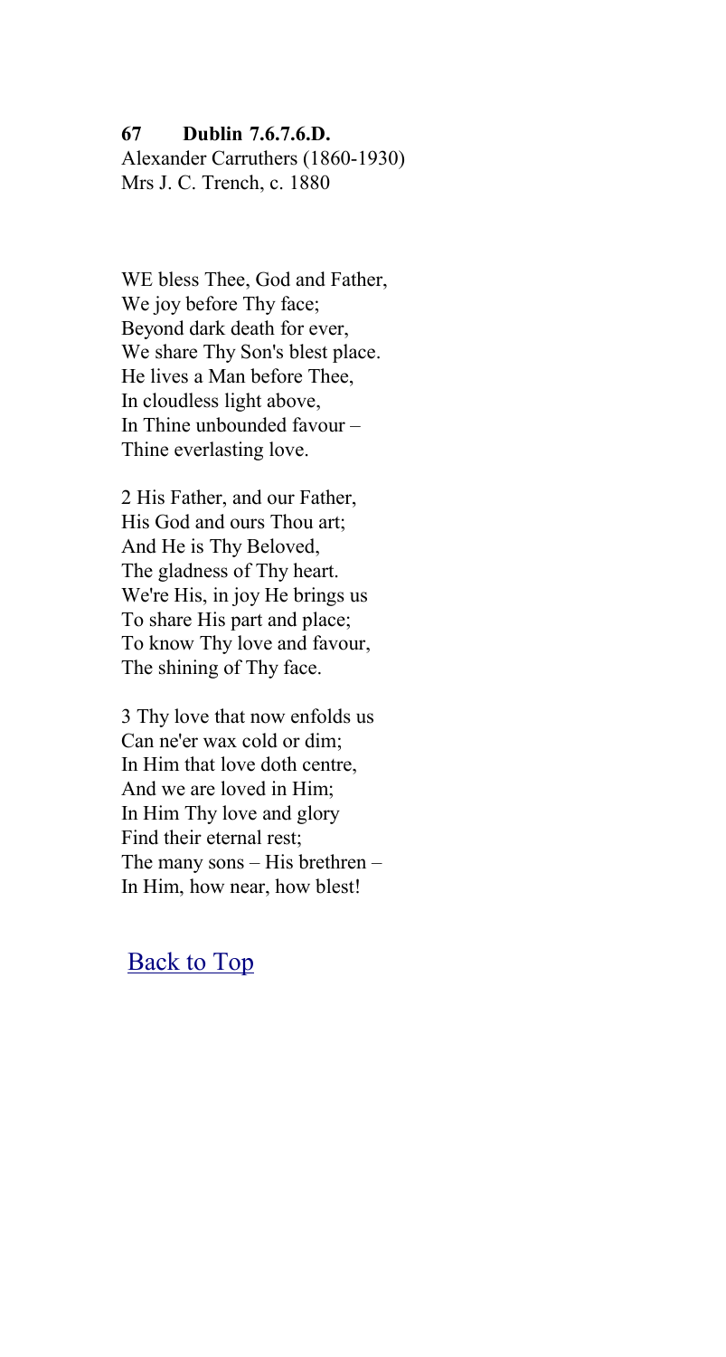**67 Dublin 7.6.7.6.D.**
Alexander Carruthers (1860-1930)
Mrs J. C. Trench, c. 1880

WE bless Thee, God and Father,
We joy before Thy face;
Beyond dark death for ever,
We share Thy Son's blest place.
He lives a Man before Thee,
In cloudless light above,
In Thine unbounded favour –
Thine everlasting love.

2 His Father, and our Father,
His God and ours Thou art;
And He is Thy Beloved,
The gladness of Thy heart.
We're His, in joy He brings us
To share His part and place;
To know Thy love and favour,
The shining of Thy face.

3 Thy love that now enfolds us
Can ne'er wax cold or dim;
In Him that love doth centre,
And we are loved in Him;
In Him Thy love and glory
Find their eternal rest;
The many sons – His brethren –
In Him, how near, how blest!

Back to Top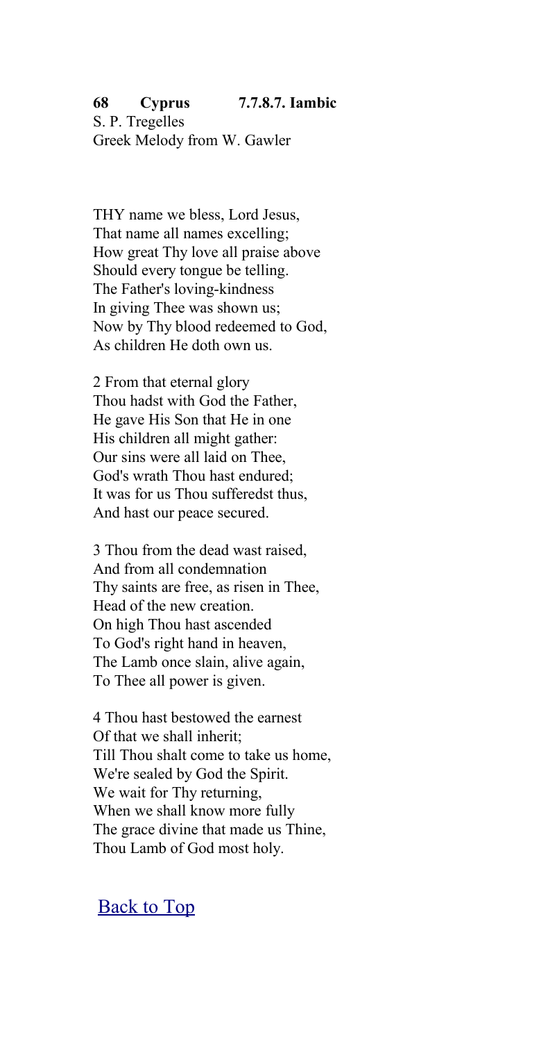**68 Cyprus 7.7.8.7. Iambic**
S. P. Tregelles
Greek Melody from W. Gawler

THY name we bless, Lord Jesus,
That name all names excelling;
How great Thy love all praise above
Should every tongue be telling.
The Father's loving-kindness
In giving Thee was shown us;
Now by Thy blood redeemed to God,
As children He doth own us.

2 From that eternal glory
Thou hadst with God the Father,
He gave His Son that He in one
His children all might gather:
Our sins were all laid on Thee,
God's wrath Thou hast endured;
It was for us Thou sufferedst thus,
And hast our peace secured.

3 Thou from the dead wast raised,
And from all condemnation
Thy saints are free, as risen in Thee,
Head of the new creation.
On high Thou hast ascended
To God's right hand in heaven,
The Lamb once slain, alive again,
To Thee all power is given.

4 Thou hast bestowed the earnest
Of that we shall inherit;
Till Thou shalt come to take us home,
We're sealed by God the Spirit.
We wait for Thy returning,
When we shall know more fully
The grace divine that made us Thine,
Thou Lamb of God most holy.

Back to Top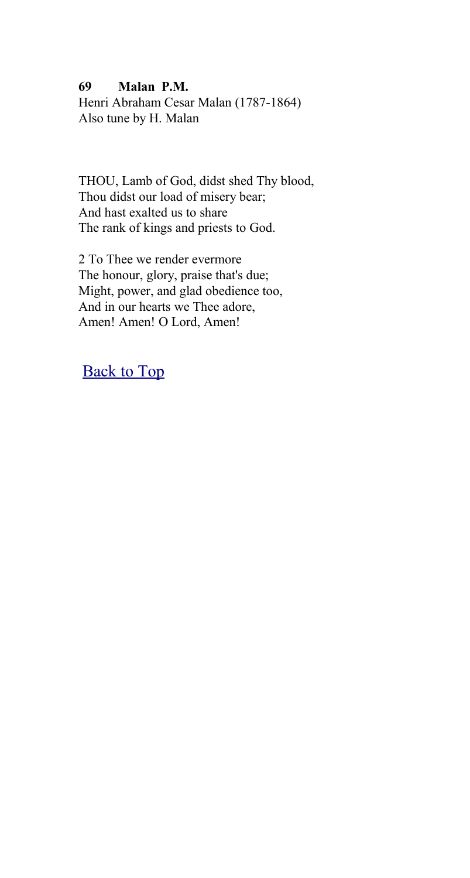**69 Malan P.M.**
Henri Abraham Cesar Malan (1787-1864)
Also tune by H. Malan

THOU, Lamb of God, didst shed Thy blood,
Thou didst our load of misery bear;
And hast exalted us to share
The rank of kings and priests to God.

2 To Thee we render evermore
The honour, glory, praise that's due;
Might, power, and glad obedience too,
And in our hearts we Thee adore,
Amen! Amen! O Lord, Amen!

Back to Top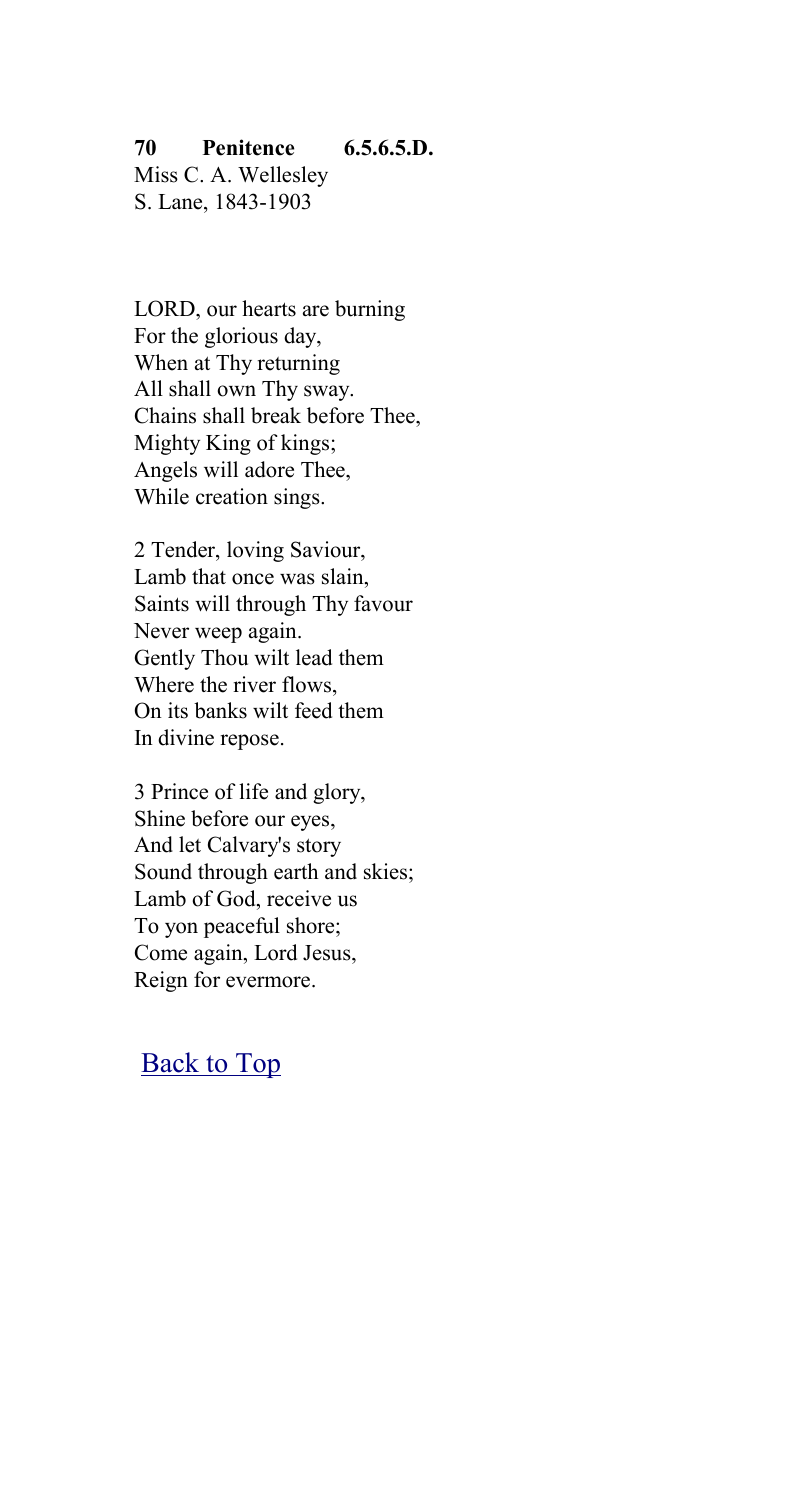**70 Penitence 6.5.6.5.D.**
Miss C. A. Wellesley
S. Lane, 1843-1903

LORD, our hearts are burning
For the glorious day,
When at Thy returning
All shall own Thy sway.
Chains shall break before Thee,
Mighty King of kings;
Angels will adore Thee,
While creation sings.

2 Tender, loving Saviour,
Lamb that once was slain,
Saints will through Thy favour
Never weep again.
Gently Thou wilt lead them
Where the river flows,
On its banks wilt feed them
In divine repose.

3 Prince of life and glory,
Shine before our eyes,
And let Calvary's story
Sound through earth and skies;
Lamb of God, receive us
To yon peaceful shore;
Come again, Lord Jesus,
Reign for evermore.

Back to Top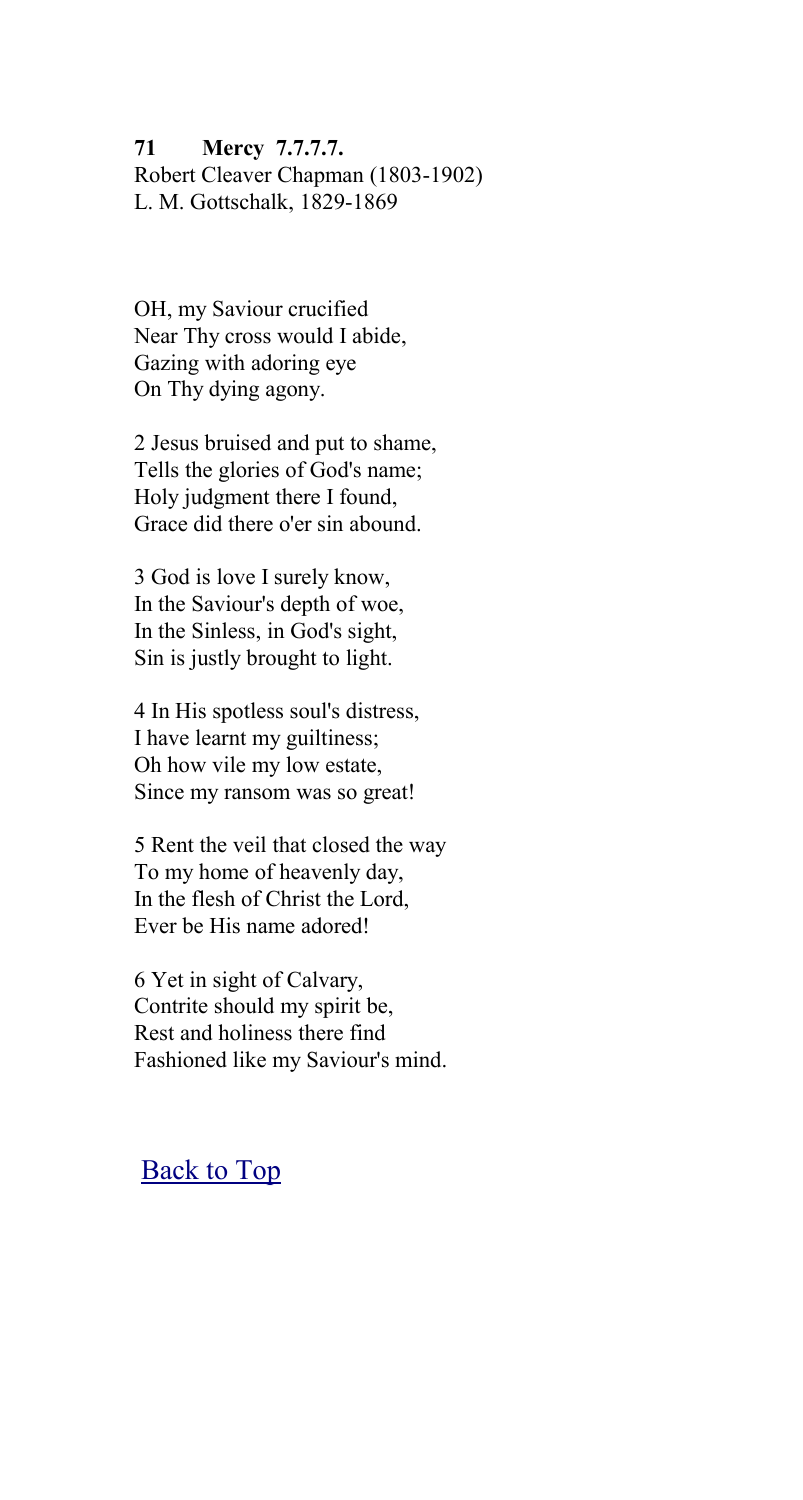**71 Mercy 7.7.7.7.**
Robert Cleaver Chapman (1803-1902)
L. M. Gottschalk, 1829-1869

OH, my Saviour crucified
Near Thy cross would I abide,
Gazing with adoring eye
On Thy dying agony.

2 Jesus bruised and put to shame,
Tells the glories of God's name;
Holy judgment there I found,
Grace did there o'er sin abound.

3 God is love I surely know,
In the Saviour's depth of woe,
In the Sinless, in God's sight,
Sin is justly brought to light.

4 In His spotless soul's distress,
I have learnt my guiltiness;
Oh how vile my low estate,
Since my ransom was so great!

5 Rent the veil that closed the way
To my home of heavenly day,
In the flesh of Christ the Lord,
Ever be His name adored!

6 Yet in sight of Calvary,
Contrite should my spirit be,
Rest and holiness there find
Fashioned like my Saviour's mind.

Back to Top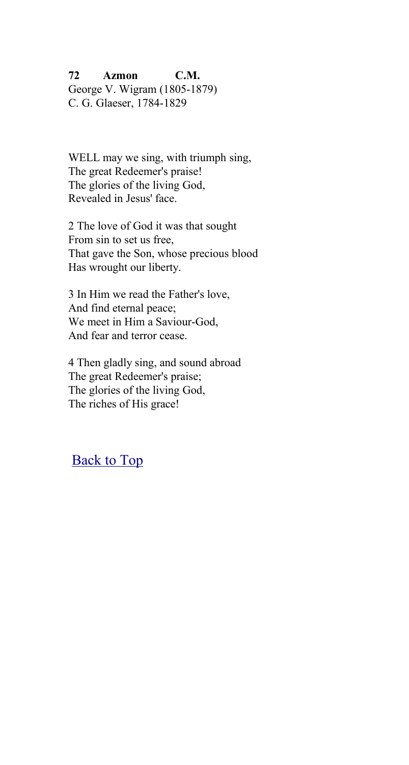**72 Azmon C.M.**
George V. Wigram (1805-1879)
C. G. Glaeser, 1784-1829

WELL may we sing, with triumph sing,
The great Redeemer's praise!
The glories of the living God,
Revealed in Jesus' face.

2 The love of God it was that sought
From sin to set us free,
That gave the Son, whose precious blood
Has wrought our liberty.

3 In Him we read the Father's love,
And find eternal peace;
We meet in Him a Saviour-God,
And fear and terror cease.

4 Then gladly sing, and sound abroad
The great Redeemer's praise;
The glories of the living God,
The riches of His grace!

Back to Top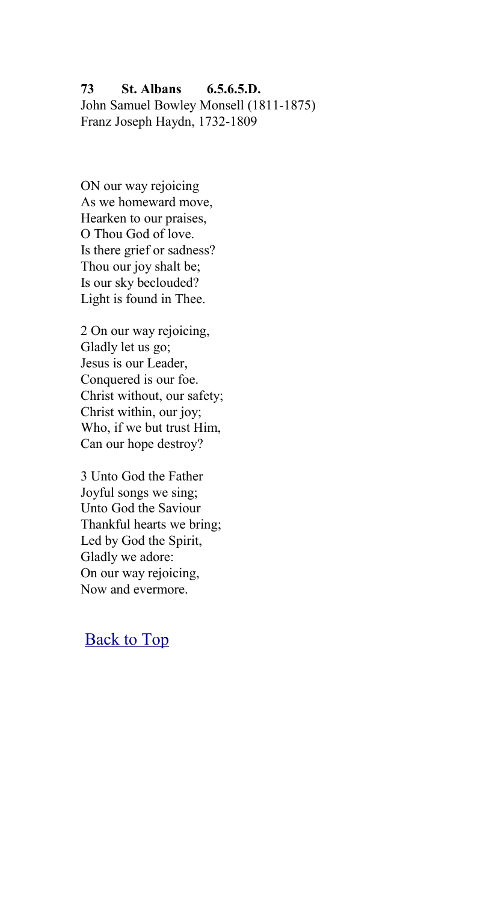**73 St. Albans 6.5.6.5.D.**
John Samuel Bowley Monsell (1811-1875)
Franz Joseph Haydn, 1732-1809

ON our way rejoicing
As we homeward move,
Hearken to our praises,
O Thou God of love.
Is there grief or sadness?
Thou our joy shalt be;
Is our sky beclouded?
Light is found in Thee.

2 On our way rejoicing,
Gladly let us go;
Jesus is our Leader,
Conquered is our foe.
Christ without, our safety;
Christ within, our joy;
Who, if we but trust Him,
Can our hope destroy?

3 Unto God the Father
Joyful songs we sing;
Unto God the Saviour
Thankful hearts we bring;
Led by God the Spirit,
Gladly we adore:
On our way rejoicing,
Now and evermore.

Back to Top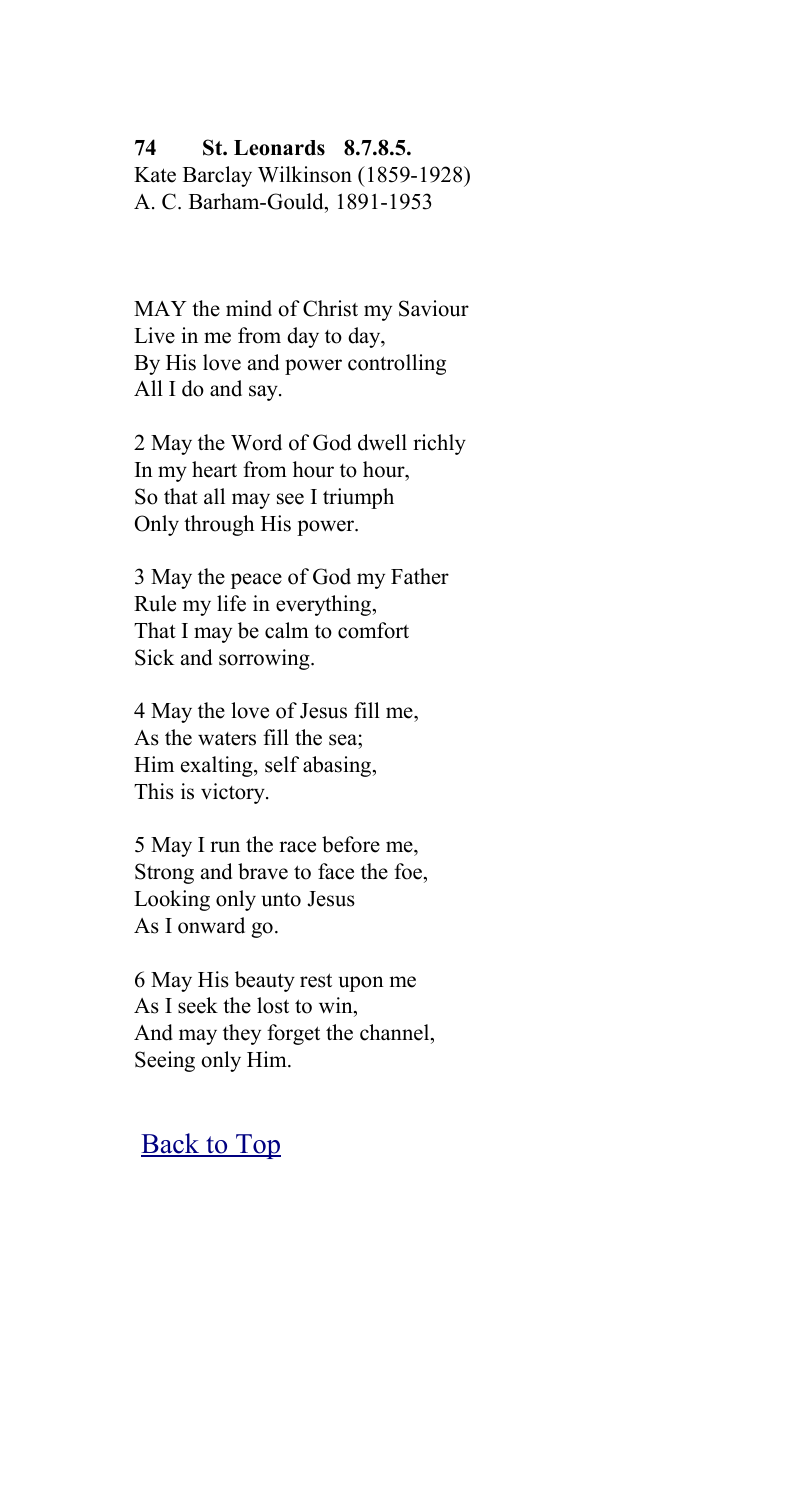**74 St. Leonards 8.7.8.5.**
Kate Barclay Wilkinson (1859-1928)
A. C. Barham-Gould, 1891-1953

MAY the mind of Christ my Saviour
Live in me from day to day,
By His love and power controlling
All I do and say.

2 May the Word of God dwell richly
In my heart from hour to hour,
So that all may see I triumph
Only through His power.

3 May the peace of God my Father
Rule my life in everything,
That I may be calm to comfort
Sick and sorrowing.

4 May the love of Jesus fill me,
As the waters fill the sea;
Him exalting, self abasing,
This is victory.

5 May I run the race before me,
Strong and brave to face the foe,
Looking only unto Jesus
As I onward go.

6 May His beauty rest upon me
As I seek the lost to win,
And may they forget the channel,
Seeing only Him.

Back to Top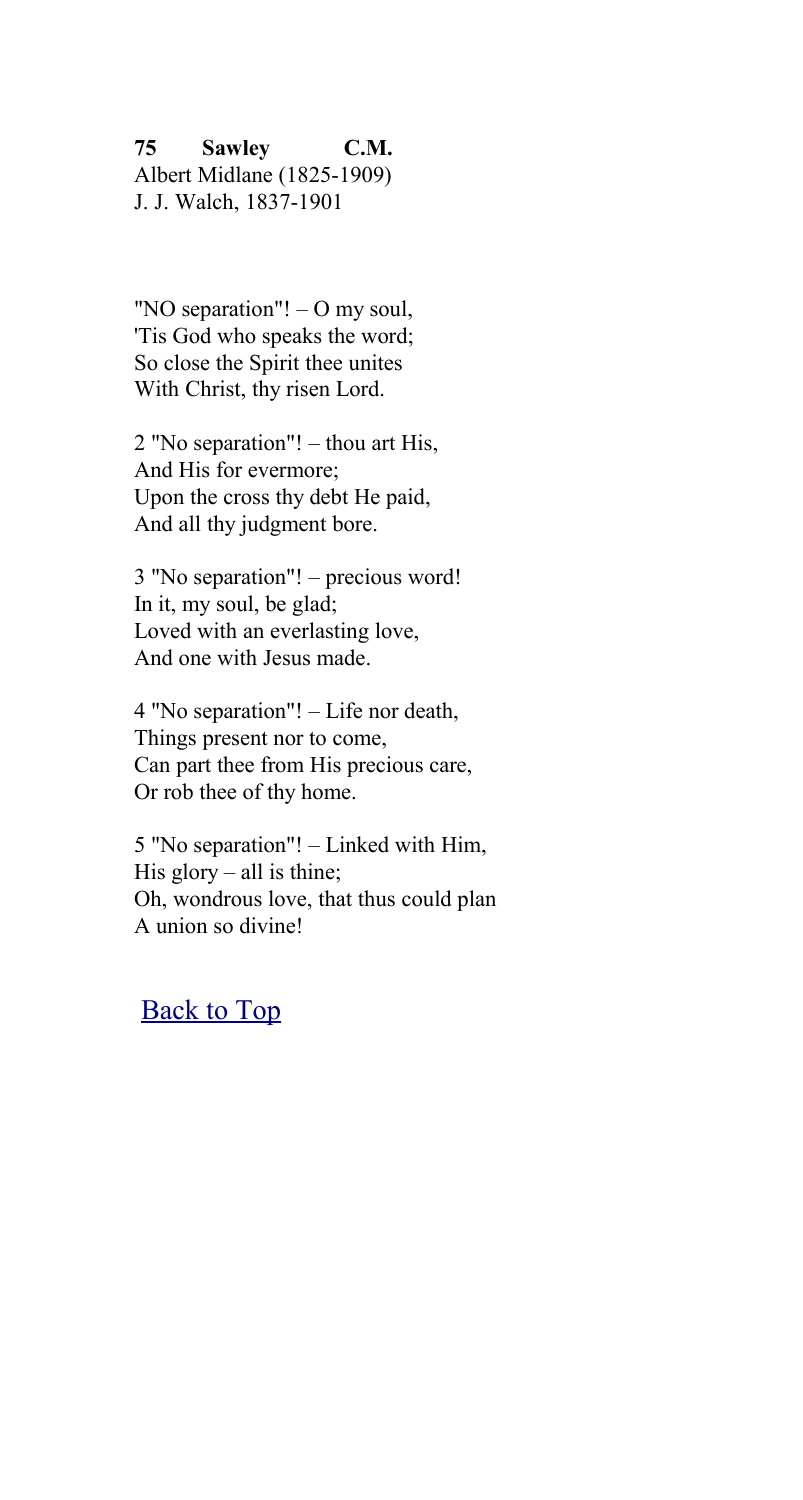**75 Sawley C.M.**
Albert Midlane (1825-1909)
J. J. Walch, 1837-1901

"NO separation"! – O my soul,
'Tis God who speaks the word;
So close the Spirit thee unites
With Christ, thy risen Lord.

2 "No separation"! – thou art His,
And His for evermore;
Upon the cross thy debt He paid,
And all thy judgment bore.

3 "No separation"! – precious word!
In it, my soul, be glad;
Loved with an everlasting love,
And one with Jesus made.

4 "No separation"! – Life nor death,
Things present nor to come,
Can part thee from His precious care,
Or rob thee of thy home.

5 "No separation"! – Linked with Him,
His glory – all is thine;
Oh, wondrous love, that thus could plan
A union so divine!

Back to Top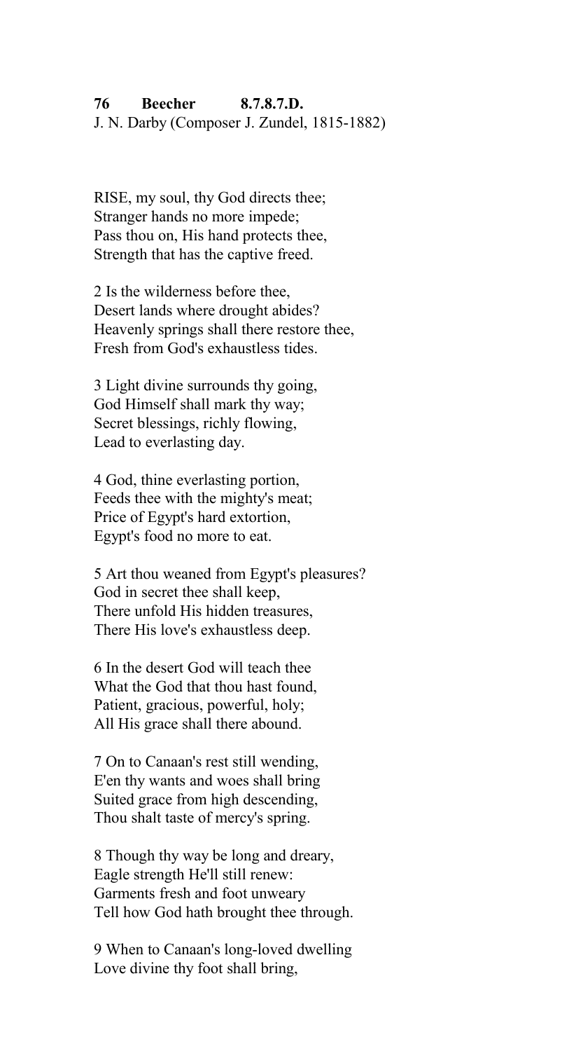**76 Beecher 8.7.8.7.D.**
J. N. Darby (Composer J. Zundel, 1815-1882)

RISE, my soul, thy God directs thee;
Stranger hands no more impede;
Pass thou on, His hand protects thee,
Strength that has the captive freed.

2 Is the wilderness before thee,
Desert lands where drought abides?
Heavenly springs shall there restore thee,
Fresh from God's exhaustless tides.

3 Light divine surrounds thy going,
God Himself shall mark thy way;
Secret blessings, richly flowing,
Lead to everlasting day.

4 God, thine everlasting portion,
Feeds thee with the mighty's meat;
Price of Egypt's hard extortion,
Egypt's food no more to eat.

5 Art thou weaned from Egypt's pleasures?
God in secret thee shall keep,
There unfold His hidden treasures,
There His love's exhaustless deep.

6 In the desert God will teach thee
What the God that thou hast found,
Patient, gracious, powerful, holy;
All His grace shall there abound.

7 On to Canaan's rest still wending,
E'en thy wants and woes shall bring
Suited grace from high descending,
Thou shalt taste of mercy's spring.

8 Though thy way be long and dreary,
Eagle strength He'll still renew:
Garments fresh and foot unweary
Tell how God hath brought thee through.

9 When to Canaan's long-loved dwelling
Love divine thy foot shall bring,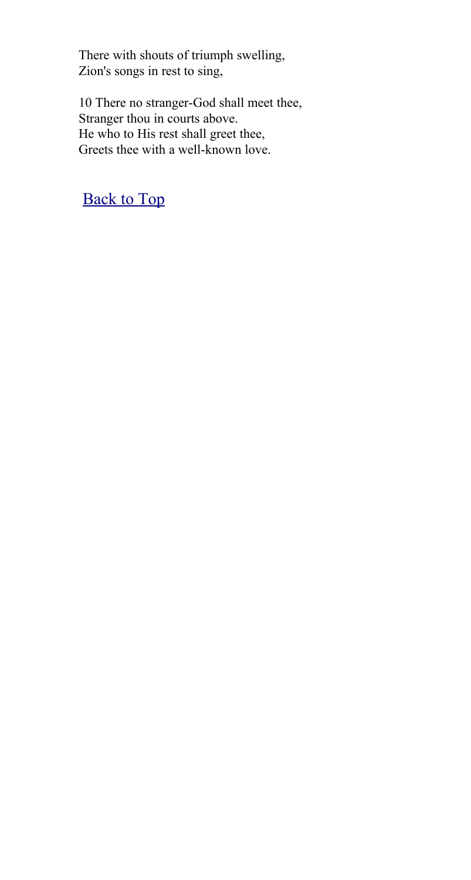There with shouts of triumph swelling,
Zion's songs in rest to sing,

10 There no stranger-God shall meet thee,
Stranger thou in courts above.
He who to His rest shall greet thee,
Greets thee with a well-known love.

Back to Top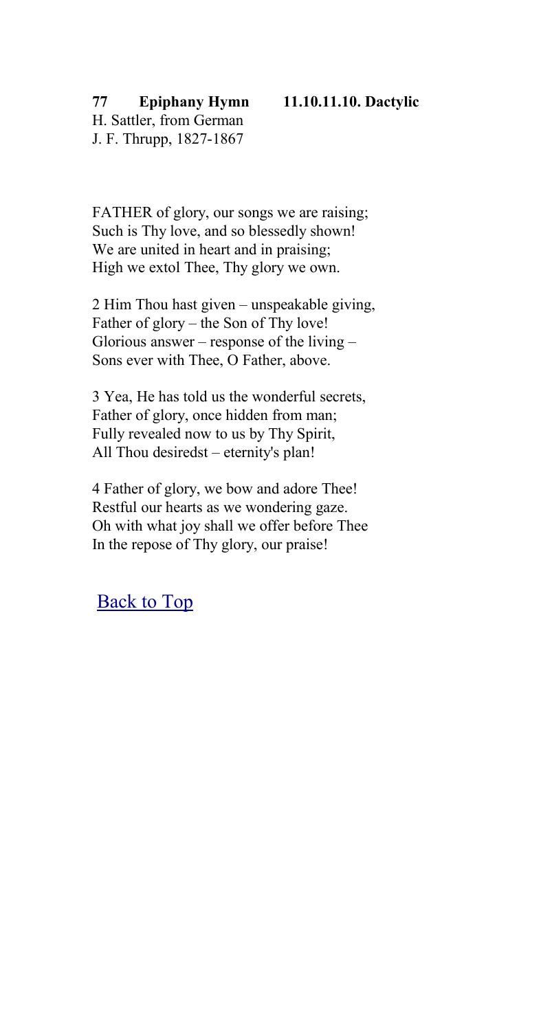**77 Epiphany Hymn 11.10.11.10. Dactylic**

H. Sattler, from German
J. F. Thrupp, 1827-1867

FATHER of glory, our songs we are raising;
Such is Thy love, and so blessedly shown!
We are united in heart and in praising;
High we extol Thee, Thy glory we own.

2 Him Thou hast given – unspeakable giving,
Father of glory – the Son of Thy love!
Glorious answer – response of the living –
Sons ever with Thee, O Father, above.

3 Yea, He has told us the wonderful secrets,
Father of glory, once hidden from man;
Fully revealed now to us by Thy Spirit,
All Thou desiredst – eternity's plan!

4 Father of glory, we bow and adore Thee!
Restful our hearts as we wondering gaze.
Oh with what joy shall we offer before Thee
In the repose of Thy glory, our praise!

Back to Top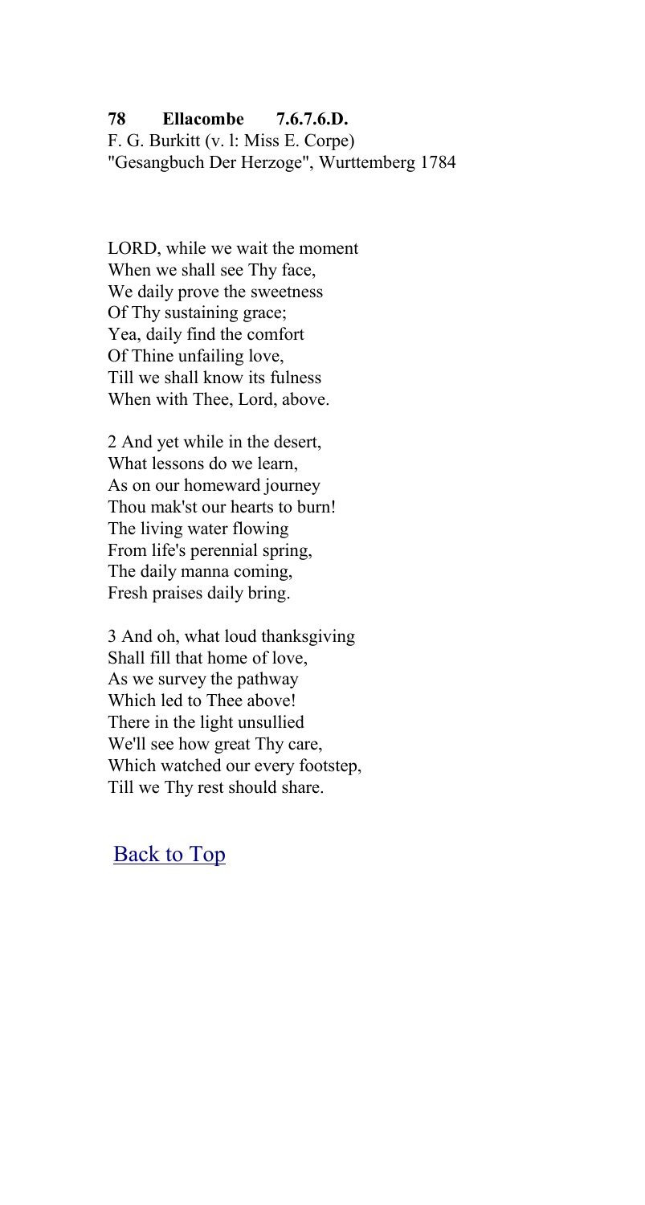**78 Ellacombe 7.6.7.6.D.**
F. G. Burkitt (v. l: Miss E. Corpe)
"Gesangbuch Der Herzoge", Wurttemberg 1784

LORD, while we wait the moment
When we shall see Thy face,
We daily prove the sweetness
Of Thy sustaining grace;
Yea, daily find the comfort
Of Thine unfailing love,
Till we shall know its fulness
When with Thee, Lord, above.

2 And yet while in the desert,
What lessons do we learn,
As on our homeward journey
Thou mak'st our hearts to burn!
The living water flowing
From life's perennial spring,
The daily manna coming,
Fresh praises daily bring.

3 And oh, what loud thanksgiving
Shall fill that home of love,
As we survey the pathway
Which led to Thee above!
There in the light unsullied
We'll see how great Thy care,
Which watched our every footstep,
Till we Thy rest should share.

Back to Top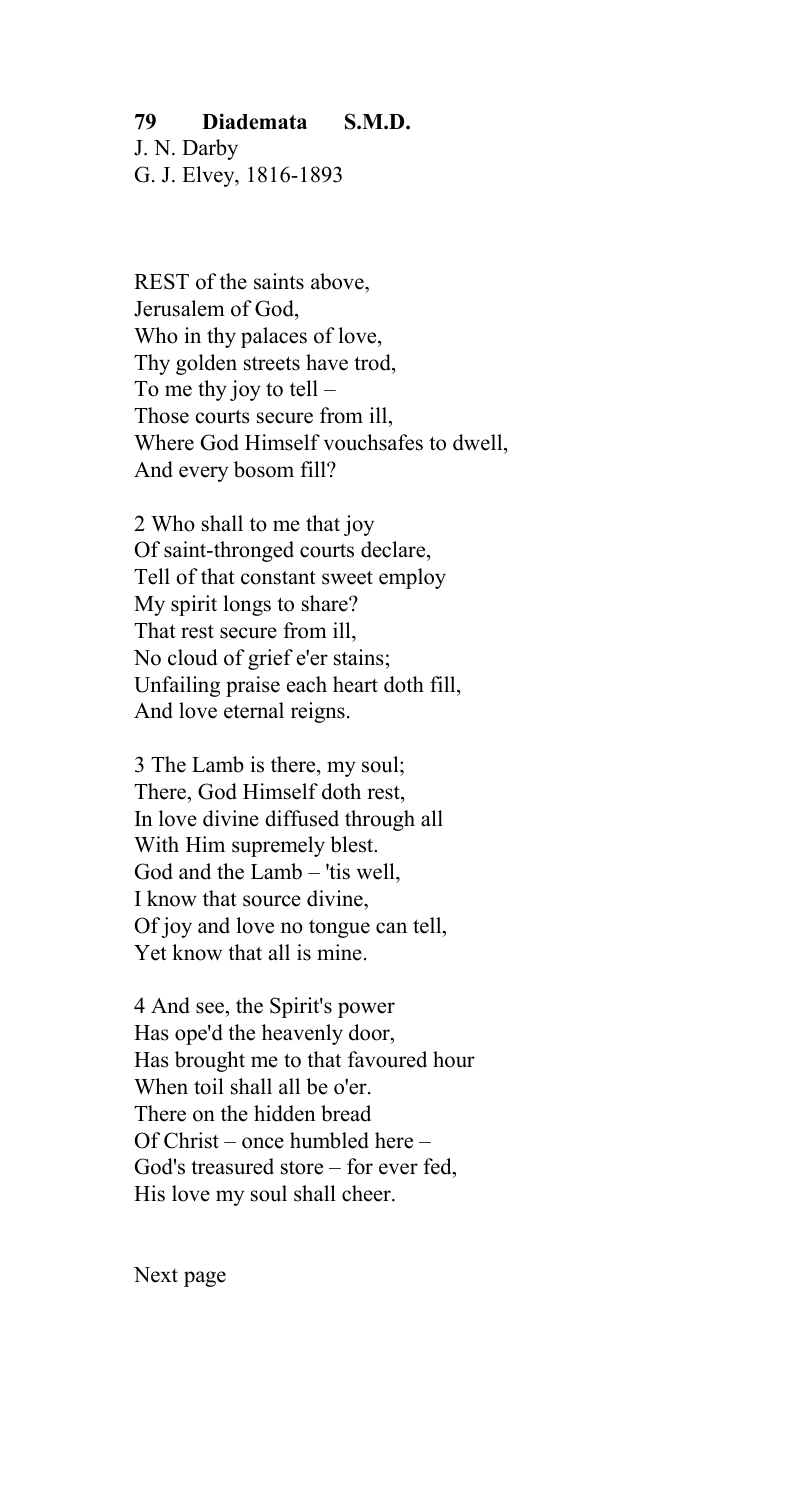**79 Diademata S.M.D.**

J. N. Darby
G. J. Elvey, 1816-1893

REST of the saints above,
Jerusalem of God,
Who in thy palaces of love,
Thy golden streets have trod,
To me thy joy to tell –
Those courts secure from ill,
Where God Himself vouchsafes to dwell,
And every bosom fill?

2 Who shall to me that joy
Of saint-thronged courts declare,
Tell of that constant sweet employ
My spirit longs to share?
That rest secure from ill,
No cloud of grief e'er stains;
Unfailing praise each heart doth fill,
And love eternal reigns.

3 The Lamb is there, my soul;
There, God Himself doth rest,
In love divine diffused through all
With Him supremely blest.
God and the Lamb – 'tis well,
I know that source divine,
Of joy and love no tongue can tell,
Yet know that all is mine.

4 And see, the Spirit's power
Has ope'd the heavenly door,
Has brought me to that favoured hour
When toil shall all be o'er.
There on the hidden bread
Of Christ – once humbled here –
God's treasured store – for ever fed,
His love my soul shall cheer.

Next page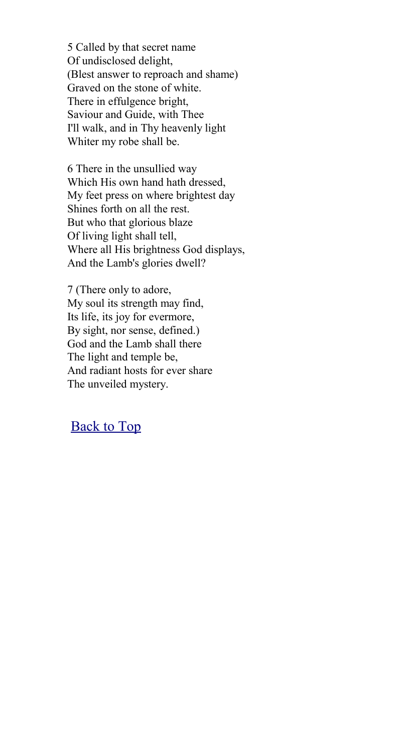5 Called by that secret name
Of undisclosed delight,
(Blest answer to reproach and shame)
Graved on the stone of white.
There in effulgence bright,
Saviour and Guide, with Thee
I'll walk, and in Thy heavenly light
Whiter my robe shall be.

6 There in the unsullied way
Which His own hand hath dressed,
My feet press on where brightest day
Shines forth on all the rest.
But who that glorious blaze
Of living light shall tell,
Where all His brightness God displays,
And the Lamb's glories dwell?

7 (There only to adore,
My soul its strength may find,
Its life, its joy for evermore,
By sight, nor sense, defined.)
God and the Lamb shall there
The light and temple be,
And radiant hosts for ever share
The unveiled mystery.

Back to Top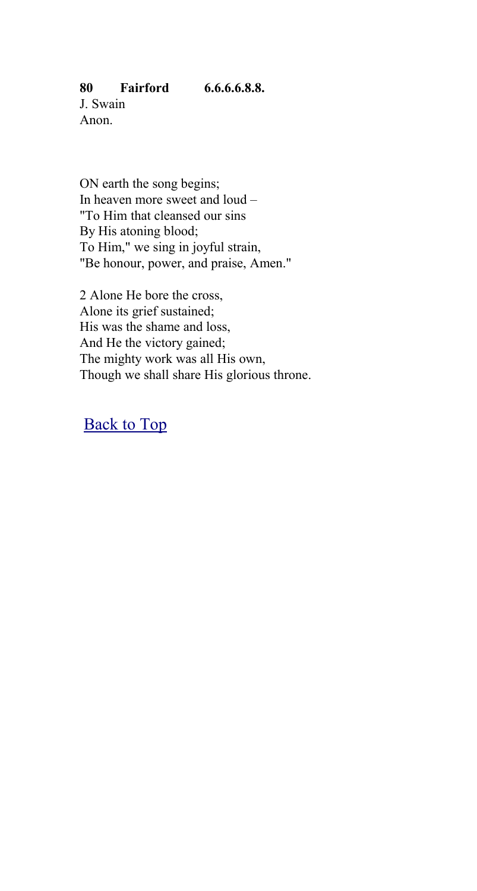**80 Fairford 6.6.6.6.8.8.**
J. Swain
Anon.

ON earth the song begins;
In heaven more sweet and loud –
"To Him that cleansed our sins
By His atoning blood;
To Him," we sing in joyful strain,
"Be honour, power, and praise, Amen."

2 Alone He bore the cross,
Alone its grief sustained;
His was the shame and loss,
And He the victory gained;
The mighty work was all His own,
Though we shall share His glorious throne.

Back to Top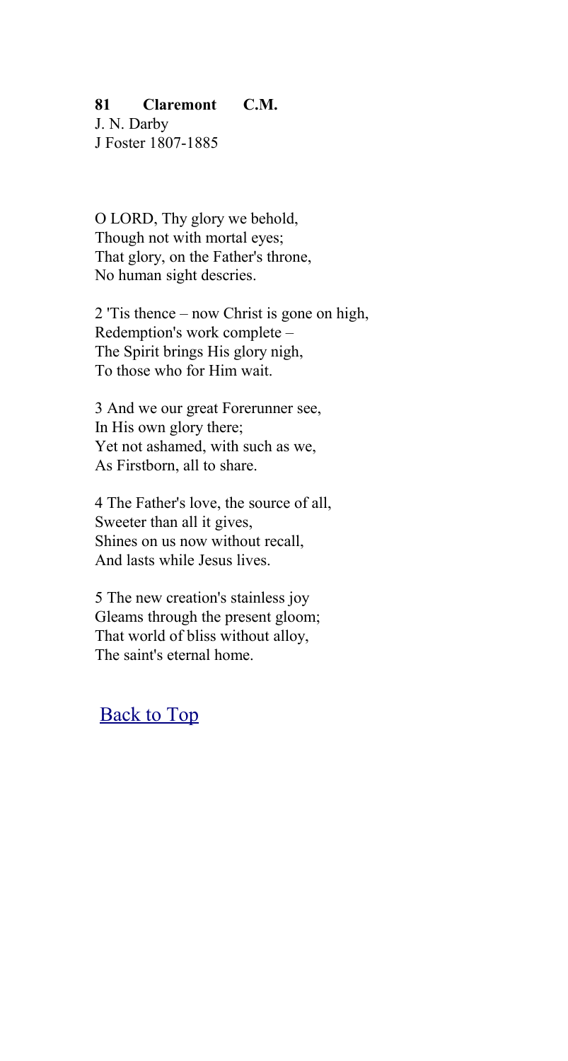**81 Claremont C.M.**
J. N. Darby
J Foster 1807-1885

O LORD, Thy glory we behold,
Though not with mortal eyes;
That glory, on the Father's throne,
No human sight descries.

2 'Tis thence – now Christ is gone on high,
Redemption's work complete –
The Spirit brings His glory nigh,
To those who for Him wait.

3 And we our great Forerunner see,
In His own glory there;
Yet not ashamed, with such as we,
As Firstborn, all to share.

4 The Father's love, the source of all,
Sweeter than all it gives,
Shines on us now without recall,
And lasts while Jesus lives.

5 The new creation's stainless joy
Gleams through the present gloom;
That world of bliss without alloy,
The saint's eternal home.

Back to Top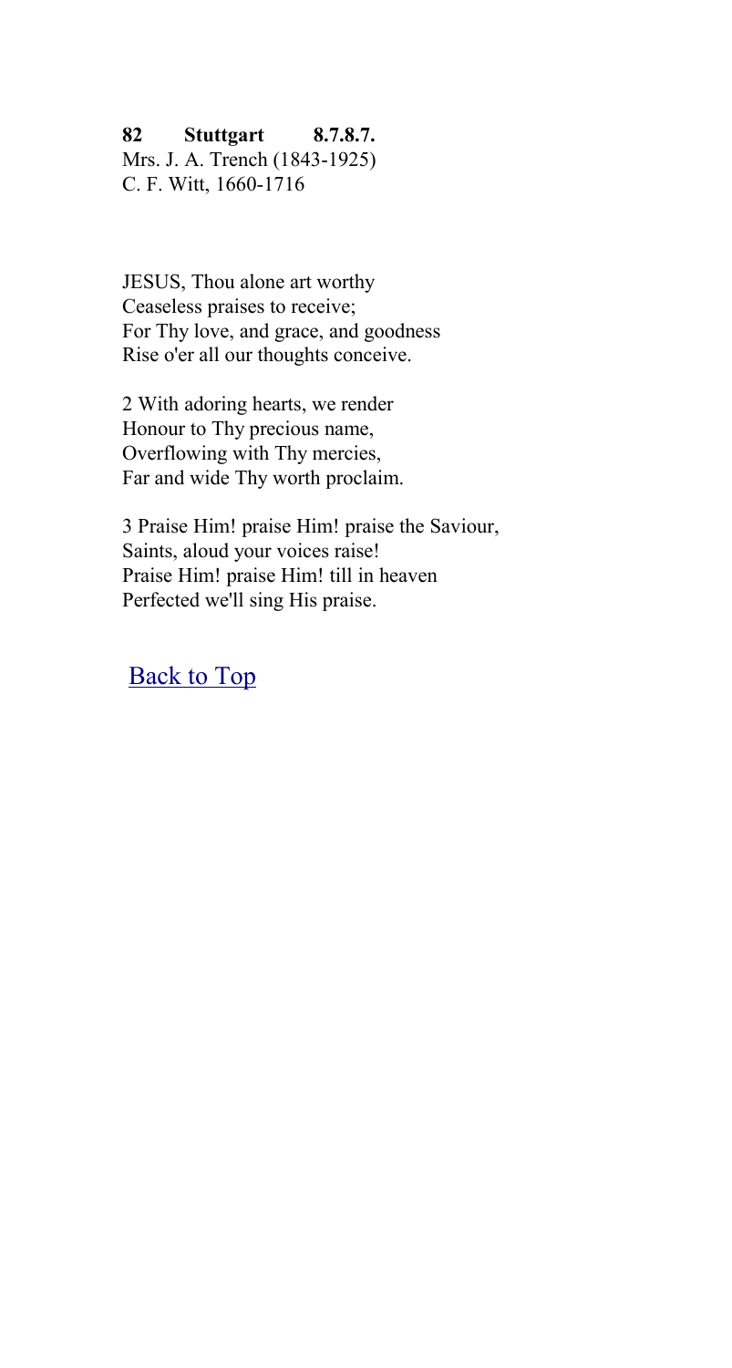**82 Stuttgart 8.7.8.7.**
Mrs. J. A. Trench (1843-1925)
C. F. Witt, 1660-1716

JESUS, Thou alone art worthy
Ceaseless praises to receive;
For Thy love, and grace, and goodness
Rise o'er all our thoughts conceive.

2 With adoring hearts, we render
Honour to Thy precious name,
Overflowing with Thy mercies,
Far and wide Thy worth proclaim.

3 Praise Him! praise Him! praise the Saviour,
Saints, aloud your voices raise!
Praise Him! praise Him! till in heaven
Perfected we'll sing His praise.

Back to Top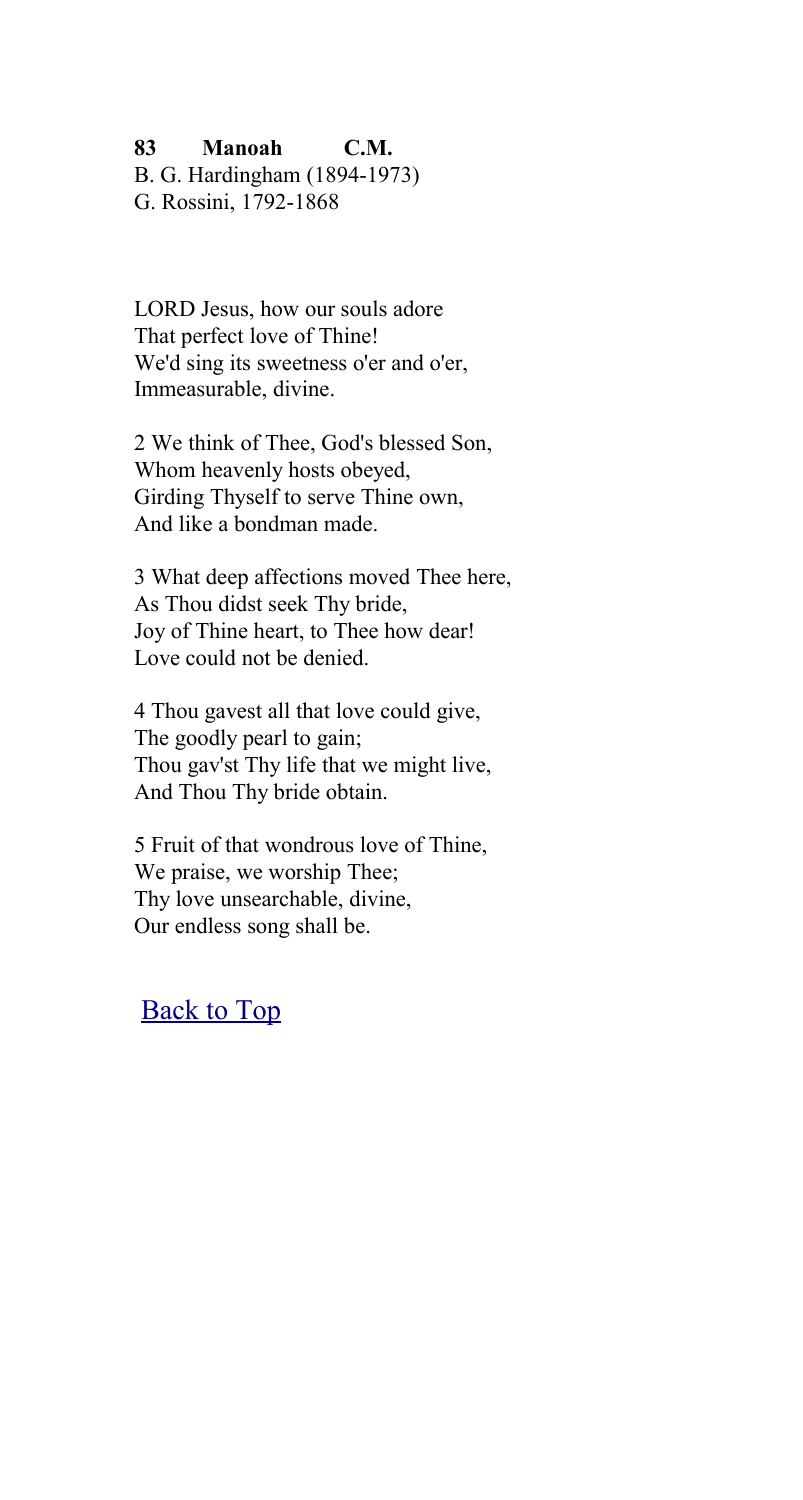**83 Manoah C.M.**
B. G. Hardingham (1894-1973)
G. Rossini, 1792-1868

LORD Jesus, how our souls adore
That perfect love of Thine!
We'd sing its sweetness o'er and o'er,
Immeasurable, divine.

2 We think of Thee, God's blessed Son,
Whom heavenly hosts obeyed,
Girding Thyself to serve Thine own,
And like a bondman made.

3 What deep affections moved Thee here,
As Thou didst seek Thy bride,
Joy of Thine heart, to Thee how dear!
Love could not be denied.

4 Thou gavest all that love could give,
The goodly pearl to gain;
Thou gav'st Thy life that we might live,
And Thou Thy bride obtain.

5 Fruit of that wondrous love of Thine,
We praise, we worship Thee;
Thy love unsearchable, divine,
Our endless song shall be.

Back to Top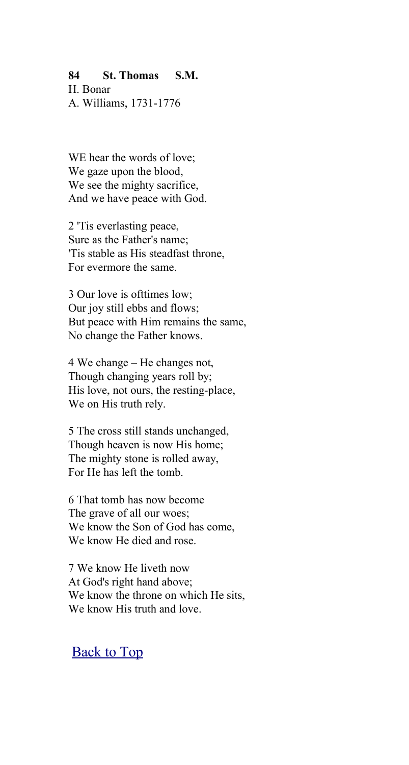**84 St. Thomas S.M.**
H. Bonar
A. Williams, 1731-1776

WE hear the words of love;
We gaze upon the blood,
We see the mighty sacrifice,
And we have peace with God.

2 'Tis everlasting peace,
Sure as the Father's name;
'Tis stable as His steadfast throne,
For evermore the same.

3 Our love is ofttimes low;
Our joy still ebbs and flows;
But peace with Him remains the same,
No change the Father knows.

4 We change – He changes not,
Though changing years roll by;
His love, not ours, the resting-place,
We on His truth rely.

5 The cross still stands unchanged,
Though heaven is now His home;
The mighty stone is rolled away,
For He has left the tomb.

6 That tomb has now become
The grave of all our woes;
We know the Son of God has come,
We know He died and rose.

7 We know He liveth now
At God's right hand above;
We know the throne on which He sits,
We know His truth and love.

Back to Top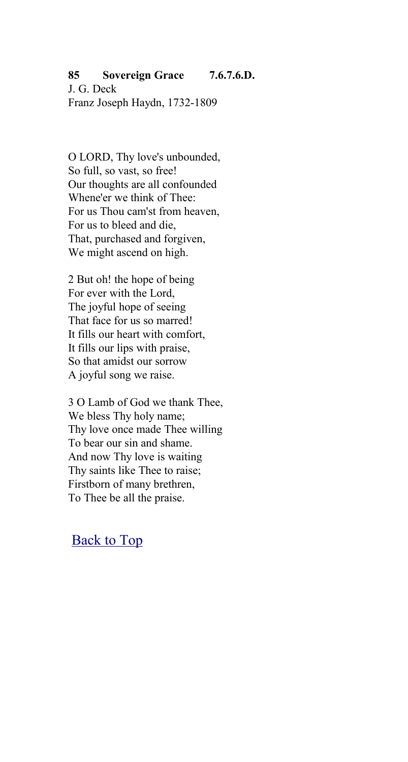**85 Sovereign Grace 7.6.7.6.D.**
J. G. Deck
Franz Joseph Haydn, 1732-1809

O LORD, Thy love's unbounded,
So full, so vast, so free!
Our thoughts are all confounded
Whene'er we think of Thee:
For us Thou cam'st from heaven,
For us to bleed and die,
That, purchased and forgiven,
We might ascend on high.

2 But oh! the hope of being
For ever with the Lord,
The joyful hope of seeing
That face for us so marred!
It fills our heart with comfort,
It fills our lips with praise,
So that amidst our sorrow
A joyful song we raise.

3 O Lamb of God we thank Thee,
We bless Thy holy name;
Thy love once made Thee willing
To bear our sin and shame.
And now Thy love is waiting
Thy saints like Thee to raise;
Firstborn of many brethren,
To Thee be all the praise.

Back to Top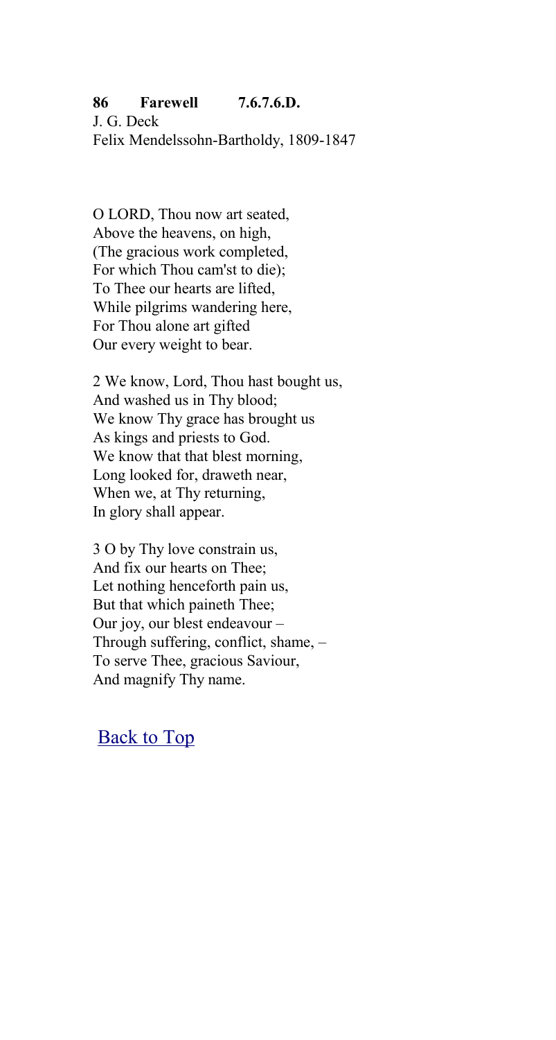**86 Farewell 7.6.7.6.D.**
J. G. Deck
Felix Mendelssohn-Bartholdy, 1809-1847

O LORD, Thou now art seated,
Above the heavens, on high,
(The gracious work completed,
For which Thou cam'st to die);
To Thee our hearts are lifted,
While pilgrims wandering here,
For Thou alone art gifted
Our every weight to bear.

2 We know, Lord, Thou hast bought us,
And washed us in Thy blood;
We know Thy grace has brought us
As kings and priests to God.
We know that that blest morning,
Long looked for, draweth near,
When we, at Thy returning,
In glory shall appear.

3 O by Thy love constrain us,
And fix our hearts on Thee;
Let nothing henceforth pain us,
But that which paineth Thee;
Our joy, our blest endeavour –
Through suffering, conflict, shame, –
To serve Thee, gracious Saviour,
And magnify Thy name.

Back to Top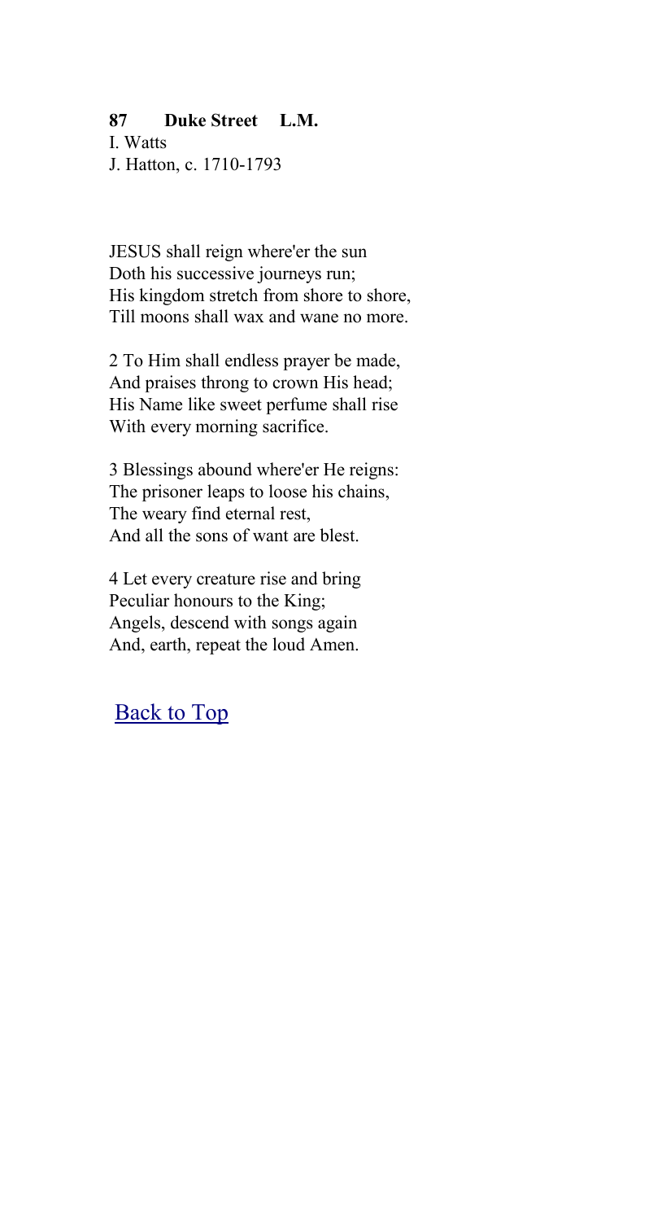**87 Duke Street L.M.**
I. Watts
J. Hatton, c. 1710-1793

JESUS shall reign where'er the sun
Doth his successive journeys run;
His kingdom stretch from shore to shore,
Till moons shall wax and wane no more.

2 To Him shall endless prayer be made,
And praises throng to crown His head;
His Name like sweet perfume shall rise
With every morning sacrifice.

3 Blessings abound where'er He reigns:
The prisoner leaps to loose his chains,
The weary find eternal rest,
And all the sons of want are blest.

4 Let every creature rise and bring
Peculiar honours to the King;
Angels, descend with songs again
And, earth, repeat the loud Amen.

Back to Top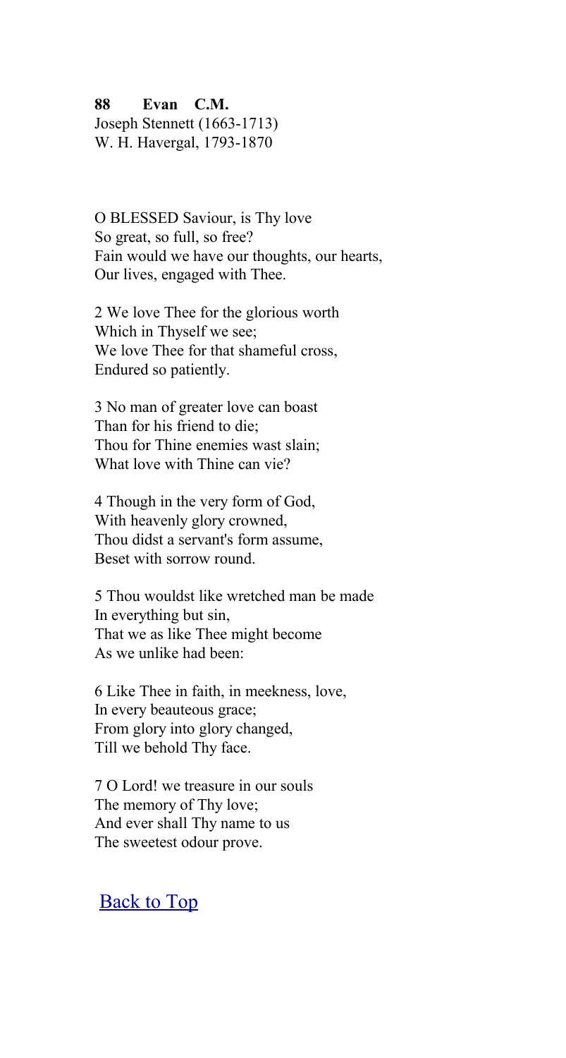**88 Evan C.M.**
Joseph Stennett (1663-1713)
W. H. Havergal, 1793-1870

O BLESSED Saviour, is Thy love
So great, so full, so free?
Fain would we have our thoughts, our hearts,
Our lives, engaged with Thee.

2 We love Thee for the glorious worth
Which in Thyself we see;
We love Thee for that shameful cross,
Endured so patiently.

3 No man of greater love can boast
Than for his friend to die;
Thou for Thine enemies wast slain;
What love with Thine can vie?

4 Though in the very form of God,
With heavenly glory crowned,
Thou didst a servant's form assume,
Beset with sorrow round.

5 Thou wouldst like wretched man be made
In everything but sin,
That we as like Thee might become
As we unlike had been:

6 Like Thee in faith, in meekness, love,
In every beauteous grace;
From glory into glory changed,
Till we behold Thy face.

7 O Lord! we treasure in our souls
The memory of Thy love;
And ever shall Thy name to us
The sweetest odour prove.

Back to Top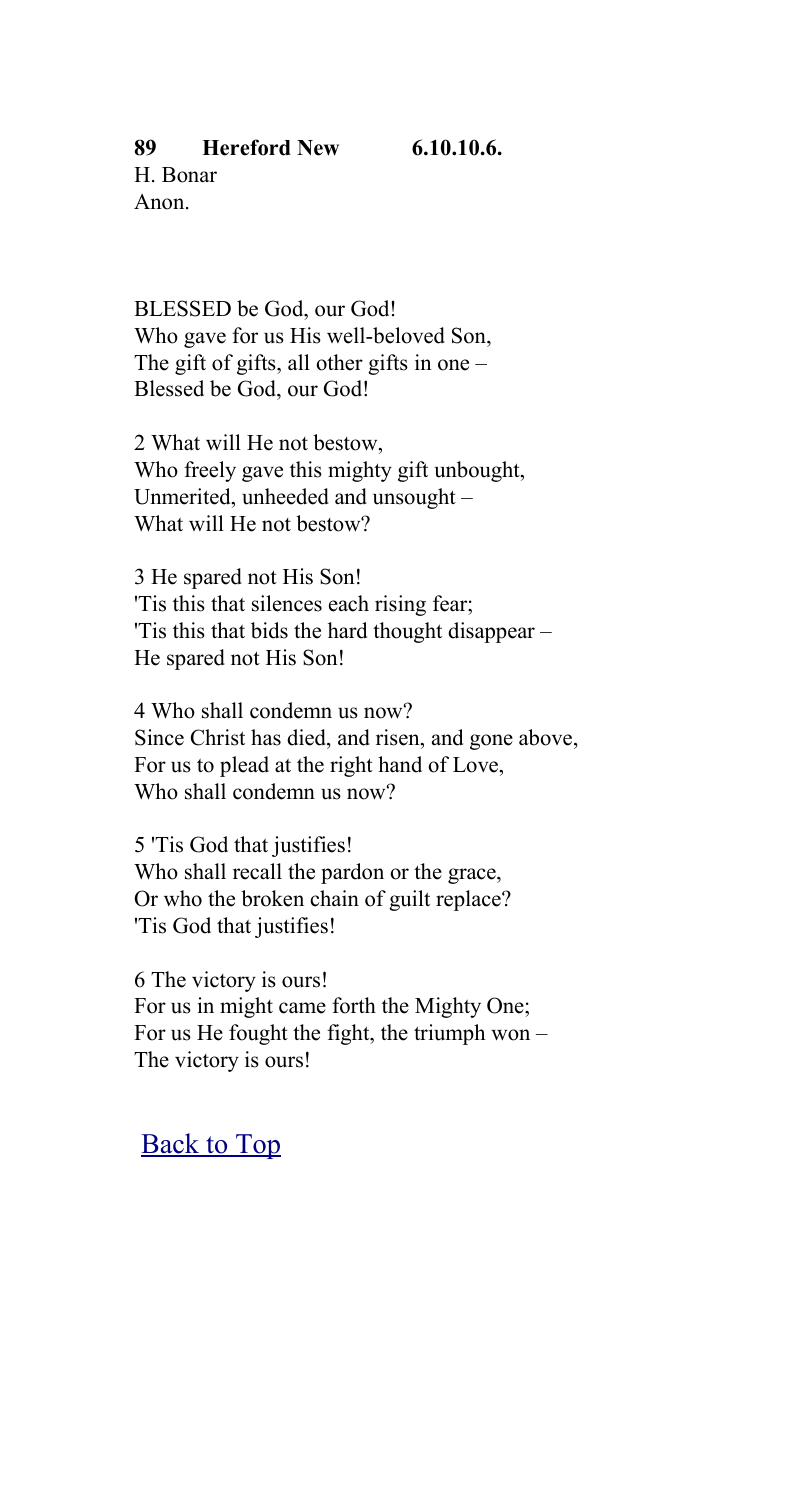**89 Hereford New 6.10.10.6.**
H. Bonar
Anon.

BLESSED be God, our God!
Who gave for us His well-beloved Son,
The gift of gifts, all other gifts in one –
Blessed be God, our God!

2 What will He not bestow,
Who freely gave this mighty gift unbought,
Unmerited, unheeded and unsought –
What will He not bestow?

3 He spared not His Son!
'Tis this that silences each rising fear;
'Tis this that bids the hard thought disappear –
He spared not His Son!

4 Who shall condemn us now?
Since Christ has died, and risen, and gone above,
For us to plead at the right hand of Love,
Who shall condemn us now?

5 'Tis God that justifies!
Who shall recall the pardon or the grace,
Or who the broken chain of guilt replace?
'Tis God that justifies!

6 The victory is ours!
For us in might came forth the Mighty One;
For us He fought the fight, the triumph won –
The victory is ours!

Back to Top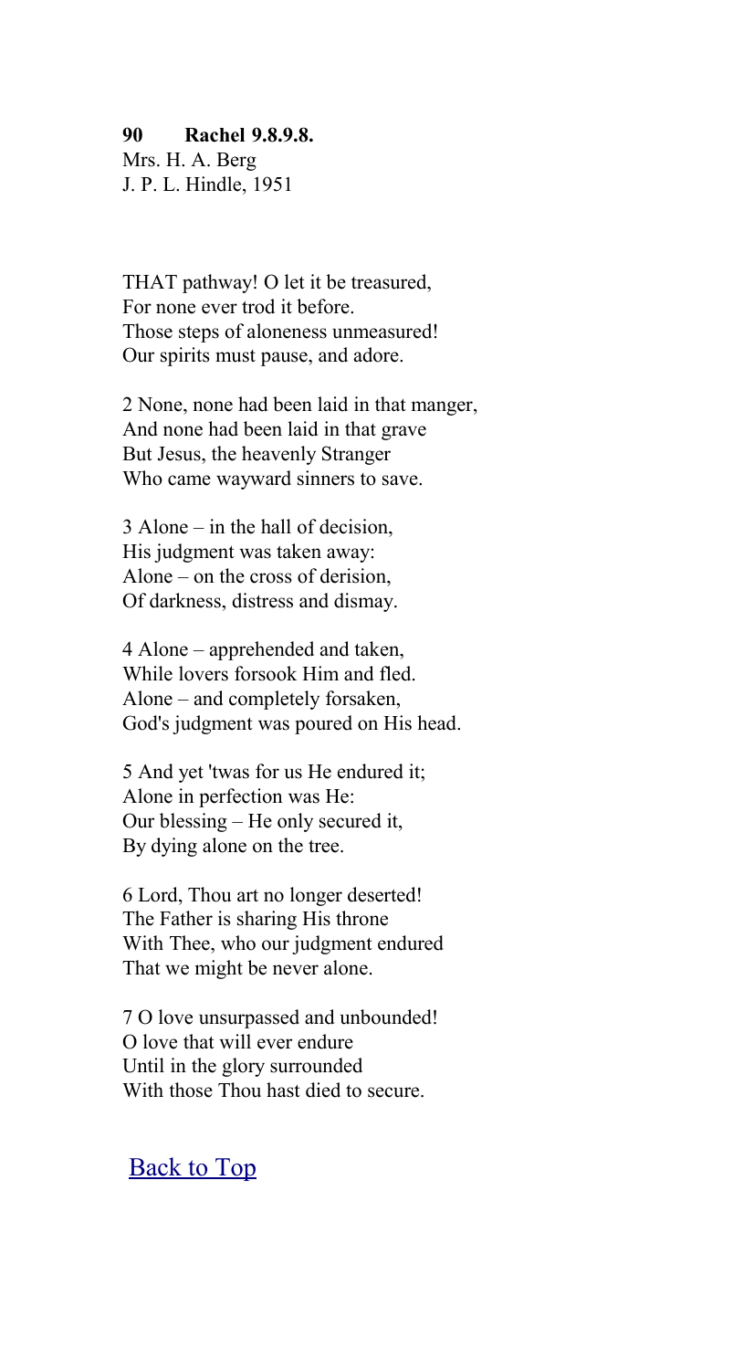**90 Rachel 9.8.9.8.**
Mrs. H. A. Berg
J. P. L. Hindle, 1951

THAT pathway! O let it be treasured,
For none ever trod it before.
Those steps of aloneness unmeasured!
Our spirits must pause, and adore.

2 None, none had been laid in that manger,
And none had been laid in that grave
But Jesus, the heavenly Stranger
Who came wayward sinners to save.

3 Alone – in the hall of decision,
His judgment was taken away:
Alone – on the cross of derision,
Of darkness, distress and dismay.

4 Alone – apprehended and taken,
While lovers forsook Him and fled.
Alone – and completely forsaken,
God's judgment was poured on His head.

5 And yet 'twas for us He endured it;
Alone in perfection was He:
Our blessing – He only secured it,
By dying alone on the tree.

6 Lord, Thou art no longer deserted!
The Father is sharing His throne
With Thee, who our judgment endured
That we might be never alone.

7 O love unsurpassed and unbounded!
O love that will ever endure
Until in the glory surrounded
With those Thou hast died to secure.

Back to Top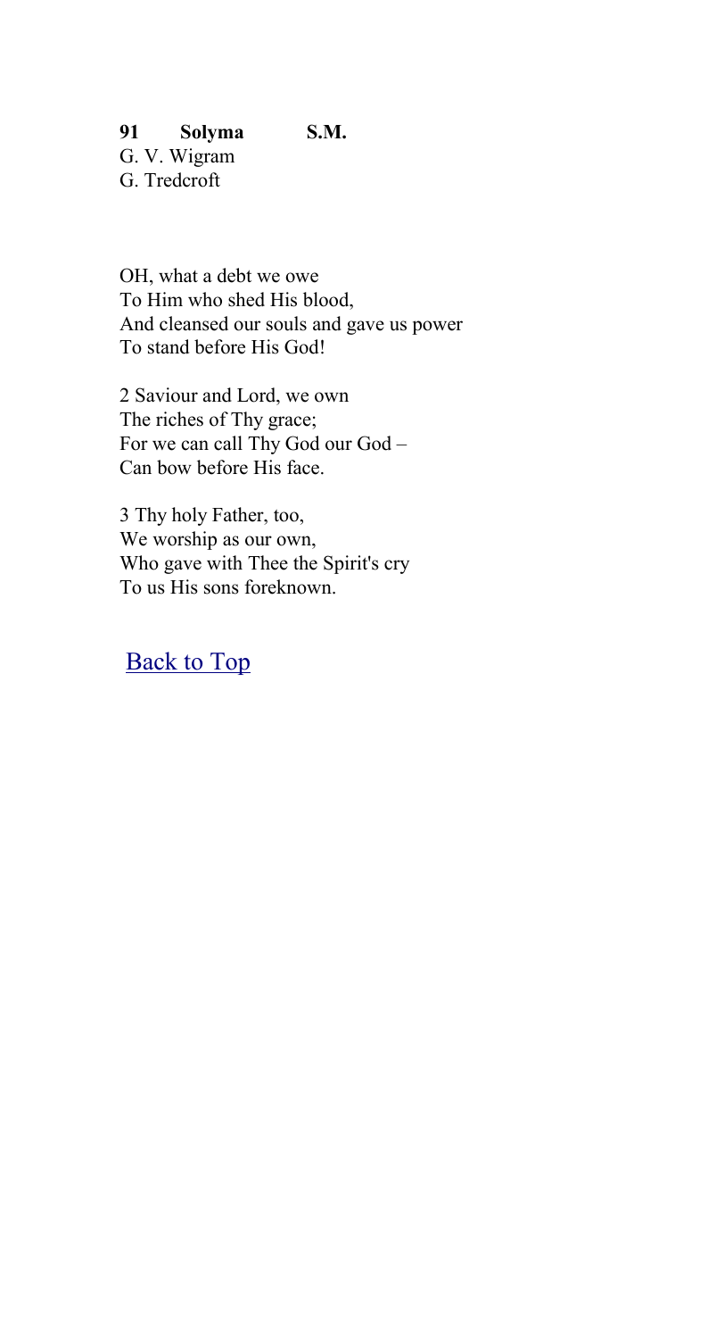**91 Solyma S.M.**
G. V. Wigram
G. Tredcroft

OH, what a debt we owe
To Him who shed His blood,
And cleansed our souls and gave us power
To stand before His God!

2 Saviour and Lord, we own
The riches of Thy grace;
For we can call Thy God our God –
Can bow before His face.

3 Thy holy Father, too,
We worship as our own,
Who gave with Thee the Spirit's cry
To us His sons foreknown.

Back to Top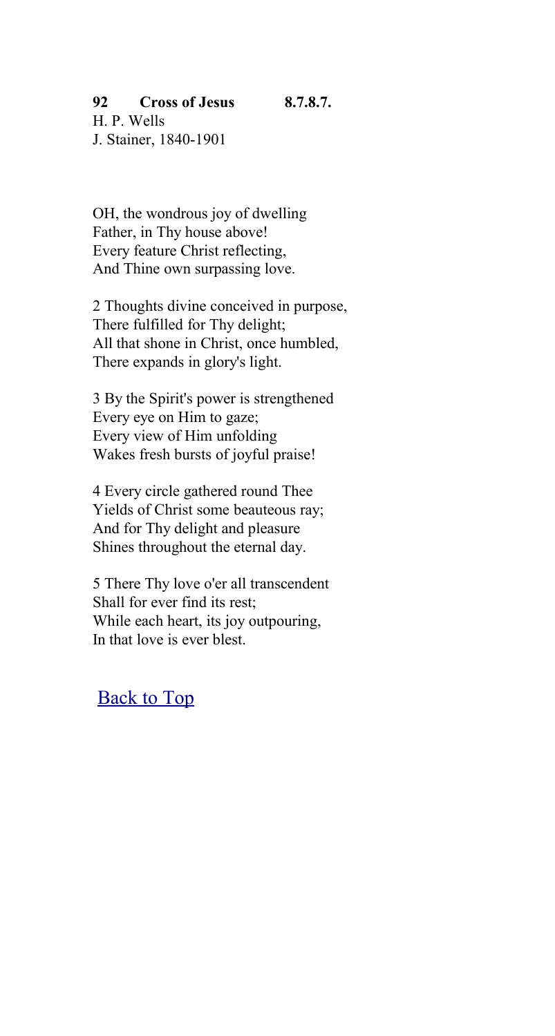**92 Cross of Jesus 8.7.8.7.**
H. P. Wells
J. Stainer, 1840-1901

OH, the wondrous joy of dwelling
Father, in Thy house above!
Every feature Christ reflecting,
And Thine own surpassing love.

2 Thoughts divine conceived in purpose,
There fulfilled for Thy delight;
All that shone in Christ, once humbled,
There expands in glory's light.

3 By the Spirit's power is strengthened
Every eye on Him to gaze;
Every view of Him unfolding
Wakes fresh bursts of joyful praise!

4 Every circle gathered round Thee
Yields of Christ some beauteous ray;
And for Thy delight and pleasure
Shines throughout the eternal day.

5 There Thy love o'er all transcendent
Shall for ever find its rest;
While each heart, its joy outpouring,
In that love is ever blest.

Back to Top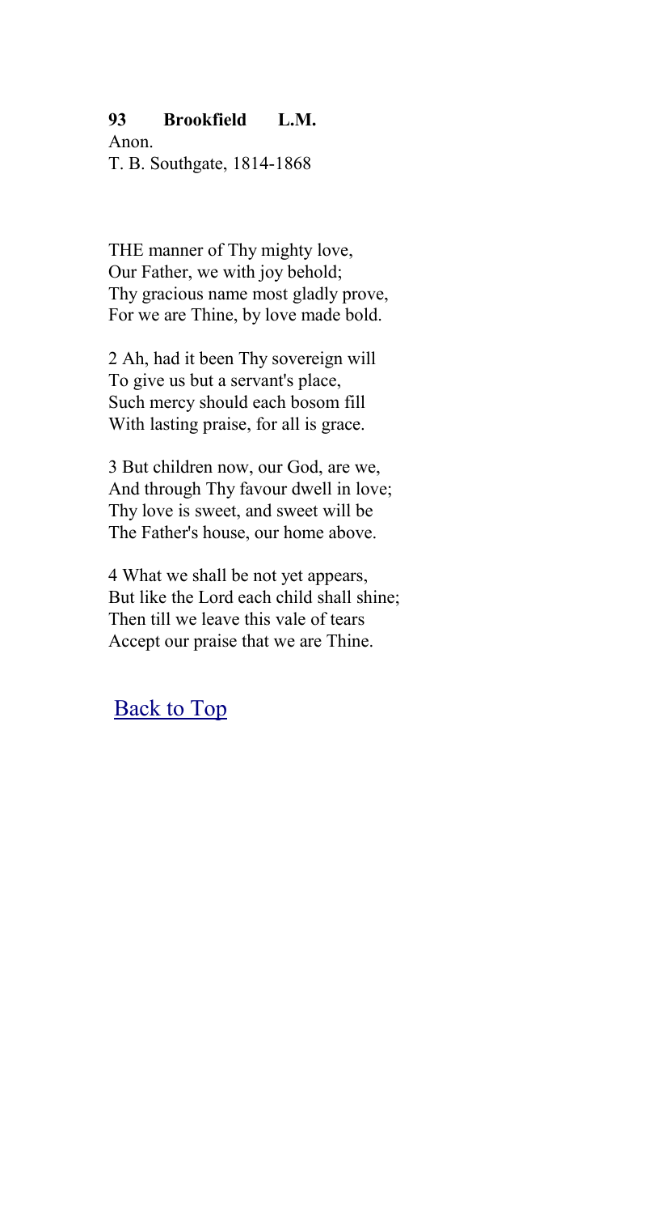**93 Brookfield L.M.**
Anon.
T. B. Southgate, 1814-1868

THE manner of Thy mighty love,
Our Father, we with joy behold;
Thy gracious name most gladly prove,
For we are Thine, by love made bold.

2 Ah, had it been Thy sovereign will
To give us but a servant's place,
Such mercy should each bosom fill
With lasting praise, for all is grace.

3 But children now, our God, are we,
And through Thy favour dwell in love;
Thy love is sweet, and sweet will be
The Father's house, our home above.

4 What we shall be not yet appears,
But like the Lord each child shall shine;
Then till we leave this vale of tears
Accept our praise that we are Thine.

Back to Top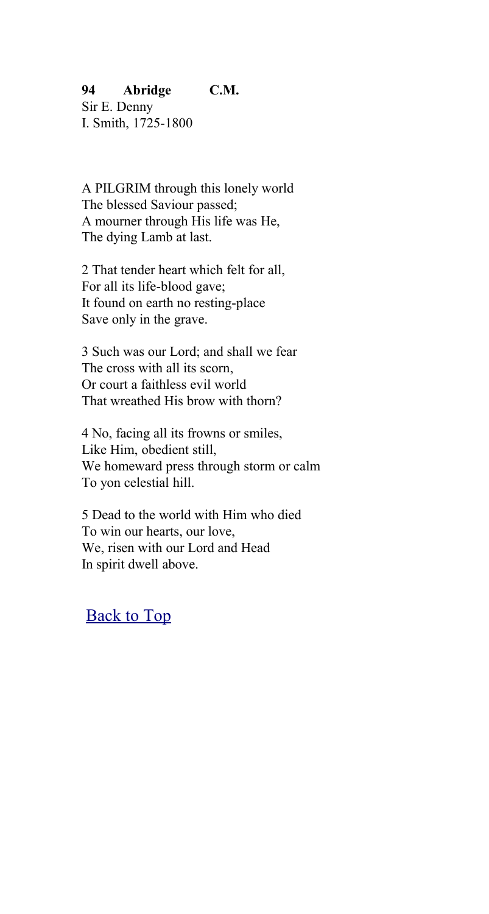**94 Abridge C.M.**
Sir E. Denny
I. Smith, 1725-1800

A PILGRIM through this lonely world
The blessed Saviour passed;
A mourner through His life was He,
The dying Lamb at last.

2 That tender heart which felt for all,
For all its life-blood gave;
It found on earth no resting-place
Save only in the grave.

3 Such was our Lord; and shall we fear
The cross with all its scorn,
Or court a faithless evil world
That wreathed His brow with thorn?

4 No, facing all its frowns or smiles,
Like Him, obedient still,
We homeward press through storm or calm
To yon celestial hill.

5 Dead to the world with Him who died
To win our hearts, our love,
We, risen with our Lord and Head
In spirit dwell above.

Back to Top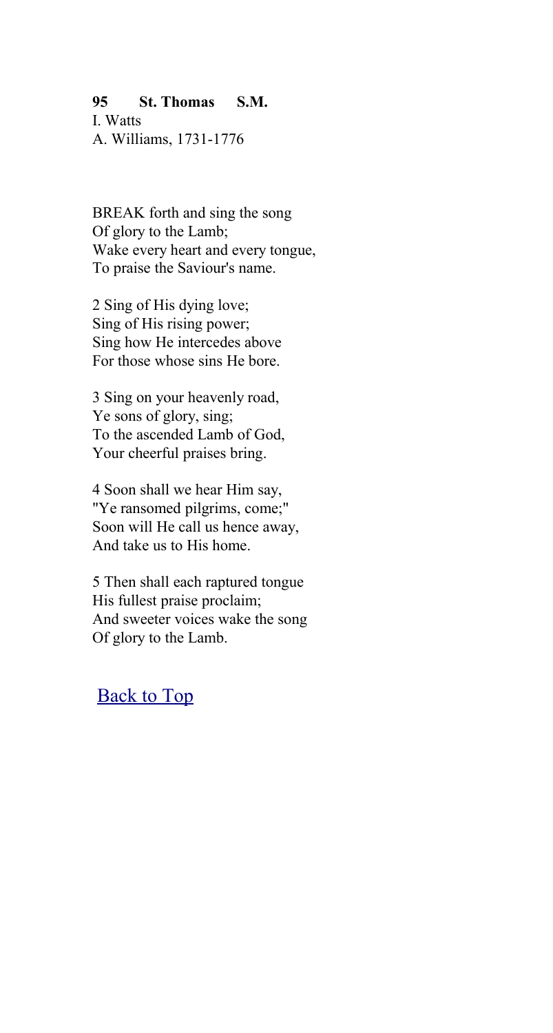**95 St. Thomas S.M.**
I. Watts
A. Williams, 1731-1776

BREAK forth and sing the song
Of glory to the Lamb;
Wake every heart and every tongue,
To praise the Saviour's name.

2 Sing of His dying love;
Sing of His rising power;
Sing how He intercedes above
For those whose sins He bore.

3 Sing on your heavenly road,
Ye sons of glory, sing;
To the ascended Lamb of God,
Your cheerful praises bring.

4 Soon shall we hear Him say,
"Ye ransomed pilgrims, come;"
Soon will He call us hence away,
And take us to His home.

5 Then shall each raptured tongue
His fullest praise proclaim;
And sweeter voices wake the song
Of glory to the Lamb.

Back to Top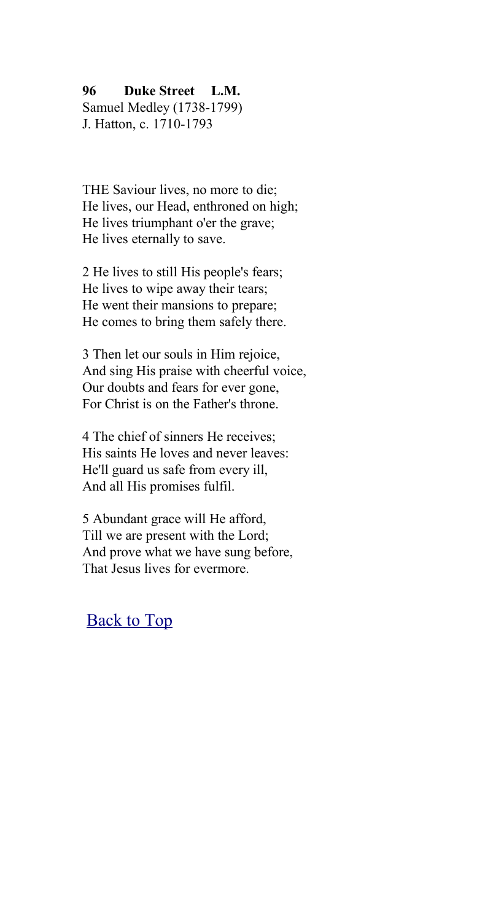**96 Duke Street L.M.**
Samuel Medley (1738-1799)
J. Hatton, c. 1710-1793

THE Saviour lives, no more to die;
He lives, our Head, enthroned on high;
He lives triumphant o'er the grave;
He lives eternally to save.

2 He lives to still His people's fears;
He lives to wipe away their tears;
He went their mansions to prepare;
He comes to bring them safely there.

3 Then let our souls in Him rejoice,
And sing His praise with cheerful voice,
Our doubts and fears for ever gone,
For Christ is on the Father's throne.

4 The chief of sinners He receives;
His saints He loves and never leaves:
He'll guard us safe from every ill,
And all His promises fulfil.

5 Abundant grace will He afford,
Till we are present with the Lord;
And prove what we have sung before,
That Jesus lives for evermore.

Back to Top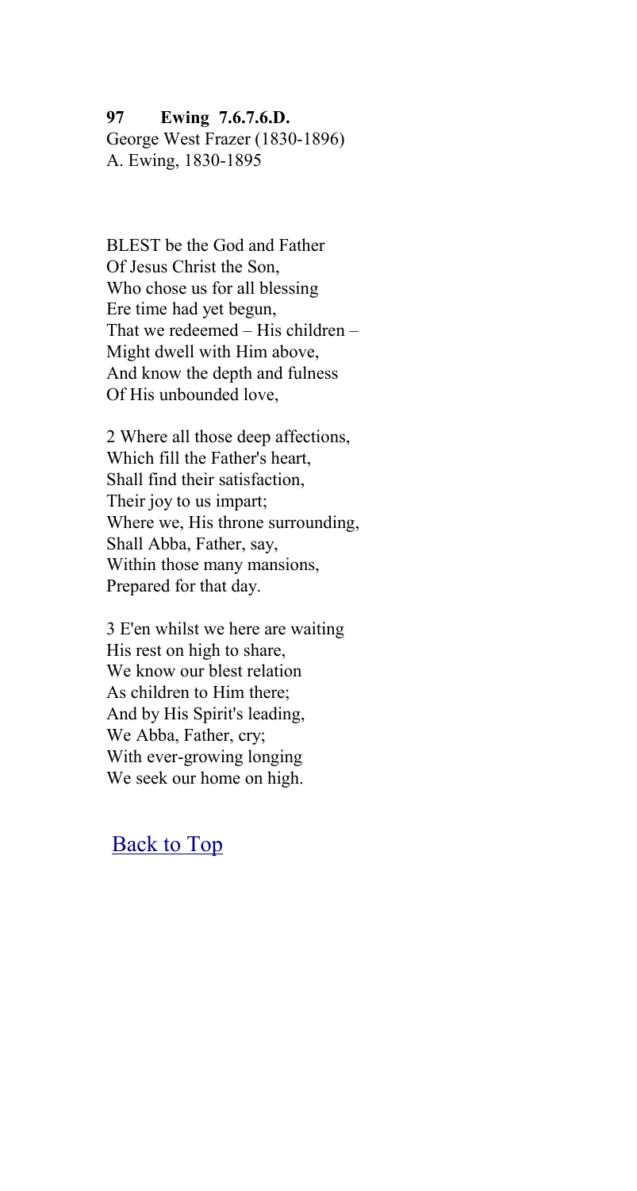**97 Ewing 7.6.7.6.D.**
George West Frazer (1830-1896)
A. Ewing, 1830-1895

BLEST be the God and Father
Of Jesus Christ the Son,
Who chose us for all blessing
Ere time had yet begun,
That we redeemed – His children –
Might dwell with Him above,
And know the depth and fulness
Of His unbounded love,

2 Where all those deep affections,
Which fill the Father's heart,
Shall find their satisfaction,
Their joy to us impart;
Where we, His throne surrounding,
Shall Abba, Father, say,
Within those many mansions,
Prepared for that day.

3 E'en whilst we here are waiting
His rest on high to share,
We know our blest relation
As children to Him there;
And by His Spirit's leading,
We Abba, Father, cry;
With ever-growing longing
We seek our home on high.

Back to Top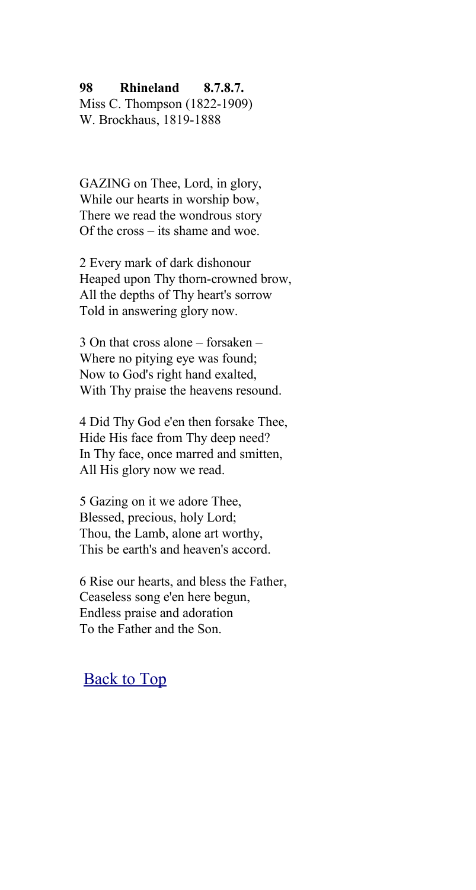**98 Rhineland 8.7.8.7.**
Miss C. Thompson (1822-1909)
W. Brockhaus, 1819-1888

GAZING on Thee, Lord, in glory,
While our hearts in worship bow,
There we read the wondrous story
Of the cross – its shame and woe.

2 Every mark of dark dishonour
Heaped upon Thy thorn-crowned brow,
All the depths of Thy heart's sorrow
Told in answering glory now.

3 On that cross alone – forsaken –
Where no pitying eye was found;
Now to God's right hand exalted,
With Thy praise the heavens resound.

4 Did Thy God e'en then forsake Thee,
Hide His face from Thy deep need?
In Thy face, once marred and smitten,
All His glory now we read.

5 Gazing on it we adore Thee,
Blessed, precious, holy Lord;
Thou, the Lamb, alone art worthy,
This be earth's and heaven's accord.

6 Rise our hearts, and bless the Father,
Ceaseless song e'en here begun,
Endless praise and adoration
To the Father and the Son.

Back to Top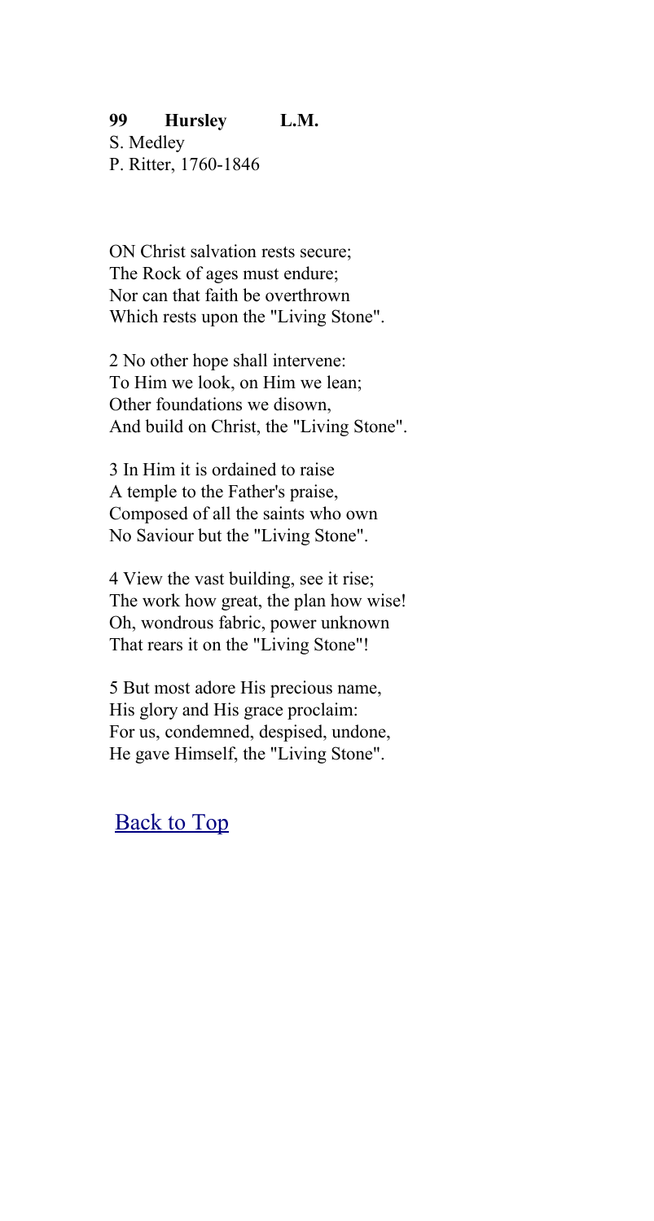**99 Hursley L.M.**
S. Medley
P. Ritter, 1760-1846

ON Christ salvation rests secure;
The Rock of ages must endure;
Nor can that faith be overthrown
Which rests upon the "Living Stone".

2 No other hope shall intervene:
To Him we look, on Him we lean;
Other foundations we disown,
And build on Christ, the "Living Stone".

3 In Him it is ordained to raise
A temple to the Father's praise,
Composed of all the saints who own
No Saviour but the "Living Stone".

4 View the vast building, see it rise;
The work how great, the plan how wise!
Oh, wondrous fabric, power unknown
That rears it on the "Living Stone"!

5 But most adore His precious name,
His glory and His grace proclaim:
For us, condemned, despised, undone,
He gave Himself, the "Living Stone".

Back to Top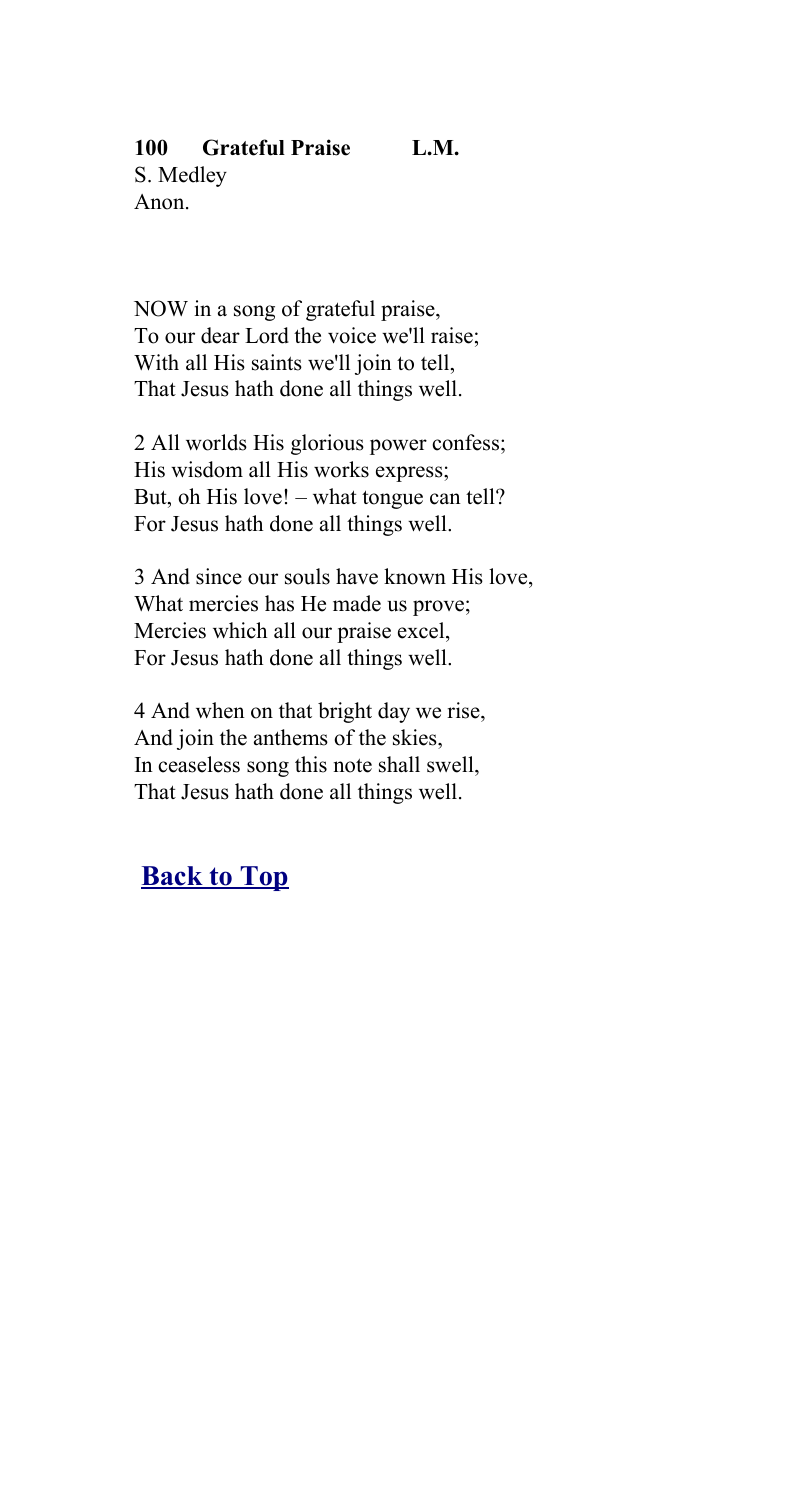**100 Grateful Praise L.M.**

S. Medley

Anon.

NOW in a song of grateful praise,
To our dear Lord the voice we'll raise;
With all His saints we'll join to tell,
That Jesus hath done all things well.

2 All worlds His glorious power confess;
His wisdom all His works express;
But, oh His love! – what tongue can tell?
For Jesus hath done all things well.

3 And since our souls have known His love,
What mercies has He made us prove;
Mercies which all our praise excel,
For Jesus hath done all things well.

4 And when on that bright day we rise,
And join the anthems of the skies,
In ceaseless song this note shall swell,
That Jesus hath done all things well.

**Back to Top**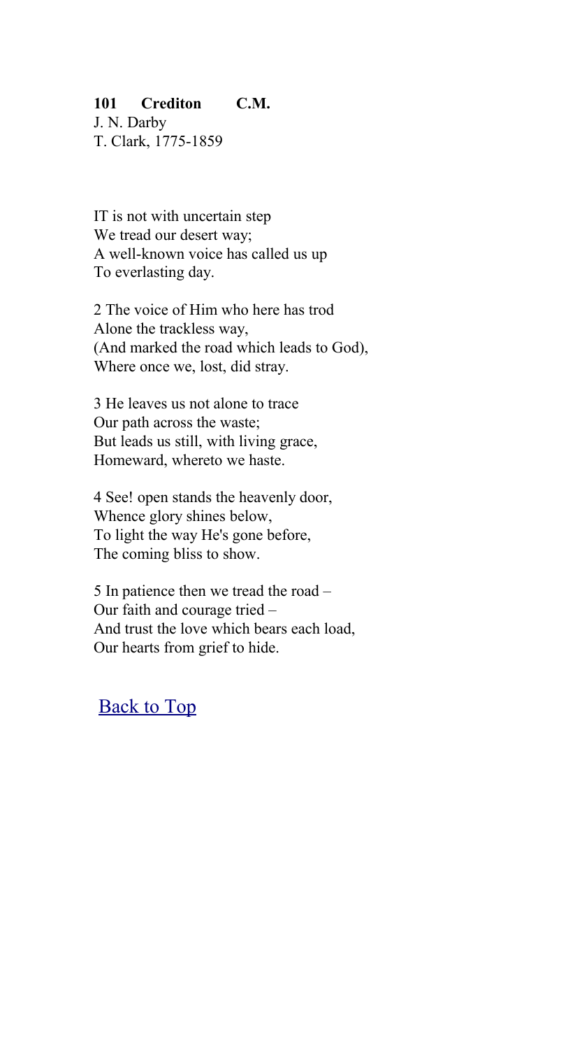**101 Crediton C.M.**
J. N. Darby
T. Clark, 1775-1859

IT is not with uncertain step
We tread our desert way;
A well-known voice has called us up
To everlasting day.

2 The voice of Him who here has trod
Alone the trackless way,
(And marked the road which leads to God),
Where once we, lost, did stray.

3 He leaves us not alone to trace
Our path across the waste;
But leads us still, with living grace,
Homeward, whereto we haste.

4 See! open stands the heavenly door,
Whence glory shines below,
To light the way He's gone before,
The coming bliss to show.

5 In patience then we tread the road –
Our faith and courage tried –
And trust the love which bears each load,
Our hearts from grief to hide.

Back to Top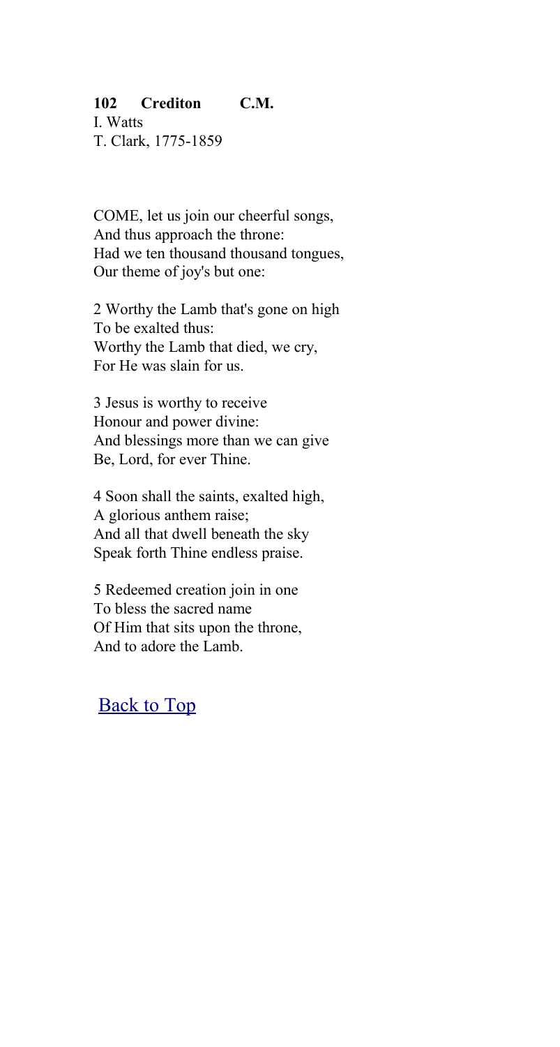**102 Crediton C.M.**
I. Watts
T. Clark, 1775-1859

COME, let us join our cheerful songs,
And thus approach the throne:
Had we ten thousand thousand tongues,
Our theme of joy's but one:

2 Worthy the Lamb that's gone on high
To be exalted thus:
Worthy the Lamb that died, we cry,
For He was slain for us.

3 Jesus is worthy to receive
Honour and power divine:
And blessings more than we can give
Be, Lord, for ever Thine.

4 Soon shall the saints, exalted high,
A glorious anthem raise;
And all that dwell beneath the sky
Speak forth Thine endless praise.

5 Redeemed creation join in one
To bless the sacred name
Of Him that sits upon the throne,
And to adore the Lamb.

Back to Top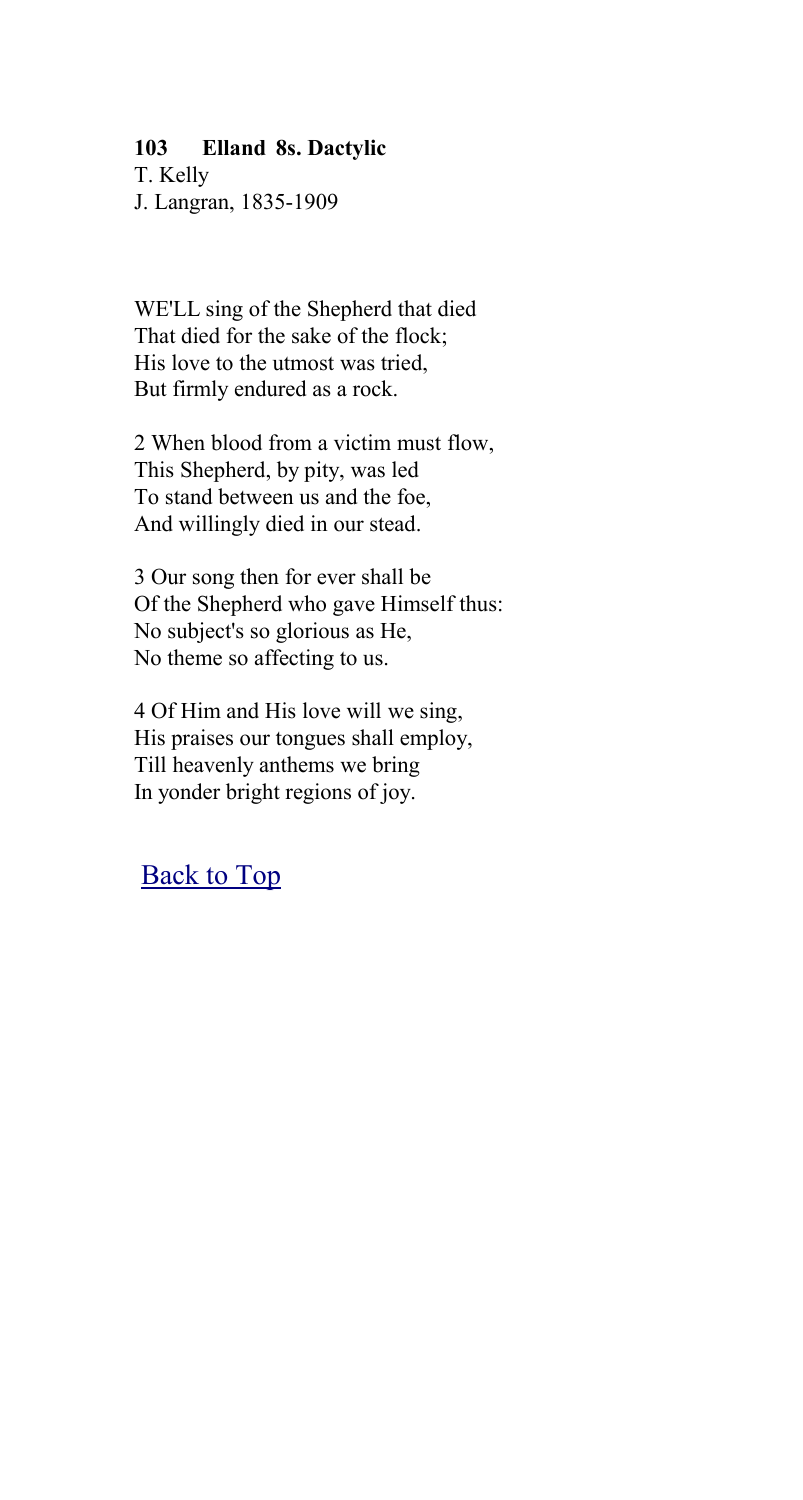**103 Elland 8s. Dactylic**

T. Kelly  
J. Langran, 1835-1909

WE'LL sing of the Shepherd that died  
That died for the sake of the flock;  
His love to the utmost was tried,  
But firmly endured as a rock.

2 When blood from a victim must flow,  
This Shepherd, by pity, was led  
To stand between us and the foe,  
And willingly died in our stead.

3 Our song then for ever shall be  
Of the Shepherd who gave Himself thus:  
No subject's so glorious as He,  
No theme so affecting to us.

4 Of Him and His love will we sing,  
His praises our tongues shall employ,  
Till heavenly anthems we bring  
In yonder bright regions of joy.

Back to Top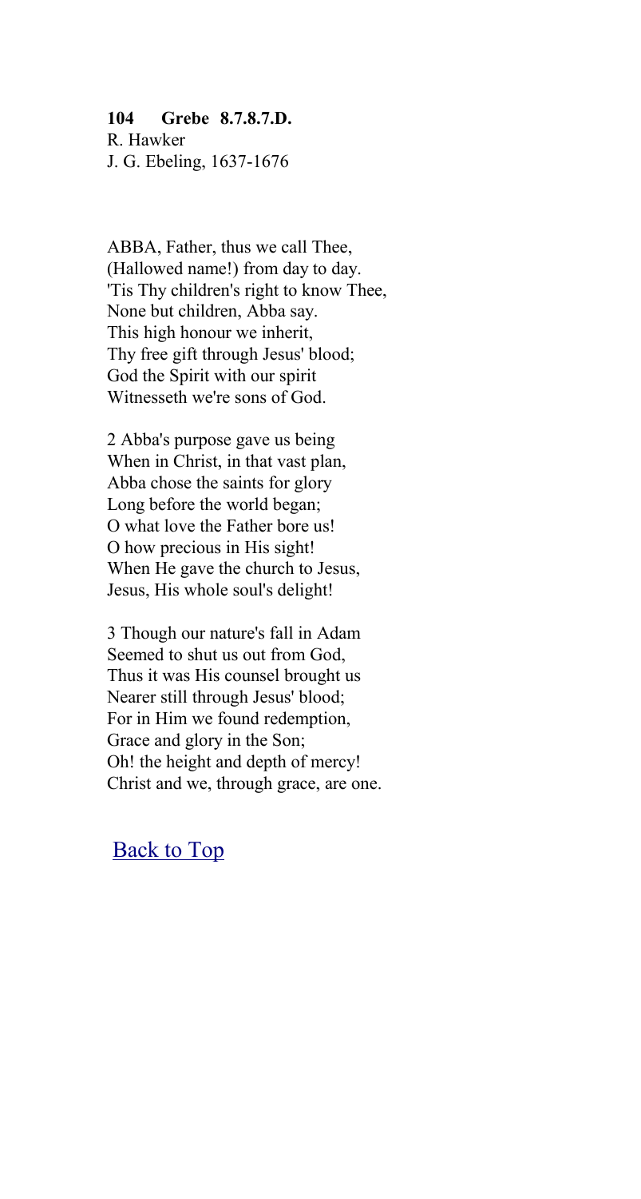**104 Grebe 8.7.8.7.D.**
R. Hawker
J. G. Ebeling, 1637-1676

ABBA, Father, thus we call Thee,
(Hallowed name!) from day to day.
'Tis Thy children's right to know Thee,
None but children, Abba say.
This high honour we inherit,
Thy free gift through Jesus' blood;
God the Spirit with our spirit
Witnesseth we're sons of God.

2 Abba's purpose gave us being
When in Christ, in that vast plan,
Abba chose the saints for glory
Long before the world began;
O what love the Father bore us!
O how precious in His sight!
When He gave the church to Jesus,
Jesus, His whole soul's delight!

3 Though our nature's fall in Adam
Seemed to shut us out from God,
Thus it was His counsel brought us
Nearer still through Jesus' blood;
For in Him we found redemption,
Grace and glory in the Son;
Oh! the height and depth of mercy!
Christ and we, through grace, are one.

Back to Top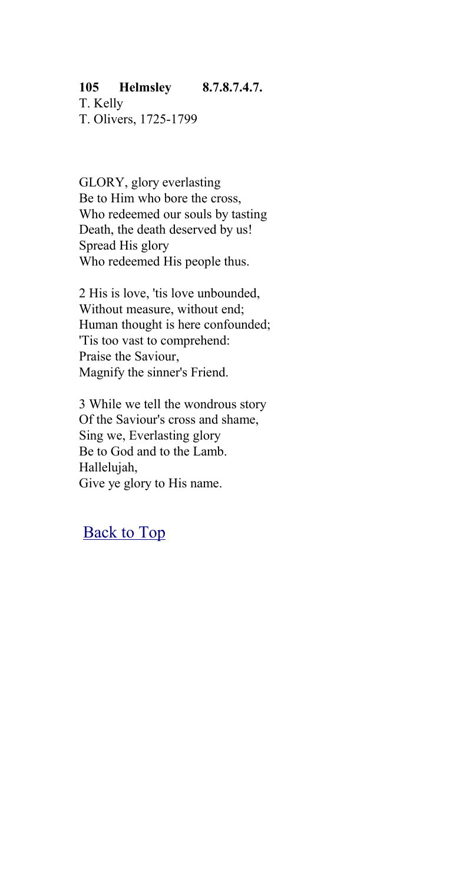**105 Helmsley 8.7.8.7.4.7.**
T. Kelly
T. Olivers, 1725-1799

GLORY, glory everlasting
Be to Him who bore the cross,
Who redeemed our souls by tasting
Death, the death deserved by us!
Spread His glory
Who redeemed His people thus.

2 His is love, 'tis love unbounded,
Without measure, without end;
Human thought is here confounded;
'Tis too vast to comprehend:
Praise the Saviour,
Magnify the sinner's Friend.

3 While we tell the wondrous story
Of the Saviour's cross and shame,
Sing we, Everlasting glory
Be to God and to the Lamb.
Hallelujah,
Give ye glory to His name.

Back to Top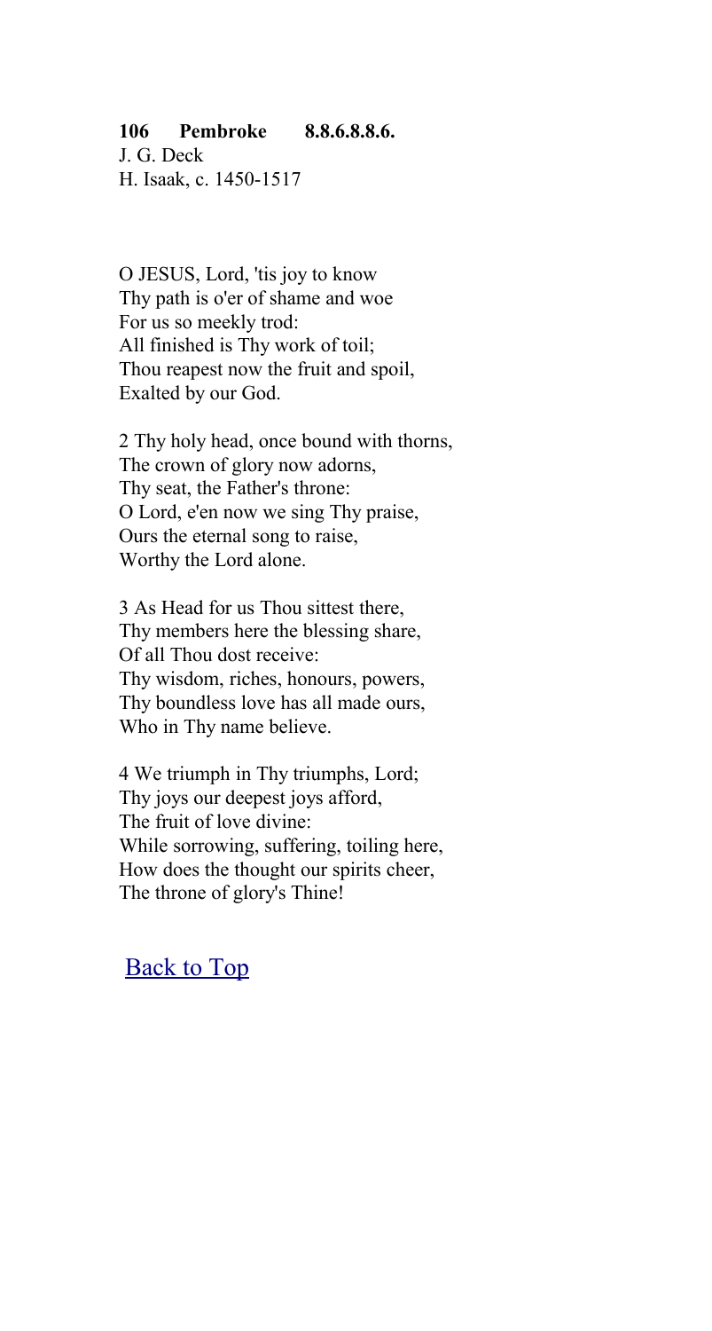**106 Pembroke 8.8.6.8.8.6.**

J. G. Deck
H. Isaak, c. 1450-1517

O JESUS, Lord, 'tis joy to know
Thy path is o'er of shame and woe
For us so meekly trod:
All finished is Thy work of toil;
Thou reapest now the fruit and spoil,
Exalted by our God.

2 Thy holy head, once bound with thorns,
The crown of glory now adorns,
Thy seat, the Father's throne:
O Lord, e'en now we sing Thy praise,
Ours the eternal song to raise,
Worthy the Lord alone.

3 As Head for us Thou sittest there,
Thy members here the blessing share,
Of all Thou dost receive:
Thy wisdom, riches, honours, powers,
Thy boundless love has all made ours,
Who in Thy name believe.

4 We triumph in Thy triumphs, Lord;
Thy joys our deepest joys afford,
The fruit of love divine:
While sorrowing, suffering, toiling here,
How does the thought our spirits cheer,
The throne of glory's Thine!

Back to Top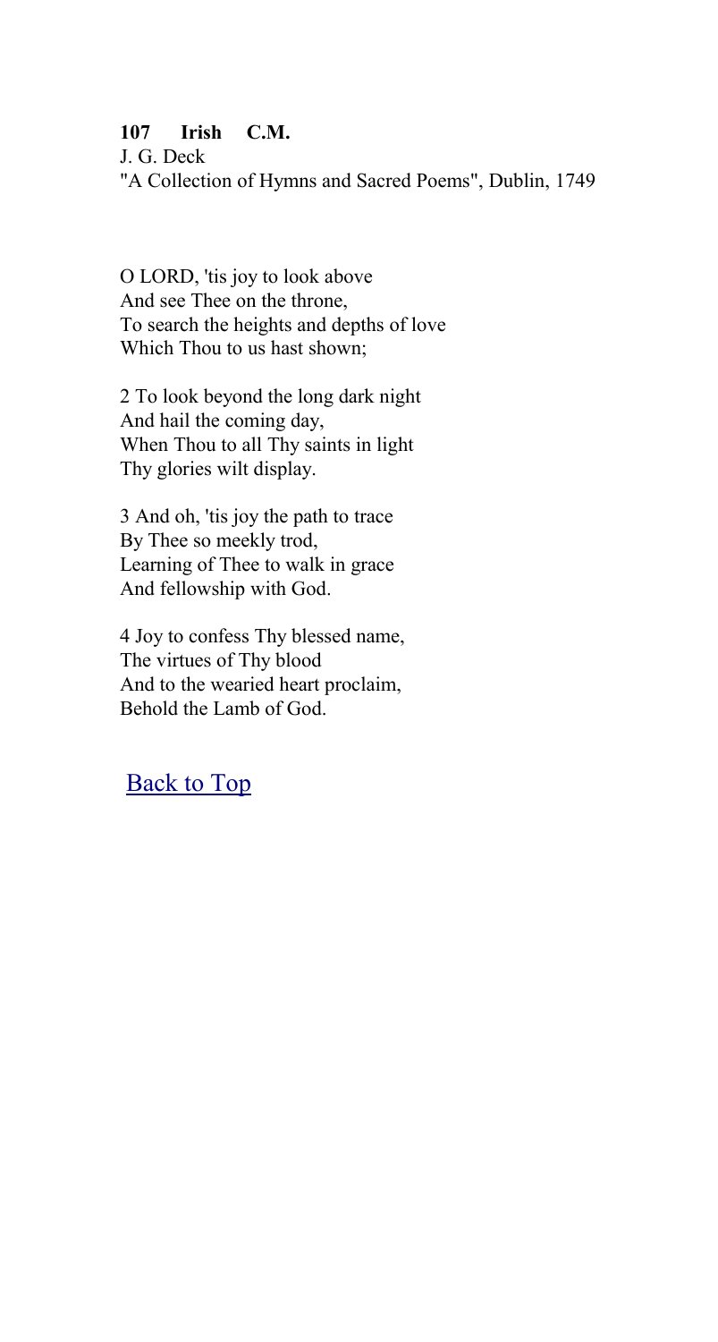**107 Irish C.M.**

J. G. Deck

"A Collection of Hymns and Sacred Poems", Dublin, 1749

O LORD, 'tis joy to look above
And see Thee on the throne,
To search the heights and depths of love
Which Thou to us hast shown;

2 To look beyond the long dark night
And hail the coming day,
When Thou to all Thy saints in light
Thy glories wilt display.

3 And oh, 'tis joy the path to trace
By Thee so meekly trod,
Learning of Thee to walk in grace
And fellowship with God.

4 Joy to confess Thy blessed name,
The virtues of Thy blood
And to the wearied heart proclaim,
Behold the Lamb of God.

Back to Top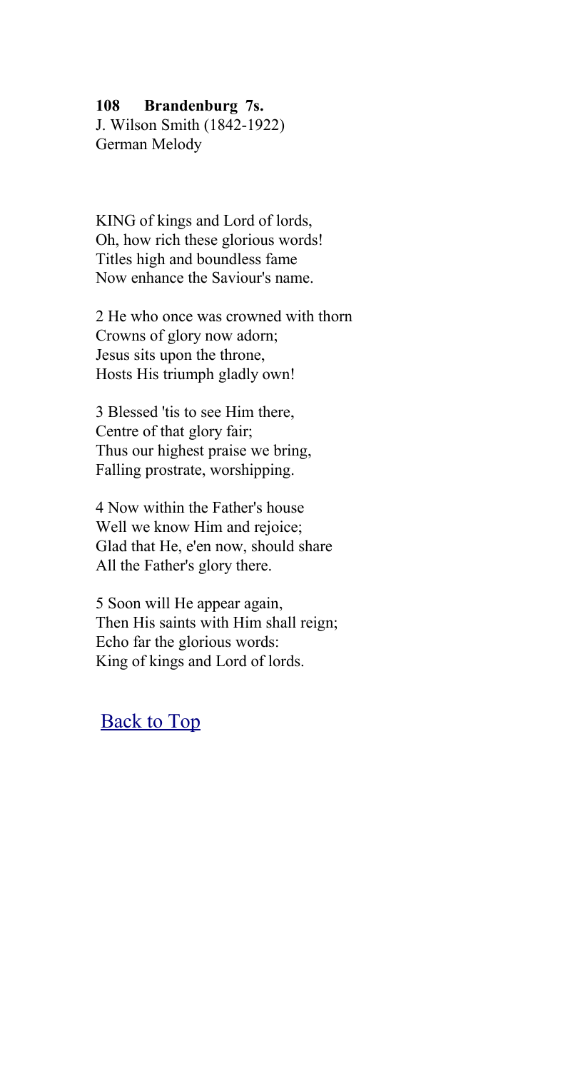**108 Brandenburg 7s.**
J. Wilson Smith (1842-1922)
German Melody

KING of kings and Lord of lords,
Oh, how rich these glorious words!
Titles high and boundless fame
Now enhance the Saviour's name.

2 He who once was crowned with thorn
Crowns of glory now adorn;
Jesus sits upon the throne,
Hosts His triumph gladly own!

3 Blessed 'tis to see Him there,
Centre of that glory fair;
Thus our highest praise we bring,
Falling prostrate, worshipping.

4 Now within the Father's house
Well we know Him and rejoice;
Glad that He, e'en now, should share
All the Father's glory there.

5 Soon will He appear again,
Then His saints with Him shall reign;
Echo far the glorious words:
King of kings and Lord of lords.

Back to Top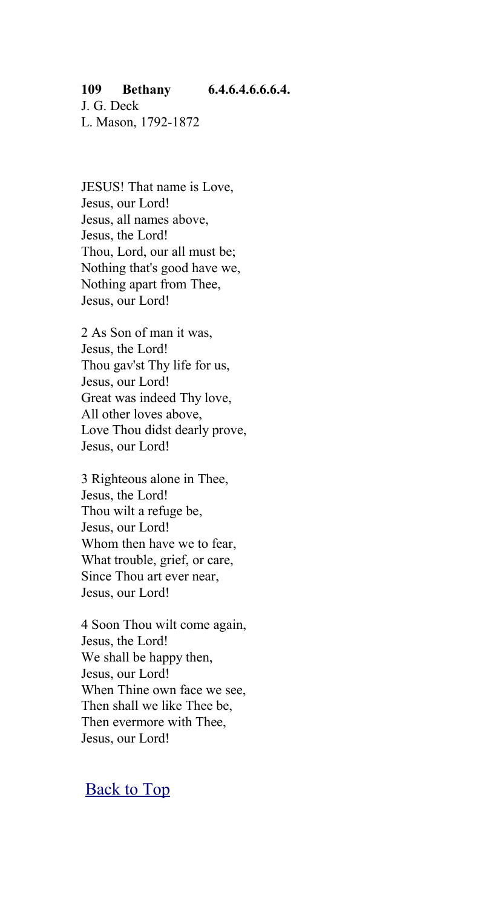**109 Bethany 6.4.6.4.6.6.6.4.**

J. G. Deck
L. Mason, 1792-1872

JESUS! That name is Love,
Jesus, our Lord!
Jesus, all names above,
Jesus, the Lord!
Thou, Lord, our all must be;
Nothing that's good have we,
Nothing apart from Thee,
Jesus, our Lord!

2 As Son of man it was,
Jesus, the Lord!
Thou gav'st Thy life for us,
Jesus, our Lord!
Great was indeed Thy love,
All other loves above,
Love Thou didst dearly prove,
Jesus, our Lord!

3 Righteous alone in Thee,
Jesus, the Lord!
Thou wilt a refuge be,
Jesus, our Lord!
Whom then have we to fear,
What trouble, grief, or care,
Since Thou art ever near,
Jesus, our Lord!

4 Soon Thou wilt come again,
Jesus, the Lord!
We shall be happy then,
Jesus, our Lord!
When Thine own face we see,
Then shall we like Thee be,
Then evermore with Thee,
Jesus, our Lord!

Back to Top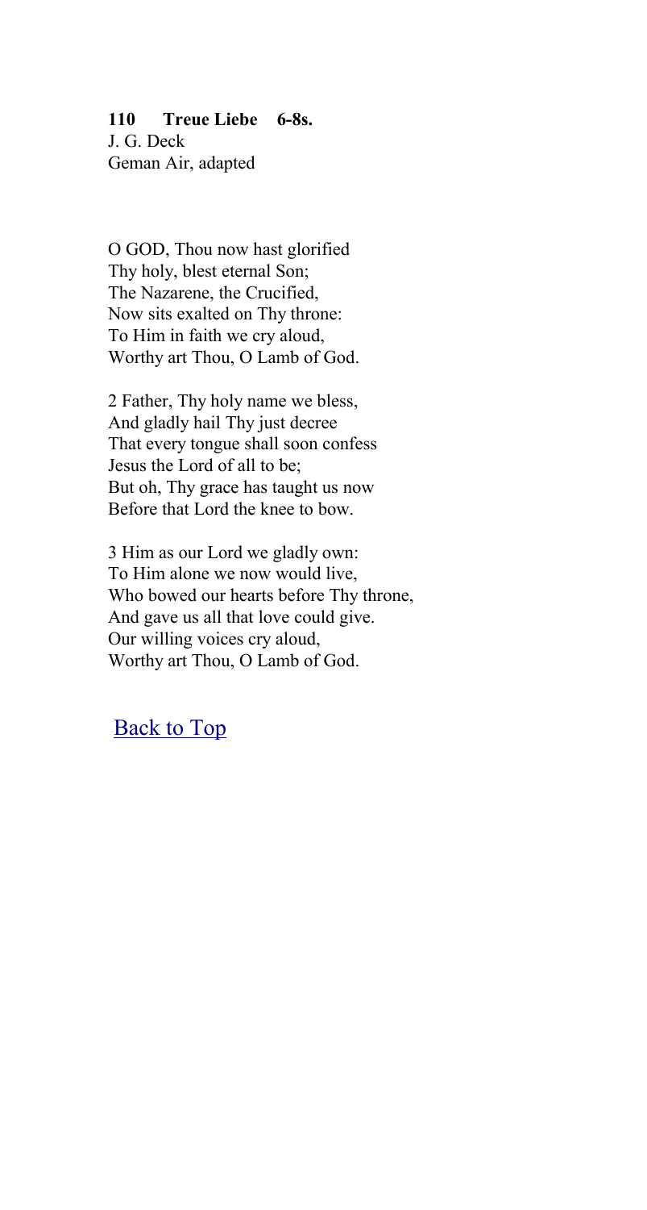**110 Treue Liebe 6-8s.**
J. G. Deck
Geman Air, adapted

O GOD, Thou now hast glorified
Thy holy, blest eternal Son;
The Nazarene, the Crucified,
Now sits exalted on Thy throne:
To Him in faith we cry aloud,
Worthy art Thou, O Lamb of God.

2 Father, Thy holy name we bless,
And gladly hail Thy just decree
That every tongue shall soon confess
Jesus the Lord of all to be;
But oh, Thy grace has taught us now
Before that Lord the knee to bow.

3 Him as our Lord we gladly own:
To Him alone we now would live,
Who bowed our hearts before Thy throne,
And gave us all that love could give.
Our willing voices cry aloud,
Worthy art Thou, O Lamb of God.

Back to Top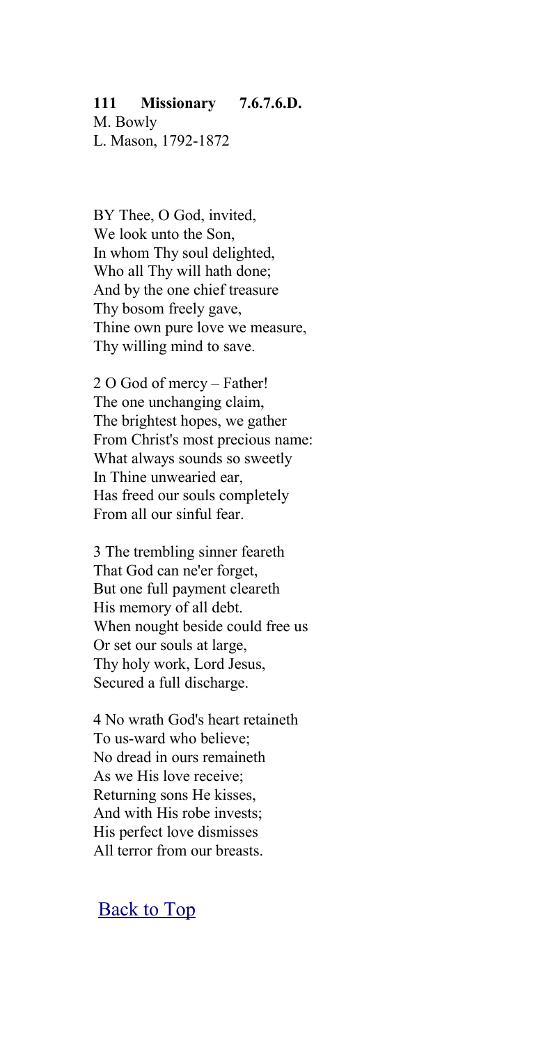**111 Missionary 7.6.7.6.D.**
M. Bowly
L. Mason, 1792-1872

BY Thee, O God, invited,
We look unto the Son,
In whom Thy soul delighted,
Who all Thy will hath done;
And by the one chief treasure
Thy bosom freely gave,
Thine own pure love we measure,
Thy willing mind to save.

2 O God of mercy – Father!
The one unchanging claim,
The brightest hopes, we gather
From Christ's most precious name:
What always sounds so sweetly
In Thine unwearied ear,
Has freed our souls completely
From all our sinful fear.

3 The trembling sinner feareth
That God can ne'er forget,
But one full payment cleareth
His memory of all debt.
When nought beside could free us
Or set our souls at large,
Thy holy work, Lord Jesus,
Secured a full discharge.

4 No wrath God's heart retaineth
To us-ward who believe;
No dread in ours remaineth
As we His love receive;
Returning sons He kisses,
And with His robe invests;
His perfect love dismisses
All terror from our breasts.

Back to Top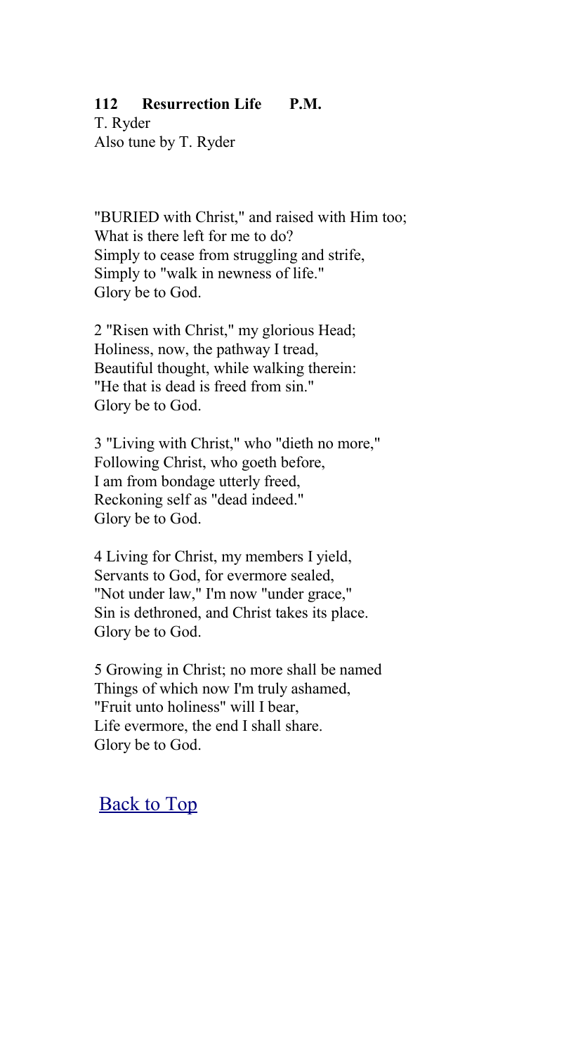**112 Resurrection Life P.M.**
T. Ryder
Also tune by T. Ryder

"BURIED with Christ," and raised with Him too;
What is there left for me to do?
Simply to cease from struggling and strife,
Simply to "walk in newness of life."
Glory be to God.

2 "Risen with Christ," my glorious Head;
Holiness, now, the pathway I tread,
Beautiful thought, while walking therein:
"He that is dead is freed from sin."
Glory be to God.

3 "Living with Christ," who "dieth no more,"
Following Christ, who goeth before,
I am from bondage utterly freed,
Reckoning self as "dead indeed."
Glory be to God.

4 Living for Christ, my members I yield,
Servants to God, for evermore sealed,
"Not under law," I'm now "under grace,"
Sin is dethroned, and Christ takes its place.
Glory be to God.

5 Growing in Christ; no more shall be named
Things of which now I'm truly ashamed,
"Fruit unto holiness" will I bear,
Life evermore, the end I shall share.
Glory be to God.

Back to Top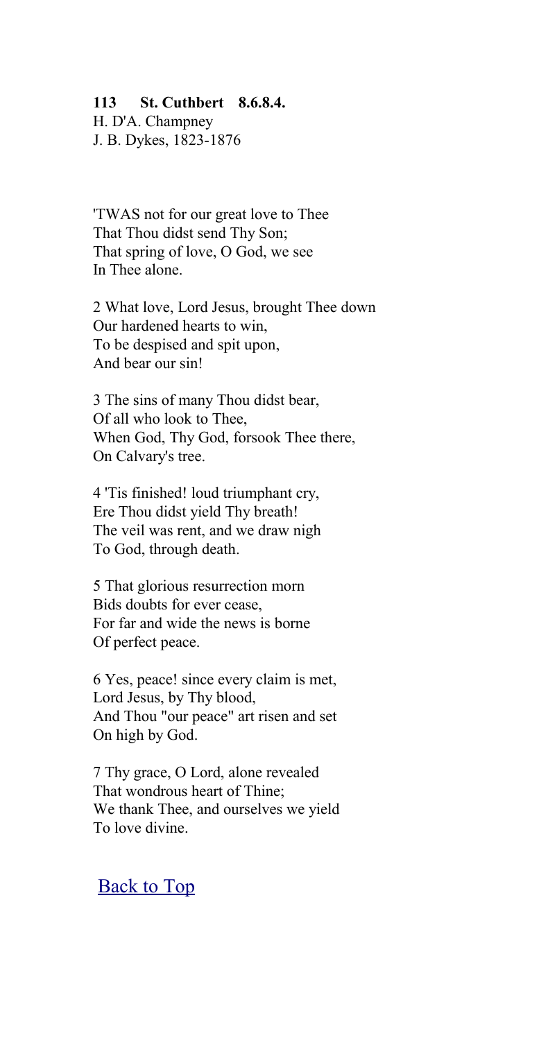**113 St. Cuthbert 8.6.8.4.**
H. D'A. Champney
J. B. Dykes, 1823-1876

'TWAS not for our great love to Thee
That Thou didst send Thy Son;
That spring of love, O God, we see
In Thee alone.

2 What love, Lord Jesus, brought Thee down
Our hardened hearts to win,
To be despised and spit upon,
And bear our sin!

3 The sins of many Thou didst bear,
Of all who look to Thee,
When God, Thy God, forsook Thee there,
On Calvary's tree.

4 'Tis finished! loud triumphant cry,
Ere Thou didst yield Thy breath!
The veil was rent, and we draw nigh
To God, through death.

5 That glorious resurrection morn
Bids doubts for ever cease,
For far and wide the news is borne
Of perfect peace.

6 Yes, peace! since every claim is met,
Lord Jesus, by Thy blood,
And Thou "our peace" art risen and set
On high by God.

7 Thy grace, O Lord, alone revealed
That wondrous heart of Thine;
We thank Thee, and ourselves we yield
To love divine.

Back to Top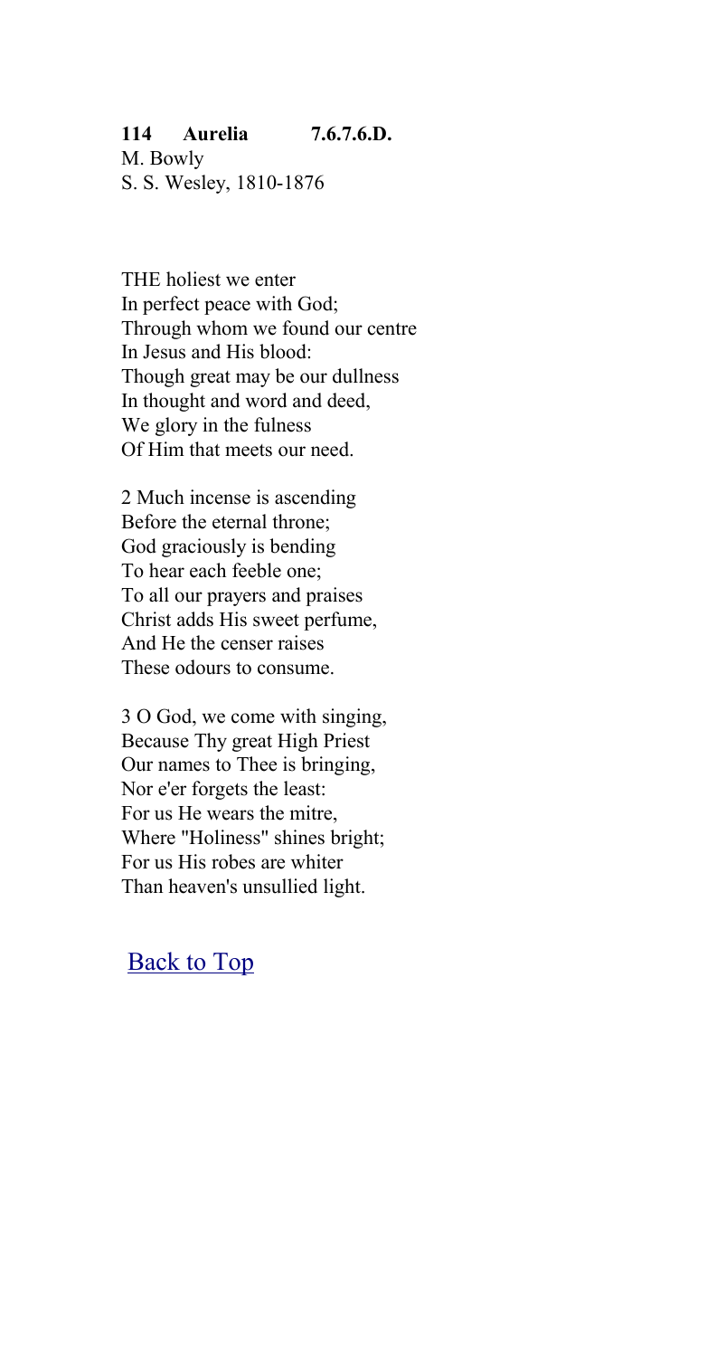**114 Aurelia 7.6.7.6.D.**
M. Bowly
S. S. Wesley, 1810-1876

THE holiest we enter
In perfect peace with God;
Through whom we found our centre
In Jesus and His blood:
Though great may be our dullness
In thought and word and deed,
We glory in the fulness
Of Him that meets our need.

2 Much incense is ascending
Before the eternal throne;
God graciously is bending
To hear each feeble one;
To all our prayers and praises
Christ adds His sweet perfume,
And He the censer raises
These odours to consume.

3 O God, we come with singing,
Because Thy great High Priest
Our names to Thee is bringing,
Nor e'er forgets the least:
For us He wears the mitre,
Where "Holiness" shines bright;
For us His robes are whiter
Than heaven's unsullied light.

Back to Top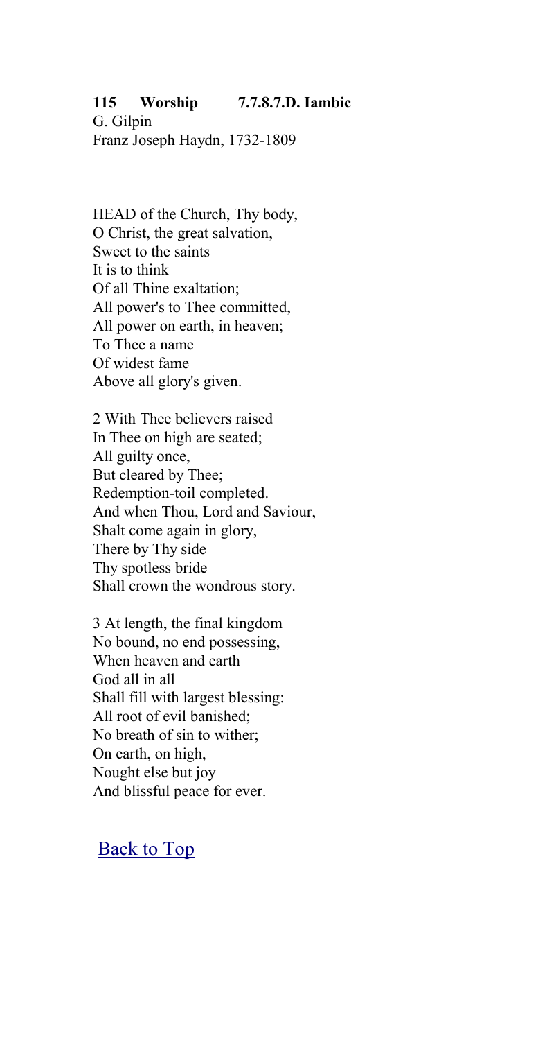**115 Worship 7.7.8.7.D. Iambic**
G. Gilpin
Franz Joseph Haydn, 1732-1809

HEAD of the Church, Thy body,
O Christ, the great salvation,
Sweet to the saints
It is to think
Of all Thine exaltation;
All power's to Thee committed,
All power on earth, in heaven;
To Thee a name
Of widest fame
Above all glory's given.

2 With Thee believers raised
In Thee on high are seated;
All guilty once,
But cleared by Thee;
Redemption-toil completed.
And when Thou, Lord and Saviour,
Shalt come again in glory,
There by Thy side
Thy spotless bride
Shall crown the wondrous story.

3 At length, the final kingdom
No bound, no end possessing,
When heaven and earth
God all in all
Shall fill with largest blessing:
All root of evil banished;
No breath of sin to wither;
On earth, on high,
Nought else but joy
And blissful peace for ever.

Back to Top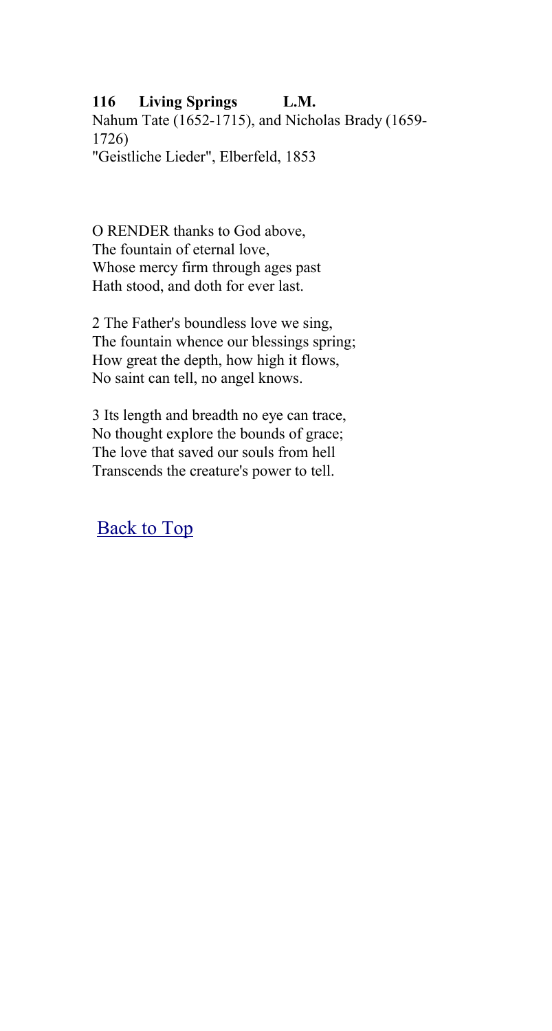**116 Living Springs L.M.**

Nahum Tate (1652-1715), and Nicholas Brady (1659-1726)
"Geistliche Lieder", Elberfeld, 1853

O RENDER thanks to God above,
The fountain of eternal love,
Whose mercy firm through ages past
Hath stood, and doth for ever last.

2 The Father's boundless love we sing,
The fountain whence our blessings spring;
How great the depth, how high it flows,
No saint can tell, no angel knows.

3 Its length and breadth no eye can trace,
No thought explore the bounds of grace;
The love that saved our souls from hell
Transcends the creature's power to tell.

Back to Top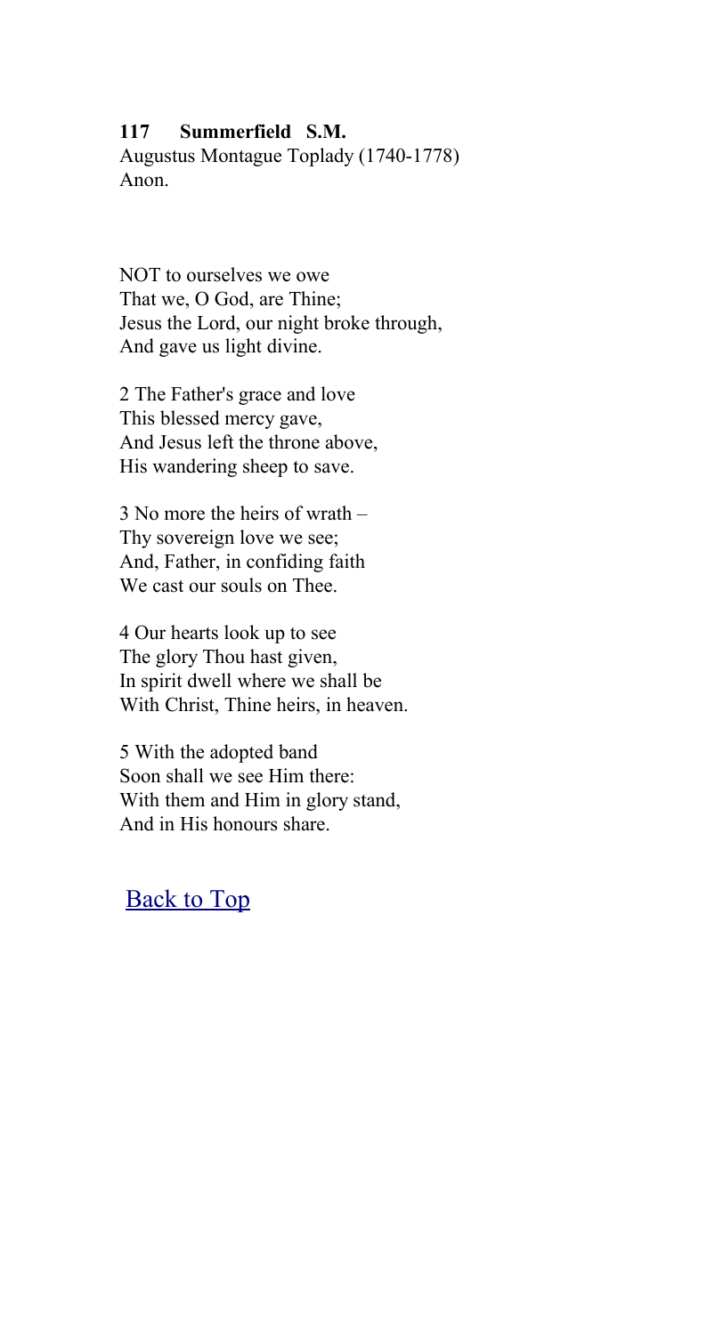**117 Summerfield S.M.**
Augustus Montague Toplady (1740-1778)
Anon.

NOT to ourselves we owe
That we, O God, are Thine;
Jesus the Lord, our night broke through,
And gave us light divine.

2 The Father's grace and love
This blessed mercy gave,
And Jesus left the throne above,
His wandering sheep to save.

3 No more the heirs of wrath –
Thy sovereign love we see;
And, Father, in confiding faith
We cast our souls on Thee.

4 Our hearts look up to see
The glory Thou hast given,
In spirit dwell where we shall be
With Christ, Thine heirs, in heaven.

5 With the adopted band
Soon shall we see Him there:
With them and Him in glory stand,
And in His honours share.

Back to Top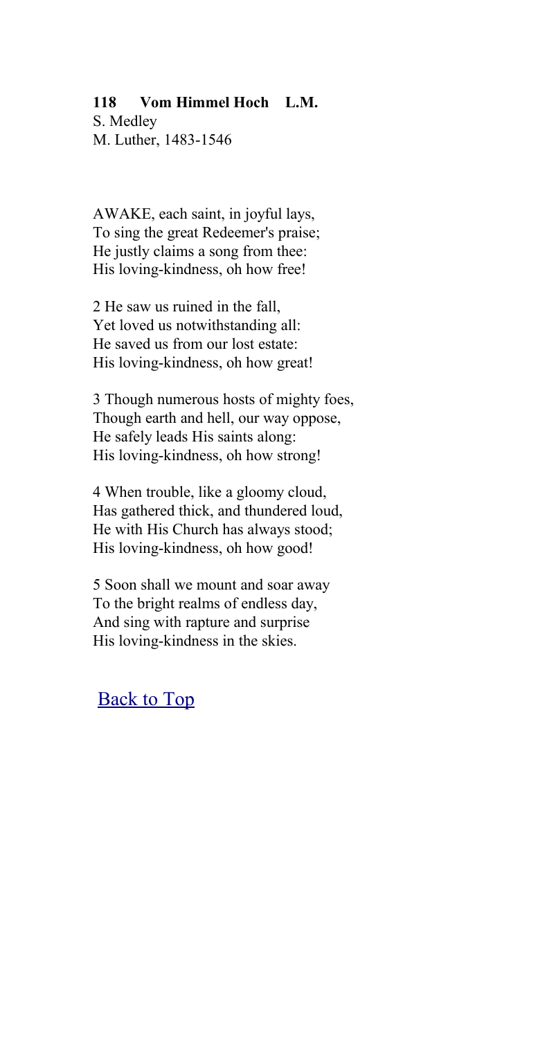**118 Vom Himmel Hoch L.M.**
S. Medley
M. Luther, 1483-1546

AWAKE, each saint, in joyful lays,
To sing the great Redeemer's praise;
He justly claims a song from thee:
His loving-kindness, oh how free!

2 He saw us ruined in the fall,
Yet loved us notwithstanding all:
He saved us from our lost estate:
His loving-kindness, oh how great!

3 Though numerous hosts of mighty foes,
Though earth and hell, our way oppose,
He safely leads His saints along:
His loving-kindness, oh how strong!

4 When trouble, like a gloomy cloud,
Has gathered thick, and thundered loud,
He with His Church has always stood;
His loving-kindness, oh how good!

5 Soon shall we mount and soar away
To the bright realms of endless day,
And sing with rapture and surprise
His loving-kindness in the skies.

Back to Top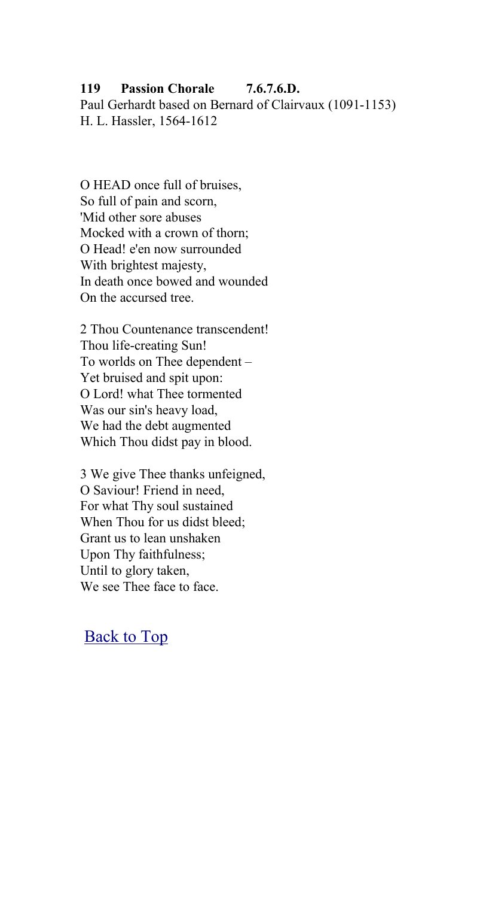**119 Passion Chorale 7.6.7.6.D.**

Paul Gerhardt based on Bernard of Clairvaux (1091-1153)
H. L. Hassler, 1564-1612

O HEAD once full of bruises,
So full of pain and scorn,
'Mid other sore abuses
Mocked with a crown of thorn;
O Head! e'en now surrounded
With brightest majesty,
In death once bowed and wounded
On the accursed tree.

2 Thou Countenance transcendent!
Thou life-creating Sun!
To worlds on Thee dependent –
Yet bruised and spit upon:
O Lord! what Thee tormented
Was our sin's heavy load,
We had the debt augmented
Which Thou didst pay in blood.

3 We give Thee thanks unfeigned,
O Saviour! Friend in need,
For what Thy soul sustained
When Thou for us didst bleed;
Grant us to lean unshaken
Upon Thy faithfulness;
Until to glory taken,
We see Thee face to face.

Back to Top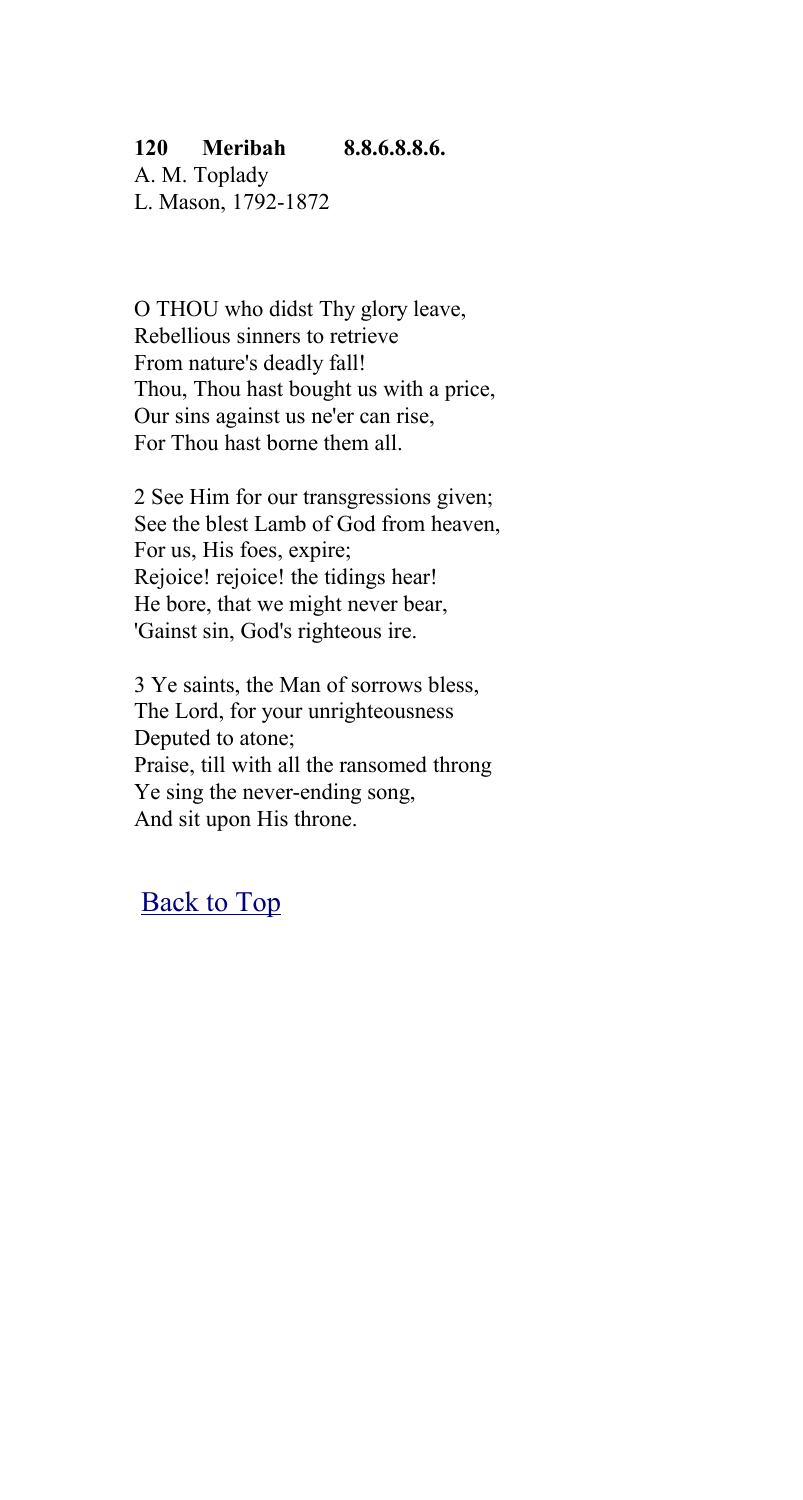**120 Meribah 8.8.6.8.8.6.**

A. M. Toplady
L. Mason, 1792-1872

O THOU who didst Thy glory leave,
Rebellious sinners to retrieve
From nature's deadly fall!
Thou, Thou hast bought us with a price,
Our sins against us ne'er can rise,
For Thou hast borne them all.

2 See Him for our transgressions given;
See the blest Lamb of God from heaven,
For us, His foes, expire;
Rejoice! rejoice! the tidings hear!
He bore, that we might never bear,
'Gainst sin, God's righteous ire.

3 Ye saints, the Man of sorrows bless,
The Lord, for your unrighteousness
Deputed to atone;
Praise, till with all the ransomed throng
Ye sing the never-ending song,
And sit upon His throne.

Back to Top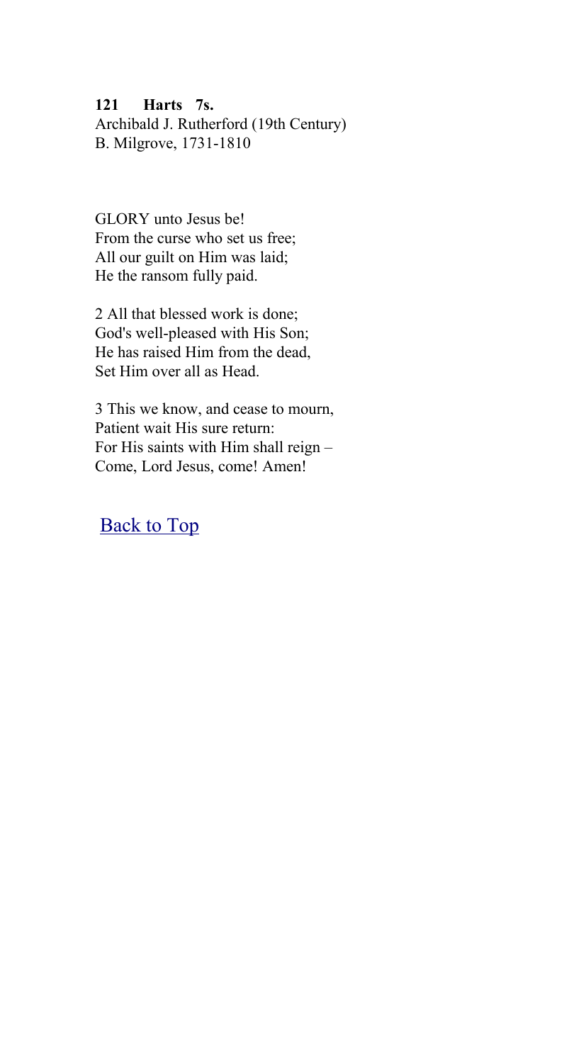**121 Harts 7s.**
Archibald J. Rutherford (19th Century)
B. Milgrove, 1731-1810

GLORY unto Jesus be!
From the curse who set us free;
All our guilt on Him was laid;
He the ransom fully paid.

2 All that blessed work is done;
God's well-pleased with His Son;
He has raised Him from the dead,
Set Him over all as Head.

3 This we know, and cease to mourn,
Patient wait His sure return:
For His saints with Him shall reign –
Come, Lord Jesus, come! Amen!

Back to Top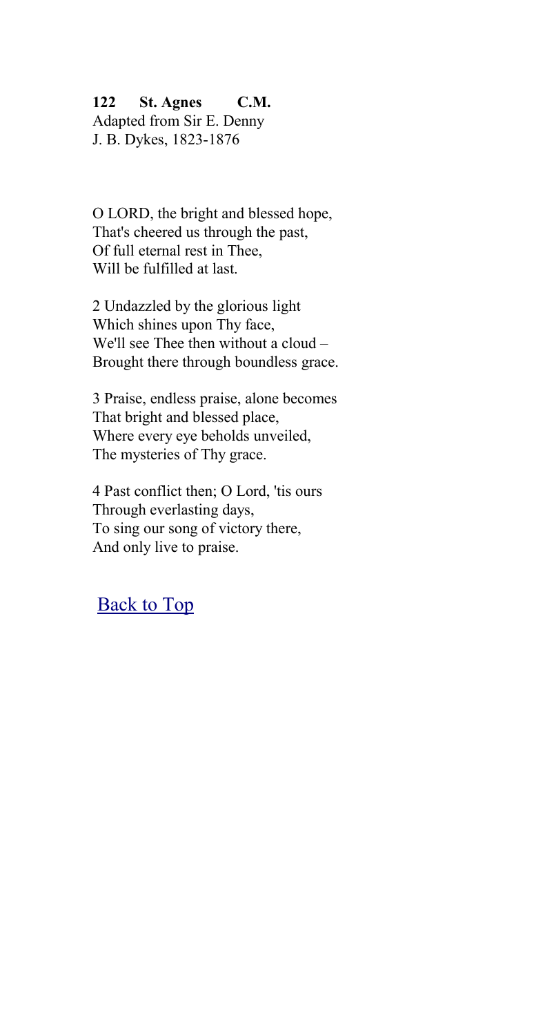**122 St. Agnes C.M.**
Adapted from Sir E. Denny
J. B. Dykes, 1823-1876

O LORD, the bright and blessed hope,
That's cheered us through the past,
Of full eternal rest in Thee,
Will be fulfilled at last.

2 Undazzled by the glorious light
Which shines upon Thy face,
We'll see Thee then without a cloud –
Brought there through boundless grace.

3 Praise, endless praise, alone becomes
That bright and blessed place,
Where every eye beholds unveiled,
The mysteries of Thy grace.

4 Past conflict then; O Lord, 'tis ours
Through everlasting days,
To sing our song of victory there,
And only live to praise.

Back to Top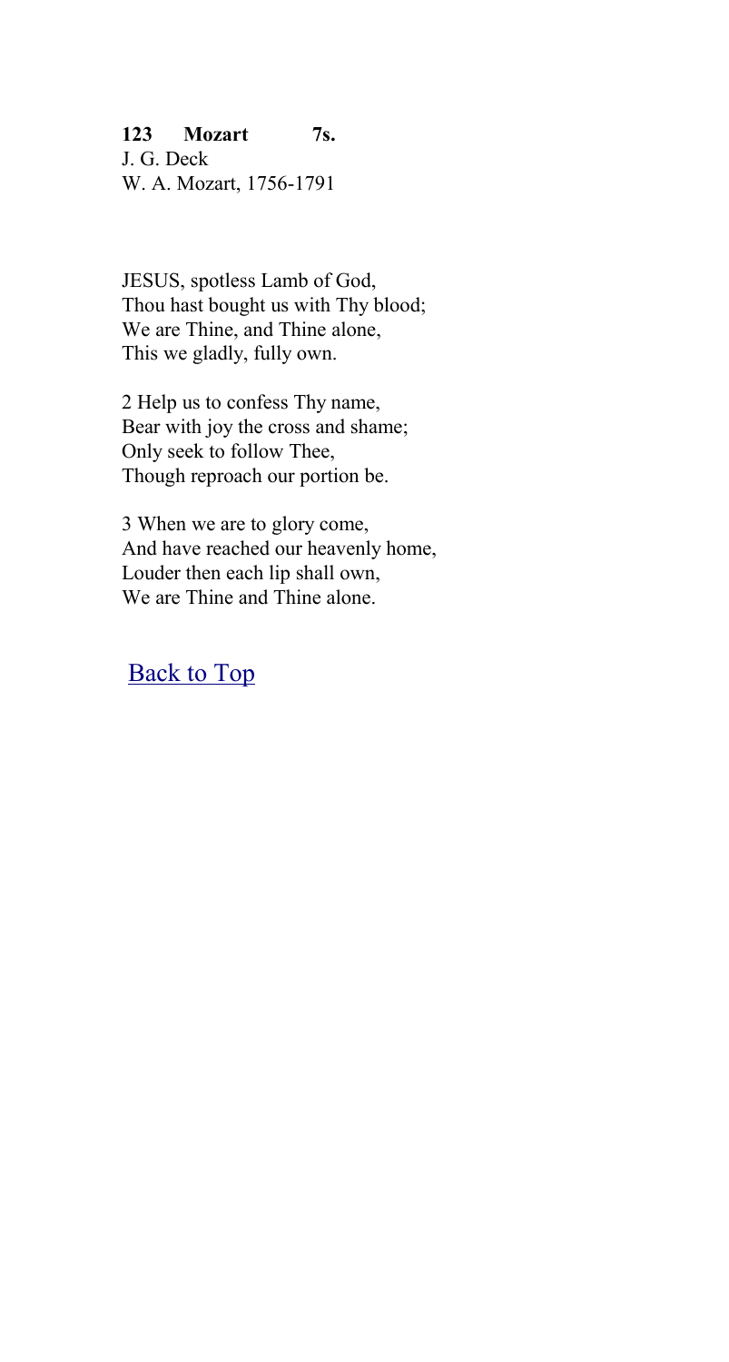**123 Mozart 7s.**
J. G. Deck
W. A. Mozart, 1756-1791

JESUS, spotless Lamb of God,
Thou hast bought us with Thy blood;
We are Thine, and Thine alone,
This we gladly, fully own.

2 Help us to confess Thy name,
Bear with joy the cross and shame;
Only seek to follow Thee,
Though reproach our portion be.

3 When we are to glory come,
And have reached our heavenly home,
Louder then each lip shall own,
We are Thine and Thine alone.

Back to Top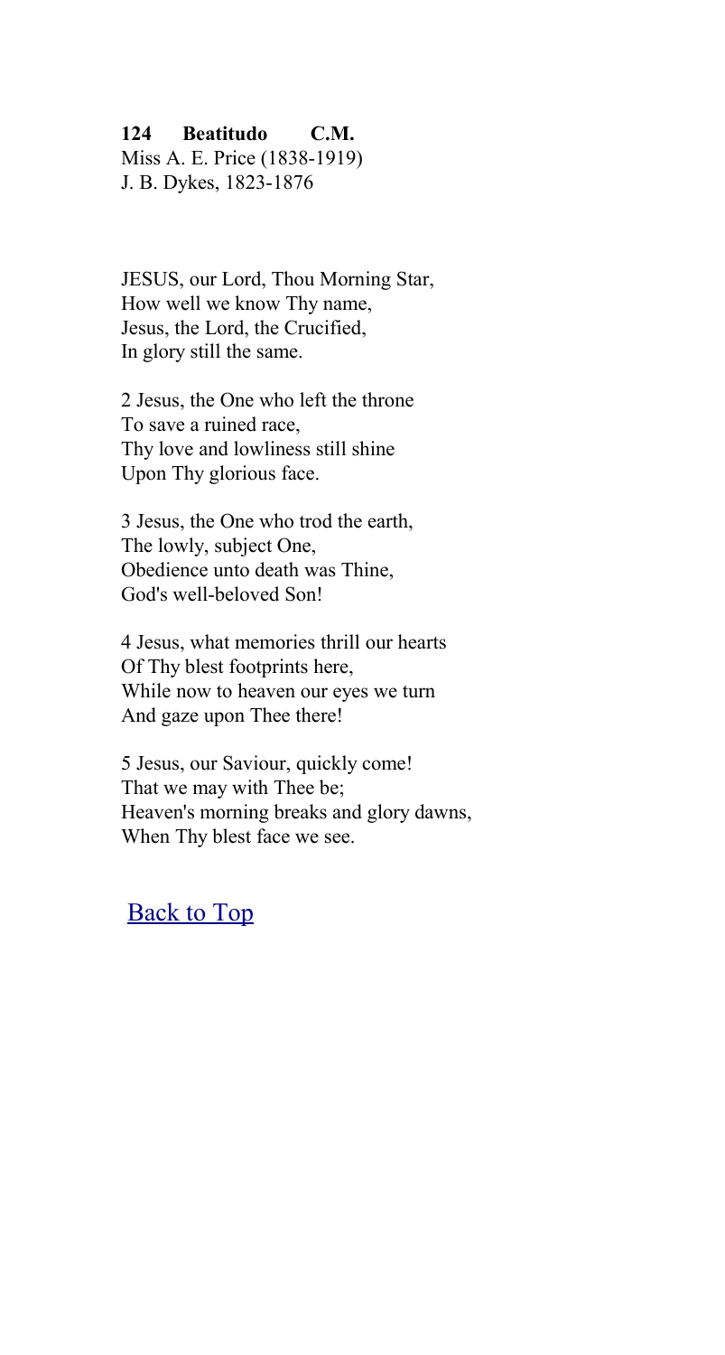**124 Beatitudo C.M.**
Miss A. E. Price (1838-1919)
J. B. Dykes, 1823-1876

JESUS, our Lord, Thou Morning Star,
How well we know Thy name,
Jesus, the Lord, the Crucified,
In glory still the same.

2 Jesus, the One who left the throne
To save a ruined race,
Thy love and lowliness still shine
Upon Thy glorious face.

3 Jesus, the One who trod the earth,
The lowly, subject One,
Obedience unto death was Thine,
God's well-beloved Son!

4 Jesus, what memories thrill our hearts
Of Thy blest footprints here,
While now to heaven our eyes we turn
And gaze upon Thee there!

5 Jesus, our Saviour, quickly come!
That we may with Thee be;
Heaven's morning breaks and glory dawns,
When Thy blest face we see.

Back to Top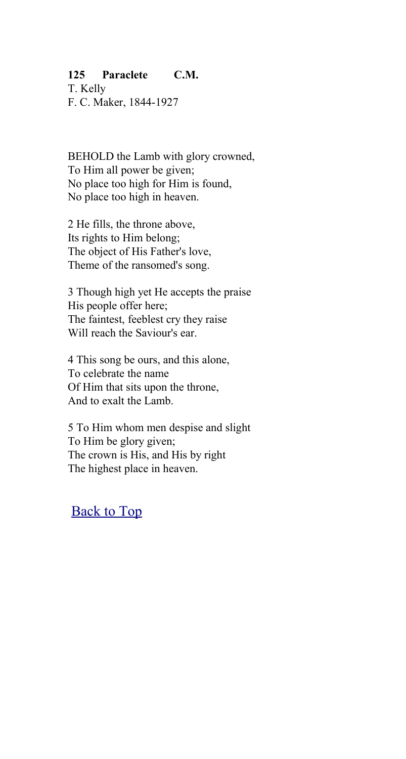**125 Paraclete C.M.**
T. Kelly
F. C. Maker, 1844-1927

BEHOLD the Lamb with glory crowned,
To Him all power be given;
No place too high for Him is found,
No place too high in heaven.

2 He fills, the throne above,
Its rights to Him belong;
The object of His Father's love,
Theme of the ransomed's song.

3 Though high yet He accepts the praise
His people offer here;
The faintest, feeblest cry they raise
Will reach the Saviour's ear.

4 This song be ours, and this alone,
To celebrate the name
Of Him that sits upon the throne,
And to exalt the Lamb.

5 To Him whom men despise and slight
To Him be glory given;
The crown is His, and His by right
The highest place in heaven.

Back to Top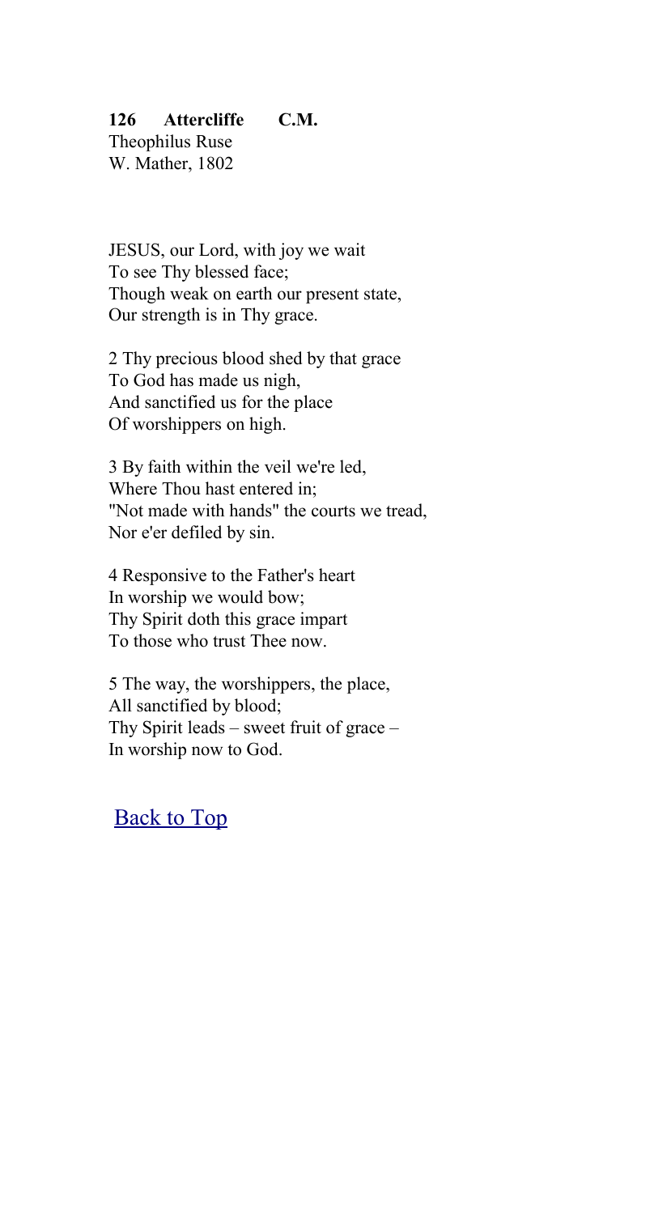**126 Attercliffe C.M.**
Theophilus Ruse
W. Mather, 1802

JESUS, our Lord, with joy we wait
To see Thy blessed face;
Though weak on earth our present state,
Our strength is in Thy grace.

2 Thy precious blood shed by that grace
To God has made us nigh,
And sanctified us for the place
Of worshippers on high.

3 By faith within the veil we're led,
Where Thou hast entered in;
"Not made with hands" the courts we tread,
Nor e'er defiled by sin.

4 Responsive to the Father's heart
In worship we would bow;
Thy Spirit doth this grace impart
To those who trust Thee now.

5 The way, the worshippers, the place,
All sanctified by blood;
Thy Spirit leads – sweet fruit of grace –
In worship now to God.

Back to Top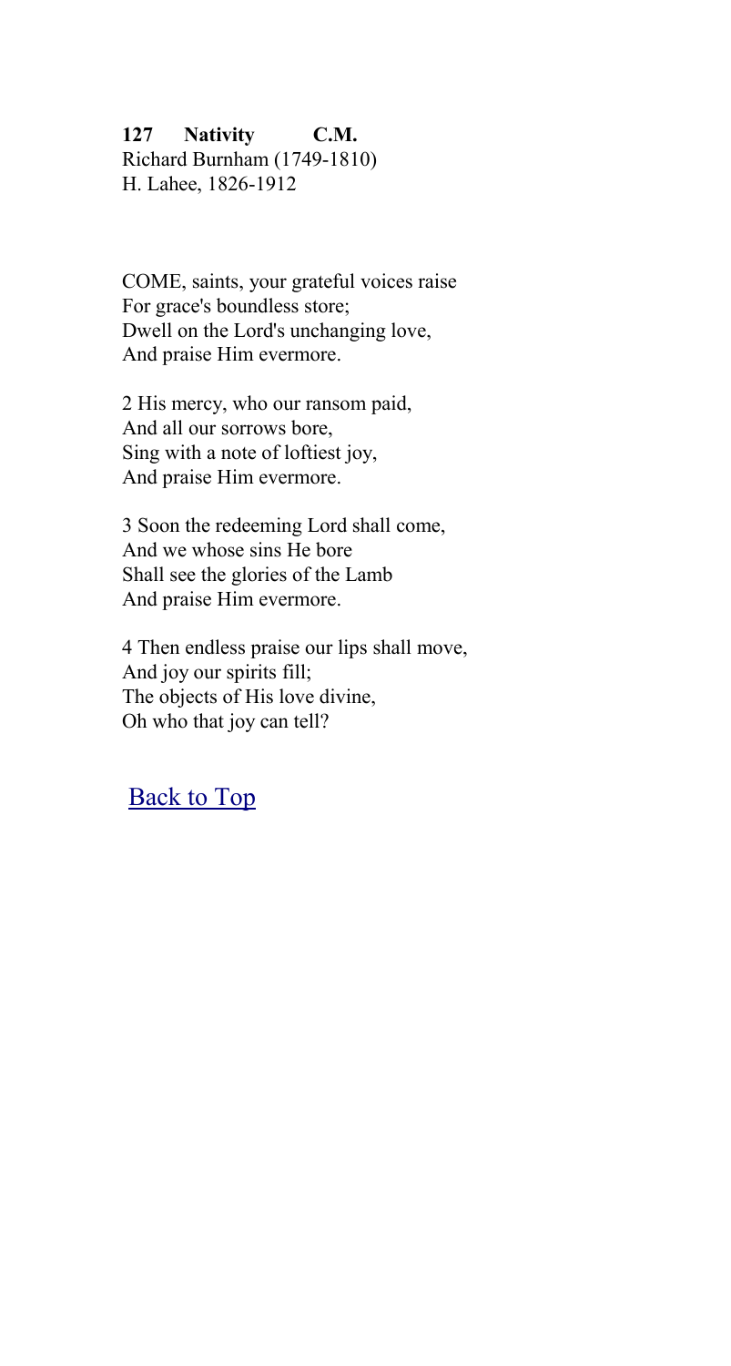**127 Nativity C.M.**
Richard Burnham (1749-1810)
H. Lahee, 1826-1912

COME, saints, your grateful voices raise
For grace's boundless store;
Dwell on the Lord's unchanging love,
And praise Him evermore.

2 His mercy, who our ransom paid,
And all our sorrows bore,
Sing with a note of loftiest joy,
And praise Him evermore.

3 Soon the redeeming Lord shall come,
And we whose sins He bore
Shall see the glories of the Lamb
And praise Him evermore.

4 Then endless praise our lips shall move,
And joy our spirits fill;
The objects of His love divine,
Oh who that joy can tell?

Back to Top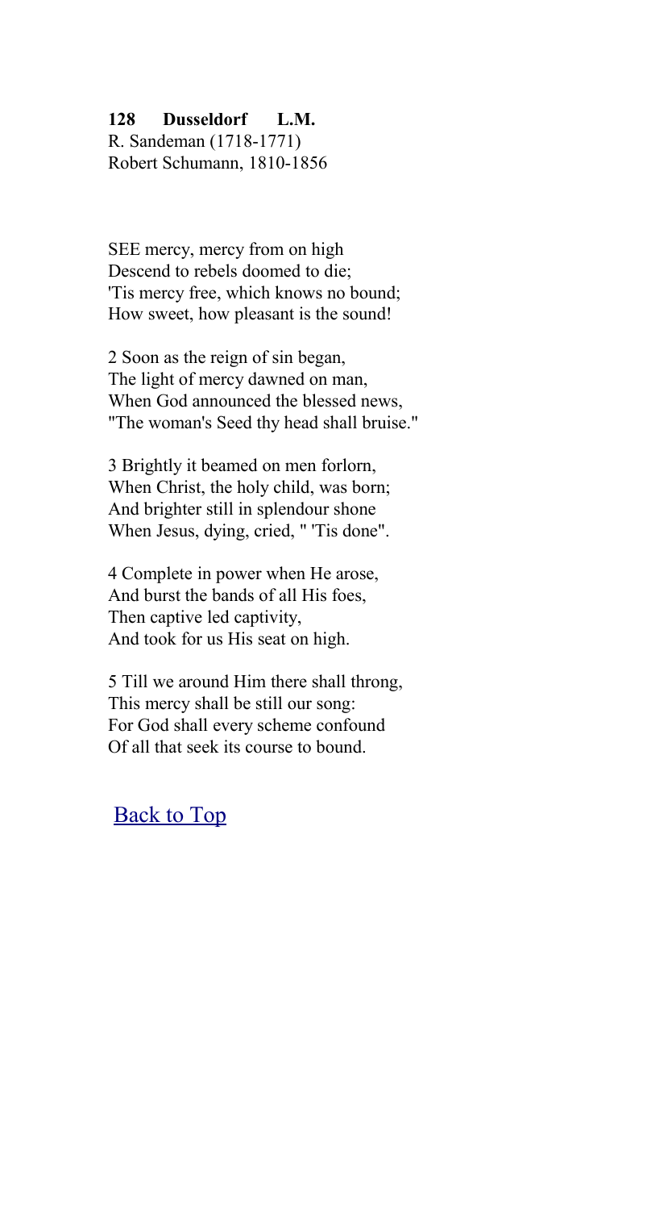**128 Dusseldorf L.M.**
R. Sandeman (1718-1771)
Robert Schumann, 1810-1856

SEE mercy, mercy from on high
Descend to rebels doomed to die;
'Tis mercy free, which knows no bound;
How sweet, how pleasant is the sound!

2 Soon as the reign of sin began,
The light of mercy dawned on man,
When God announced the blessed news,
"The woman's Seed thy head shall bruise."

3 Brightly it beamed on men forlorn,
When Christ, the holy child, was born;
And brighter still in splendour shone
When Jesus, dying, cried, " 'Tis done".

4 Complete in power when He arose,
And burst the bands of all His foes,
Then captive led captivity,
And took for us His seat on high.

5 Till we around Him there shall throng,
This mercy shall be still our song:
For God shall every scheme confound
Of all that seek its course to bound.

Back to Top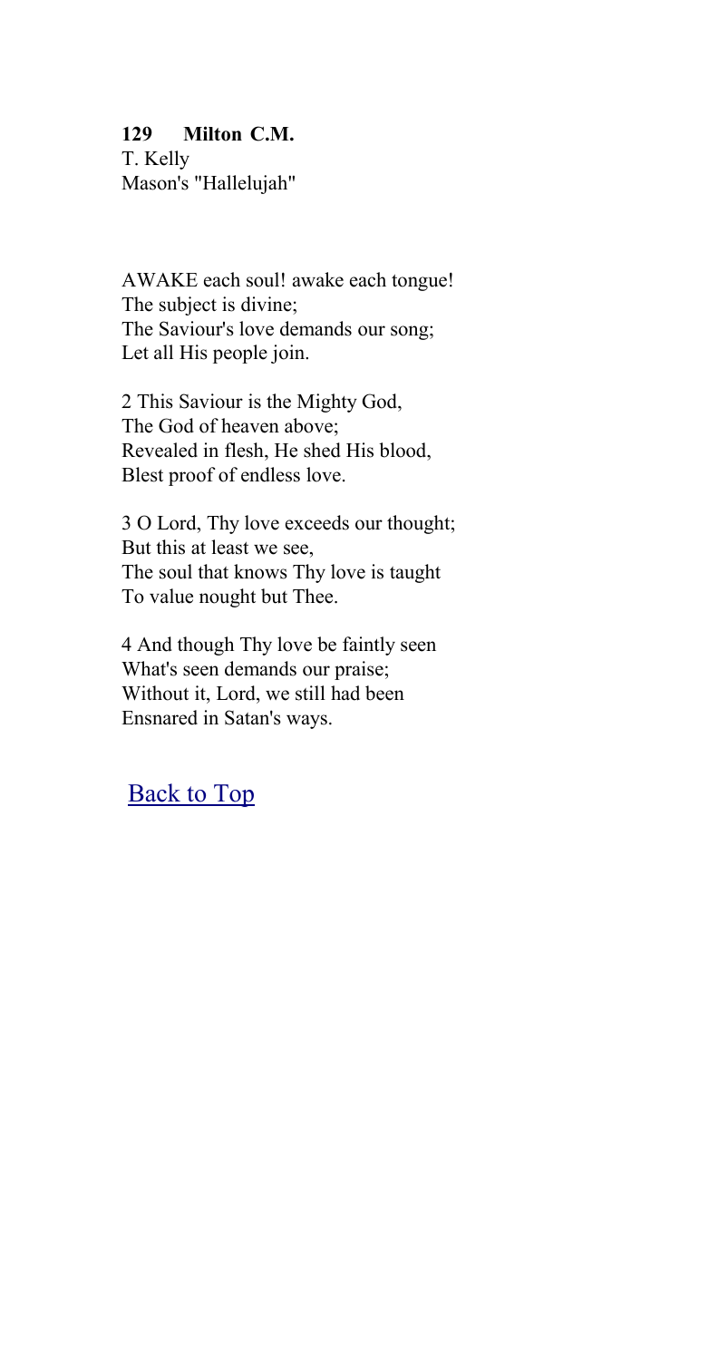**129 Milton C.M.**
T. Kelly
Mason's "Hallelujah"

AWAKE each soul! awake each tongue!
The subject is divine;
The Saviour's love demands our song;
Let all His people join.

2 This Saviour is the Mighty God,
The God of heaven above;
Revealed in flesh, He shed His blood,
Blest proof of endless love.

3 O Lord, Thy love exceeds our thought;
But this at least we see,
The soul that knows Thy love is taught
To value nought but Thee.

4 And though Thy love be faintly seen
What's seen demands our praise;
Without it, Lord, we still had been
Ensnared in Satan's ways.

Back to Top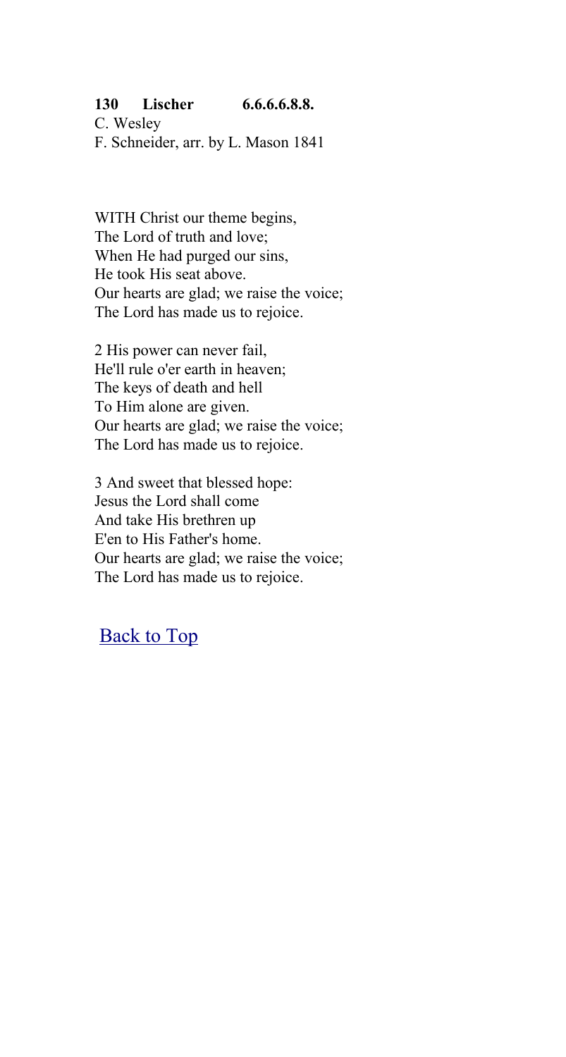**130 Lischer 6.6.6.6.8.8.**

C. Wesley
F. Schneider, arr. by L. Mason 1841

WITH Christ our theme begins,
The Lord of truth and love;
When He had purged our sins,
He took His seat above.
Our hearts are glad; we raise the voice;
The Lord has made us to rejoice.

2 His power can never fail,
He'll rule o'er earth in heaven;
The keys of death and hell
To Him alone are given.
Our hearts are glad; we raise the voice;
The Lord has made us to rejoice.

3 And sweet that blessed hope:
Jesus the Lord shall come
And take His brethren up
E'en to His Father's home.
Our hearts are glad; we raise the voice;
The Lord has made us to rejoice.

Back to Top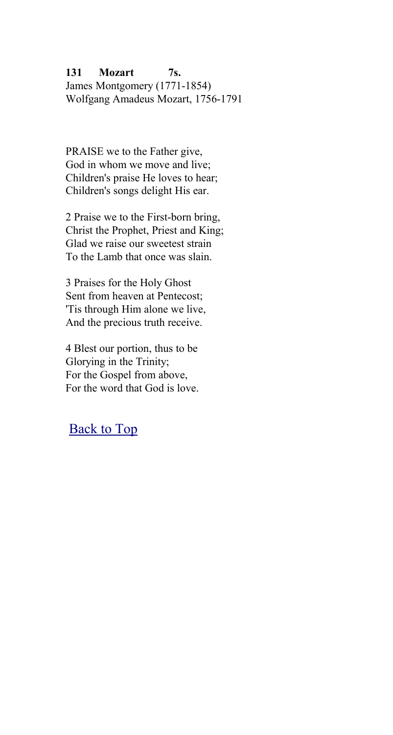**131 Mozart 7s.**
James Montgomery (1771-1854)
Wolfgang Amadeus Mozart, 1756-1791

PRAISE we to the Father give,
God in whom we move and live;
Children's praise He loves to hear;
Children's songs delight His ear.

2 Praise we to the First-born bring,
Christ the Prophet, Priest and King;
Glad we raise our sweetest strain
To the Lamb that once was slain.

3 Praises for the Holy Ghost
Sent from heaven at Pentecost;
'Tis through Him alone we live,
And the precious truth receive.

4 Blest our portion, thus to be
Glorying in the Trinity;
For the Gospel from above,
For the word that God is love.

Back to Top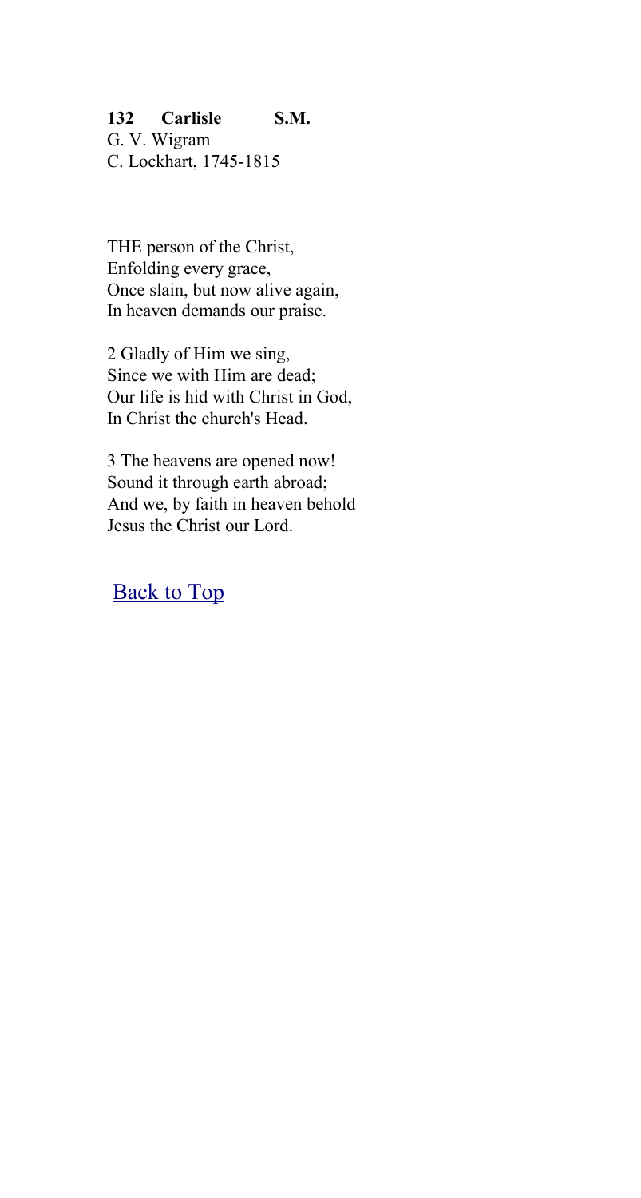**132 Carlisle S.M.**
G. V. Wigram
C. Lockhart, 1745-1815

THE person of the Christ,
Enfolding every grace,
Once slain, but now alive again,
In heaven demands our praise.

2 Gladly of Him we sing,
Since we with Him are dead;
Our life is hid with Christ in God,
In Christ the church's Head.

3 The heavens are opened now!
Sound it through earth abroad;
And we, by faith in heaven behold
Jesus the Christ our Lord.

Back to Top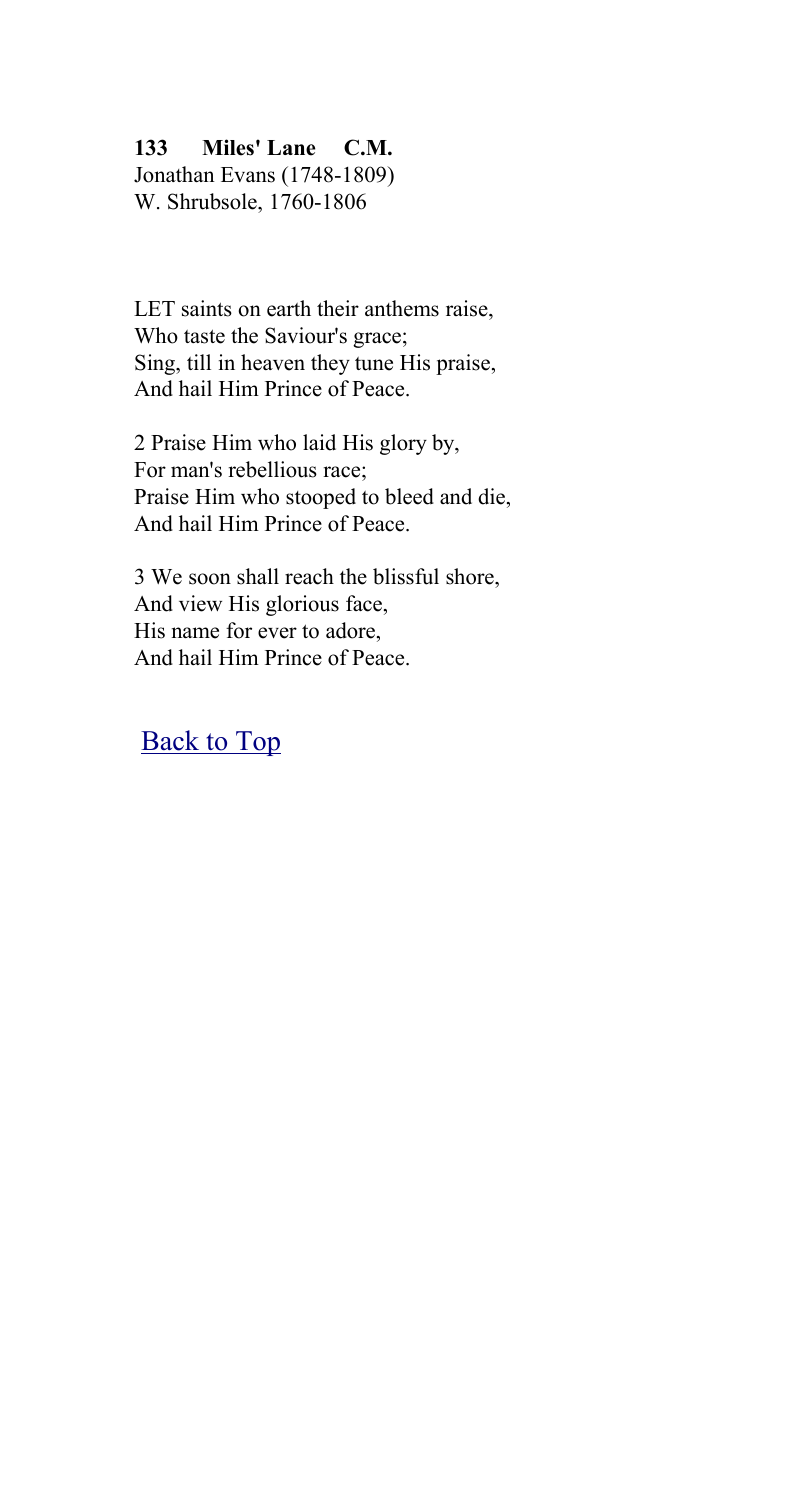**133 Miles' Lane C.M.**
Jonathan Evans (1748-1809)
W. Shrubsole, 1760-1806

LET saints on earth their anthems raise,
Who taste the Saviour's grace;
Sing, till in heaven they tune His praise,
And hail Him Prince of Peace.

2 Praise Him who laid His glory by,
For man's rebellious race;
Praise Him who stooped to bleed and die,
And hail Him Prince of Peace.

3 We soon shall reach the blissful shore,
And view His glorious face,
His name for ever to adore,
And hail Him Prince of Peace.

Back to Top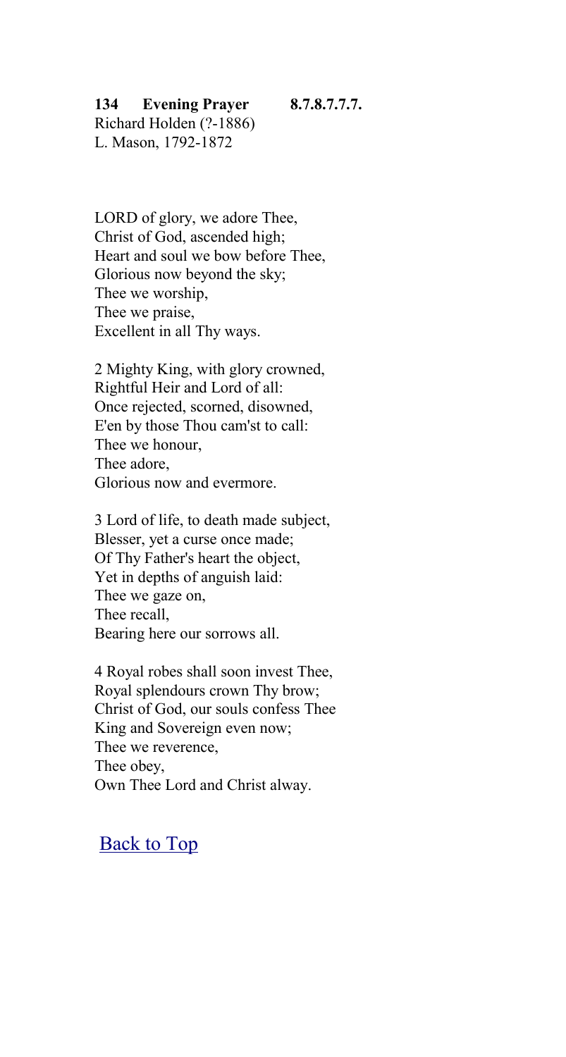**134 Evening Prayer 8.7.8.7.7.7.**
Richard Holden (?-1886)
L. Mason, 1792-1872

LORD of glory, we adore Thee,
Christ of God, ascended high;
Heart and soul we bow before Thee,
Glorious now beyond the sky;
Thee we worship,
Thee we praise,
Excellent in all Thy ways.

2 Mighty King, with glory crowned,
Rightful Heir and Lord of all:
Once rejected, scorned, disowned,
E'en by those Thou cam'st to call:
Thee we honour,
Thee adore,
Glorious now and evermore.

3 Lord of life, to death made subject,
Blesser, yet a curse once made;
Of Thy Father's heart the object,
Yet in depths of anguish laid:
Thee we gaze on,
Thee recall,
Bearing here our sorrows all.

4 Royal robes shall soon invest Thee,
Royal splendours crown Thy brow;
Christ of God, our souls confess Thee
King and Sovereign even now;
Thee we reverence,
Thee obey,
Own Thee Lord and Christ alway.

Back to Top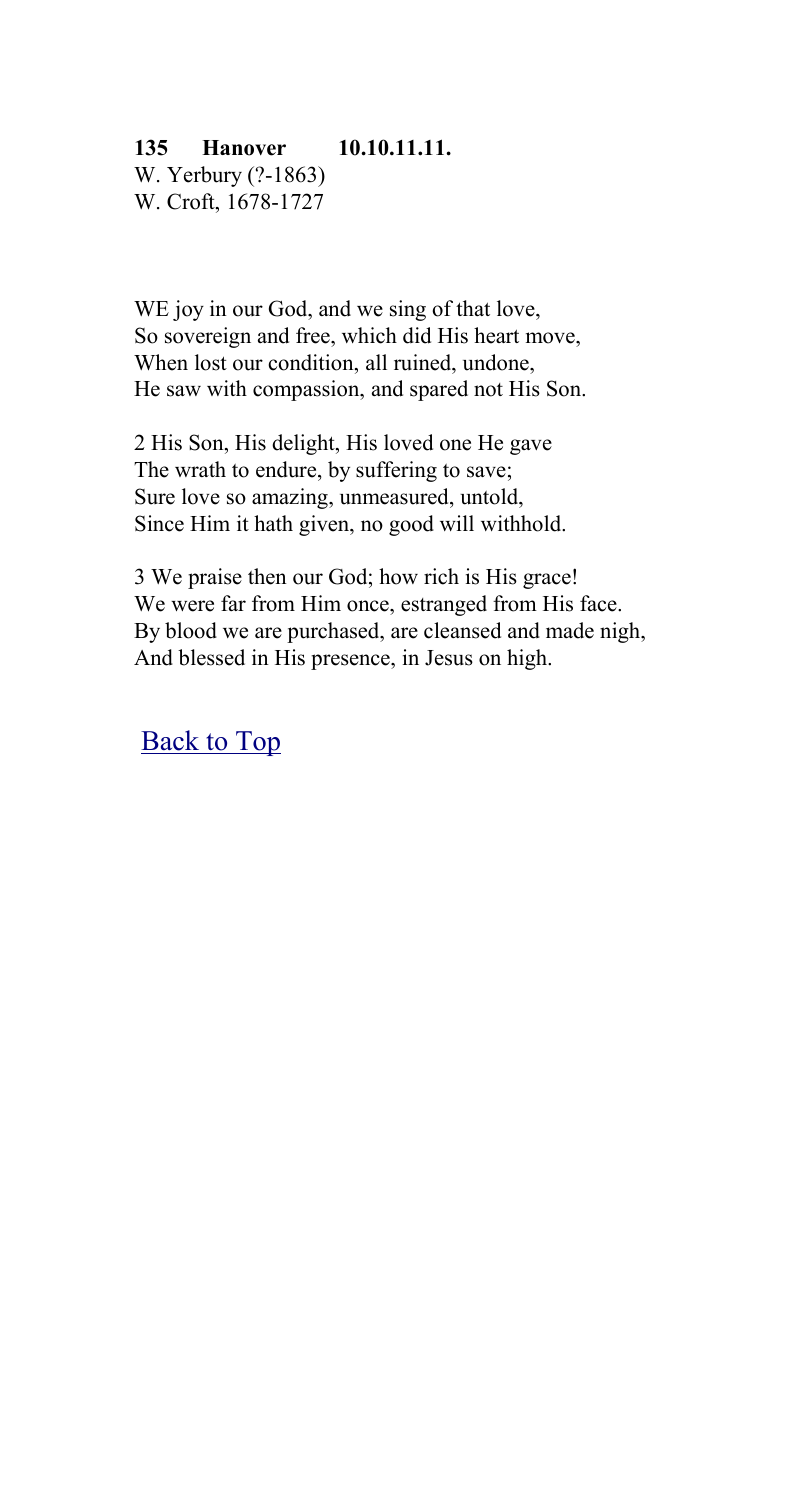**135 Hanover 10.10.11.11.**
W. Yerbury (?-1863)
W. Croft, 1678-1727

WE joy in our God, and we sing of that love,
So sovereign and free, which did His heart move,
When lost our condition, all ruined, undone,
He saw with compassion, and spared not His Son.

2 His Son, His delight, His loved one He gave
The wrath to endure, by suffering to save;
Sure love so amazing, unmeasured, untold,
Since Him it hath given, no good will withhold.

3 We praise then our God; how rich is His grace!
We were far from Him once, estranged from His face.
By blood we are purchased, are cleansed and made nigh,
And blessed in His presence, in Jesus on high.

Back to Top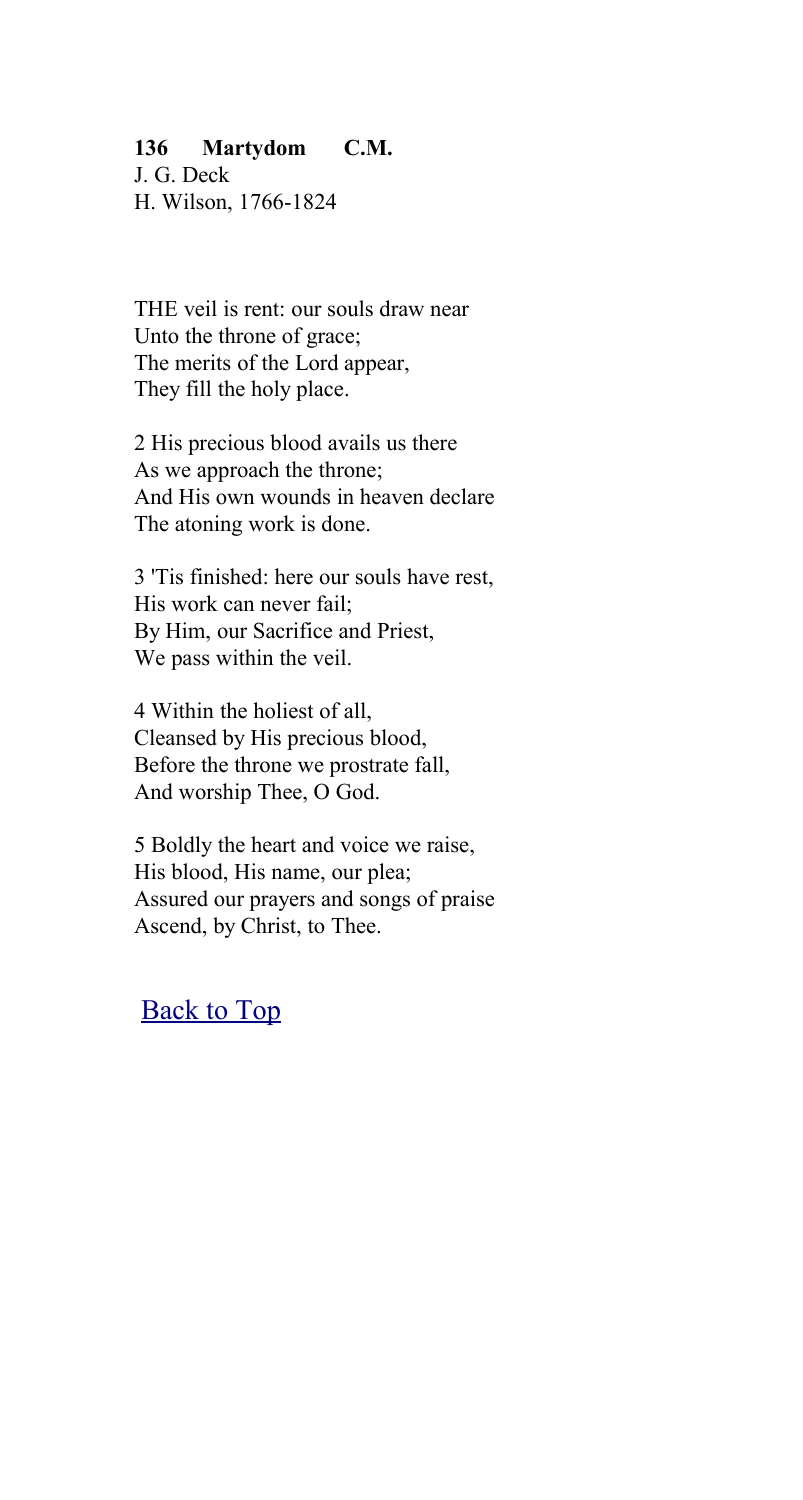**136 Martydom C.M.**
J. G. Deck
H. Wilson, 1766-1824

THE veil is rent: our souls draw near
Unto the throne of grace;
The merits of the Lord appear,
They fill the holy place.

2 His precious blood avails us there
As we approach the throne;
And His own wounds in heaven declare
The atoning work is done.

3 'Tis finished: here our souls have rest,
His work can never fail;
By Him, our Sacrifice and Priest,
We pass within the veil.

4 Within the holiest of all,
Cleansed by His precious blood,
Before the throne we prostrate fall,
And worship Thee, O God.

5 Boldly the heart and voice we raise,
His blood, His name, our plea;
Assured our prayers and songs of praise
Ascend, by Christ, to Thee.

Back to Top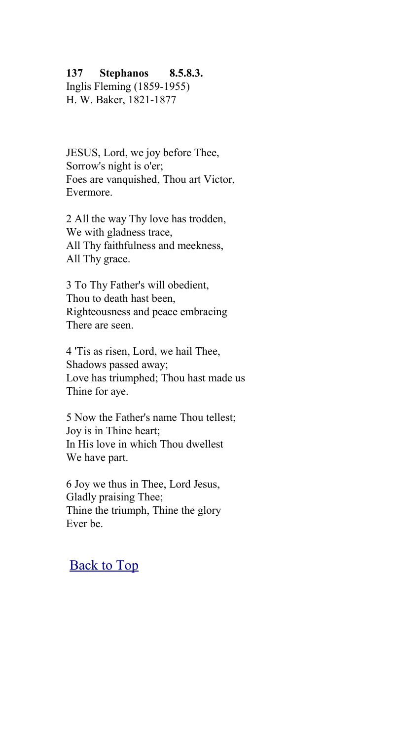**137 Stephanos 8.5.8.3.**
Inglis Fleming (1859-1955)
H. W. Baker, 1821-1877

JESUS, Lord, we joy before Thee,
Sorrow's night is o'er;
Foes are vanquished, Thou art Victor,
Evermore.

2 All the way Thy love has trodden,
We with gladness trace,
All Thy faithfulness and meekness,
All Thy grace.

3 To Thy Father's will obedient,
Thou to death hast been,
Righteousness and peace embracing
There are seen.

4 'Tis as risen, Lord, we hail Thee,
Shadows passed away;
Love has triumphed; Thou hast made us
Thine for aye.

5 Now the Father's name Thou tellest;
Joy is in Thine heart;
In His love in which Thou dwellest
We have part.

6 Joy we thus in Thee, Lord Jesus,
Gladly praising Thee;
Thine the triumph, Thine the glory
Ever be.

Back to Top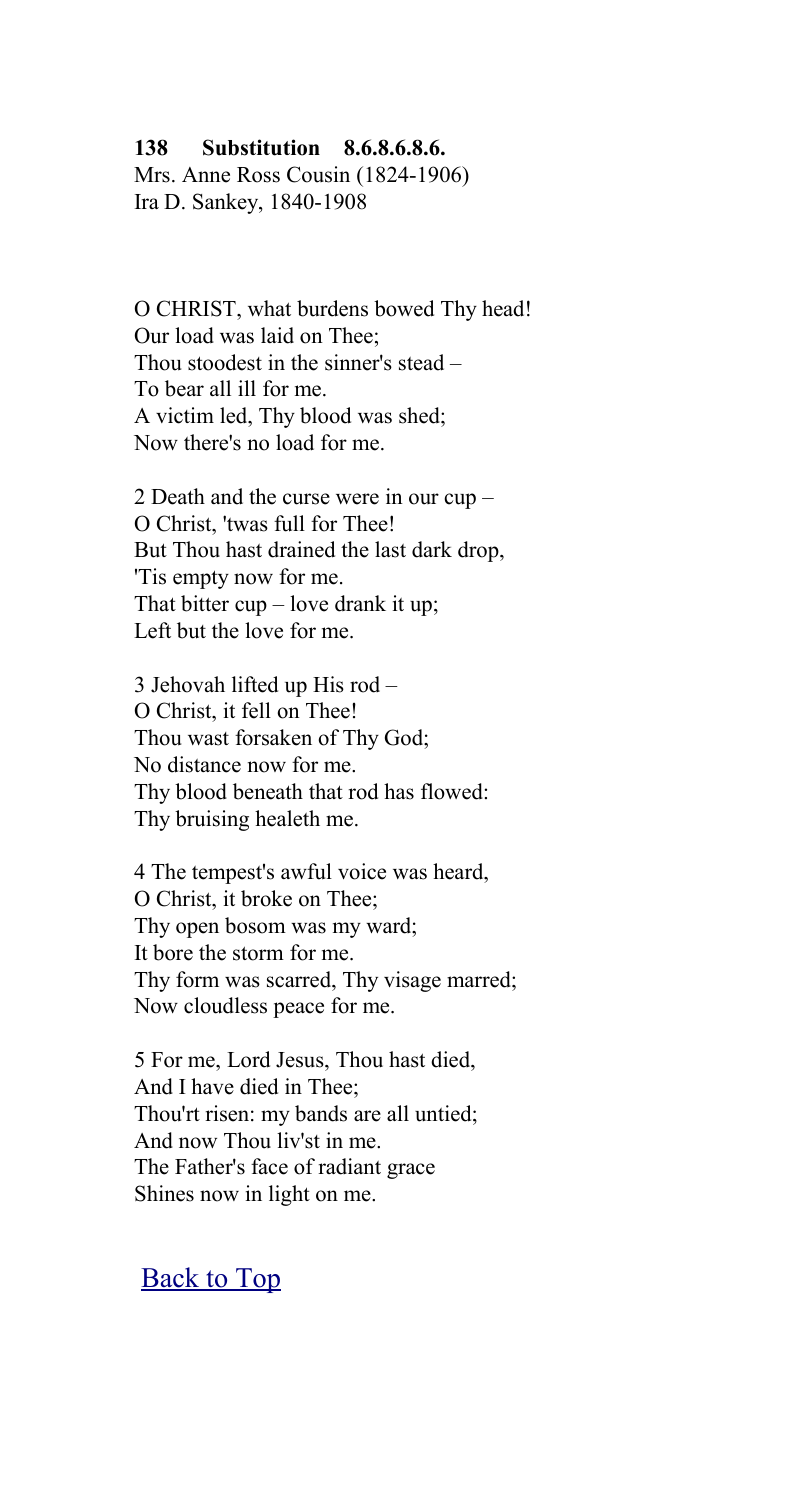**138 Substitution 8.6.8.6.8.6.**
Mrs. Anne Ross Cousin (1824-1906)
Ira D. Sankey, 1840-1908

O CHRIST, what burdens bowed Thy head!
Our load was laid on Thee;
Thou stoodest in the sinner's stead –
To bear all ill for me.
A victim led, Thy blood was shed;
Now there's no load for me.

2 Death and the curse were in our cup –
O Christ, 'twas full for Thee!
But Thou hast drained the last dark drop,
'Tis empty now for me.
That bitter cup – love drank it up;
Left but the love for me.

3 Jehovah lifted up His rod –
O Christ, it fell on Thee!
Thou wast forsaken of Thy God;
No distance now for me.
Thy blood beneath that rod has flowed:
Thy bruising healeth me.

4 The tempest's awful voice was heard,
O Christ, it broke on Thee;
Thy open bosom was my ward;
It bore the storm for me.
Thy form was scarred, Thy visage marred;
Now cloudless peace for me.

5 For me, Lord Jesus, Thou hast died,
And I have died in Thee;
Thou'rt risen: my bands are all untied;
And now Thou liv'st in me.
The Father's face of radiant grace
Shines now in light on me.

Back to Top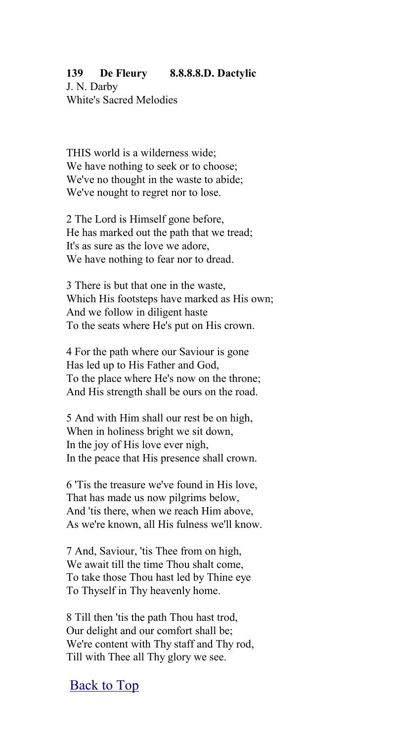**139 De Fleury 8.8.8.8.D. Dactylic**
J. N. Darby
White's Sacred Melodies

THIS world is a wilderness wide;
We have nothing to seek or to choose;
We've no thought in the waste to abide;
We've nought to regret nor to lose.

2 The Lord is Himself gone before,
He has marked out the path that we tread;
It's as sure as the love we adore,
We have nothing to fear nor to dread.

3 There is but that one in the waste,
Which His footsteps have marked as His own;
And we follow in diligent haste
To the seats where He's put on His crown.

4 For the path where our Saviour is gone
Has led up to His Father and God,
To the place where He's now on the throne;
And His strength shall be ours on the road.

5 And with Him shall our rest be on high,
When in holiness bright we sit down,
In the joy of His love ever nigh,
In the peace that His presence shall crown.

6 'Tis the treasure we've found in His love,
That has made us now pilgrims below,
And 'tis there, when we reach Him above,
As we're known, all His fulness we'll know.

7 And, Saviour, 'tis Thee from on high,
We await till the time Thou shalt come,
To take those Thou hast led by Thine eye
To Thyself in Thy heavenly home.

8 Till then 'tis the path Thou hast trod,
Our delight and our comfort shall be;
We're content with Thy staff and Thy rod,
Till with Thee all Thy glory we see.

Back to Top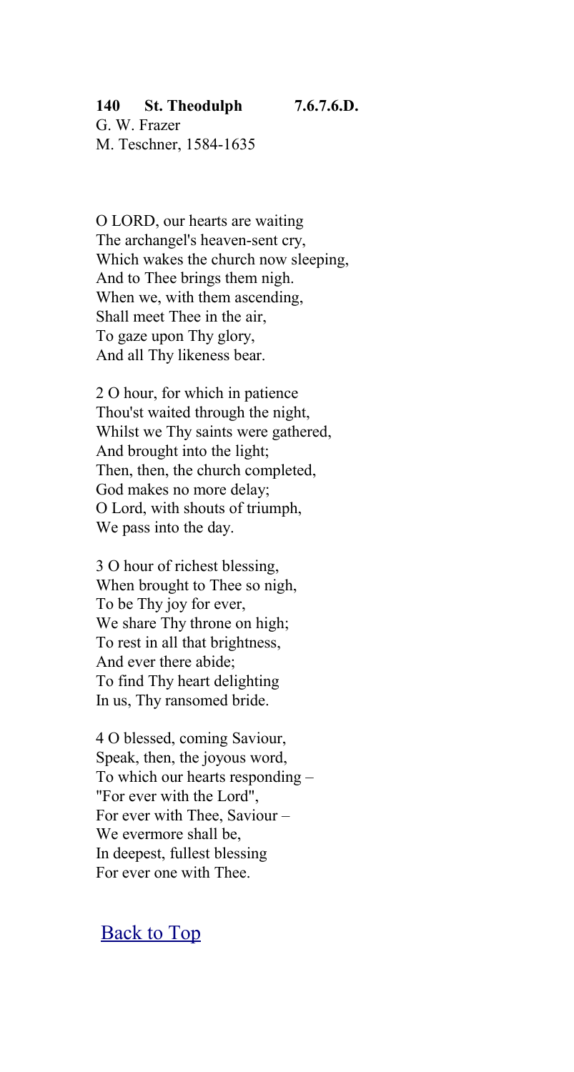**140 St. Theodulph 7.6.7.6.D.**
G. W. Frazer
M. Teschner, 1584-1635

O LORD, our hearts are waiting
The archangel's heaven-sent cry,
Which wakes the church now sleeping,
And to Thee brings them nigh.
When we, with them ascending,
Shall meet Thee in the air,
To gaze upon Thy glory,
And all Thy likeness bear.

2 O hour, for which in patience
Thou'st waited through the night,
Whilst we Thy saints were gathered,
And brought into the light;
Then, then, the church completed,
God makes no more delay;
O Lord, with shouts of triumph,
We pass into the day.

3 O hour of richest blessing,
When brought to Thee so nigh,
To be Thy joy for ever,
We share Thy throne on high;
To rest in all that brightness,
And ever there abide;
To find Thy heart delighting
In us, Thy ransomed bride.

4 O blessed, coming Saviour,
Speak, then, the joyous word,
To which our hearts responding –
"For ever with the Lord",
For ever with Thee, Saviour –
We evermore shall be,
In deepest, fullest blessing
For ever one with Thee.

Back to Top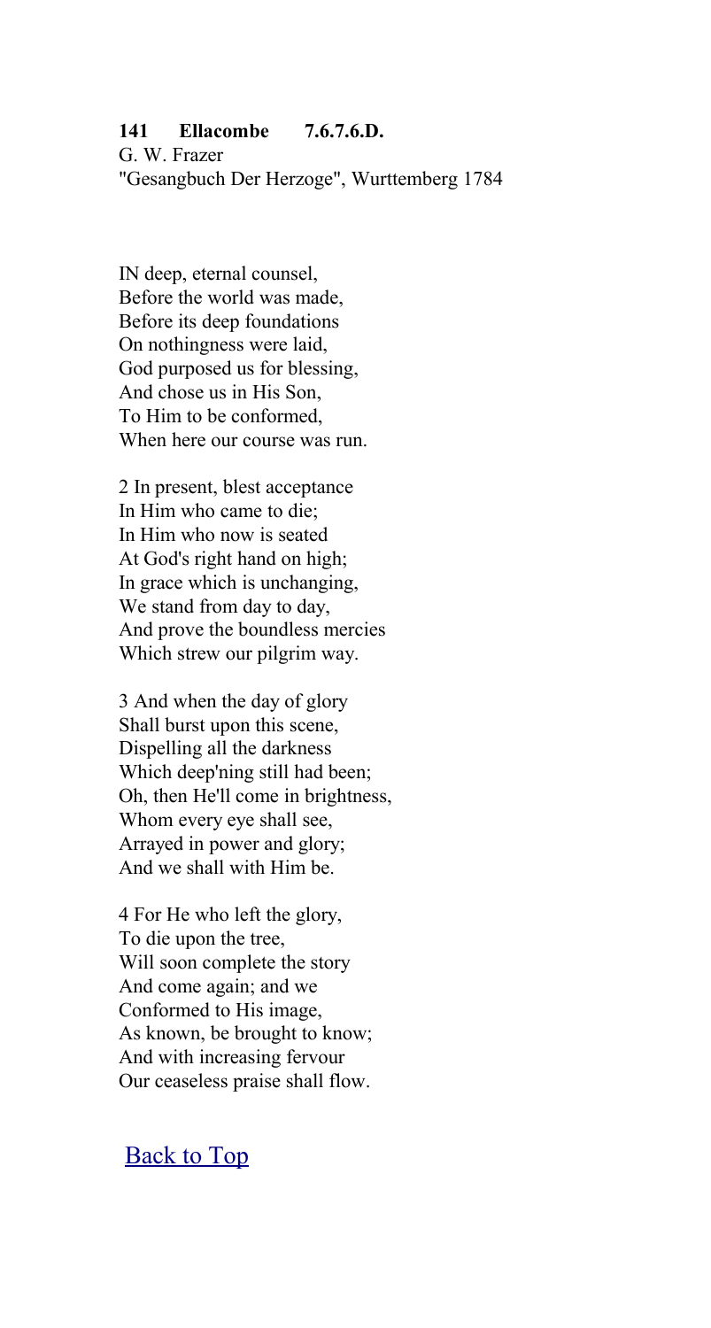**141 Ellacombe 7.6.7.6.D.**
G. W. Frazer
"Gesangbuch Der Herzoge", Wurttemberg 1784

IN deep, eternal counsel,
Before the world was made,
Before its deep foundations
On nothingness were laid,
God purposed us for blessing,
And chose us in His Son,
To Him to be conformed,
When here our course was run.

2 In present, blest acceptance
In Him who came to die;
In Him who now is seated
At God's right hand on high;
In grace which is unchanging,
We stand from day to day,
And prove the boundless mercies
Which strew our pilgrim way.

3 And when the day of glory
Shall burst upon this scene,
Dispelling all the darkness
Which deep'ning still had been;
Oh, then He'll come in brightness,
Whom every eye shall see,
Arrayed in power and glory;
And we shall with Him be.

4 For He who left the glory,
To die upon the tree,
Will soon complete the story
And come again; and we
Conformed to His image,
As known, be brought to know;
And with increasing fervour
Our ceaseless praise shall flow.

Back to Top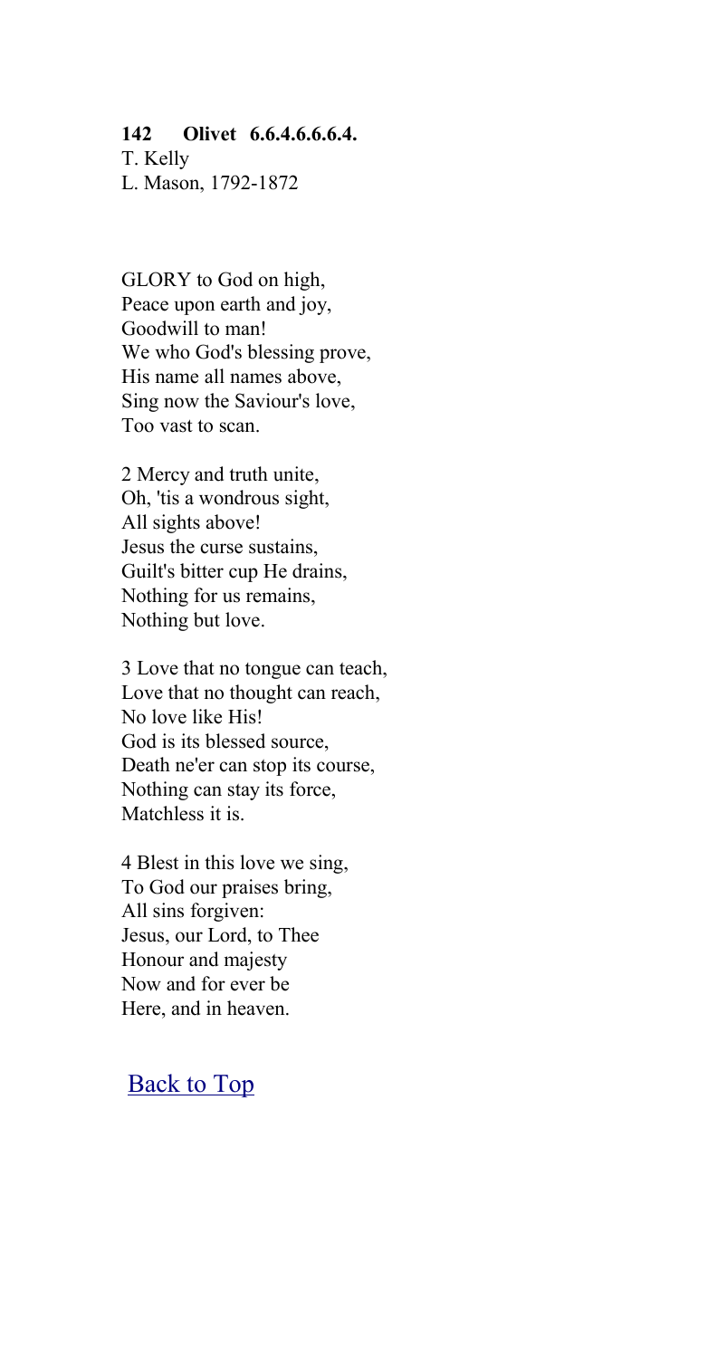**142 Olivet 6.6.4.6.6.6.4.**
T. Kelly
L. Mason, 1792-1872

GLORY to God on high,
Peace upon earth and joy,
Goodwill to man!
We who God's blessing prove,
His name all names above,
Sing now the Saviour's love,
Too vast to scan.

2 Mercy and truth unite,
Oh, 'tis a wondrous sight,
All sights above!
Jesus the curse sustains,
Guilt's bitter cup He drains,
Nothing for us remains,
Nothing but love.

3 Love that no tongue can teach,
Love that no thought can reach,
No love like His!
God is its blessed source,
Death ne'er can stop its course,
Nothing can stay its force,
Matchless it is.

4 Blest in this love we sing,
To God our praises bring,
All sins forgiven:
Jesus, our Lord, to Thee
Honour and majesty
Now and for ever be
Here, and in heaven.

Back to Top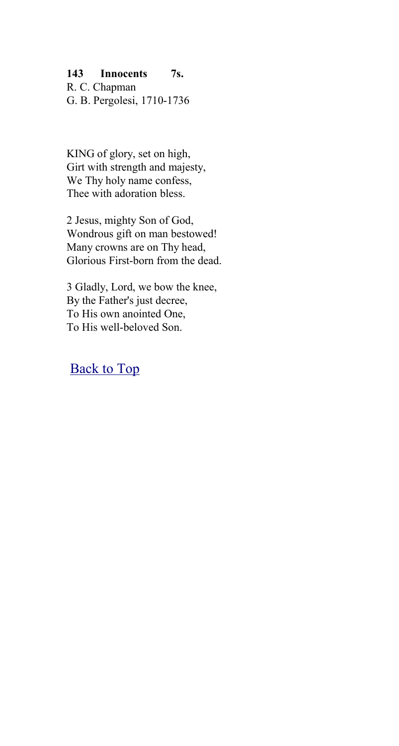**143 Innocents 7s.**
R. C. Chapman
G. B. Pergolesi, 1710-1736

KING of glory, set on high,
Girt with strength and majesty,
We Thy holy name confess,
Thee with adoration bless.

2 Jesus, mighty Son of God,
Wondrous gift on man bestowed!
Many crowns are on Thy head,
Glorious First-born from the dead.

3 Gladly, Lord, we bow the knee,
By the Father's just decree,
To His own anointed One,
To His well-beloved Son.

Back to Top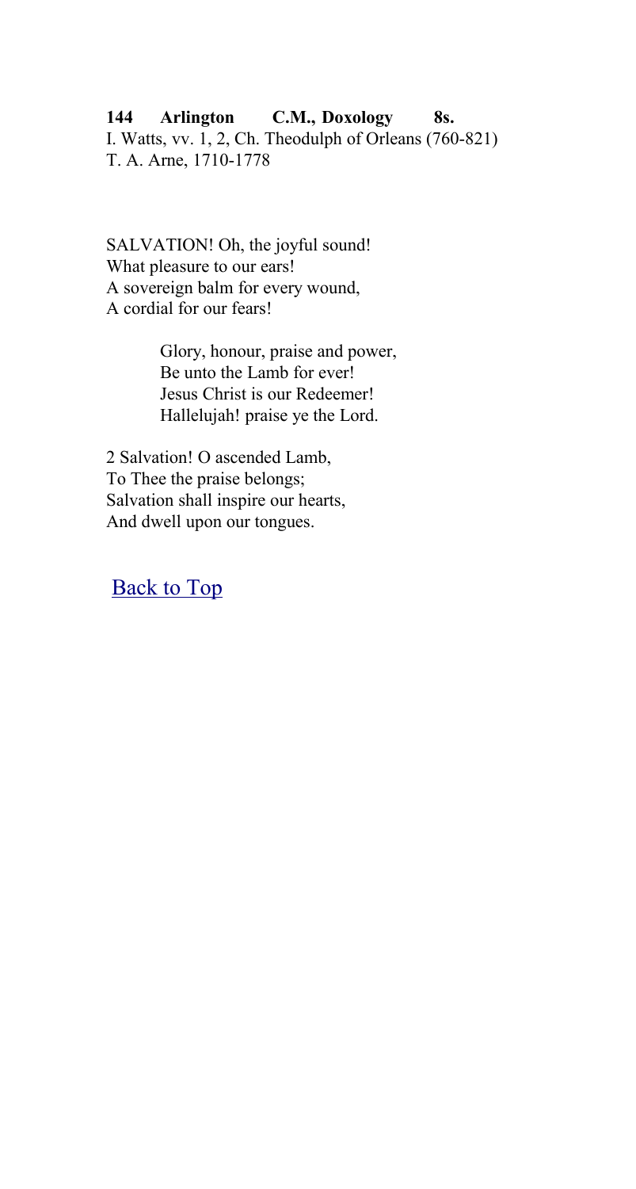**144 Arlington C.M., Doxology 8s.**
I. Watts, vv. 1, 2, Ch. Theodulph of Orleans (760-821)
T. A. Arne, 1710-1778

SALVATION! Oh, the joyful sound!
What pleasure to our ears!
A sovereign balm for every wound,
A cordial for our fears!

> Glory, honour, praise and power,
> Be unto the Lamb for ever!
> Jesus Christ is our Redeemer!
> Hallelujah! praise ye the Lord.

2 Salvation! O ascended Lamb,
To Thee the praise belongs;
Salvation shall inspire our hearts,
And dwell upon our tongues.

Back to Top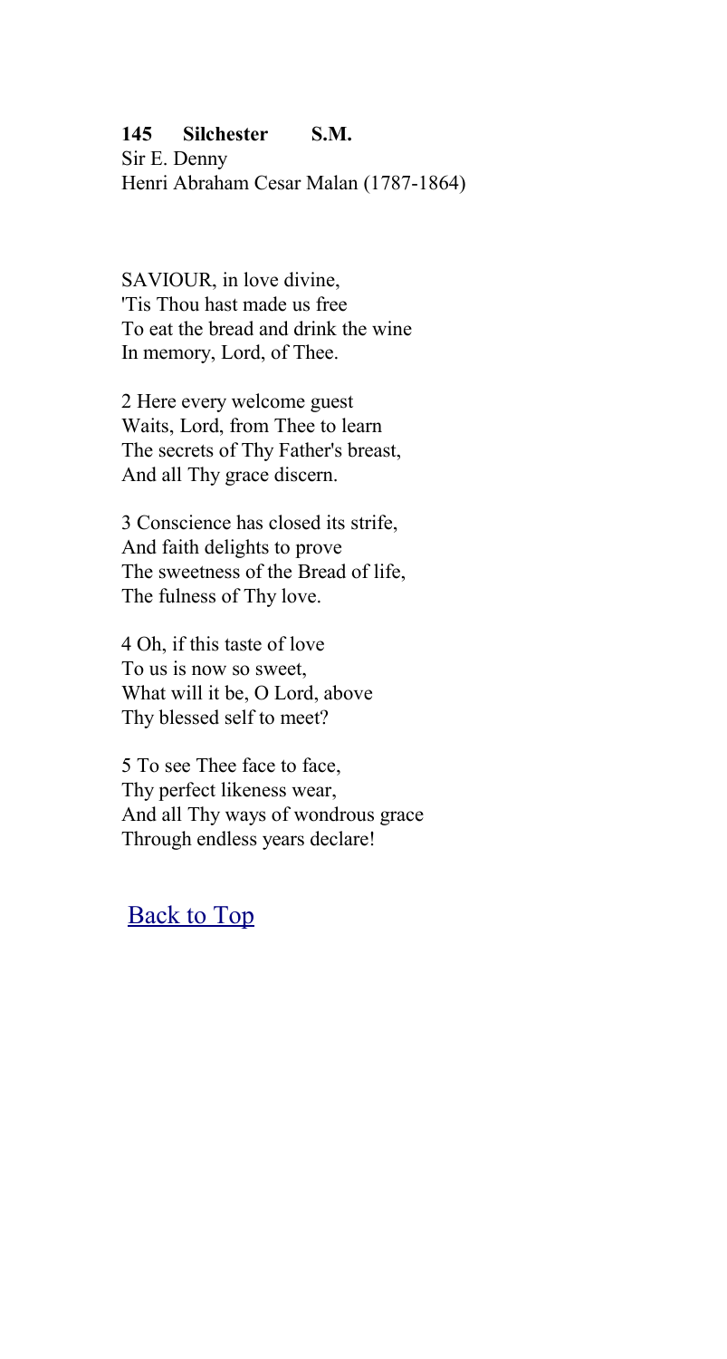**145 Silchester S.M.**
Sir E. Denny
Henri Abraham Cesar Malan (1787-1864)

SAVIOUR, in love divine,
'Tis Thou hast made us free
To eat the bread and drink the wine
In memory, Lord, of Thee.

2 Here every welcome guest
Waits, Lord, from Thee to learn
The secrets of Thy Father's breast,
And all Thy grace discern.

3 Conscience has closed its strife,
And faith delights to prove
The sweetness of the Bread of life,
The fulness of Thy love.

4 Oh, if this taste of love
To us is now so sweet,
What will it be, O Lord, above
Thy blessed self to meet?

5 To see Thee face to face,
Thy perfect likeness wear,
And all Thy ways of wondrous grace
Through endless years declare!

Back to Top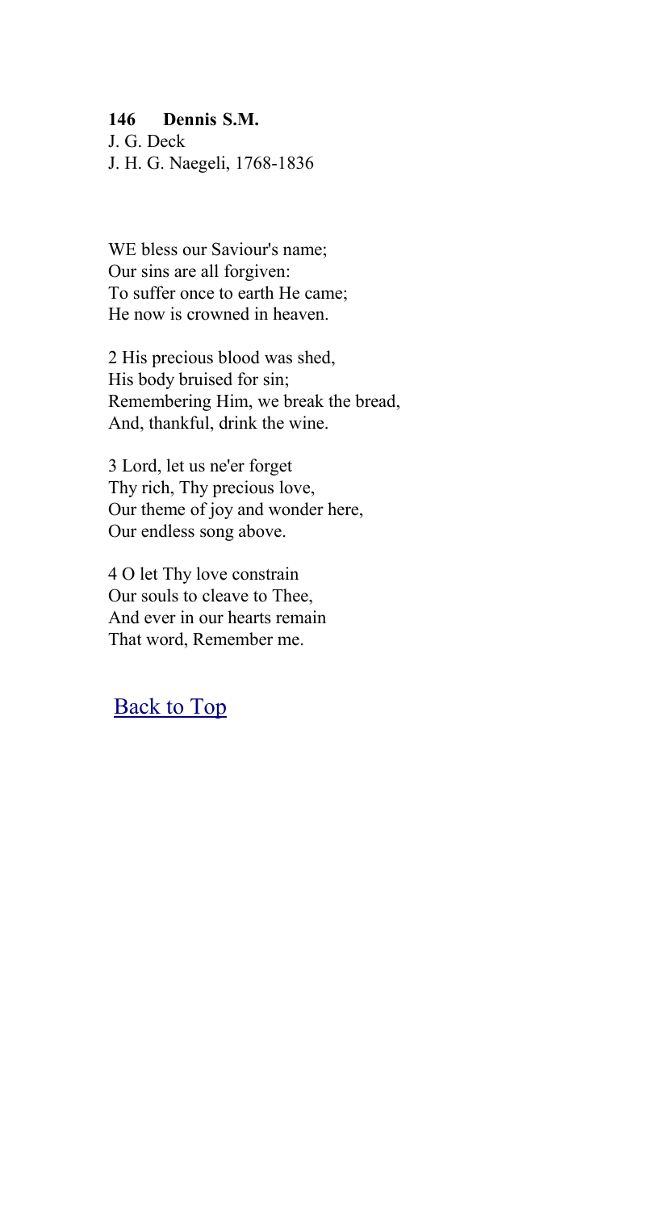**146 Dennis S.M.**

J. G. Deck
J. H. G. Naegeli, 1768-1836

WE bless our Saviour's name;
Our sins are all forgiven:
To suffer once to earth He came;
He now is crowned in heaven.

2 His precious blood was shed,
His body bruised for sin;
Remembering Him, we break the bread,
And, thankful, drink the wine.

3 Lord, let us ne'er forget
Thy rich, Thy precious love,
Our theme of joy and wonder here,
Our endless song above.

4 O let Thy love constrain
Our souls to cleave to Thee,
And ever in our hearts remain
That word, Remember me.

Back to Top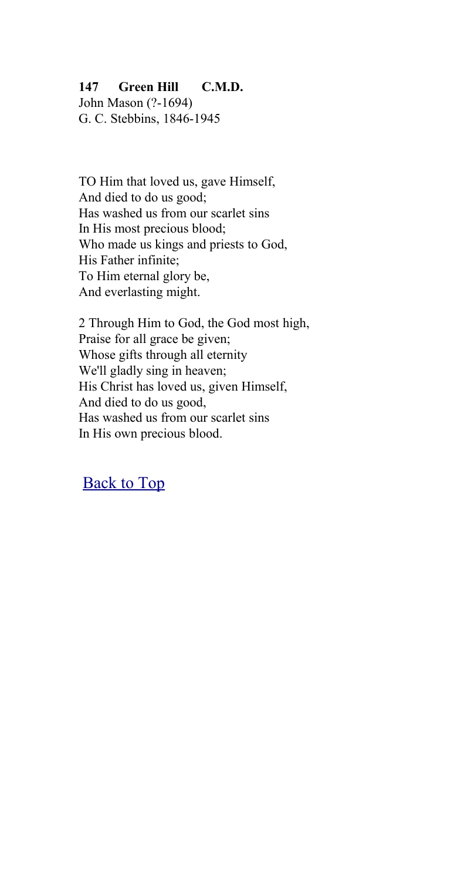**147 Green Hill C.M.D.**

John Mason (?-1694)
G. C. Stebbins, 1846-1945

TO Him that loved us, gave Himself,
And died to do us good;
Has washed us from our scarlet sins
In His most precious blood;
Who made us kings and priests to God,
His Father infinite;
To Him eternal glory be,
And everlasting might.

2 Through Him to God, the God most high,
Praise for all grace be given;
Whose gifts through all eternity
We'll gladly sing in heaven;
His Christ has loved us, given Himself,
And died to do us good,
Has washed us from our scarlet sins
In His own precious blood.

Back to Top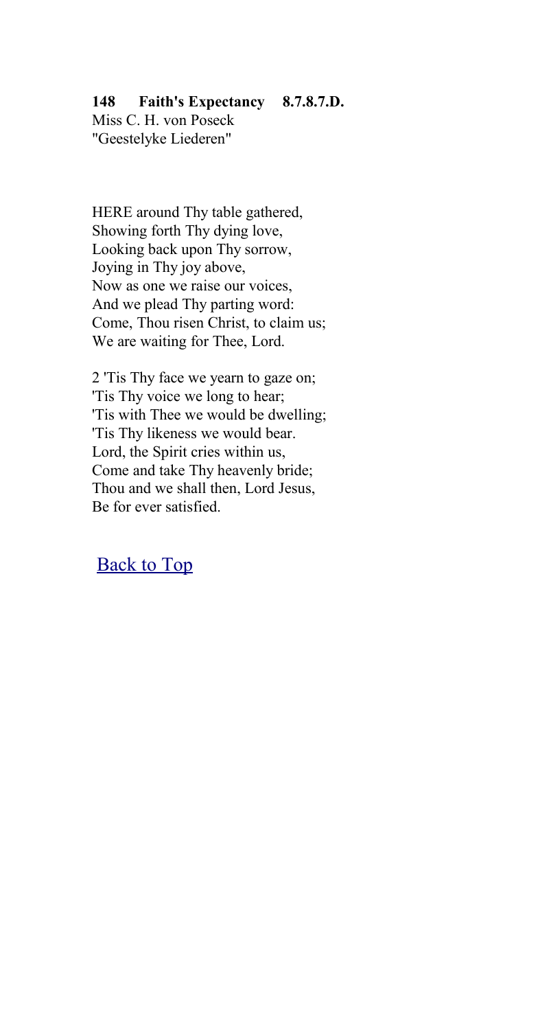**148 Faith's Expectancy 8.7.8.7.D.**
Miss C. H. von Poseck
"Geestelyke Liederen"

HERE around Thy table gathered,
Showing forth Thy dying love,
Looking back upon Thy sorrow,
Joying in Thy joy above,
Now as one we raise our voices,
And we plead Thy parting word:
Come, Thou risen Christ, to claim us;
We are waiting for Thee, Lord.

2 'Tis Thy face we yearn to gaze on;
'Tis Thy voice we long to hear;
'Tis with Thee we would be dwelling;
'Tis Thy likeness we would bear.
Lord, the Spirit cries within us,
Come and take Thy heavenly bride;
Thou and we shall then, Lord Jesus,
Be for ever satisfied.

Back to Top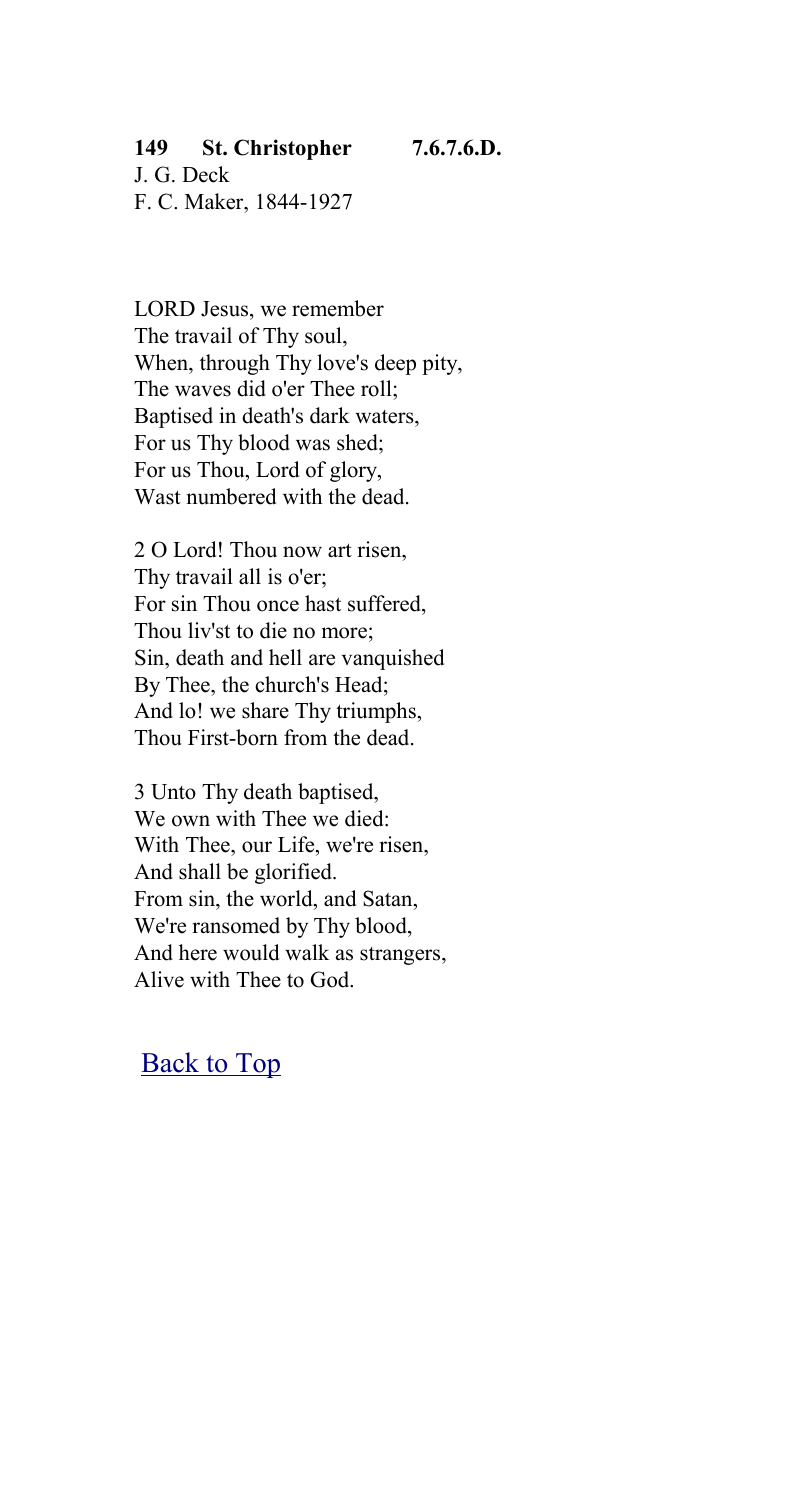**149 St. Christopher 7.6.7.6.D.**

J. G. Deck
F. C. Maker, 1844-1927

LORD Jesus, we remember
The travail of Thy soul,
When, through Thy love's deep pity,
The waves did o'er Thee roll;
Baptised in death's dark waters,
For us Thy blood was shed;
For us Thou, Lord of glory,
Wast numbered with the dead.

2 O Lord! Thou now art risen,
Thy travail all is o'er;
For sin Thou once hast suffered,
Thou liv'st to die no more;
Sin, death and hell are vanquished
By Thee, the church's Head;
And lo! we share Thy triumphs,
Thou First-born from the dead.

3 Unto Thy death baptised,
We own with Thee we died:
With Thee, our Life, we're risen,
And shall be glorified.
From sin, the world, and Satan,
We're ransomed by Thy blood,
And here would walk as strangers,
Alive with Thee to God.

Back to Top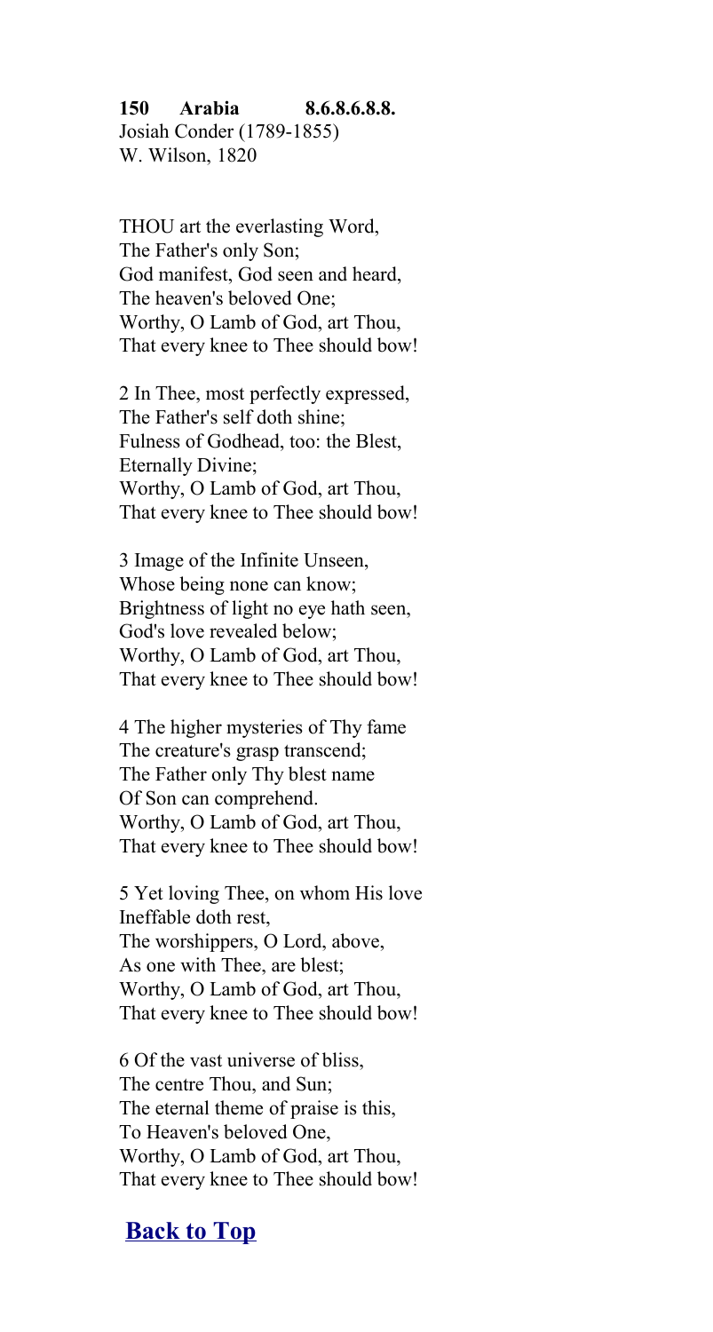**150 Arabia 8.6.8.6.8.8.**
Josiah Conder (1789-1855)
W. Wilson, 1820

THOU art the everlasting Word,
The Father's only Son;
God manifest, God seen and heard,
The heaven's beloved One;
Worthy, O Lamb of God, art Thou,
That every knee to Thee should bow!

2 In Thee, most perfectly expressed,
The Father's self doth shine;
Fulness of Godhead, too: the Blest,
Eternally Divine;
Worthy, O Lamb of God, art Thou,
That every knee to Thee should bow!

3 Image of the Infinite Unseen,
Whose being none can know;
Brightness of light no eye hath seen,
God's love revealed below;
Worthy, O Lamb of God, art Thou,
That every knee to Thee should bow!

4 The higher mysteries of Thy fame
The creature's grasp transcend;
The Father only Thy blest name
Of Son can comprehend.
Worthy, O Lamb of God, art Thou,
That every knee to Thee should bow!

5 Yet loving Thee, on whom His love
Ineffable doth rest,
The worshippers, O Lord, above,
As one with Thee, are blest;
Worthy, O Lamb of God, art Thou,
That every knee to Thee should bow!

6 Of the vast universe of bliss,
The centre Thou, and Sun;
The eternal theme of praise is this,
To Heaven's beloved One,
Worthy, O Lamb of God, art Thou,
That every knee to Thee should bow!

**Back to Top**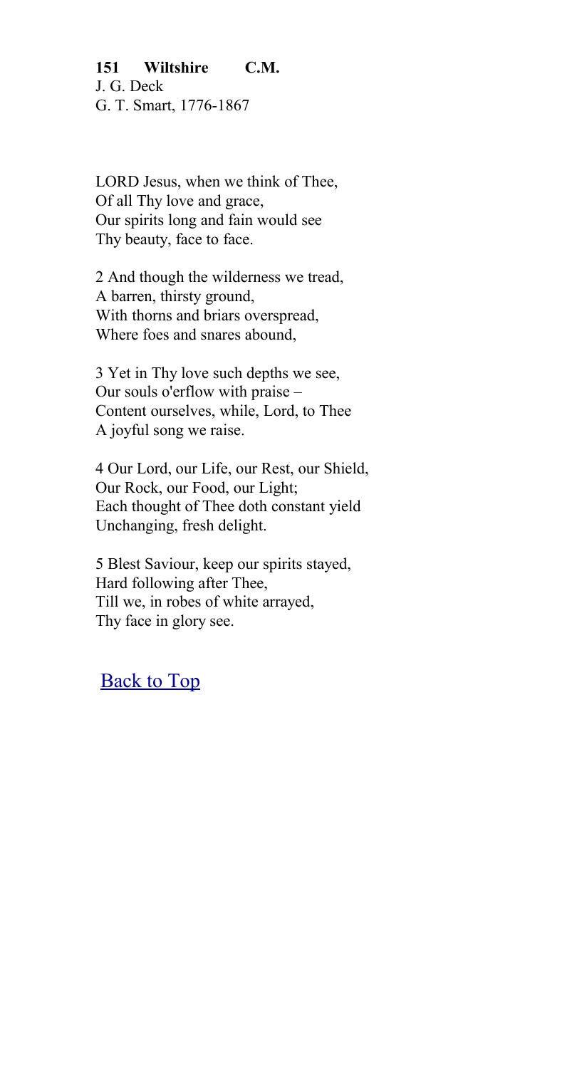**151 Wiltshire C.M.**
J. G. Deck
G. T. Smart, 1776-1867

LORD Jesus, when we think of Thee,
Of all Thy love and grace,
Our spirits long and fain would see
Thy beauty, face to face.

2 And though the wilderness we tread,
A barren, thirsty ground,
With thorns and briars overspread,
Where foes and snares abound,

3 Yet in Thy love such depths we see,
Our souls o'erflow with praise –
Content ourselves, while, Lord, to Thee
A joyful song we raise.

4 Our Lord, our Life, our Rest, our Shield,
Our Rock, our Food, our Light;
Each thought of Thee doth constant yield
Unchanging, fresh delight.

5 Blest Saviour, keep our spirits stayed,
Hard following after Thee,
Till we, in robes of white arrayed,
Thy face in glory see.

Back to Top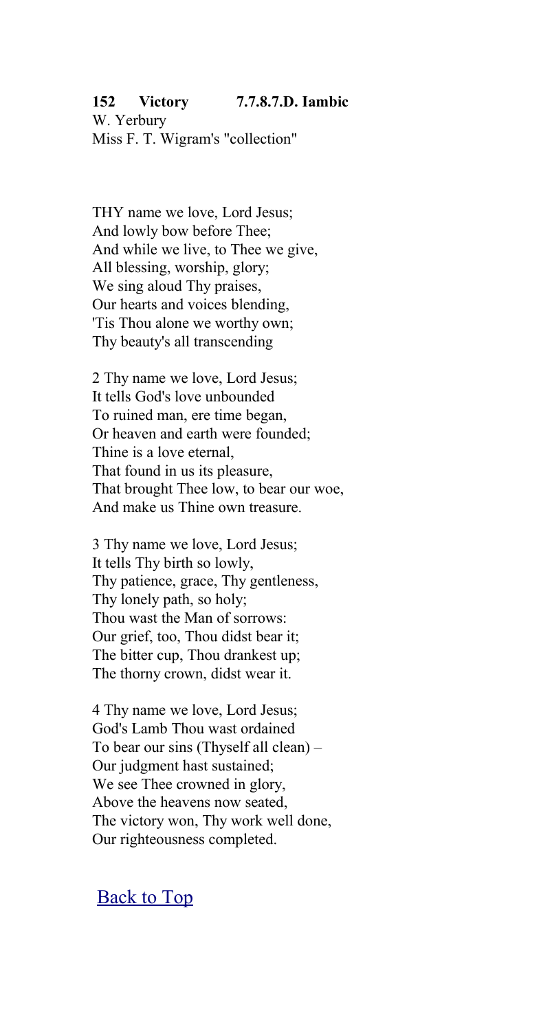**152 Victory 7.7.8.7.D. Iambic**
W. Yerbury
Miss F. T. Wigram's "collection"

THY name we love, Lord Jesus;
And lowly bow before Thee;
And while we live, to Thee we give,
All blessing, worship, glory;
We sing aloud Thy praises,
Our hearts and voices blending,
'Tis Thou alone we worthy own;
Thy beauty's all transcending

2 Thy name we love, Lord Jesus;
It tells God's love unbounded
To ruined man, ere time began,
Or heaven and earth were founded;
Thine is a love eternal,
That found in us its pleasure,
That brought Thee low, to bear our woe,
And make us Thine own treasure.

3 Thy name we love, Lord Jesus;
It tells Thy birth so lowly,
Thy patience, grace, Thy gentleness,
Thy lonely path, so holy;
Thou wast the Man of sorrows:
Our grief, too, Thou didst bear it;
The bitter cup, Thou drankest up;
The thorny crown, didst wear it.

4 Thy name we love, Lord Jesus;
God's Lamb Thou wast ordained
To bear our sins (Thyself all clean) –
Our judgment hast sustained;
We see Thee crowned in glory,
Above the heavens now seated,
The victory won, Thy work well done,
Our righteousness completed.

Back to Top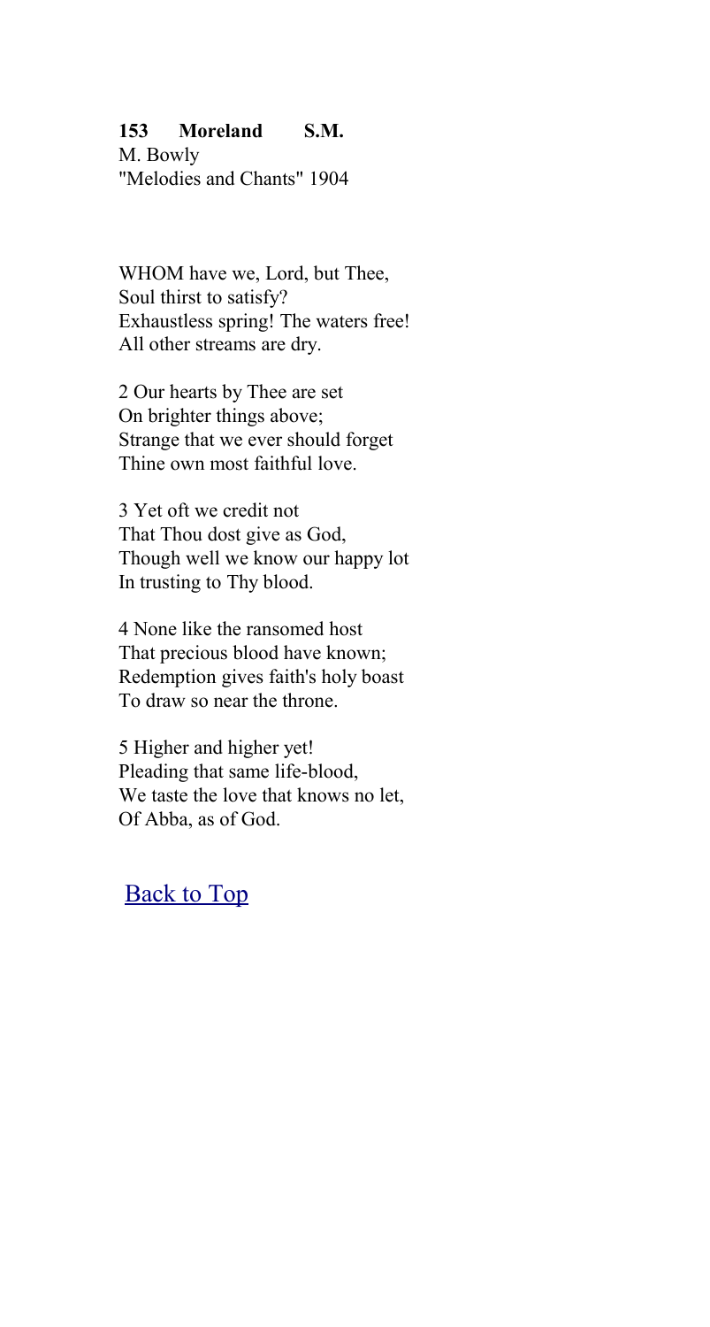**153 Moreland S.M.**
M. Bowly
"Melodies and Chants" 1904

WHOM have we, Lord, but Thee,
Soul thirst to satisfy?
Exhaustless spring! The waters free!
All other streams are dry.

2 Our hearts by Thee are set
On brighter things above;
Strange that we ever should forget
Thine own most faithful love.

3 Yet oft we credit not
That Thou dost give as God,
Though well we know our happy lot
In trusting to Thy blood.

4 None like the ransomed host
That precious blood have known;
Redemption gives faith's holy boast
To draw so near the throne.

5 Higher and higher yet!
Pleading that same life-blood,
We taste the love that knows no let,
Of Abba, as of God.

Back to Top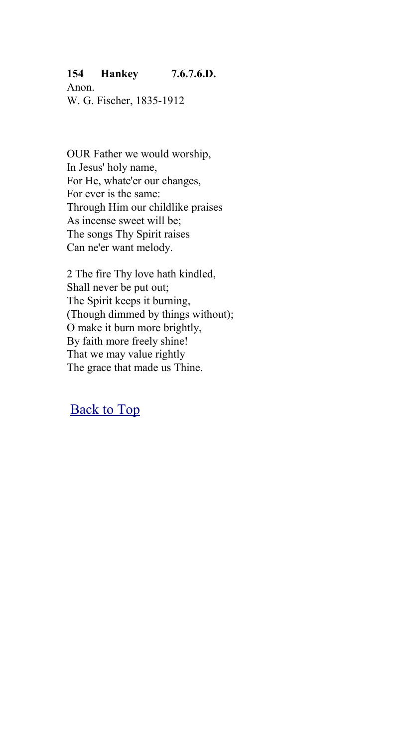**154 Hankey 7.6.7.6.D.**
Anon.
W. G. Fischer, 1835-1912

OUR Father we would worship,
In Jesus' holy name,
For He, whate'er our changes,
For ever is the same:
Through Him our childlike praises
As incense sweet will be;
The songs Thy Spirit raises
Can ne'er want melody.

2 The fire Thy love hath kindled,
Shall never be put out;
The Spirit keeps it burning,
(Though dimmed by things without);
O make it burn more brightly,
By faith more freely shine!
That we may value rightly
The grace that made us Thine.

Back to Top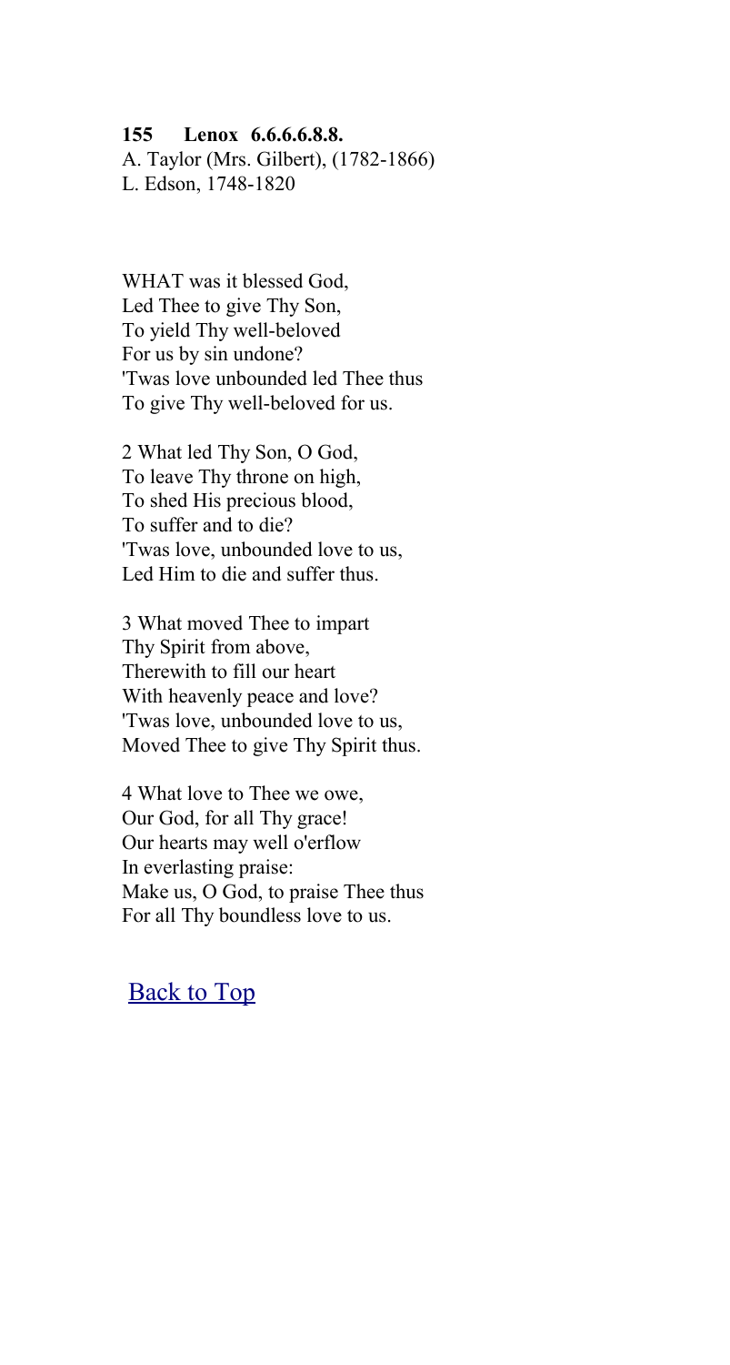**155 Lenox 6.6.6.6.8.8.**
A. Taylor (Mrs. Gilbert), (1782-1866)
L. Edson, 1748-1820

WHAT was it blessed God,
Led Thee to give Thy Son,
To yield Thy well-beloved
For us by sin undone?
'Twas love unbounded led Thee thus
To give Thy well-beloved for us.

2 What led Thy Son, O God,
To leave Thy throne on high,
To shed His precious blood,
To suffer and to die?
'Twas love, unbounded love to us,
Led Him to die and suffer thus.

3 What moved Thee to impart
Thy Spirit from above,
Therewith to fill our heart
With heavenly peace and love?
'Twas love, unbounded love to us,
Moved Thee to give Thy Spirit thus.

4 What love to Thee we owe,
Our God, for all Thy grace!
Our hearts may well o'erflow
In everlasting praise:
Make us, O God, to praise Thee thus
For all Thy boundless love to us.

Back to Top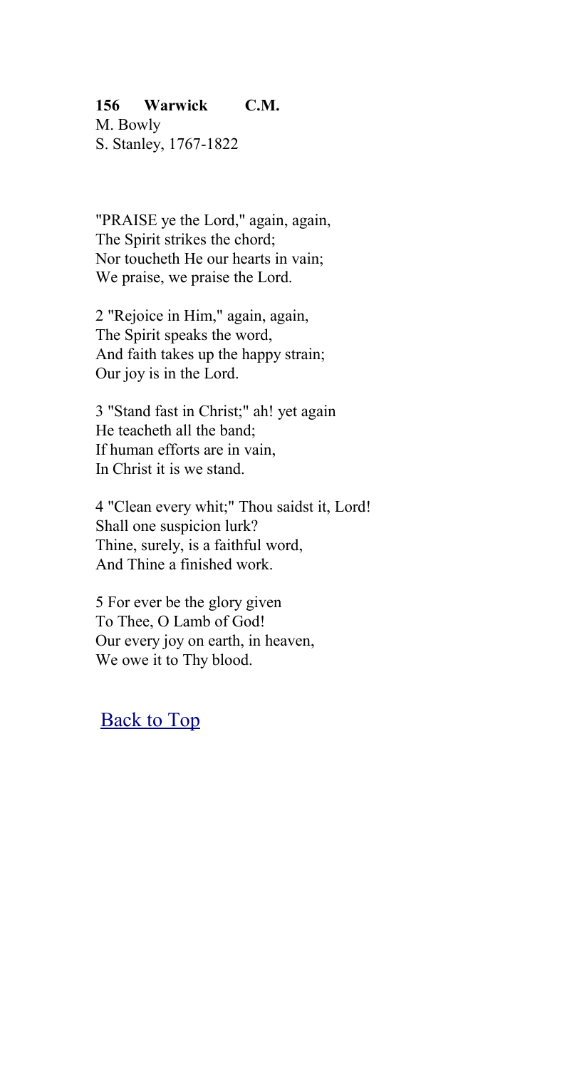**156 Warwick C.M.**
M. Bowly
S. Stanley, 1767-1822

"PRAISE ye the Lord," again, again,
The Spirit strikes the chord;
Nor toucheth He our hearts in vain;
We praise, we praise the Lord.

2 "Rejoice in Him," again, again,
The Spirit speaks the word,
And faith takes up the happy strain;
Our joy is in the Lord.

3 "Stand fast in Christ;" ah! yet again
He teacheth all the band;
If human efforts are in vain,
In Christ it is we stand.

4 "Clean every whit;" Thou saidst it, Lord!
Shall one suspicion lurk?
Thine, surely, is a faithful word,
And Thine a finished work.

5 For ever be the glory given
To Thee, O Lamb of God!
Our every joy on earth, in heaven,
We owe it to Thy blood.

Back to Top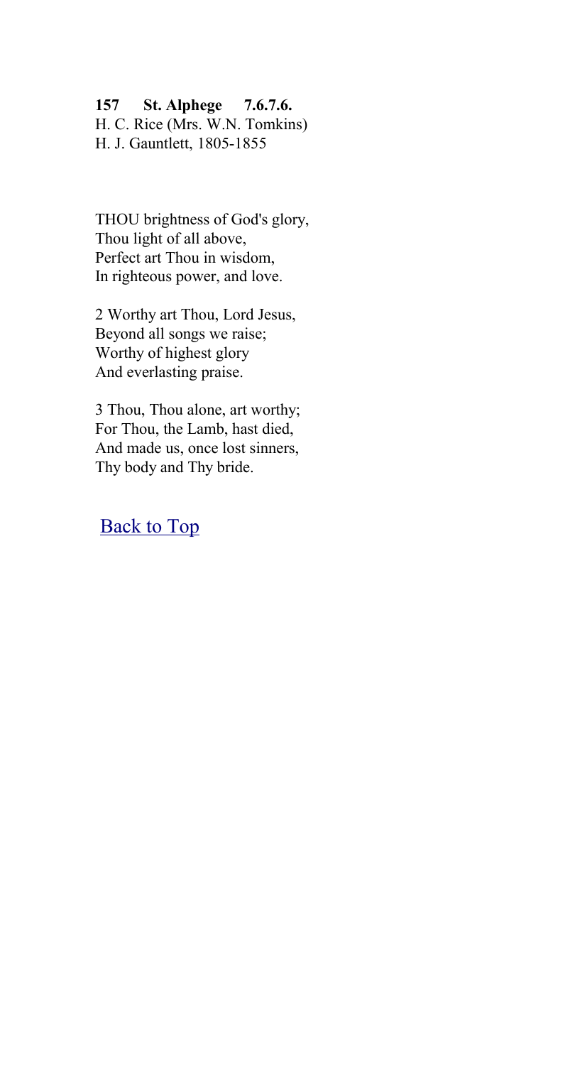**157 St. Alphege 7.6.7.6.**
H. C. Rice (Mrs. W.N. Tomkins)
H. J. Gauntlett, 1805-1855

THOU brightness of God's glory,
Thou light of all above,
Perfect art Thou in wisdom,
In righteous power, and love.

2 Worthy art Thou, Lord Jesus,
Beyond all songs we raise;
Worthy of highest glory
And everlasting praise.

3 Thou, Thou alone, art worthy;
For Thou, the Lamb, hast died,
And made us, once lost sinners,
Thy body and Thy bride.

Back to Top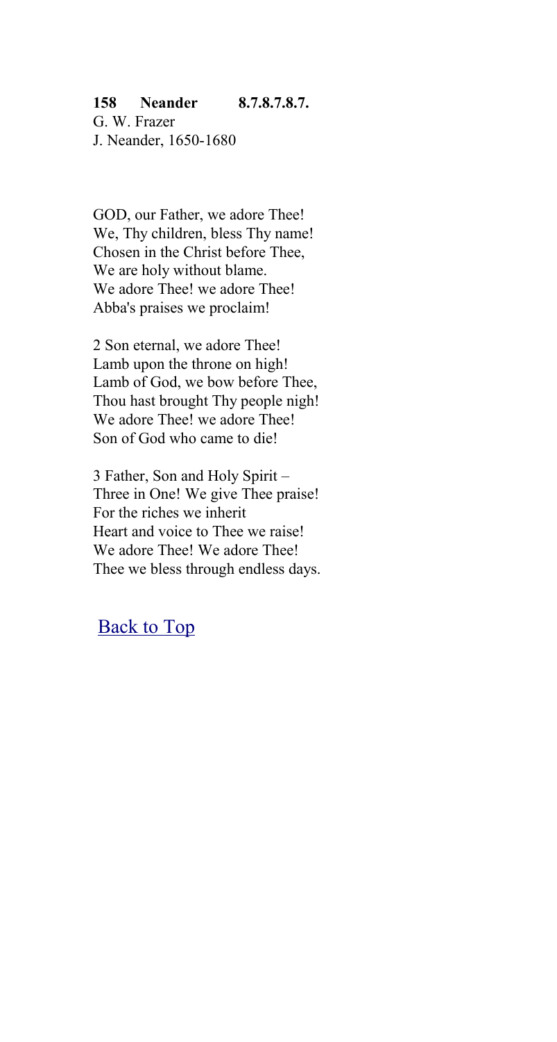**158 Neander 8.7.8.7.8.7.**
G. W. Frazer
J. Neander, 1650-1680

GOD, our Father, we adore Thee!
We, Thy children, bless Thy name!
Chosen in the Christ before Thee,
We are holy without blame.
We adore Thee! we adore Thee!
Abba's praises we proclaim!

2 Son eternal, we adore Thee!
Lamb upon the throne on high!
Lamb of God, we bow before Thee,
Thou hast brought Thy people nigh!
We adore Thee! we adore Thee!
Son of God who came to die!

3 Father, Son and Holy Spirit –
Three in One! We give Thee praise!
For the riches we inherit
Heart and voice to Thee we raise!
We adore Thee! We adore Thee!
Thee we bless through endless days.

Back to Top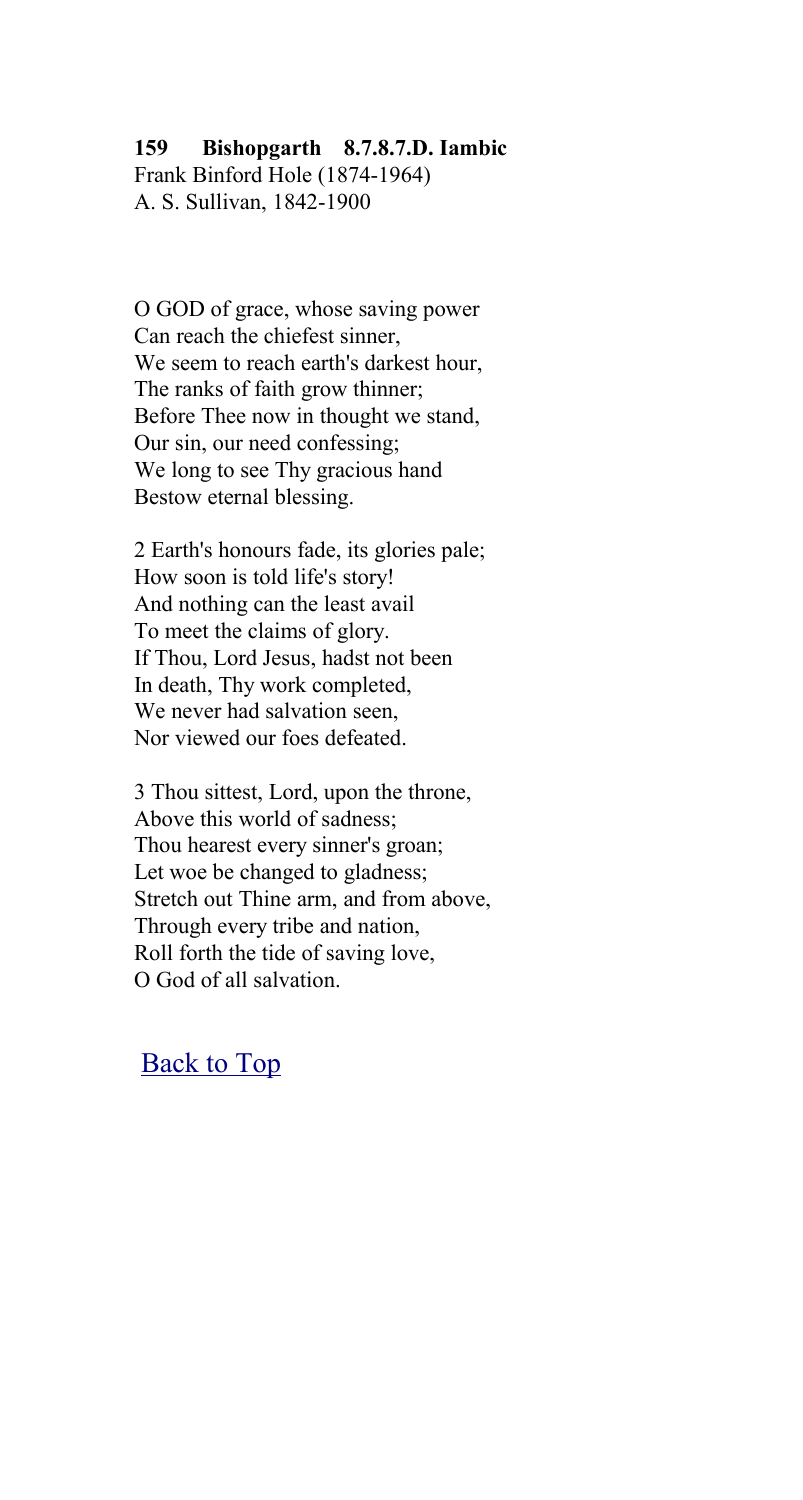**159 Bishopgarth 8.7.8.7.D. Iambic**
Frank Binford Hole (1874-1964)
A. S. Sullivan, 1842-1900

O GOD of grace, whose saving power
Can reach the chiefest sinner,
We seem to reach earth's darkest hour,
The ranks of faith grow thinner;
Before Thee now in thought we stand,
Our sin, our need confessing;
We long to see Thy gracious hand
Bestow eternal blessing.

2 Earth's honours fade, its glories pale;
How soon is told life's story!
And nothing can the least avail
To meet the claims of glory.
If Thou, Lord Jesus, hadst not been
In death, Thy work completed,
We never had salvation seen,
Nor viewed our foes defeated.

3 Thou sittest, Lord, upon the throne,
Above this world of sadness;
Thou hearest every sinner's groan;
Let woe be changed to gladness;
Stretch out Thine arm, and from above,
Through every tribe and nation,
Roll forth the tide of saving love,
O God of all salvation.

Back to Top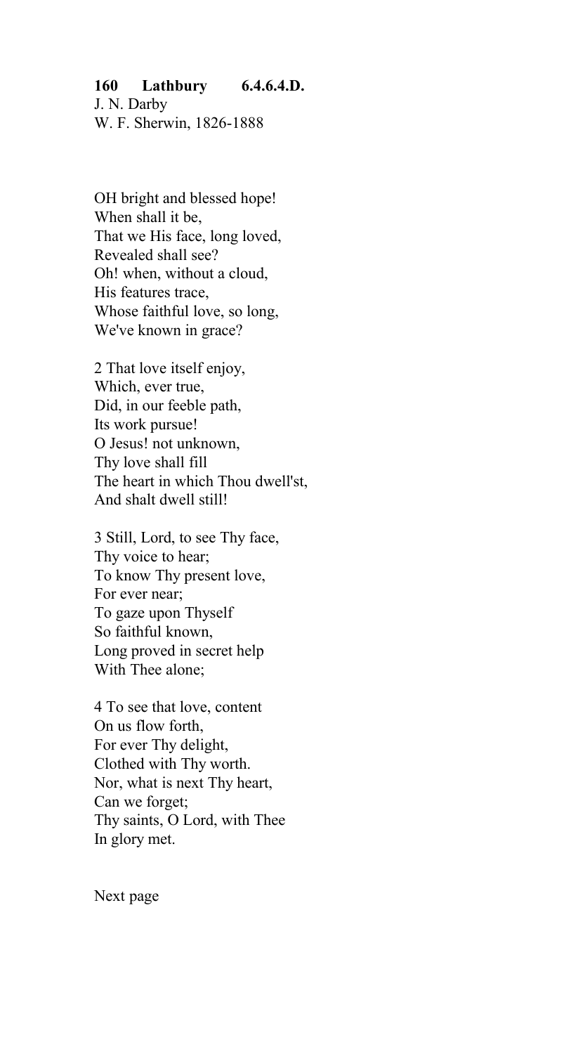**160 Lathbury 6.4.6.4.D.**
J. N. Darby
W. F. Sherwin, 1826-1888

OH bright and blessed hope!
When shall it be,
That we His face, long loved,
Revealed shall see?
Oh! when, without a cloud,
His features trace,
Whose faithful love, so long,
We've known in grace?

2 That love itself enjoy,
Which, ever true,
Did, in our feeble path,
Its work pursue!
O Jesus! not unknown,
Thy love shall fill
The heart in which Thou dwell'st,
And shalt dwell still!

3 Still, Lord, to see Thy face,
Thy voice to hear;
To know Thy present love,
For ever near;
To gaze upon Thyself
So faithful known,
Long proved in secret help
With Thee alone;

4 To see that love, content
On us flow forth,
For ever Thy delight,
Clothed with Thy worth.
Nor, what is next Thy heart,
Can we forget;
Thy saints, O Lord, with Thee
In glory met.

Next page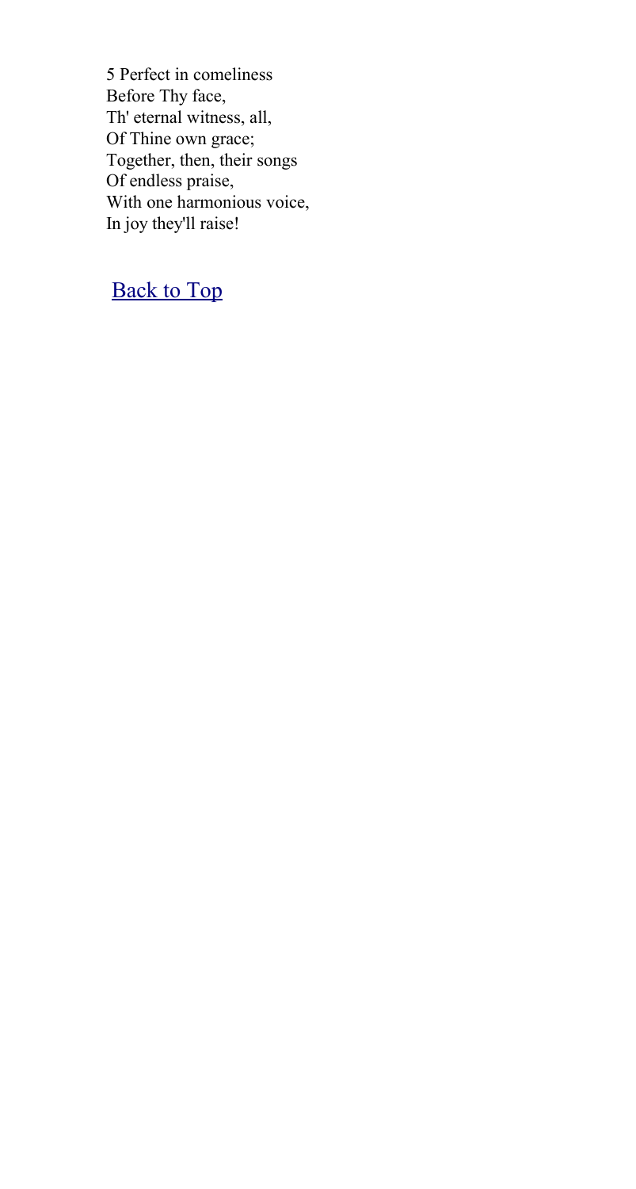5 Perfect in comeliness
Before Thy face,
Th' eternal witness, all,
Of Thine own grace;
Together, then, their songs
Of endless praise,
With one harmonious voice,
In joy they'll raise!

Back to Top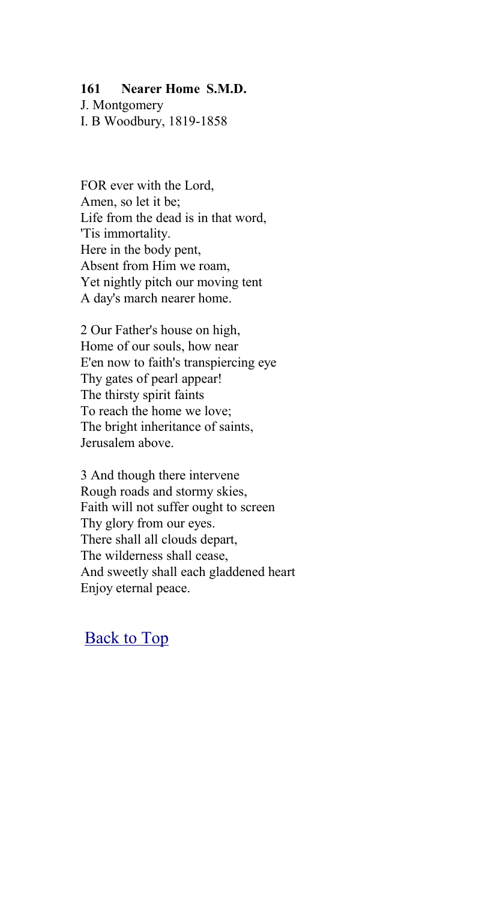**161 Nearer Home S.M.D.**

J. Montgomery
I. B Woodbury, 1819-1858

FOR ever with the Lord,
Amen, so let it be;
Life from the dead is in that word,
'Tis immortality.
Here in the body pent,
Absent from Him we roam,
Yet nightly pitch our moving tent
A day's march nearer home.

2 Our Father's house on high,
Home of our souls, how near
E'en now to faith's transpiercing eye
Thy gates of pearl appear!
The thirsty spirit faints
To reach the home we love;
The bright inheritance of saints,
Jerusalem above.

3 And though there intervene
Rough roads and stormy skies,
Faith will not suffer ought to screen
Thy glory from our eyes.
There shall all clouds depart,
The wilderness shall cease,
And sweetly shall each gladdened heart
Enjoy eternal peace.

Back to Top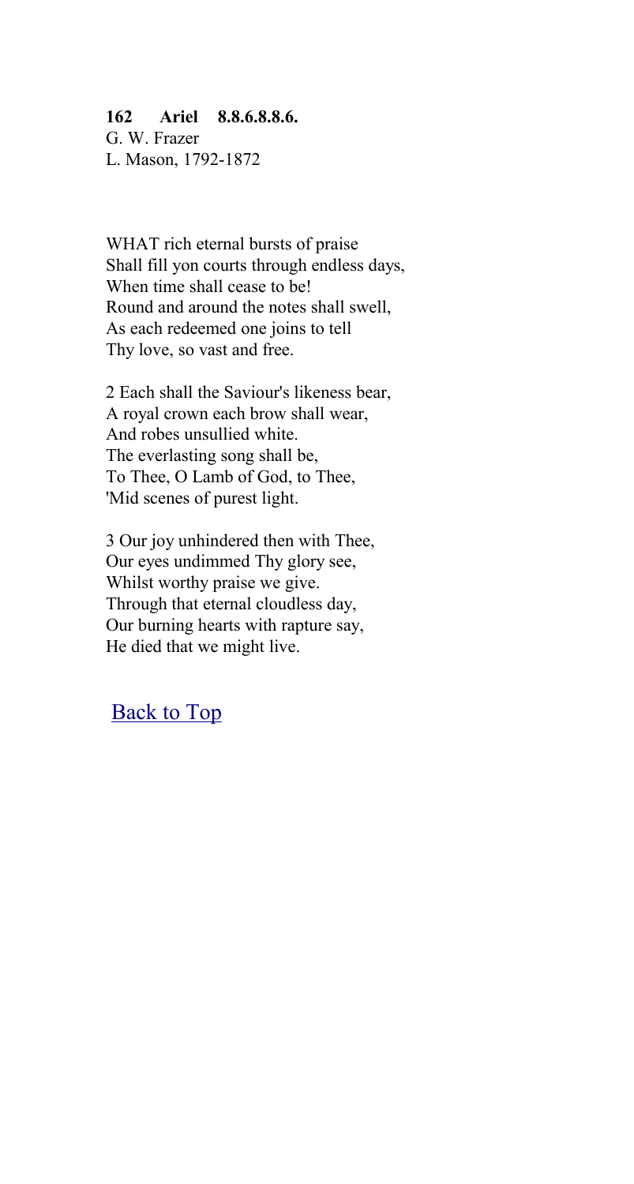**162 Ariel 8.8.6.8.8.6.**
G. W. Frazer
L. Mason, 1792-1872

WHAT rich eternal bursts of praise
Shall fill yon courts through endless days,
When time shall cease to be!
Round and around the notes shall swell,
As each redeemed one joins to tell
Thy love, so vast and free.

2 Each shall the Saviour's likeness bear,
A royal crown each brow shall wear,
And robes unsullied white.
The everlasting song shall be,
To Thee, O Lamb of God, to Thee,
'Mid scenes of purest light.

3 Our joy unhindered then with Thee,
Our eyes undimmed Thy glory see,
Whilst worthy praise we give.
Through that eternal cloudless day,
Our burning hearts with rapture say,
He died that we might live.

Back to Top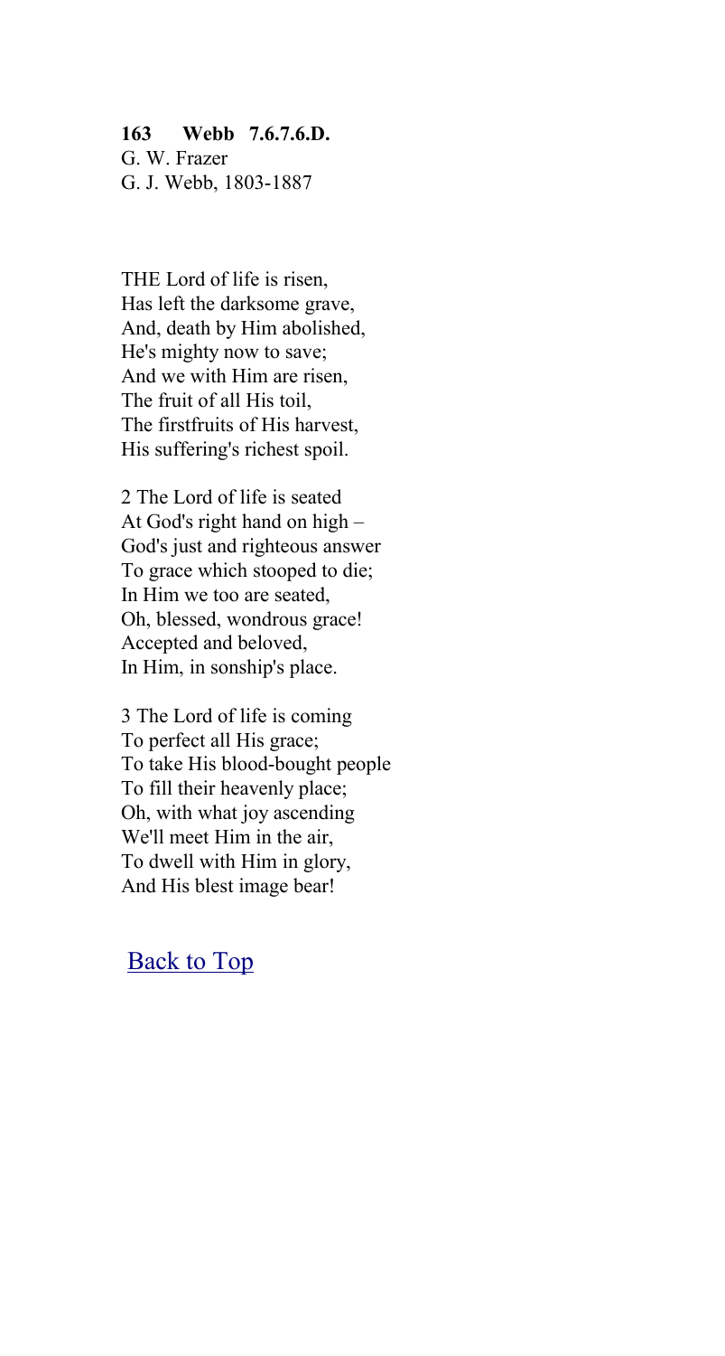**163 Webb 7.6.7.6.D.**
G. W. Frazer
G. J. Webb, 1803-1887

THE Lord of life is risen,
Has left the darksome grave,
And, death by Him abolished,
He's mighty now to save;
And we with Him are risen,
The fruit of all His toil,
The firstfruits of His harvest,
His suffering's richest spoil.

2 The Lord of life is seated
At God's right hand on high –
God's just and righteous answer
To grace which stooped to die;
In Him we too are seated,
Oh, blessed, wondrous grace!
Accepted and beloved,
In Him, in sonship's place.

3 The Lord of life is coming
To perfect all His grace;
To take His blood-bought people
To fill their heavenly place;
Oh, with what joy ascending
We'll meet Him in the air,
To dwell with Him in glory,
And His blest image bear!

Back to Top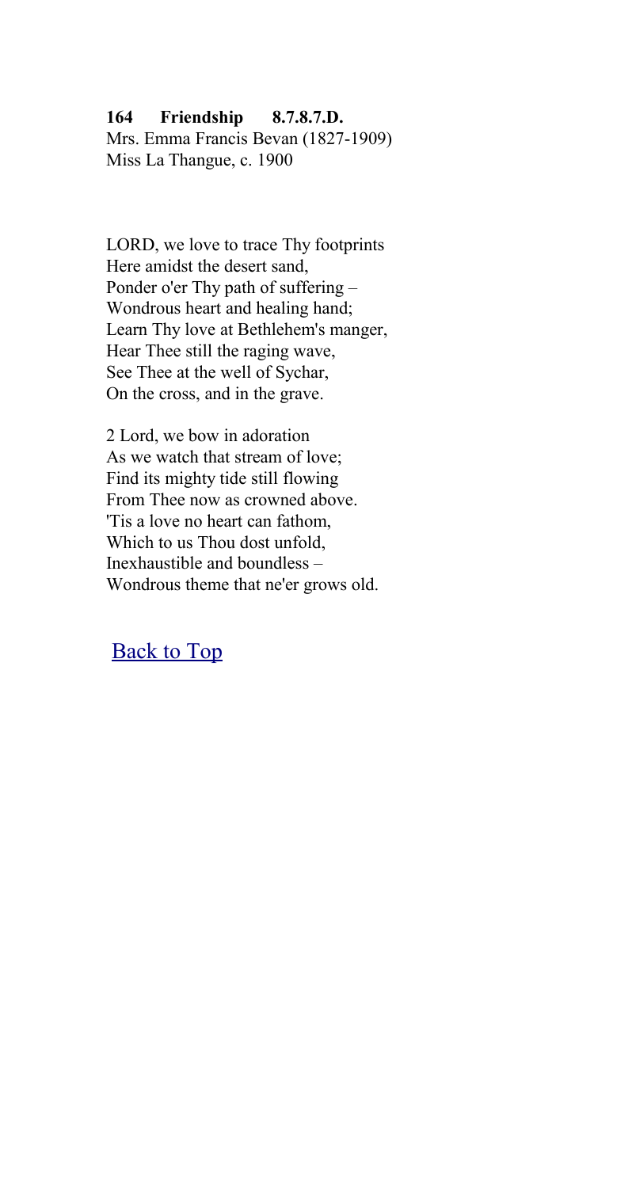**164 Friendship 8.7.8.7.D.**
Mrs. Emma Francis Bevan (1827-1909)
Miss La Thangue, c. 1900

LORD, we love to trace Thy footprints
Here amidst the desert sand,
Ponder o'er Thy path of suffering –
Wondrous heart and healing hand;
Learn Thy love at Bethlehem's manger,
Hear Thee still the raging wave,
See Thee at the well of Sychar,
On the cross, and in the grave.

2 Lord, we bow in adoration
As we watch that stream of love;
Find its mighty tide still flowing
From Thee now as crowned above.
'Tis a love no heart can fathom,
Which to us Thou dost unfold,
Inexhaustible and boundless –
Wondrous theme that ne'er grows old.

Back to Top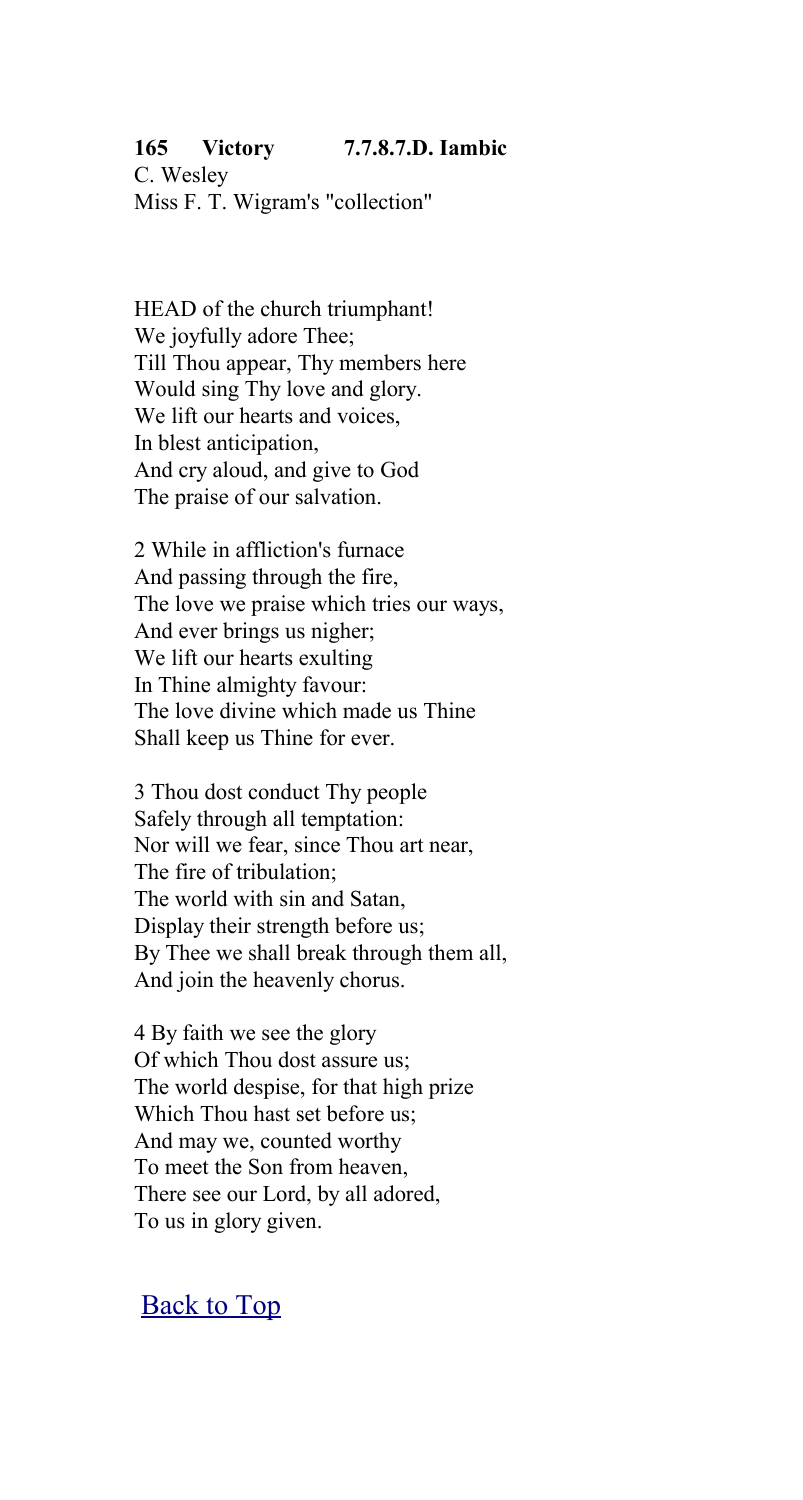**165 Victory 7.7.8.7.D. Iambic**
C. Wesley
Miss F. T. Wigram's "collection"

HEAD of the church triumphant!
We joyfully adore Thee;
Till Thou appear, Thy members here
Would sing Thy love and glory.
We lift our hearts and voices,
In blest anticipation,
And cry aloud, and give to God
The praise of our salvation.

2 While in affliction's furnace
And passing through the fire,
The love we praise which tries our ways,
And ever brings us nigher;
We lift our hearts exulting
In Thine almighty favour:
The love divine which made us Thine
Shall keep us Thine for ever.

3 Thou dost conduct Thy people
Safely through all temptation:
Nor will we fear, since Thou art near,
The fire of tribulation;
The world with sin and Satan,
Display their strength before us;
By Thee we shall break through them all,
And join the heavenly chorus.

4 By faith we see the glory
Of which Thou dost assure us;
The world despise, for that high prize
Which Thou hast set before us;
And may we, counted worthy
To meet the Son from heaven,
There see our Lord, by all adored,
To us in glory given.

Back to Top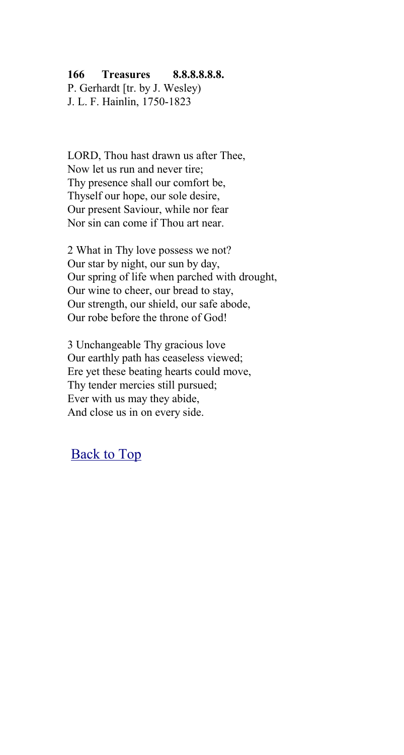**166 Treasures 8.8.8.8.8.8.**
P. Gerhardt [tr. by J. Wesley)
J. L. F. Hainlin, 1750-1823

LORD, Thou hast drawn us after Thee,
Now let us run and never tire;
Thy presence shall our comfort be,
Thyself our hope, our sole desire,
Our present Saviour, while nor fear
Nor sin can come if Thou art near.

2 What in Thy love possess we not?
Our star by night, our sun by day,
Our spring of life when parched with drought,
Our wine to cheer, our bread to stay,
Our strength, our shield, our safe abode,
Our robe before the throne of God!

3 Unchangeable Thy gracious love
Our earthly path has ceaseless viewed;
Ere yet these beating hearts could move,
Thy tender mercies still pursued;
Ever with us may they abide,
And close us in on every side.

Back to Top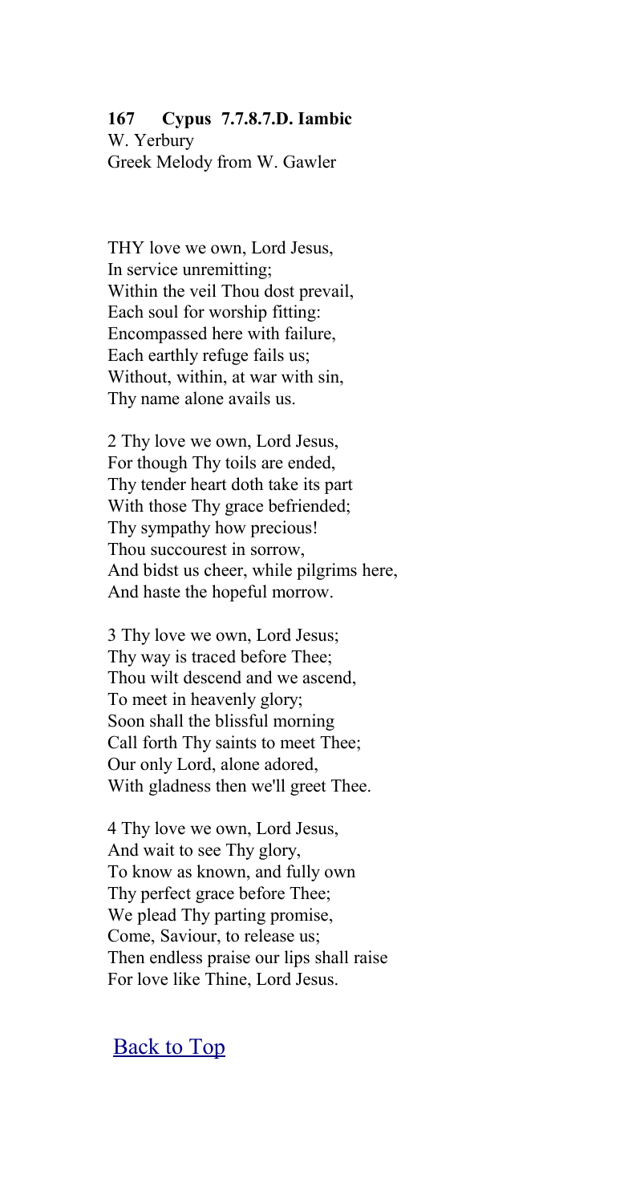**167 Cypus 7.7.8.7.D. Iambic**
W. Yerbury
Greek Melody from W. Gawler

THY love we own, Lord Jesus,
In service unremitting;
Within the veil Thou dost prevail,
Each soul for worship fitting:
Encompassed here with failure,
Each earthly refuge fails us;
Without, within, at war with sin,
Thy name alone avails us.

2 Thy love we own, Lord Jesus,
For though Thy toils are ended,
Thy tender heart doth take its part
With those Thy grace befriended;
Thy sympathy how precious!
Thou succourest in sorrow,
And bidst us cheer, while pilgrims here,
And haste the hopeful morrow.

3 Thy love we own, Lord Jesus;
Thy way is traced before Thee;
Thou wilt descend and we ascend,
To meet in heavenly glory;
Soon shall the blissful morning
Call forth Thy saints to meet Thee;
Our only Lord, alone adored,
With gladness then we'll greet Thee.

4 Thy love we own, Lord Jesus,
And wait to see Thy glory,
To know as known, and fully own
Thy perfect grace before Thee;
We plead Thy parting promise,
Come, Saviour, to release us;
Then endless praise our lips shall raise
For love like Thine, Lord Jesus.

Back to Top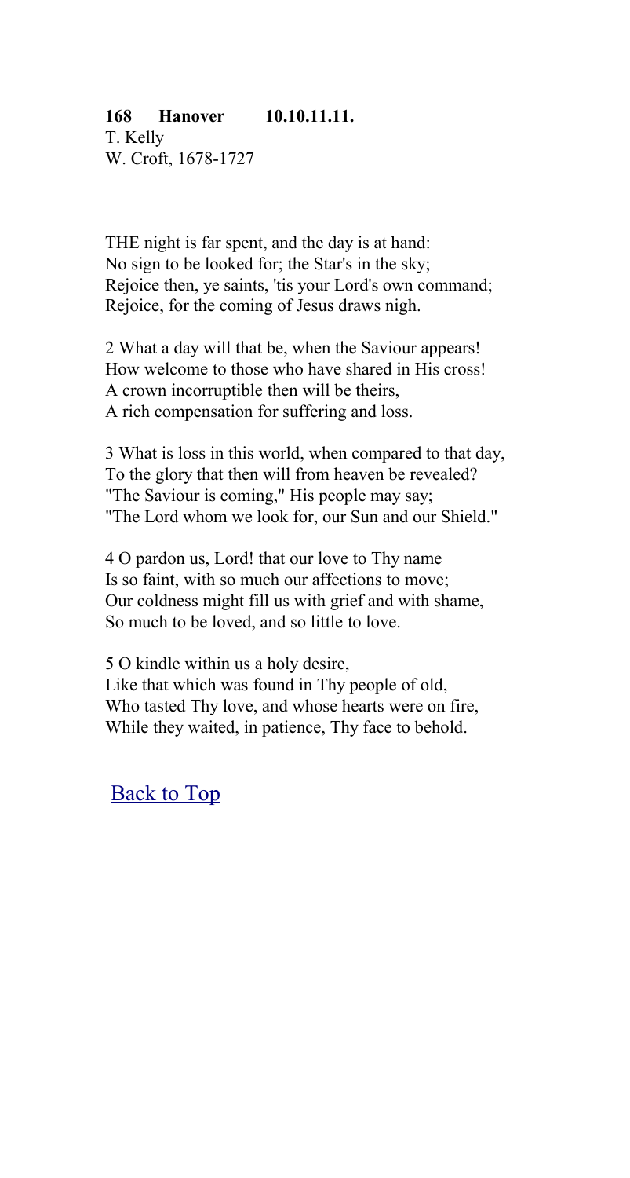**168 Hanover 10.10.11.11.**
T. Kelly
W. Croft, 1678-1727

THE night is far spent, and the day is at hand:
No sign to be looked for; the Star's in the sky;
Rejoice then, ye saints, 'tis your Lord's own command;
Rejoice, for the coming of Jesus draws nigh.

2 What a day will that be, when the Saviour appears!
How welcome to those who have shared in His cross!
A crown incorruptible then will be theirs,
A rich compensation for suffering and loss.

3 What is loss in this world, when compared to that day,
To the glory that then will from heaven be revealed?
"The Saviour is coming," His people may say;
"The Lord whom we look for, our Sun and our Shield."

4 O pardon us, Lord! that our love to Thy name
Is so faint, with so much our affections to move;
Our coldness might fill us with grief and with shame,
So much to be loved, and so little to love.

5 O kindle within us a holy desire,
Like that which was found in Thy people of old,
Who tasted Thy love, and whose hearts were on fire,
While they waited, in patience, Thy face to behold.

Back to Top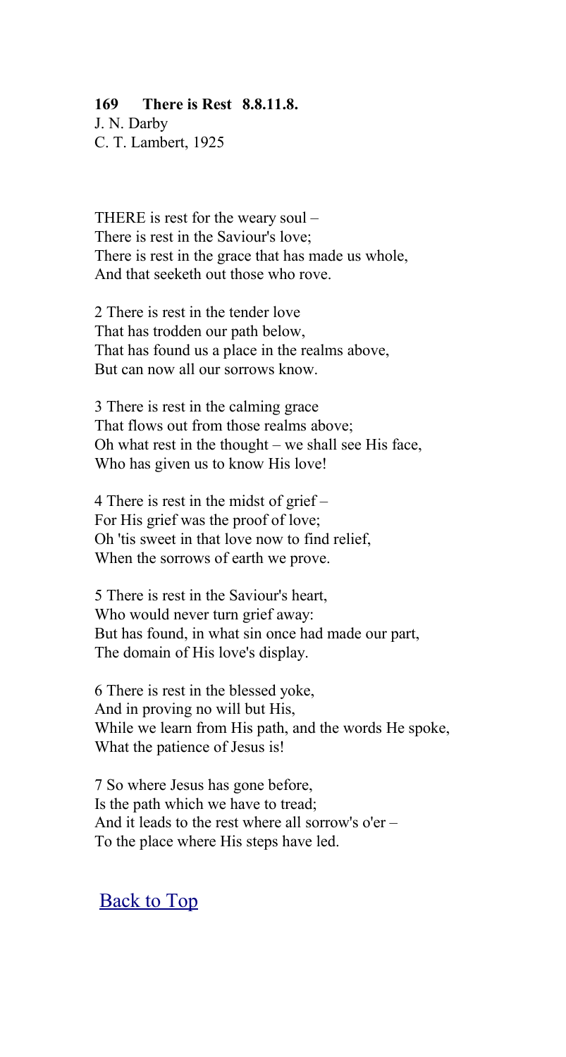**169 There is Rest 8.8.11.8.**
J. N. Darby
C. T. Lambert, 1925

THERE is rest for the weary soul –
There is rest in the Saviour's love;
There is rest in the grace that has made us whole,
And that seeketh out those who rove.

2 There is rest in the tender love
That has trodden our path below,
That has found us a place in the realms above,
But can now all our sorrows know.

3 There is rest in the calming grace
That flows out from those realms above;
Oh what rest in the thought – we shall see His face,
Who has given us to know His love!

4 There is rest in the midst of grief –
For His grief was the proof of love;
Oh 'tis sweet in that love now to find relief,
When the sorrows of earth we prove.

5 There is rest in the Saviour's heart,
Who would never turn grief away:
But has found, in what sin once had made our part,
The domain of His love's display.

6 There is rest in the blessed yoke,
And in proving no will but His,
While we learn from His path, and the words He spoke,
What the patience of Jesus is!

7 So where Jesus has gone before,
Is the path which we have to tread;
And it leads to the rest where all sorrow's o'er –
To the place where His steps have led.

Back to Top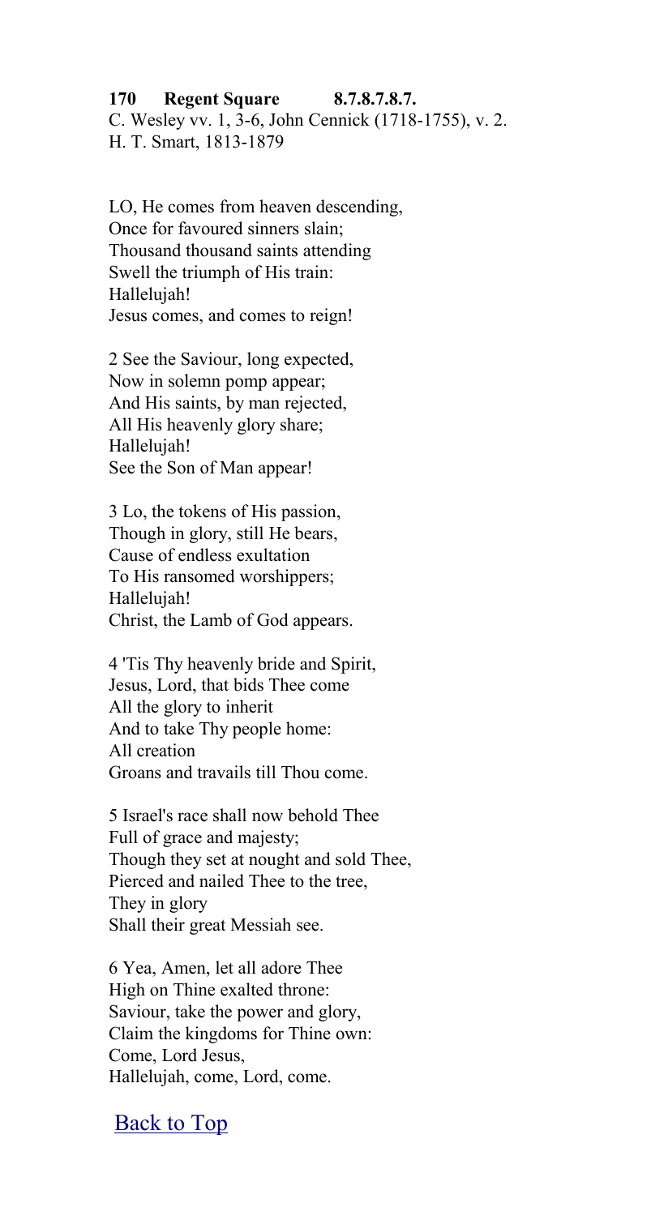**170 Regent Square 8.7.8.7.8.7.**
C. Wesley vv. 1, 3-6, John Cennick (1718-1755), v. 2.
H. T. Smart, 1813-1879

LO, He comes from heaven descending,
Once for favoured sinners slain;
Thousand thousand saints attending
Swell the triumph of His train:
Hallelujah!
Jesus comes, and comes to reign!

2 See the Saviour, long expected,
Now in solemn pomp appear;
And His saints, by man rejected,
All His heavenly glory share;
Hallelujah!
See the Son of Man appear!

3 Lo, the tokens of His passion,
Though in glory, still He bears,
Cause of endless exultation
To His ransomed worshippers;
Hallelujah!
Christ, the Lamb of God appears.

4 'Tis Thy heavenly bride and Spirit,
Jesus, Lord, that bids Thee come
All the glory to inherit
And to take Thy people home:
All creation
Groans and travails till Thou come.

5 Israel's race shall now behold Thee
Full of grace and majesty;
Though they set at nought and sold Thee,
Pierced and nailed Thee to the tree,
They in glory
Shall their great Messiah see.

6 Yea, Amen, let all adore Thee
High on Thine exalted throne:
Saviour, take the power and glory,
Claim the kingdoms for Thine own:
Come, Lord Jesus,
Hallelujah, come, Lord, come.

Back to Top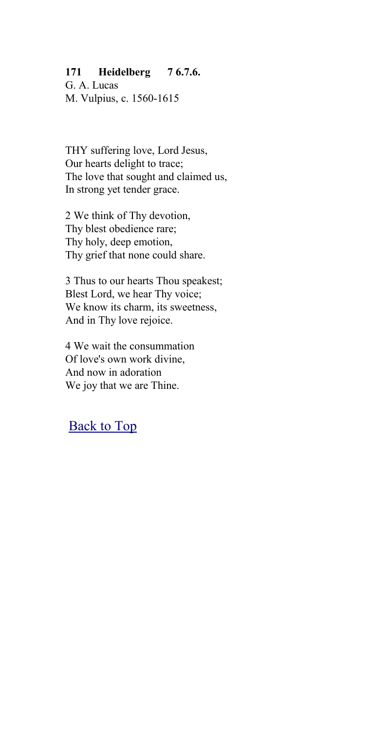**171 Heidelberg 7 6.7.6.**
G. A. Lucas
M. Vulpius, c. 1560-1615

THY suffering love, Lord Jesus,
Our hearts delight to trace;
The love that sought and claimed us,
In strong yet tender grace.

2 We think of Thy devotion,
Thy blest obedience rare;
Thy holy, deep emotion,
Thy grief that none could share.

3 Thus to our hearts Thou speakest;
Blest Lord, we hear Thy voice;
We know its charm, its sweetness,
And in Thy love rejoice.

4 We wait the consummation
Of love's own work divine,
And now in adoration
We joy that we are Thine.

Back to Top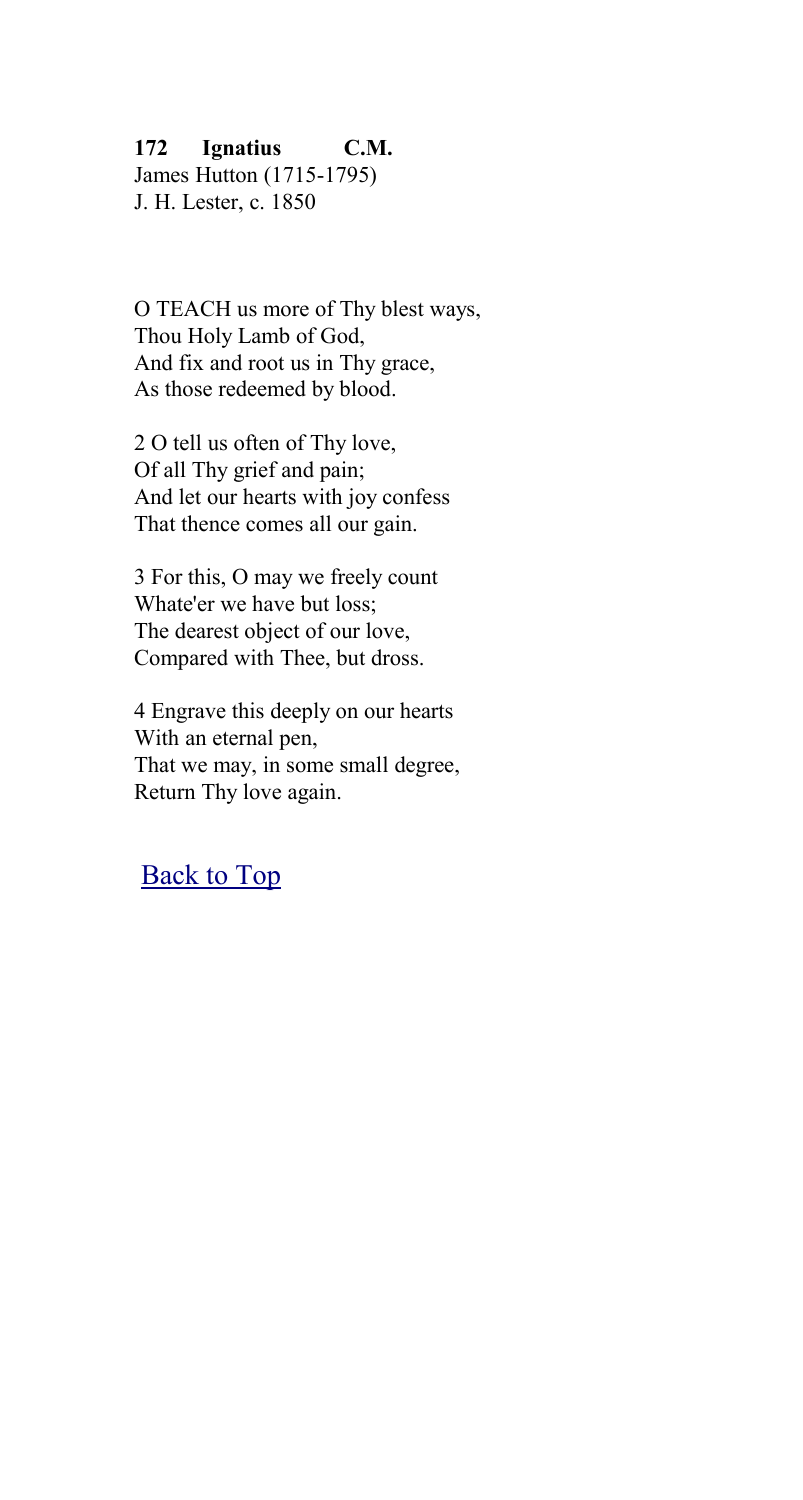**172 Ignatius C.M.**
James Hutton (1715-1795)
J. H. Lester, c. 1850

O TEACH us more of Thy blest ways,
Thou Holy Lamb of God,
And fix and root us in Thy grace,
As those redeemed by blood.

2 O tell us often of Thy love,
Of all Thy grief and pain;
And let our hearts with joy confess
That thence comes all our gain.

3 For this, O may we freely count
Whate'er we have but loss;
The dearest object of our love,
Compared with Thee, but dross.

4 Engrave this deeply on our hearts
With an eternal pen,
That we may, in some small degree,
Return Thy love again.

Back to Top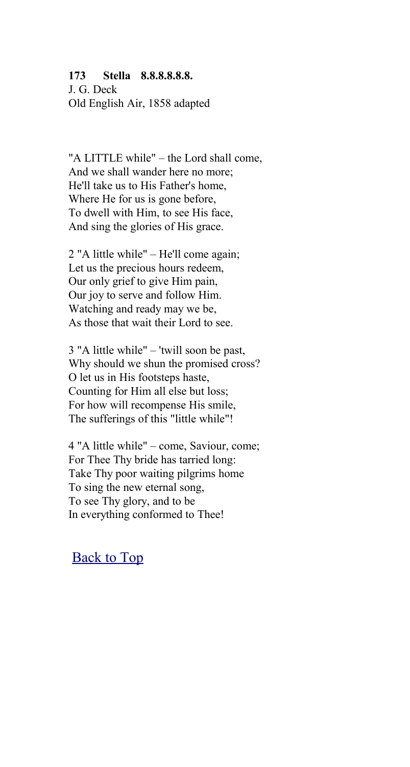**173 Stella 8.8.8.8.8.8.**
J. G. Deck
Old English Air, 1858 adapted

"A LITTLE while" – the Lord shall come,
And we shall wander here no more;
He'll take us to His Father's home,
Where He for us is gone before,
To dwell with Him, to see His face,
And sing the glories of His grace.

2 "A little while" – He'll come again;
Let us the precious hours redeem,
Our only grief to give Him pain,
Our joy to serve and follow Him.
Watching and ready may we be,
As those that wait their Lord to see.

3 "A little while" – 'twill soon be past,
Why should we shun the promised cross?
O let us in His footsteps haste,
Counting for Him all else but loss;
For how will recompense His smile,
The sufferings of this "little while"!

4 "A little while" – come, Saviour, come;
For Thee Thy bride has tarried long:
Take Thy poor waiting pilgrims home
To sing the new eternal song,
To see Thy glory, and to be
In everything conformed to Thee!

Back to Top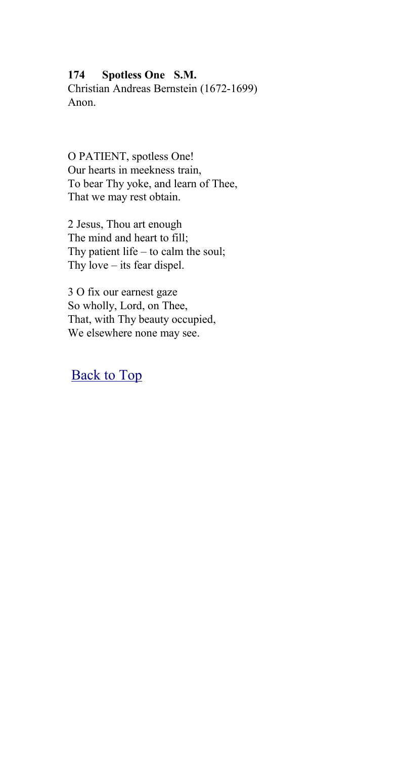**174 Spotless One S.M.**

Christian Andreas Bernstein (1672-1699)
Anon.

O PATIENT, spotless One!
Our hearts in meekness train,
To bear Thy yoke, and learn of Thee,
That we may rest obtain.

2 Jesus, Thou art enough
The mind and heart to fill;
Thy patient life – to calm the soul;
Thy love – its fear dispel.

3 O fix our earnest gaze
So wholly, Lord, on Thee,
That, with Thy beauty occupied,
We elsewhere none may see.

Back to Top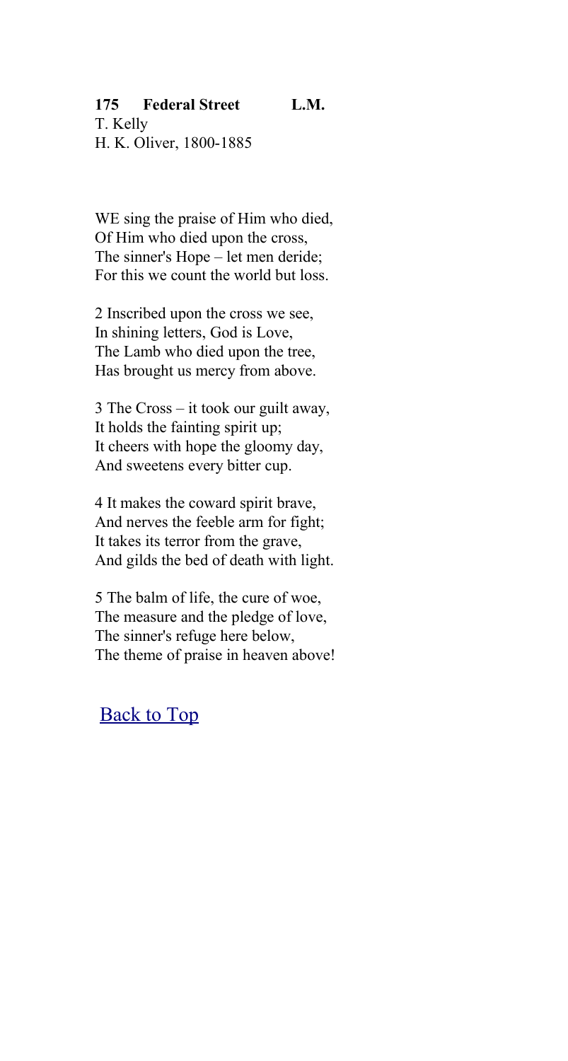**175 Federal Street L.M.**
T. Kelly
H. K. Oliver, 1800-1885

WE sing the praise of Him who died,
Of Him who died upon the cross,
The sinner's Hope – let men deride;
For this we count the world but loss.

2 Inscribed upon the cross we see,
In shining letters, God is Love,
The Lamb who died upon the tree,
Has brought us mercy from above.

3 The Cross – it took our guilt away,
It holds the fainting spirit up;
It cheers with hope the gloomy day,
And sweetens every bitter cup.

4 It makes the coward spirit brave,
And nerves the feeble arm for fight;
It takes its terror from the grave,
And gilds the bed of death with light.

5 The balm of life, the cure of woe,
The measure and the pledge of love,
The sinner's refuge here below,
The theme of praise in heaven above!

Back to Top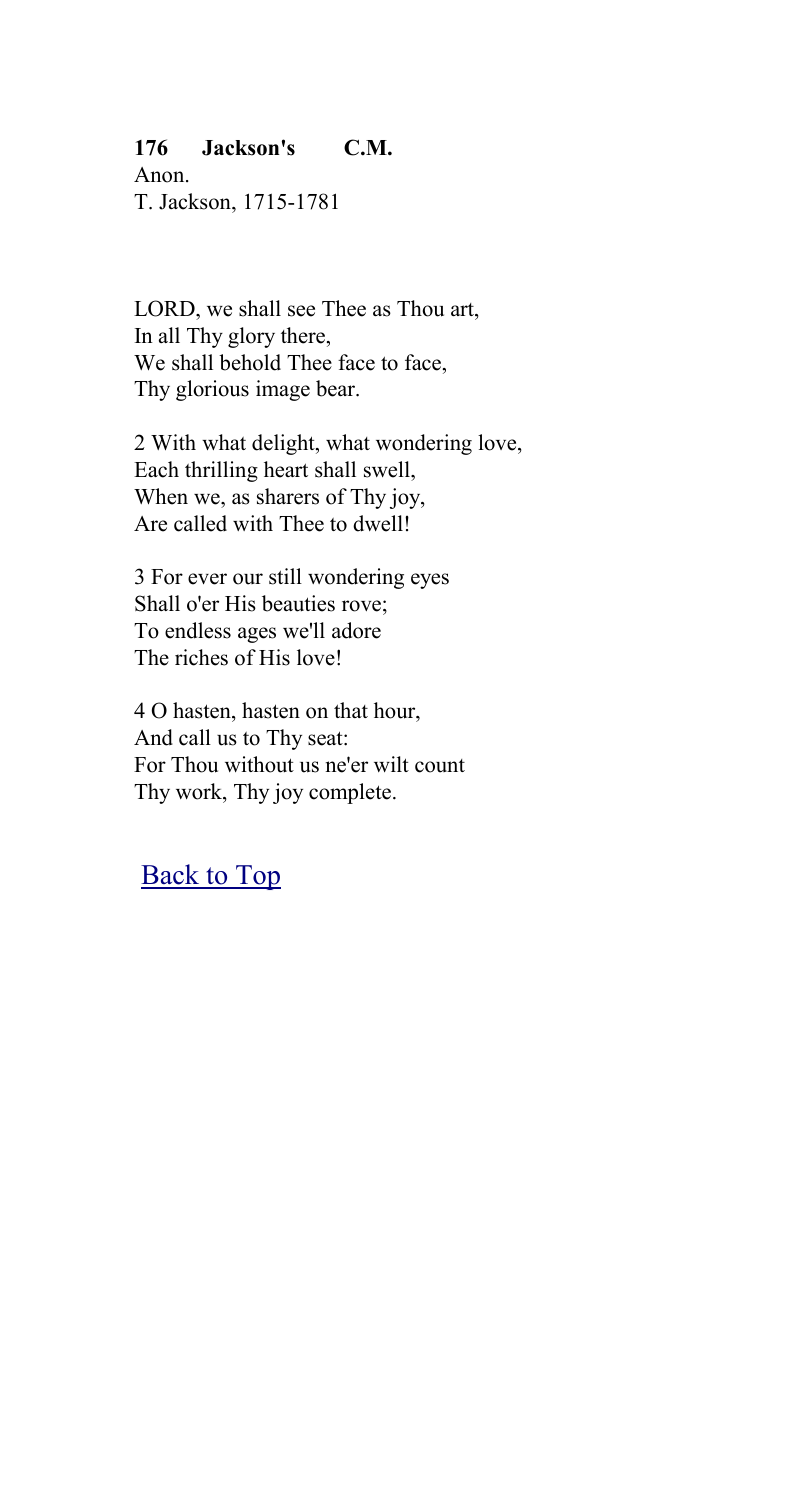**176 Jackson's C.M.**
Anon.
T. Jackson, 1715-1781

LORD, we shall see Thee as Thou art,
In all Thy glory there,
We shall behold Thee face to face,
Thy glorious image bear.

2 With what delight, what wondering love,
Each thrilling heart shall swell,
When we, as sharers of Thy joy,
Are called with Thee to dwell!

3 For ever our still wondering eyes
Shall o'er His beauties rove;
To endless ages we'll adore
The riches of His love!

4 O hasten, hasten on that hour,
And call us to Thy seat:
For Thou without us ne'er wilt count
Thy work, Thy joy complete.

Back to Top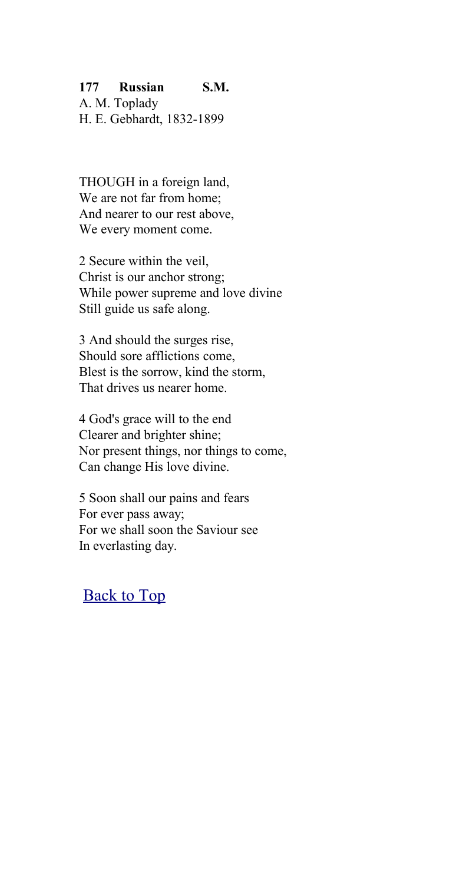**177 Russian S.M.**
A. M. Toplady
H. E. Gebhardt, 1832-1899

THOUGH in a foreign land,
We are not far from home;
And nearer to our rest above,
We every moment come.

2 Secure within the veil,
Christ is our anchor strong;
While power supreme and love divine
Still guide us safe along.

3 And should the surges rise,
Should sore afflictions come,
Blest is the sorrow, kind the storm,
That drives us nearer home.

4 God's grace will to the end
Clearer and brighter shine;
Nor present things, nor things to come,
Can change His love divine.

5 Soon shall our pains and fears
For ever pass away;
For we shall soon the Saviour see
In everlasting day.

Back to Top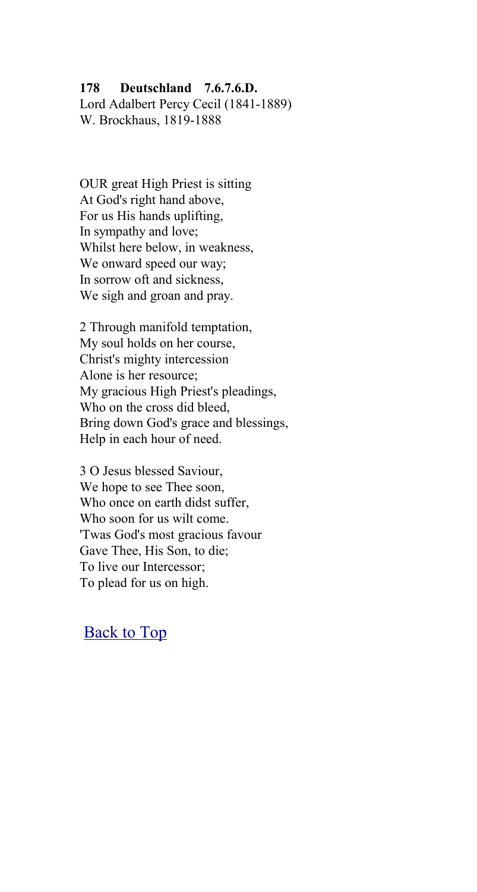**178 Deutschland 7.6.7.6.D.**
Lord Adalbert Percy Cecil (1841-1889)
W. Brockhaus, 1819-1888

OUR great High Priest is sitting
At God's right hand above,
For us His hands uplifting,
In sympathy and love;
Whilst here below, in weakness,
We onward speed our way;
In sorrow oft and sickness,
We sigh and groan and pray.

2 Through manifold temptation,
My soul holds on her course,
Christ's mighty intercession
Alone is her resource;
My gracious High Priest's pleadings,
Who on the cross did bleed,
Bring down God's grace and blessings,
Help in each hour of need.

3 O Jesus blessed Saviour,
We hope to see Thee soon,
Who once on earth didst suffer,
Who soon for us wilt come.
'Twas God's most gracious favour
Gave Thee, His Son, to die;
To live our Intercessor;
To plead for us on high.

Back to Top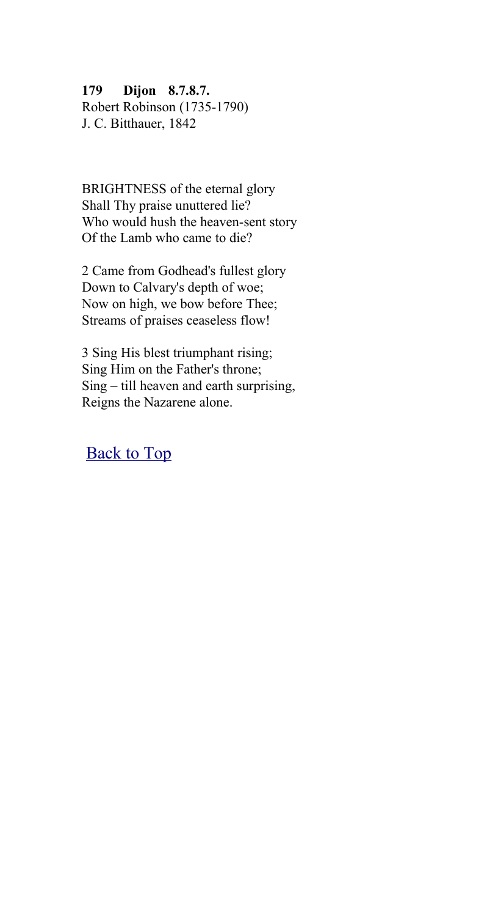**179 Dijon 8.7.8.7.**
Robert Robinson (1735-1790)
J. C. Bitthauer, 1842

BRIGHTNESS of the eternal glory
Shall Thy praise unuttered lie?
Who would hush the heaven-sent story
Of the Lamb who came to die?

2 Came from Godhead's fullest glory
Down to Calvary's depth of woe;
Now on high, we bow before Thee;
Streams of praises ceaseless flow!

3 Sing His blest triumphant rising;
Sing Him on the Father's throne;
Sing – till heaven and earth surprising,
Reigns the Nazarene alone.

Back to Top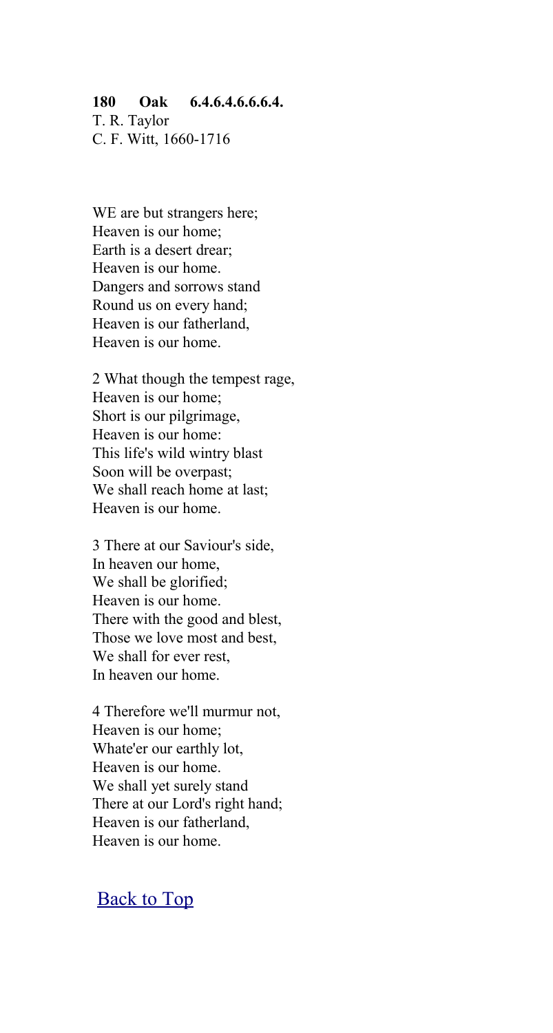**180 Oak 6.4.6.4.6.6.6.4.**

T. R. Taylor
C. F. Witt, 1660-1716

WE are but strangers here;
Heaven is our home;
Earth is a desert drear;
Heaven is our home.
Dangers and sorrows stand
Round us on every hand;
Heaven is our fatherland,
Heaven is our home.

2 What though the tempest rage,
Heaven is our home;
Short is our pilgrimage,
Heaven is our home:
This life's wild wintry blast
Soon will be overpast;
We shall reach home at last;
Heaven is our home.

3 There at our Saviour's side,
In heaven our home,
We shall be glorified;
Heaven is our home.
There with the good and blest,
Those we love most and best,
We shall for ever rest,
In heaven our home.

4 Therefore we'll murmur not,
Heaven is our home;
Whate'er our earthly lot,
Heaven is our home.
We shall yet surely stand
There at our Lord's right hand;
Heaven is our fatherland,
Heaven is our home.

Back to Top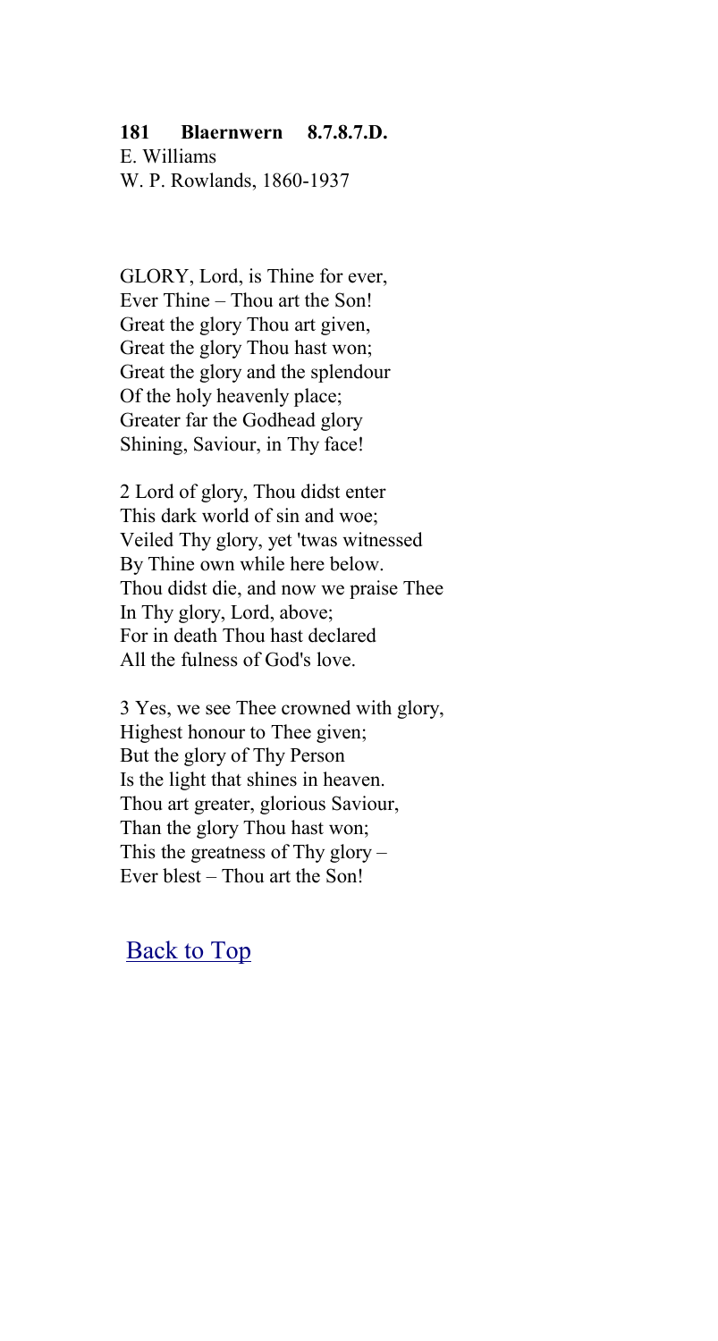**181 Blaernwern 8.7.8.7.D.**
E. Williams
W. P. Rowlands, 1860-1937

GLORY, Lord, is Thine for ever,
Ever Thine – Thou art the Son!
Great the glory Thou art given,
Great the glory Thou hast won;
Great the glory and the splendour
Of the holy heavenly place;
Greater far the Godhead glory
Shining, Saviour, in Thy face!

2 Lord of glory, Thou didst enter
This dark world of sin and woe;
Veiled Thy glory, yet 'twas witnessed
By Thine own while here below.
Thou didst die, and now we praise Thee
In Thy glory, Lord, above;
For in death Thou hast declared
All the fulness of God's love.

3 Yes, we see Thee crowned with glory,
Highest honour to Thee given;
But the glory of Thy Person
Is the light that shines in heaven.
Thou art greater, glorious Saviour,
Than the glory Thou hast won;
This the greatness of Thy glory –
Ever blest – Thou art the Son!

Back to Top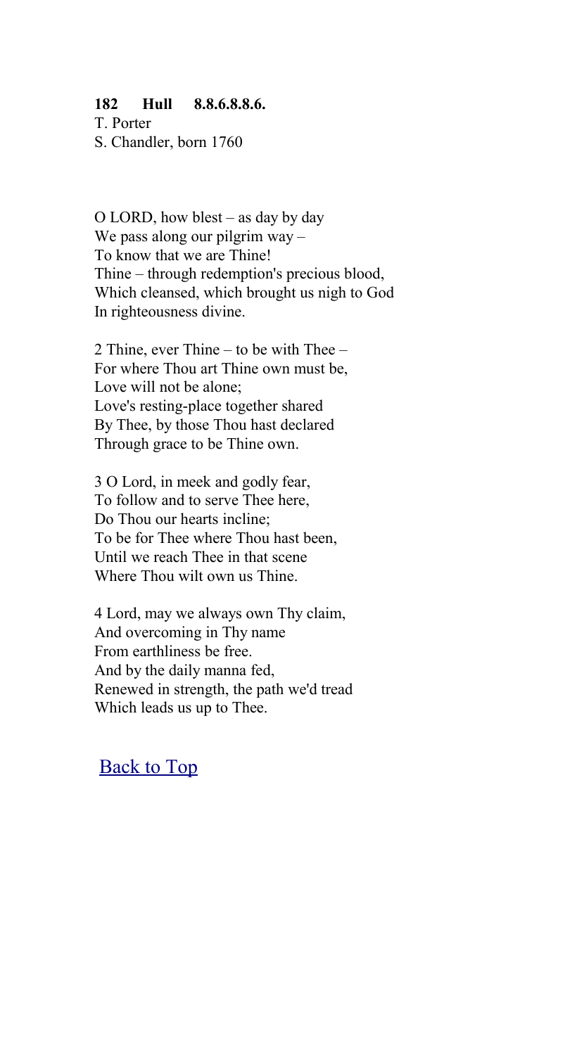**182 Hull 8.8.6.8.8.6.**

T. Porter
S. Chandler, born 1760

O LORD, how blest – as day by day
We pass along our pilgrim way –
To know that we are Thine!
Thine – through redemption's precious blood,
Which cleansed, which brought us nigh to God
In righteousness divine.

2 Thine, ever Thine – to be with Thee –
For where Thou art Thine own must be,
Love will not be alone;
Love's resting-place together shared
By Thee, by those Thou hast declared
Through grace to be Thine own.

3 O Lord, in meek and godly fear,
To follow and to serve Thee here,
Do Thou our hearts incline;
To be for Thee where Thou hast been,
Until we reach Thee in that scene
Where Thou wilt own us Thine.

4 Lord, may we always own Thy claim,
And overcoming in Thy name
From earthliness be free.
And by the daily manna fed,
Renewed in strength, the path we'd tread
Which leads us up to Thee.

Back to Top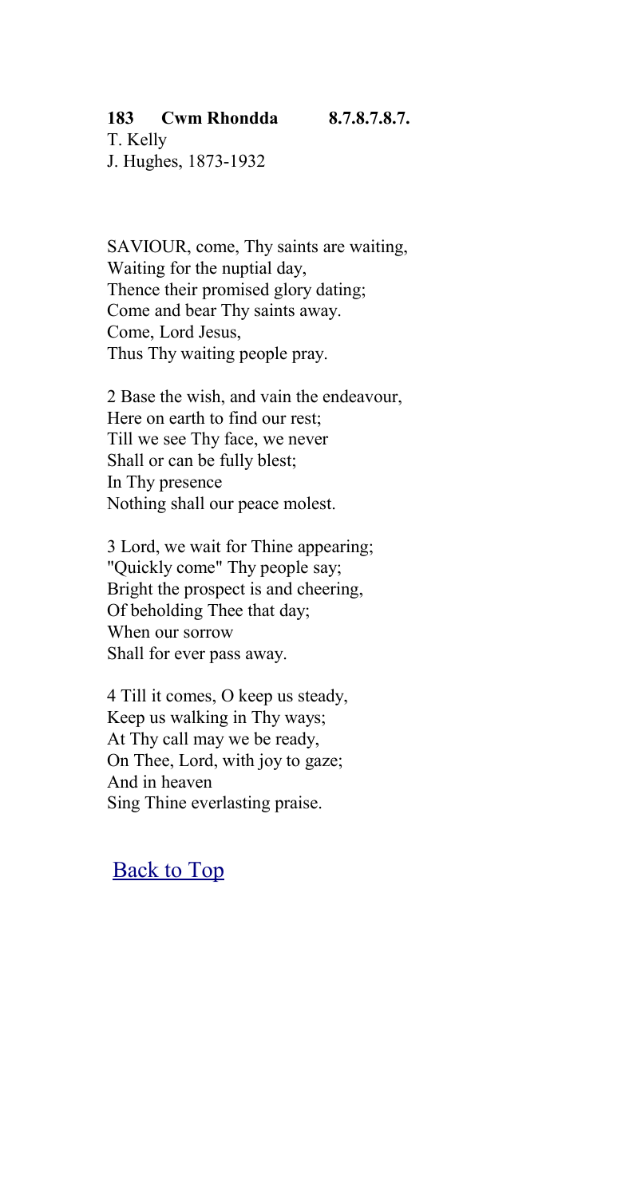**183 Cwm Rhondda 8.7.8.7.8.7.**

T. Kelly
J. Hughes, 1873-1932

SAVIOUR, come, Thy saints are waiting,
Waiting for the nuptial day,
Thence their promised glory dating;
Come and bear Thy saints away.
Come, Lord Jesus,
Thus Thy waiting people pray.

2 Base the wish, and vain the endeavour,
Here on earth to find our rest;
Till we see Thy face, we never
Shall or can be fully blest;
In Thy presence
Nothing shall our peace molest.

3 Lord, we wait for Thine appearing;
"Quickly come" Thy people say;
Bright the prospect is and cheering,
Of beholding Thee that day;
When our sorrow
Shall for ever pass away.

4 Till it comes, O keep us steady,
Keep us walking in Thy ways;
At Thy call may we be ready,
On Thee, Lord, with joy to gaze;
And in heaven
Sing Thine everlasting praise.

Back to Top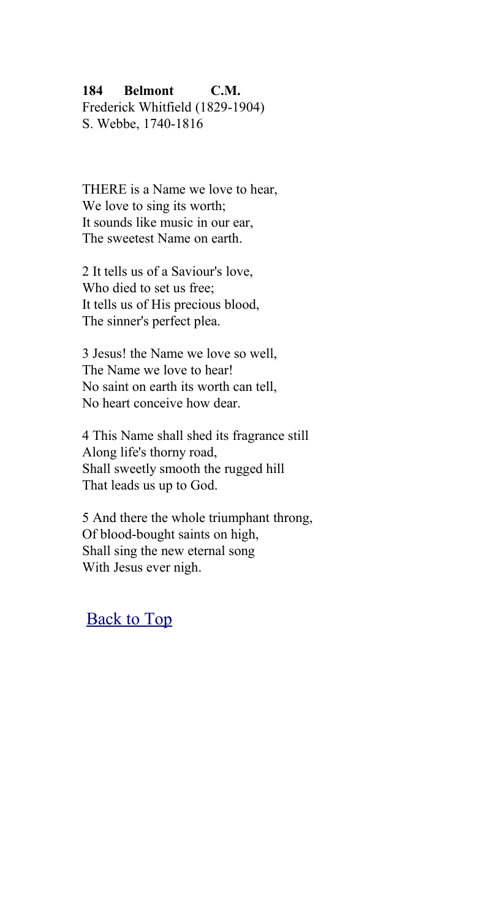**184 Belmont C.M.**
Frederick Whitfield (1829-1904)
S. Webbe, 1740-1816

THERE is a Name we love to hear,
We love to sing its worth;
It sounds like music in our ear,
The sweetest Name on earth.

2 It tells us of a Saviour's love,
Who died to set us free;
It tells us of His precious blood,
The sinner's perfect plea.

3 Jesus! the Name we love so well,
The Name we love to hear!
No saint on earth its worth can tell,
No heart conceive how dear.

4 This Name shall shed its fragrance still
Along life's thorny road,
Shall sweetly smooth the rugged hill
That leads us up to God.

5 And there the whole triumphant throng,
Of blood-bought saints on high,
Shall sing the new eternal song
With Jesus ever nigh.

Back to Top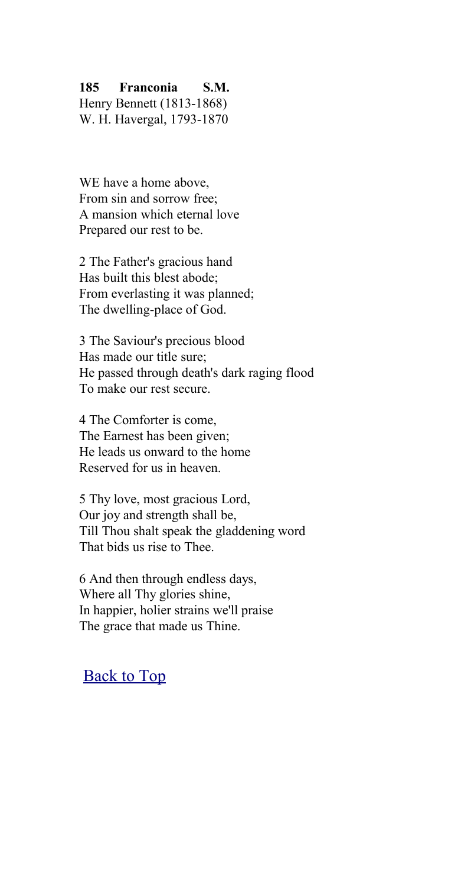**185 Franconia S.M.**
Henry Bennett (1813-1868)
W. H. Havergal, 1793-1870

WE have a home above,
From sin and sorrow free;
A mansion which eternal love
Prepared our rest to be.

2 The Father's gracious hand
Has built this blest abode;
From everlasting it was planned;
The dwelling-place of God.

3 The Saviour's precious blood
Has made our title sure;
He passed through death's dark raging flood
To make our rest secure.

4 The Comforter is come,
The Earnest has been given;
He leads us onward to the home
Reserved for us in heaven.

5 Thy love, most gracious Lord,
Our joy and strength shall be,
Till Thou shalt speak the gladdening word
That bids us rise to Thee.

6 And then through endless days,
Where all Thy glories shine,
In happier, holier strains we'll praise
The grace that made us Thine.

Back to Top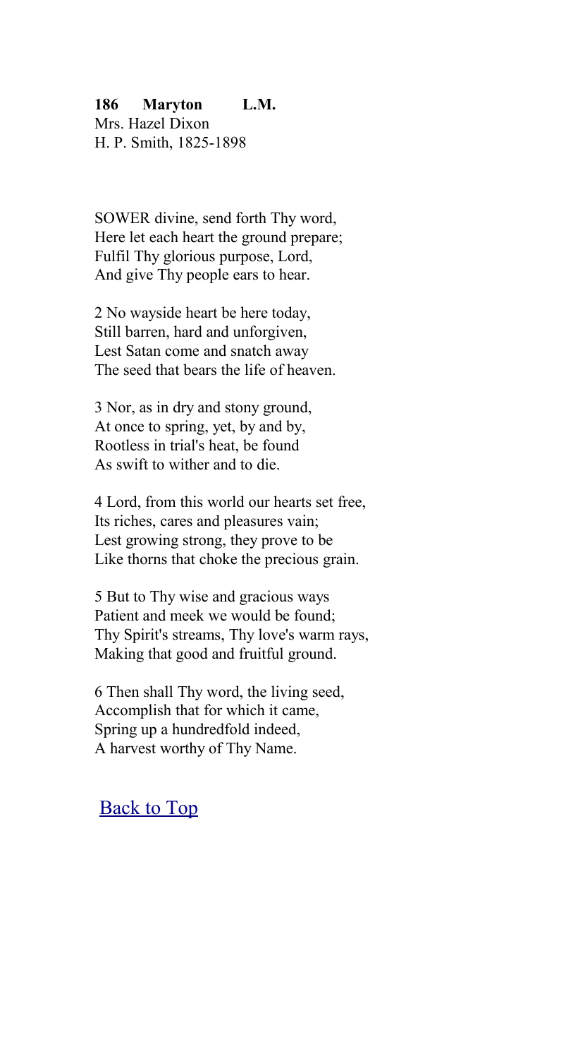**186 Maryton L.M.**
Mrs. Hazel Dixon
H. P. Smith, 1825-1898

SOWER divine, send forth Thy word,
Here let each heart the ground prepare;
Fulfil Thy glorious purpose, Lord,
And give Thy people ears to hear.

2 No wayside heart be here today,
Still barren, hard and unforgiven,
Lest Satan come and snatch away
The seed that bears the life of heaven.

3 Nor, as in dry and stony ground,
At once to spring, yet, by and by,
Rootless in trial's heat, be found
As swift to wither and to die.

4 Lord, from this world our hearts set free,
Its riches, cares and pleasures vain;
Lest growing strong, they prove to be
Like thorns that choke the precious grain.

5 But to Thy wise and gracious ways
Patient and meek we would be found;
Thy Spirit's streams, Thy love's warm rays,
Making that good and fruitful ground.

6 Then shall Thy word, the living seed,
Accomplish that for which it came,
Spring up a hundredfold indeed,
A harvest worthy of Thy Name.

Back to Top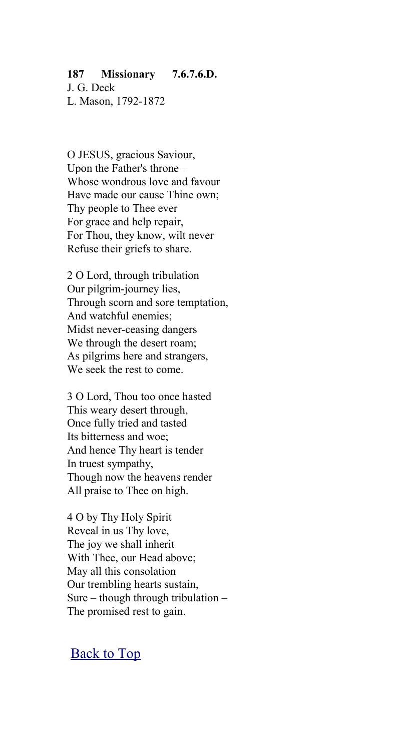**187 Missionary 7.6.7.6.D.**
J. G. Deck
L. Mason, 1792-1872

O JESUS, gracious Saviour,
Upon the Father's throne –
Whose wondrous love and favour
Have made our cause Thine own;
Thy people to Thee ever
For grace and help repair,
For Thou, they know, wilt never
Refuse their griefs to share.

2 O Lord, through tribulation
Our pilgrim-journey lies,
Through scorn and sore temptation,
And watchful enemies;
Midst never-ceasing dangers
We through the desert roam;
As pilgrims here and strangers,
We seek the rest to come.

3 O Lord, Thou too once hasted
This weary desert through,
Once fully tried and tasted
Its bitterness and woe;
And hence Thy heart is tender
In truest sympathy,
Though now the heavens render
All praise to Thee on high.

4 O by Thy Holy Spirit
Reveal in us Thy love,
The joy we shall inherit
With Thee, our Head above;
May all this consolation
Our trembling hearts sustain,
Sure – though through tribulation –
The promised rest to gain.

Back to Top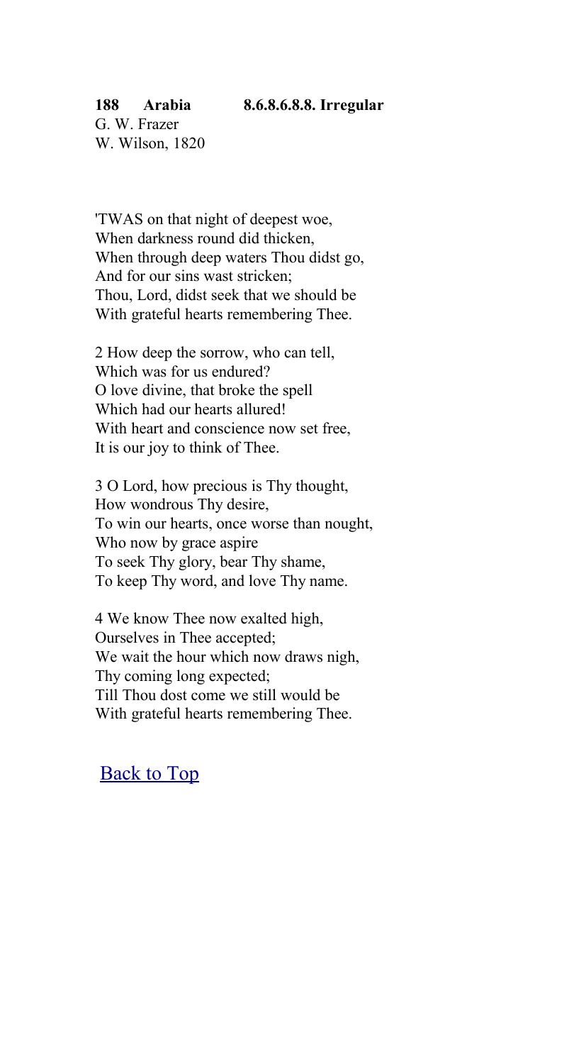**188 Arabia 8.6.8.6.8.8. Irregular**

G. W. Frazer
W. Wilson, 1820

'TWAS on that night of deepest woe,
When darkness round did thicken,
When through deep waters Thou didst go,
And for our sins wast stricken;
Thou, Lord, didst seek that we should be
With grateful hearts remembering Thee.

2 How deep the sorrow, who can tell,
Which was for us endured?
O love divine, that broke the spell
Which had our hearts allured!
With heart and conscience now set free,
It is our joy to think of Thee.

3 O Lord, how precious is Thy thought,
How wondrous Thy desire,
To win our hearts, once worse than nought,
Who now by grace aspire
To seek Thy glory, bear Thy shame,
To keep Thy word, and love Thy name.

4 We know Thee now exalted high,
Ourselves in Thee accepted;
We wait the hour which now draws nigh,
Thy coming long expected;
Till Thou dost come we still would be
With grateful hearts remembering Thee.

Back to Top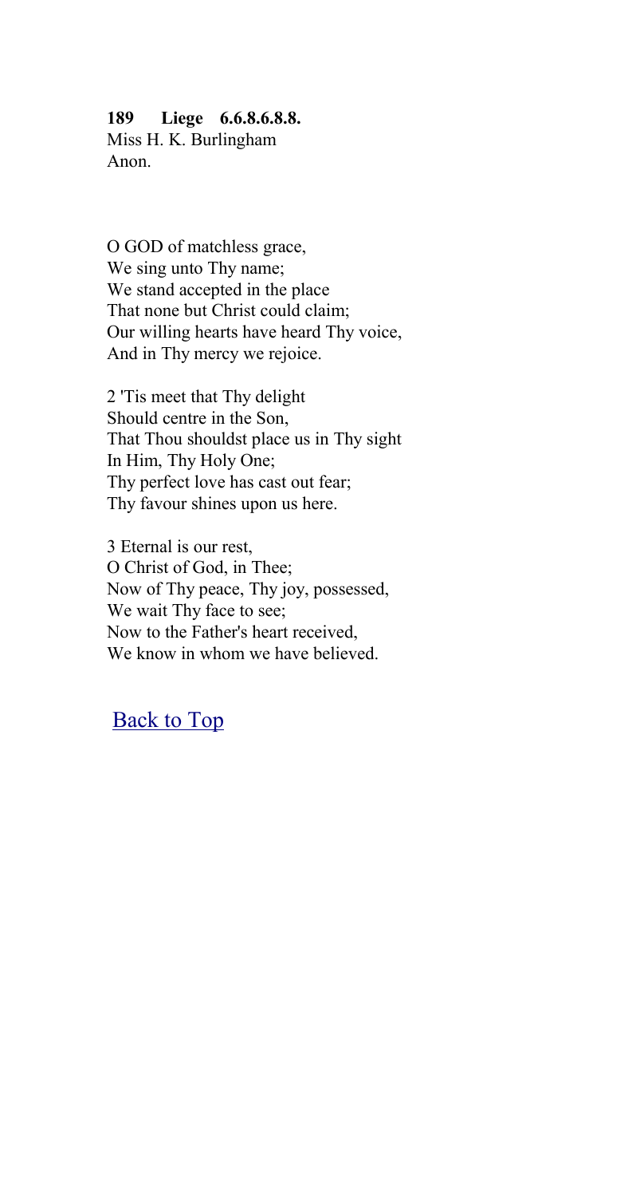**189 Liege 6.6.8.6.8.8.**
Miss H. K. Burlingham
Anon.

O GOD of matchless grace,
We sing unto Thy name;
We stand accepted in the place
That none but Christ could claim;
Our willing hearts have heard Thy voice,
And in Thy mercy we rejoice.

2 'Tis meet that Thy delight
Should centre in the Son,
That Thou shouldst place us in Thy sight
In Him, Thy Holy One;
Thy perfect love has cast out fear;
Thy favour shines upon us here.

3 Eternal is our rest,
O Christ of God, in Thee;
Now of Thy peace, Thy joy, possessed,
We wait Thy face to see;
Now to the Father's heart received,
We know in whom we have believed.

Back to Top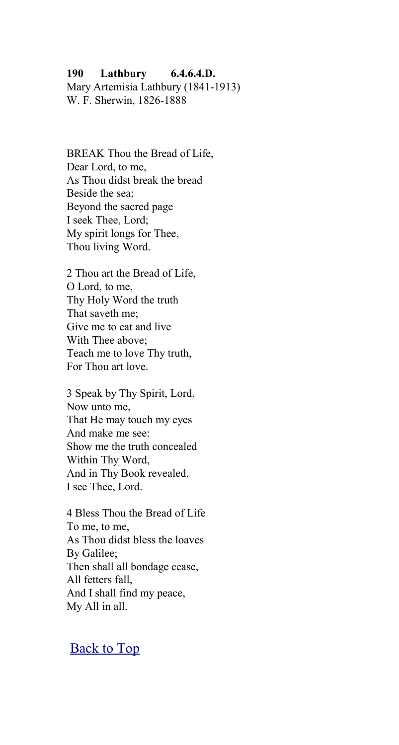**190 Lathbury 6.4.6.4.D.**
Mary Artemisia Lathbury (1841-1913)
W. F. Sherwin, 1826-1888

BREAK Thou the Bread of Life,
Dear Lord, to me,
As Thou didst break the bread
Beside the sea;
Beyond the sacred page
I seek Thee, Lord;
My spirit longs for Thee,
Thou living Word.

2 Thou art the Bread of Life,
O Lord, to me,
Thy Holy Word the truth
That saveth me;
Give me to eat and live
With Thee above;
Teach me to love Thy truth,
For Thou art love.

3 Speak by Thy Spirit, Lord,
Now unto me,
That He may touch my eyes
And make me see:
Show me the truth concealed
Within Thy Word,
And in Thy Book revealed,
I see Thee, Lord.

4 Bless Thou the Bread of Life
To me, to me,
As Thou didst bless the loaves
By Galilee;
Then shall all bondage cease,
All fetters fall,
And I shall find my peace,
My All in all.

Back to Top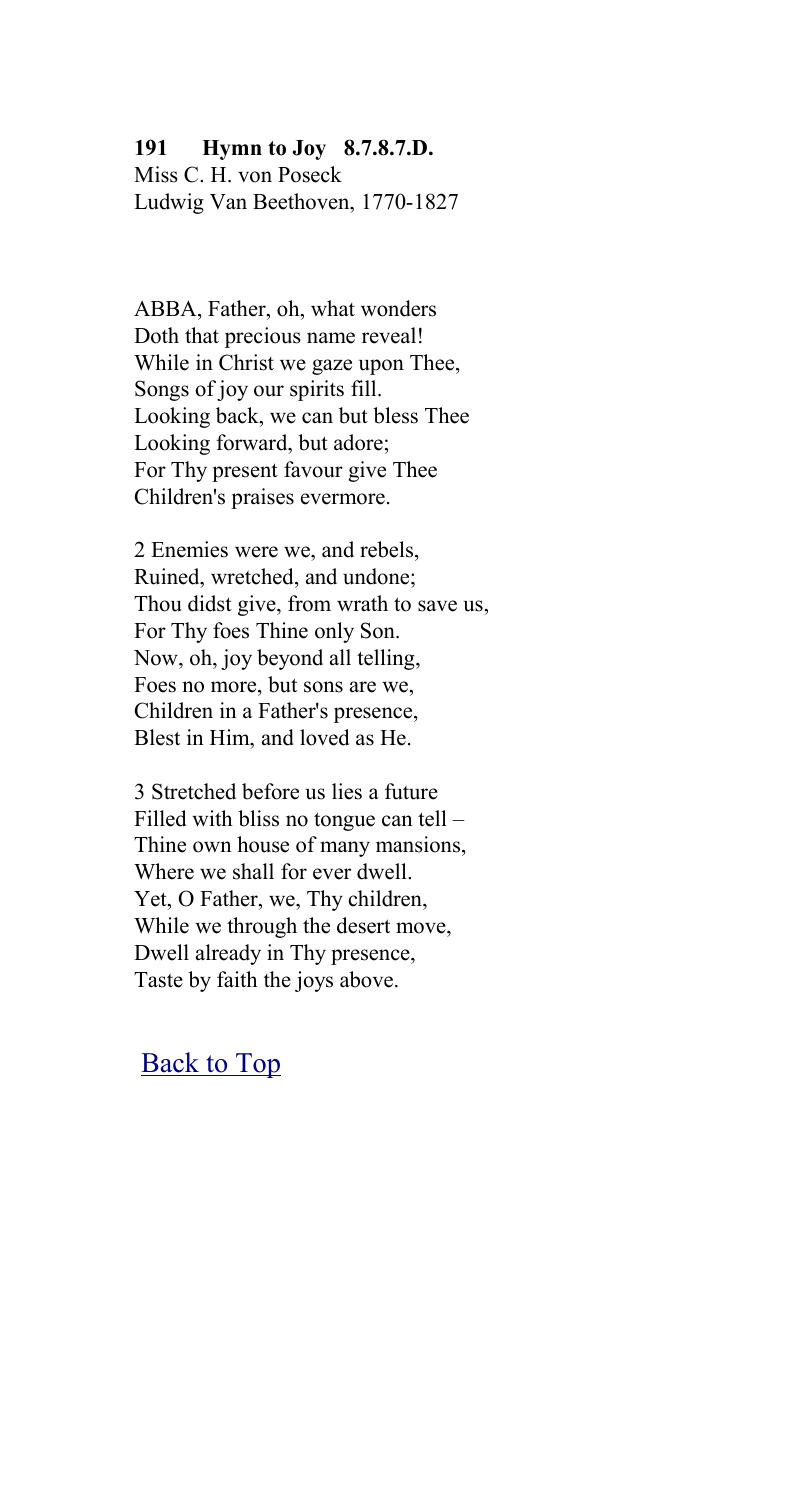**191 Hymn to Joy 8.7.8.7.D.**
Miss C. H. von Poseck
Ludwig Van Beethoven, 1770-1827

ABBA, Father, oh, what wonders
Doth that precious name reveal!
While in Christ we gaze upon Thee,
Songs of joy our spirits fill.
Looking back, we can but bless Thee
Looking forward, but adore;
For Thy present favour give Thee
Children's praises evermore.

2 Enemies were we, and rebels,
Ruined, wretched, and undone;
Thou didst give, from wrath to save us,
For Thy foes Thine only Son.
Now, oh, joy beyond all telling,
Foes no more, but sons are we,
Children in a Father's presence,
Blest in Him, and loved as He.

3 Stretched before us lies a future
Filled with bliss no tongue can tell –
Thine own house of many mansions,
Where we shall for ever dwell.
Yet, O Father, we, Thy children,
While we through the desert move,
Dwell already in Thy presence,
Taste by faith the joys above.

Back to Top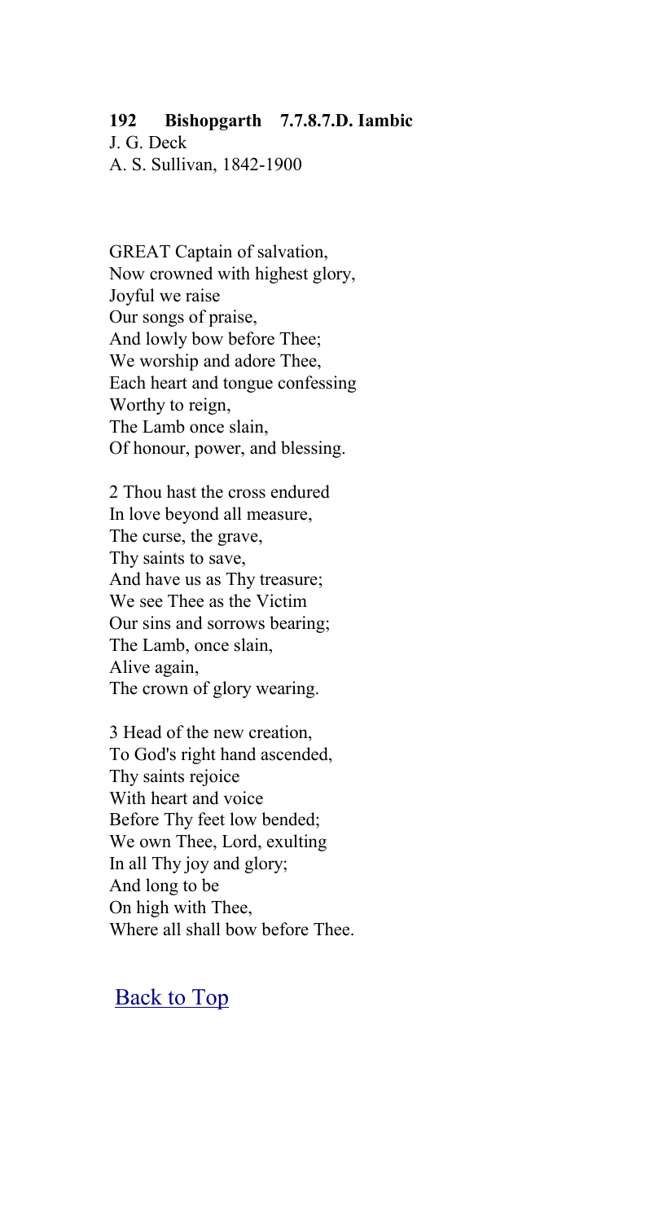**192 Bishopgarth 7.7.8.7.D. Iambic**

J. G. Deck
A. S. Sullivan, 1842-1900

GREAT Captain of salvation,
Now crowned with highest glory,
Joyful we raise
Our songs of praise,
And lowly bow before Thee;
We worship and adore Thee,
Each heart and tongue confessing
Worthy to reign,
The Lamb once slain,
Of honour, power, and blessing.

2 Thou hast the cross endured
In love beyond all measure,
The curse, the grave,
Thy saints to save,
And have us as Thy treasure;
We see Thee as the Victim
Our sins and sorrows bearing;
The Lamb, once slain,
Alive again,
The crown of glory wearing.

3 Head of the new creation,
To God's right hand ascended,
Thy saints rejoice
With heart and voice
Before Thy feet low bended;
We own Thee, Lord, exulting
In all Thy joy and glory;
And long to be
On high with Thee,
Where all shall bow before Thee.

Back to Top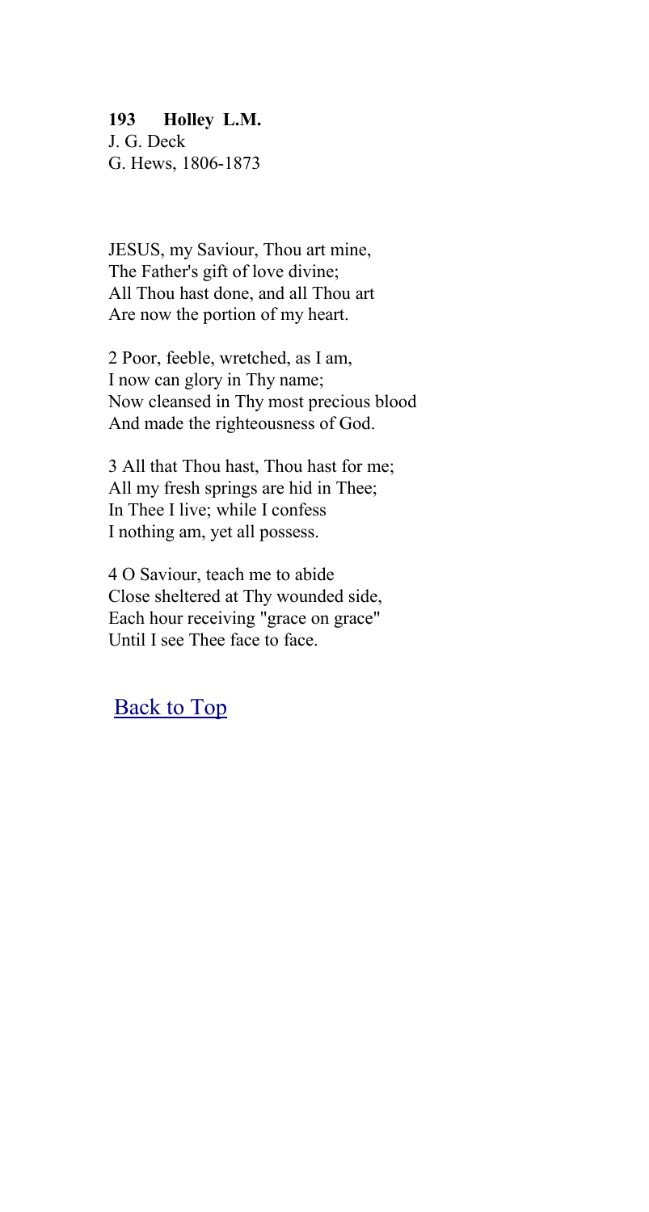**193 Holley L.M.**
J. G. Deck
G. Hews, 1806-1873

JESUS, my Saviour, Thou art mine,
The Father's gift of love divine;
All Thou hast done, and all Thou art
Are now the portion of my heart.

2 Poor, feeble, wretched, as I am,
I now can glory in Thy name;
Now cleansed in Thy most precious blood
And made the righteousness of God.

3 All that Thou hast, Thou hast for me;
All my fresh springs are hid in Thee;
In Thee I live; while I confess
I nothing am, yet all possess.

4 O Saviour, teach me to abide
Close sheltered at Thy wounded side,
Each hour receiving "grace on grace"
Until I see Thee face to face.

Back to Top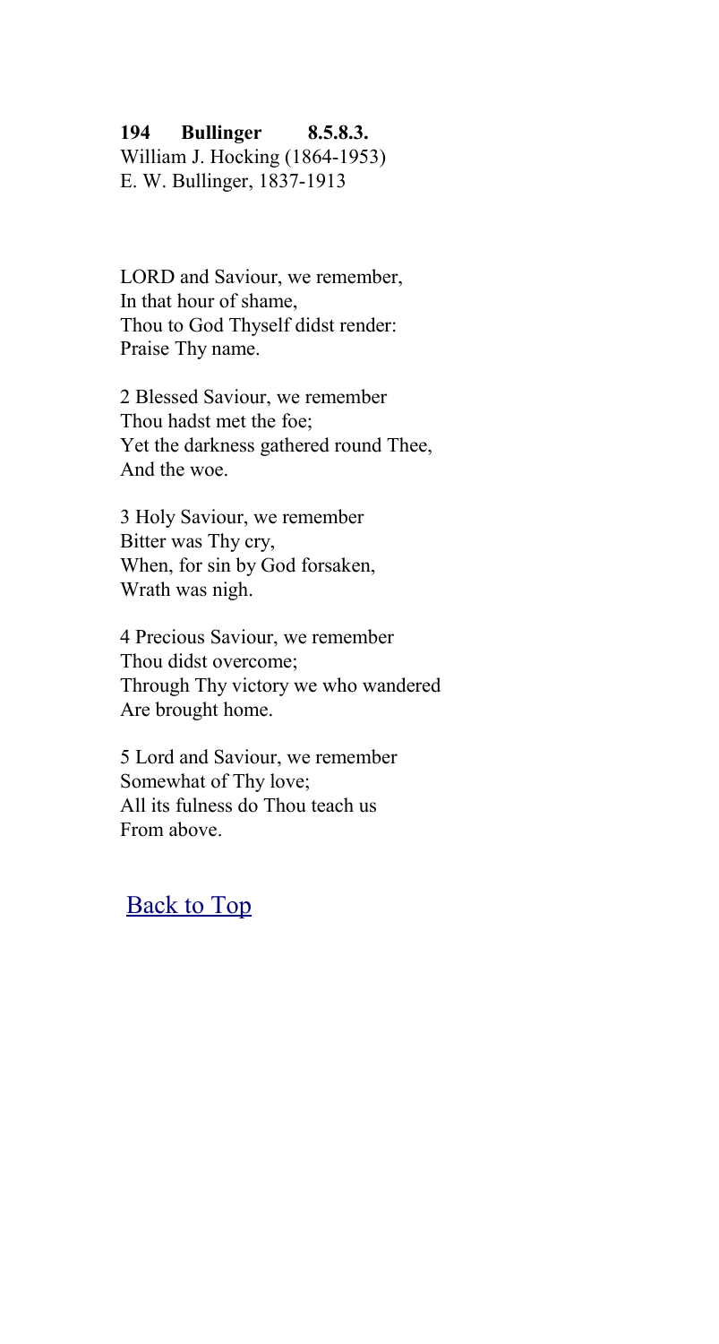**194 Bullinger 8.5.8.3.**
William J. Hocking (1864-1953)
E. W. Bullinger, 1837-1913

LORD and Saviour, we remember,
In that hour of shame,
Thou to God Thyself didst render:
Praise Thy name.

2 Blessed Saviour, we remember
Thou hadst met the foe;
Yet the darkness gathered round Thee,
And the woe.

3 Holy Saviour, we remember
Bitter was Thy cry,
When, for sin by God forsaken,
Wrath was nigh.

4 Precious Saviour, we remember
Thou didst overcome;
Through Thy victory we who wandered
Are brought home.

5 Lord and Saviour, we remember
Somewhat of Thy love;
All its fulness do Thou teach us
From above.

Back to Top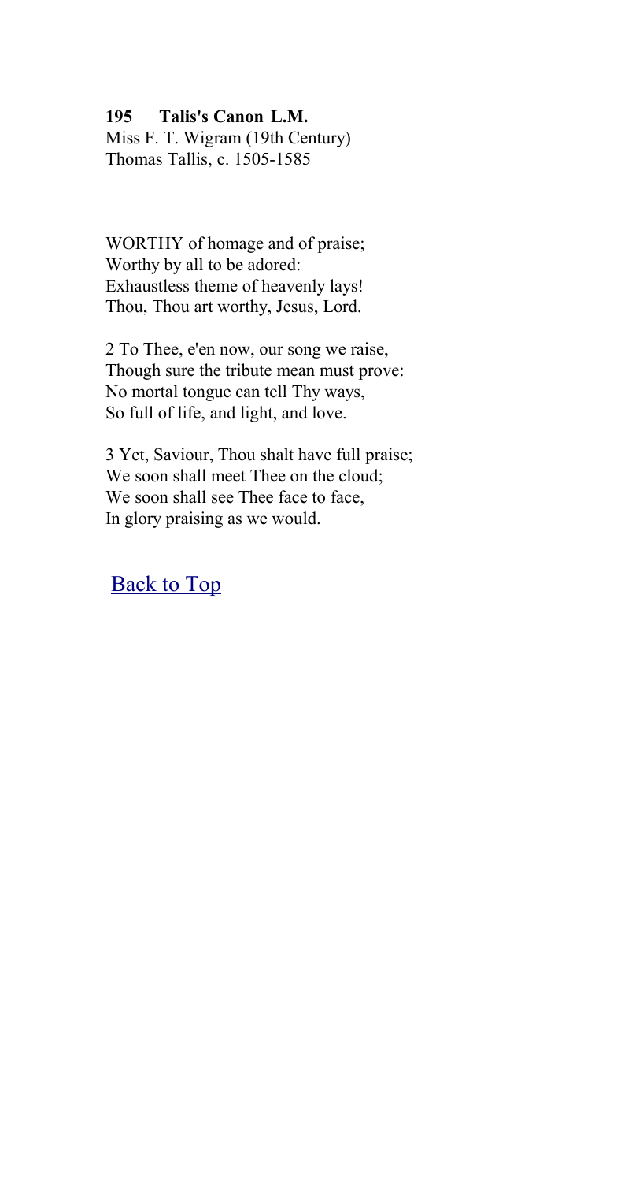**195 Talis's Canon L.M.**
Miss F. T. Wigram (19th Century)
Thomas Tallis, c. 1505-1585

WORTHY of homage and of praise;
Worthy by all to be adored:
Exhaustless theme of heavenly lays!
Thou, Thou art worthy, Jesus, Lord.

2 To Thee, e'en now, our song we raise,
Though sure the tribute mean must prove:
No mortal tongue can tell Thy ways,
So full of life, and light, and love.

3 Yet, Saviour, Thou shalt have full praise;
We soon shall meet Thee on the cloud;
We soon shall see Thee face to face,
In glory praising as we would.

Back to Top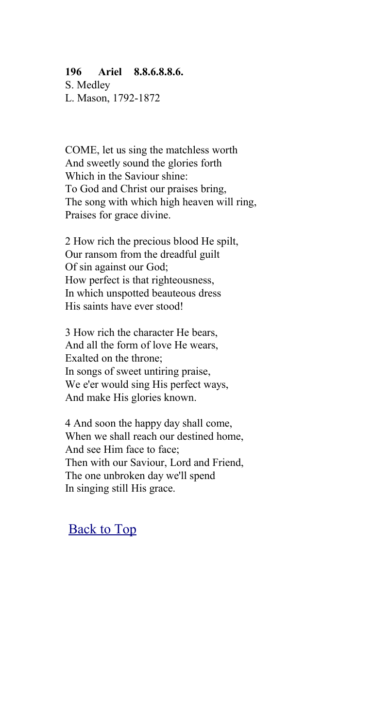**196 Ariel 8.8.6.8.8.6.**
S. Medley
L. Mason, 1792-1872

COME, let us sing the matchless worth
And sweetly sound the glories forth
Which in the Saviour shine:
To God and Christ our praises bring,
The song with which high heaven will ring,
Praises for grace divine.

2 How rich the precious blood He spilt,
Our ransom from the dreadful guilt
Of sin against our God;
How perfect is that righteousness,
In which unspotted beauteous dress
His saints have ever stood!

3 How rich the character He bears,
And all the form of love He wears,
Exalted on the throne;
In songs of sweet untiring praise,
We e'er would sing His perfect ways,
And make His glories known.

4 And soon the happy day shall come,
When we shall reach our destined home,
And see Him face to face;
Then with our Saviour, Lord and Friend,
The one unbroken day we'll spend
In singing still His grace.

Back to Top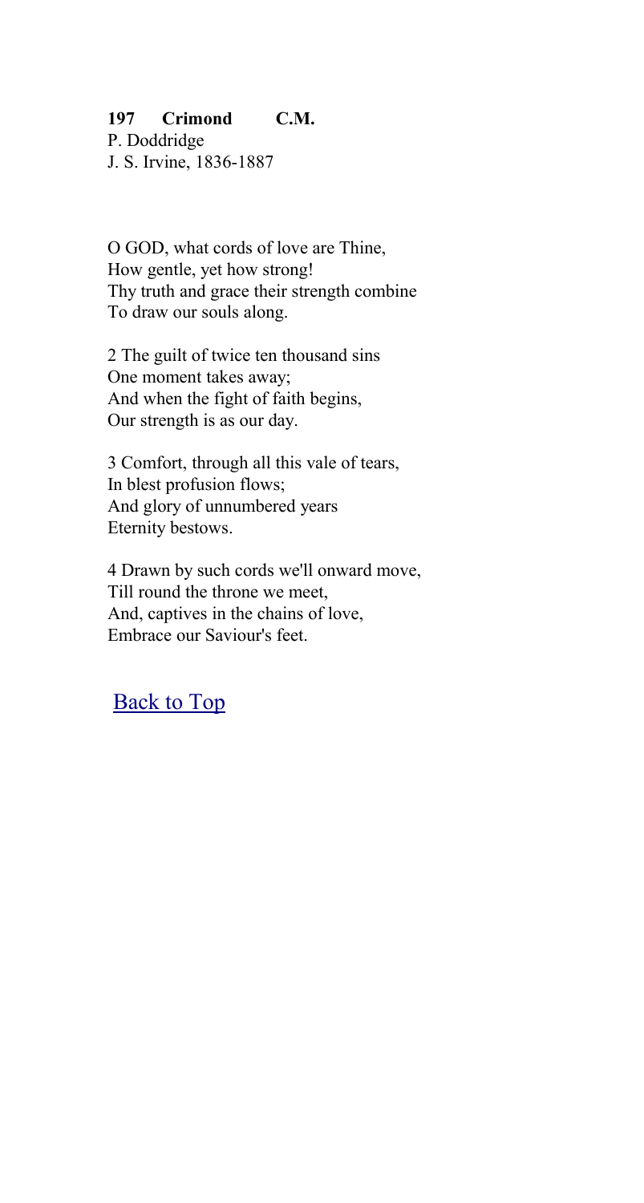**197 Crimond C.M.**
P. Doddridge
J. S. Irvine, 1836-1887

O GOD, what cords of love are Thine,
How gentle, yet how strong!
Thy truth and grace their strength combine
To draw our souls along.

2 The guilt of twice ten thousand sins
One moment takes away;
And when the fight of faith begins,
Our strength is as our day.

3 Comfort, through all this vale of tears,
In blest profusion flows;
And glory of unnumbered years
Eternity bestows.

4 Drawn by such cords we'll onward move,
Till round the throne we meet,
And, captives in the chains of love,
Embrace our Saviour's feet.

Back to Top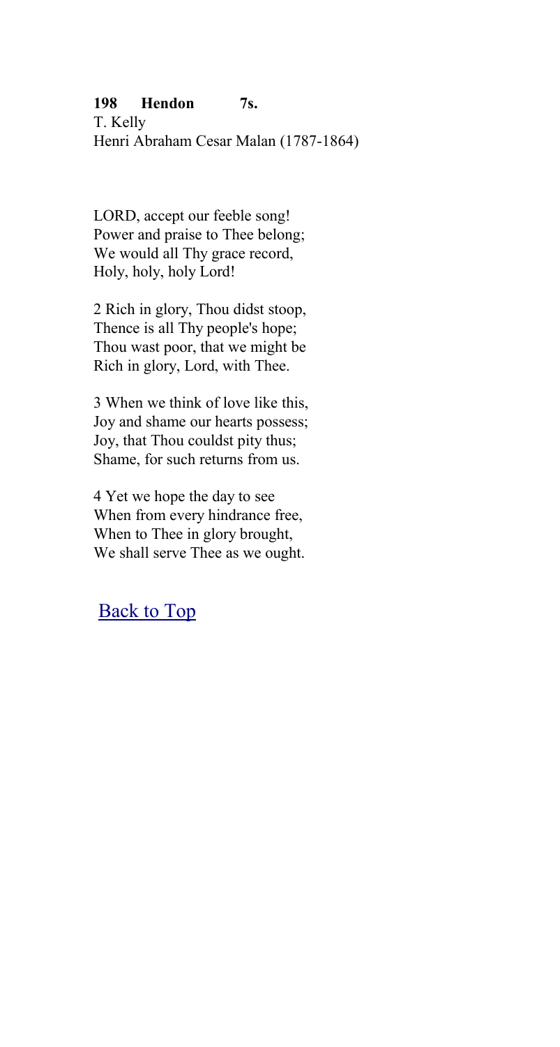**198 Hendon 7s.**
T. Kelly
Henri Abraham Cesar Malan (1787-1864)

LORD, accept our feeble song!
Power and praise to Thee belong;
We would all Thy grace record,
Holy, holy, holy Lord!

2 Rich in glory, Thou didst stoop,
Thence is all Thy people's hope;
Thou wast poor, that we might be
Rich in glory, Lord, with Thee.

3 When we think of love like this,
Joy and shame our hearts possess;
Joy, that Thou couldst pity thus;
Shame, for such returns from us.

4 Yet we hope the day to see
When from every hindrance free,
When to Thee in glory brought,
We shall serve Thee as we ought.

Back to Top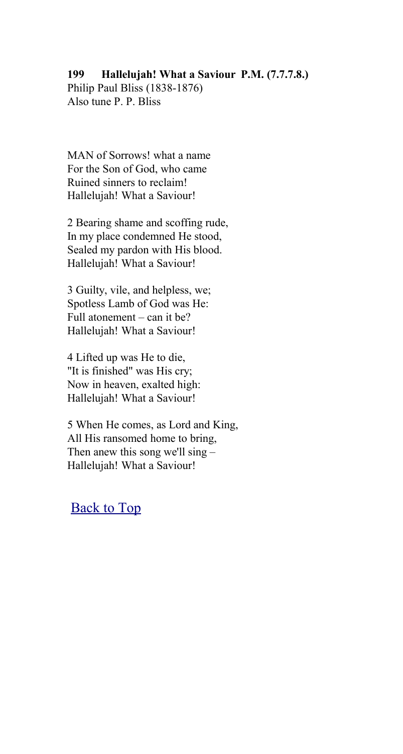**199 Hallelujah! What a Saviour P.M. (7.7.7.8.)**
Philip Paul Bliss (1838-1876)
Also tune P. P. Bliss

MAN of Sorrows! what a name
For the Son of God, who came
Ruined sinners to reclaim!
Hallelujah! What a Saviour!

2 Bearing shame and scoffing rude,
In my place condemned He stood,
Sealed my pardon with His blood.
Hallelujah! What a Saviour!

3 Guilty, vile, and helpless, we;
Spotless Lamb of God was He:
Full atonement – can it be?
Hallelujah! What a Saviour!

4 Lifted up was He to die,
"It is finished" was His cry;
Now in heaven, exalted high:
Hallelujah! What a Saviour!

5 When He comes, as Lord and King,
All His ransomed home to bring,
Then anew this song we'll sing –
Hallelujah! What a Saviour!

Back to Top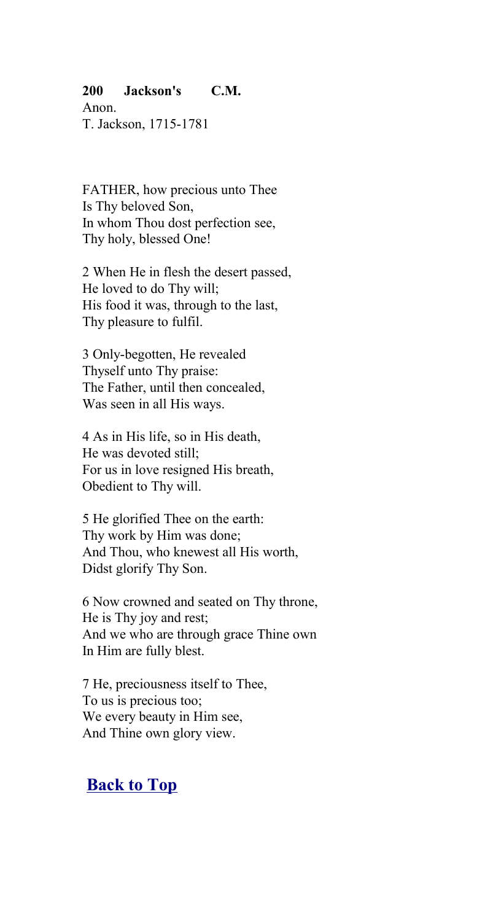**200 Jackson's C.M.**
Anon.
T. Jackson, 1715-1781

FATHER, how precious unto Thee
Is Thy beloved Son,
In whom Thou dost perfection see,
Thy holy, blessed One!

2 When He in flesh the desert passed,
He loved to do Thy will;
His food it was, through to the last,
Thy pleasure to fulfil.

3 Only-begotten, He revealed
Thyself unto Thy praise:
The Father, until then concealed,
Was seen in all His ways.

4 As in His life, so in His death,
He was devoted still;
For us in love resigned His breath,
Obedient to Thy will.

5 He glorified Thee on the earth:
Thy work by Him was done;
And Thou, who knewest all His worth,
Didst glorify Thy Son.

6 Now crowned and seated on Thy throne,
He is Thy joy and rest;
And we who are through grace Thine own
In Him are fully blest.

7 He, preciousness itself to Thee,
To us is precious too;
We every beauty in Him see,
And Thine own glory view.

**Back to Top**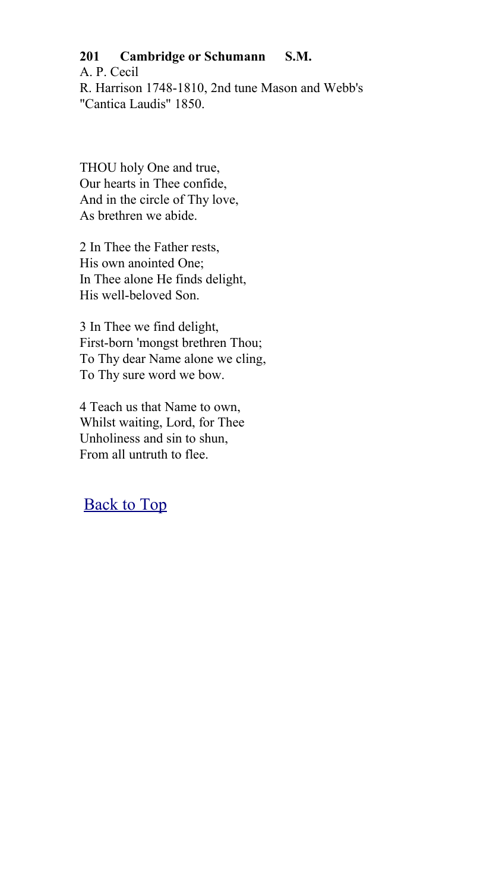**201 Cambridge or Schumann S.M.**
A. P. Cecil
R. Harrison 1748-1810, 2nd tune Mason and Webb's "Cantica Laudis" 1850.

THOU holy One and true,
Our hearts in Thee confide,
And in the circle of Thy love,
As brethren we abide.

2 In Thee the Father rests,
His own anointed One;
In Thee alone He finds delight,
His well-beloved Son.

3 In Thee we find delight,
First-born 'mongst brethren Thou;
To Thy dear Name alone we cling,
To Thy sure word we bow.

4 Teach us that Name to own,
Whilst waiting, Lord, for Thee
Unholiness and sin to shun,
From all untruth to flee.

Back to Top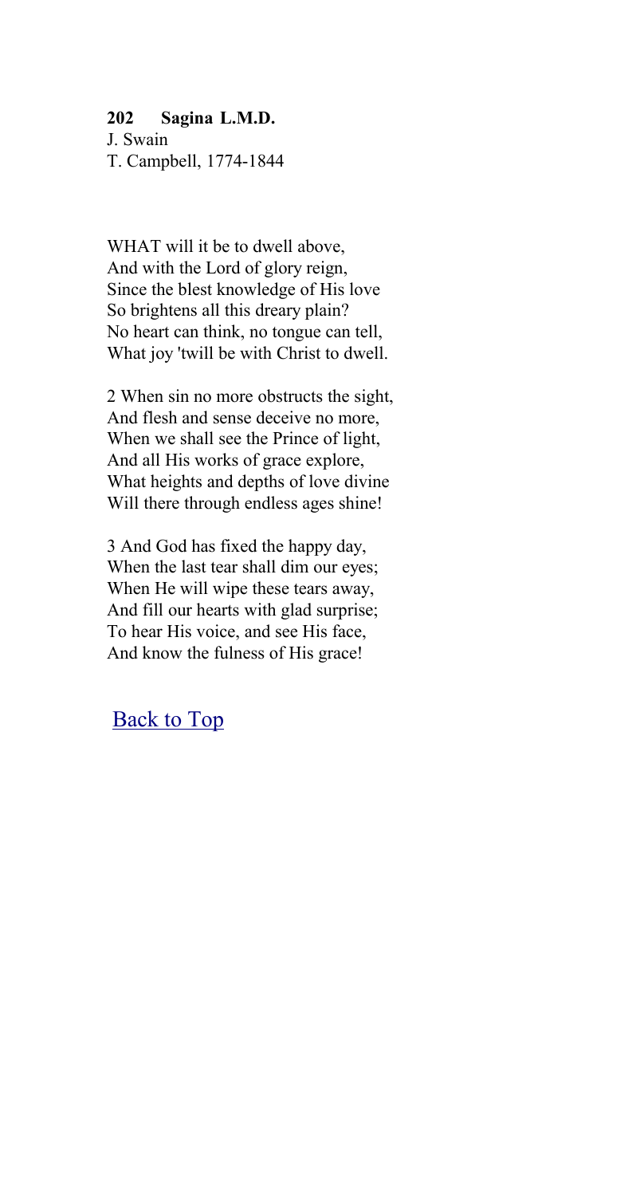**202 Sagina L.M.D.**
J. Swain
T. Campbell, 1774-1844

WHAT will it be to dwell above,
And with the Lord of glory reign,
Since the blest knowledge of His love
So brightens all this dreary plain?
No heart can think, no tongue can tell,
What joy 'twill be with Christ to dwell.

2 When sin no more obstructs the sight,
And flesh and sense deceive no more,
When we shall see the Prince of light,
And all His works of grace explore,
What heights and depths of love divine
Will there through endless ages shine!

3 And God has fixed the happy day,
When the last tear shall dim our eyes;
When He will wipe these tears away,
And fill our hearts with glad surprise;
To hear His voice, and see His face,
And know the fulness of His grace!

Back to Top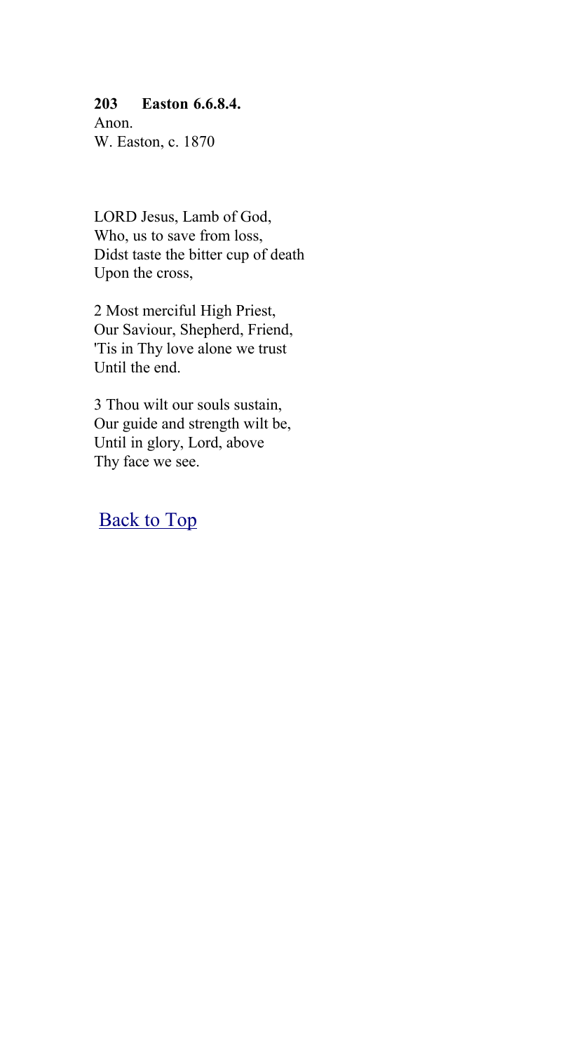**203 Easton 6.6.8.4.**
Anon.
W. Easton, c. 1870

LORD Jesus, Lamb of God,
Who, us to save from loss,
Didst taste the bitter cup of death
Upon the cross,

2 Most merciful High Priest,
Our Saviour, Shepherd, Friend,
'Tis in Thy love alone we trust
Until the end.

3 Thou wilt our souls sustain,
Our guide and strength wilt be,
Until in glory, Lord, above
Thy face we see.

Back to Top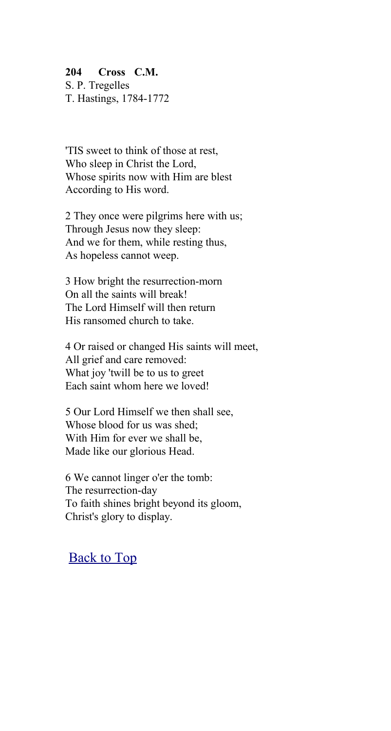**204 Cross C.M.**
S. P. Tregelles
T. Hastings, 1784-1772

'TIS sweet to think of those at rest,
Who sleep in Christ the Lord,
Whose spirits now with Him are blest
According to His word.

2 They once were pilgrims here with us;
Through Jesus now they sleep:
And we for them, while resting thus,
As hopeless cannot weep.

3 How bright the resurrection-morn
On all the saints will break!
The Lord Himself will then return
His ransomed church to take.

4 Or raised or changed His saints will meet,
All grief and care removed:
What joy 'twill be to us to greet
Each saint whom here we loved!

5 Our Lord Himself we then shall see,
Whose blood for us was shed;
With Him for ever we shall be,
Made like our glorious Head.

6 We cannot linger o'er the tomb:
The resurrection-day
To faith shines bright beyond its gloom,
Christ's glory to display.

Back to Top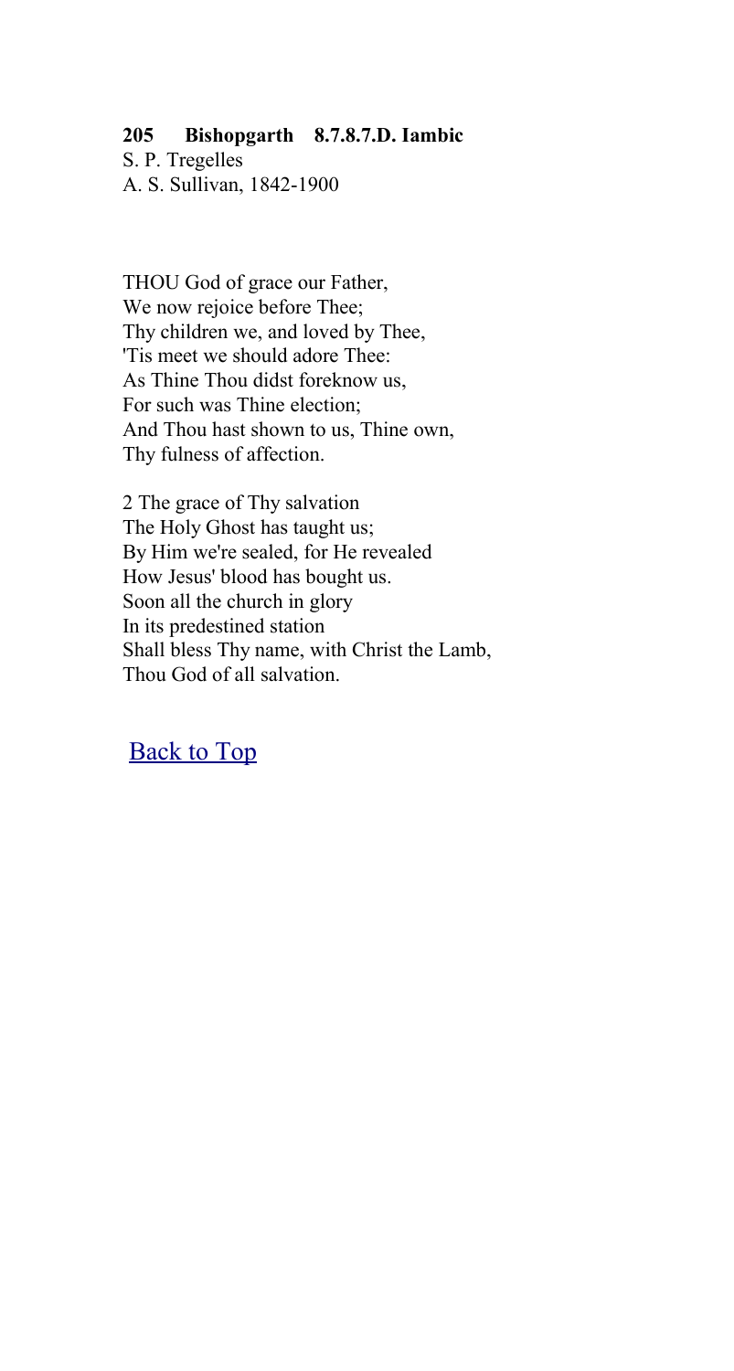**205 Bishopgarth 8.7.8.7.D. Iambic**

S. P. Tregelles
A. S. Sullivan, 1842-1900

THOU God of grace our Father,
We now rejoice before Thee;
Thy children we, and loved by Thee,
'Tis meet we should adore Thee:
As Thine Thou didst foreknow us,
For such was Thine election;
And Thou hast shown to us, Thine own,
Thy fulness of affection.

2 The grace of Thy salvation
The Holy Ghost has taught us;
By Him we're sealed, for He revealed
How Jesus' blood has bought us.
Soon all the church in glory
In its predestined station
Shall bless Thy name, with Christ the Lamb,
Thou God of all salvation.

Back to Top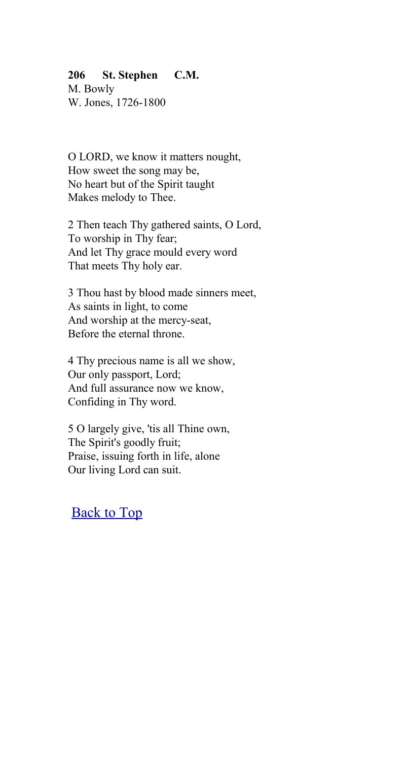**206 St. Stephen C.M.**
M. Bowly
W. Jones, 1726-1800

O LORD, we know it matters nought,
How sweet the song may be,
No heart but of the Spirit taught
Makes melody to Thee.

2 Then teach Thy gathered saints, O Lord,
To worship in Thy fear;
And let Thy grace mould every word
That meets Thy holy ear.

3 Thou hast by blood made sinners meet,
As saints in light, to come
And worship at the mercy-seat,
Before the eternal throne.

4 Thy precious name is all we show,
Our only passport, Lord;
And full assurance now we know,
Confiding in Thy word.

5 O largely give, 'tis all Thine own,
The Spirit's goodly fruit;
Praise, issuing forth in life, alone
Our living Lord can suit.

Back to Top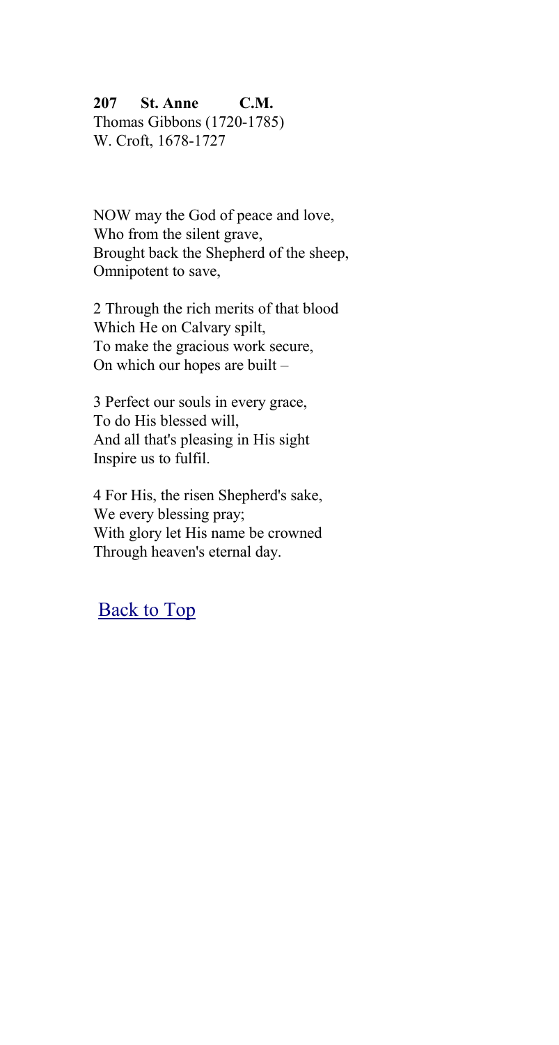**207 St. Anne C.M.**
Thomas Gibbons (1720-1785)
W. Croft, 1678-1727

NOW may the God of peace and love,
Who from the silent grave,
Brought back the Shepherd of the sheep,
Omnipotent to save,

2 Through the rich merits of that blood
Which He on Calvary spilt,
To make the gracious work secure,
On which our hopes are built –

3 Perfect our souls in every grace,
To do His blessed will,
And all that's pleasing in His sight
Inspire us to fulfil.

4 For His, the risen Shepherd's sake,
We every blessing pray;
With glory let His name be crowned
Through heaven's eternal day.

Back to Top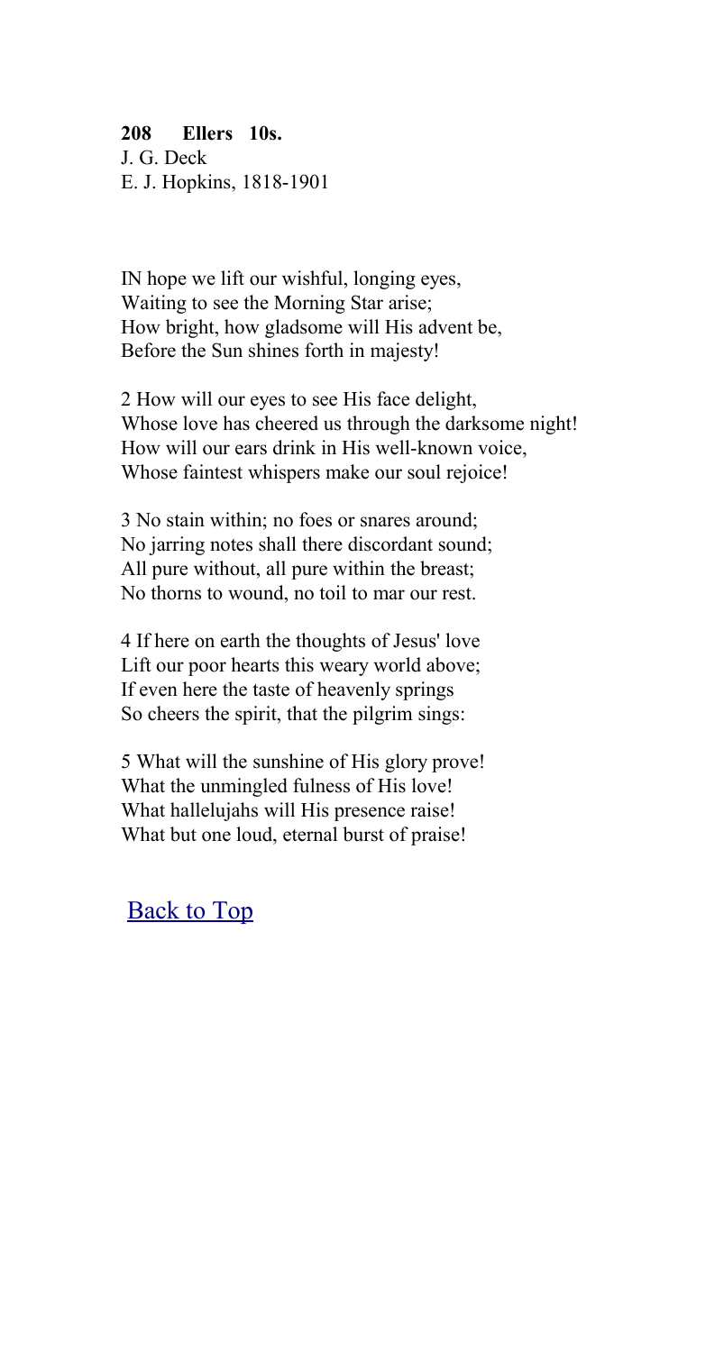**208 Ellers 10s.**
J. G. Deck
E. J. Hopkins, 1818-1901

IN hope we lift our wishful, longing eyes,
Waiting to see the Morning Star arise;
How bright, how gladsome will His advent be,
Before the Sun shines forth in majesty!

2 How will our eyes to see His face delight,
Whose love has cheered us through the darksome night!
How will our ears drink in His well-known voice,
Whose faintest whispers make our soul rejoice!

3 No stain within; no foes or snares around;
No jarring notes shall there discordant sound;
All pure without, all pure within the breast;
No thorns to wound, no toil to mar our rest.

4 If here on earth the thoughts of Jesus' love
Lift our poor hearts this weary world above;
If even here the taste of heavenly springs
So cheers the spirit, that the pilgrim sings:

5 What will the sunshine of His glory prove!
What the unmingled fulness of His love!
What hallelujahs will His presence raise!
What but one loud, eternal burst of praise!

Back to Top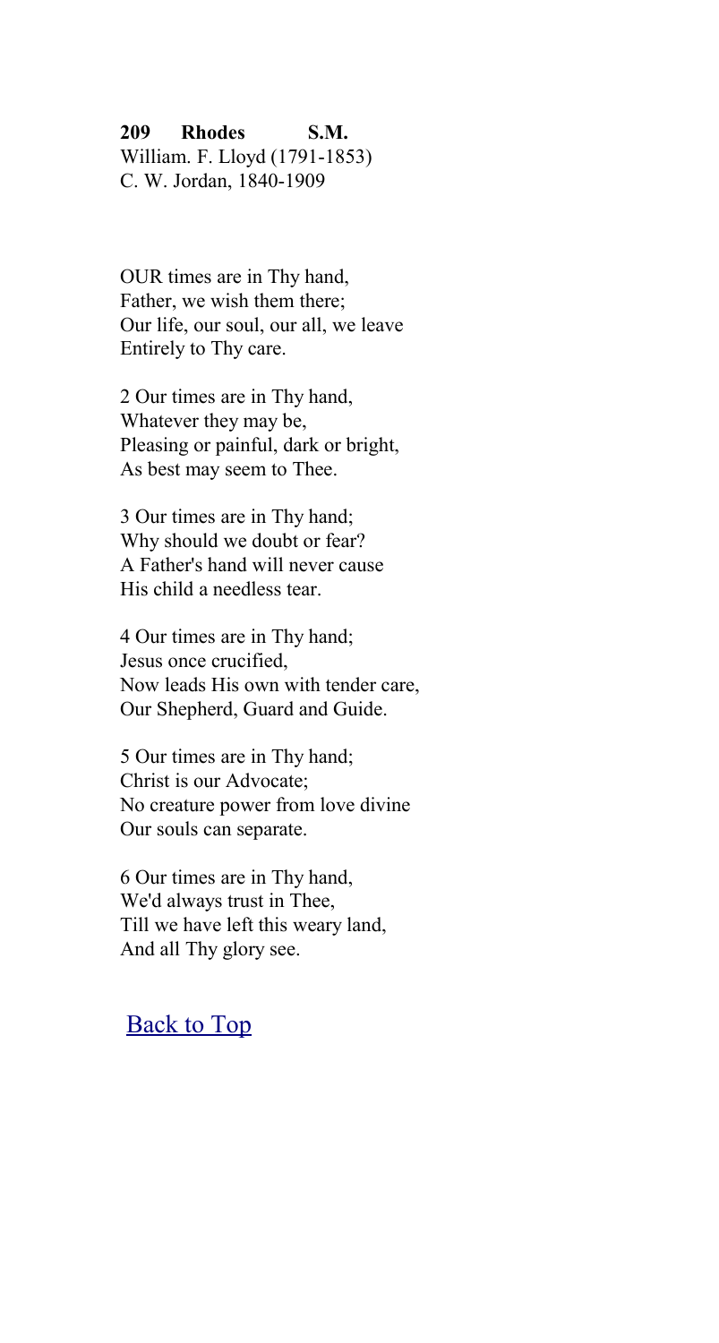**209 Rhodes S.M.**
William. F. Lloyd (1791-1853)
C. W. Jordan, 1840-1909

OUR times are in Thy hand,
Father, we wish them there;
Our life, our soul, our all, we leave
Entirely to Thy care.

2 Our times are in Thy hand,
Whatever they may be,
Pleasing or painful, dark or bright,
As best may seem to Thee.

3 Our times are in Thy hand;
Why should we doubt or fear?
A Father's hand will never cause
His child a needless tear.

4 Our times are in Thy hand;
Jesus once crucified,
Now leads His own with tender care,
Our Shepherd, Guard and Guide.

5 Our times are in Thy hand;
Christ is our Advocate;
No creature power from love divine
Our souls can separate.

6 Our times are in Thy hand,
We'd always trust in Thee,
Till we have left this weary land,
And all Thy glory see.

Back to Top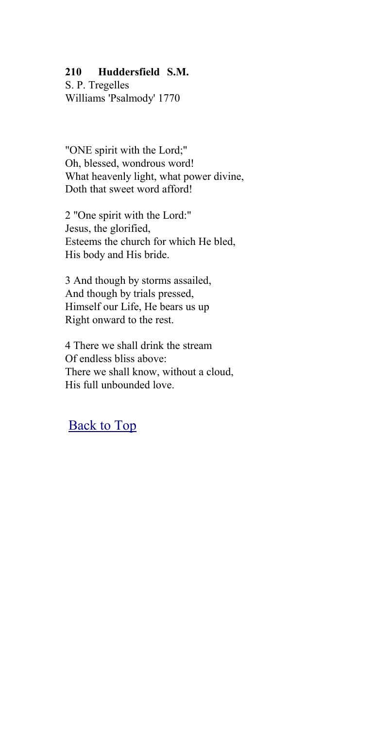**210 Huddersfield S.M.**
S. P. Tregelles
Williams 'Psalmody' 1770

"ONE spirit with the Lord;"
Oh, blessed, wondrous word!
What heavenly light, what power divine,
Doth that sweet word afford!

2 "One spirit with the Lord:"
Jesus, the glorified,
Esteems the church for which He bled,
His body and His bride.

3 And though by storms assailed,
And though by trials pressed,
Himself our Life, He bears us up
Right onward to the rest.

4 There we shall drink the stream
Of endless bliss above:
There we shall know, without a cloud,
His full unbounded love.

Back to Top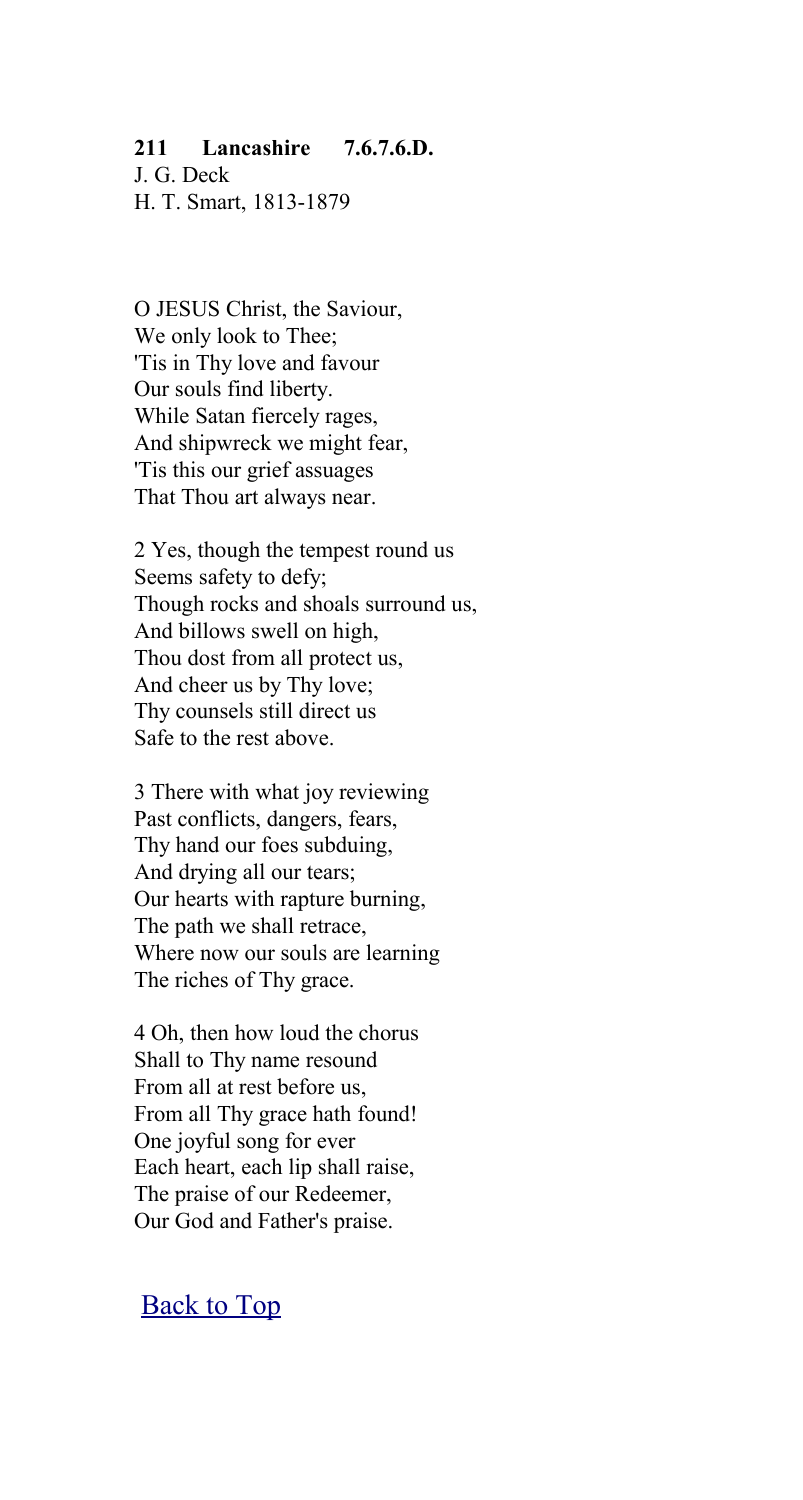**211 Lancashire 7.6.7.6.D.**
J. G. Deck
H. T. Smart, 1813-1879

O JESUS Christ, the Saviour,
We only look to Thee;
'Tis in Thy love and favour
Our souls find liberty.
While Satan fiercely rages,
And shipwreck we might fear,
'Tis this our grief assuages
That Thou art always near.

2 Yes, though the tempest round us
Seems safety to defy;
Though rocks and shoals surround us,
And billows swell on high,
Thou dost from all protect us,
And cheer us by Thy love;
Thy counsels still direct us
Safe to the rest above.

3 There with what joy reviewing
Past conflicts, dangers, fears,
Thy hand our foes subduing,
And drying all our tears;
Our hearts with rapture burning,
The path we shall retrace,
Where now our souls are learning
The riches of Thy grace.

4 Oh, then how loud the chorus
Shall to Thy name resound
From all at rest before us,
From all Thy grace hath found!
One joyful song for ever
Each heart, each lip shall raise,
The praise of our Redeemer,
Our God and Father's praise.

Back to Top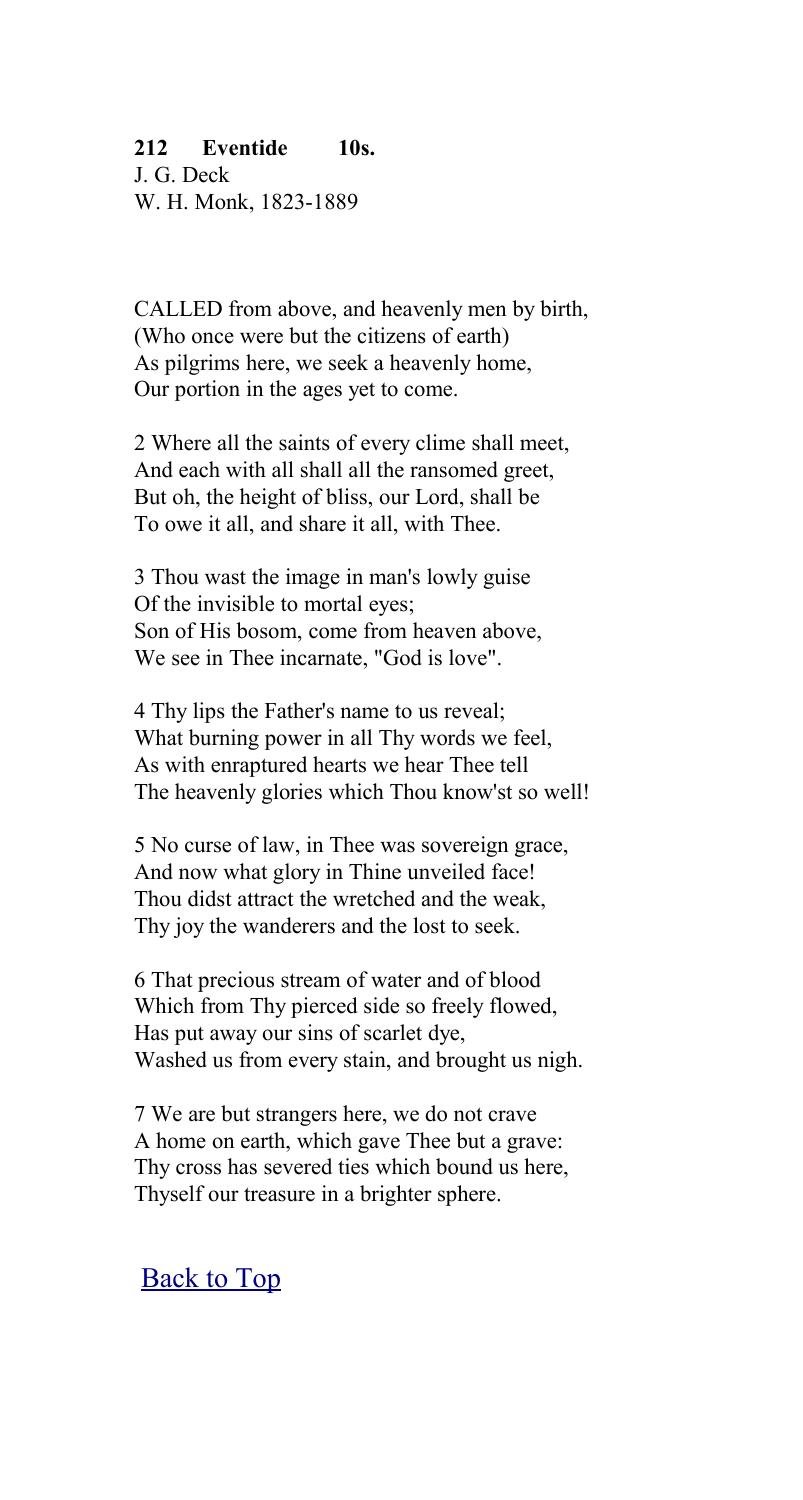**212 Eventide 10s.**
J. G. Deck
W. H. Monk, 1823-1889

CALLED from above, and heavenly men by birth,
(Who once were but the citizens of earth)
As pilgrims here, we seek a heavenly home,
Our portion in the ages yet to come.

2 Where all the saints of every clime shall meet,
And each with all shall all the ransomed greet,
But oh, the height of bliss, our Lord, shall be
To owe it all, and share it all, with Thee.

3 Thou wast the image in man's lowly guise
Of the invisible to mortal eyes;
Son of His bosom, come from heaven above,
We see in Thee incarnate, "God is love".

4 Thy lips the Father's name to us reveal;
What burning power in all Thy words we feel,
As with enraptured hearts we hear Thee tell
The heavenly glories which Thou know'st so well!

5 No curse of law, in Thee was sovereign grace,
And now what glory in Thine unveiled face!
Thou didst attract the wretched and the weak,
Thy joy the wanderers and the lost to seek.

6 That precious stream of water and of blood
Which from Thy pierced side so freely flowed,
Has put away our sins of scarlet dye,
Washed us from every stain, and brought us nigh.

7 We are but strangers here, we do not crave
A home on earth, which gave Thee but a grave:
Thy cross has severed ties which bound us here,
Thyself our treasure in a brighter sphere.

Back to Top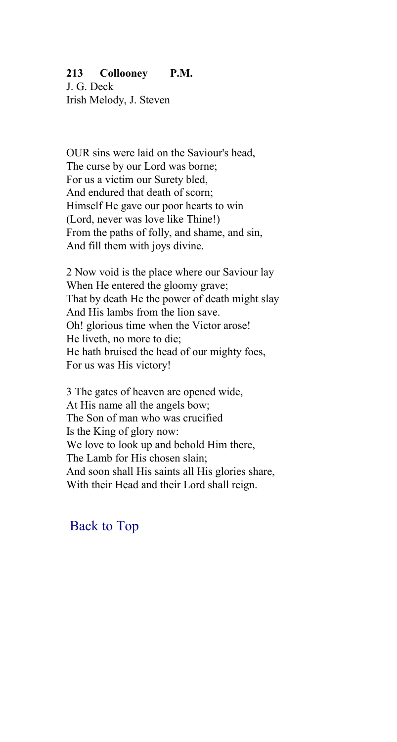**213 Collooney P.M.**
J. G. Deck
Irish Melody, J. Steven

OUR sins were laid on the Saviour's head,
The curse by our Lord was borne;
For us a victim our Surety bled,
And endured that death of scorn;
Himself He gave our poor hearts to win
(Lord, never was love like Thine!)
From the paths of folly, and shame, and sin,
And fill them with joys divine.

2 Now void is the place where our Saviour lay
When He entered the gloomy grave;
That by death He the power of death might slay
And His lambs from the lion save.
Oh! glorious time when the Victor arose!
He liveth, no more to die;
He hath bruised the head of our mighty foes,
For us was His victory!

3 The gates of heaven are opened wide,
At His name all the angels bow;
The Son of man who was crucified
Is the King of glory now:
We love to look up and behold Him there,
The Lamb for His chosen slain;
And soon shall His saints all His glories share,
With their Head and their Lord shall reign.

Back to Top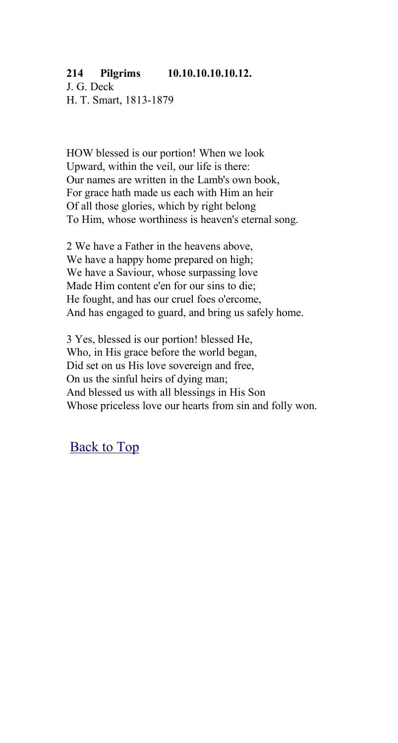**214 Pilgrims 10.10.10.10.10.12.**
J. G. Deck
H. T. Smart, 1813-1879

HOW blessed is our portion! When we look
Upward, within the veil, our life is there:
Our names are written in the Lamb's own book,
For grace hath made us each with Him an heir
Of all those glories, which by right belong
To Him, whose worthiness is heaven's eternal song.

2 We have a Father in the heavens above,
We have a happy home prepared on high;
We have a Saviour, whose surpassing love
Made Him content e'en for our sins to die;
He fought, and has our cruel foes o'ercome,
And has engaged to guard, and bring us safely home.

3 Yes, blessed is our portion! blessed He,
Who, in His grace before the world began,
Did set on us His love sovereign and free,
On us the sinful heirs of dying man;
And blessed us with all blessings in His Son
Whose priceless love our hearts from sin and folly won.

Back to Top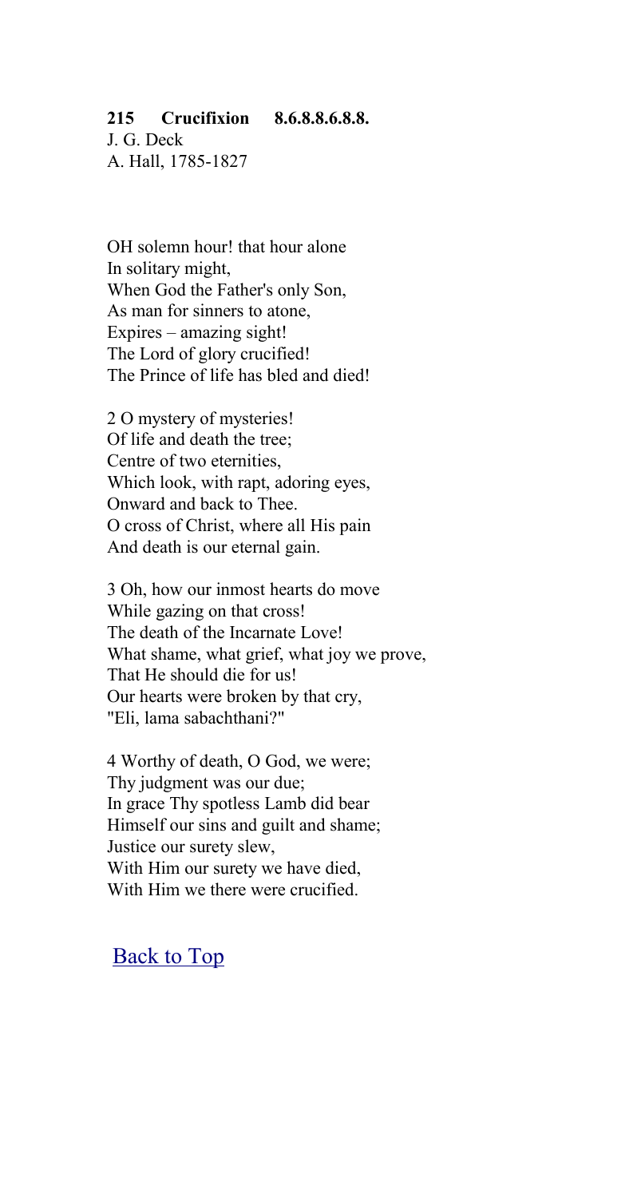**215 Crucifixion 8.6.8.8.6.8.8.**
J. G. Deck
A. Hall, 1785-1827

OH solemn hour! that hour alone
In solitary might,
When God the Father's only Son,
As man for sinners to atone,
Expires – amazing sight!
The Lord of glory crucified!
The Prince of life has bled and died!

2 O mystery of mysteries!
Of life and death the tree;
Centre of two eternities,
Which look, with rapt, adoring eyes,
Onward and back to Thee.
O cross of Christ, where all His pain
And death is our eternal gain.

3 Oh, how our inmost hearts do move
While gazing on that cross!
The death of the Incarnate Love!
What shame, what grief, what joy we prove,
That He should die for us!
Our hearts were broken by that cry,
"Eli, lama sabachthani?"

4 Worthy of death, O God, we were;
Thy judgment was our due;
In grace Thy spotless Lamb did bear
Himself our sins and guilt and shame;
Justice our surety slew,
With Him our surety we have died,
With Him we there were crucified.

Back to Top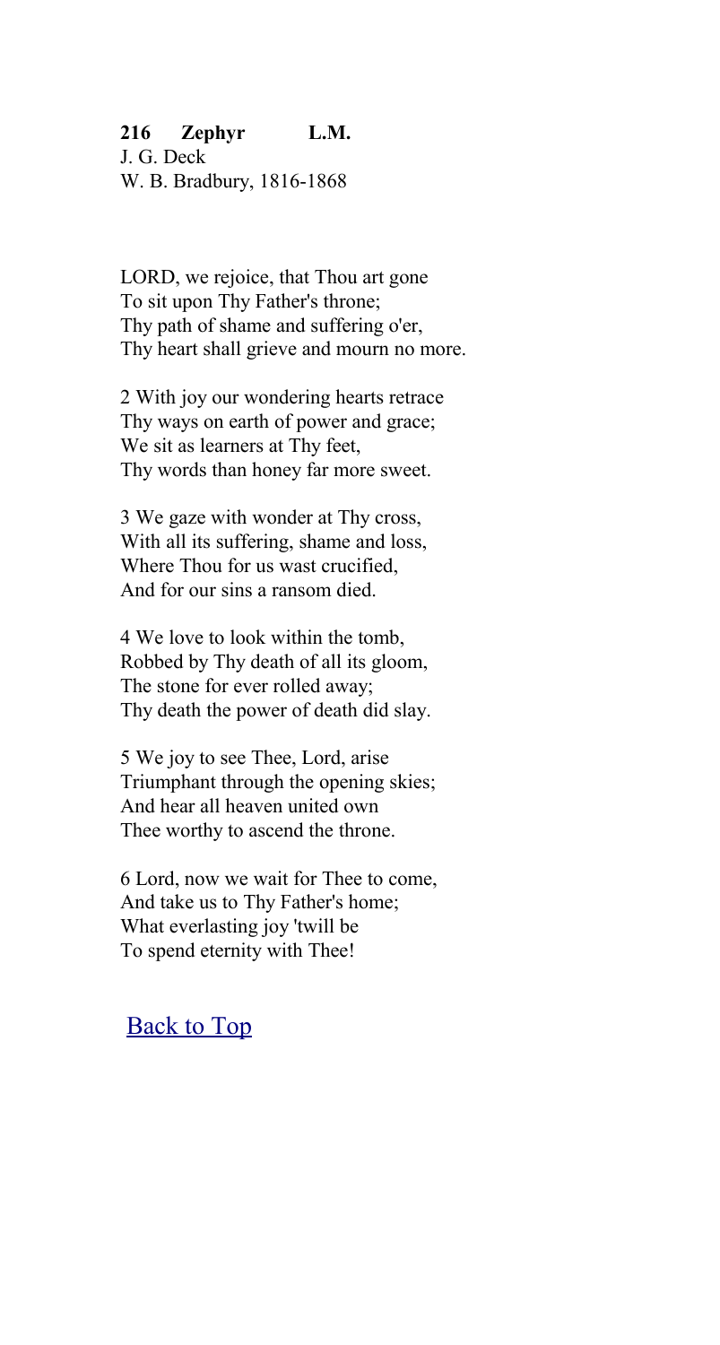**216 Zephyr L.M.**
J. G. Deck
W. B. Bradbury, 1816-1868

LORD, we rejoice, that Thou art gone
To sit upon Thy Father's throne;
Thy path of shame and suffering o'er,
Thy heart shall grieve and mourn no more.

2 With joy our wondering hearts retrace
Thy ways on earth of power and grace;
We sit as learners at Thy feet,
Thy words than honey far more sweet.

3 We gaze with wonder at Thy cross,
With all its suffering, shame and loss,
Where Thou for us wast crucified,
And for our sins a ransom died.

4 We love to look within the tomb,
Robbed by Thy death of all its gloom,
The stone for ever rolled away;
Thy death the power of death did slay.

5 We joy to see Thee, Lord, arise
Triumphant through the opening skies;
And hear all heaven united own
Thee worthy to ascend the throne.

6 Lord, now we wait for Thee to come,
And take us to Thy Father's home;
What everlasting joy 'twill be
To spend eternity with Thee!

Back to Top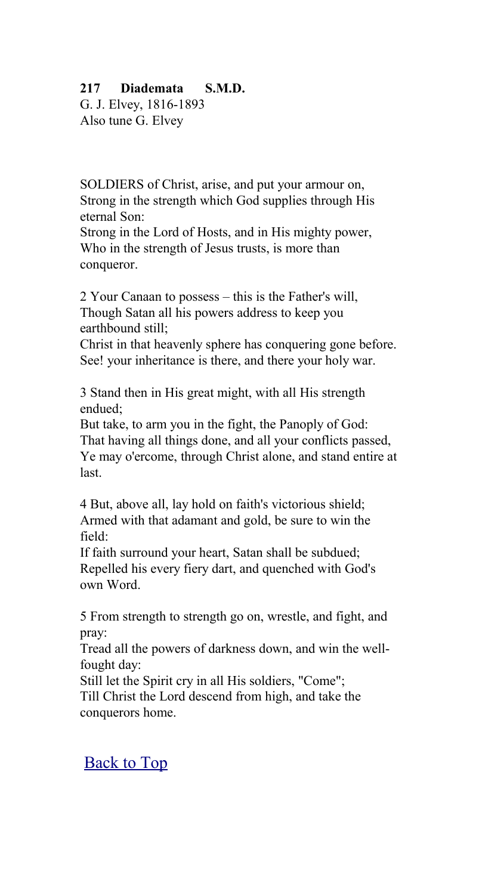**217 Diademata S.M.D.**
G. J. Elvey, 1816-1893
Also tune G. Elvey

SOLDIERS of Christ, arise, and put your armour on,
Strong in the strength which God supplies through His eternal Son:
Strong in the Lord of Hosts, and in His mighty power,
Who in the strength of Jesus trusts, is more than conqueror.

2 Your Canaan to possess – this is the Father's will,
Though Satan all his powers address to keep you earthbound still;
Christ in that heavenly sphere has conquering gone before.
See! your inheritance is there, and there your holy war.

3 Stand then in His great might, with all His strength endued;
But take, to arm you in the fight, the Panoply of God:
That having all things done, and all your conflicts passed,
Ye may o'ercome, through Christ alone, and stand entire at last.

4 But, above all, lay hold on faith's victorious shield;
Armed with that adamant and gold, be sure to win the field:
If faith surround your heart, Satan shall be subdued;
Repelled his every fiery dart, and quenched with God's own Word.

5 From strength to strength go on, wrestle, and fight, and pray:
Tread all the powers of darkness down, and win the well-fought day:
Still let the Spirit cry in all His soldiers, "Come";
Till Christ the Lord descend from high, and take the conquerors home.

Back to Top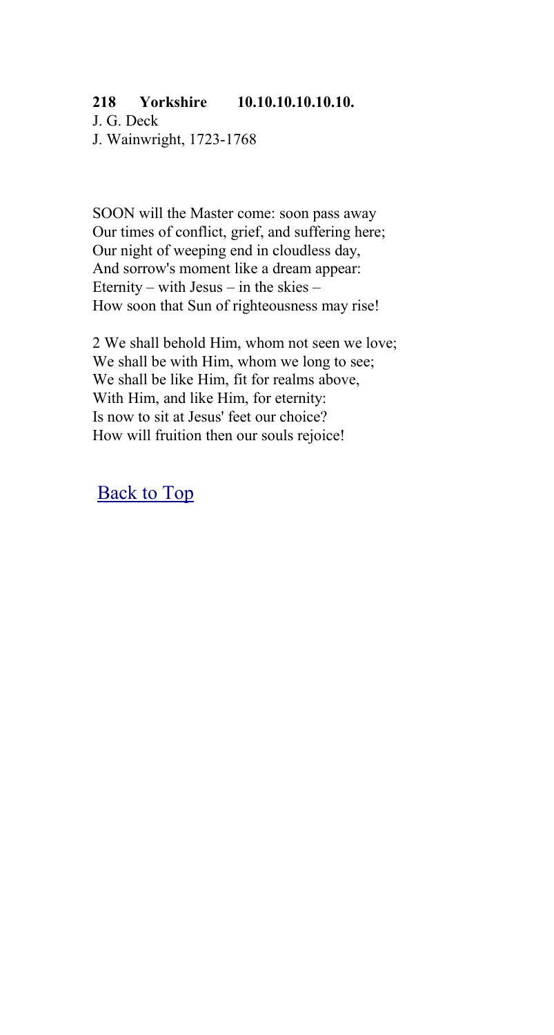**218 Yorkshire 10.10.10.10.10.10.**

J. G. Deck
J. Wainwright, 1723-1768

SOON will the Master come: soon pass away
Our times of conflict, grief, and suffering here;
Our night of weeping end in cloudless day,
And sorrow's moment like a dream appear:
Eternity – with Jesus – in the skies –
How soon that Sun of righteousness may rise!

2 We shall behold Him, whom not seen we love;
We shall be with Him, whom we long to see;
We shall be like Him, fit for realms above,
With Him, and like Him, for eternity:
Is now to sit at Jesus' feet our choice?
How will fruition then our souls rejoice!

[Back to Top]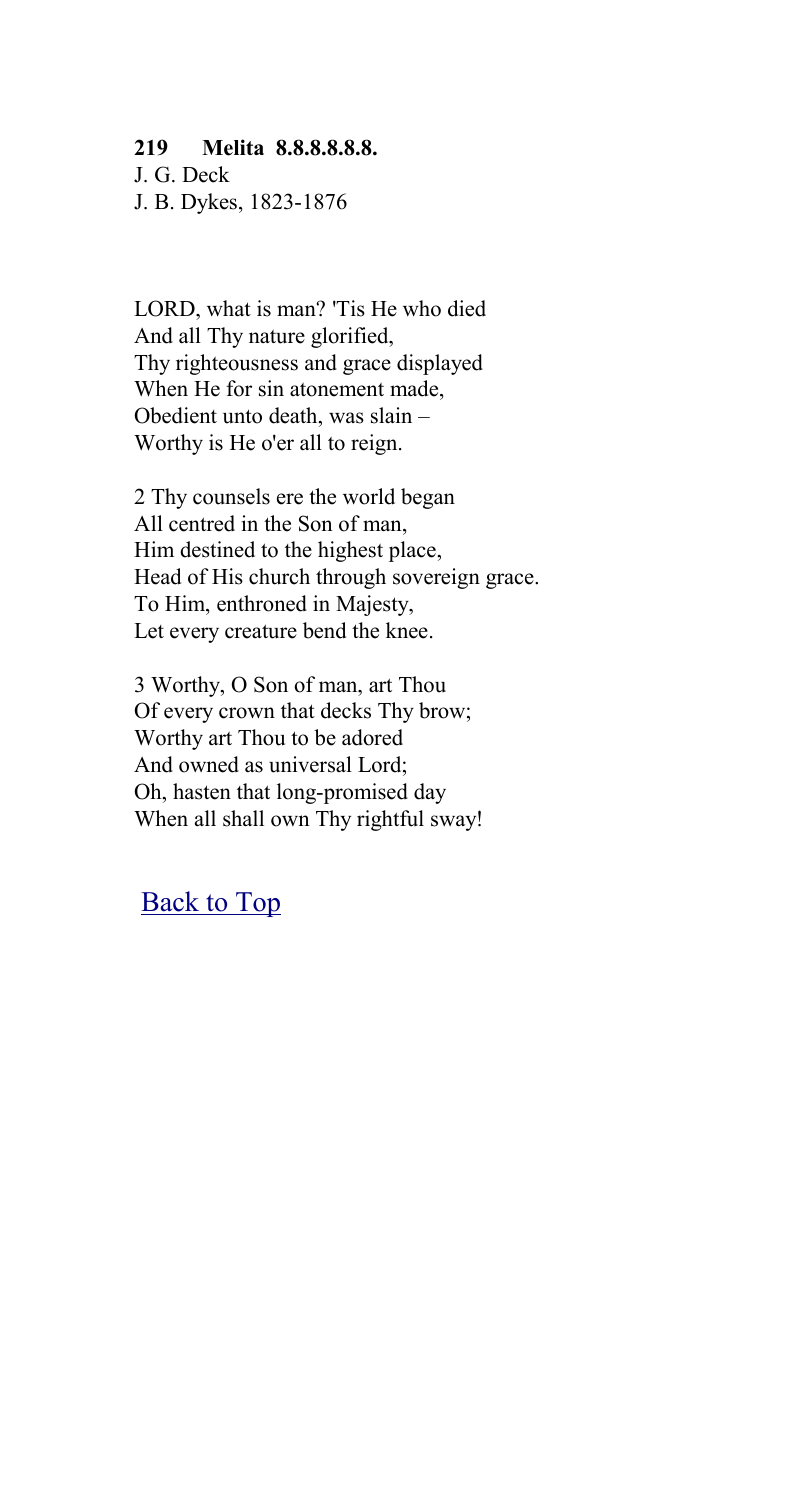**219 Melita 8.8.8.8.8.8.**

J. G. Deck
J. B. Dykes, 1823-1876

LORD, what is man? 'Tis He who died
And all Thy nature glorified,
Thy righteousness and grace displayed
When He for sin atonement made,
Obedient unto death, was slain –
Worthy is He o'er all to reign.

2 Thy counsels ere the world began
All centred in the Son of man,
Him destined to the highest place,
Head of His church through sovereign grace.
To Him, enthroned in Majesty,
Let every creature bend the knee.

3 Worthy, O Son of man, art Thou
Of every crown that decks Thy brow;
Worthy art Thou to be adored
And owned as universal Lord;
Oh, hasten that long-promised day
When all shall own Thy rightful sway!

Back to Top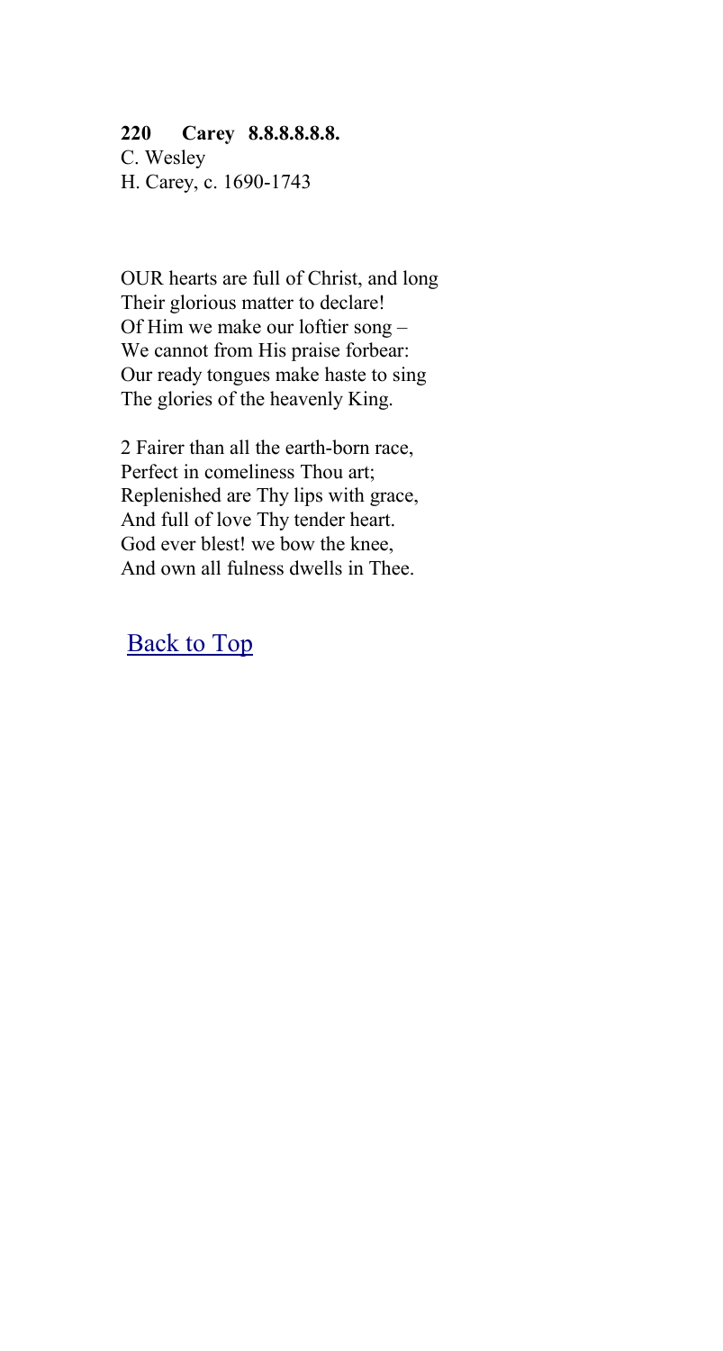**220 Carey 8.8.8.8.8.8.**

C. Wesley
H. Carey, c. 1690-1743

OUR hearts are full of Christ, and long
Their glorious matter to declare!
Of Him we make our loftier song –
We cannot from His praise forbear:
Our ready tongues make haste to sing
The glories of the heavenly King.

2 Fairer than all the earth-born race,
Perfect in comeliness Thou art;
Replenished are Thy lips with grace,
And full of love Thy tender heart.
God ever blest! we bow the knee,
And own all fulness dwells in Thee.

[Back to Top]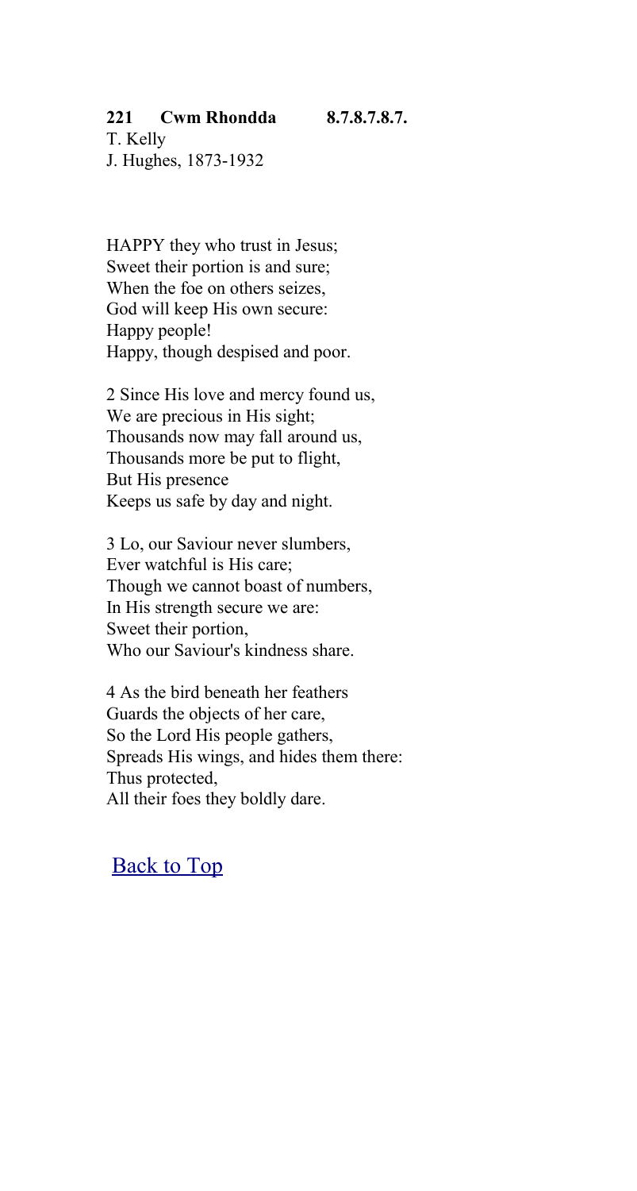**221 Cwm Rhondda 8.7.8.7.8.7.**

T. Kelly
J. Hughes, 1873-1932

HAPPY they who trust in Jesus;
Sweet their portion is and sure;
When the foe on others seizes,
God will keep His own secure:
Happy people!
Happy, though despised and poor.

2 Since His love and mercy found us,
We are precious in His sight;
Thousands now may fall around us,
Thousands more be put to flight,
But His presence
Keeps us safe by day and night.

3 Lo, our Saviour never slumbers,
Ever watchful is His care;
Though we cannot boast of numbers,
In His strength secure we are:
Sweet their portion,
Who our Saviour's kindness share.

4 As the bird beneath her feathers
Guards the objects of her care,
So the Lord His people gathers,
Spreads His wings, and hides them there:
Thus protected,
All their foes they boldly dare.

Back to Top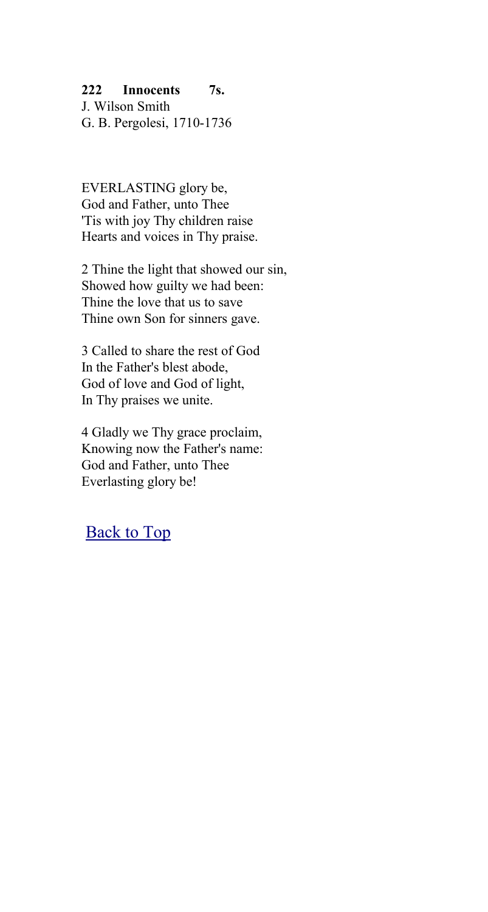**222 Innocents 7s.**
J. Wilson Smith
G. B. Pergolesi, 1710-1736

EVERLASTING glory be,
God and Father, unto Thee
'Tis with joy Thy children raise
Hearts and voices in Thy praise.

2 Thine the light that showed our sin,
Showed how guilty we had been:
Thine the love that us to save
Thine own Son for sinners gave.

3 Called to share the rest of God
In the Father's blest abode,
God of love and God of light,
In Thy praises we unite.

4 Gladly we Thy grace proclaim,
Knowing now the Father's name:
God and Father, unto Thee
Everlasting glory be!

Back to Top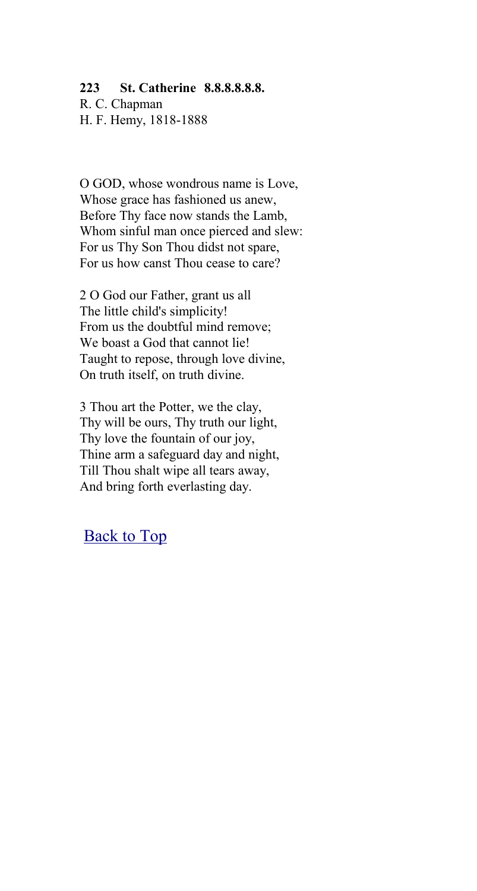**223 St. Catherine 8.8.8.8.8.8.**
R. C. Chapman
H. F. Hemy, 1818-1888

O GOD, whose wondrous name is Love,
Whose grace has fashioned us anew,
Before Thy face now stands the Lamb,
Whom sinful man once pierced and slew:
For us Thy Son Thou didst not spare,
For us how canst Thou cease to care?

2 O God our Father, grant us all
The little child's simplicity!
From us the doubtful mind remove;
We boast a God that cannot lie!
Taught to repose, through love divine,
On truth itself, on truth divine.

3 Thou art the Potter, we the clay,
Thy will be ours, Thy truth our light,
Thy love the fountain of our joy,
Thine arm a safeguard day and night,
Till Thou shalt wipe all tears away,
And bring forth everlasting day.

Back to Top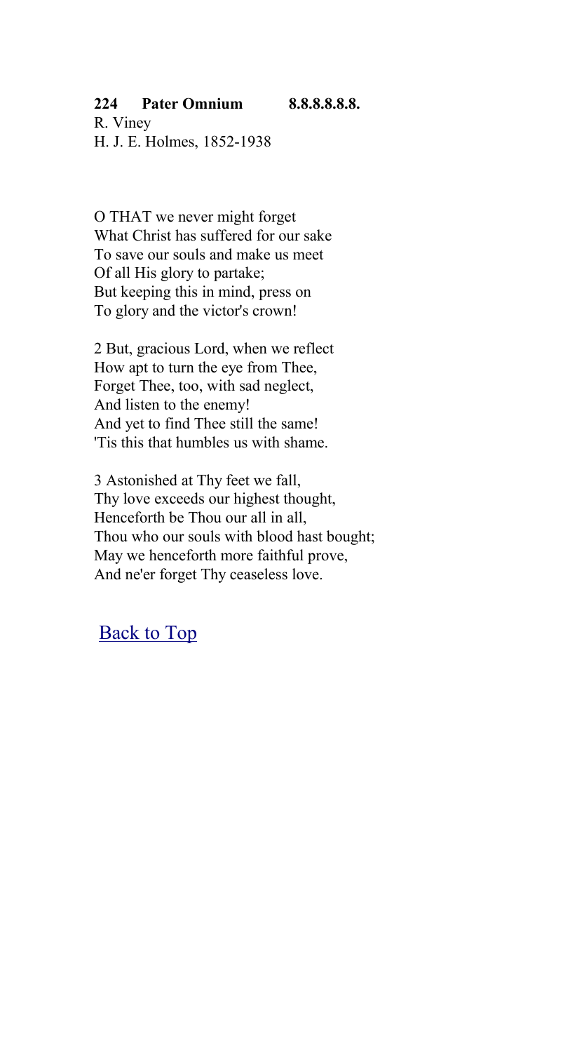**224 Pater Omnium 8.8.8.8.8.8.**

R. Viney
H. J. E. Holmes, 1852-1938

O THAT we never might forget
What Christ has suffered for our sake
To save our souls and make us meet
Of all His glory to partake;
But keeping this in mind, press on
To glory and the victor's crown!

2 But, gracious Lord, when we reflect
How apt to turn the eye from Thee,
Forget Thee, too, with sad neglect,
And listen to the enemy!
And yet to find Thee still the same!
'Tis this that humbles us with shame.

3 Astonished at Thy feet we fall,
Thy love exceeds our highest thought,
Henceforth be Thou our all in all,
Thou who our souls with blood hast bought;
May we henceforth more faithful prove,
And ne'er forget Thy ceaseless love.

Back to Top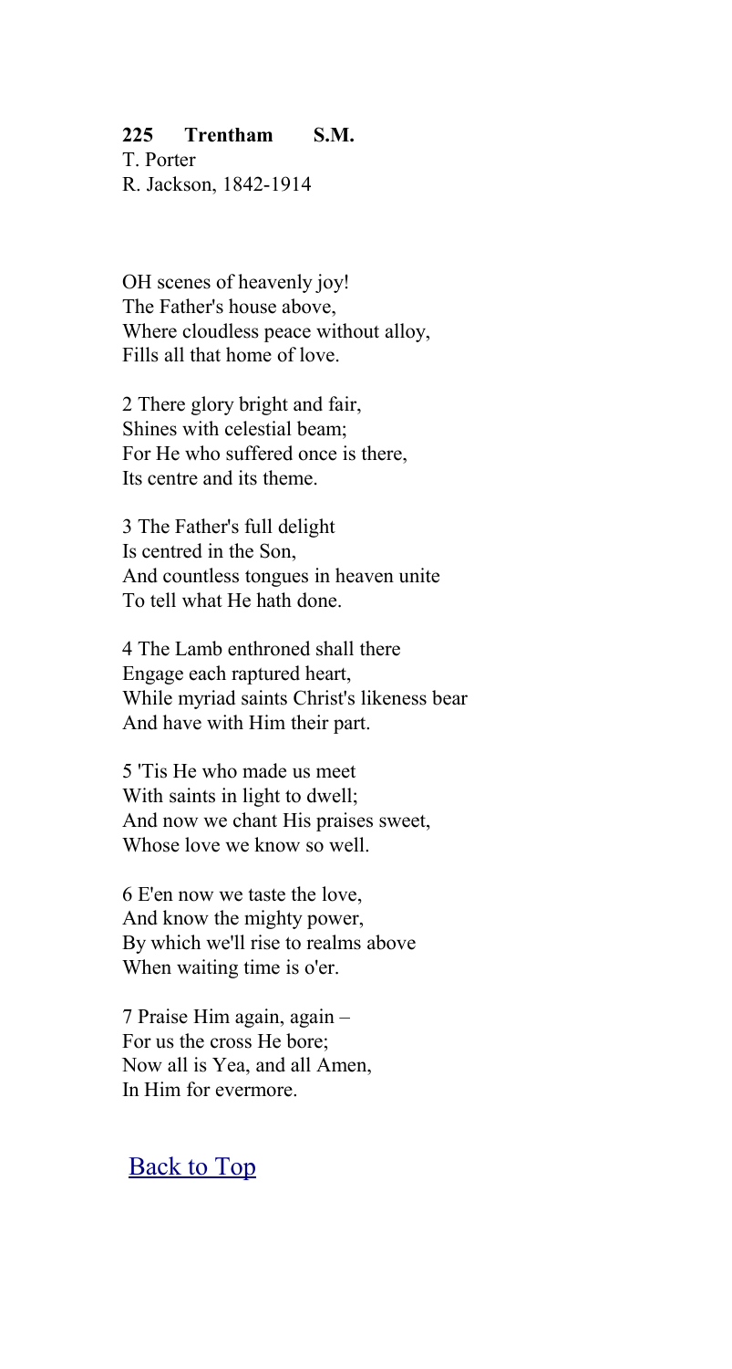**225 Trentham S.M.**
T. Porter
R. Jackson, 1842-1914

OH scenes of heavenly joy!
The Father's house above,
Where cloudless peace without alloy,
Fills all that home of love.

2 There glory bright and fair,
Shines with celestial beam;
For He who suffered once is there,
Its centre and its theme.

3 The Father's full delight
Is centred in the Son,
And countless tongues in heaven unite
To tell what He hath done.

4 The Lamb enthroned shall there
Engage each raptured heart,
While myriad saints Christ's likeness bear
And have with Him their part.

5 'Tis He who made us meet
With saints in light to dwell;
And now we chant His praises sweet,
Whose love we know so well.

6 E'en now we taste the love,
And know the mighty power,
By which we'll rise to realms above
When waiting time is o'er.

7 Praise Him again, again –
For us the cross He bore;
Now all is Yea, and all Amen,
In Him for evermore.

Back to Top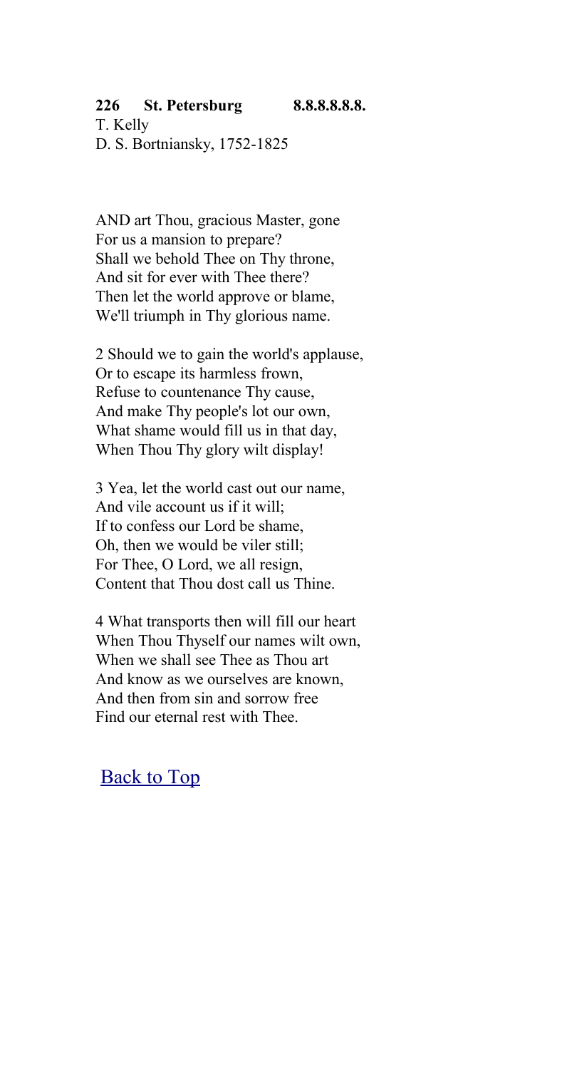**226 St. Petersburg 8.8.8.8.8.8.**

T. Kelly
D. S. Bortniansky, 1752-1825

AND art Thou, gracious Master, gone
For us a mansion to prepare?
Shall we behold Thee on Thy throne,
And sit for ever with Thee there?
Then let the world approve or blame,
We'll triumph in Thy glorious name.

2 Should we to gain the world's applause,
Or to escape its harmless frown,
Refuse to countenance Thy cause,
And make Thy people's lot our own,
What shame would fill us in that day,
When Thou Thy glory wilt display!

3 Yea, let the world cast out our name,
And vile account us if it will;
If to confess our Lord be shame,
Oh, then we would be viler still;
For Thee, O Lord, we all resign,
Content that Thou dost call us Thine.

4 What transports then will fill our heart
When Thou Thyself our names wilt own,
When we shall see Thee as Thou art
And know as we ourselves are known,
And then from sin and sorrow free
Find our eternal rest with Thee.

Back to Top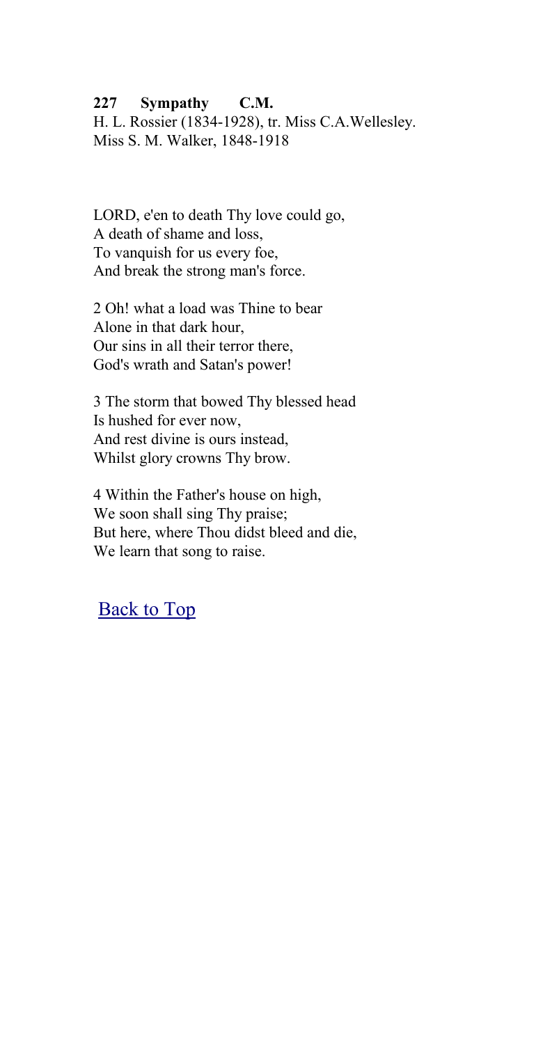**227 Sympathy C.M.**
H. L. Rossier (1834-1928), tr. Miss C.A.Wellesley.
Miss S. M. Walker, 1848-1918

LORD, e'en to death Thy love could go,
A death of shame and loss,
To vanquish for us every foe,
And break the strong man's force.

2 Oh! what a load was Thine to bear
Alone in that dark hour,
Our sins in all their terror there,
God's wrath and Satan's power!

3 The storm that bowed Thy blessed head
Is hushed for ever now,
And rest divine is ours instead,
Whilst glory crowns Thy brow.

4 Within the Father's house on high,
We soon shall sing Thy praise;
But here, where Thou didst bleed and die,
We learn that song to raise.

Back to Top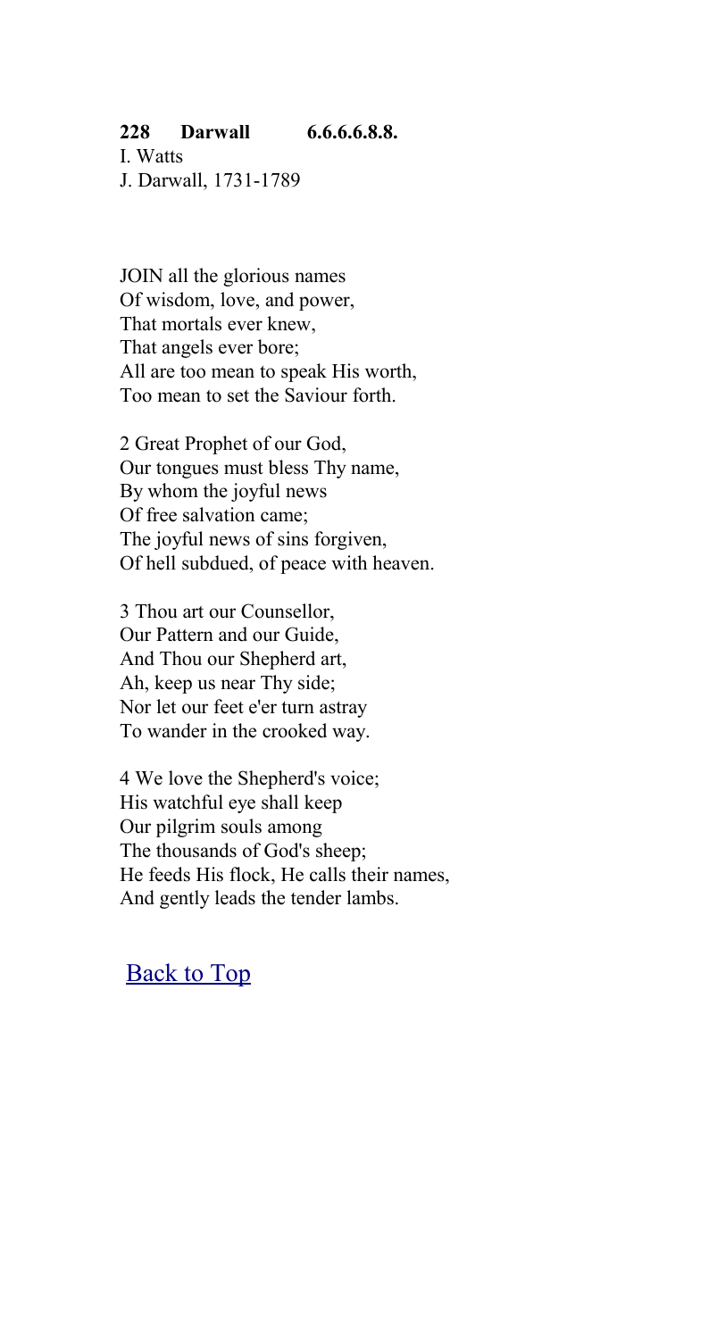**228 Darwall 6.6.6.6.8.8.**

I. Watts
J. Darwall, 1731-1789

JOIN all the glorious names
Of wisdom, love, and power,
That mortals ever knew,
That angels ever bore;
All are too mean to speak His worth,
Too mean to set the Saviour forth.

2 Great Prophet of our God,
Our tongues must bless Thy name,
By whom the joyful news
Of free salvation came;
The joyful news of sins forgiven,
Of hell subdued, of peace with heaven.

3 Thou art our Counsellor,
Our Pattern and our Guide,
And Thou our Shepherd art,
Ah, keep us near Thy side;
Nor let our feet e'er turn astray
To wander in the crooked way.

4 We love the Shepherd's voice;
His watchful eye shall keep
Our pilgrim souls among
The thousands of God's sheep;
He feeds His flock, He calls their names,
And gently leads the tender lambs.

Back to Top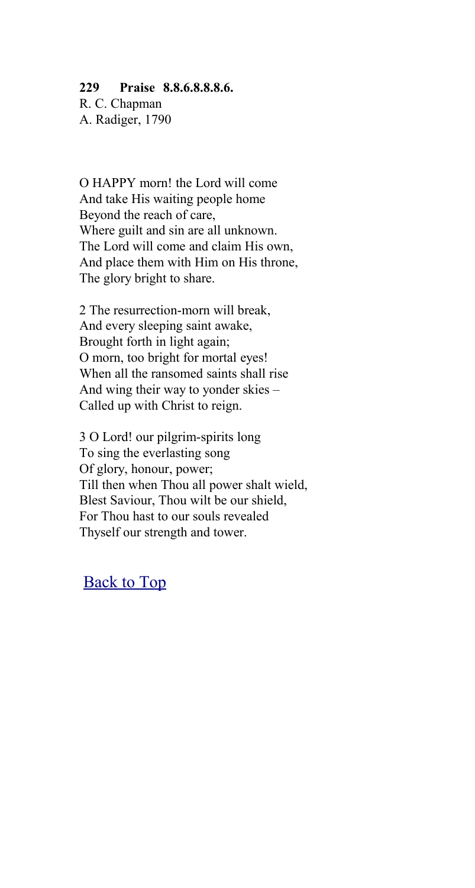**229 Praise 8.8.6.8.8.8.6.**

R. C. Chapman
A. Radiger, 1790

O HAPPY morn! the Lord will come
And take His waiting people home
Beyond the reach of care,
Where guilt and sin are all unknown.
The Lord will come and claim His own,
And place them with Him on His throne,
The glory bright to share.

2 The resurrection-morn will break,
And every sleeping saint awake,
Brought forth in light again;
O morn, too bright for mortal eyes!
When all the ransomed saints shall rise
And wing their way to yonder skies –
Called up with Christ to reign.

3 O Lord! our pilgrim-spirits long
To sing the everlasting song
Of glory, honour, power;
Till then when Thou all power shalt wield,
Blest Saviour, Thou wilt be our shield,
For Thou hast to our souls revealed
Thyself our strength and tower.

Back to Top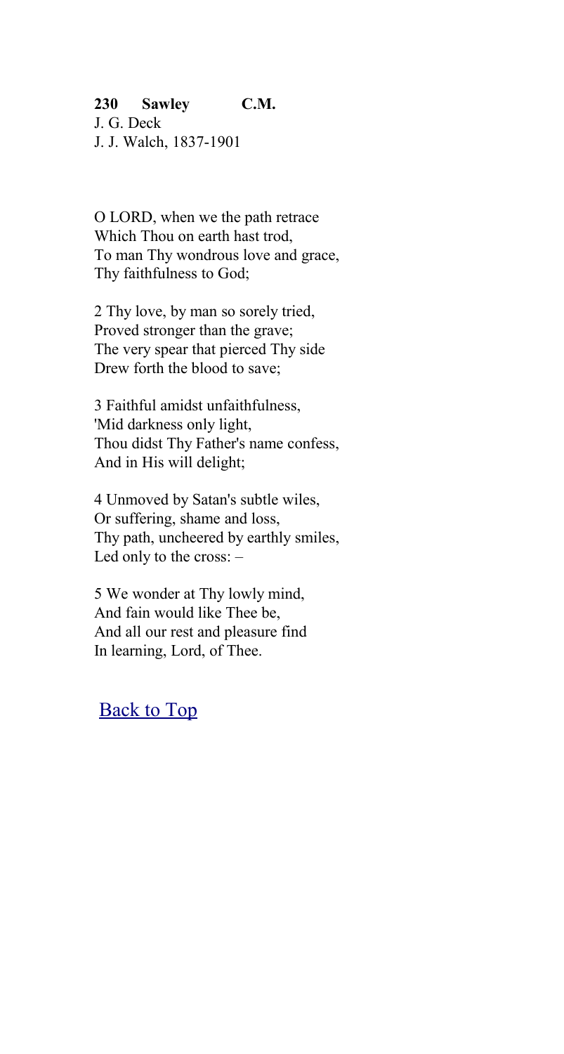**230 Sawley C.M.**
J. G. Deck
J. J. Walch, 1837-1901

O LORD, when we the path retrace
Which Thou on earth hast trod,
To man Thy wondrous love and grace,
Thy faithfulness to God;

2 Thy love, by man so sorely tried,
Proved stronger than the grave;
The very spear that pierced Thy side
Drew forth the blood to save;

3 Faithful amidst unfaithfulness,
'Mid darkness only light,
Thou didst Thy Father's name confess,
And in His will delight;

4 Unmoved by Satan's subtle wiles,
Or suffering, shame and loss,
Thy path, uncheered by earthly smiles,
Led only to the cross: –

5 We wonder at Thy lowly mind,
And fain would like Thee be,
And all our rest and pleasure find
In learning, Lord, of Thee.

Back to Top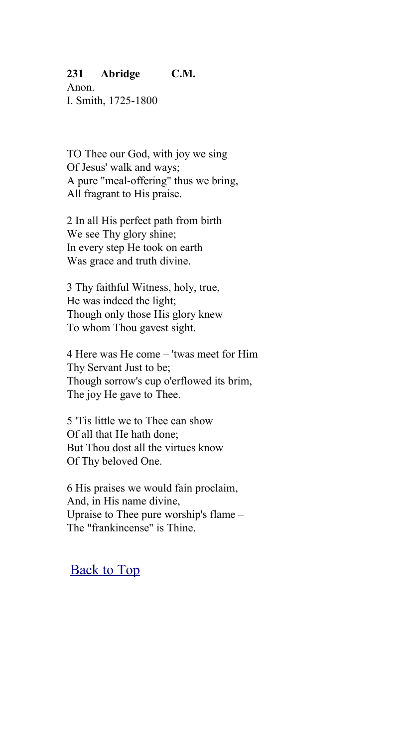**231 Abridge C.M.**

Anon.
I. Smith, 1725-1800

TO Thee our God, with joy we sing
Of Jesus' walk and ways;
A pure "meal-offering" thus we bring,
All fragrant to His praise.

2 In all His perfect path from birth
We see Thy glory shine;
In every step He took on earth
Was grace and truth divine.

3 Thy faithful Witness, holy, true,
He was indeed the light;
Though only those His glory knew
To whom Thou gavest sight.

4 Here was He come – 'twas meet for Him
Thy Servant Just to be;
Though sorrow's cup o'erflowed its brim,
The joy He gave to Thee.

5 'Tis little we to Thee can show
Of all that He hath done;
But Thou dost all the virtues know
Of Thy beloved One.

6 His praises we would fain proclaim,
And, in His name divine,
Upraise to Thee pure worship's flame –
The "frankincense" is Thine.

Back to Top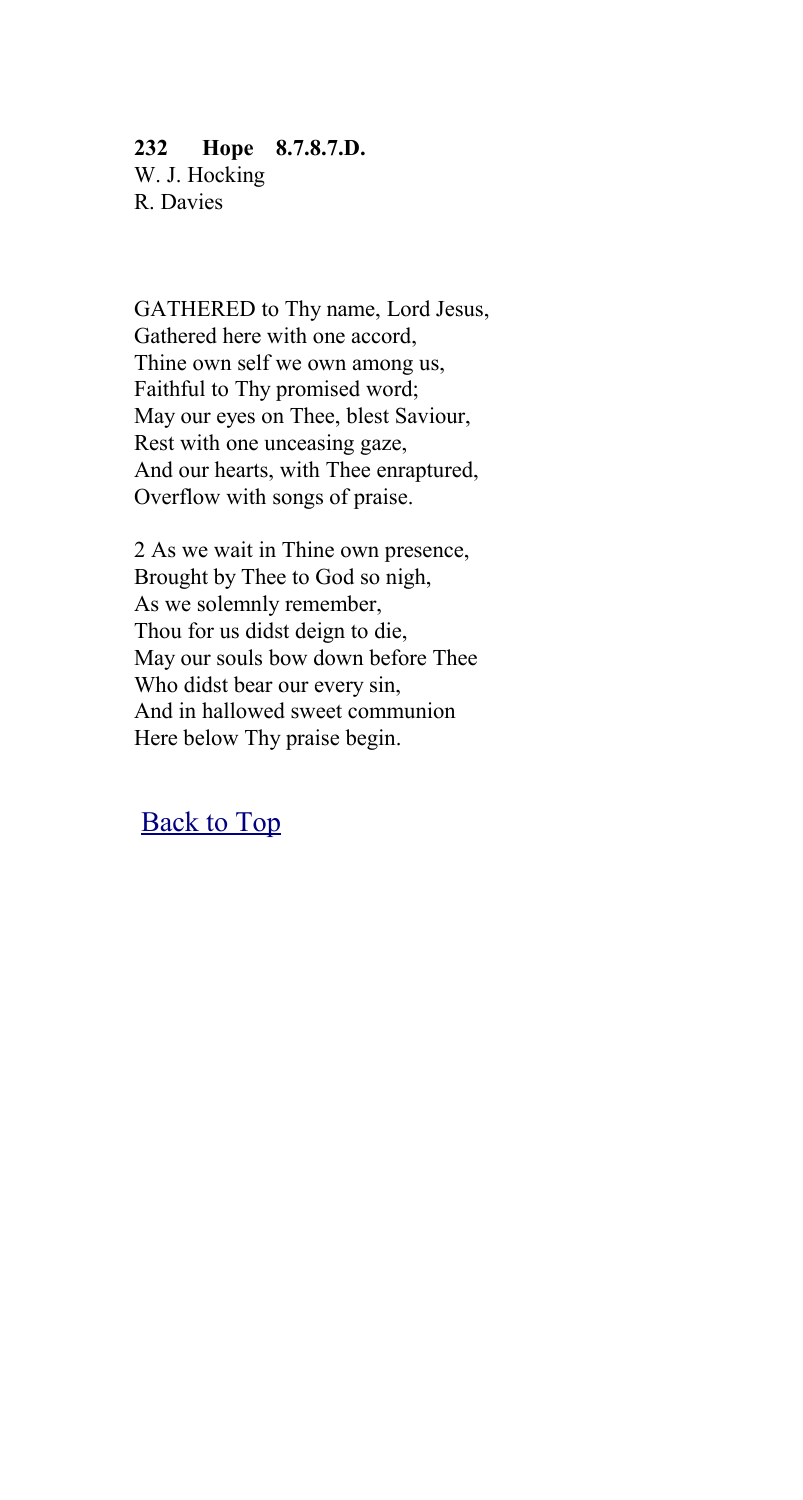**232 Hope 8.7.8.7.D.**
W. J. Hocking
R. Davies

GATHERED to Thy name, Lord Jesus,
Gathered here with one accord,
Thine own self we own among us,
Faithful to Thy promised word;
May our eyes on Thee, blest Saviour,
Rest with one unceasing gaze,
And our hearts, with Thee enraptured,
Overflow with songs of praise.

2 As we wait in Thine own presence,
Brought by Thee to God so nigh,
As we solemnly remember,
Thou for us didst deign to die,
May our souls bow down before Thee
Who didst bear our every sin,
And in hallowed sweet communion
Here below Thy praise begin.

Back to Top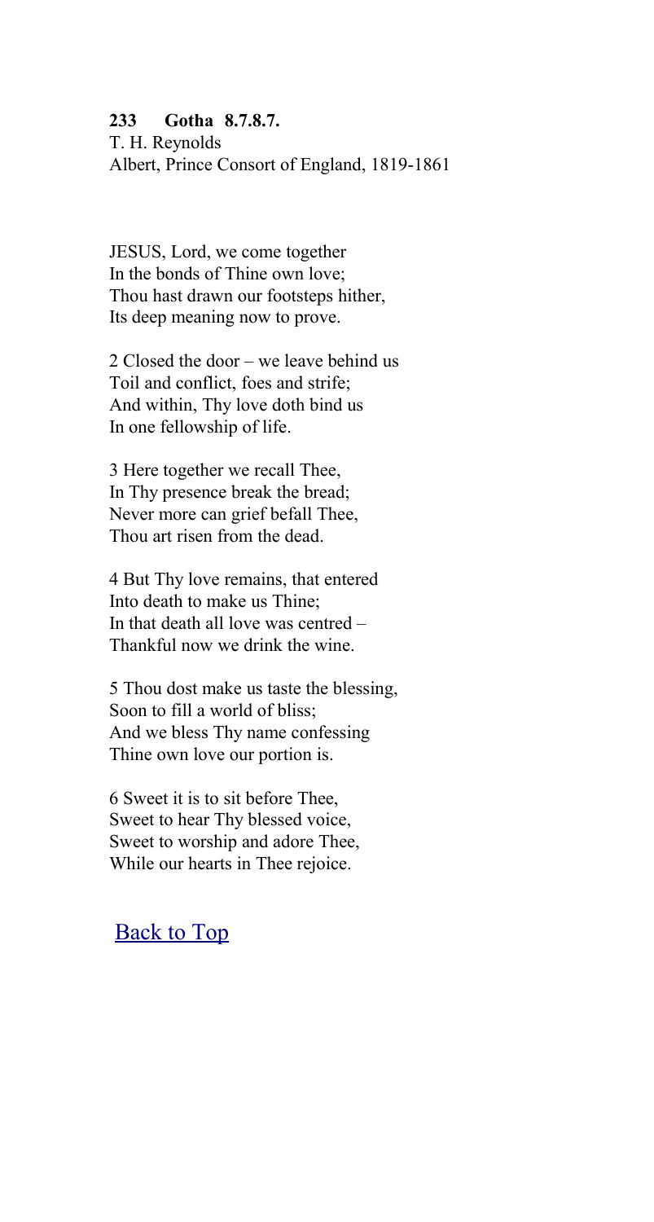**233 Gotha 8.7.8.7.**
T. H. Reynolds
Albert, Prince Consort of England, 1819-1861

JESUS, Lord, we come together
In the bonds of Thine own love;
Thou hast drawn our footsteps hither,
Its deep meaning now to prove.

2 Closed the door – we leave behind us
Toil and conflict, foes and strife;
And within, Thy love doth bind us
In one fellowship of life.

3 Here together we recall Thee,
In Thy presence break the bread;
Never more can grief befall Thee,
Thou art risen from the dead.

4 But Thy love remains, that entered
Into death to make us Thine;
In that death all love was centred –
Thankful now we drink the wine.

5 Thou dost make us taste the blessing,
Soon to fill a world of bliss;
And we bless Thy name confessing
Thine own love our portion is.

6 Sweet it is to sit before Thee,
Sweet to hear Thy blessed voice,
Sweet to worship and adore Thee,
While our hearts in Thee rejoice.

Back to Top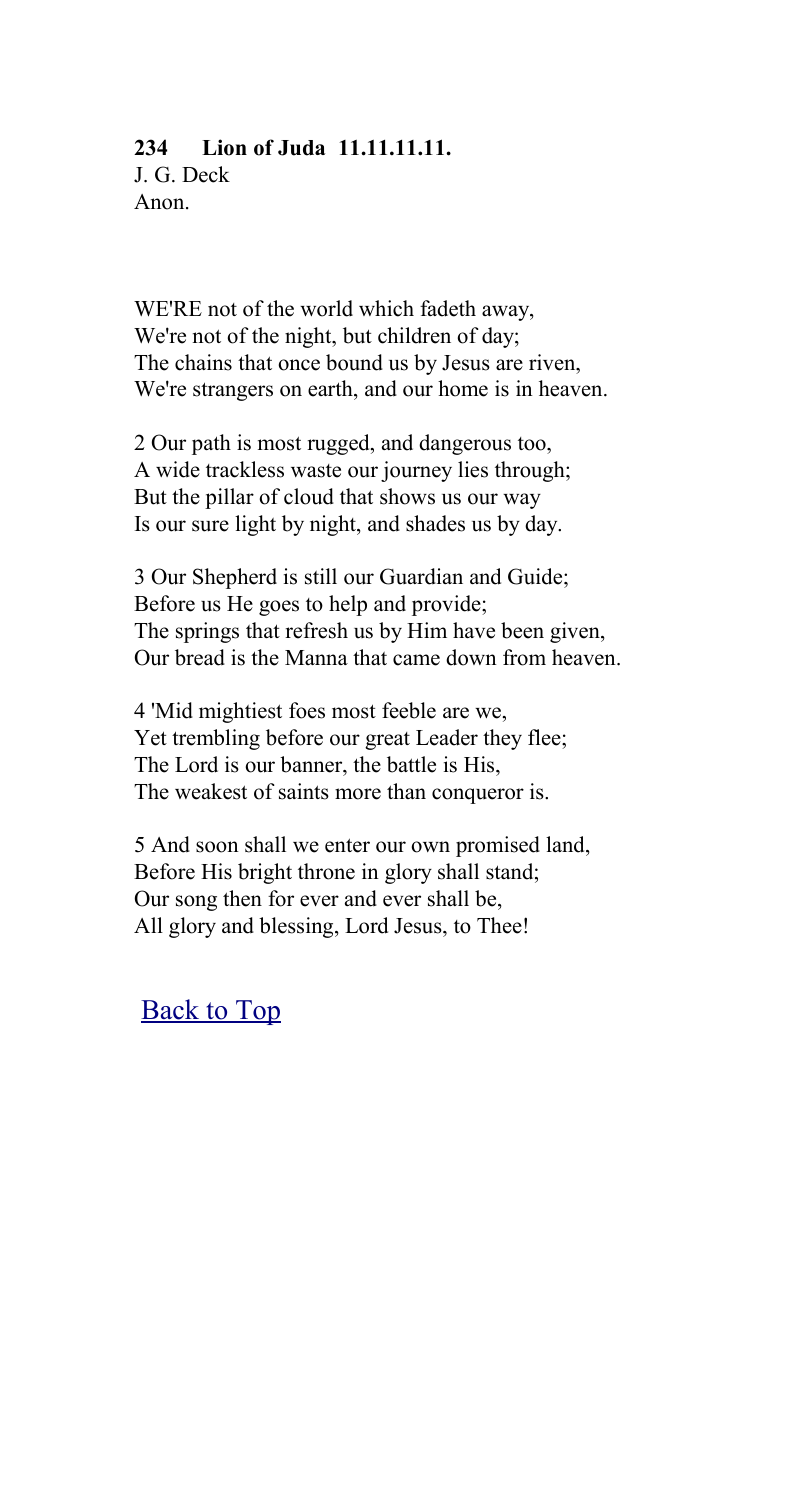**234 Lion of Juda 11.11.11.11.**
J. G. Deck
Anon.

WE'RE not of the world which fadeth away,
We're not of the night, but children of day;
The chains that once bound us by Jesus are riven,
We're strangers on earth, and our home is in heaven.

2 Our path is most rugged, and dangerous too,
A wide trackless waste our journey lies through;
But the pillar of cloud that shows us our way
Is our sure light by night, and shades us by day.

3 Our Shepherd is still our Guardian and Guide;
Before us He goes to help and provide;
The springs that refresh us by Him have been given,
Our bread is the Manna that came down from heaven.

4 'Mid mightiest foes most feeble are we,
Yet trembling before our great Leader they flee;
The Lord is our banner, the battle is His,
The weakest of saints more than conqueror is.

5 And soon shall we enter our own promised land,
Before His bright throne in glory shall stand;
Our song then for ever and ever shall be,
All glory and blessing, Lord Jesus, to Thee!

Back to Top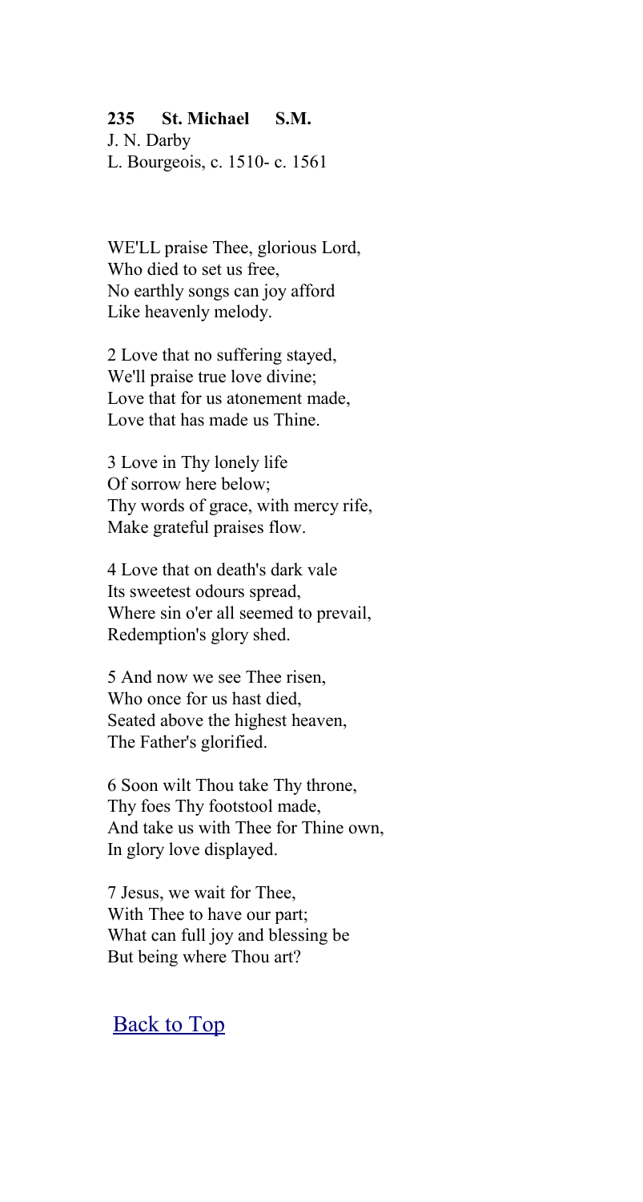**235 St. Michael S.M.**
J. N. Darby
L. Bourgeois, c. 1510- c. 1561

WE'LL praise Thee, glorious Lord,
Who died to set us free,
No earthly songs can joy afford
Like heavenly melody.

2 Love that no suffering stayed,
We'll praise true love divine;
Love that for us atonement made,
Love that has made us Thine.

3 Love in Thy lonely life
Of sorrow here below;
Thy words of grace, with mercy rife,
Make grateful praises flow.

4 Love that on death's dark vale
Its sweetest odours spread,
Where sin o'er all seemed to prevail,
Redemption's glory shed.

5 And now we see Thee risen,
Who once for us hast died,
Seated above the highest heaven,
The Father's glorified.

6 Soon wilt Thou take Thy throne,
Thy foes Thy footstool made,
And take us with Thee for Thine own,
In glory love displayed.

7 Jesus, we wait for Thee,
With Thee to have our part;
What can full joy and blessing be
But being where Thou art?

Back to Top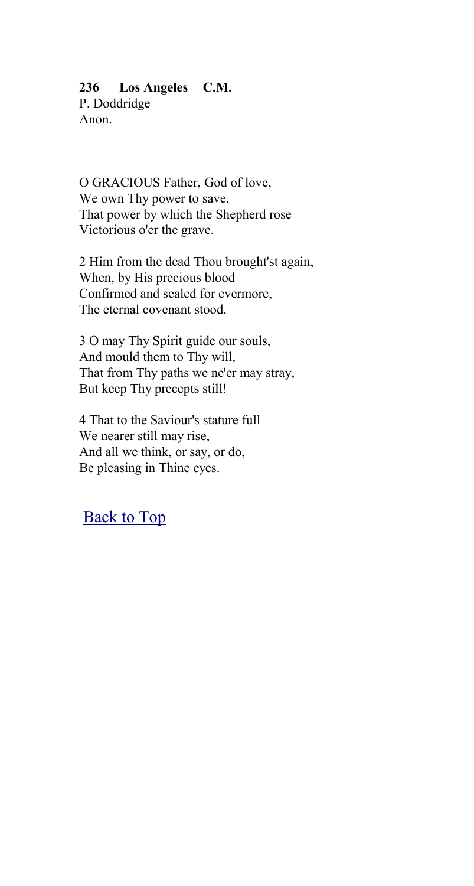**236 Los Angeles C.M.**
P. Doddridge
Anon.

O GRACIOUS Father, God of love,
We own Thy power to save,
That power by which the Shepherd rose
Victorious o'er the grave.

2 Him from the dead Thou brought'st again,
When, by His precious blood
Confirmed and sealed for evermore,
The eternal covenant stood.

3 O may Thy Spirit guide our souls,
And mould them to Thy will,
That from Thy paths we ne'er may stray,
But keep Thy precepts still!

4 That to the Saviour's stature full
We nearer still may rise,
And all we think, or say, or do,
Be pleasing in Thine eyes.

Back to Top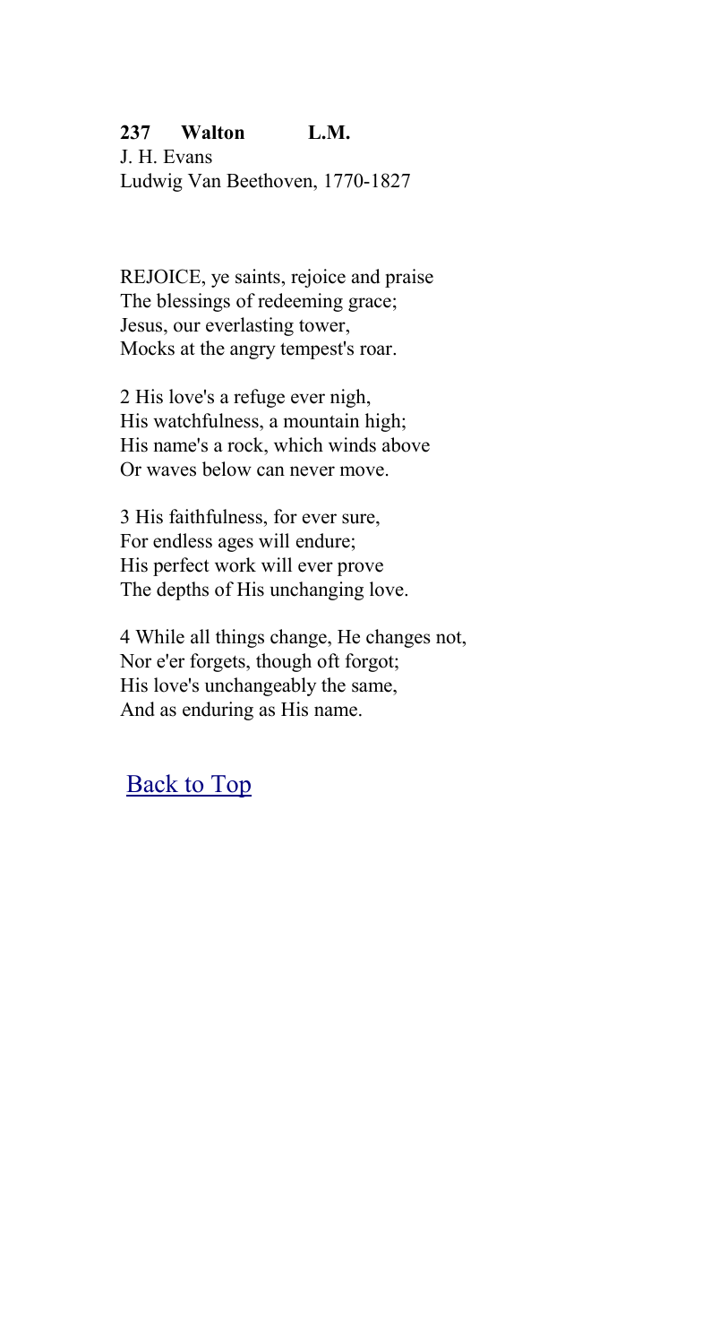**237 Walton L.M.**
J. H. Evans
Ludwig Van Beethoven, 1770-1827

REJOICE, ye saints, rejoice and praise
The blessings of redeeming grace;
Jesus, our everlasting tower,
Mocks at the angry tempest's roar.

2 His love's a refuge ever nigh,
His watchfulness, a mountain high;
His name's a rock, which winds above
Or waves below can never move.

3 His faithfulness, for ever sure,
For endless ages will endure;
His perfect work will ever prove
The depths of His unchanging love.

4 While all things change, He changes not,
Nor e'er forgets, though oft forgot;
His love's unchangeably the same,
And as enduring as His name.

Back to Top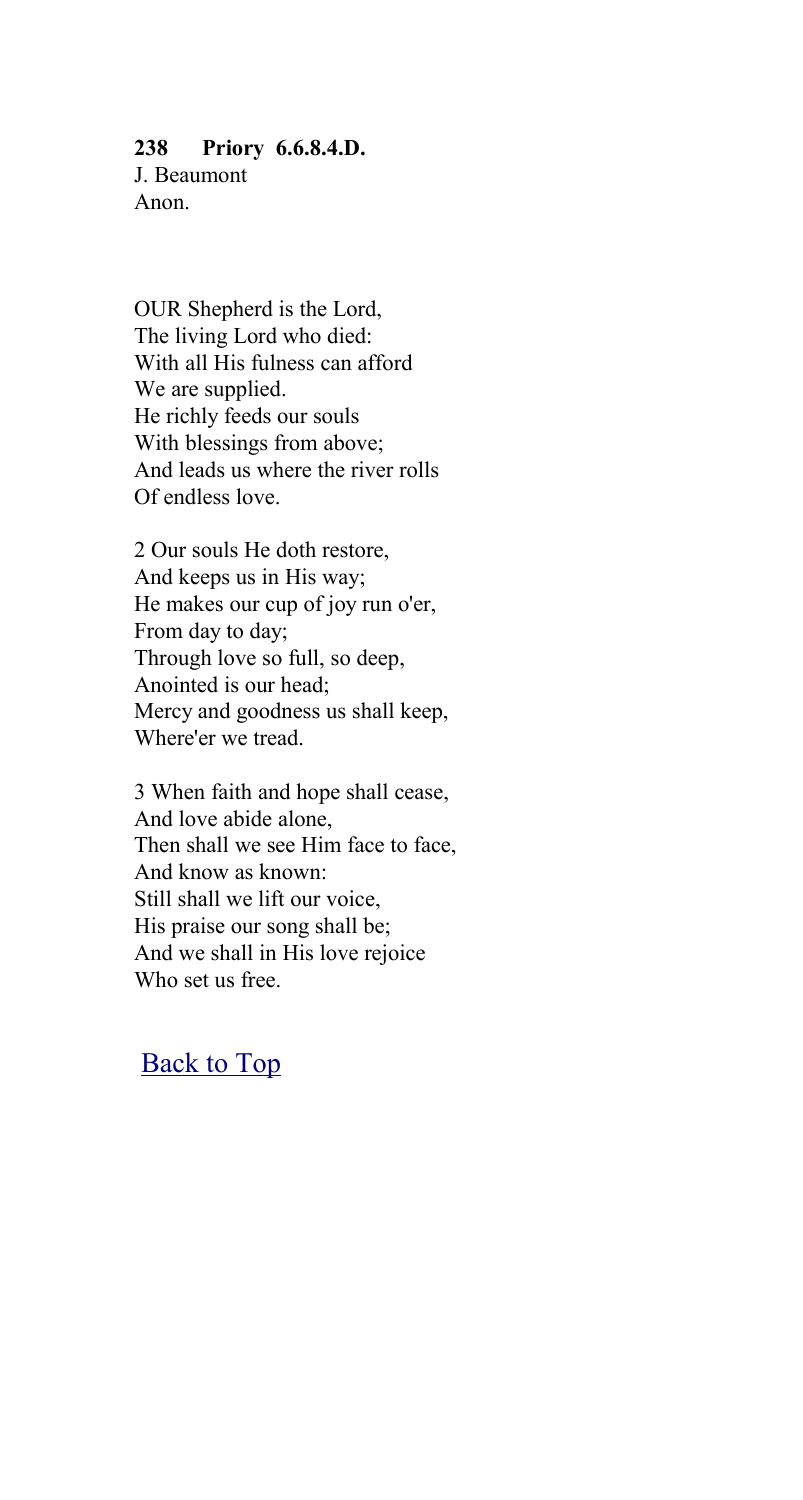**238 Priory 6.6.8.4.D.**
J. Beaumont
Anon.

OUR Shepherd is the Lord,
The living Lord who died:
With all His fulness can afford
We are supplied.
He richly feeds our souls
With blessings from above;
And leads us where the river rolls
Of endless love.

2 Our souls He doth restore,
And keeps us in His way;
He makes our cup of joy run o'er,
From day to day;
Through love so full, so deep,
Anointed is our head;
Mercy and goodness us shall keep,
Where'er we tread.

3 When faith and hope shall cease,
And love abide alone,
Then shall we see Him face to face,
And know as known:
Still shall we lift our voice,
His praise our song shall be;
And we shall in His love rejoice
Who set us free.

Back to Top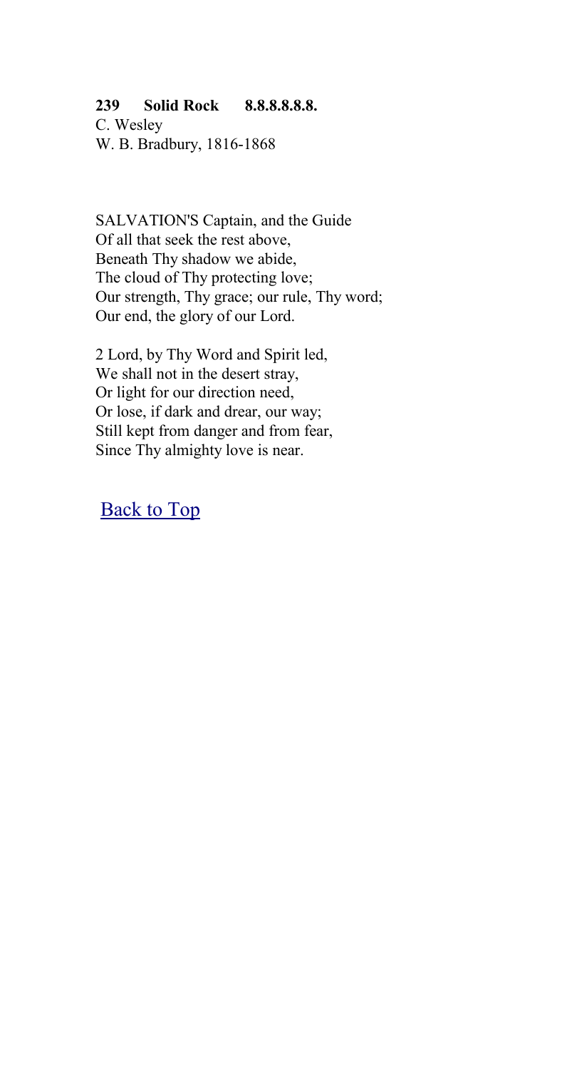**239 Solid Rock 8.8.8.8.8.8.**

C. Wesley
W. B. Bradbury, 1816-1868

SALVATION'S Captain, and the Guide
Of all that seek the rest above,
Beneath Thy shadow we abide,
The cloud of Thy protecting love;
Our strength, Thy grace; our rule, Thy word;
Our end, the glory of our Lord.

2 Lord, by Thy Word and Spirit led,
We shall not in the desert stray,
Or light for our direction need,
Or lose, if dark and drear, our way;
Still kept from danger and from fear,
Since Thy almighty love is near.

Back to Top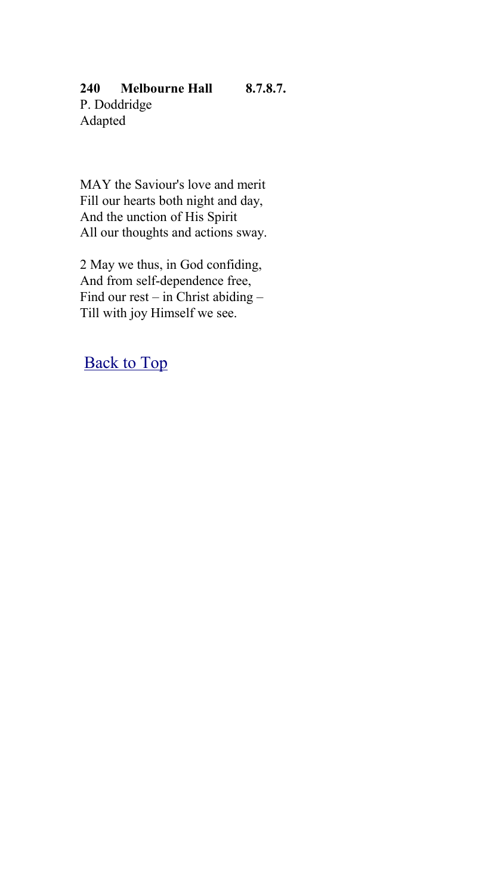**240 Melbourne Hall 8.7.8.7.**
P. Doddridge
Adapted

MAY the Saviour's love and merit
Fill our hearts both night and day,
And the unction of His Spirit
All our thoughts and actions sway.

2 May we thus, in God confiding,
And from self-dependence free,
Find our rest – in Christ abiding –
Till with joy Himself we see.

Back to Top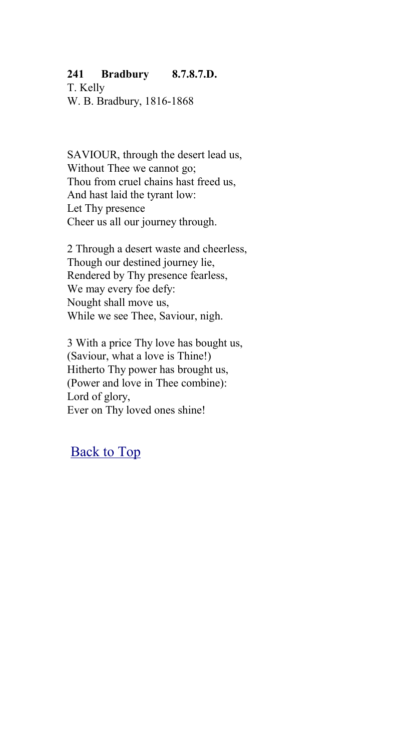**241 Bradbury 8.7.8.7.D.**
T. Kelly
W. B. Bradbury, 1816-1868

SAVIOUR, through the desert lead us,
Without Thee we cannot go;
Thou from cruel chains hast freed us,
And hast laid the tyrant low:
Let Thy presence
Cheer us all our journey through.

2 Through a desert waste and cheerless,
Though our destined journey lie,
Rendered by Thy presence fearless,
We may every foe defy:
Nought shall move us,
While we see Thee, Saviour, nigh.

3 With a price Thy love has bought us,
(Saviour, what a love is Thine!)
Hitherto Thy power has brought us,
(Power and love in Thee combine):
Lord of glory,
Ever on Thy loved ones shine!

Back to Top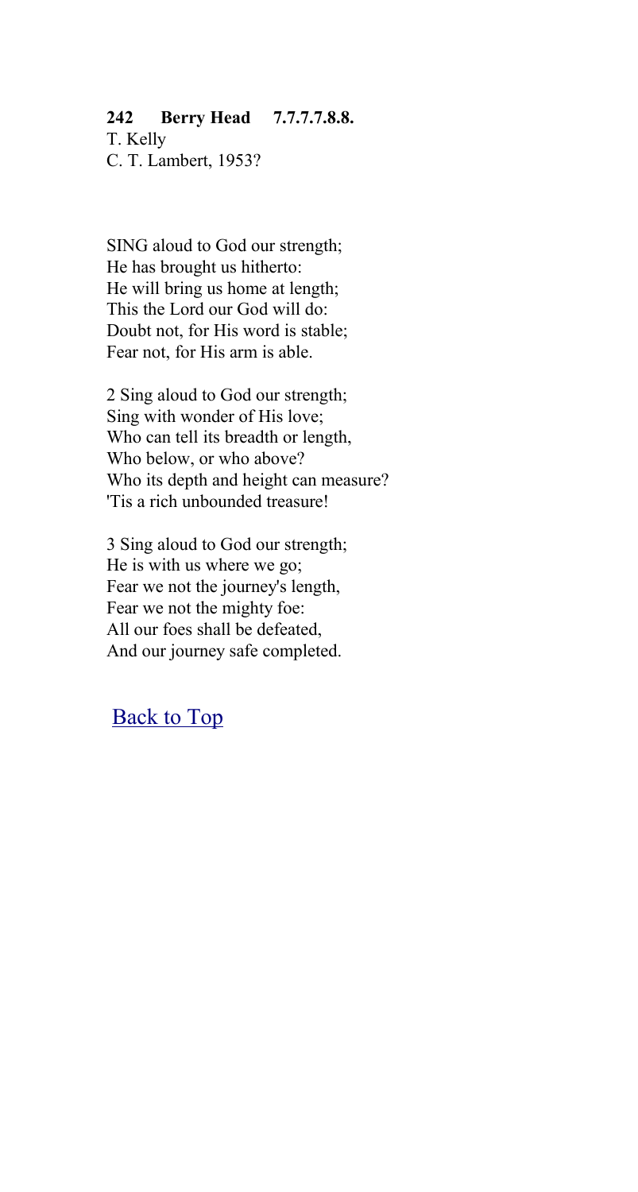**242 Berry Head 7.7.7.7.8.8.**
T. Kelly
C. T. Lambert, 1953?

SING aloud to God our strength;
He has brought us hitherto:
He will bring us home at length;
This the Lord our God will do:
Doubt not, for His word is stable;
Fear not, for His arm is able.

2 Sing aloud to God our strength;
Sing with wonder of His love;
Who can tell its breadth or length,
Who below, or who above?
Who its depth and height can measure?
'Tis a rich unbounded treasure!

3 Sing aloud to God our strength;
He is with us where we go;
Fear we not the journey's length,
Fear we not the mighty foe:
All our foes shall be defeated,
And our journey safe completed.

Back to Top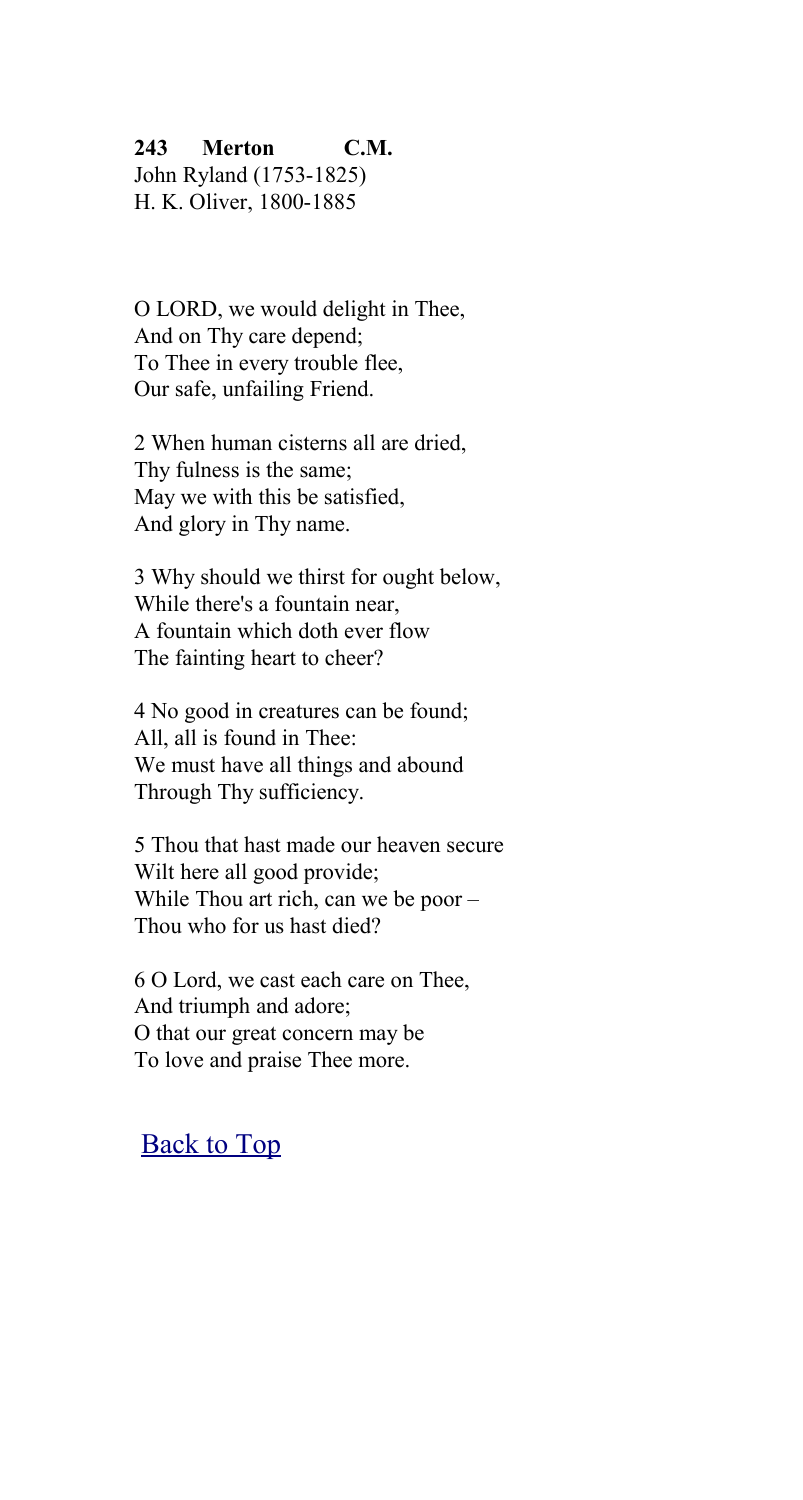**243 Merton C.M.**
John Ryland (1753-1825)
H. K. Oliver, 1800-1885

O LORD, we would delight in Thee,
And on Thy care depend;
To Thee in every trouble flee,
Our safe, unfailing Friend.

2 When human cisterns all are dried,
Thy fulness is the same;
May we with this be satisfied,
And glory in Thy name.

3 Why should we thirst for ought below,
While there's a fountain near,
A fountain which doth ever flow
The fainting heart to cheer?

4 No good in creatures can be found;
All, all is found in Thee:
We must have all things and abound
Through Thy sufficiency.

5 Thou that hast made our heaven secure
Wilt here all good provide;
While Thou art rich, can we be poor –
Thou who for us hast died?

6 O Lord, we cast each care on Thee,
And triumph and adore;
O that our great concern may be
To love and praise Thee more.

Back to Top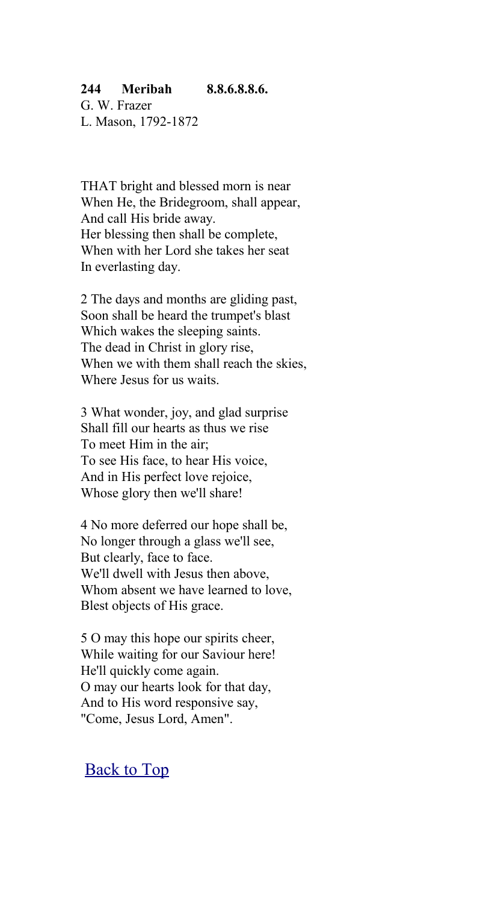**244 Meribah 8.8.6.8.8.6.**
G. W. Frazer
L. Mason, 1792-1872

THAT bright and blessed morn is near
When He, the Bridegroom, shall appear,
And call His bride away.
Her blessing then shall be complete,
When with her Lord she takes her seat
In everlasting day.

2 The days and months are gliding past,
Soon shall be heard the trumpet's blast
Which wakes the sleeping saints.
The dead in Christ in glory rise,
When we with them shall reach the skies,
Where Jesus for us waits.

3 What wonder, joy, and glad surprise
Shall fill our hearts as thus we rise
To meet Him in the air;
To see His face, to hear His voice,
And in His perfect love rejoice,
Whose glory then we'll share!

4 No more deferred our hope shall be,
No longer through a glass we'll see,
But clearly, face to face.
We'll dwell with Jesus then above,
Whom absent we have learned to love,
Blest objects of His grace.

5 O may this hope our spirits cheer,
While waiting for our Saviour here!
He'll quickly come again.
O may our hearts look for that day,
And to His word responsive say,
"Come, Jesus Lord, Amen".

Back to Top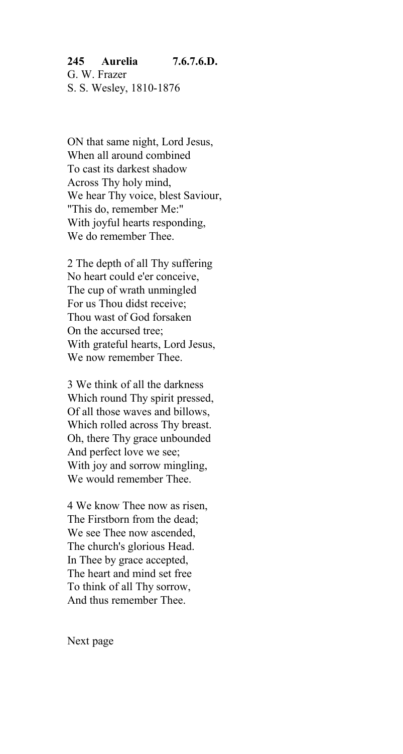**245 Aurelia 7.6.7.6.D.**
G. W. Frazer
S. S. Wesley, 1810-1876

ON that same night, Lord Jesus,
When all around combined
To cast its darkest shadow
Across Thy holy mind,
We hear Thy voice, blest Saviour,
"This do, remember Me:"
With joyful hearts responding,
We do remember Thee.

2 The depth of all Thy suffering
No heart could e'er conceive,
The cup of wrath unmingled
For us Thou didst receive;
Thou wast of God forsaken
On the accursed tree;
With grateful hearts, Lord Jesus,
We now remember Thee.

3 We think of all the darkness
Which round Thy spirit pressed,
Of all those waves and billows,
Which rolled across Thy breast.
Oh, there Thy grace unbounded
And perfect love we see;
With joy and sorrow mingling,
We would remember Thee.

4 We know Thee now as risen,
The Firstborn from the dead;
We see Thee now ascended,
The church's glorious Head.
In Thee by grace accepted,
The heart and mind set free
To think of all Thy sorrow,
And thus remember Thee.

Next page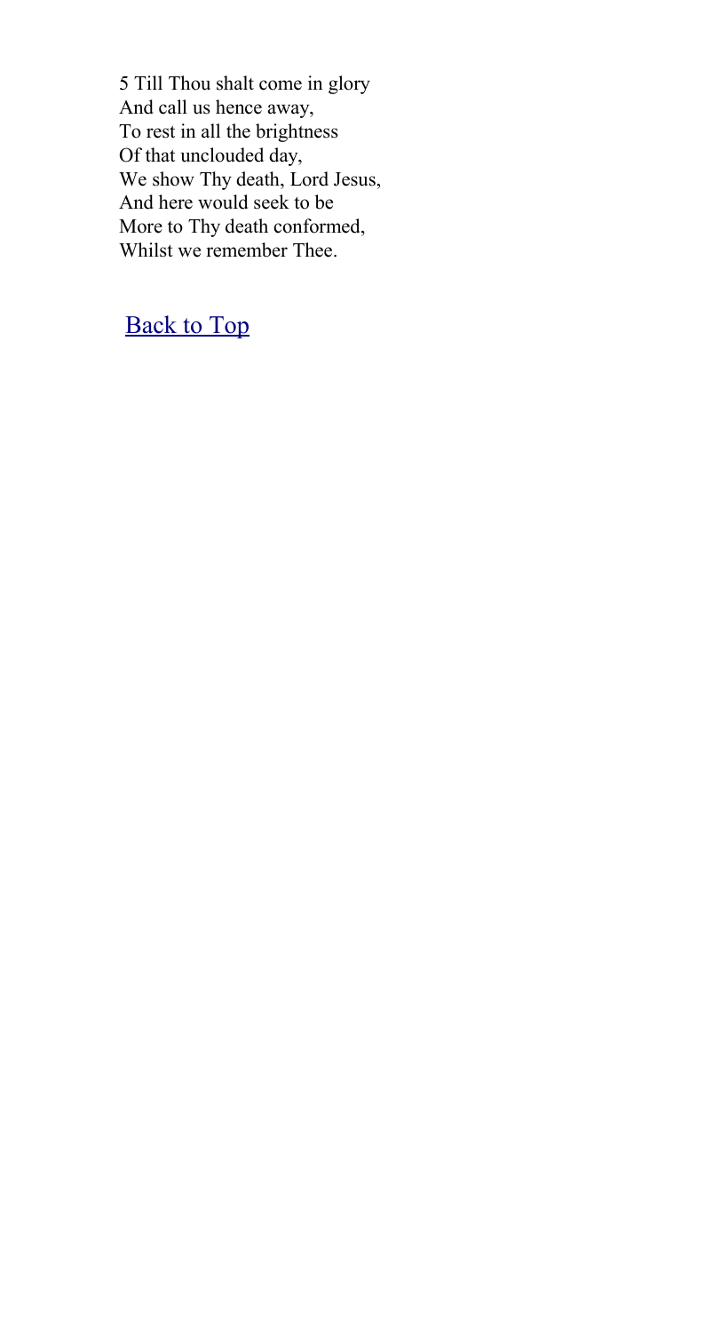5 Till Thou shalt come in glory
And call us hence away,
To rest in all the brightness
Of that unclouded day,
We show Thy death, Lord Jesus,
And here would seek to be
More to Thy death conformed,
Whilst we remember Thee.

[Back to Top]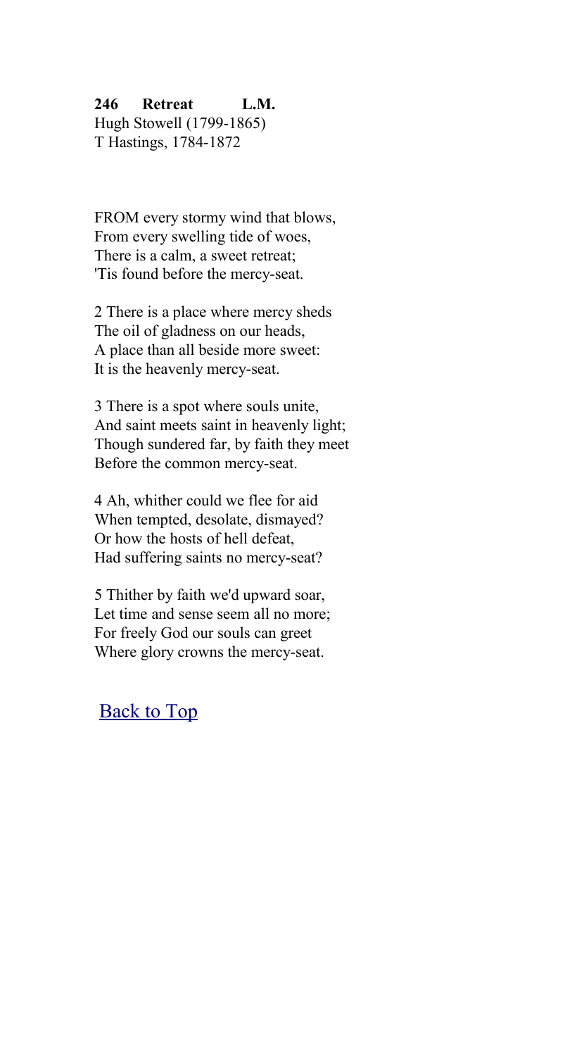**246 Retreat L.M.**
Hugh Stowell (1799-1865)
T Hastings, 1784-1872

FROM every stormy wind that blows,
From every swelling tide of woes,
There is a calm, a sweet retreat;
'Tis found before the mercy-seat.

2 There is a place where mercy sheds
The oil of gladness on our heads,
A place than all beside more sweet:
It is the heavenly mercy-seat.

3 There is a spot where souls unite,
And saint meets saint in heavenly light;
Though sundered far, by faith they meet
Before the common mercy-seat.

4 Ah, whither could we flee for aid
When tempted, desolate, dismayed?
Or how the hosts of hell defeat,
Had suffering saints no mercy-seat?

5 Thither by faith we'd upward soar,
Let time and sense seem all no more;
For freely God our souls can greet
Where glory crowns the mercy-seat.

Back to Top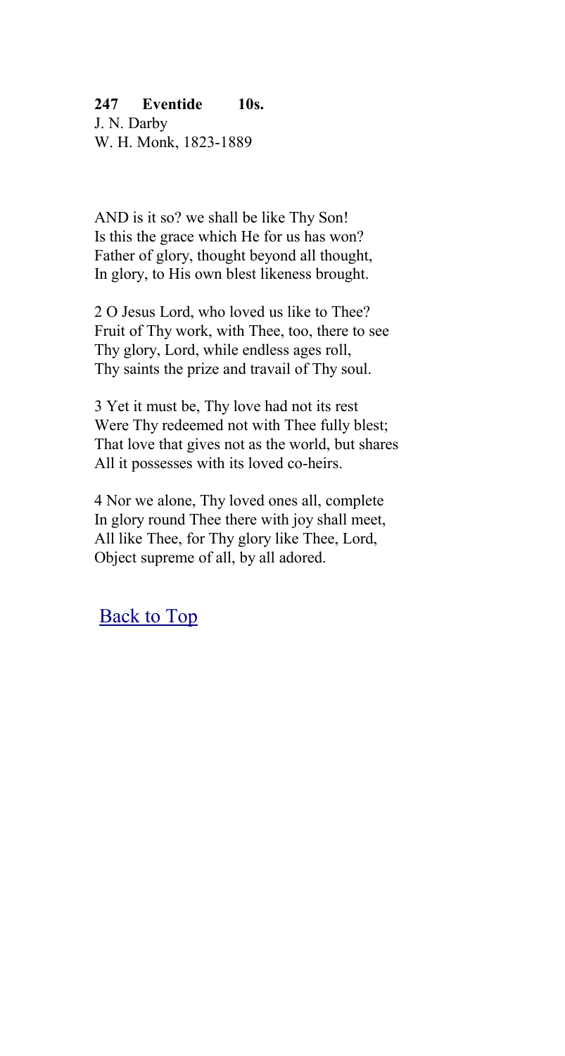**247 Eventide 10s.**
J. N. Darby
W. H. Monk, 1823-1889

AND is it so? we shall be like Thy Son!
Is this the grace which He for us has won?
Father of glory, thought beyond all thought,
In glory, to His own blest likeness brought.

2 O Jesus Lord, who loved us like to Thee?
Fruit of Thy work, with Thee, too, there to see
Thy glory, Lord, while endless ages roll,
Thy saints the prize and travail of Thy soul.

3 Yet it must be, Thy love had not its rest
Were Thy redeemed not with Thee fully blest;
That love that gives not as the world, but shares
All it possesses with its loved co-heirs.

4 Nor we alone, Thy loved ones all, complete
In glory round Thee there with joy shall meet,
All like Thee, for Thy glory like Thee, Lord,
Object supreme of all, by all adored.

[Back to Top]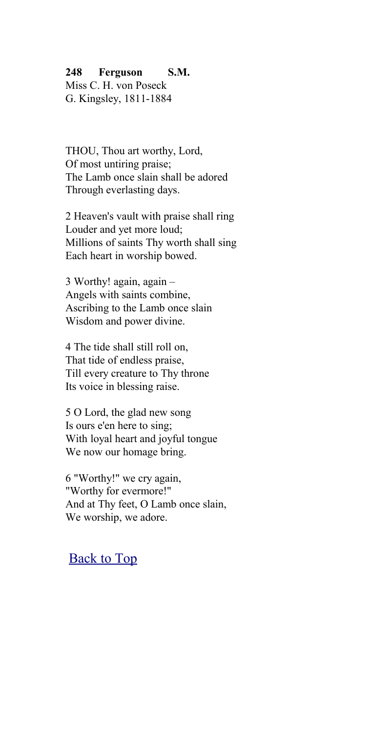**248 Ferguson S.M.**
Miss C. H. von Poseck
G. Kingsley, 1811-1884

THOU, Thou art worthy, Lord,
Of most untiring praise;
The Lamb once slain shall be adored
Through everlasting days.

2 Heaven's vault with praise shall ring
Louder and yet more loud;
Millions of saints Thy worth shall sing
Each heart in worship bowed.

3 Worthy! again, again –
Angels with saints combine,
Ascribing to the Lamb once slain
Wisdom and power divine.

4 The tide shall still roll on,
That tide of endless praise,
Till every creature to Thy throne
Its voice in blessing raise.

5 O Lord, the glad new song
Is ours e'en here to sing;
With loyal heart and joyful tongue
We now our homage bring.

6 "Worthy!" we cry again,
"Worthy for evermore!"
And at Thy feet, O Lamb once slain,
We worship, we adore.

Back to Top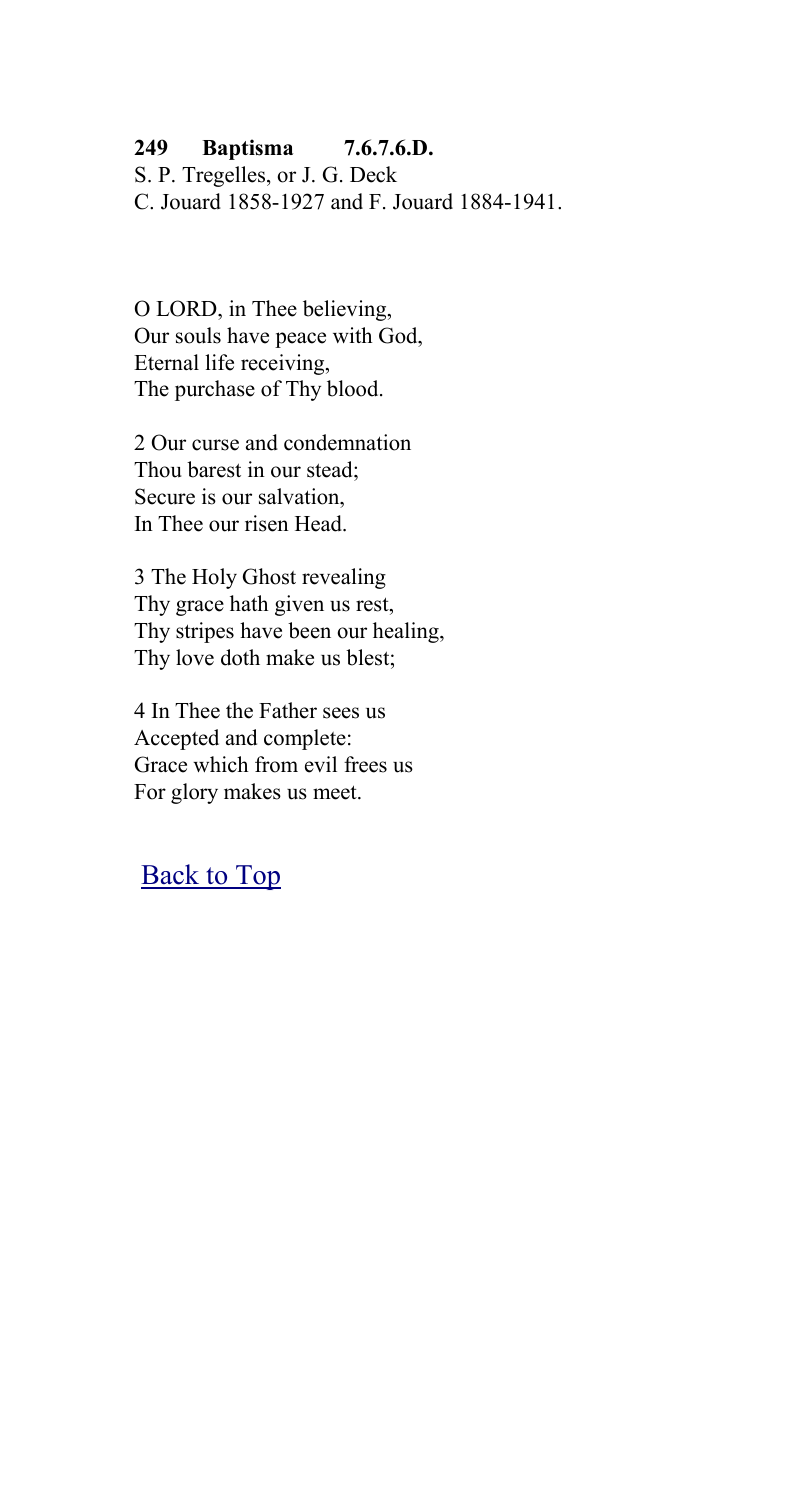**249 Baptisma 7.6.7.6.D.**
S. P. Tregelles, or J. G. Deck
C. Jouard 1858-1927 and F. Jouard 1884-1941.

O LORD, in Thee believing,
Our souls have peace with God,
Eternal life receiving,
The purchase of Thy blood.

2 Our curse and condemnation
Thou barest in our stead;
Secure is our salvation,
In Thee our risen Head.

3 The Holy Ghost revealing
Thy grace hath given us rest,
Thy stripes have been our healing,
Thy love doth make us blest;

4 In Thee the Father sees us
Accepted and complete:
Grace which from evil frees us
For glory makes us meet.

Back to Top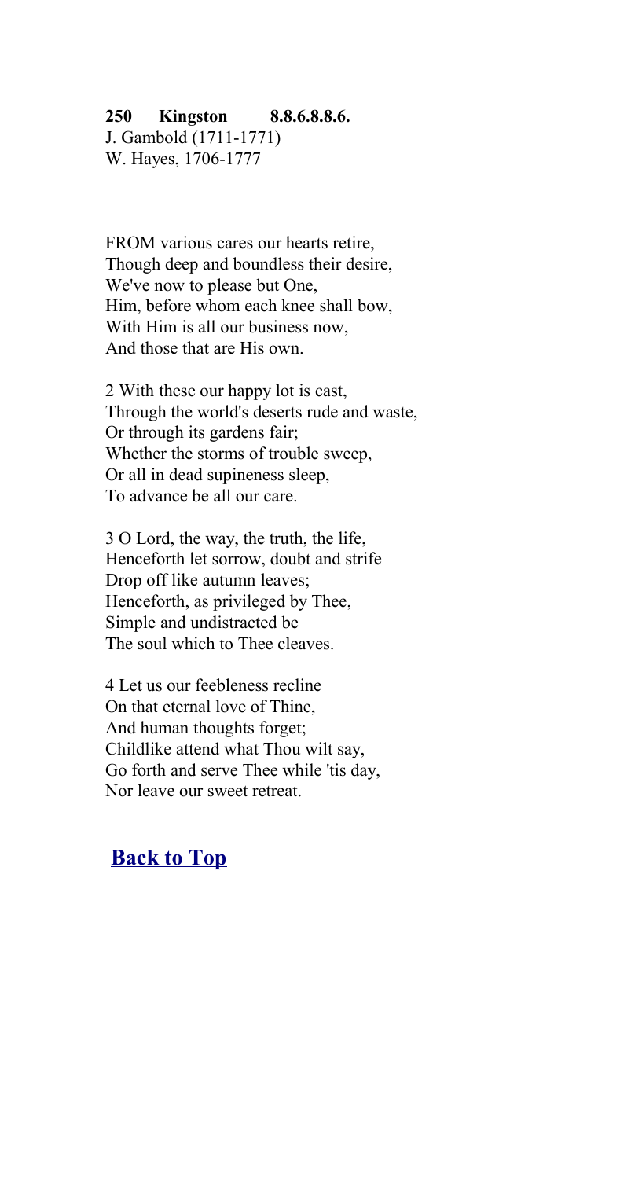**250 Kingston 8.8.6.8.8.6.**
J. Gambold (1711-1771)
W. Hayes, 1706-1777

FROM various cares our hearts retire,
Though deep and boundless their desire,
We've now to please but One,
Him, before whom each knee shall bow,
With Him is all our business now,
And those that are His own.

2 With these our happy lot is cast,
Through the world's deserts rude and waste,
Or through its gardens fair;
Whether the storms of trouble sweep,
Or all in dead supineness sleep,
To advance be all our care.

3 O Lord, the way, the truth, the life,
Henceforth let sorrow, doubt and strife
Drop off like autumn leaves;
Henceforth, as privileged by Thee,
Simple and undistracted be
The soul which to Thee cleaves.

4 Let us our feebleness recline
On that eternal love of Thine,
And human thoughts forget;
Childlike attend what Thou wilt say,
Go forth and serve Thee while 'tis day,
Nor leave our sweet retreat.

**Back to Top**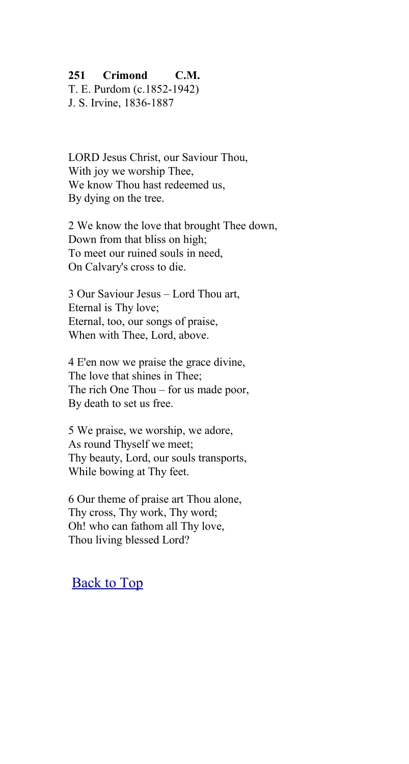**251 Crimond C.M.**
T. E. Purdom (c.1852-1942)
J. S. Irvine, 1836-1887

LORD Jesus Christ, our Saviour Thou,
With joy we worship Thee,
We know Thou hast redeemed us,
By dying on the tree.

2 We know the love that brought Thee down,
Down from that bliss on high;
To meet our ruined souls in need,
On Calvary's cross to die.

3 Our Saviour Jesus – Lord Thou art,
Eternal is Thy love;
Eternal, too, our songs of praise,
When with Thee, Lord, above.

4 E'en now we praise the grace divine,
The love that shines in Thee;
The rich One Thou – for us made poor,
By death to set us free.

5 We praise, we worship, we adore,
As round Thyself we meet;
Thy beauty, Lord, our souls transports,
While bowing at Thy feet.

6 Our theme of praise art Thou alone,
Thy cross, Thy work, Thy word;
Oh! who can fathom all Thy love,
Thou living blessed Lord?

Back to Top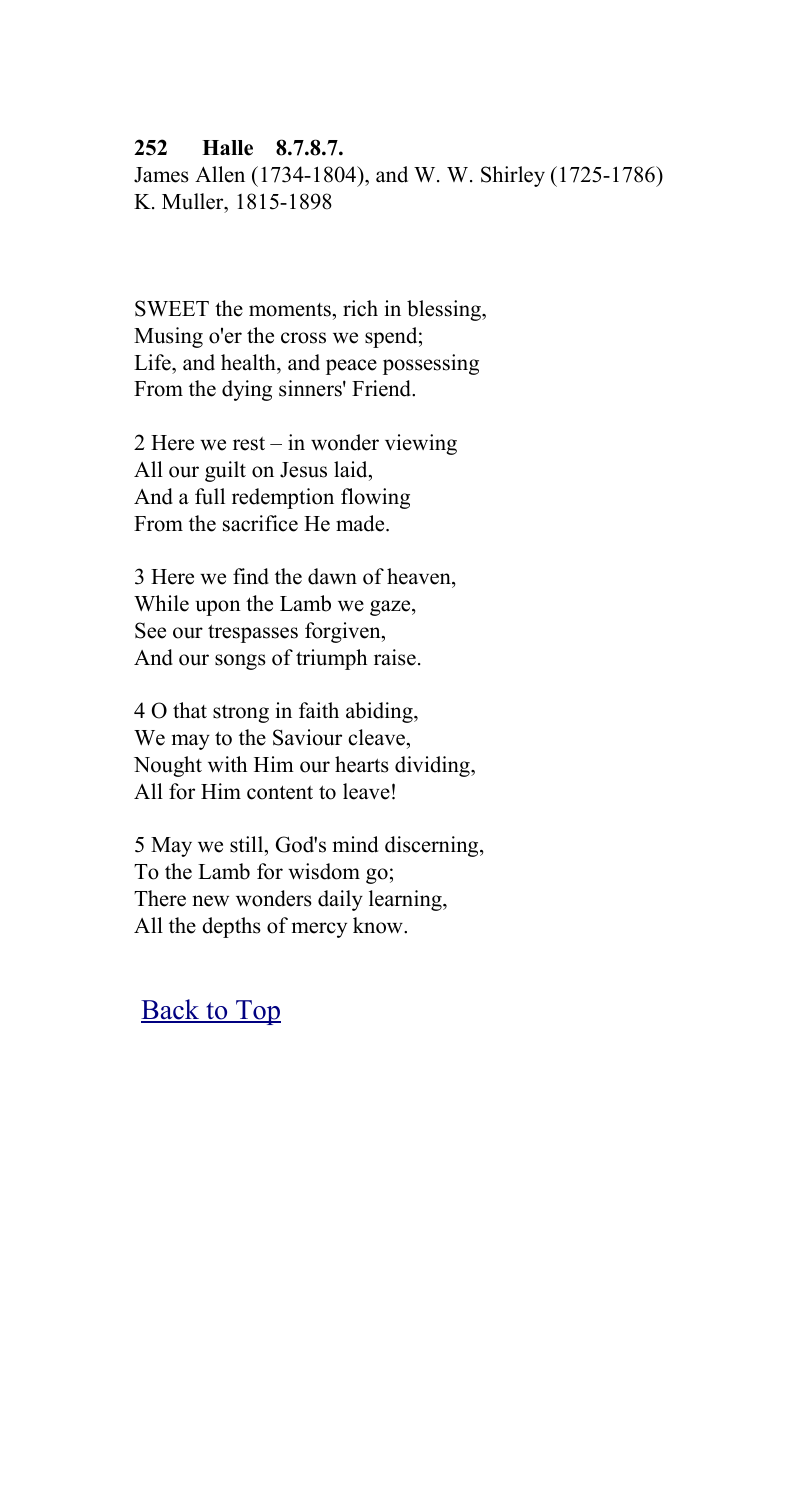**252 Halle 8.7.8.7.**
James Allen (1734-1804), and W. W. Shirley (1725-1786)
K. Muller, 1815-1898

SWEET the moments, rich in blessing,
Musing o'er the cross we spend;
Life, and health, and peace possessing
From the dying sinners' Friend.

2 Here we rest – in wonder viewing
All our guilt on Jesus laid,
And a full redemption flowing
From the sacrifice He made.

3 Here we find the dawn of heaven,
While upon the Lamb we gaze,
See our trespasses forgiven,
And our songs of triumph raise.

4 O that strong in faith abiding,
We may to the Saviour cleave,
Nought with Him our hearts dividing,
All for Him content to leave!

5 May we still, God's mind discerning,
To the Lamb for wisdom go;
There new wonders daily learning,
All the depths of mercy know.

Back to Top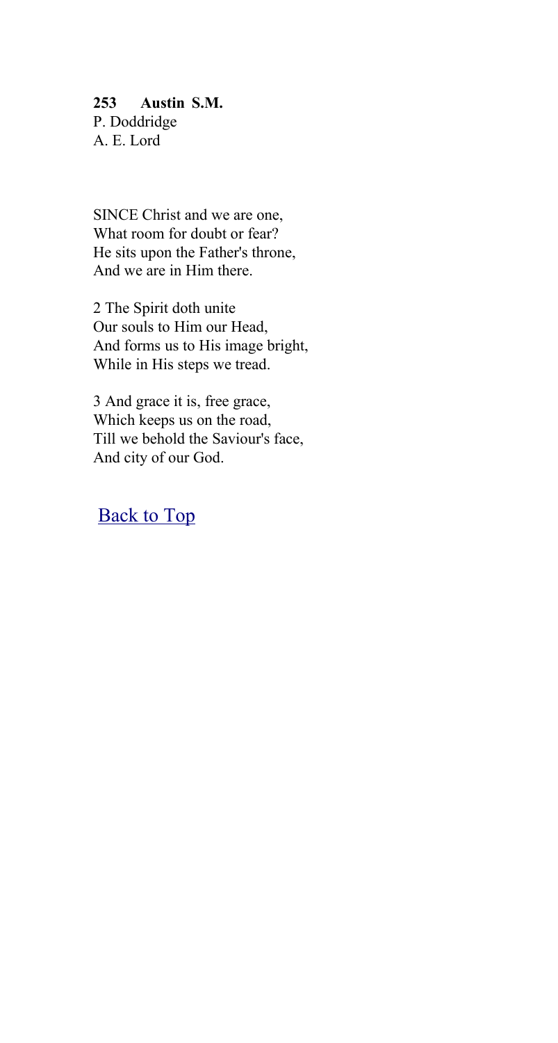**253 Austin S.M.**
P. Doddridge
A. E. Lord

SINCE Christ and we are one,
What room for doubt or fear?
He sits upon the Father's throne,
And we are in Him there.

2 The Spirit doth unite
Our souls to Him our Head,
And forms us to His image bright,
While in His steps we tread.

3 And grace it is, free grace,
Which keeps us on the road,
Till we behold the Saviour's face,
And city of our God.

Back to Top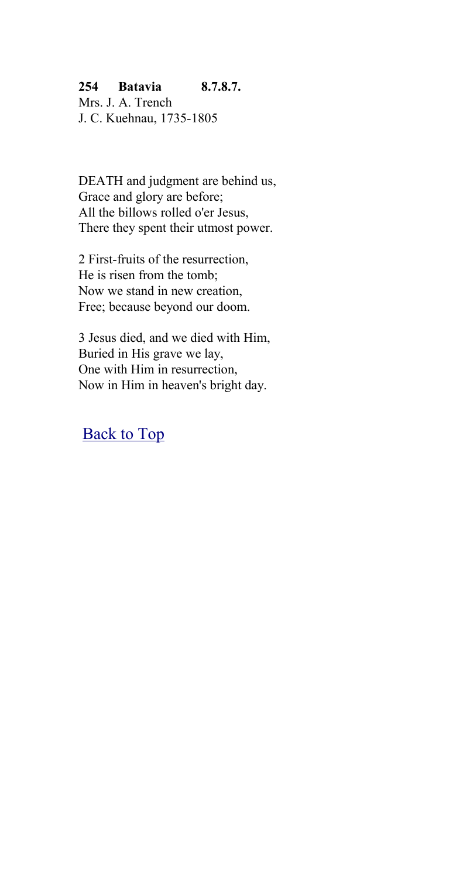**254 Batavia 8.7.8.7.**
Mrs. J. A. Trench
J. C. Kuehnau, 1735-1805

DEATH and judgment are behind us,
Grace and glory are before;
All the billows rolled o'er Jesus,
There they spent their utmost power.

2 First-fruits of the resurrection,
He is risen from the tomb;
Now we stand in new creation,
Free; because beyond our doom.

3 Jesus died, and we died with Him,
Buried in His grave we lay,
One with Him in resurrection,
Now in Him in heaven's bright day.

Back to Top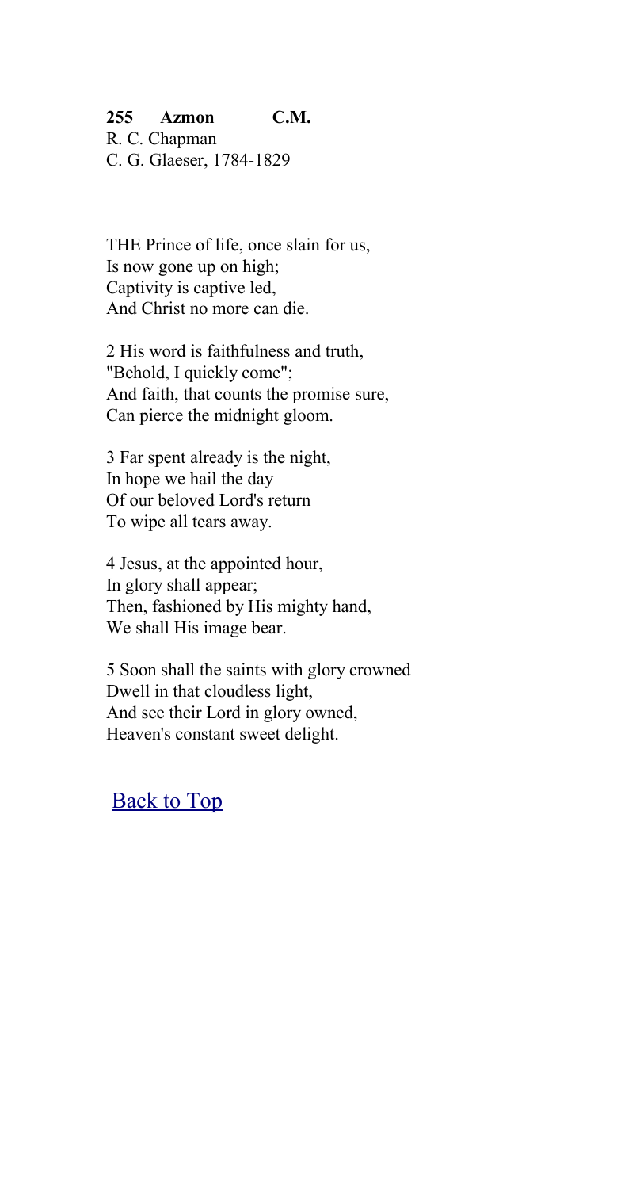**255 Azmon C.M.**
R. C. Chapman
C. G. Glaeser, 1784-1829

THE Prince of life, once slain for us,
Is now gone up on high;
Captivity is captive led,
And Christ no more can die.

2 His word is faithfulness and truth,
"Behold, I quickly come";
And faith, that counts the promise sure,
Can pierce the midnight gloom.

3 Far spent already is the night,
In hope we hail the day
Of our beloved Lord's return
To wipe all tears away.

4 Jesus, at the appointed hour,
In glory shall appear;
Then, fashioned by His mighty hand,
We shall His image bear.

5 Soon shall the saints with glory crowned
Dwell in that cloudless light,
And see their Lord in glory owned,
Heaven's constant sweet delight.

Back to Top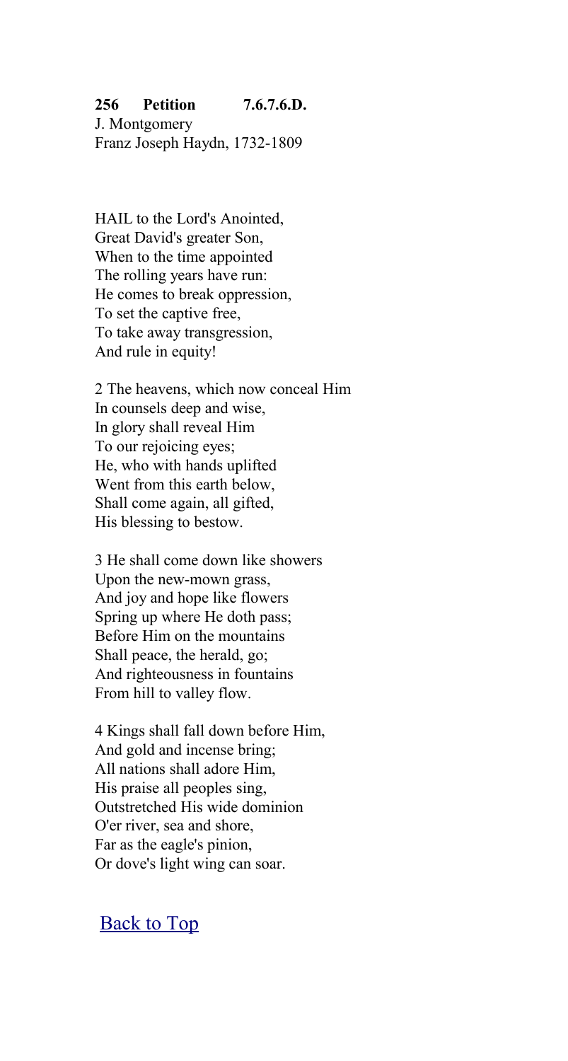**256 Petition 7.6.7.6.D.**

J. Montgomery
Franz Joseph Haydn, 1732-1809

HAIL to the Lord's Anointed,
Great David's greater Son,
When to the time appointed
The rolling years have run:
He comes to break oppression,
To set the captive free,
To take away transgression,
And rule in equity!

2 The heavens, which now conceal Him
In counsels deep and wise,
In glory shall reveal Him
To our rejoicing eyes;
He, who with hands uplifted
Went from this earth below,
Shall come again, all gifted,
His blessing to bestow.

3 He shall come down like showers
Upon the new-mown grass,
And joy and hope like flowers
Spring up where He doth pass;
Before Him on the mountains
Shall peace, the herald, go;
And righteousness in fountains
From hill to valley flow.

4 Kings shall fall down before Him,
And gold and incense bring;
All nations shall adore Him,
His praise all peoples sing,
Outstretched His wide dominion
O'er river, sea and shore,
Far as the eagle's pinion,
Or dove's light wing can soar.

Back to Top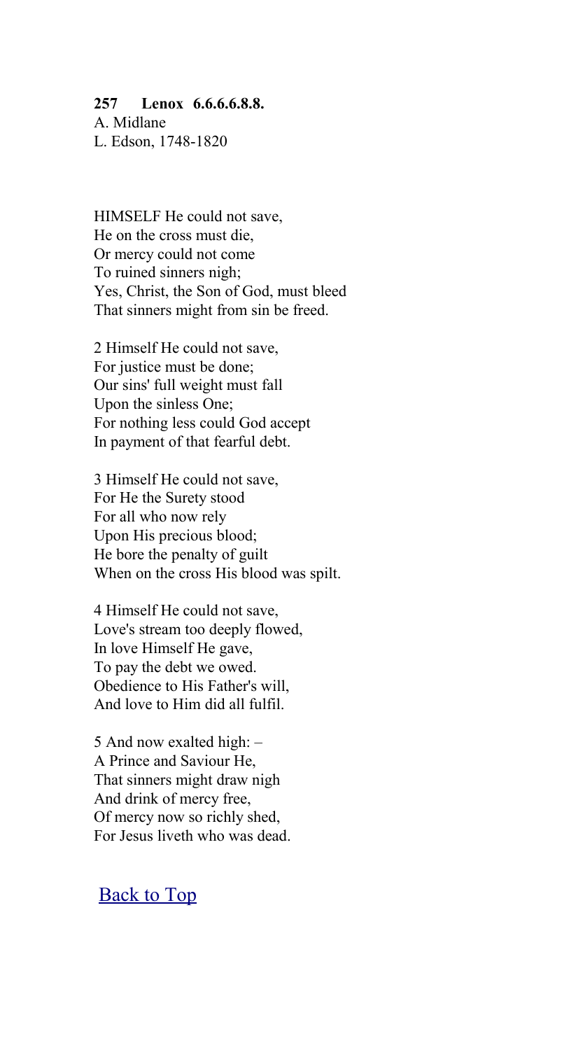**257 Lenox 6.6.6.6.8.8.**
A. Midlane
L. Edson, 1748-1820

HIMSELF He could not save,
He on the cross must die,
Or mercy could not come
To ruined sinners nigh;
Yes, Christ, the Son of God, must bleed
That sinners might from sin be freed.

2 Himself He could not save,
For justice must be done;
Our sins' full weight must fall
Upon the sinless One;
For nothing less could God accept
In payment of that fearful debt.

3 Himself He could not save,
For He the Surety stood
For all who now rely
Upon His precious blood;
He bore the penalty of guilt
When on the cross His blood was spilt.

4 Himself He could not save,
Love's stream too deeply flowed,
In love Himself He gave,
To pay the debt we owed.
Obedience to His Father's will,
And love to Him did all fulfil.

5 And now exalted high: –
A Prince and Saviour He,
That sinners might draw nigh
And drink of mercy free,
Of mercy now so richly shed,
For Jesus liveth who was dead.

Back to Top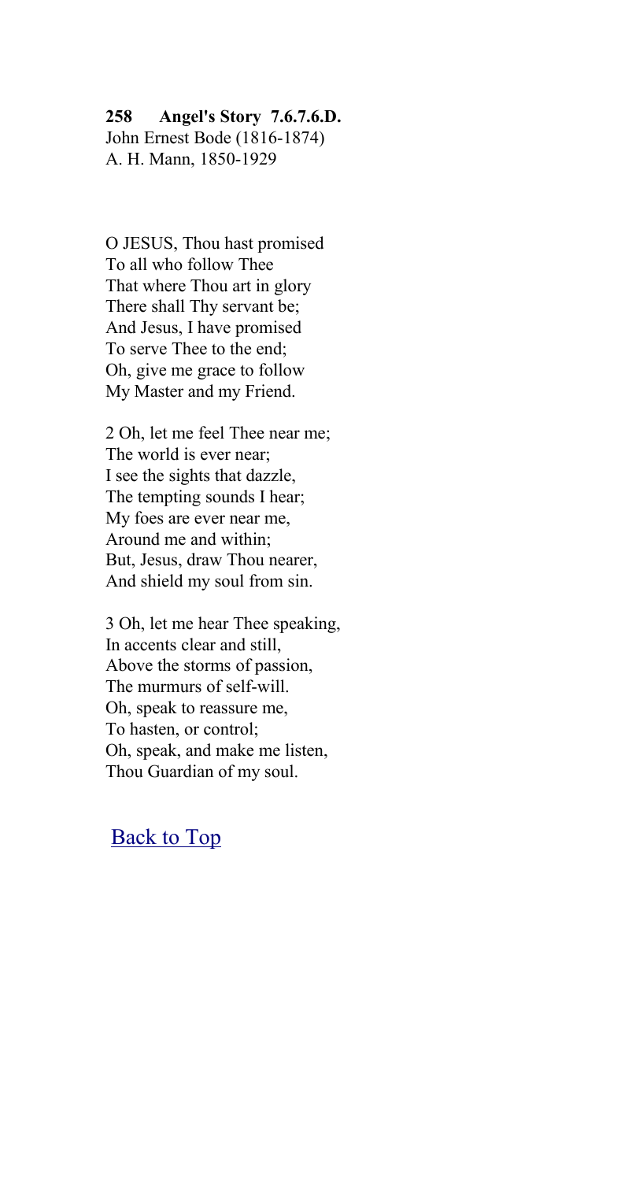**258 Angel's Story 7.6.7.6.D.**
John Ernest Bode (1816-1874)
A. H. Mann, 1850-1929

O JESUS, Thou hast promised
To all who follow Thee
That where Thou art in glory
There shall Thy servant be;
And Jesus, I have promised
To serve Thee to the end;
Oh, give me grace to follow
My Master and my Friend.

2 Oh, let me feel Thee near me;
The world is ever near;
I see the sights that dazzle,
The tempting sounds I hear;
My foes are ever near me,
Around me and within;
But, Jesus, draw Thou nearer,
And shield my soul from sin.

3 Oh, let me hear Thee speaking,
In accents clear and still,
Above the storms of passion,
The murmurs of self-will.
Oh, speak to reassure me,
To hasten, or control;
Oh, speak, and make me listen,
Thou Guardian of my soul.

Back to Top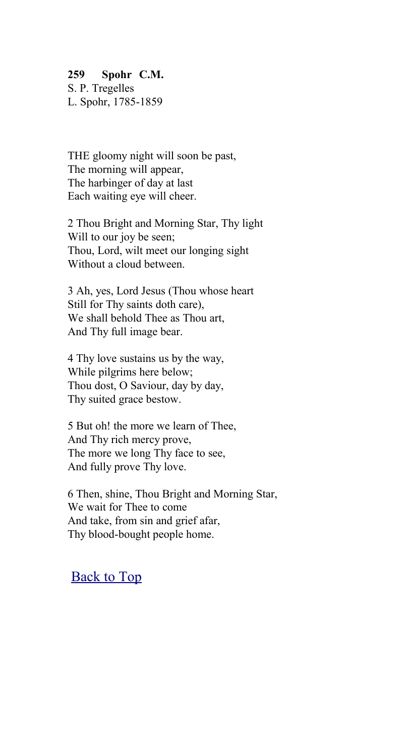**259 Spohr C.M.**
S. P. Tregelles
L. Spohr, 1785-1859

THE gloomy night will soon be past,
The morning will appear,
The harbinger of day at last
Each waiting eye will cheer.

2 Thou Bright and Morning Star, Thy light
Will to our joy be seen;
Thou, Lord, wilt meet our longing sight
Without a cloud between.

3 Ah, yes, Lord Jesus (Thou whose heart
Still for Thy saints doth care),
We shall behold Thee as Thou art,
And Thy full image bear.

4 Thy love sustains us by the way,
While pilgrims here below;
Thou dost, O Saviour, day by day,
Thy suited grace bestow.

5 But oh! the more we learn of Thee,
And Thy rich mercy prove,
The more we long Thy face to see,
And fully prove Thy love.

6 Then, shine, Thou Bright and Morning Star,
We wait for Thee to come
And take, from sin and grief afar,
Thy blood-bought people home.

Back to Top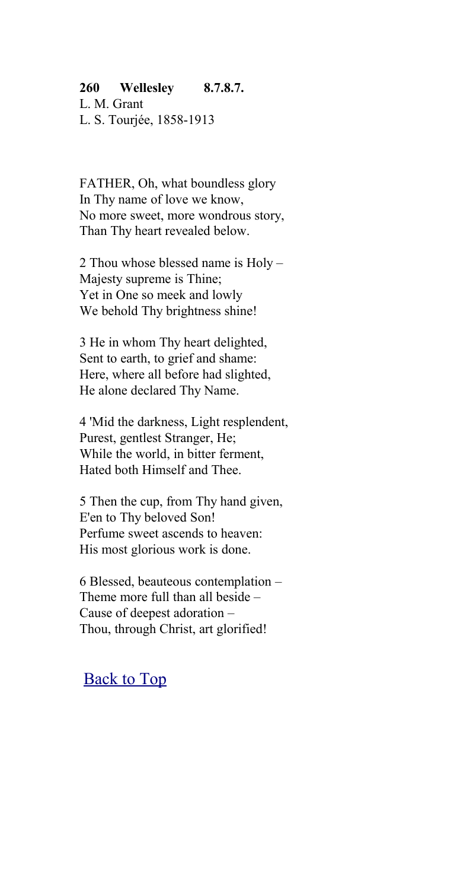**260 Wellesley 8.7.8.7.**
L. M. Grant
L. S. Tourjée, 1858-1913

FATHER, Oh, what boundless glory
In Thy name of love we know,
No more sweet, more wondrous story,
Than Thy heart revealed below.

2 Thou whose blessed name is Holy –
Majesty supreme is Thine;
Yet in One so meek and lowly
We behold Thy brightness shine!

3 He in whom Thy heart delighted,
Sent to earth, to grief and shame:
Here, where all before had slighted,
He alone declared Thy Name.

4 'Mid the darkness, Light resplendent,
Purest, gentlest Stranger, He;
While the world, in bitter ferment,
Hated both Himself and Thee.

5 Then the cup, from Thy hand given,
E'en to Thy beloved Son!
Perfume sweet ascends to heaven:
His most glorious work is done.

6 Blessed, beauteous contemplation –
Theme more full than all beside –
Cause of deepest adoration –
Thou, through Christ, art glorified!

Back to Top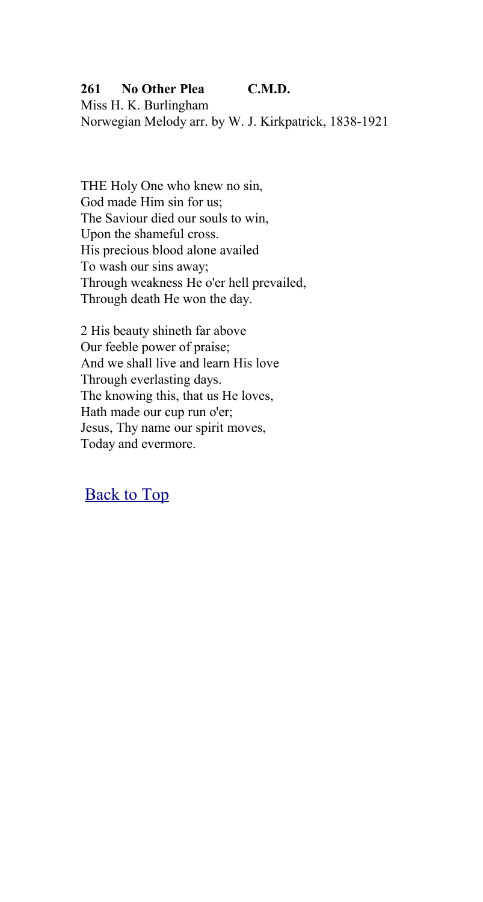**261 No Other Plea C.M.D.**
Miss H. K. Burlingham
Norwegian Melody arr. by W. J. Kirkpatrick, 1838-1921

THE Holy One who knew no sin,
God made Him sin for us;
The Saviour died our souls to win,
Upon the shameful cross.
His precious blood alone availed
To wash our sins away;
Through weakness He o'er hell prevailed,
Through death He won the day.

2 His beauty shineth far above
Our feeble power of praise;
And we shall live and learn His love
Through everlasting days.
The knowing this, that us He loves,
Hath made our cup run o'er;
Jesus, Thy name our spirit moves,
Today and evermore.

Back to Top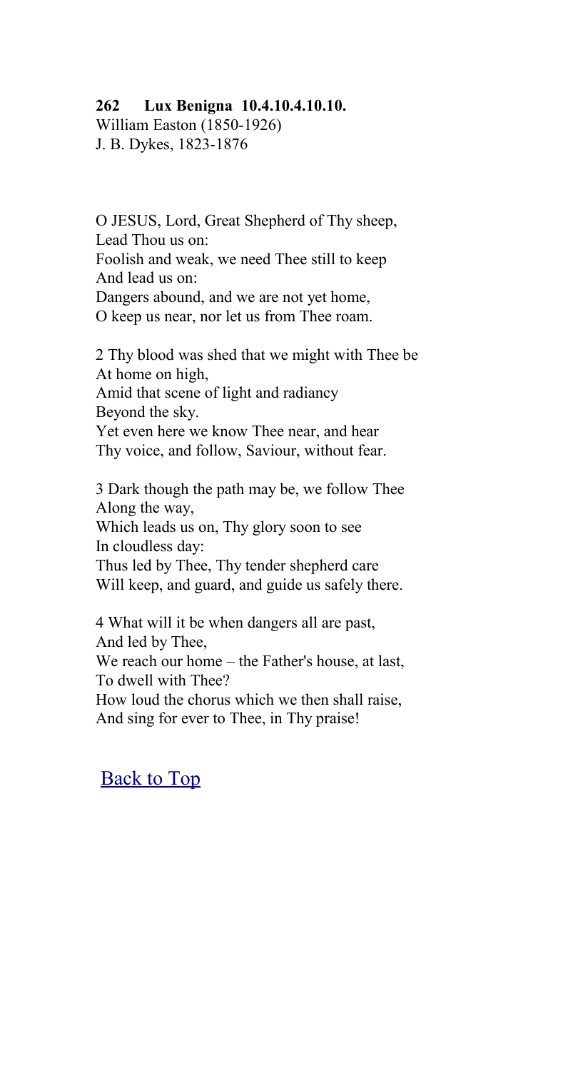**262 Lux Benigna 10.4.10.4.10.10.**
William Easton (1850-1926)
J. B. Dykes, 1823-1876

O JESUS, Lord, Great Shepherd of Thy sheep,
Lead Thou us on:
Foolish and weak, we need Thee still to keep
And lead us on:
Dangers abound, and we are not yet home,
O keep us near, nor let us from Thee roam.

2 Thy blood was shed that we might with Thee be
At home on high,
Amid that scene of light and radiancy
Beyond the sky.
Yet even here we know Thee near, and hear
Thy voice, and follow, Saviour, without fear.

3 Dark though the path may be, we follow Thee
Along the way,
Which leads us on, Thy glory soon to see
In cloudless day:
Thus led by Thee, Thy tender shepherd care
Will keep, and guard, and guide us safely there.

4 What will it be when dangers all are past,
And led by Thee,
We reach our home – the Father's house, at last,
To dwell with Thee?
How loud the chorus which we then shall raise,
And sing for ever to Thee, in Thy praise!

Back to Top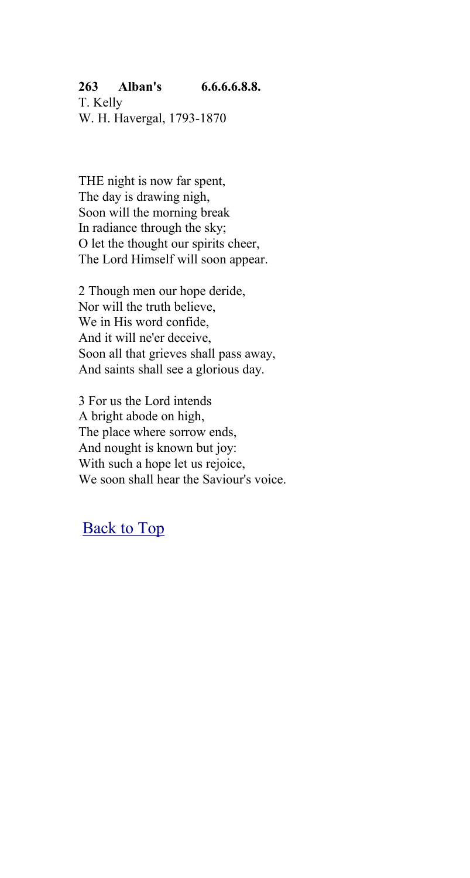**263 Alban's 6.6.6.6.8.8.**
T. Kelly
W. H. Havergal, 1793-1870

THE night is now far spent,
The day is drawing nigh,
Soon will the morning break
In radiance through the sky;
O let the thought our spirits cheer,
The Lord Himself will soon appear.

2 Though men our hope deride,
Nor will the truth believe,
We in His word confide,
And it will ne'er deceive,
Soon all that grieves shall pass away,
And saints shall see a glorious day.

3 For us the Lord intends
A bright abode on high,
The place where sorrow ends,
And nought is known but joy:
With such a hope let us rejoice,
We soon shall hear the Saviour's voice.

Back to Top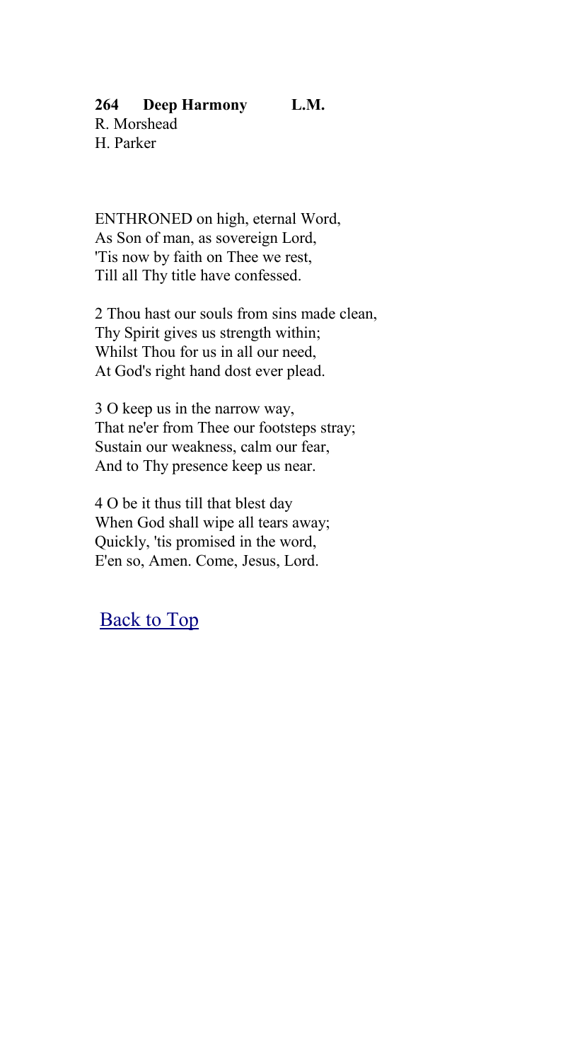**264 Deep Harmony L.M.**
R. Morshead
H. Parker

ENTHRONED on high, eternal Word,
As Son of man, as sovereign Lord,
'Tis now by faith on Thee we rest,
Till all Thy title have confessed.

2 Thou hast our souls from sins made clean,
Thy Spirit gives us strength within;
Whilst Thou for us in all our need,
At God's right hand dost ever plead.

3 O keep us in the narrow way,
That ne'er from Thee our footsteps stray;
Sustain our weakness, calm our fear,
And to Thy presence keep us near.

4 O be it thus till that blest day
When God shall wipe all tears away;
Quickly, 'tis promised in the word,
E'en so, Amen. Come, Jesus, Lord.

Back to Top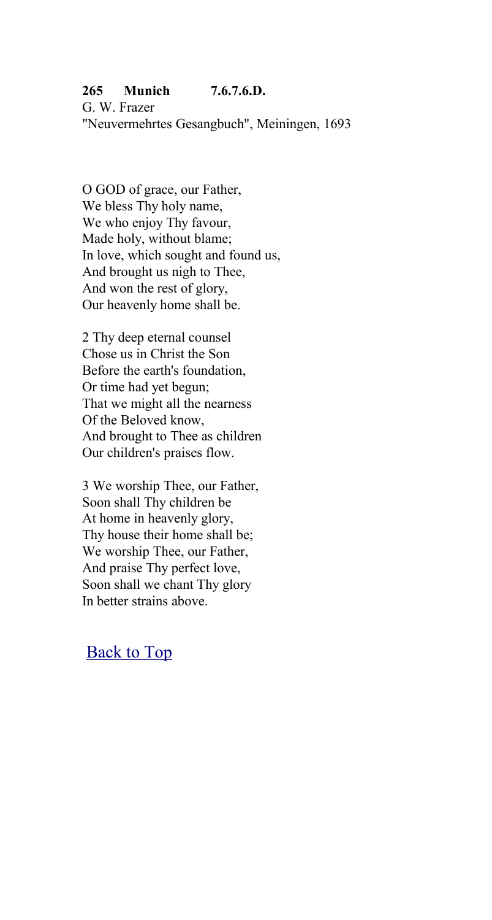**265 Munich 7.6.7.6.D.**
G. W. Frazer
"Neuvermehrtes Gesangbuch", Meiningen, 1693

O GOD of grace, our Father,
We bless Thy holy name,
We who enjoy Thy favour,
Made holy, without blame;
In love, which sought and found us,
And brought us nigh to Thee,
And won the rest of glory,
Our heavenly home shall be.

2 Thy deep eternal counsel
Chose us in Christ the Son
Before the earth's foundation,
Or time had yet begun;
That we might all the nearness
Of the Beloved know,
And brought to Thee as children
Our children's praises flow.

3 We worship Thee, our Father,
Soon shall Thy children be
At home in heavenly glory,
Thy house their home shall be;
We worship Thee, our Father,
And praise Thy perfect love,
Soon shall we chant Thy glory
In better strains above.

Back to Top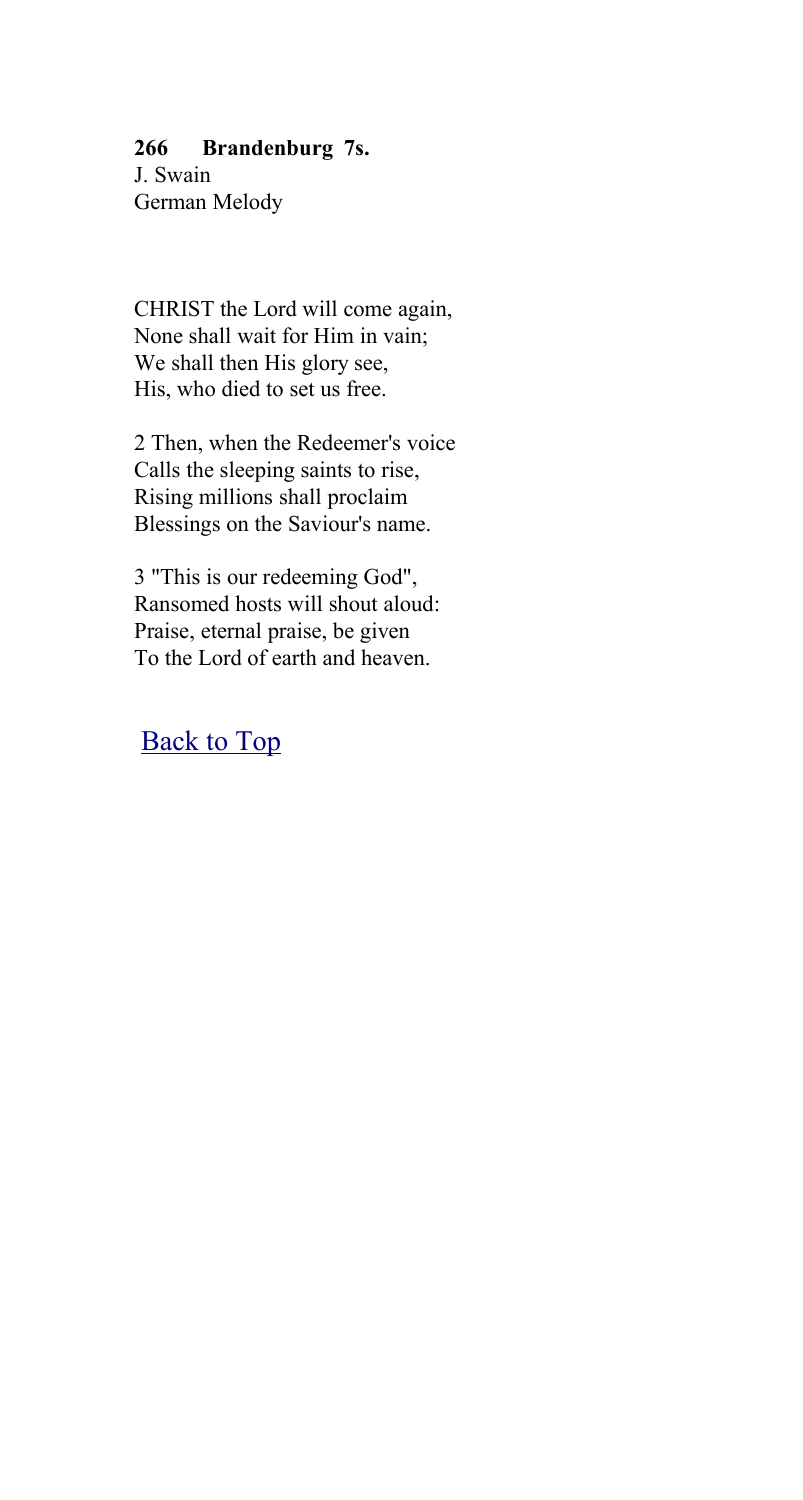**266 Brandenburg 7s.**
J. Swain
German Melody

CHRIST the Lord will come again,
None shall wait for Him in vain;
We shall then His glory see,
His, who died to set us free.

2 Then, when the Redeemer's voice
Calls the sleeping saints to rise,
Rising millions shall proclaim
Blessings on the Saviour's name.

3 "This is our redeeming God",
Ransomed hosts will shout aloud:
Praise, eternal praise, be given
To the Lord of earth and heaven.

Back to Top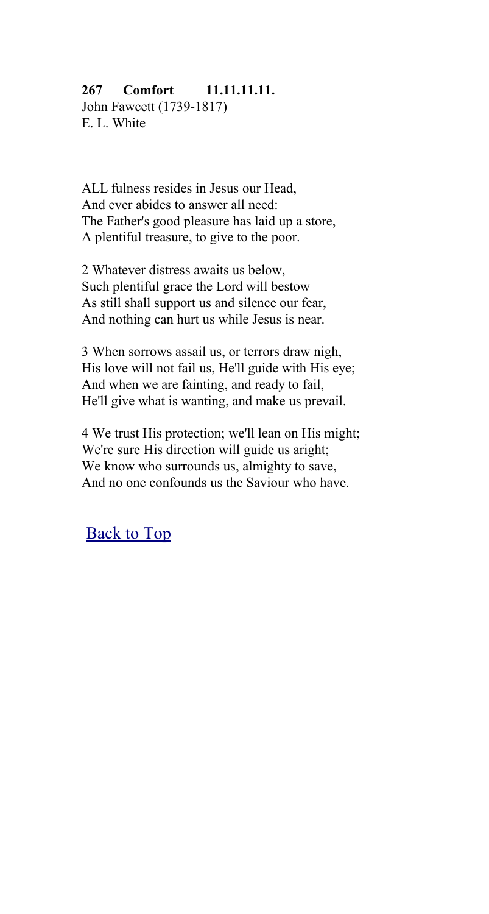**267 Comfort 11.11.11.11.**
John Fawcett (1739-1817)
E. L. White

ALL fulness resides in Jesus our Head,
And ever abides to answer all need:
The Father's good pleasure has laid up a store,
A plentiful treasure, to give to the poor.

2 Whatever distress awaits us below,
Such plentiful grace the Lord will bestow
As still shall support us and silence our fear,
And nothing can hurt us while Jesus is near.

3 When sorrows assail us, or terrors draw nigh,
His love will not fail us, He'll guide with His eye;
And when we are fainting, and ready to fail,
He'll give what is wanting, and make us prevail.

4 We trust His protection; we'll lean on His might;
We're sure His direction will guide us aright;
We know who surrounds us, almighty to save,
And no one confounds us the Saviour who have.

Back to Top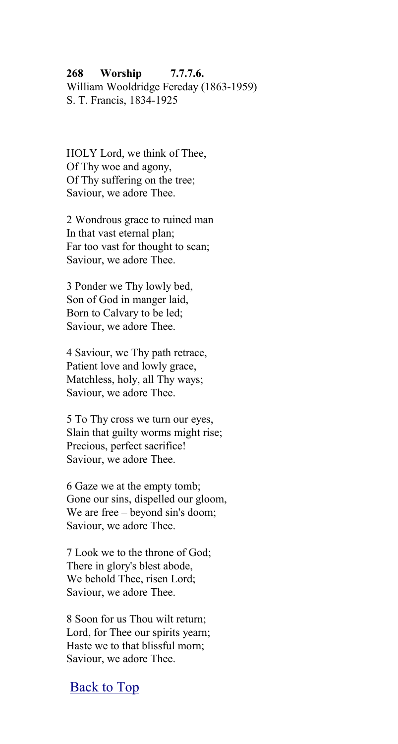**268 Worship 7.7.7.6.**
William Wooldridge Fereday (1863-1959)
S. T. Francis, 1834-1925

HOLY Lord, we think of Thee,
Of Thy woe and agony,
Of Thy suffering on the tree;
Saviour, we adore Thee.

2 Wondrous grace to ruined man
In that vast eternal plan;
Far too vast for thought to scan;
Saviour, we adore Thee.

3 Ponder we Thy lowly bed,
Son of God in manger laid,
Born to Calvary to be led;
Saviour, we adore Thee.

4 Saviour, we Thy path retrace,
Patient love and lowly grace,
Matchless, holy, all Thy ways;
Saviour, we adore Thee.

5 To Thy cross we turn our eyes,
Slain that guilty worms might rise;
Precious, perfect sacrifice!
Saviour, we adore Thee.

6 Gaze we at the empty tomb;
Gone our sins, dispelled our gloom,
We are free – beyond sin's doom;
Saviour, we adore Thee.

7 Look we to the throne of God;
There in glory's blest abode,
We behold Thee, risen Lord;
Saviour, we adore Thee.

8 Soon for us Thou wilt return;
Lord, for Thee our spirits yearn;
Haste we to that blissful morn;
Saviour, we adore Thee.

Back to Top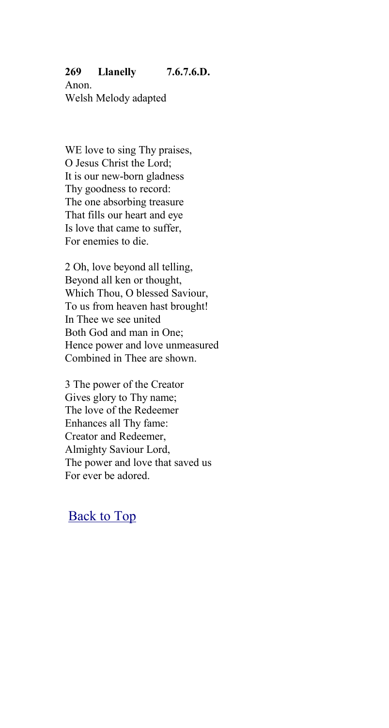**269 Llanelly 7.6.7.6.D.**
Anon.
Welsh Melody adapted

WE love to sing Thy praises,
O Jesus Christ the Lord;
It is our new-born gladness
Thy goodness to record:
The one absorbing treasure
That fills our heart and eye
Is love that came to suffer,
For enemies to die.

2 Oh, love beyond all telling,
Beyond all ken or thought,
Which Thou, O blessed Saviour,
To us from heaven hast brought!
In Thee we see united
Both God and man in One;
Hence power and love unmeasured
Combined in Thee are shown.

3 The power of the Creator
Gives glory to Thy name;
The love of the Redeemer
Enhances all Thy fame:
Creator and Redeemer,
Almighty Saviour Lord,
The power and love that saved us
For ever be adored.

Back to Top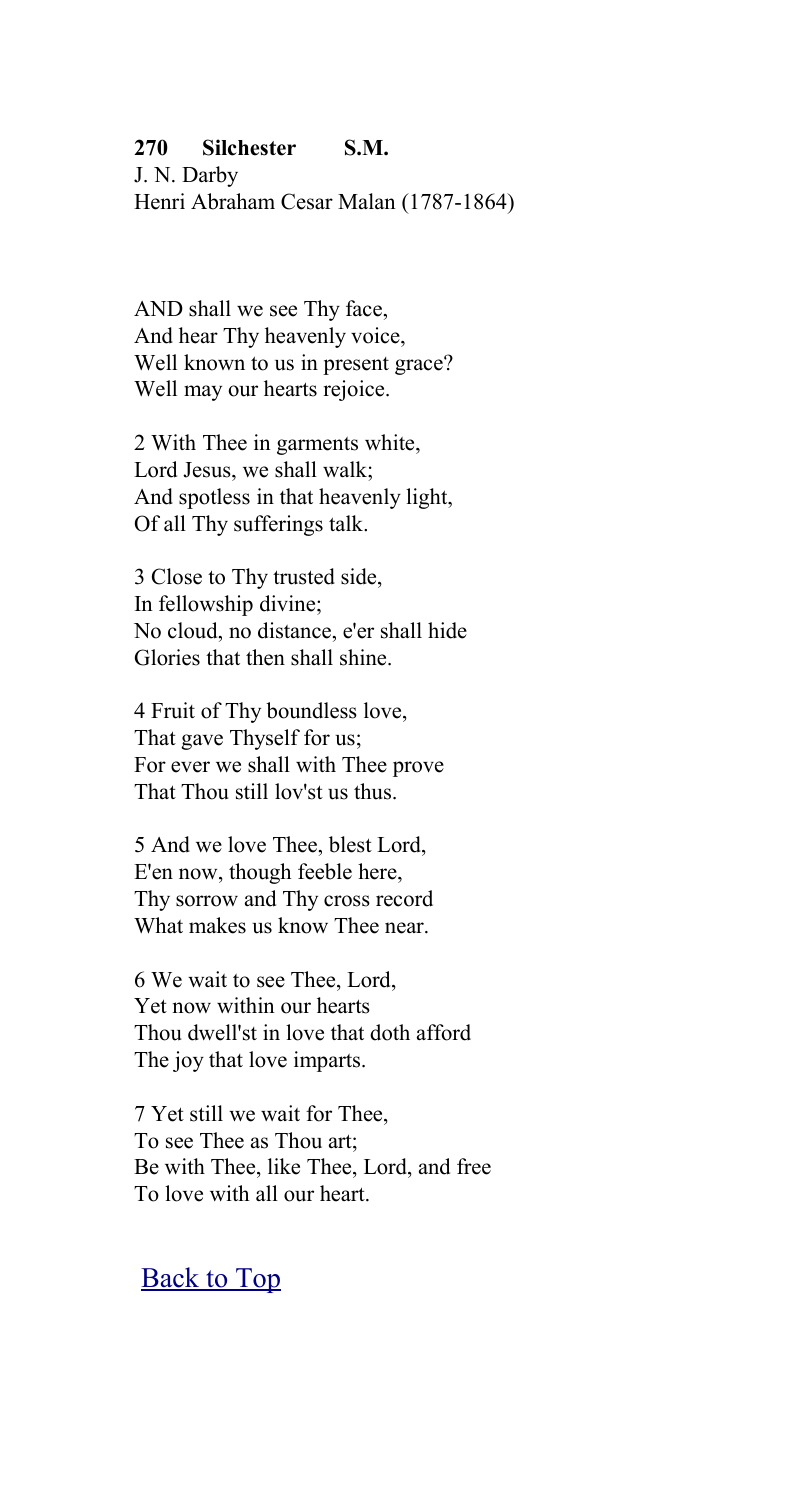**270 Silchester S.M.**
J. N. Darby
Henri Abraham Cesar Malan (1787-1864)

AND shall we see Thy face,
And hear Thy heavenly voice,
Well known to us in present grace?
Well may our hearts rejoice.

2 With Thee in garments white,
Lord Jesus, we shall walk;
And spotless in that heavenly light,
Of all Thy sufferings talk.

3 Close to Thy trusted side,
In fellowship divine;
No cloud, no distance, e'er shall hide
Glories that then shall shine.

4 Fruit of Thy boundless love,
That gave Thyself for us;
For ever we shall with Thee prove
That Thou still lov'st us thus.

5 And we love Thee, blest Lord,
E'en now, though feeble here,
Thy sorrow and Thy cross record
What makes us know Thee near.

6 We wait to see Thee, Lord,
Yet now within our hearts
Thou dwell'st in love that doth afford
The joy that love imparts.

7 Yet still we wait for Thee,
To see Thee as Thou art;
Be with Thee, like Thee, Lord, and free
To love with all our heart.

Back to Top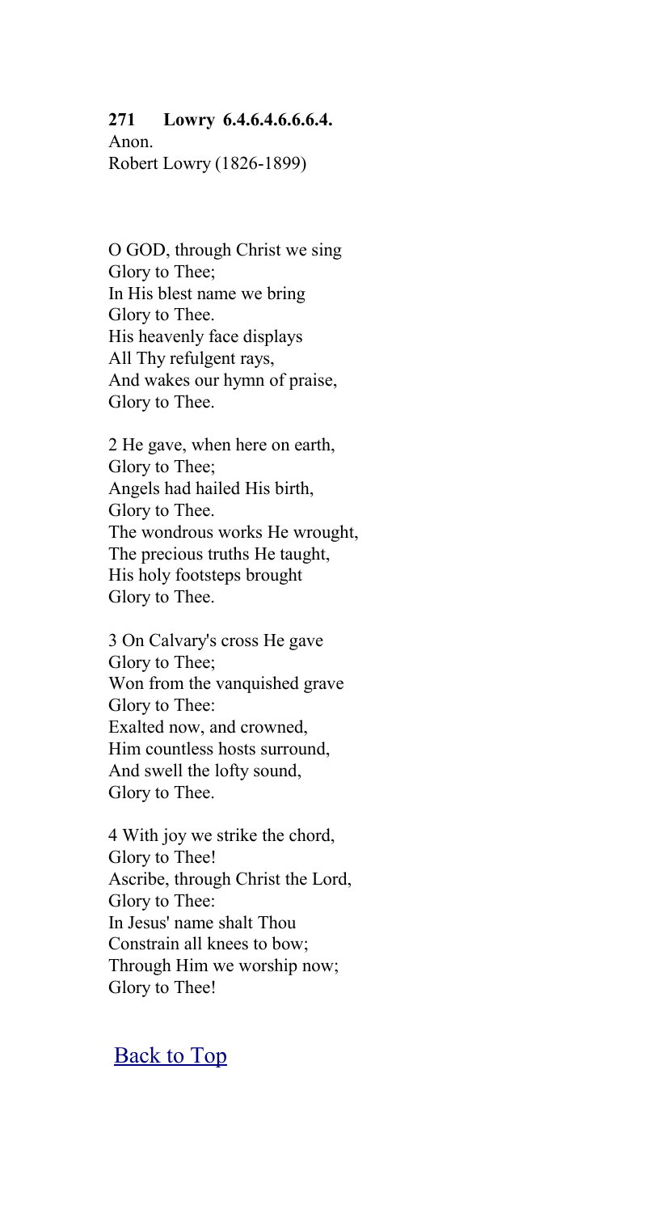**271 Lowry 6.4.6.4.6.6.6.4.**
Anon.
Robert Lowry (1826-1899)

O GOD, through Christ we sing
Glory to Thee;
In His blest name we bring
Glory to Thee.
His heavenly face displays
All Thy refulgent rays,
And wakes our hymn of praise,
Glory to Thee.

2 He gave, when here on earth,
Glory to Thee;
Angels had hailed His birth,
Glory to Thee.
The wondrous works He wrought,
The precious truths He taught,
His holy footsteps brought
Glory to Thee.

3 On Calvary's cross He gave
Glory to Thee;
Won from the vanquished grave
Glory to Thee:
Exalted now, and crowned,
Him countless hosts surround,
And swell the lofty sound,
Glory to Thee.

4 With joy we strike the chord,
Glory to Thee!
Ascribe, through Christ the Lord,
Glory to Thee:
In Jesus' name shalt Thou
Constrain all knees to bow;
Through Him we worship now;
Glory to Thee!

Back to Top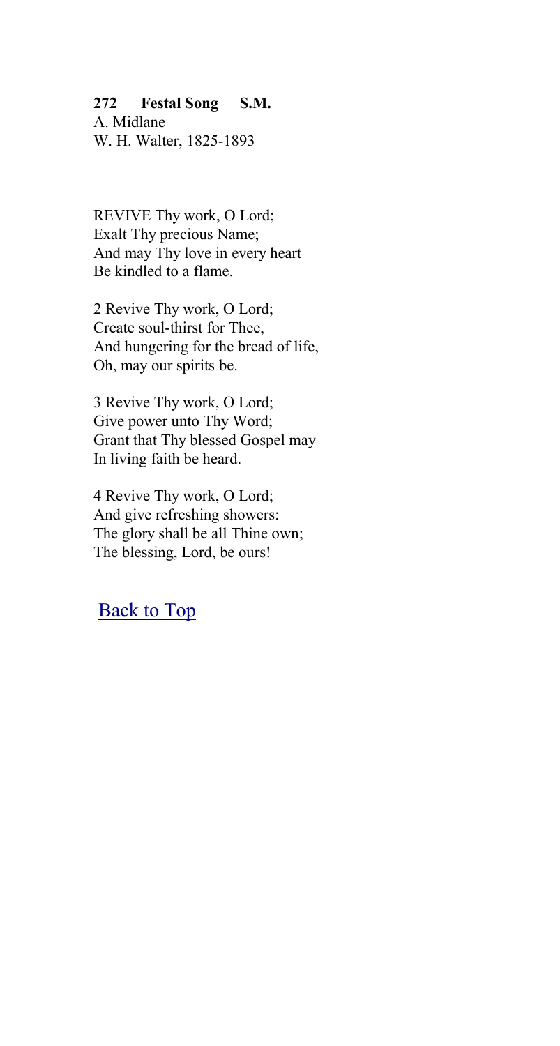**272 Festal Song S.M.**
A. Midlane
W. H. Walter, 1825-1893

REVIVE Thy work, O Lord;
Exalt Thy precious Name;
And may Thy love in every heart
Be kindled to a flame.

2 Revive Thy work, O Lord;
Create soul-thirst for Thee,
And hungering for the bread of life,
Oh, may our spirits be.

3 Revive Thy work, O Lord;
Give power unto Thy Word;
Grant that Thy blessed Gospel may
In living faith be heard.

4 Revive Thy work, O Lord;
And give refreshing showers:
The glory shall be all Thine own;
The blessing, Lord, be ours!

Back to Top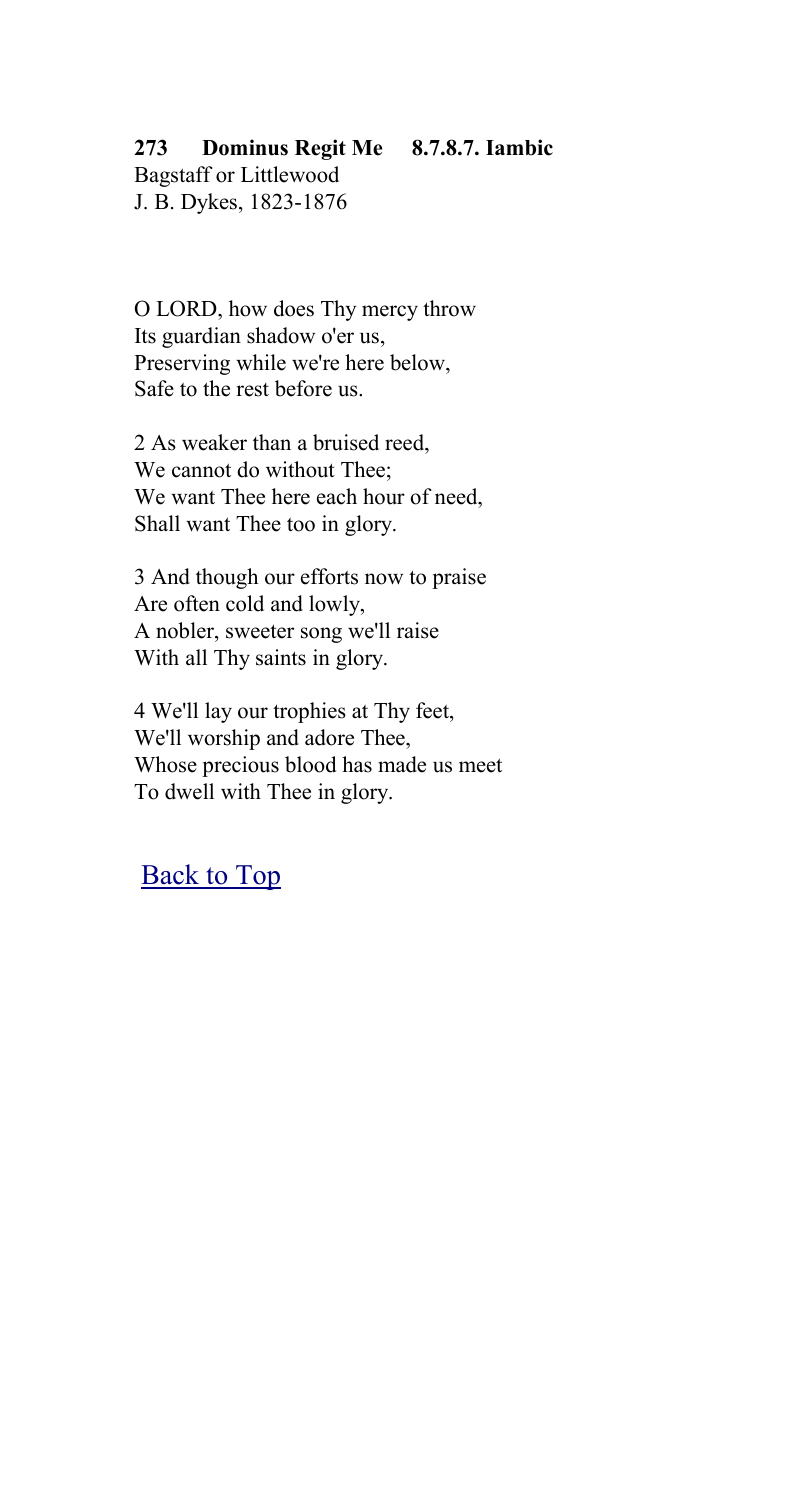**273 Dominus Regit Me 8.7.8.7. Iambic**
Bagstaff or Littlewood
J. B. Dykes, 1823-1876

O LORD, how does Thy mercy throw
Its guardian shadow o'er us,
Preserving while we're here below,
Safe to the rest before us.

2 As weaker than a bruised reed,
We cannot do without Thee;
We want Thee here each hour of need,
Shall want Thee too in glory.

3 And though our efforts now to praise
Are often cold and lowly,
A nobler, sweeter song we'll raise
With all Thy saints in glory.

4 We'll lay our trophies at Thy feet,
We'll worship and adore Thee,
Whose precious blood has made us meet
To dwell with Thee in glory.

Back to Top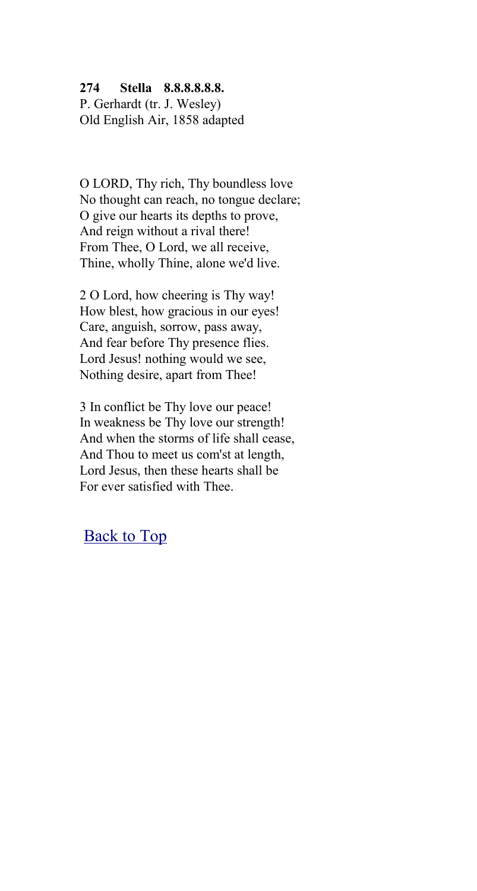**274 Stella 8.8.8.8.8.8.**
P. Gerhardt (tr. J. Wesley)
Old English Air, 1858 adapted

O LORD, Thy rich, Thy boundless love
No thought can reach, no tongue declare;
O give our hearts its depths to prove,
And reign without a rival there!
From Thee, O Lord, we all receive,
Thine, wholly Thine, alone we'd live.

2 O Lord, how cheering is Thy way!
How blest, how gracious in our eyes!
Care, anguish, sorrow, pass away,
And fear before Thy presence flies.
Lord Jesus! nothing would we see,
Nothing desire, apart from Thee!

3 In conflict be Thy love our peace!
In weakness be Thy love our strength!
And when the storms of life shall cease,
And Thou to meet us com'st at length,
Lord Jesus, then these hearts shall be
For ever satisfied with Thee.

Back to Top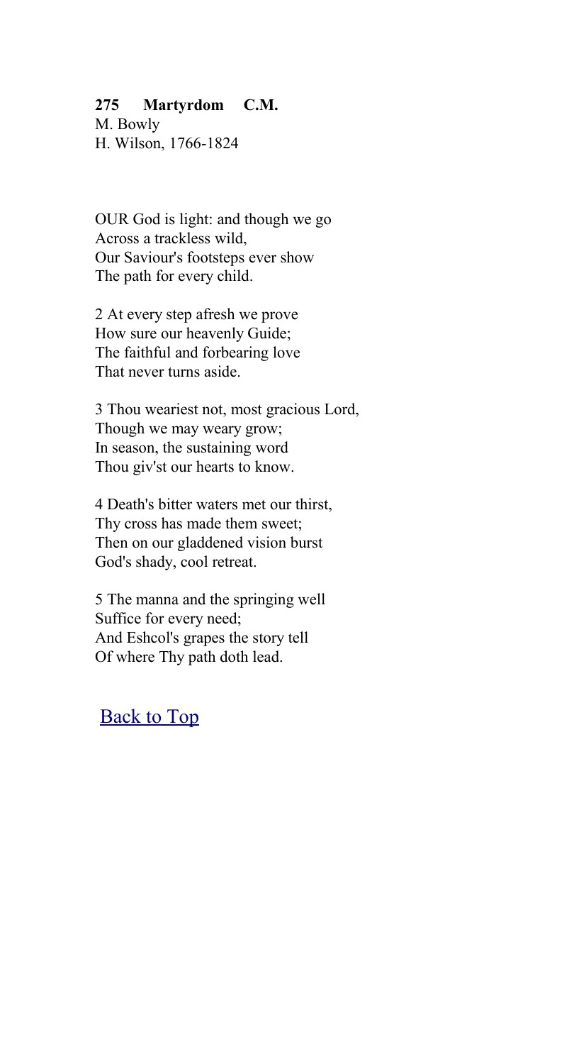**275 Martyrdom C.M.**
M. Bowly
H. Wilson, 1766-1824

OUR God is light: and though we go
Across a trackless wild,
Our Saviour's footsteps ever show
The path for every child.

2 At every step afresh we prove
How sure our heavenly Guide;
The faithful and forbearing love
That never turns aside.

3 Thou weariest not, most gracious Lord,
Though we may weary grow;
In season, the sustaining word
Thou giv'st our hearts to know.

4 Death's bitter waters met our thirst,
Thy cross has made them sweet;
Then on our gladdened vision burst
God's shady, cool retreat.

5 The manna and the springing well
Suffice for every need;
And Eshcol's grapes the story tell
Of where Thy path doth lead.

Back to Top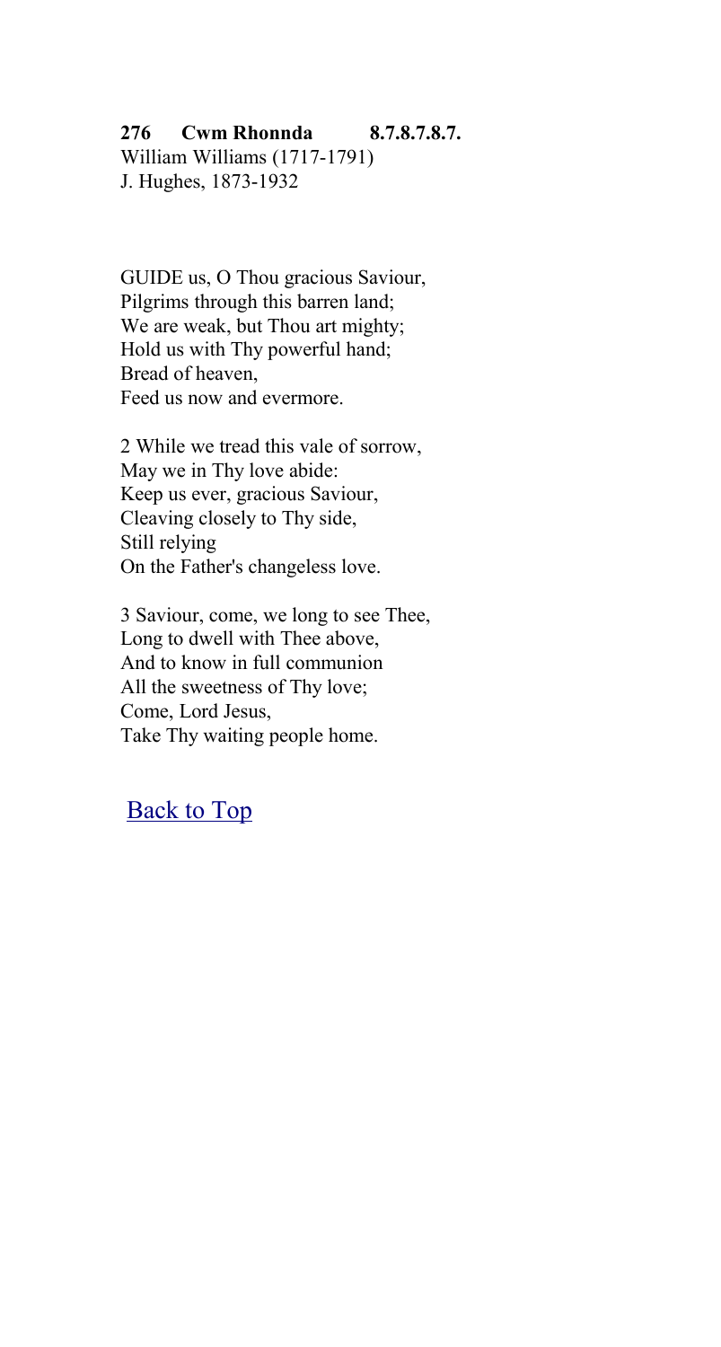**276 Cwm Rhonnda 8.7.8.7.8.7.**
William Williams (1717-1791)
J. Hughes, 1873-1932

GUIDE us, O Thou gracious Saviour,
Pilgrims through this barren land;
We are weak, but Thou art mighty;
Hold us with Thy powerful hand;
Bread of heaven,
Feed us now and evermore.

2 While we tread this vale of sorrow,
May we in Thy love abide:
Keep us ever, gracious Saviour,
Cleaving closely to Thy side,
Still relying
On the Father's changeless love.

3 Saviour, come, we long to see Thee,
Long to dwell with Thee above,
And to know in full communion
All the sweetness of Thy love;
Come, Lord Jesus,
Take Thy waiting people home.

Back to Top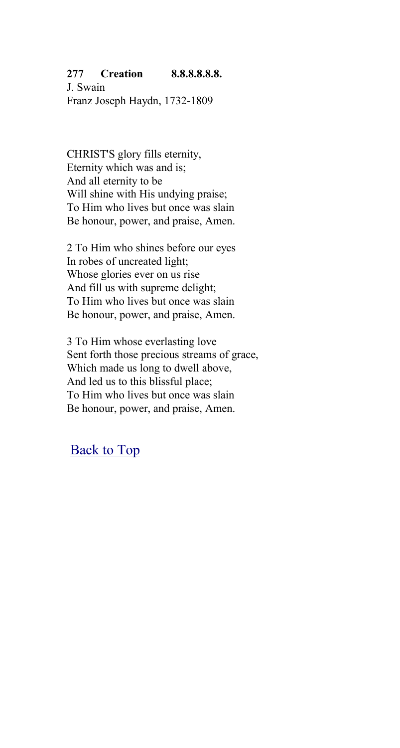**277 Creation 8.8.8.8.8.8.**
J. Swain
Franz Joseph Haydn, 1732-1809

CHRIST'S glory fills eternity,
Eternity which was and is;
And all eternity to be
Will shine with His undying praise;
To Him who lives but once was slain
Be honour, power, and praise, Amen.

2 To Him who shines before our eyes
In robes of uncreated light;
Whose glories ever on us rise
And fill us with supreme delight;
To Him who lives but once was slain
Be honour, power, and praise, Amen.

3 To Him whose everlasting love
Sent forth those precious streams of grace,
Which made us long to dwell above,
And led us to this blissful place;
To Him who lives but once was slain
Be honour, power, and praise, Amen.

Back to Top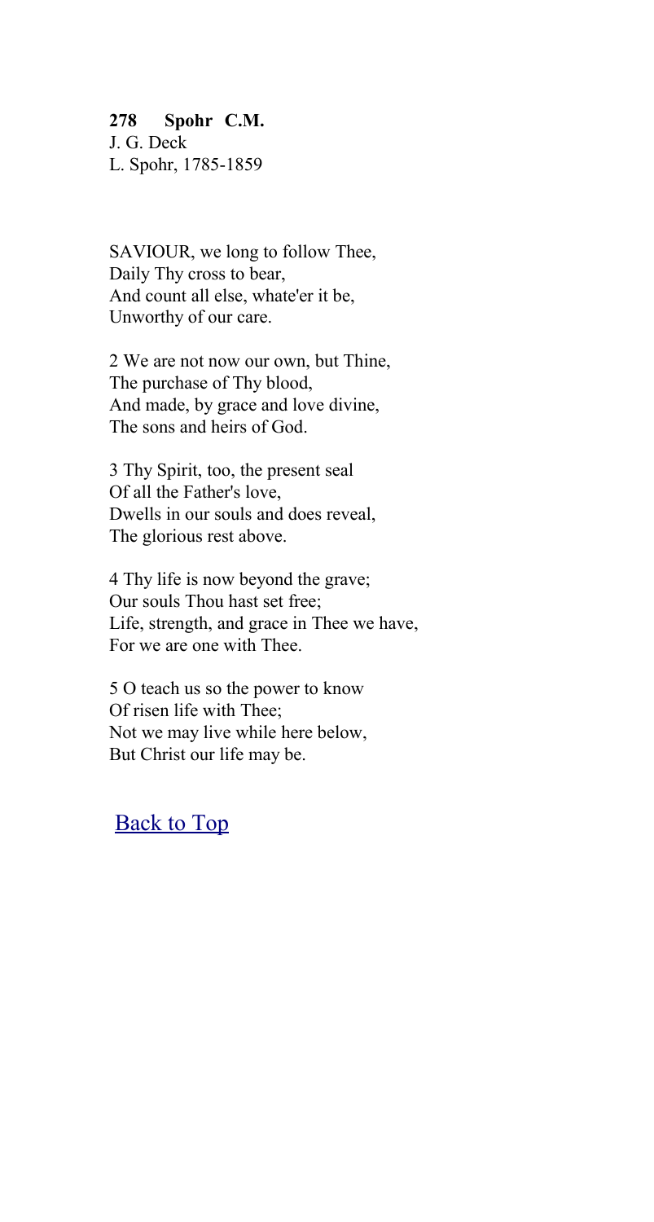**278 Spohr C.M.**
J. G. Deck
L. Spohr, 1785-1859

SAVIOUR, we long to follow Thee,
Daily Thy cross to bear,
And count all else, whate'er it be,
Unworthy of our care.

2 We are not now our own, but Thine,
The purchase of Thy blood,
And made, by grace and love divine,
The sons and heirs of God.

3 Thy Spirit, too, the present seal
Of all the Father's love,
Dwells in our souls and does reveal,
The glorious rest above.

4 Thy life is now beyond the grave;
Our souls Thou hast set free;
Life, strength, and grace in Thee we have,
For we are one with Thee.

5 O teach us so the power to know
Of risen life with Thee;
Not we may live while here below,
But Christ our life may be.

Back to Top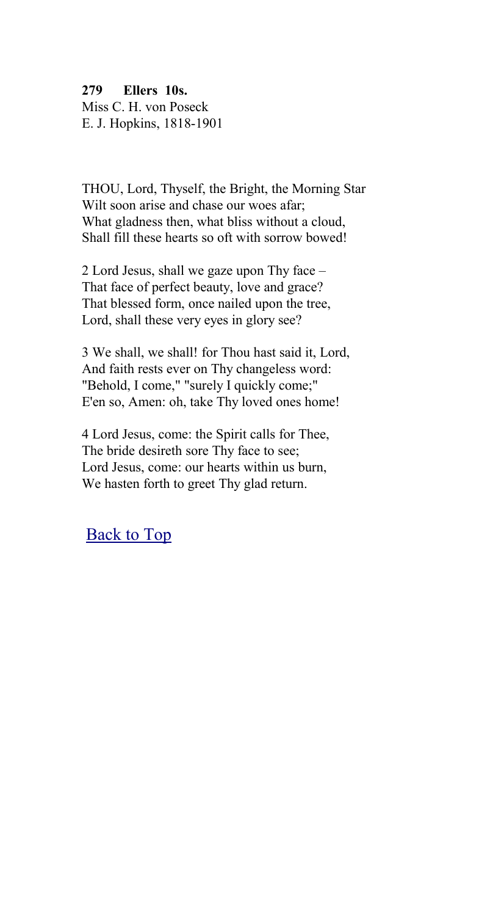**279 Ellers 10s.**
Miss C. H. von Poseck
E. J. Hopkins, 1818-1901

THOU, Lord, Thyself, the Bright, the Morning Star
Wilt soon arise and chase our woes afar;
What gladness then, what bliss without a cloud,
Shall fill these hearts so oft with sorrow bowed!

2 Lord Jesus, shall we gaze upon Thy face –
That face of perfect beauty, love and grace?
That blessed form, once nailed upon the tree,
Lord, shall these very eyes in glory see?

3 We shall, we shall! for Thou hast said it, Lord,
And faith rests ever on Thy changeless word:
"Behold, I come," "surely I quickly come;"
E'en so, Amen: oh, take Thy loved ones home!

4 Lord Jesus, come: the Spirit calls for Thee,
The bride desireth sore Thy face to see;
Lord Jesus, come: our hearts within us burn,
We hasten forth to greet Thy glad return.

Back to Top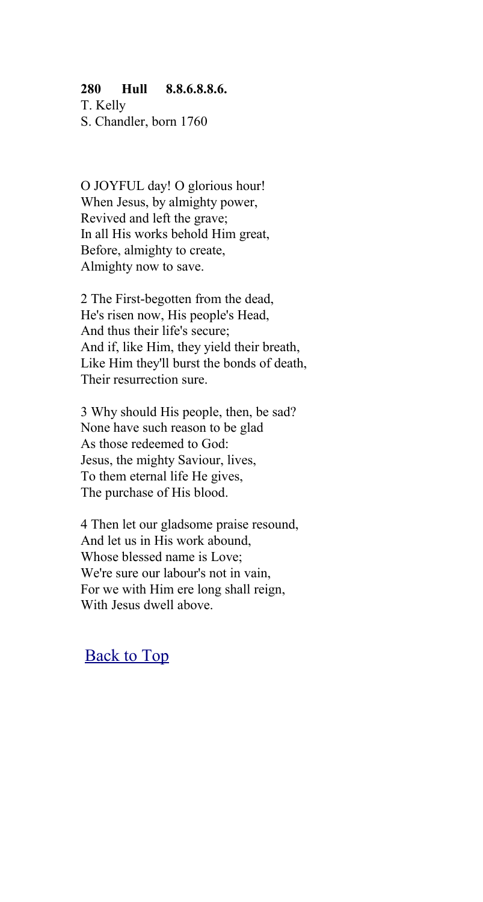**280 Hull 8.8.6.8.8.6.**

T. Kelly
S. Chandler, born 1760

O JOYFUL day! O glorious hour!
When Jesus, by almighty power,
Revived and left the grave;
In all His works behold Him great,
Before, almighty to create,
Almighty now to save.

2 The First-begotten from the dead,
He's risen now, His people's Head,
And thus their life's secure;
And if, like Him, they yield their breath,
Like Him they'll burst the bonds of death,
Their resurrection sure.

3 Why should His people, then, be sad?
None have such reason to be glad
As those redeemed to God:
Jesus, the mighty Saviour, lives,
To them eternal life He gives,
The purchase of His blood.

4 Then let our gladsome praise resound,
And let us in His work abound,
Whose blessed name is Love;
We're sure our labour's not in vain,
For we with Him ere long shall reign,
With Jesus dwell above.

Back to Top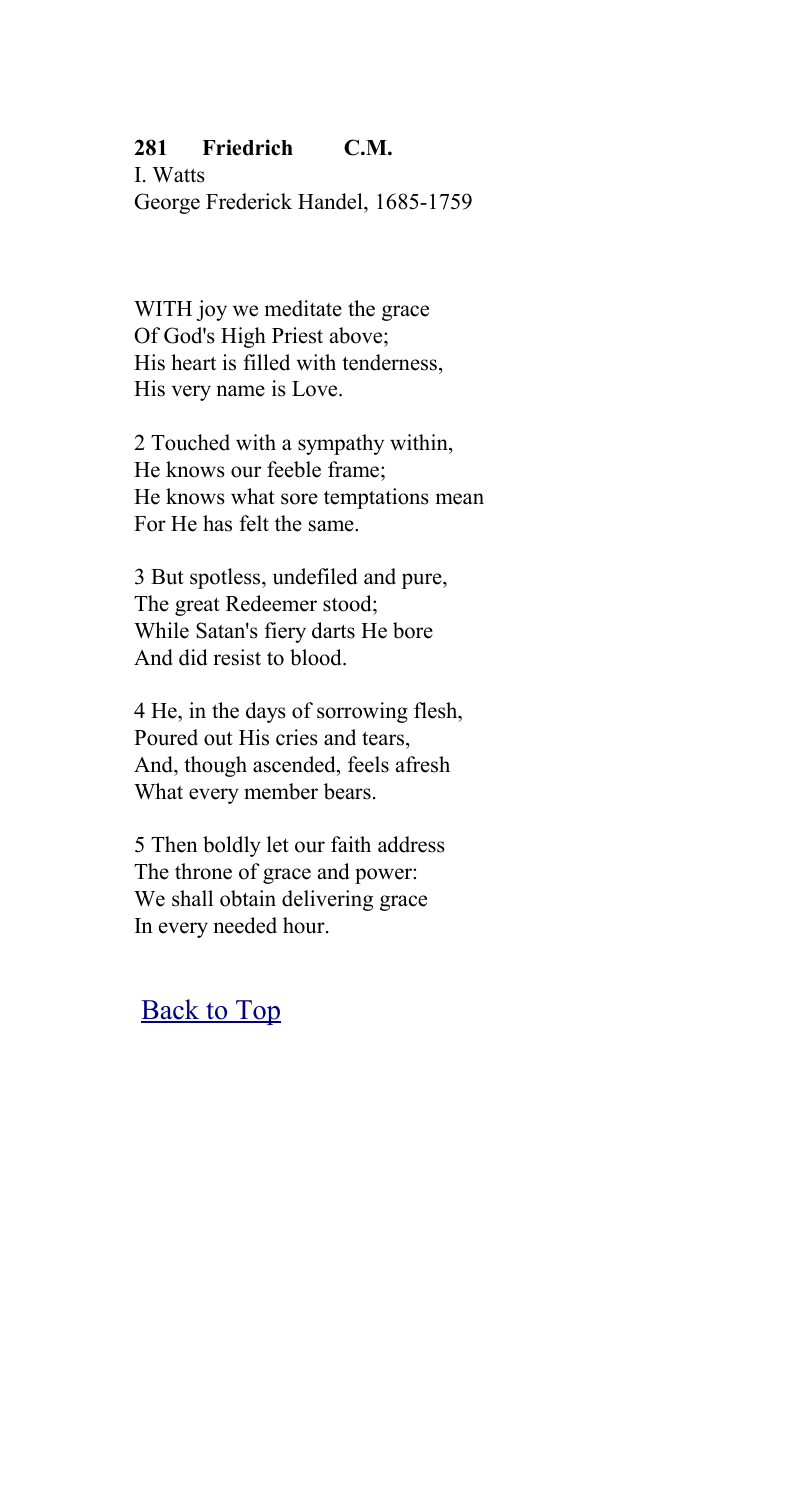**281 Friedrich C.M.**
I. Watts
George Frederick Handel, 1685-1759

WITH joy we meditate the grace
Of God's High Priest above;
His heart is filled with tenderness,
His very name is Love.

2 Touched with a sympathy within,
He knows our feeble frame;
He knows what sore temptations mean
For He has felt the same.

3 But spotless, undefiled and pure,
The great Redeemer stood;
While Satan's fiery darts He bore
And did resist to blood.

4 He, in the days of sorrowing flesh,
Poured out His cries and tears,
And, though ascended, feels afresh
What every member bears.

5 Then boldly let our faith address
The throne of grace and power:
We shall obtain delivering grace
In every needed hour.

Back to Top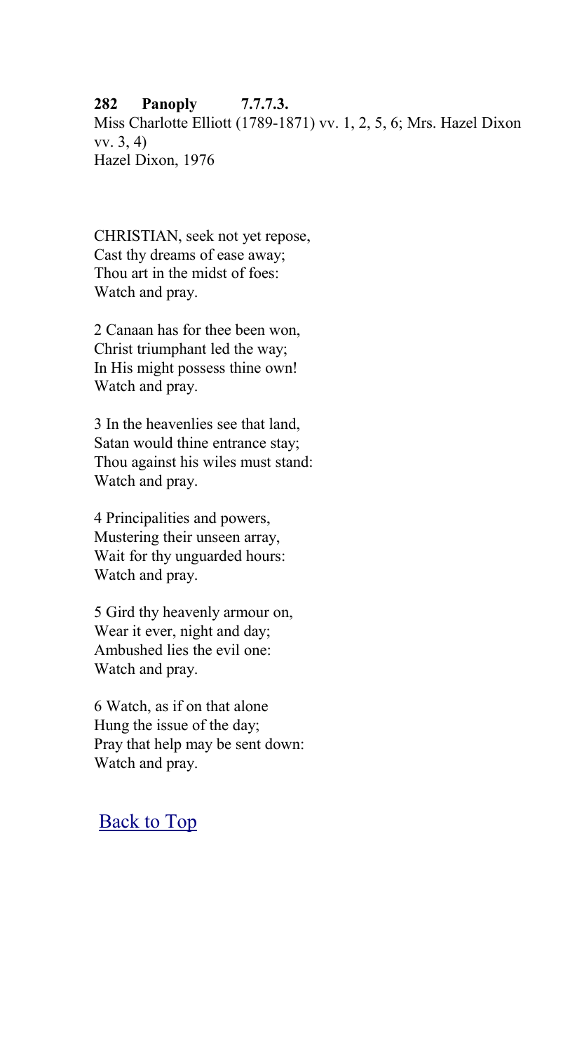**282 Panoply 7.7.7.3.**
Miss Charlotte Elliott (1789-1871) vv. 1, 2, 5, 6; Mrs. Hazel Dixon vv. 3, 4)
Hazel Dixon, 1976

CHRISTIAN, seek not yet repose,
Cast thy dreams of ease away;
Thou art in the midst of foes:
Watch and pray.

2 Canaan has for thee been won,
Christ triumphant led the way;
In His might possess thine own!
Watch and pray.

3 In the heavenlies see that land,
Satan would thine entrance stay;
Thou against his wiles must stand:
Watch and pray.

4 Principalities and powers,
Mustering their unseen array,
Wait for thy unguarded hours:
Watch and pray.

5 Gird thy heavenly armour on,
Wear it ever, night and day;
Ambushed lies the evil one:
Watch and pray.

6 Watch, as if on that alone
Hung the issue of the day;
Pray that help may be sent down:
Watch and pray.

Back to Top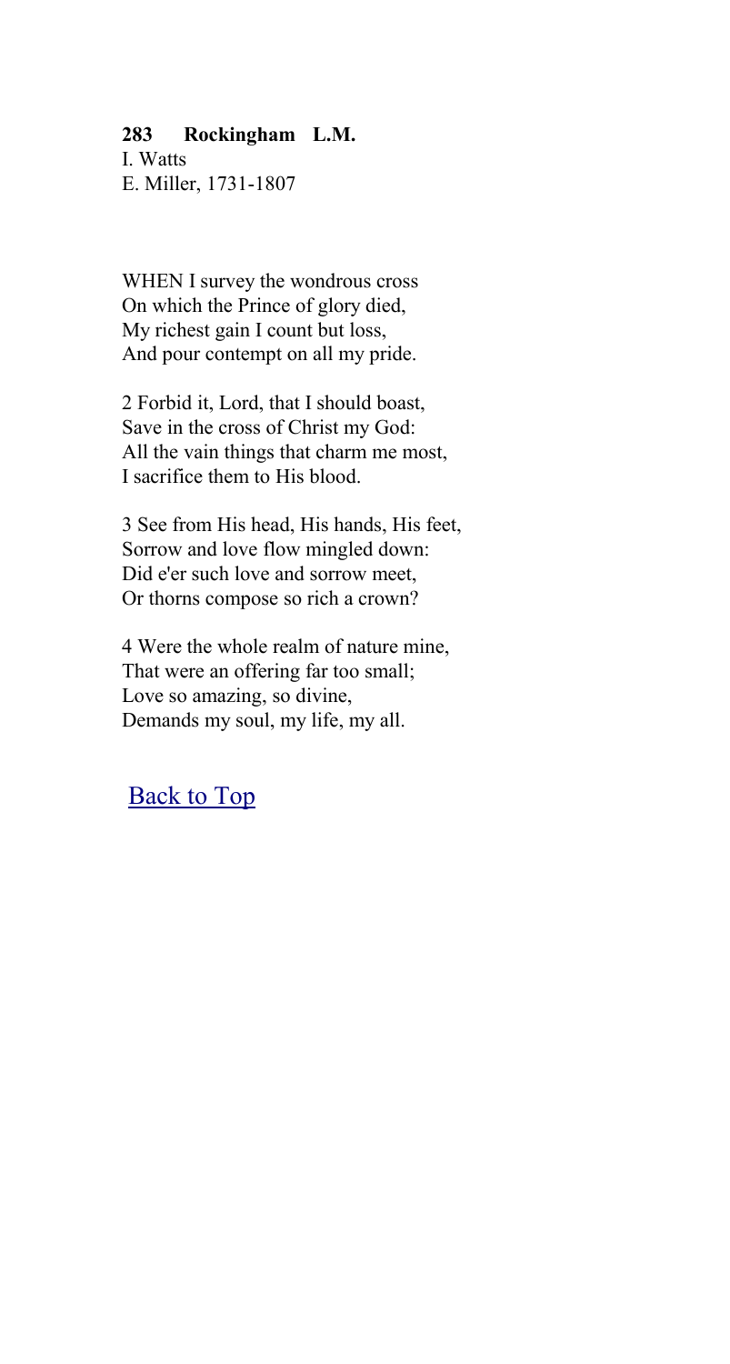**283 Rockingham L.M.**
I. Watts
E. Miller, 1731-1807

WHEN I survey the wondrous cross
On which the Prince of glory died,
My richest gain I count but loss,
And pour contempt on all my pride.

2 Forbid it, Lord, that I should boast,
Save in the cross of Christ my God:
All the vain things that charm me most,
I sacrifice them to His blood.

3 See from His head, His hands, His feet,
Sorrow and love flow mingled down:
Did e'er such love and sorrow meet,
Or thorns compose so rich a crown?

4 Were the whole realm of nature mine,
That were an offering far too small;
Love so amazing, so divine,
Demands my soul, my life, my all.

Back to Top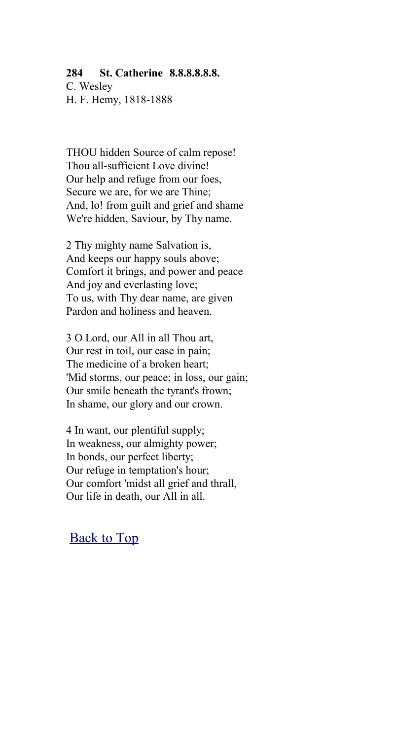**284 St. Catherine 8.8.8.8.8.8.**
C. Wesley
H. F. Hemy, 1818-1888

THOU hidden Source of calm repose!
Thou all-sufficient Love divine!
Our help and refuge from our foes,
Secure we are, for we are Thine;
And, lo! from guilt and grief and shame
We're hidden, Saviour, by Thy name.

2 Thy mighty name Salvation is,
And keeps our happy souls above;
Comfort it brings, and power and peace
And joy and everlasting love;
To us, with Thy dear name, are given
Pardon and holiness and heaven.

3 O Lord, our All in all Thou art,
Our rest in toil, our ease in pain;
The medicine of a broken heart;
'Mid storms, our peace; in loss, our gain;
Our smile beneath the tyrant's frown;
In shame, our glory and our crown.

4 In want, our plentiful supply;
In weakness, our almighty power;
In bonds, our perfect liberty;
Our refuge in temptation's hour;
Our comfort 'midst all grief and thrall,
Our life in death, our All in all.

Back to Top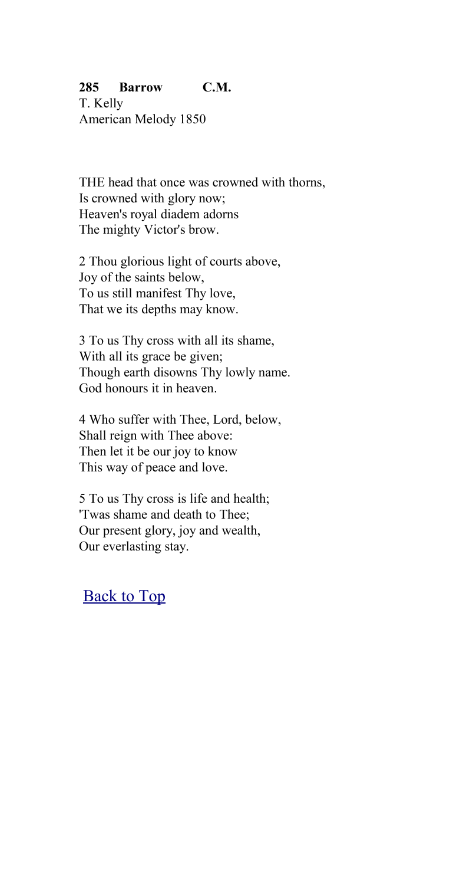**285 Barrow C.M.**
T. Kelly
American Melody 1850

THE head that once was crowned with thorns,
Is crowned with glory now;
Heaven's royal diadem adorns
The mighty Victor's brow.

2 Thou glorious light of courts above,
Joy of the saints below,
To us still manifest Thy love,
That we its depths may know.

3 To us Thy cross with all its shame,
With all its grace be given;
Though earth disowns Thy lowly name.
God honours it in heaven.

4 Who suffer with Thee, Lord, below,
Shall reign with Thee above:
Then let it be our joy to know
This way of peace and love.

5 To us Thy cross is life and health;
'Twas shame and death to Thee;
Our present glory, joy and wealth,
Our everlasting stay.

[Back to Top]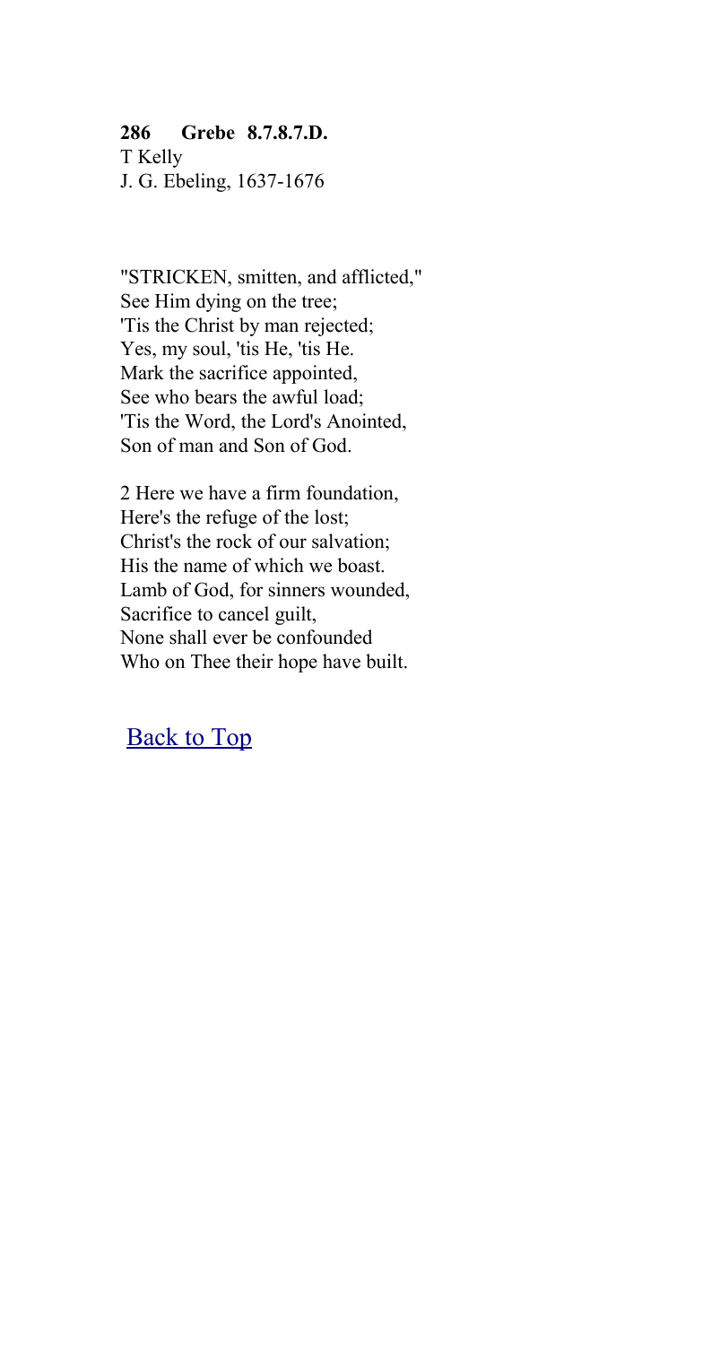**286 Grebe 8.7.8.7.D.**
T Kelly
J. G. Ebeling, 1637-1676

"STRICKEN, smitten, and afflicted,"
See Him dying on the tree;
'Tis the Christ by man rejected;
Yes, my soul, 'tis He, 'tis He.
Mark the sacrifice appointed,
See who bears the awful load;
'Tis the Word, the Lord's Anointed,
Son of man and Son of God.

2 Here we have a firm foundation,
Here's the refuge of the lost;
Christ's the rock of our salvation;
His the name of which we boast.
Lamb of God, for sinners wounded,
Sacrifice to cancel guilt,
None shall ever be confounded
Who on Thee their hope have built.

Back to Top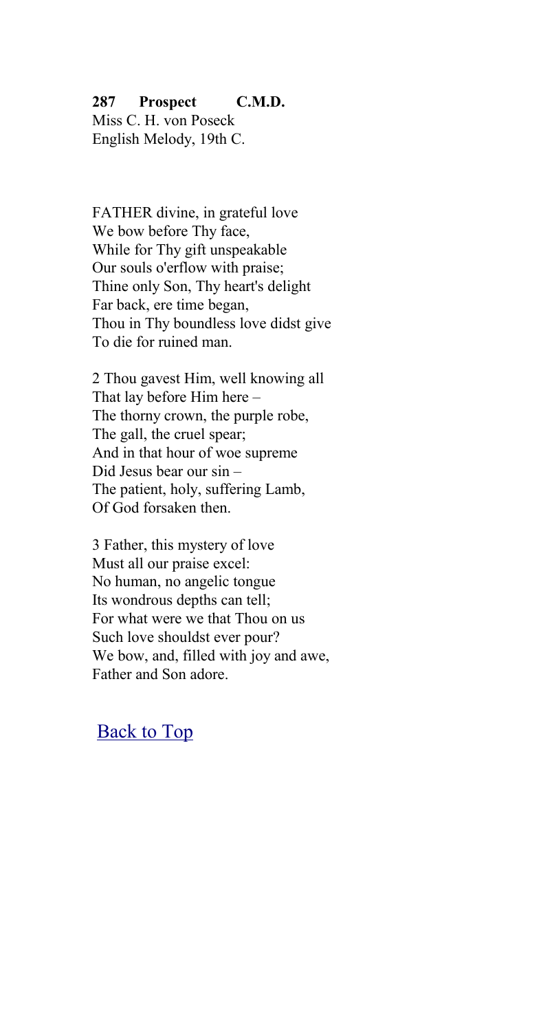**287 Prospect C.M.D.**
Miss C. H. von Poseck
English Melody, 19th C.

FATHER divine, in grateful love
We bow before Thy face,
While for Thy gift unspeakable
Our souls o'erflow with praise;
Thine only Son, Thy heart's delight
Far back, ere time began,
Thou in Thy boundless love didst give
To die for ruined man.

2 Thou gavest Him, well knowing all
That lay before Him here –
The thorny crown, the purple robe,
The gall, the cruel spear;
And in that hour of woe supreme
Did Jesus bear our sin –
The patient, holy, suffering Lamb,
Of God forsaken then.

3 Father, this mystery of love
Must all our praise excel:
No human, no angelic tongue
Its wondrous depths can tell;
For what were we that Thou on us
Such love shouldst ever pour?
We bow, and, filled with joy and awe,
Father and Son adore.

Back to Top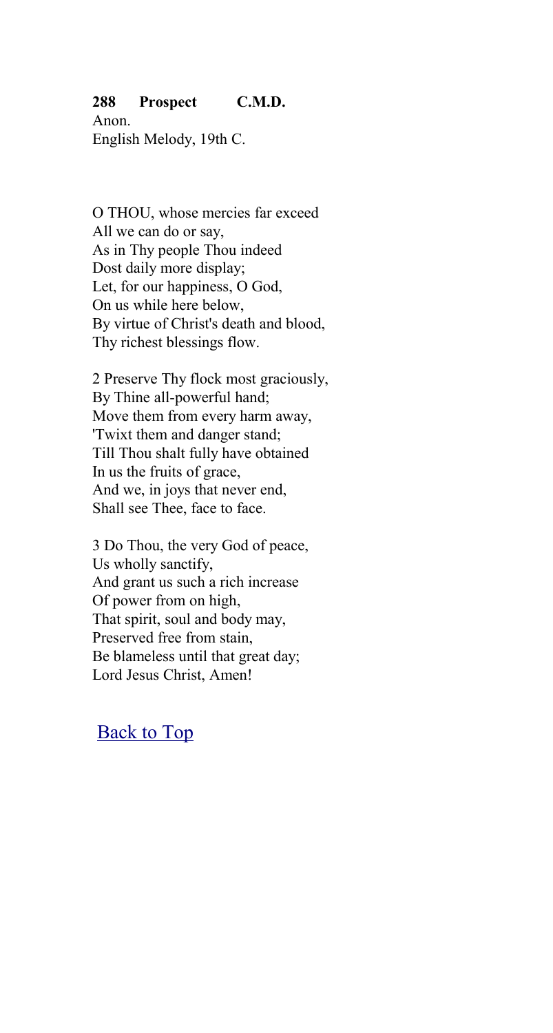**288 Prospect C.M.D.**
Anon.
English Melody, 19th C.

O THOU, whose mercies far exceed
All we can do or say,
As in Thy people Thou indeed
Dost daily more display;
Let, for our happiness, O God,
On us while here below,
By virtue of Christ's death and blood,
Thy richest blessings flow.

2 Preserve Thy flock most graciously,
By Thine all-powerful hand;
Move them from every harm away,
'Twixt them and danger stand;
Till Thou shalt fully have obtained
In us the fruits of grace,
And we, in joys that never end,
Shall see Thee, face to face.

3 Do Thou, the very God of peace,
Us wholly sanctify,
And grant us such a rich increase
Of power from on high,
That spirit, soul and body may,
Preserved free from stain,
Be blameless until that great day;
Lord Jesus Christ, Amen!

Back to Top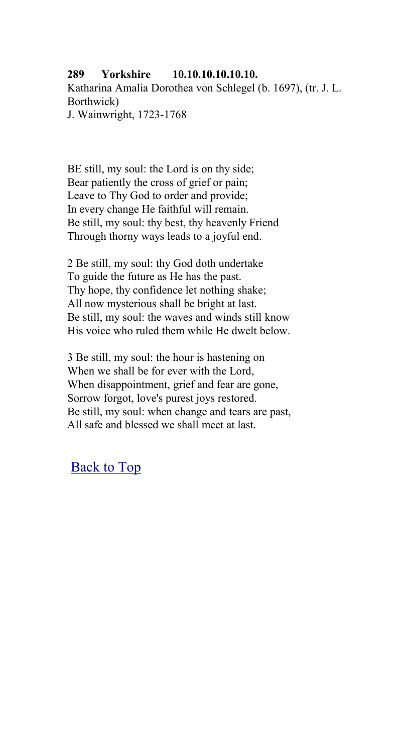**289 Yorkshire 10.10.10.10.10.10.**
Katharina Amalia Dorothea von Schlegel (b. 1697), (tr. J. L. Borthwick)
J. Wainwright, 1723-1768

BE still, my soul: the Lord is on thy side;
Bear patiently the cross of grief or pain;
Leave to Thy God to order and provide;
In every change He faithful will remain.
Be still, my soul: thy best, thy heavenly Friend
Through thorny ways leads to a joyful end.

2 Be still, my soul: thy God doth undertake
To guide the future as He has the past.
Thy hope, thy confidence let nothing shake;
All now mysterious shall be bright at last.
Be still, my soul: the waves and winds still know
His voice who ruled them while He dwelt below.

3 Be still, my soul: the hour is hastening on
When we shall be for ever with the Lord,
When disappointment, grief and fear are gone,
Sorrow forgot, love's purest joys restored.
Be still, my soul: when change and tears are past,
All safe and blessed we shall meet at last.

Back to Top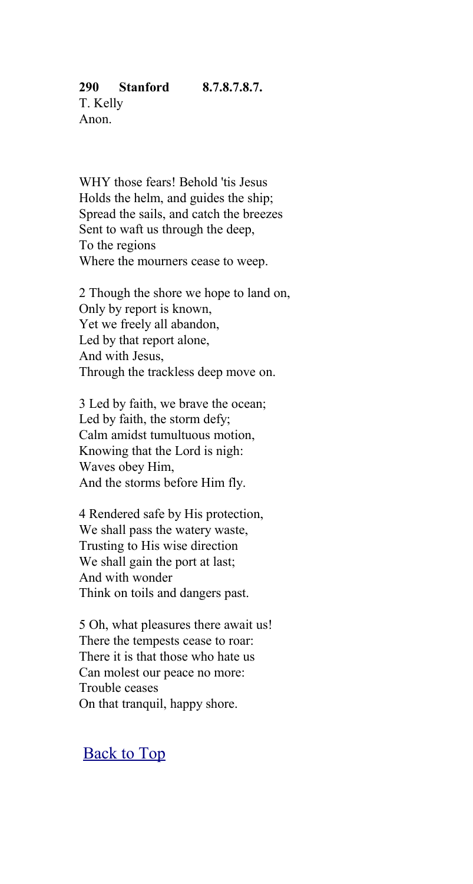**290 Stanford 8.7.8.7.8.7.**
T. Kelly
Anon.

WHY those fears! Behold 'tis Jesus
Holds the helm, and guides the ship;
Spread the sails, and catch the breezes
Sent to waft us through the deep,
To the regions
Where the mourners cease to weep.

2 Though the shore we hope to land on,
Only by report is known,
Yet we freely all abandon,
Led by that report alone,
And with Jesus,
Through the trackless deep move on.

3 Led by faith, we brave the ocean;
Led by faith, the storm defy;
Calm amidst tumultuous motion,
Knowing that the Lord is nigh:
Waves obey Him,
And the storms before Him fly.

4 Rendered safe by His protection,
We shall pass the watery waste,
Trusting to His wise direction
We shall gain the port at last;
And with wonder
Think on toils and dangers past.

5 Oh, what pleasures there await us!
There the tempests cease to roar:
There it is that those who hate us
Can molest our peace no more:
Trouble ceases
On that tranquil, happy shore.

Back to Top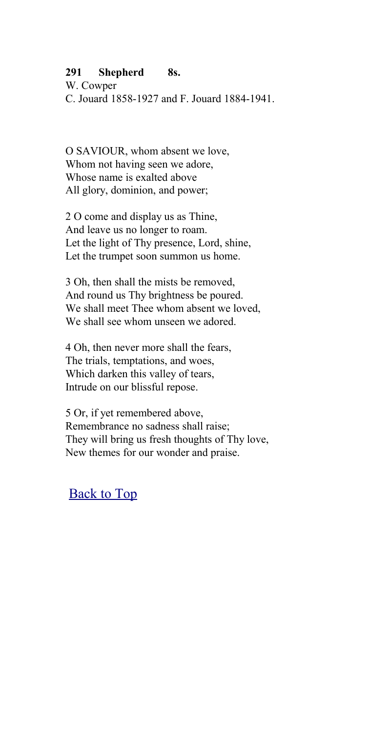**291 Shepherd 8s.**
W. Cowper
C. Jouard 1858-1927 and F. Jouard 1884-1941.

O SAVIOUR, whom absent we love,
Whom not having seen we adore,
Whose name is exalted above
All glory, dominion, and power;

2 O come and display us as Thine,
And leave us no longer to roam.
Let the light of Thy presence, Lord, shine,
Let the trumpet soon summon us home.

3 Oh, then shall the mists be removed,
And round us Thy brightness be poured.
We shall meet Thee whom absent we loved,
We shall see whom unseen we adored.

4 Oh, then never more shall the fears,
The trials, temptations, and woes,
Which darken this valley of tears,
Intrude on our blissful repose.

5 Or, if yet remembered above,
Remembrance no sadness shall raise;
They will bring us fresh thoughts of Thy love,
New themes for our wonder and praise.

Back to Top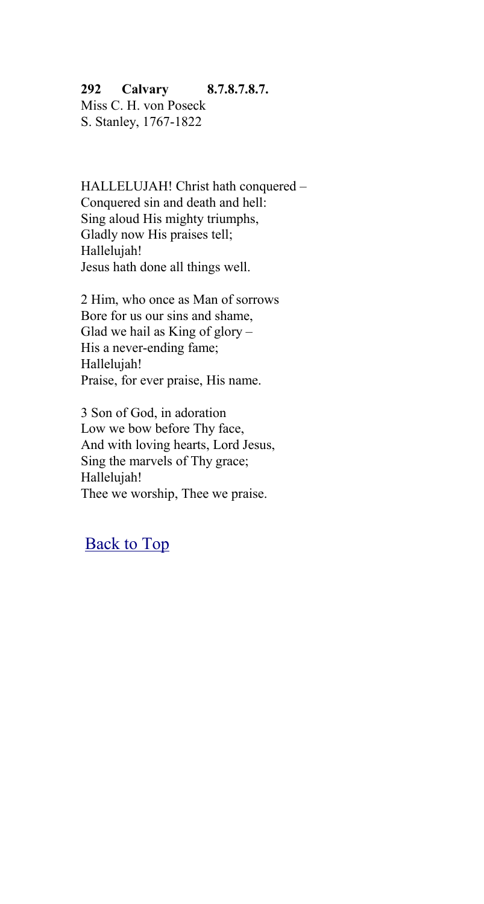**292 Calvary 8.7.8.7.8.7.**

Miss C. H. von Poseck
S. Stanley, 1767-1822

HALLELUJAH! Christ hath conquered –
Conquered sin and death and hell:
Sing aloud His mighty triumphs,
Gladly now His praises tell;
Hallelujah!
Jesus hath done all things well.

2 Him, who once as Man of sorrows
Bore for us our sins and shame,
Glad we hail as King of glory –
His a never-ending fame;
Hallelujah!
Praise, for ever praise, His name.

3 Son of God, in adoration
Low we bow before Thy face,
And with loving hearts, Lord Jesus,
Sing the marvels of Thy grace;
Hallelujah!
Thee we worship, Thee we praise.

Back to Top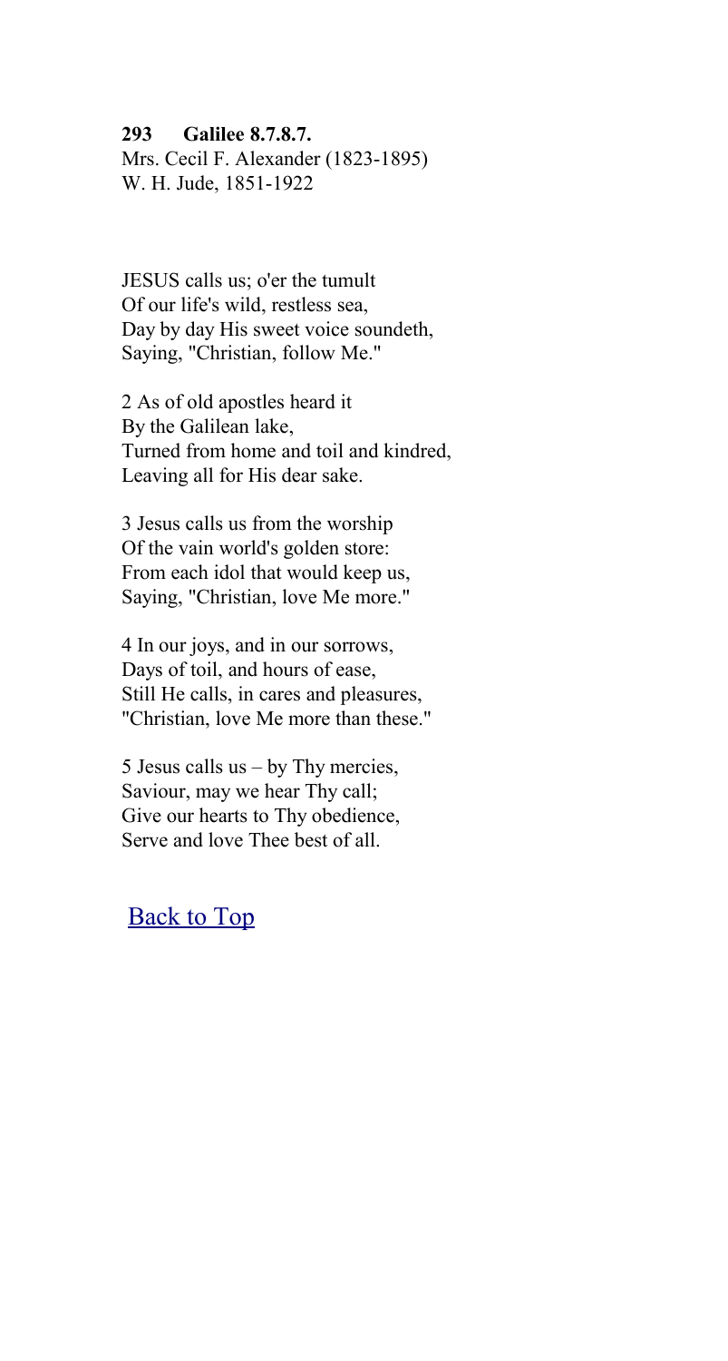**293 Galilee 8.7.8.7.**
Mrs. Cecil F. Alexander (1823-1895)
W. H. Jude, 1851-1922

JESUS calls us; o'er the tumult
Of our life's wild, restless sea,
Day by day His sweet voice soundeth,
Saying, "Christian, follow Me."

2 As of old apostles heard it
By the Galilean lake,
Turned from home and toil and kindred,
Leaving all for His dear sake.

3 Jesus calls us from the worship
Of the vain world's golden store:
From each idol that would keep us,
Saying, "Christian, love Me more."

4 In our joys, and in our sorrows,
Days of toil, and hours of ease,
Still He calls, in cares and pleasures,
"Christian, love Me more than these."

5 Jesus calls us – by Thy mercies,
Saviour, may we hear Thy call;
Give our hearts to Thy obedience,
Serve and love Thee best of all.

Back to Top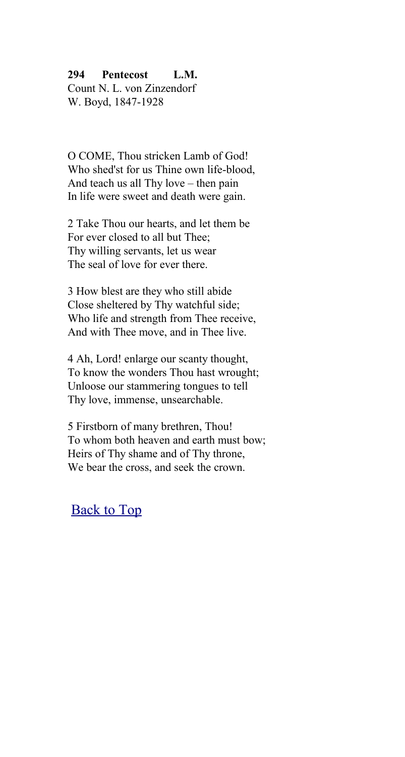**294 Pentecost L.M.**
Count N. L. von Zinzendorf
W. Boyd, 1847-1928

O COME, Thou stricken Lamb of God!
Who shed'st for us Thine own life-blood,
And teach us all Thy love – then pain
In life were sweet and death were gain.

2 Take Thou our hearts, and let them be
For ever closed to all but Thee;
Thy willing servants, let us wear
The seal of love for ever there.

3 How blest are they who still abide
Close sheltered by Thy watchful side;
Who life and strength from Thee receive,
And with Thee move, and in Thee live.

4 Ah, Lord! enlarge our scanty thought,
To know the wonders Thou hast wrought;
Unloose our stammering tongues to tell
Thy love, immense, unsearchable.

5 Firstborn of many brethren, Thou!
To whom both heaven and earth must bow;
Heirs of Thy shame and of Thy throne,
We bear the cross, and seek the crown.

Back to Top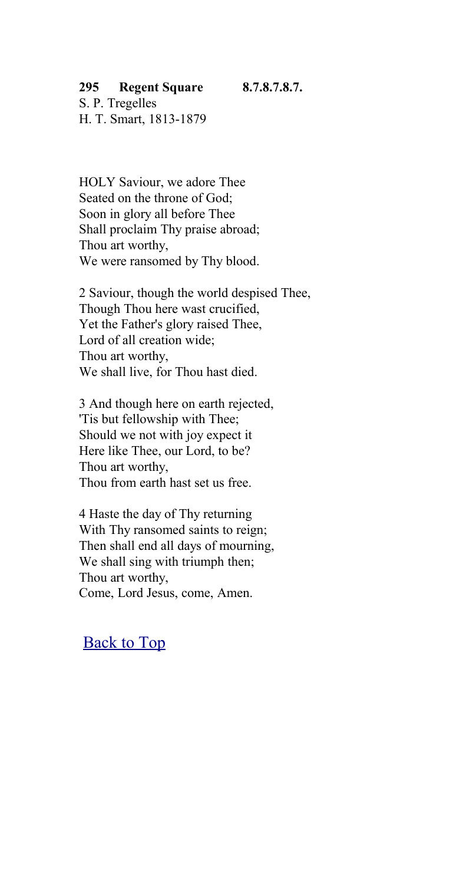**295 Regent Square 8.7.8.7.8.7.**

S. P. Tregelles
H. T. Smart, 1813-1879

HOLY Saviour, we adore Thee
Seated on the throne of God;
Soon in glory all before Thee
Shall proclaim Thy praise abroad;
Thou art worthy,
We were ransomed by Thy blood.

2 Saviour, though the world despised Thee,
Though Thou here wast crucified,
Yet the Father's glory raised Thee,
Lord of all creation wide;
Thou art worthy,
We shall live, for Thou hast died.

3 And though here on earth rejected,
'Tis but fellowship with Thee;
Should we not with joy expect it
Here like Thee, our Lord, to be?
Thou art worthy,
Thou from earth hast set us free.

4 Haste the day of Thy returning
With Thy ransomed saints to reign;
Then shall end all days of mourning,
We shall sing with triumph then;
Thou art worthy,
Come, Lord Jesus, come, Amen.

Back to Top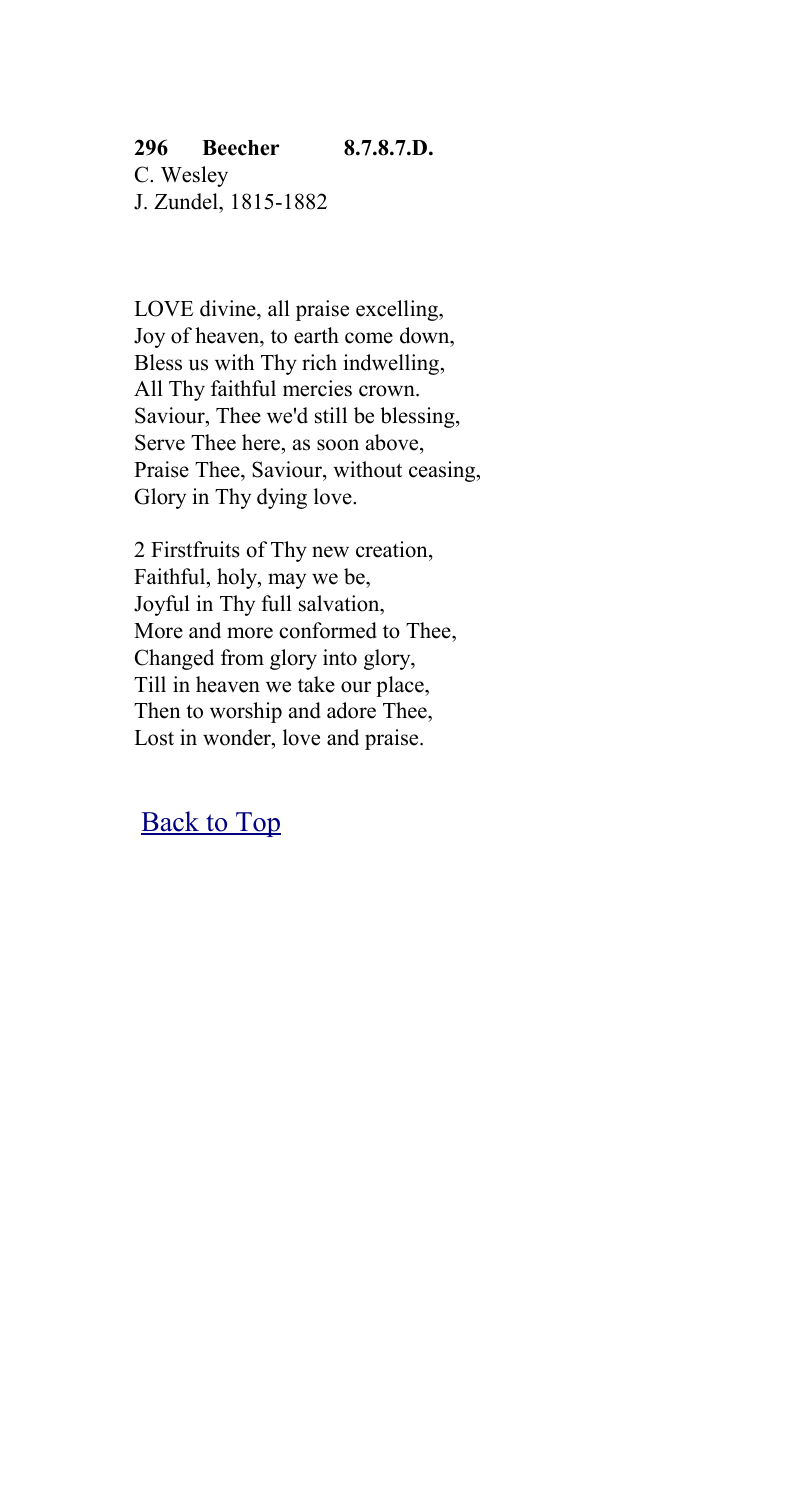**296 Beecher 8.7.8.7.D.**
C. Wesley
J. Zundel, 1815-1882

LOVE divine, all praise excelling,
Joy of heaven, to earth come down,
Bless us with Thy rich indwelling,
All Thy faithful mercies crown.
Saviour, Thee we'd still be blessing,
Serve Thee here, as soon above,
Praise Thee, Saviour, without ceasing,
Glory in Thy dying love.

2 Firstfruits of Thy new creation,
Faithful, holy, may we be,
Joyful in Thy full salvation,
More and more conformed to Thee,
Changed from glory into glory,
Till in heaven we take our place,
Then to worship and adore Thee,
Lost in wonder, love and praise.

Back to Top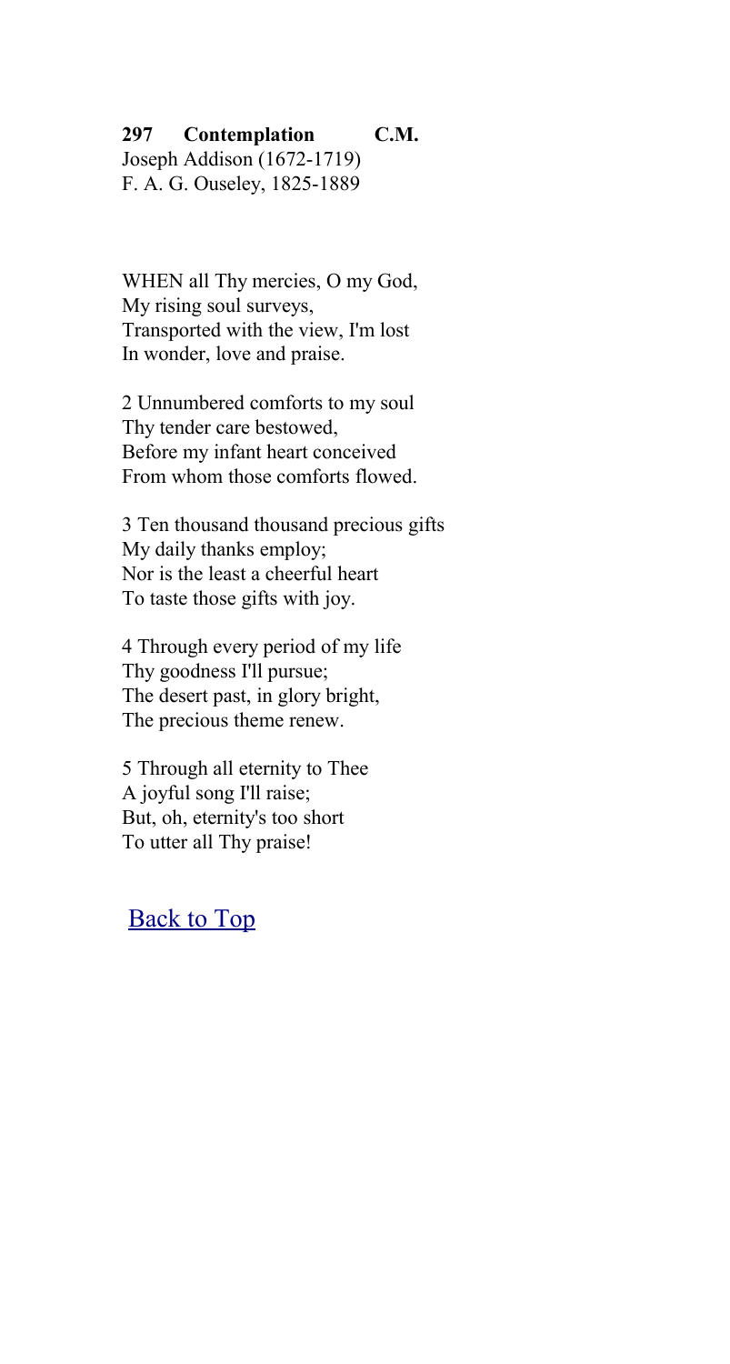**297 Contemplation C.M.**
Joseph Addison (1672-1719)
F. A. G. Ouseley, 1825-1889

WHEN all Thy mercies, O my God,
My rising soul surveys,
Transported with the view, I'm lost
In wonder, love and praise.

2 Unnumbered comforts to my soul
Thy tender care bestowed,
Before my infant heart conceived
From whom those comforts flowed.

3 Ten thousand thousand precious gifts
My daily thanks employ;
Nor is the least a cheerful heart
To taste those gifts with joy.

4 Through every period of my life
Thy goodness I'll pursue;
The desert past, in glory bright,
The precious theme renew.

5 Through all eternity to Thee
A joyful song I'll raise;
But, oh, eternity's too short
To utter all Thy praise!

Back to Top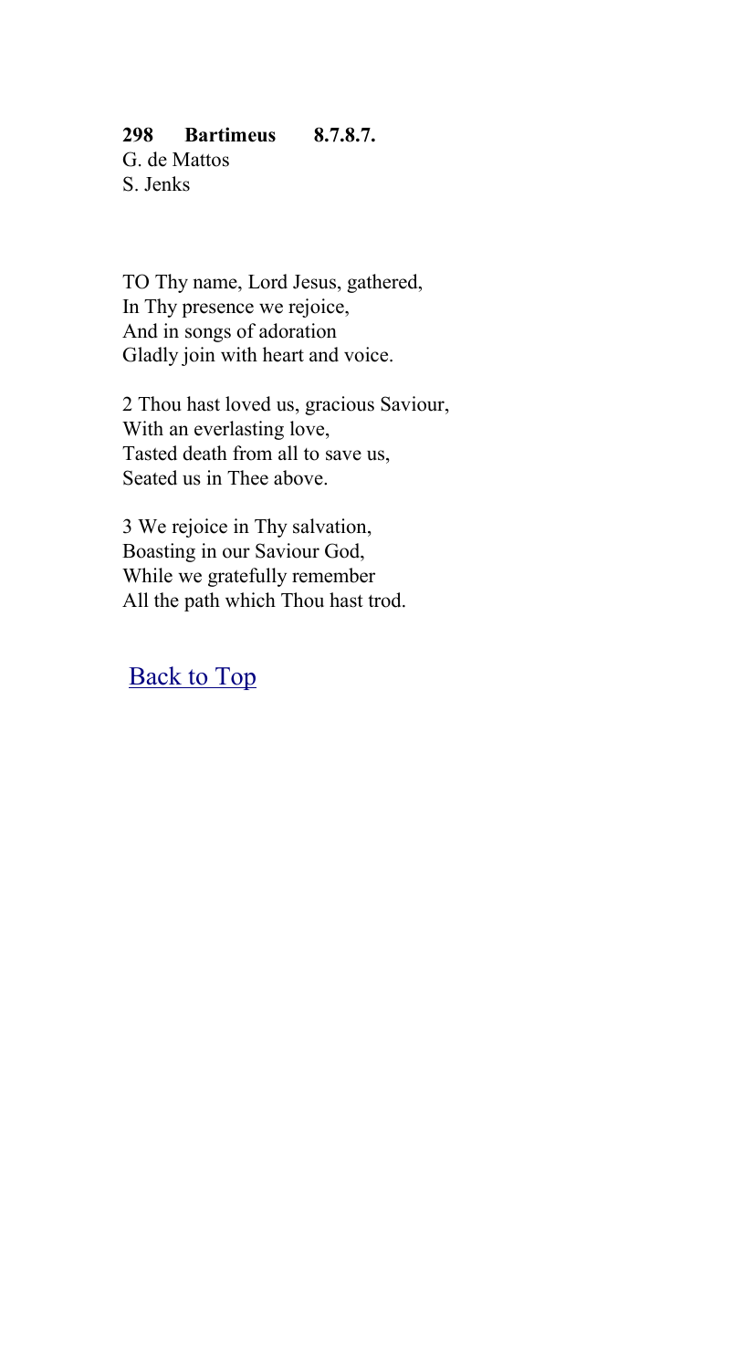**298 Bartimeus 8.7.8.7.**
G. de Mattos
S. Jenks

TO Thy name, Lord Jesus, gathered,
In Thy presence we rejoice,
And in songs of adoration
Gladly join with heart and voice.

2 Thou hast loved us, gracious Saviour,
With an everlasting love,
Tasted death from all to save us,
Seated us in Thee above.

3 We rejoice in Thy salvation,
Boasting in our Saviour God,
While we gratefully remember
All the path which Thou hast trod.

Back to Top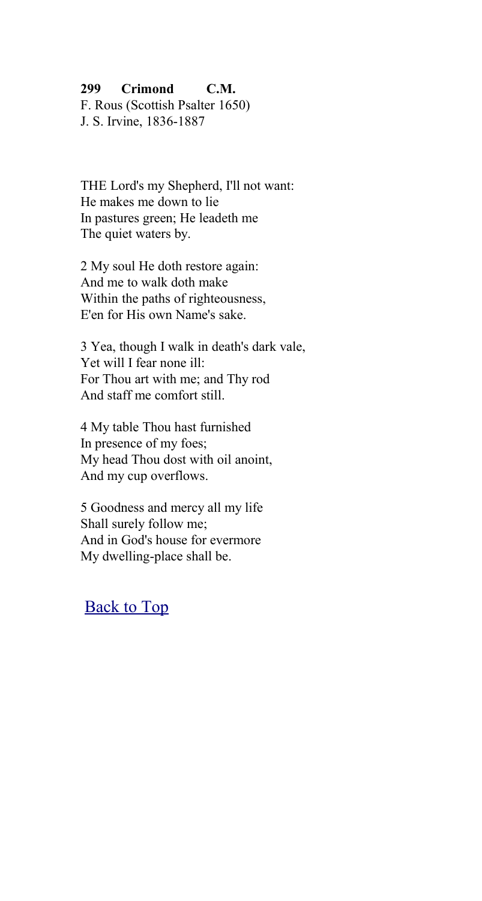**299 Crimond C.M.**
F. Rous (Scottish Psalter 1650)
J. S. Irvine, 1836-1887

THE Lord's my Shepherd, I'll not want:
He makes me down to lie
In pastures green; He leadeth me
The quiet waters by.

2 My soul He doth restore again:
And me to walk doth make
Within the paths of righteousness,
E'en for His own Name's sake.

3 Yea, though I walk in death's dark vale,
Yet will I fear none ill:
For Thou art with me; and Thy rod
And staff me comfort still.

4 My table Thou hast furnished
In presence of my foes;
My head Thou dost with oil anoint,
And my cup overflows.

5 Goodness and mercy all my life
Shall surely follow me;
And in God's house for evermore
My dwelling-place shall be.

Back to Top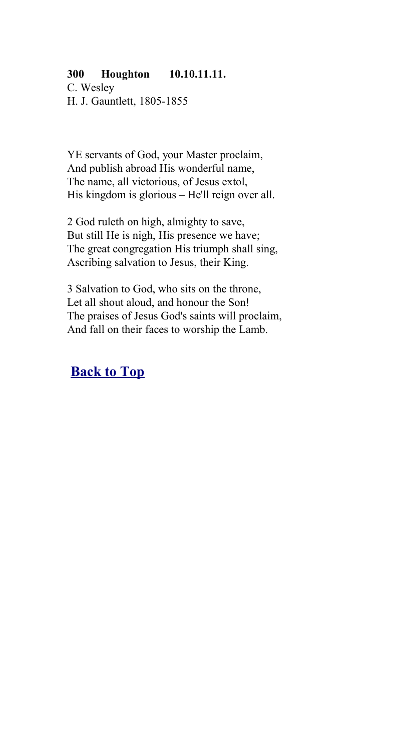**300 Houghton 10.10.11.11.**
C. Wesley
H. J. Gauntlett, 1805-1855

YE servants of God, your Master proclaim,
And publish abroad His wonderful name,
The name, all victorious, of Jesus extol,
His kingdom is glorious – He'll reign over all.

2 God ruleth on high, almighty to save,
But still He is nigh, His presence we have;
The great congregation His triumph shall sing,
Ascribing salvation to Jesus, their King.

3 Salvation to God, who sits on the throne,
Let all shout aloud, and honour the Son!
The praises of Jesus God's saints will proclaim,
And fall on their faces to worship the Lamb.

**Back to Top**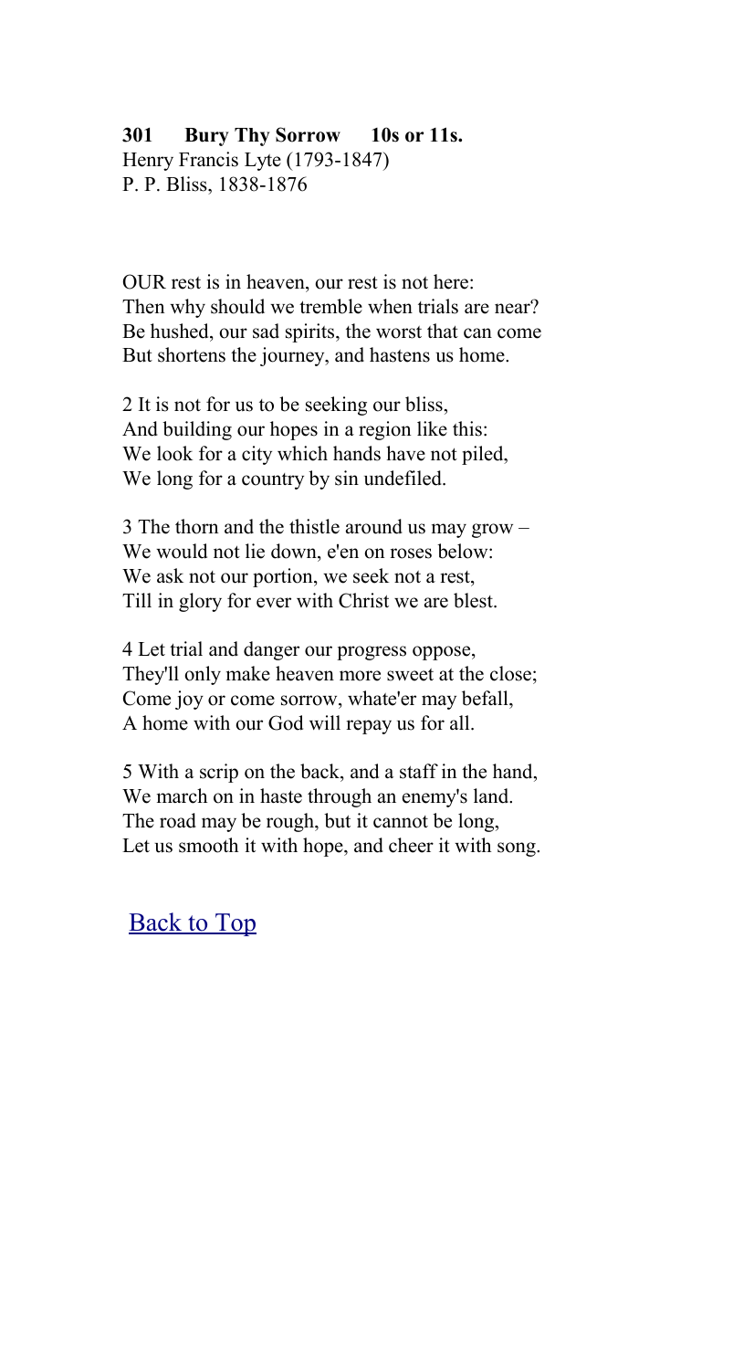**301 Bury Thy Sorrow 10s or 11s.**
Henry Francis Lyte (1793-1847)
P. P. Bliss, 1838-1876

OUR rest is in heaven, our rest is not here:
Then why should we tremble when trials are near?
Be hushed, our sad spirits, the worst that can come
But shortens the journey, and hastens us home.

2 It is not for us to be seeking our bliss,
And building our hopes in a region like this:
We look for a city which hands have not piled,
We long for a country by sin undefiled.

3 The thorn and the thistle around us may grow –
We would not lie down, e'en on roses below:
We ask not our portion, we seek not a rest,
Till in glory for ever with Christ we are blest.

4 Let trial and danger our progress oppose,
They'll only make heaven more sweet at the close;
Come joy or come sorrow, whate'er may befall,
A home with our God will repay us for all.

5 With a scrip on the back, and a staff in the hand,
We march on in haste through an enemy's land.
The road may be rough, but it cannot be long,
Let us smooth it with hope, and cheer it with song.

[Back to Top]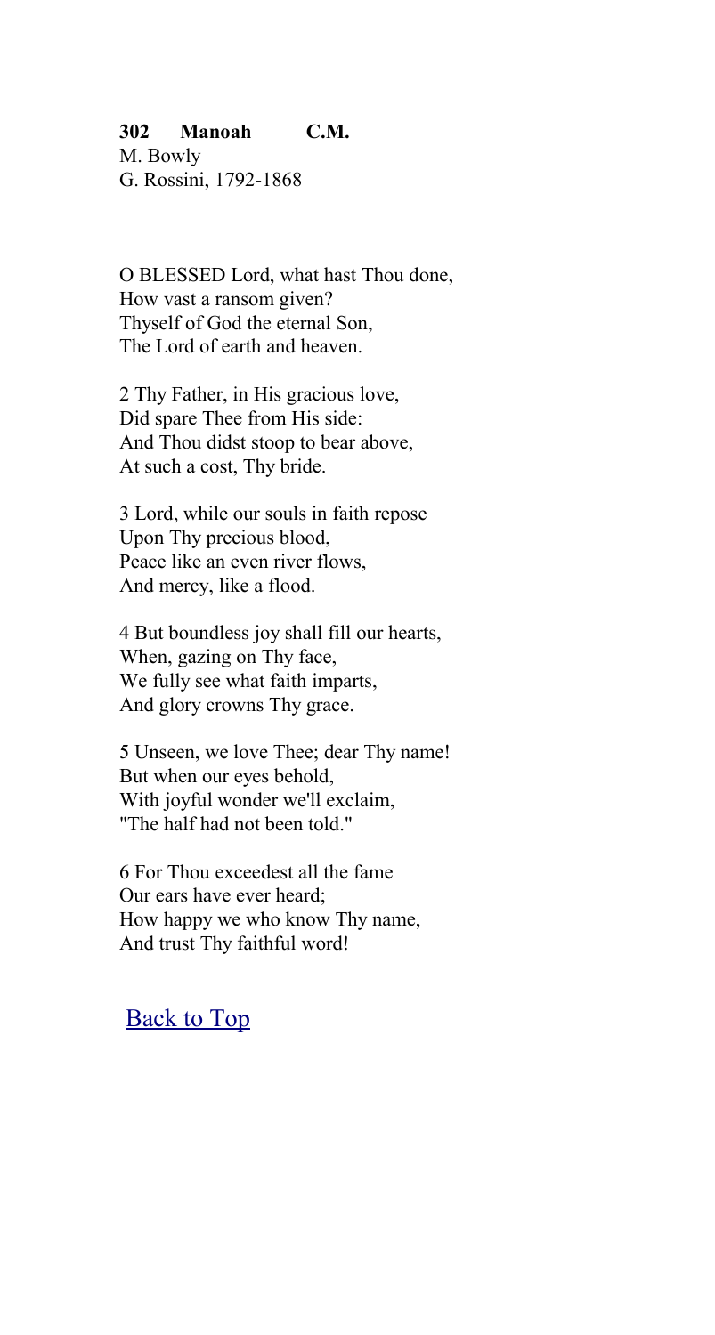**302 Manoah C.M.**
M. Bowly
G. Rossini, 1792-1868

O BLESSED Lord, what hast Thou done,
How vast a ransom given?
Thyself of God the eternal Son,
The Lord of earth and heaven.

2 Thy Father, in His gracious love,
Did spare Thee from His side:
And Thou didst stoop to bear above,
At such a cost, Thy bride.

3 Lord, while our souls in faith repose
Upon Thy precious blood,
Peace like an even river flows,
And mercy, like a flood.

4 But boundless joy shall fill our hearts,
When, gazing on Thy face,
We fully see what faith imparts,
And glory crowns Thy grace.

5 Unseen, we love Thee; dear Thy name!
But when our eyes behold,
With joyful wonder we'll exclaim,
"The half had not been told."

6 For Thou exceedest all the fame
Our ears have ever heard;
How happy we who know Thy name,
And trust Thy faithful word!

Back to Top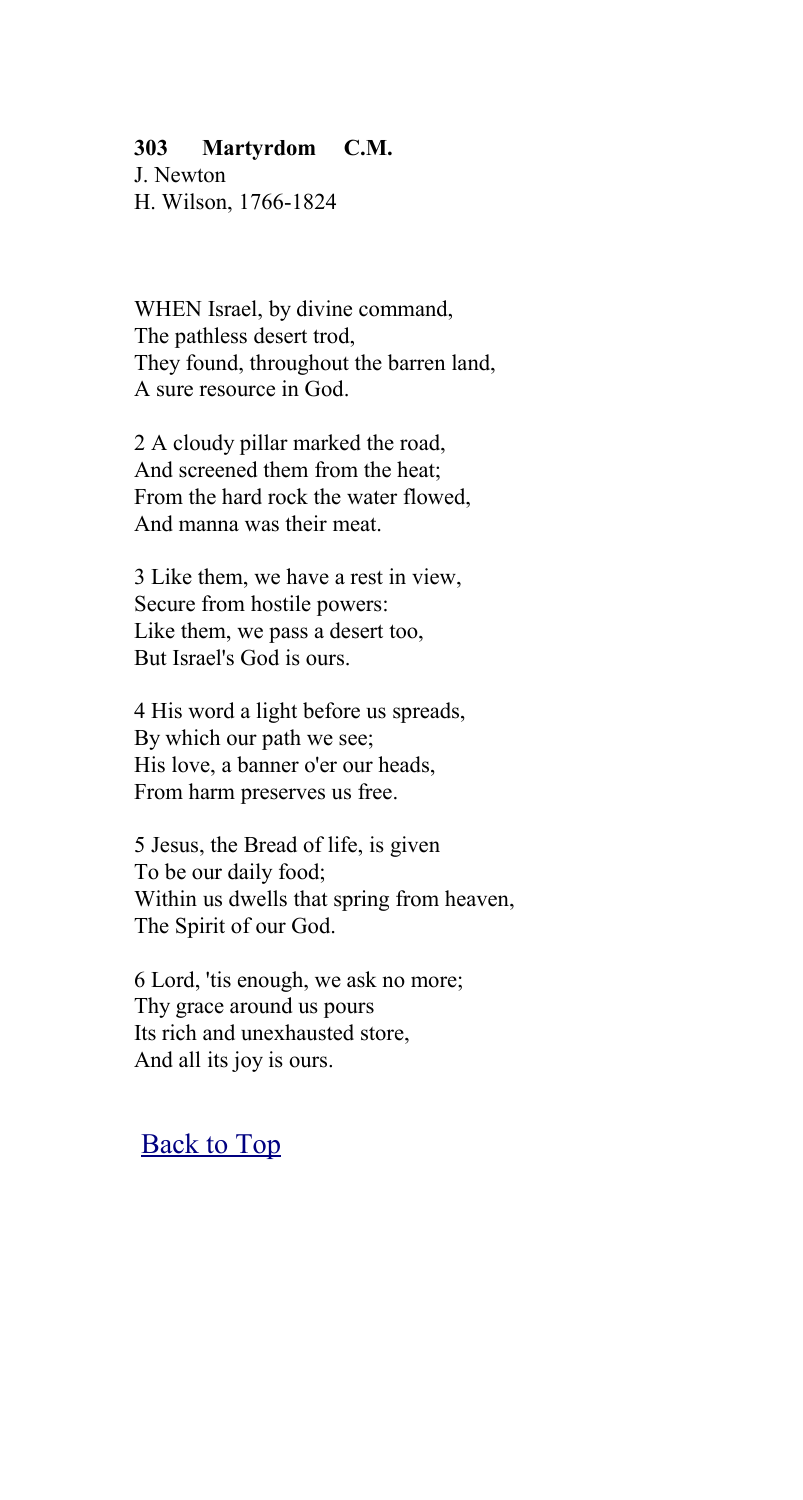**303 Martyrdom C.M.**
J. Newton
H. Wilson, 1766-1824

WHEN Israel, by divine command,
The pathless desert trod,
They found, throughout the barren land,
A sure resource in God.

2 A cloudy pillar marked the road,
And screened them from the heat;
From the hard rock the water flowed,
And manna was their meat.

3 Like them, we have a rest in view,
Secure from hostile powers:
Like them, we pass a desert too,
But Israel's God is ours.

4 His word a light before us spreads,
By which our path we see;
His love, a banner o'er our heads,
From harm preserves us free.

5 Jesus, the Bread of life, is given
To be our daily food;
Within us dwells that spring from heaven,
The Spirit of our God.

6 Lord, 'tis enough, we ask no more;
Thy grace around us pours
Its rich and unexhausted store,
And all its joy is ours.

Back to Top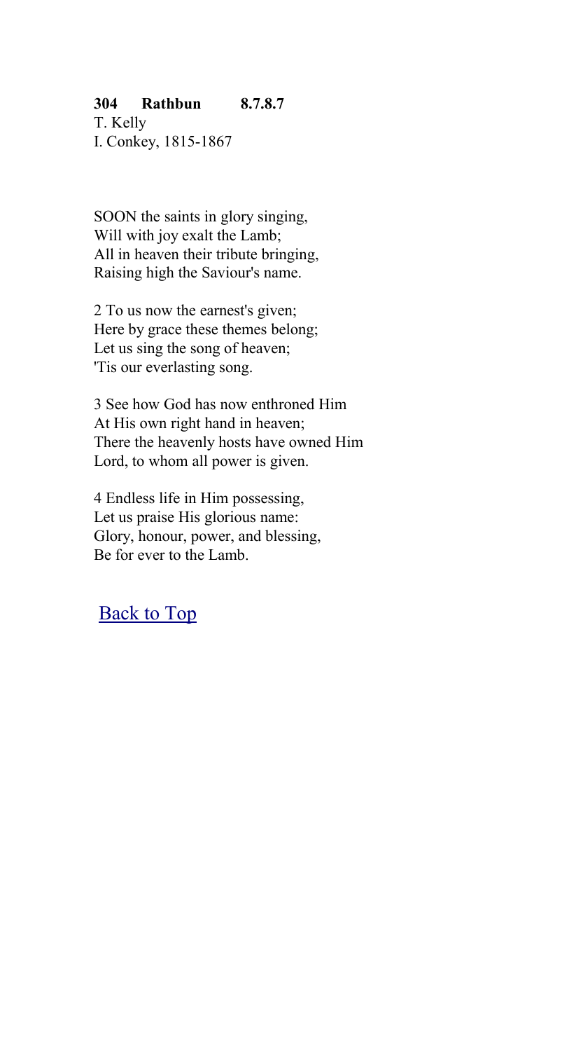**304 Rathbun 8.7.8.7**
T. Kelly
I. Conkey, 1815-1867

SOON the saints in glory singing,
Will with joy exalt the Lamb;
All in heaven their tribute bringing,
Raising high the Saviour's name.

2 To us now the earnest's given;
Here by grace these themes belong;
Let us sing the song of heaven;
'Tis our everlasting song.

3 See how God has now enthroned Him
At His own right hand in heaven;
There the heavenly hosts have owned Him
Lord, to whom all power is given.

4 Endless life in Him possessing,
Let us praise His glorious name:
Glory, honour, power, and blessing,
Be for ever to the Lamb.

Back to Top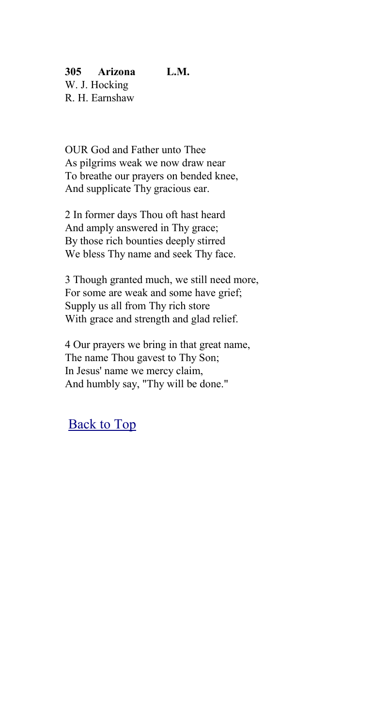**305 Arizona L.M.**
W. J. Hocking
R. H. Earnshaw

OUR God and Father unto Thee
As pilgrims weak we now draw near
To breathe our prayers on bended knee,
And supplicate Thy gracious ear.

2 In former days Thou oft hast heard
And amply answered in Thy grace;
By those rich bounties deeply stirred
We bless Thy name and seek Thy face.

3 Though granted much, we still need more,
For some are weak and some have grief;
Supply us all from Thy rich store
With grace and strength and glad relief.

4 Our prayers we bring in that great name,
The name Thou gavest to Thy Son;
In Jesus' name we mercy claim,
And humbly say, "Thy will be done."

Back to Top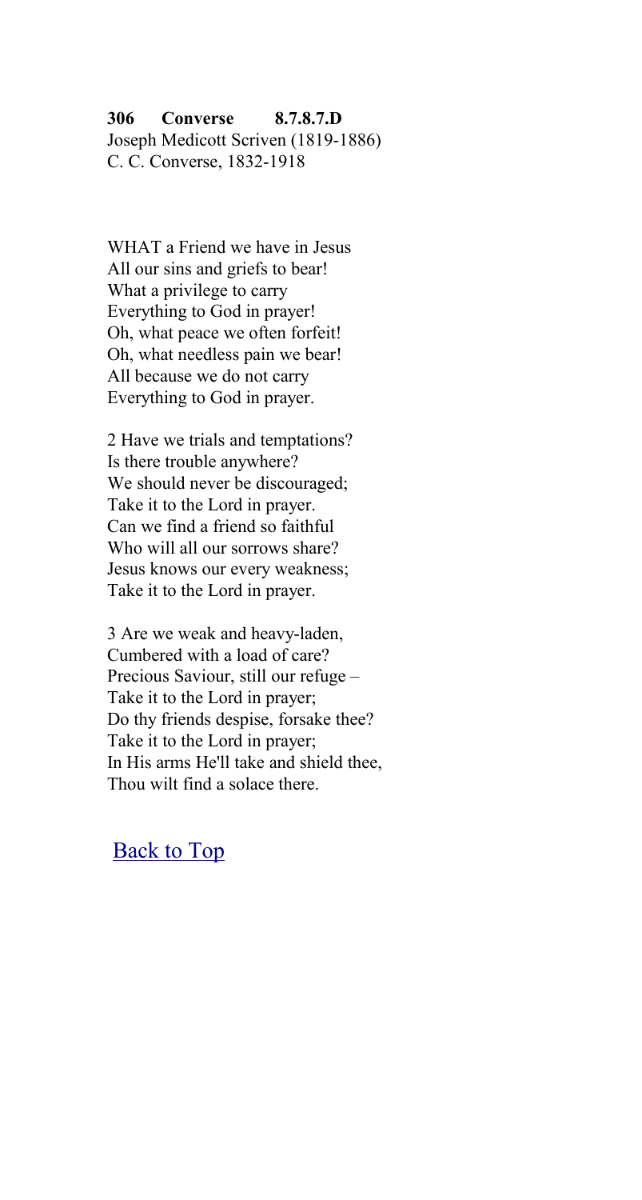**306 Converse 8.7.8.7.D**
Joseph Medicott Scriven (1819-1886)
C. C. Converse, 1832-1918

WHAT a Friend we have in Jesus
All our sins and griefs to bear!
What a privilege to carry
Everything to God in prayer!
Oh, what peace we often forfeit!
Oh, what needless pain we bear!
All because we do not carry
Everything to God in prayer.

2 Have we trials and temptations?
Is there trouble anywhere?
We should never be discouraged;
Take it to the Lord in prayer.
Can we find a friend so faithful
Who will all our sorrows share?
Jesus knows our every weakness;
Take it to the Lord in prayer.

3 Are we weak and heavy-laden,
Cumbered with a load of care?
Precious Saviour, still our refuge –
Take it to the Lord in prayer;
Do thy friends despise, forsake thee?
Take it to the Lord in prayer;
In His arms He'll take and shield thee,
Thou wilt find a solace there.

Back to Top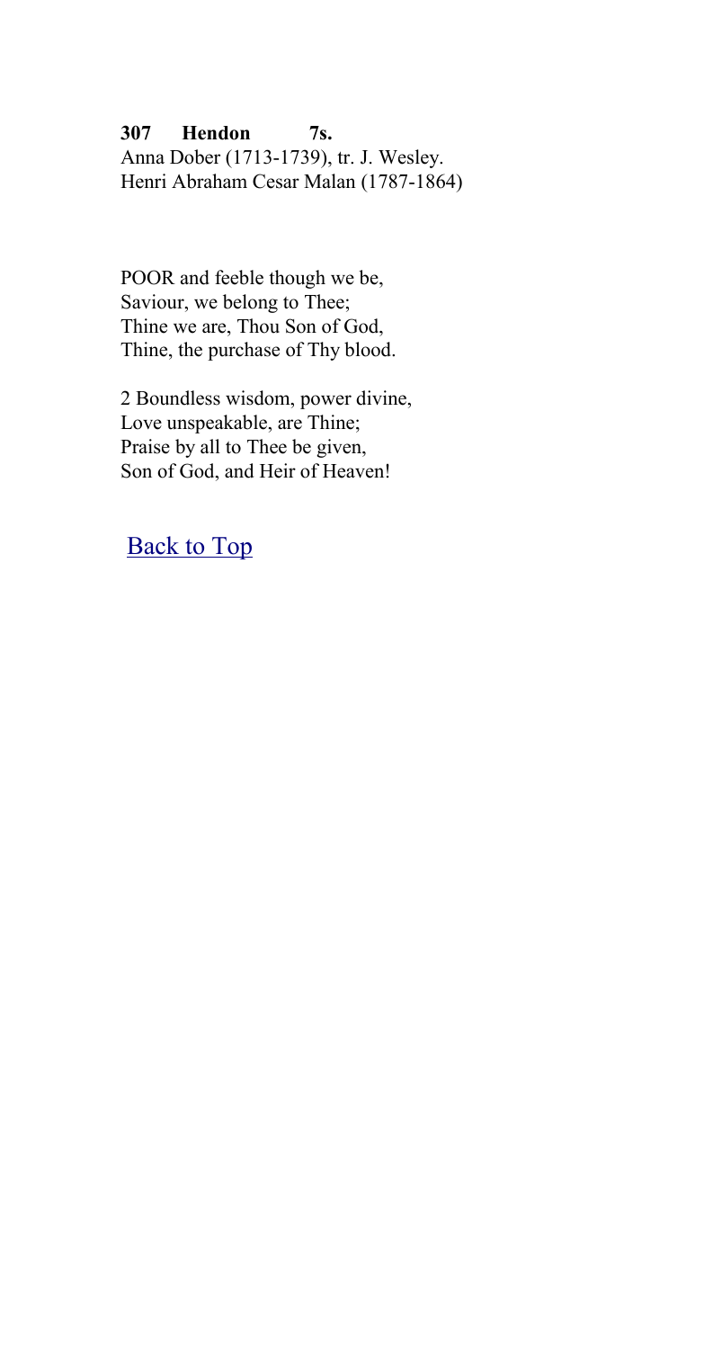**307 Hendon 7s.**
Anna Dober (1713-1739), tr. J. Wesley.
Henri Abraham Cesar Malan (1787-1864)

POOR and feeble though we be,
Saviour, we belong to Thee;
Thine we are, Thou Son of God,
Thine, the purchase of Thy blood.

2 Boundless wisdom, power divine,
Love unspeakable, are Thine;
Praise by all to Thee be given,
Son of God, and Heir of Heaven!

Back to Top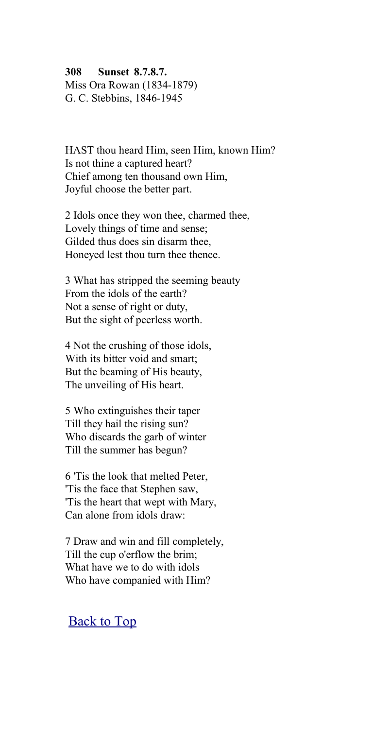**308 Sunset 8.7.8.7.**
Miss Ora Rowan (1834-1879)
G. C. Stebbins, 1846-1945

HAST thou heard Him, seen Him, known Him?
Is not thine a captured heart?
Chief among ten thousand own Him,
Joyful choose the better part.

2 Idols once they won thee, charmed thee,
Lovely things of time and sense;
Gilded thus does sin disarm thee,
Honeyed lest thou turn thee thence.

3 What has stripped the seeming beauty
From the idols of the earth?
Not a sense of right or duty,
But the sight of peerless worth.

4 Not the crushing of those idols,
With its bitter void and smart;
But the beaming of His beauty,
The unveiling of His heart.

5 Who extinguishes their taper
Till they hail the rising sun?
Who discards the garb of winter
Till the summer has begun?

6 'Tis the look that melted Peter,
'Tis the face that Stephen saw,
'Tis the heart that wept with Mary,
Can alone from idols draw:

7 Draw and win and fill completely,
Till the cup o'erflow the brim;
What have we to do with idols
Who have companied with Him?

Back to Top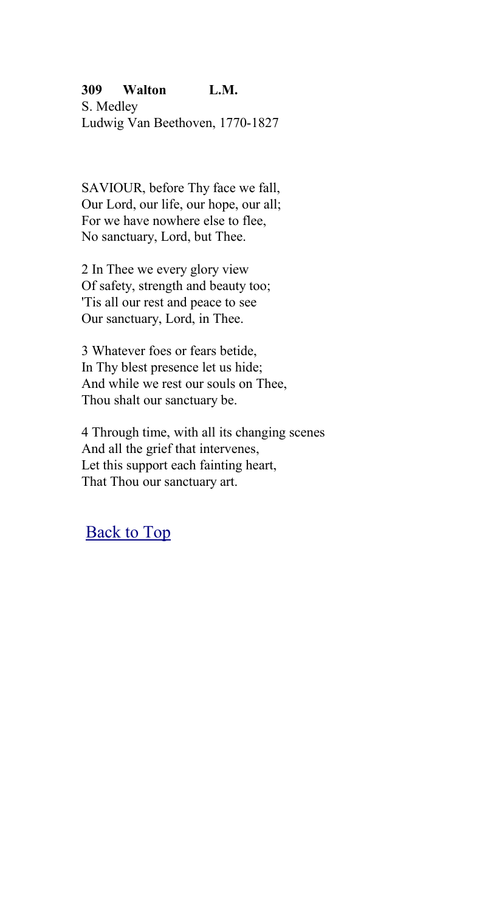**309 Walton L.M.**
S. Medley
Ludwig Van Beethoven, 1770-1827

SAVIOUR, before Thy face we fall,
Our Lord, our life, our hope, our all;
For we have nowhere else to flee,
No sanctuary, Lord, but Thee.

2 In Thee we every glory view
Of safety, strength and beauty too;
'Tis all our rest and peace to see
Our sanctuary, Lord, in Thee.

3 Whatever foes or fears betide,
In Thy blest presence let us hide;
And while we rest our souls on Thee,
Thou shalt our sanctuary be.

4 Through time, with all its changing scenes
And all the grief that intervenes,
Let this support each fainting heart,
That Thou our sanctuary art.

Back to Top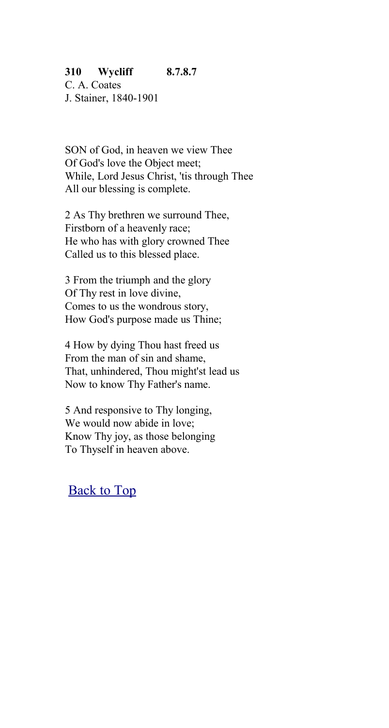**310 Wycliff 8.7.8.7**
C. A. Coates
J. Stainer, 1840-1901

SON of God, in heaven we view Thee
Of God's love the Object meet;
While, Lord Jesus Christ, 'tis through Thee
All our blessing is complete.

2 As Thy brethren we surround Thee,
Firstborn of a heavenly race;
He who has with glory crowned Thee
Called us to this blessed place.

3 From the triumph and the glory
Of Thy rest in love divine,
Comes to us the wondrous story,
How God's purpose made us Thine;

4 How by dying Thou hast freed us
From the man of sin and shame,
That, unhindered, Thou might'st lead us
Now to know Thy Father's name.

5 And responsive to Thy longing,
We would now abide in love;
Know Thy joy, as those belonging
To Thyself in heaven above.

Back to Top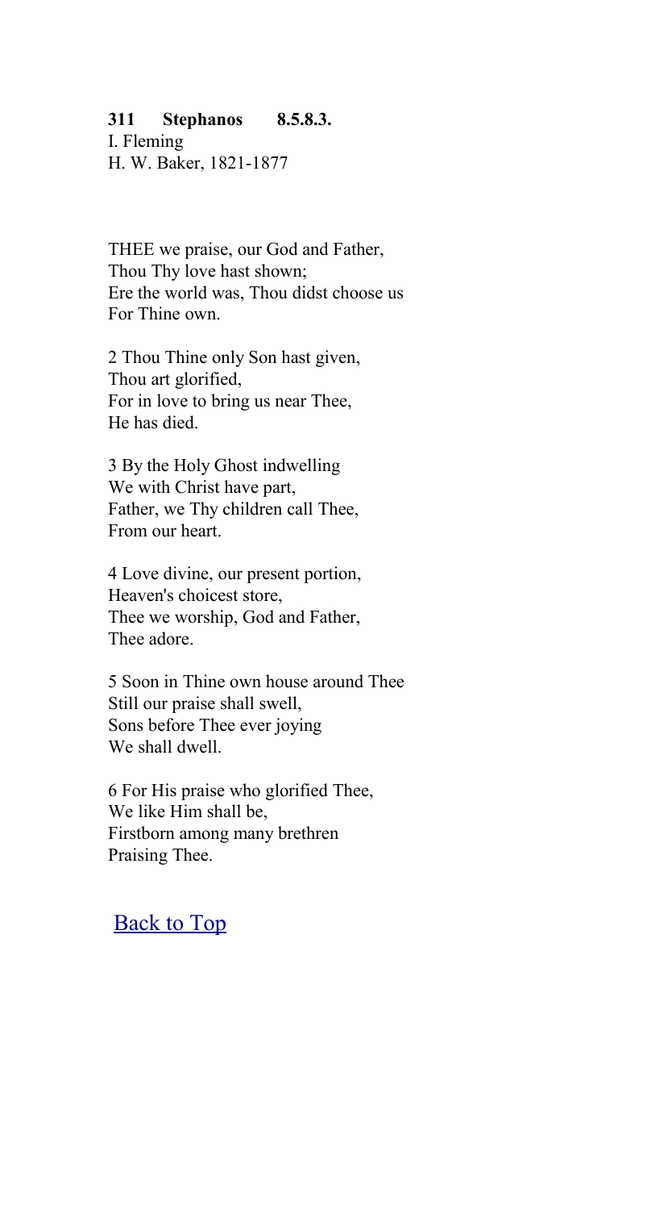**311 Stephanos 8.5.8.3.**
I. Fleming
H. W. Baker, 1821-1877

THEE we praise, our God and Father,
Thou Thy love hast shown;
Ere the world was, Thou didst choose us
For Thine own.

2 Thou Thine only Son hast given,
Thou art glorified,
For in love to bring us near Thee,
He has died.

3 By the Holy Ghost indwelling
We with Christ have part,
Father, we Thy children call Thee,
From our heart.

4 Love divine, our present portion,
Heaven's choicest store,
Thee we worship, God and Father,
Thee adore.

5 Soon in Thine own house around Thee
Still our praise shall swell,
Sons before Thee ever joying
We shall dwell.

6 For His praise who glorified Thee,
We like Him shall be,
Firstborn among many brethren
Praising Thee.

Back to Top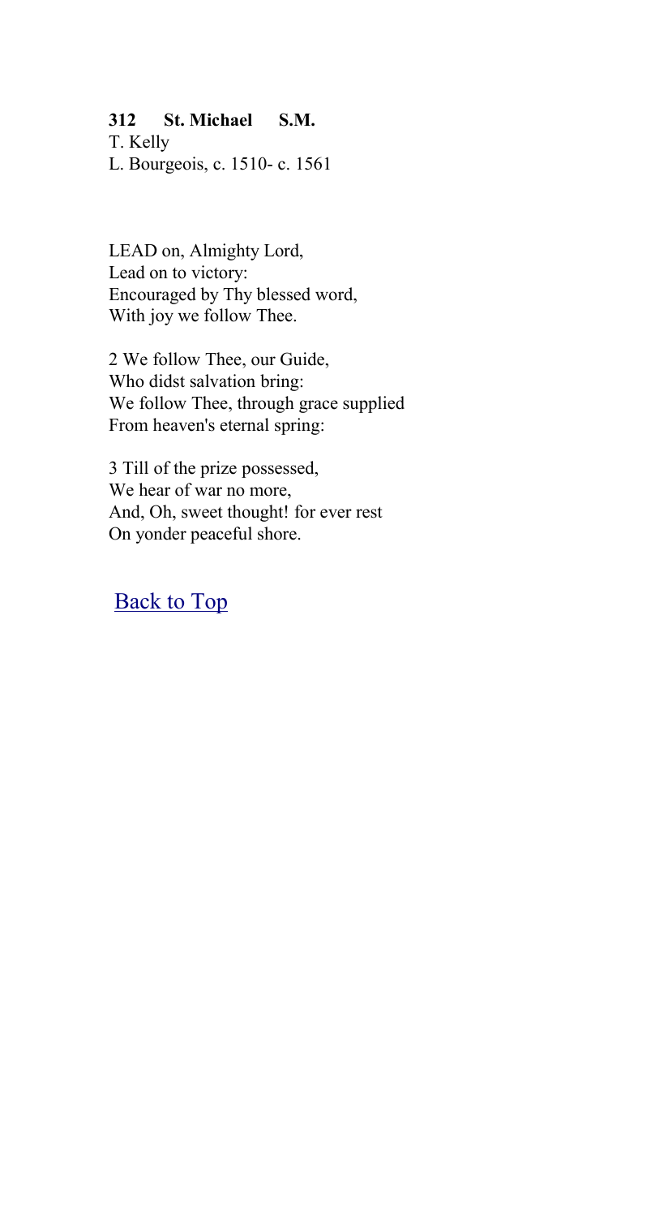**312 St. Michael S.M.**
T. Kelly
L. Bourgeois, c. 1510- c. 1561

LEAD on, Almighty Lord,
Lead on to victory:
Encouraged by Thy blessed word,
With joy we follow Thee.

2 We follow Thee, our Guide,
Who didst salvation bring:
We follow Thee, through grace supplied
From heaven's eternal spring:

3 Till of the prize possessed,
We hear of war no more,
And, Oh, sweet thought! for ever rest
On yonder peaceful shore.

Back to Top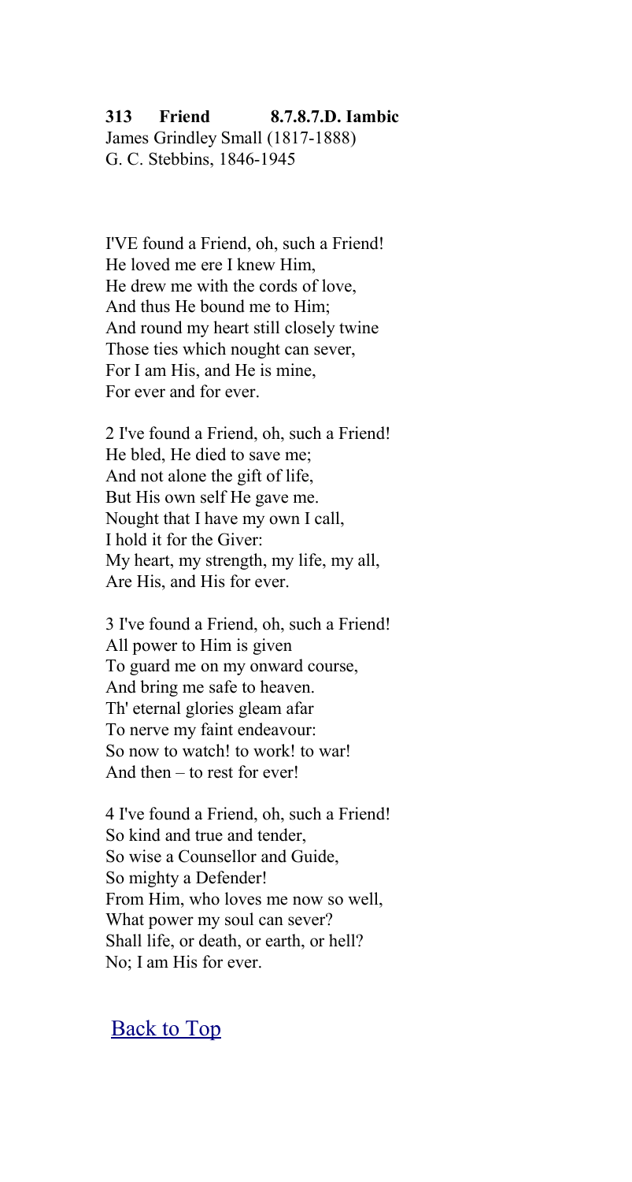**313 Friend 8.7.8.7.D. Iambic**
James Grindley Small (1817-1888)
G. C. Stebbins, 1846-1945

I'VE found a Friend, oh, such a Friend!
He loved me ere I knew Him,
He drew me with the cords of love,
And thus He bound me to Him;
And round my heart still closely twine
Those ties which nought can sever,
For I am His, and He is mine,
For ever and for ever.

2 I've found a Friend, oh, such a Friend!
He bled, He died to save me;
And not alone the gift of life,
But His own self He gave me.
Nought that I have my own I call,
I hold it for the Giver:
My heart, my strength, my life, my all,
Are His, and His for ever.

3 I've found a Friend, oh, such a Friend!
All power to Him is given
To guard me on my onward course,
And bring me safe to heaven.
Th' eternal glories gleam afar
To nerve my faint endeavour:
So now to watch! to work! to war!
And then – to rest for ever!

4 I've found a Friend, oh, such a Friend!
So kind and true and tender,
So wise a Counsellor and Guide,
So mighty a Defender!
From Him, who loves me now so well,
What power my soul can sever?
Shall life, or death, or earth, or hell?
No; I am His for ever.

Back to Top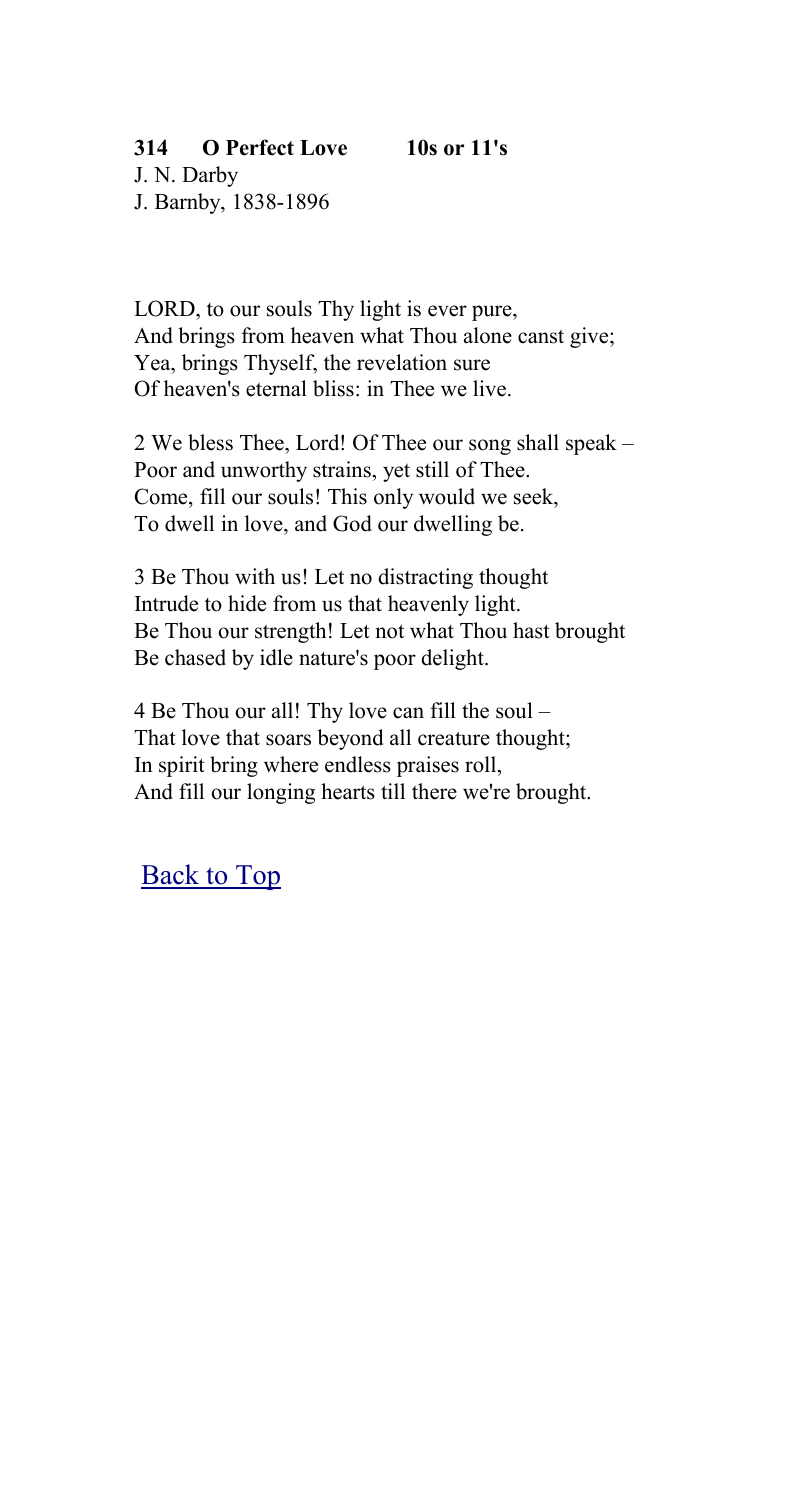**314 O Perfect Love 10s or 11's**

J. N. Darby
J. Barnby, 1838-1896

LORD, to our souls Thy light is ever pure,
And brings from heaven what Thou alone canst give;
Yea, brings Thyself, the revelation sure
Of heaven's eternal bliss: in Thee we live.

2 We bless Thee, Lord! Of Thee our song shall speak –
Poor and unworthy strains, yet still of Thee.
Come, fill our souls! This only would we seek,
To dwell in love, and God our dwelling be.

3 Be Thou with us! Let no distracting thought
Intrude to hide from us that heavenly light.
Be Thou our strength! Let not what Thou hast brought
Be chased by idle nature's poor delight.

4 Be Thou our all! Thy love can fill the soul –
That love that soars beyond all creature thought;
In spirit bring where endless praises roll,
And fill our longing hearts till there we're brought.

Back to Top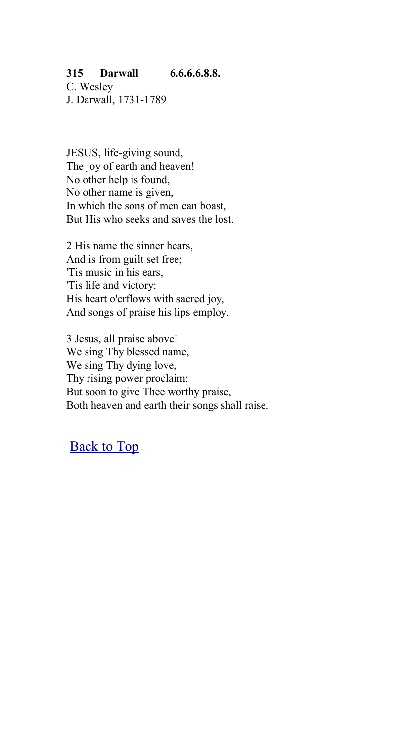**315 Darwall 6.6.6.6.8.8.**

C. Wesley
J. Darwall, 1731-1789

JESUS, life-giving sound,
The joy of earth and heaven!
No other help is found,
No other name is given,
In which the sons of men can boast,
But His who seeks and saves the lost.

2 His name the sinner hears,
And is from guilt set free;
'Tis music in his ears,
'Tis life and victory:
His heart o'erflows with sacred joy,
And songs of praise his lips employ.

3 Jesus, all praise above!
We sing Thy blessed name,
We sing Thy dying love,
Thy rising power proclaim:
But soon to give Thee worthy praise,
Both heaven and earth their songs shall raise.

Back to Top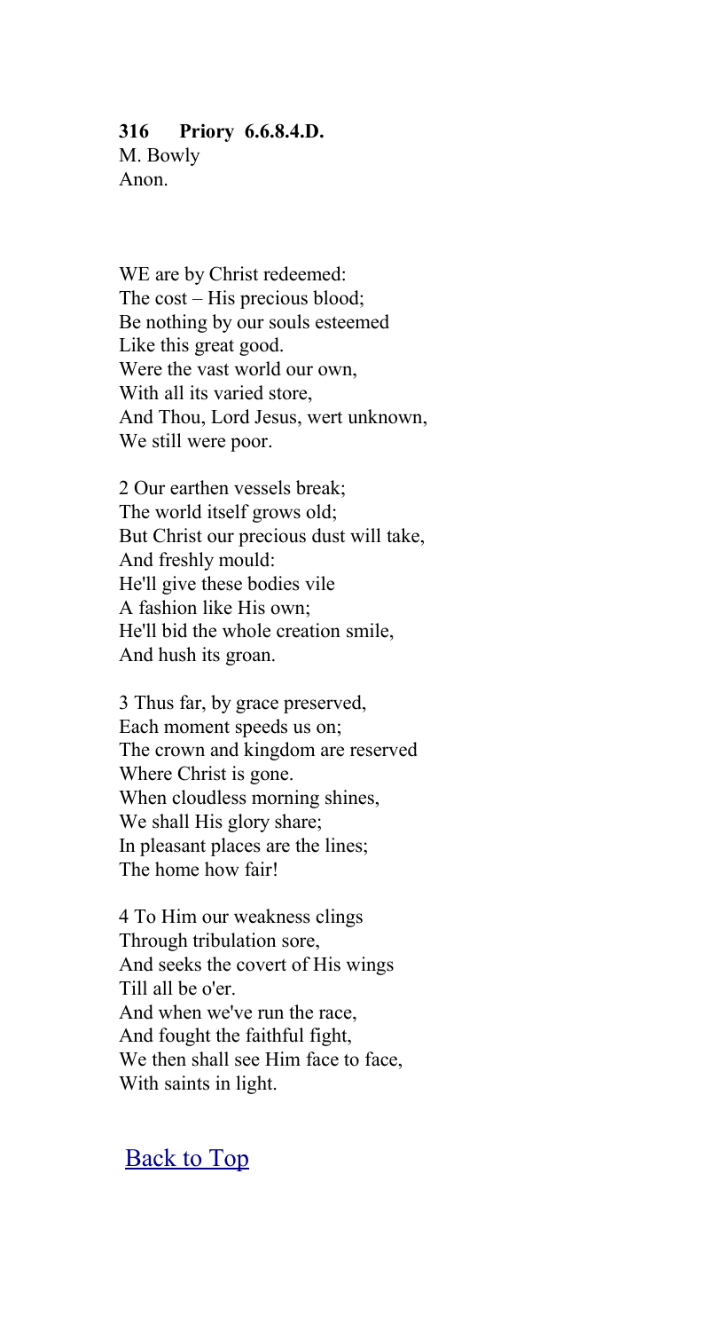**316 Priory 6.6.8.4.D.**
M. Bowly
Anon.

WE are by Christ redeemed:
The cost – His precious blood;
Be nothing by our souls esteemed
Like this great good.
Were the vast world our own,
With all its varied store,
And Thou, Lord Jesus, wert unknown,
We still were poor.

2 Our earthen vessels break;
The world itself grows old;
But Christ our precious dust will take,
And freshly mould:
He'll give these bodies vile
A fashion like His own;
He'll bid the whole creation smile,
And hush its groan.

3 Thus far, by grace preserved,
Each moment speeds us on;
The crown and kingdom are reserved
Where Christ is gone.
When cloudless morning shines,
We shall His glory share;
In pleasant places are the lines;
The home how fair!

4 To Him our weakness clings
Through tribulation sore,
And seeks the covert of His wings
Till all be o'er.
And when we've run the race,
And fought the faithful fight,
We then shall see Him face to face,
With saints in light.

Back to Top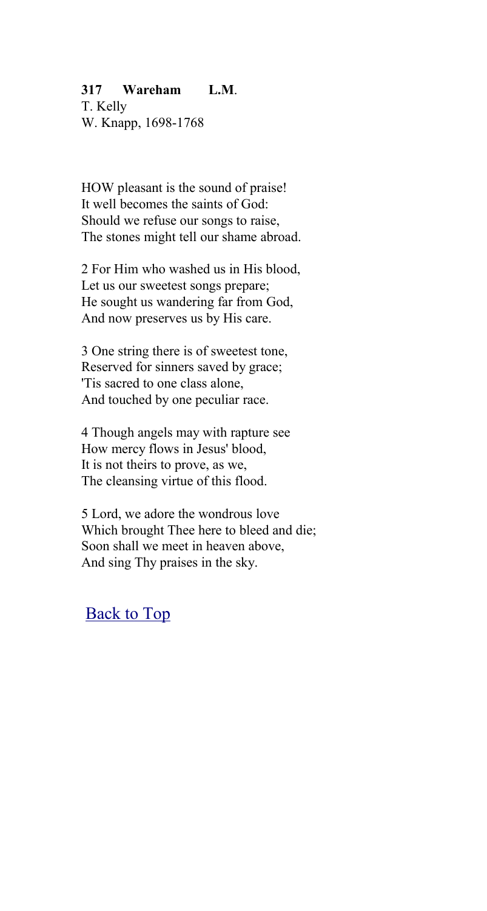**317 Wareham L.M**.
T. Kelly
W. Knapp, 1698-1768

HOW pleasant is the sound of praise!
It well becomes the saints of God:
Should we refuse our songs to raise,
The stones might tell our shame abroad.

2 For Him who washed us in His blood,
Let us our sweetest songs prepare;
He sought us wandering far from God,
And now preserves us by His care.

3 One string there is of sweetest tone,
Reserved for sinners saved by grace;
'Tis sacred to one class alone,
And touched by one peculiar race.

4 Though angels may with rapture see
How mercy flows in Jesus' blood,
It is not theirs to prove, as we,
The cleansing virtue of this flood.

5 Lord, we adore the wondrous love
Which brought Thee here to bleed and die;
Soon shall we meet in heaven above,
And sing Thy praises in the sky.

Back to Top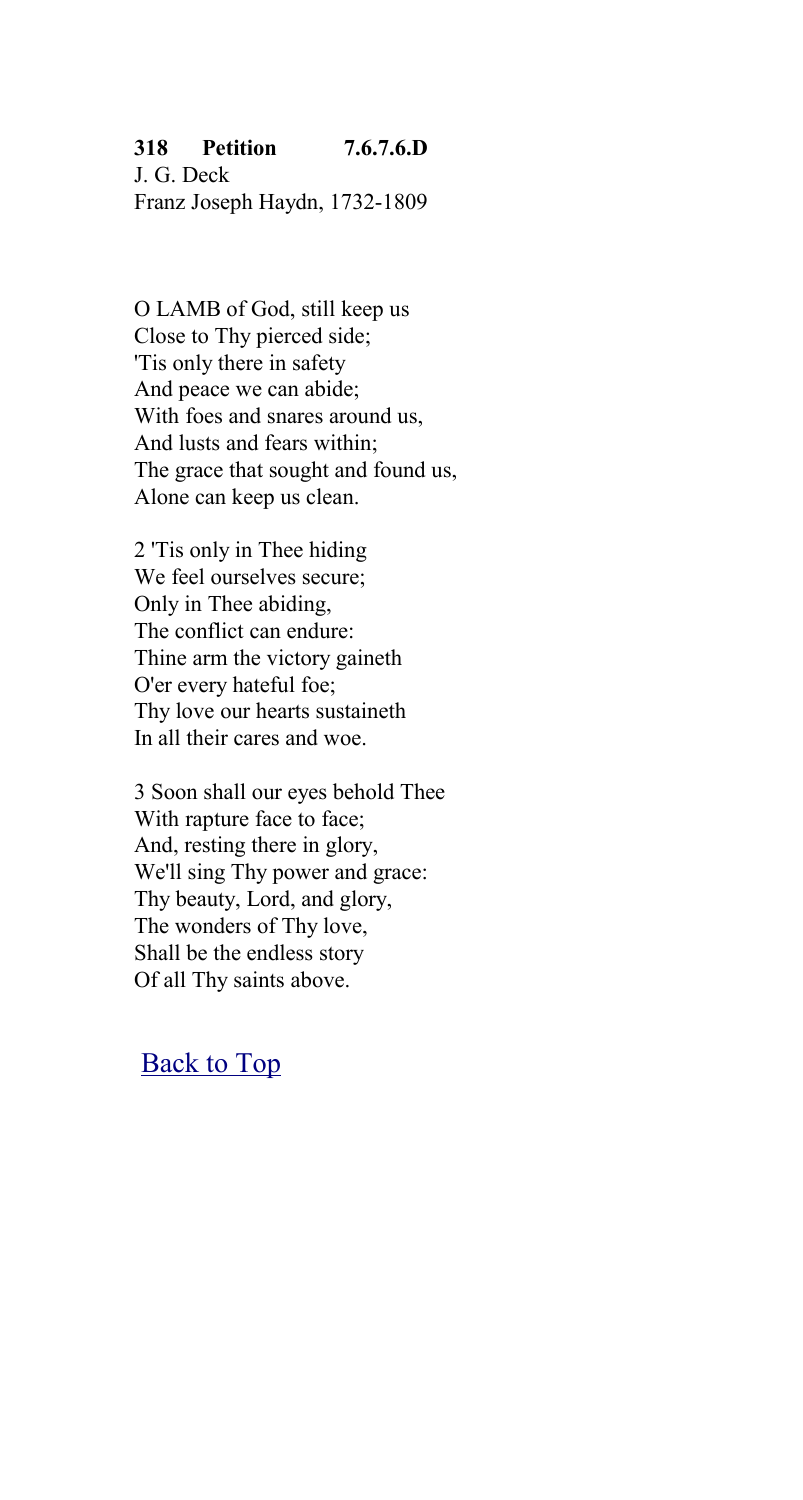**318 Petition 7.6.7.6.D**
J. G. Deck
Franz Joseph Haydn, 1732-1809

O LAMB of God, still keep us
Close to Thy pierced side;
'Tis only there in safety
And peace we can abide;
With foes and snares around us,
And lusts and fears within;
The grace that sought and found us,
Alone can keep us clean.

2 'Tis only in Thee hiding
We feel ourselves secure;
Only in Thee abiding,
The conflict can endure:
Thine arm the victory gaineth
O'er every hateful foe;
Thy love our hearts sustaineth
In all their cares and woe.

3 Soon shall our eyes behold Thee
With rapture face to face;
And, resting there in glory,
We'll sing Thy power and grace:
Thy beauty, Lord, and glory,
The wonders of Thy love,
Shall be the endless story
Of all Thy saints above.

Back to Top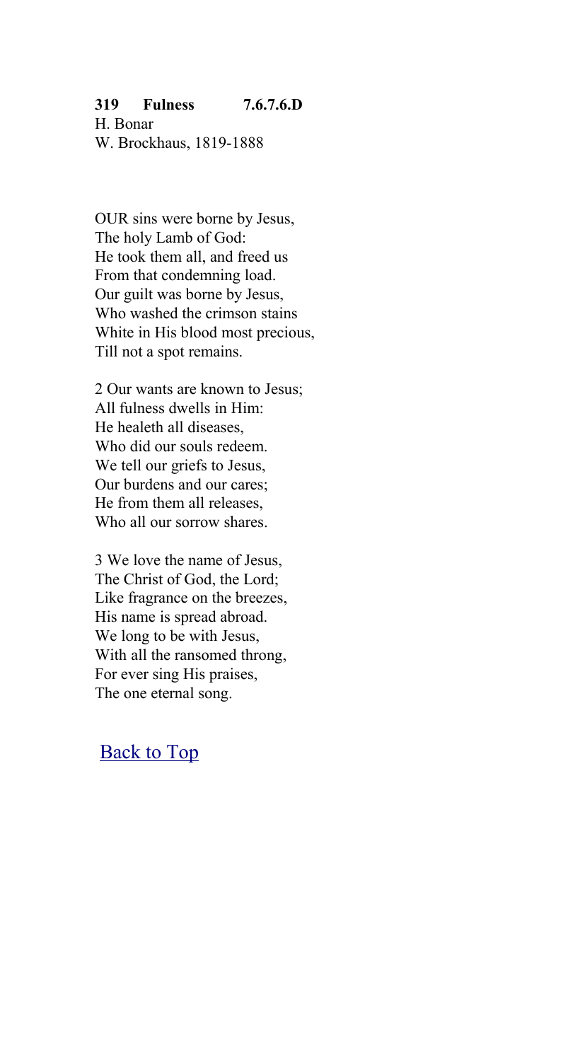**319 Fulness 7.6.7.6.D**
H. Bonar
W. Brockhaus, 1819-1888

OUR sins were borne by Jesus,
The holy Lamb of God:
He took them all, and freed us
From that condemning load.
Our guilt was borne by Jesus,
Who washed the crimson stains
White in His blood most precious,
Till not a spot remains.

2 Our wants are known to Jesus;
All fulness dwells in Him:
He healeth all diseases,
Who did our souls redeem.
We tell our griefs to Jesus,
Our burdens and our cares;
He from them all releases,
Who all our sorrow shares.

3 We love the name of Jesus,
The Christ of God, the Lord;
Like fragrance on the breezes,
His name is spread abroad.
We long to be with Jesus,
With all the ransomed throng,
For ever sing His praises,
The one eternal song.

Back to Top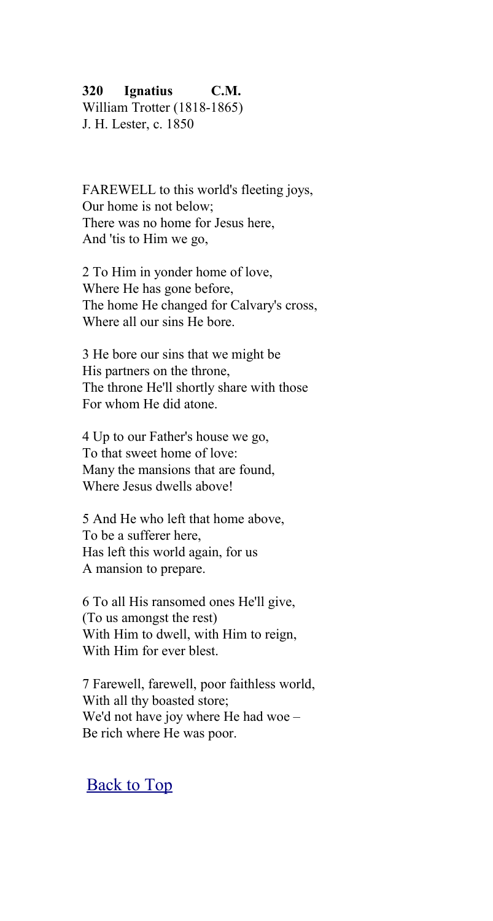**320 Ignatius C.M.**
William Trotter (1818-1865)
J. H. Lester, c. 1850

FAREWELL to this world's fleeting joys,
Our home is not below;
There was no home for Jesus here,
And 'tis to Him we go,

2 To Him in yonder home of love,
Where He has gone before,
The home He changed for Calvary's cross,
Where all our sins He bore.

3 He bore our sins that we might be
His partners on the throne,
The throne He'll shortly share with those
For whom He did atone.

4 Up to our Father's house we go,
To that sweet home of love:
Many the mansions that are found,
Where Jesus dwells above!

5 And He who left that home above,
To be a sufferer here,
Has left this world again, for us
A mansion to prepare.

6 To all His ransomed ones He'll give,
(To us amongst the rest)
With Him to dwell, with Him to reign,
With Him for ever blest.

7 Farewell, farewell, poor faithless world,
With all thy boasted store;
We'd not have joy where He had woe –
Be rich where He was poor.

Back to Top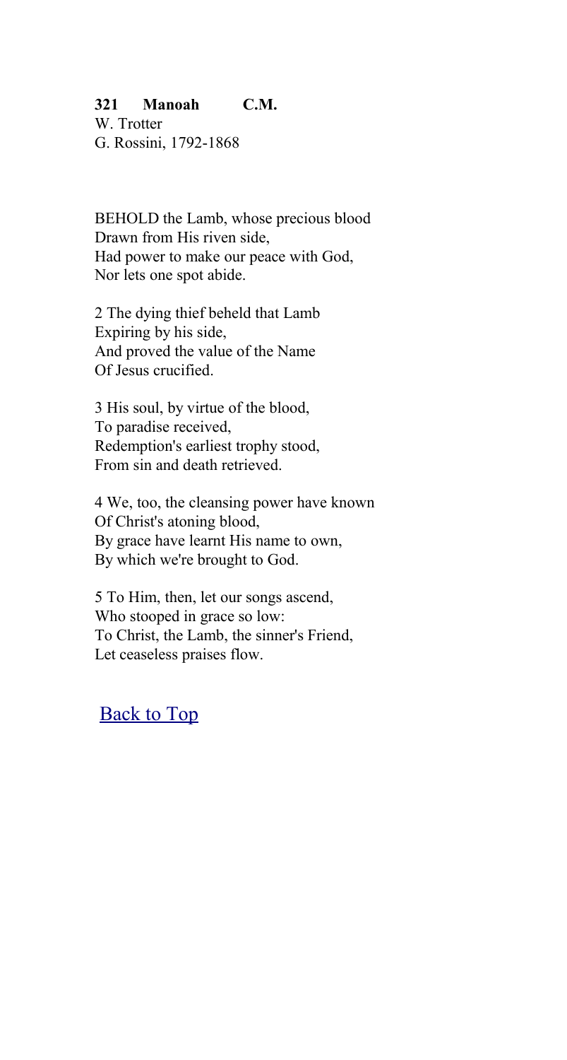**321 Manoah C.M.**
W. Trotter
G. Rossini, 1792-1868

BEHOLD the Lamb, whose precious blood
Drawn from His riven side,
Had power to make our peace with God,
Nor lets one spot abide.

2 The dying thief beheld that Lamb
Expiring by his side,
And proved the value of the Name
Of Jesus crucified.

3 His soul, by virtue of the blood,
To paradise received,
Redemption's earliest trophy stood,
From sin and death retrieved.

4 We, too, the cleansing power have known
Of Christ's atoning blood,
By grace have learnt His name to own,
By which we're brought to God.

5 To Him, then, let our songs ascend,
Who stooped in grace so low:
To Christ, the Lamb, the sinner's Friend,
Let ceaseless praises flow.

Back to Top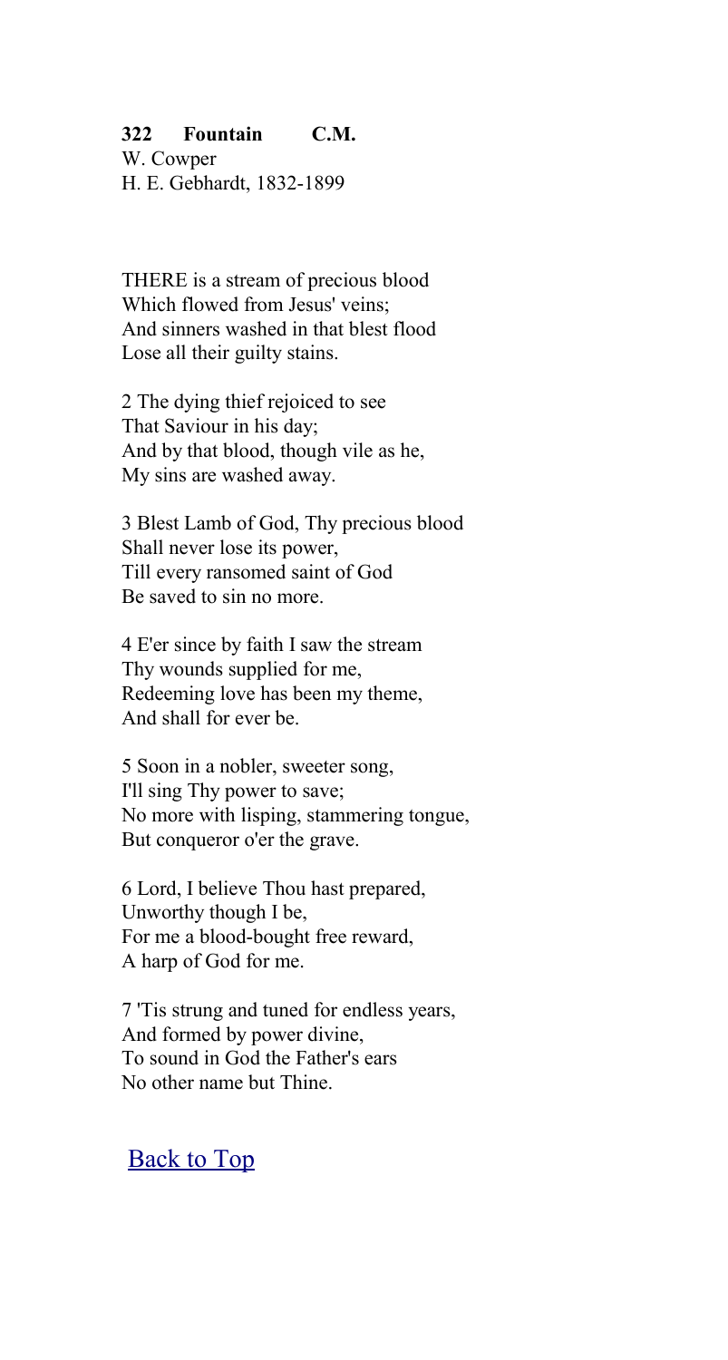**322 Fountain C.M.**
W. Cowper
H. E. Gebhardt, 1832-1899

THERE is a stream of precious blood
Which flowed from Jesus' veins;
And sinners washed in that blest flood
Lose all their guilty stains.

2 The dying thief rejoiced to see
That Saviour in his day;
And by that blood, though vile as he,
My sins are washed away.

3 Blest Lamb of God, Thy precious blood
Shall never lose its power,
Till every ransomed saint of God
Be saved to sin no more.

4 E'er since by faith I saw the stream
Thy wounds supplied for me,
Redeeming love has been my theme,
And shall for ever be.

5 Soon in a nobler, sweeter song,
I'll sing Thy power to save;
No more with lisping, stammering tongue,
But conqueror o'er the grave.

6 Lord, I believe Thou hast prepared,
Unworthy though I be,
For me a blood-bought free reward,
A harp of God for me.

7 'Tis strung and tuned for endless years,
And formed by power divine,
To sound in God the Father's ears
No other name but Thine.

Back to Top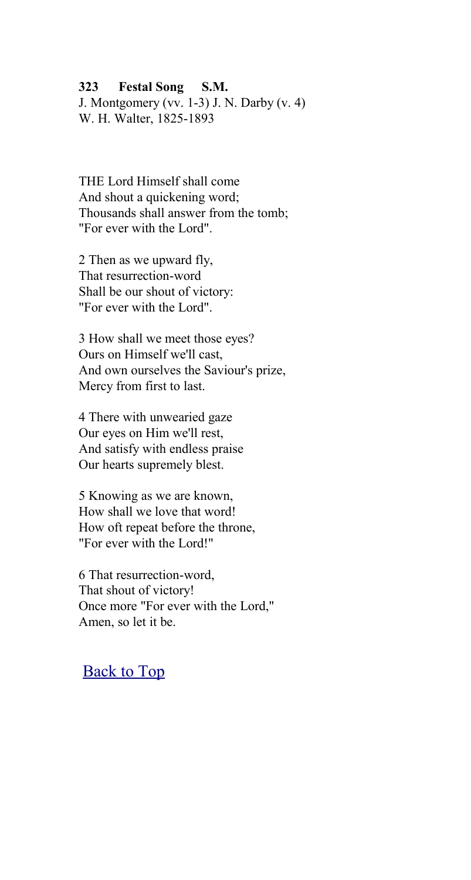**323 Festal Song S.M.**
J. Montgomery (vv. 1-3) J. N. Darby (v. 4)
W. H. Walter, 1825-1893

THE Lord Himself shall come
And shout a quickening word;
Thousands shall answer from the tomb;
"For ever with the Lord".

2 Then as we upward fly,
That resurrection-word
Shall be our shout of victory:
"For ever with the Lord".

3 How shall we meet those eyes?
Ours on Himself we'll cast,
And own ourselves the Saviour's prize,
Mercy from first to last.

4 There with unwearied gaze
Our eyes on Him we'll rest,
And satisfy with endless praise
Our hearts supremely blest.

5 Knowing as we are known,
How shall we love that word!
How oft repeat before the throne,
"For ever with the Lord!"

6 That resurrection-word,
That shout of victory!
Once more "For ever with the Lord,"
Amen, so let it be.

Back to Top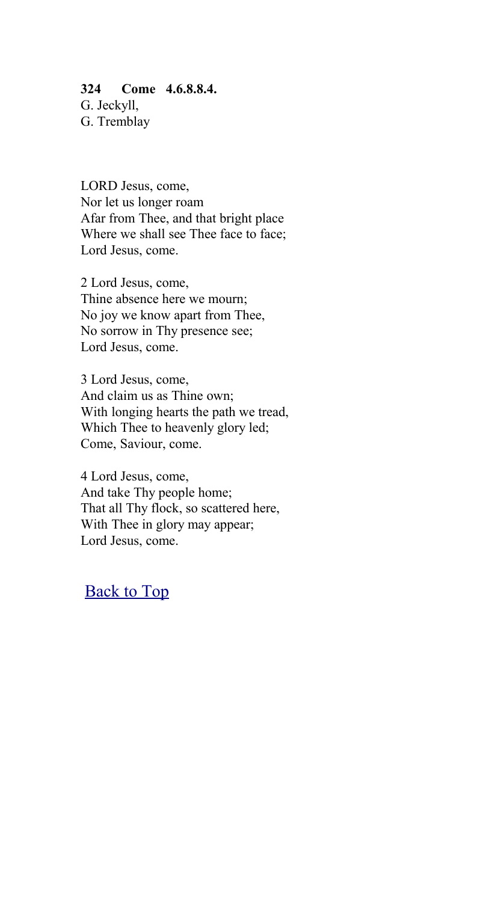**324 Come 4.6.8.8.4.**
G. Jeckyll,
G. Tremblay

LORD Jesus, come,
Nor let us longer roam
Afar from Thee, and that bright place
Where we shall see Thee face to face;
Lord Jesus, come.

2 Lord Jesus, come,
Thine absence here we mourn;
No joy we know apart from Thee,
No sorrow in Thy presence see;
Lord Jesus, come.

3 Lord Jesus, come,
And claim us as Thine own;
With longing hearts the path we tread,
Which Thee to heavenly glory led;
Come, Saviour, come.

4 Lord Jesus, come,
And take Thy people home;
That all Thy flock, so scattered here,
With Thee in glory may appear;
Lord Jesus, come.

Back to Top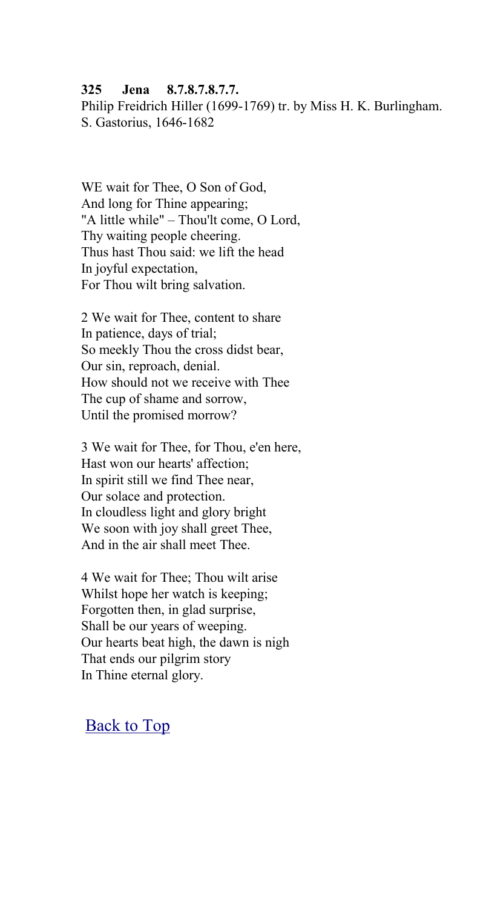**325 Jena 8.7.8.7.8.7.7.**
Philip Freidrich Hiller (1699-1769) tr. by Miss H. K. Burlingham.
S. Gastorius, 1646-1682

WE wait for Thee, O Son of God,
And long for Thine appearing;
"A little while" – Thou'lt come, O Lord,
Thy waiting people cheering.
Thus hast Thou said: we lift the head
In joyful expectation,
For Thou wilt bring salvation.

2 We wait for Thee, content to share
In patience, days of trial;
So meekly Thou the cross didst bear,
Our sin, reproach, denial.
How should not we receive with Thee
The cup of shame and sorrow,
Until the promised morrow?

3 We wait for Thee, for Thou, e'en here,
Hast won our hearts' affection;
In spirit still we find Thee near,
Our solace and protection.
In cloudless light and glory bright
We soon with joy shall greet Thee,
And in the air shall meet Thee.

4 We wait for Thee; Thou wilt arise
Whilst hope her watch is keeping;
Forgotten then, in glad surprise,
Shall be our years of weeping.
Our hearts beat high, the dawn is nigh
That ends our pilgrim story
In Thine eternal glory.

Back to Top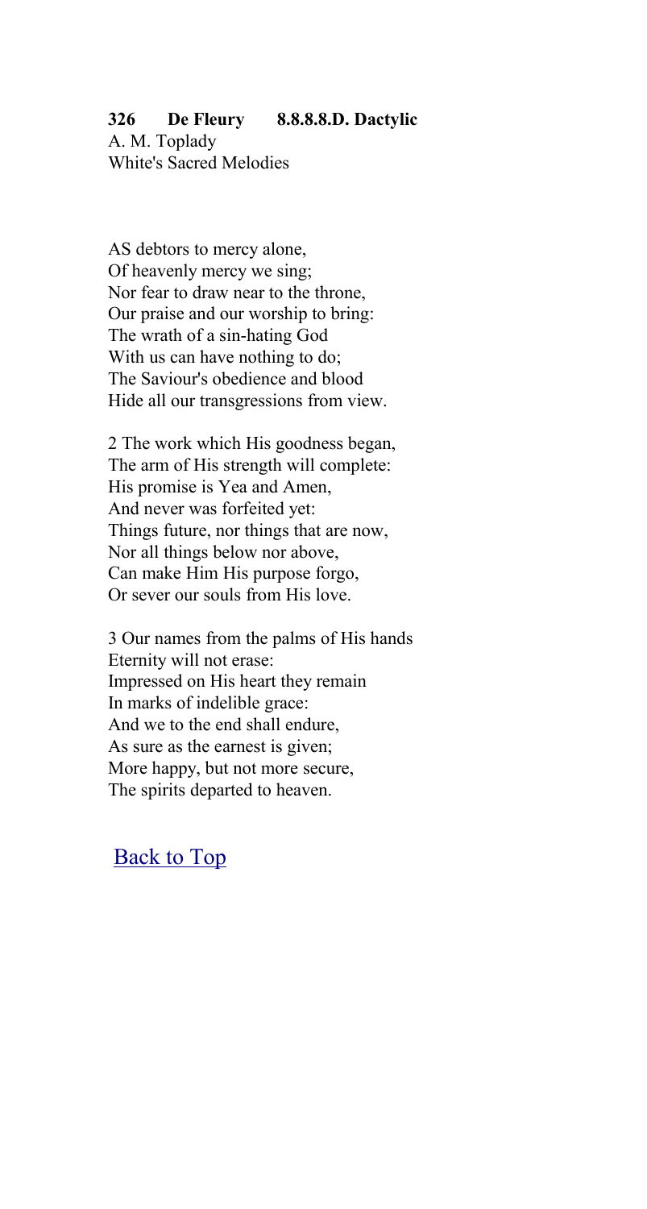**326 De Fleury 8.8.8.8.D. Dactylic**
A. M. Toplady
White's Sacred Melodies

AS debtors to mercy alone,
Of heavenly mercy we sing;
Nor fear to draw near to the throne,
Our praise and our worship to bring:
The wrath of a sin-hating God
With us can have nothing to do;
The Saviour's obedience and blood
Hide all our transgressions from view.

2 The work which His goodness began,
The arm of His strength will complete:
His promise is Yea and Amen,
And never was forfeited yet:
Things future, nor things that are now,
Nor all things below nor above,
Can make Him His purpose forgo,
Or sever our souls from His love.

3 Our names from the palms of His hands
Eternity will not erase:
Impressed on His heart they remain
In marks of indelible grace:
And we to the end shall endure,
As sure as the earnest is given;
More happy, but not more secure,
The spirits departed to heaven.

Back to Top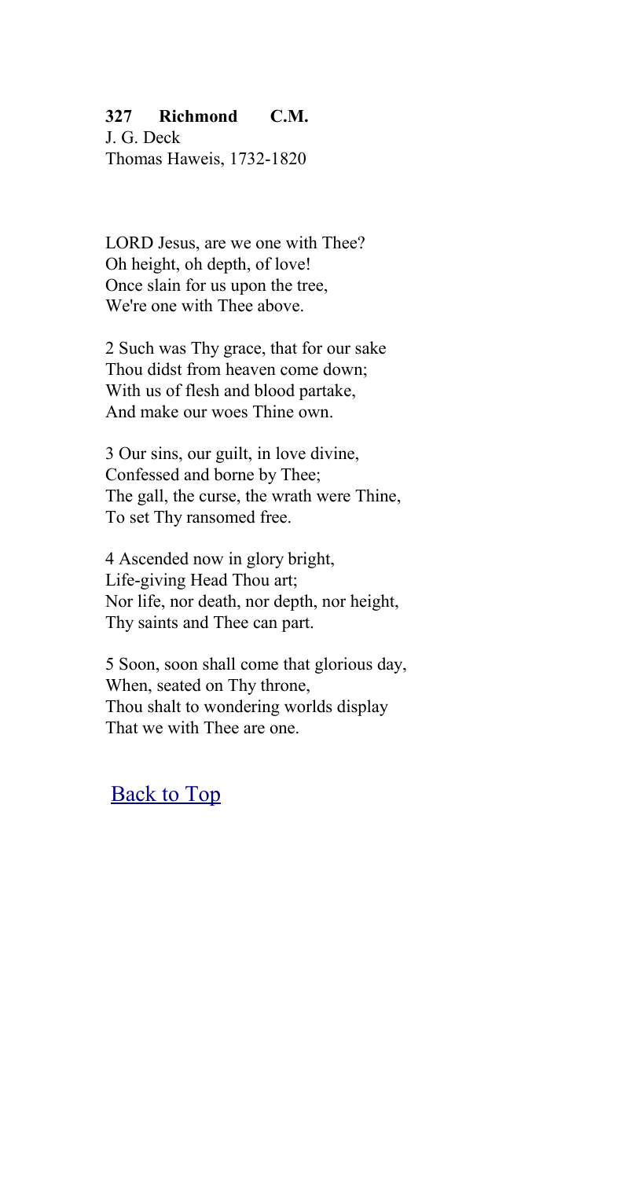**327 Richmond C.M.**
J. G. Deck
Thomas Haweis, 1732-1820

LORD Jesus, are we one with Thee?
Oh height, oh depth, of love!
Once slain for us upon the tree,
We're one with Thee above.

2 Such was Thy grace, that for our sake
Thou didst from heaven come down;
With us of flesh and blood partake,
And make our woes Thine own.

3 Our sins, our guilt, in love divine,
Confessed and borne by Thee;
The gall, the curse, the wrath were Thine,
To set Thy ransomed free.

4 Ascended now in glory bright,
Life-giving Head Thou art;
Nor life, nor death, nor depth, nor height,
Thy saints and Thee can part.

5 Soon, soon shall come that glorious day,
When, seated on Thy throne,
Thou shalt to wondering worlds display
That we with Thee are one.

Back to Top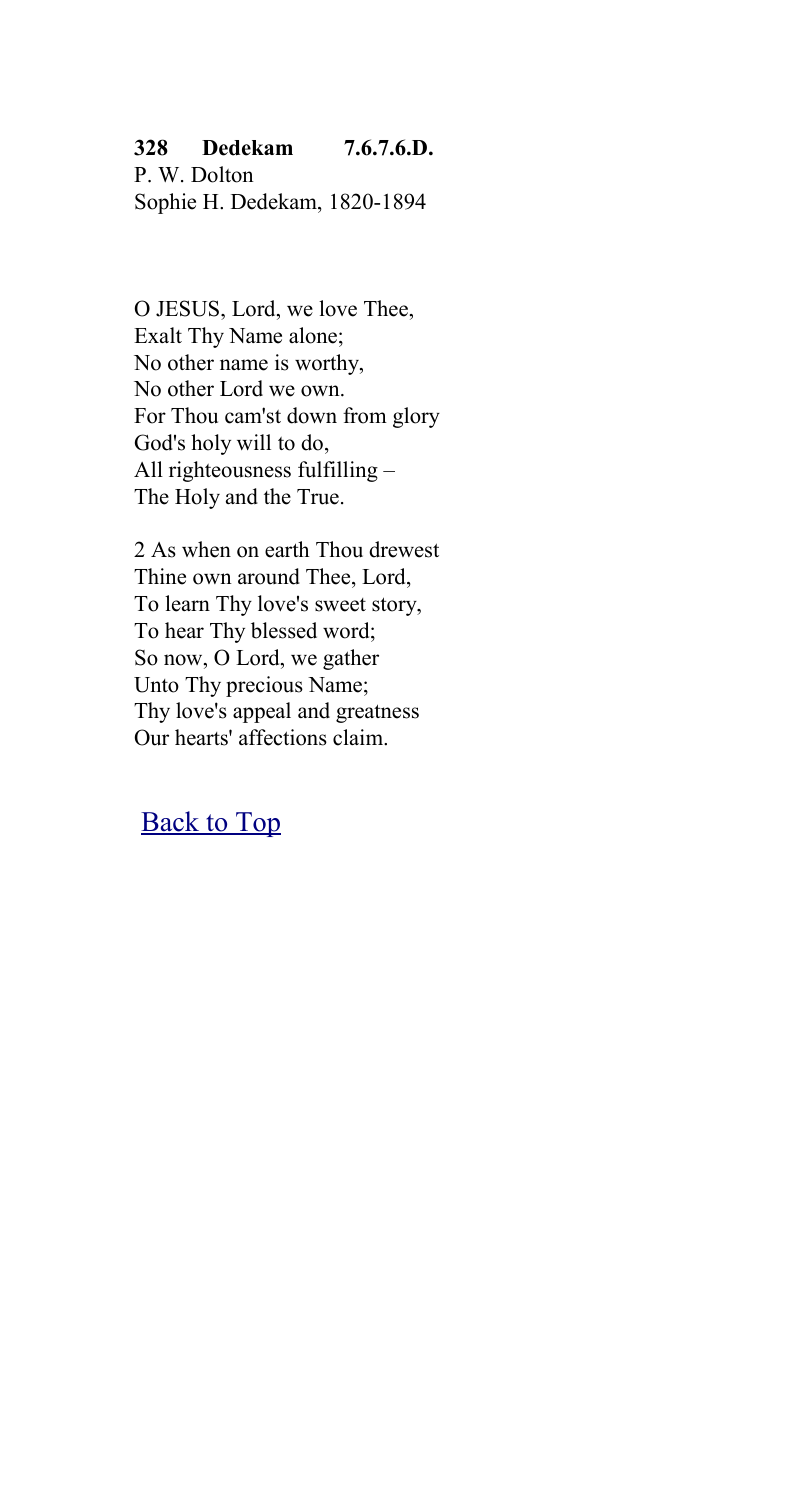**328 Dedekam 7.6.7.6.D.**
P. W. Dolton
Sophie H. Dedekam, 1820-1894

O JESUS, Lord, we love Thee,
Exalt Thy Name alone;
No other name is worthy,
No other Lord we own.
For Thou cam'st down from glory
God's holy will to do,
All righteousness fulfilling –
The Holy and the True.

2 As when on earth Thou drewest
Thine own around Thee, Lord,
To learn Thy love's sweet story,
To hear Thy blessed word;
So now, O Lord, we gather
Unto Thy precious Name;
Thy love's appeal and greatness
Our hearts' affections claim.

Back to Top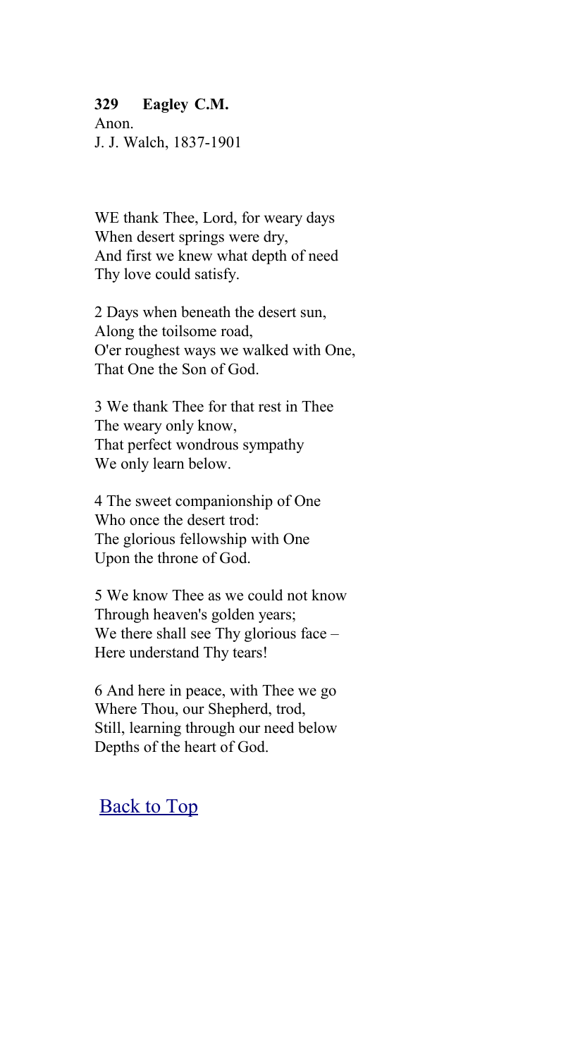**329 Eagley C.M.**
Anon.
J. J. Walch, 1837-1901

WE thank Thee, Lord, for weary days
When desert springs were dry,
And first we knew what depth of need
Thy love could satisfy.

2 Days when beneath the desert sun,
Along the toilsome road,
O'er roughest ways we walked with One,
That One the Son of God.

3 We thank Thee for that rest in Thee
The weary only know,
That perfect wondrous sympathy
We only learn below.

4 The sweet companionship of One
Who once the desert trod:
The glorious fellowship with One
Upon the throne of God.

5 We know Thee as we could not know
Through heaven's golden years;
We there shall see Thy glorious face –
Here understand Thy tears!

6 And here in peace, with Thee we go
Where Thou, our Shepherd, trod,
Still, learning through our need below
Depths of the heart of God.

Back to Top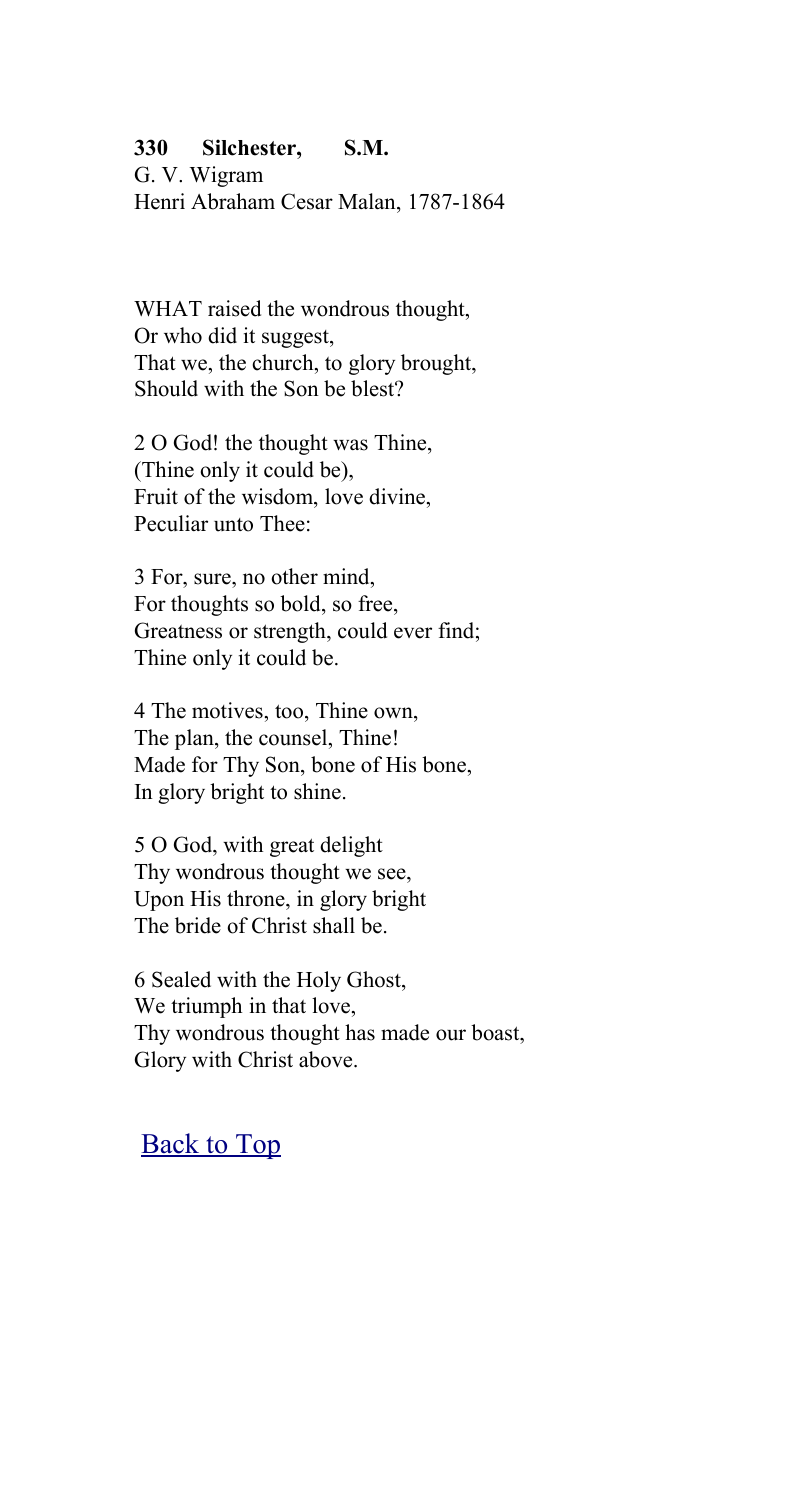**330 Silchester, S.M.**

G. V. Wigram

Henri Abraham Cesar Malan, 1787-1864

WHAT raised the wondrous thought,
Or who did it suggest,
That we, the church, to glory brought,
Should with the Son be blest?

2 O God! the thought was Thine,
(Thine only it could be),
Fruit of the wisdom, love divine,
Peculiar unto Thee:

3 For, sure, no other mind,
For thoughts so bold, so free,
Greatness or strength, could ever find;
Thine only it could be.

4 The motives, too, Thine own,
The plan, the counsel, Thine!
Made for Thy Son, bone of His bone,
In glory bright to shine.

5 O God, with great delight
Thy wondrous thought we see,
Upon His throne, in glory bright
The bride of Christ shall be.

6 Sealed with the Holy Ghost,
We triumph in that love,
Thy wondrous thought has made our boast,
Glory with Christ above.

Back to Top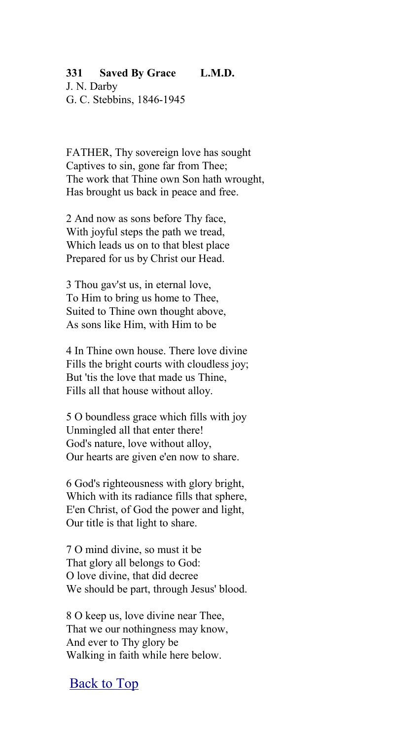**331 Saved By Grace L.M.D.**
J. N. Darby
G. C. Stebbins, 1846-1945

FATHER, Thy sovereign love has sought
Captives to sin, gone far from Thee;
The work that Thine own Son hath wrought,
Has brought us back in peace and free.

2 And now as sons before Thy face,
With joyful steps the path we tread,
Which leads us on to that blest place
Prepared for us by Christ our Head.

3 Thou gav'st us, in eternal love,
To Him to bring us home to Thee,
Suited to Thine own thought above,
As sons like Him, with Him to be

4 In Thine own house. There love divine
Fills the bright courts with cloudless joy;
But 'tis the love that made us Thine,
Fills all that house without alloy.

5 O boundless grace which fills with joy
Unmingled all that enter there!
God's nature, love without alloy,
Our hearts are given e'en now to share.

6 God's righteousness with glory bright,
Which with its radiance fills that sphere,
E'en Christ, of God the power and light,
Our title is that light to share.

7 O mind divine, so must it be
That glory all belongs to God:
O love divine, that did decree
We should be part, through Jesus' blood.

8 O keep us, love divine near Thee,
That we our nothingness may know,
And ever to Thy glory be
Walking in faith while here below.

Back to Top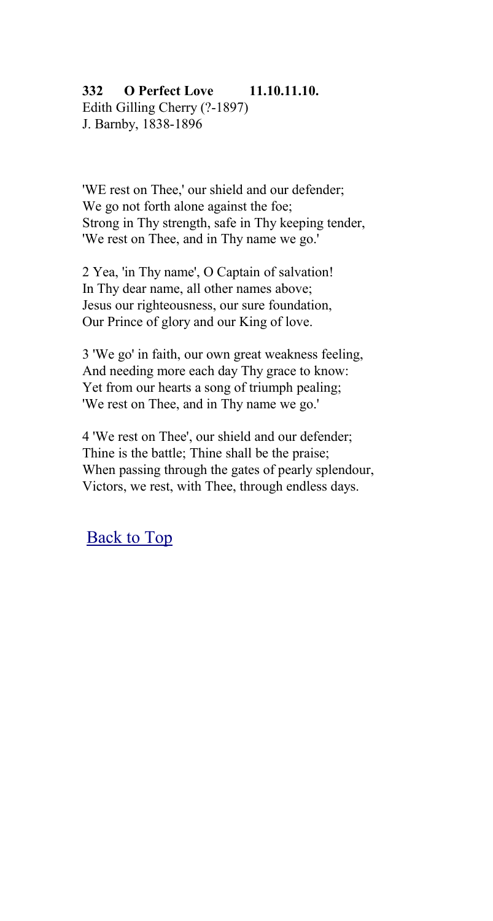**332 O Perfect Love 11.10.11.10.**
Edith Gilling Cherry (?-1897)
J. Barnby, 1838-1896

'WE rest on Thee,' our shield and our defender;
We go not forth alone against the foe;
Strong in Thy strength, safe in Thy keeping tender,
'We rest on Thee, and in Thy name we go.'

2 Yea, 'in Thy name', O Captain of salvation!
In Thy dear name, all other names above;
Jesus our righteousness, our sure foundation,
Our Prince of glory and our King of love.

3 'We go' in faith, our own great weakness feeling,
And needing more each day Thy grace to know:
Yet from our hearts a song of triumph pealing;
'We rest on Thee, and in Thy name we go.'

4 'We rest on Thee', our shield and our defender;
Thine is the battle; Thine shall be the praise;
When passing through the gates of pearly splendour,
Victors, we rest, with Thee, through endless days.

Back to Top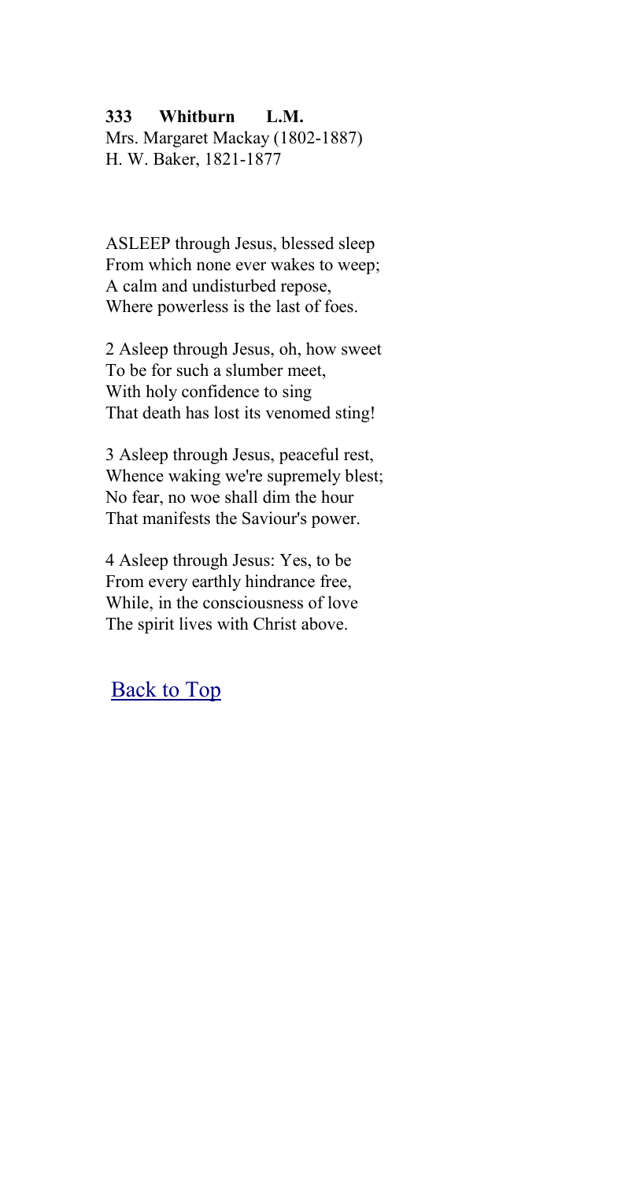**333 Whitburn L.M.**
Mrs. Margaret Mackay (1802-1887)
H. W. Baker, 1821-1877

ASLEEP through Jesus, blessed sleep
From which none ever wakes to weep;
A calm and undisturbed repose,
Where powerless is the last of foes.

2 Asleep through Jesus, oh, how sweet
To be for such a slumber meet,
With holy confidence to sing
That death has lost its venomed sting!

3 Asleep through Jesus, peaceful rest,
Whence waking we're supremely blest;
No fear, no woe shall dim the hour
That manifests the Saviour's power.

4 Asleep through Jesus: Yes, to be
From every earthly hindrance free,
While, in the consciousness of love
The spirit lives with Christ above.

Back to Top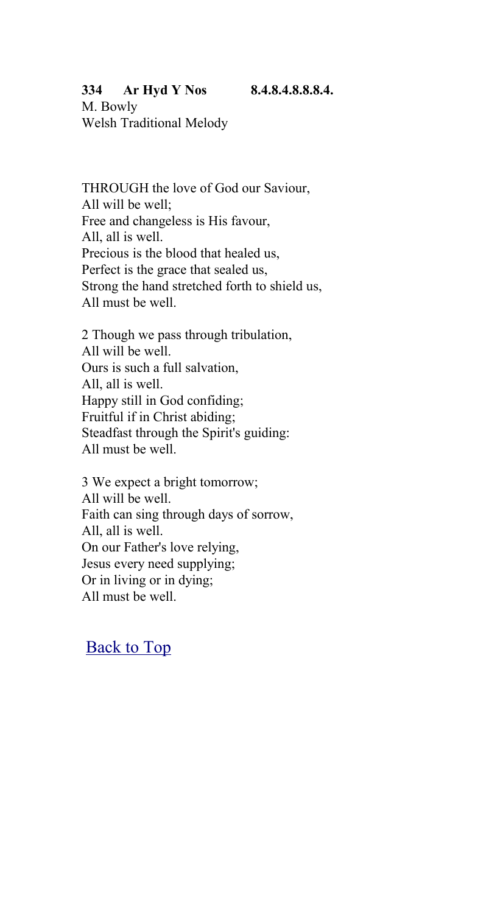### 334 Ar Hyd Y Nos 8.4.8.4.8.8.8.4.

M. Bowly
Welsh Traditional Melody

THROUGH the love of God our Saviour,
All will be well;
Free and changeless is His favour,
All, all is well.
Precious is the blood that healed us,
Perfect is the grace that sealed us,
Strong the hand stretched forth to shield us,
All must be well.

2 Though we pass through tribulation,
All will be well.
Ours is such a full salvation,
All, all is well.
Happy still in God confiding;
Fruitful if in Christ abiding;
Steadfast through the Spirit's guiding:
All must be well.

3 We expect a bright tomorrow;
All will be well.
Faith can sing through days of sorrow,
All, all is well.
On our Father's love relying,
Jesus every need supplying;
Or in living or in dying;
All must be well.

Back to Top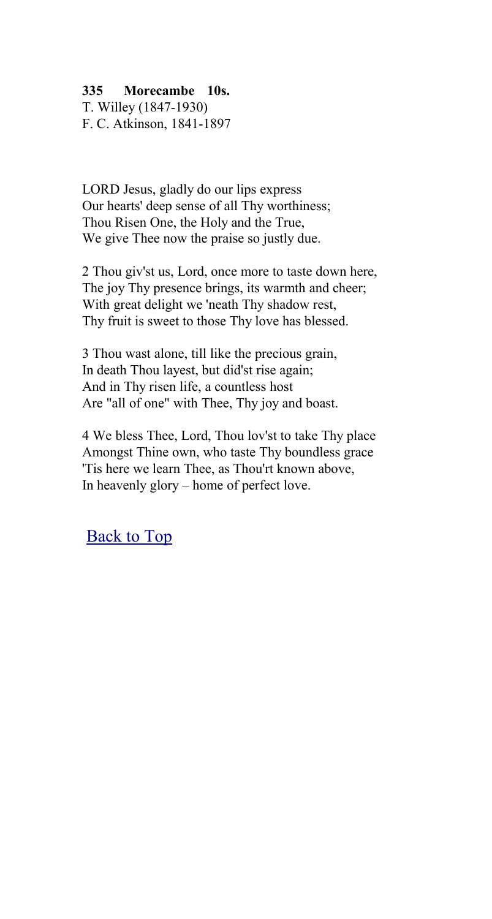**335 Morecambe 10s.**
T. Willey (1847-1930)
F. C. Atkinson, 1841-1897

LORD Jesus, gladly do our lips express
Our hearts' deep sense of all Thy worthiness;
Thou Risen One, the Holy and the True,
We give Thee now the praise so justly due.

2 Thou giv'st us, Lord, once more to taste down here,
The joy Thy presence brings, its warmth and cheer;
With great delight we 'neath Thy shadow rest,
Thy fruit is sweet to those Thy love has blessed.

3 Thou wast alone, till like the precious grain,
In death Thou layest, but did'st rise again;
And in Thy risen life, a countless host
Are "all of one" with Thee, Thy joy and boast.

4 We bless Thee, Lord, Thou lov'st to take Thy place
Amongst Thine own, who taste Thy boundless grace
'Tis here we learn Thee, as Thou'rt known above,
In heavenly glory – home of perfect love.

Back to Top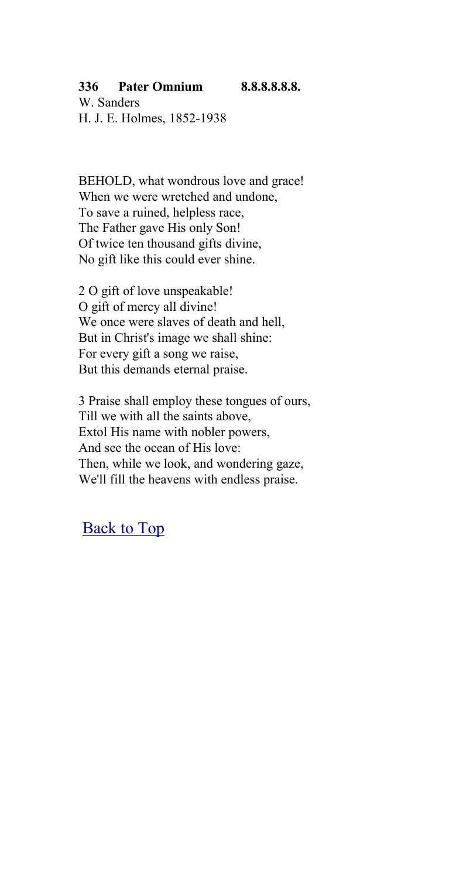**336 Pater Omnium 8.8.8.8.8.8.**

W. Sanders
H. J. E. Holmes, 1852-1938

BEHOLD, what wondrous love and grace!
When we were wretched and undone,
To save a ruined, helpless race,
The Father gave His only Son!
Of twice ten thousand gifts divine,
No gift like this could ever shine.

2 O gift of love unspeakable!
O gift of mercy all divine!
We once were slaves of death and hell,
But in Christ's image we shall shine:
For every gift a song we raise,
But this demands eternal praise.

3 Praise shall employ these tongues of ours,
Till we with all the saints above,
Extol His name with nobler powers,
And see the ocean of His love:
Then, while we look, and wondering gaze,
We'll fill the heavens with endless praise.

Back to Top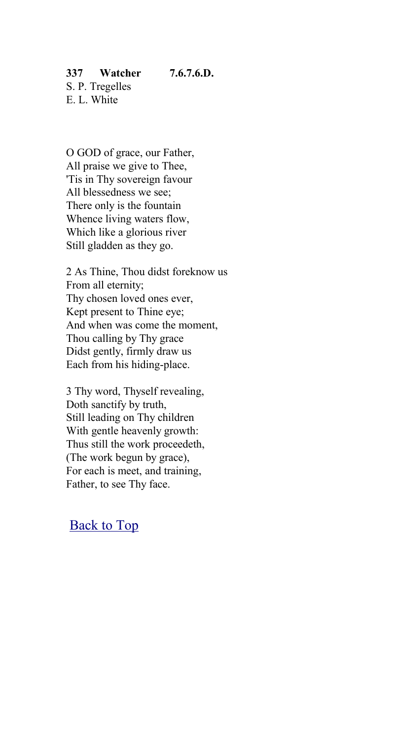**337 Watcher 7.6.7.6.D.**
S. P. Tregelles
E. L. White

O GOD of grace, our Father,
All praise we give to Thee,
'Tis in Thy sovereign favour
All blessedness we see;
There only is the fountain
Whence living waters flow,
Which like a glorious river
Still gladden as they go.

2 As Thine, Thou didst foreknow us
From all eternity;
Thy chosen loved ones ever,
Kept present to Thine eye;
And when was come the moment,
Thou calling by Thy grace
Didst gently, firmly draw us
Each from his hiding-place.

3 Thy word, Thyself revealing,
Doth sanctify by truth,
Still leading on Thy children
With gentle heavenly growth:
Thus still the work proceedeth,
(The work begun by grace),
For each is meet, and training,
Father, to see Thy face.

Back to Top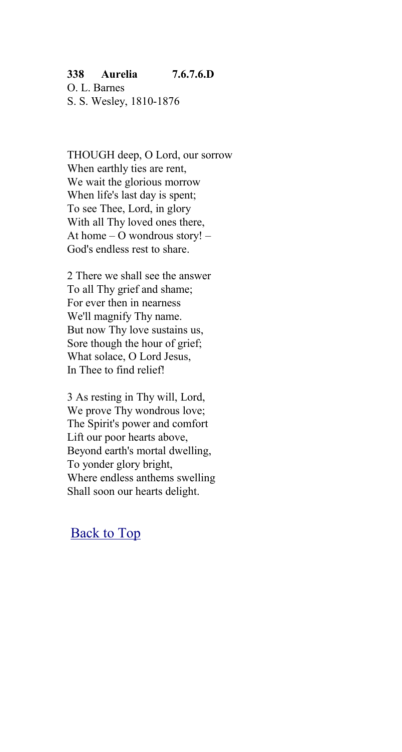**338 Aurelia 7.6.7.6.D**
O. L. Barnes
S. S. Wesley, 1810-1876

THOUGH deep, O Lord, our sorrow
When earthly ties are rent,
We wait the glorious morrow
When life's last day is spent;
To see Thee, Lord, in glory
With all Thy loved ones there,
At home – O wondrous story! –
God's endless rest to share.

2 There we shall see the answer
To all Thy grief and shame;
For ever then in nearness
We'll magnify Thy name.
But now Thy love sustains us,
Sore though the hour of grief;
What solace, O Lord Jesus,
In Thee to find relief!

3 As resting in Thy will, Lord,
We prove Thy wondrous love;
The Spirit's power and comfort
Lift our poor hearts above,
Beyond earth's mortal dwelling,
To yonder glory bright,
Where endless anthems swelling
Shall soon our hearts delight.

Back to Top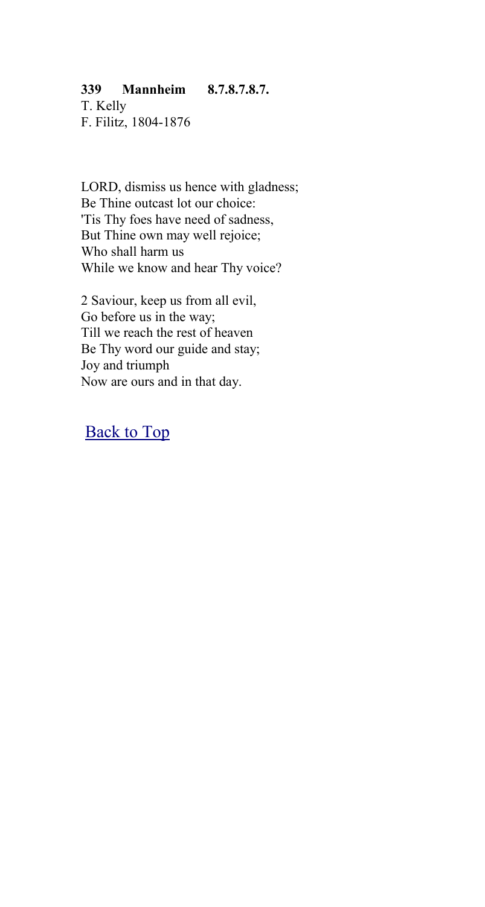**339 Mannheim 8.7.8.7.8.7.**
T. Kelly
F. Filitz, 1804-1876

LORD, dismiss us hence with gladness;
Be Thine outcast lot our choice:
'Tis Thy foes have need of sadness,
But Thine own may well rejoice;
Who shall harm us
While we know and hear Thy voice?

2 Saviour, keep us from all evil,
Go before us in the way;
Till we reach the rest of heaven
Be Thy word our guide and stay;
Joy and triumph
Now are ours and in that day.

Back to Top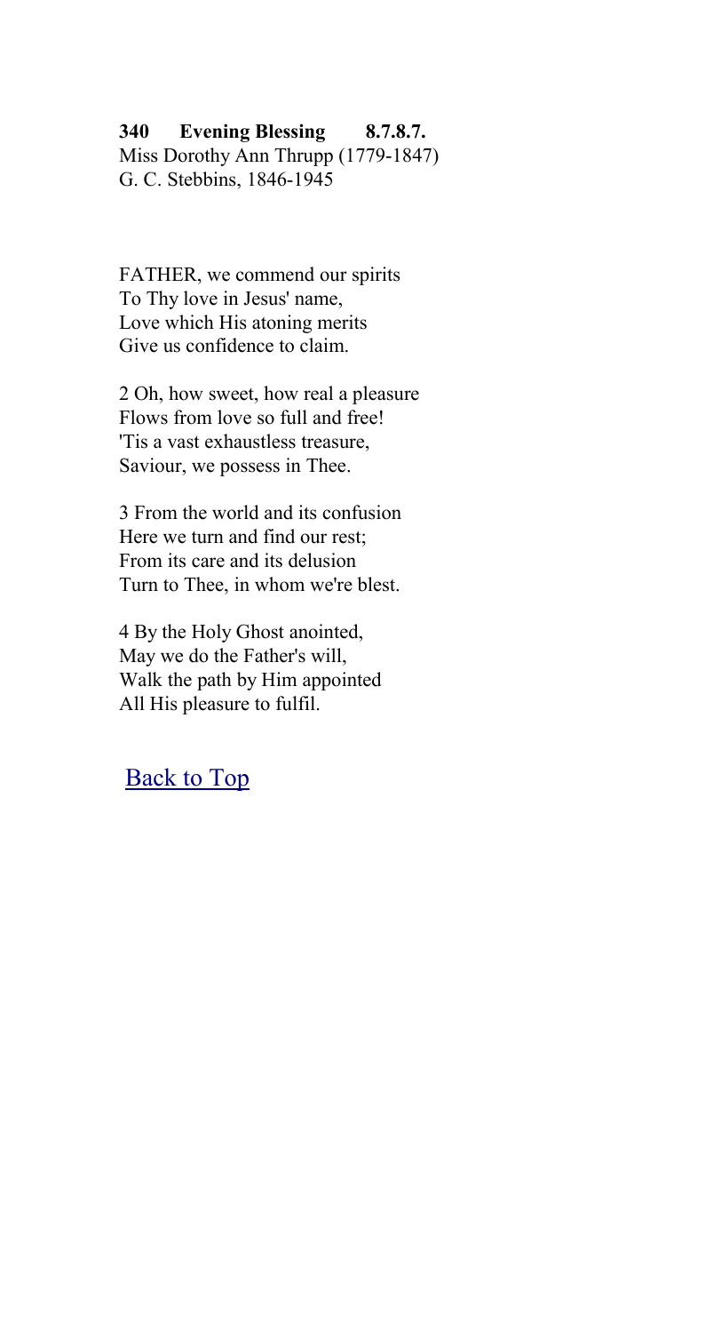**340 Evening Blessing 8.7.8.7.**
Miss Dorothy Ann Thrupp (1779-1847)
G. C. Stebbins, 1846-1945

FATHER, we commend our spirits
To Thy love in Jesus' name,
Love which His atoning merits
Give us confidence to claim.

2 Oh, how sweet, how real a pleasure
Flows from love so full and free!
'Tis a vast exhaustless treasure,
Saviour, we possess in Thee.

3 From the world and its confusion
Here we turn and find our rest;
From its care and its delusion
Turn to Thee, in whom we're blest.

4 By the Holy Ghost anointed,
May we do the Father's will,
Walk the path by Him appointed
All His pleasure to fulfil.

Back to Top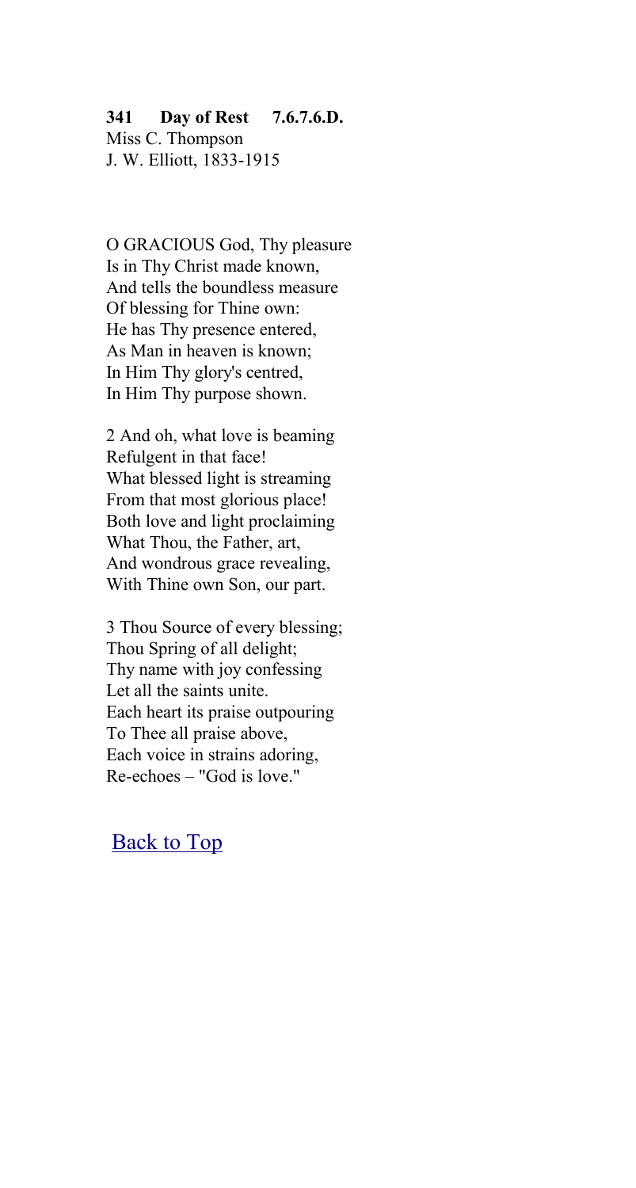**341 Day of Rest 7.6.7.6.D.**
Miss C. Thompson
J. W. Elliott, 1833-1915

O GRACIOUS God, Thy pleasure
Is in Thy Christ made known,
And tells the boundless measure
Of blessing for Thine own:
He has Thy presence entered,
As Man in heaven is known;
In Him Thy glory's centred,
In Him Thy purpose shown.

2 And oh, what love is beaming
Refulgent in that face!
What blessed light is streaming
From that most glorious place!
Both love and light proclaiming
What Thou, the Father, art,
And wondrous grace revealing,
With Thine own Son, our part.

3 Thou Source of every blessing;
Thou Spring of all delight;
Thy name with joy confessing
Let all the saints unite.
Each heart its praise outpouring
To Thee all praise above,
Each voice in strains adoring,
Re-echoes – "God is love."

Back to Top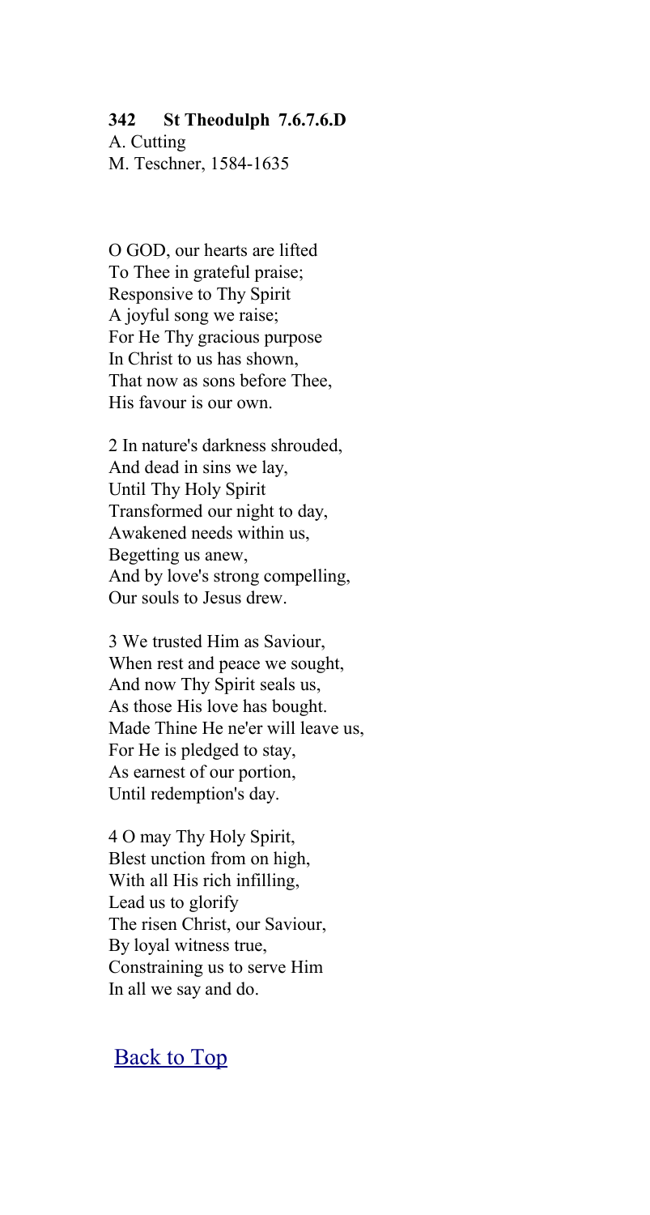**342 St Theodulph 7.6.7.6.D**
A. Cutting
M. Teschner, 1584-1635

O GOD, our hearts are lifted
To Thee in grateful praise;
Responsive to Thy Spirit
A joyful song we raise;
For He Thy gracious purpose
In Christ to us has shown,
That now as sons before Thee,
His favour is our own.

2 In nature's darkness shrouded,
And dead in sins we lay,
Until Thy Holy Spirit
Transformed our night to day,
Awakened needs within us,
Begetting us anew,
And by love's strong compelling,
Our souls to Jesus drew.

3 We trusted Him as Saviour,
When rest and peace we sought,
And now Thy Spirit seals us,
As those His love has bought.
Made Thine He ne'er will leave us,
For He is pledged to stay,
As earnest of our portion,
Until redemption's day.

4 O may Thy Holy Spirit,
Blest unction from on high,
With all His rich infilling,
Lead us to glorify
The risen Christ, our Saviour,
By loyal witness true,
Constraining us to serve Him
In all we say and do.

Back to Top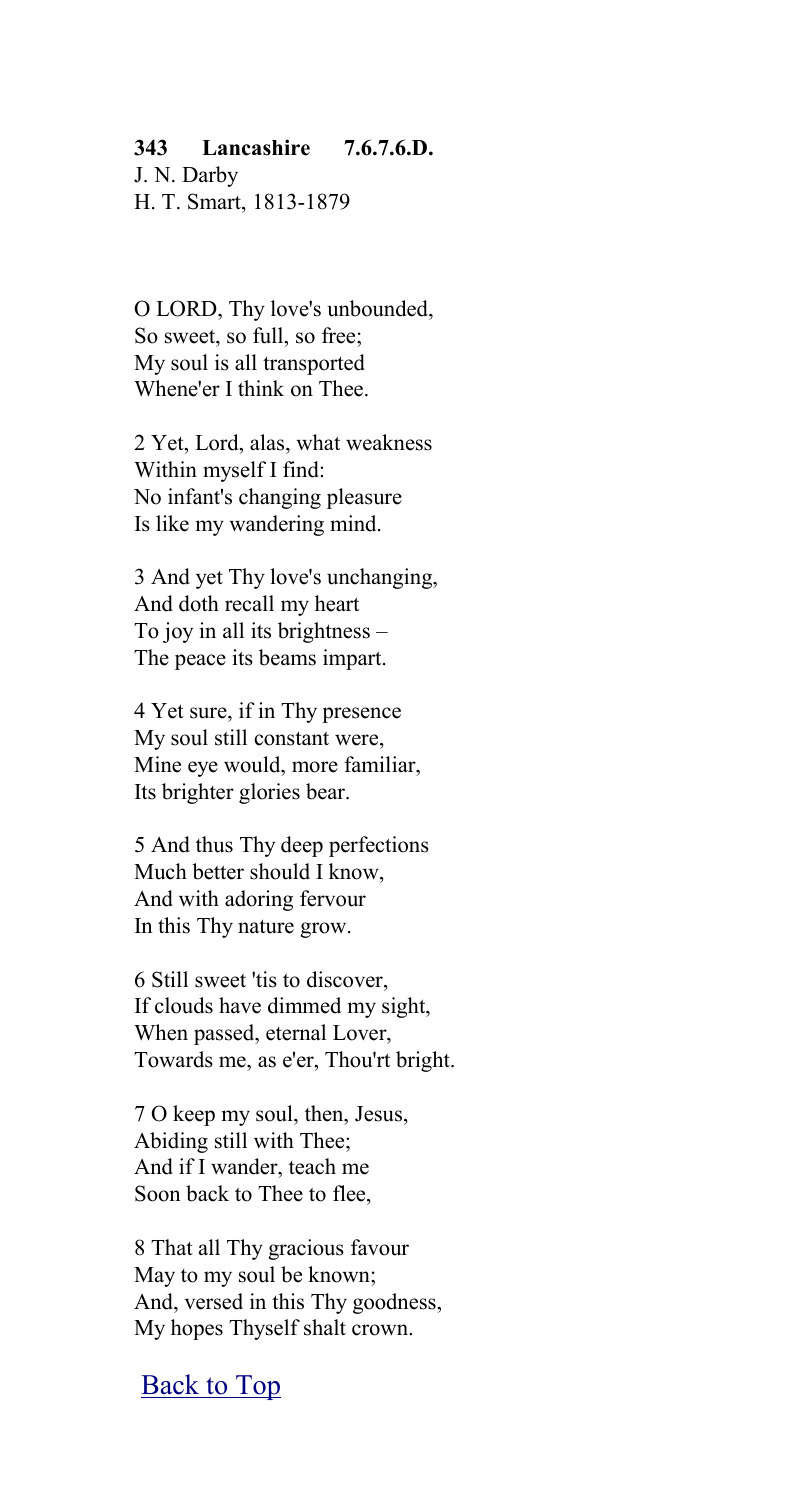**343 Lancashire 7.6.7.6.D.**
J. N. Darby
H. T. Smart, 1813-1879

O LORD, Thy love's unbounded,
So sweet, so full, so free;
My soul is all transported
Whene'er I think on Thee.

2 Yet, Lord, alas, what weakness
Within myself I find:
No infant's changing pleasure
Is like my wandering mind.

3 And yet Thy love's unchanging,
And doth recall my heart
To joy in all its brightness –
The peace its beams impart.

4 Yet sure, if in Thy presence
My soul still constant were,
Mine eye would, more familiar,
Its brighter glories bear.

5 And thus Thy deep perfections
Much better should I know,
And with adoring fervour
In this Thy nature grow.

6 Still sweet 'tis to discover,
If clouds have dimmed my sight,
When passed, eternal Lover,
Towards me, as e'er, Thou'rt bright.

7 O keep my soul, then, Jesus,
Abiding still with Thee;
And if I wander, teach me
Soon back to Thee to flee,

8 That all Thy gracious favour
May to my soul be known;
And, versed in this Thy goodness,
My hopes Thyself shalt crown.

Back to Top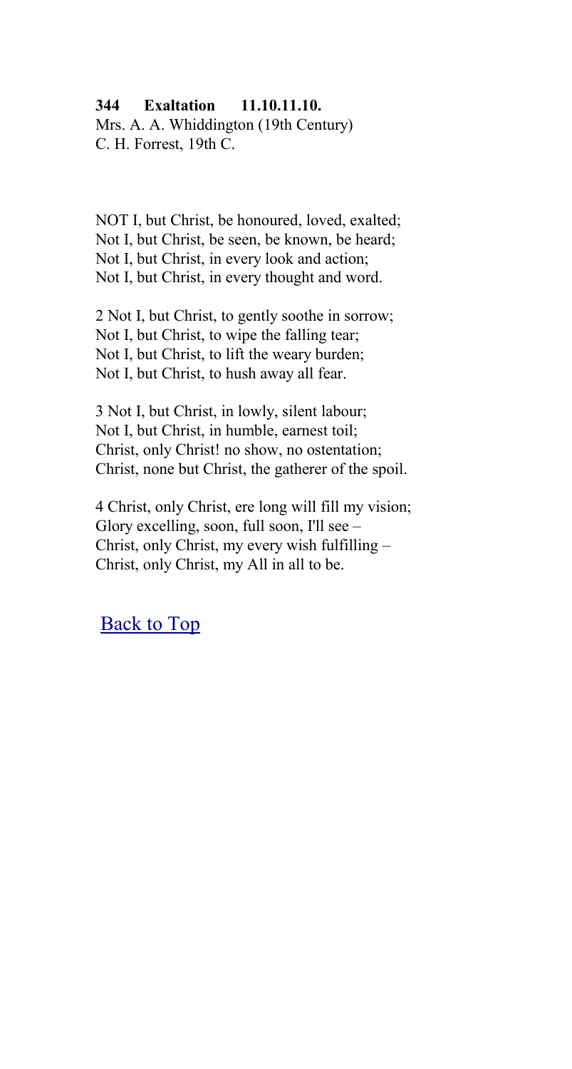**344 Exaltation 11.10.11.10.**
Mrs. A. A. Whiddington (19th Century)
C. H. Forrest, 19th C.

NOT I, but Christ, be honoured, loved, exalted;
Not I, but Christ, be seen, be known, be heard;
Not I, but Christ, in every look and action;
Not I, but Christ, in every thought and word.

2 Not I, but Christ, to gently soothe in sorrow;
Not I, but Christ, to wipe the falling tear;
Not I, but Christ, to lift the weary burden;
Not I, but Christ, to hush away all fear.

3 Not I, but Christ, in lowly, silent labour;
Not I, but Christ, in humble, earnest toil;
Christ, only Christ! no show, no ostentation;
Christ, none but Christ, the gatherer of the spoil.

4 Christ, only Christ, ere long will fill my vision;
Glory excelling, soon, full soon, I'll see –
Christ, only Christ, my every wish fulfilling –
Christ, only Christ, my All in all to be.

Back to Top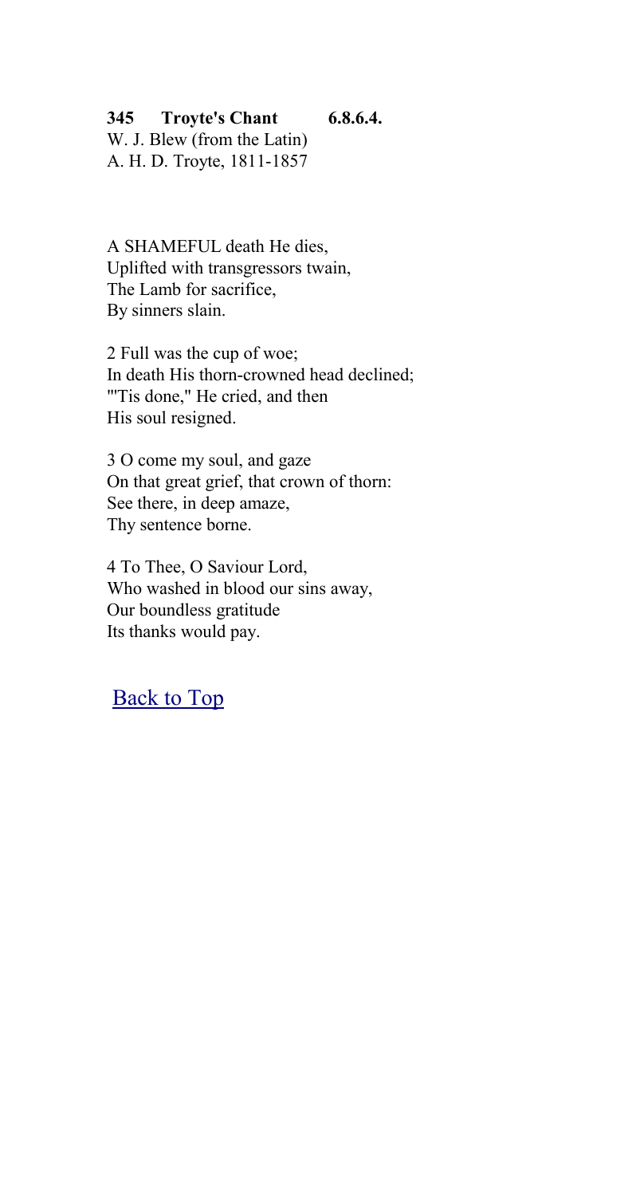**345 Troyte's Chant 6.8.6.4.**

W. J. Blew (from the Latin)
A. H. D. Troyte, 1811-1857

A SHAMEFUL death He dies,
Uplifted with transgressors twain,
The Lamb for sacrifice,
By sinners slain.

2 Full was the cup of woe;
In death His thorn-crowned head declined;
"'Tis done," He cried, and then
His soul resigned.

3 O come my soul, and gaze
On that great grief, that crown of thorn:
See there, in deep amaze,
Thy sentence borne.

4 To Thee, O Saviour Lord,
Who washed in blood our sins away,
Our boundless gratitude
Its thanks would pay.

Back to Top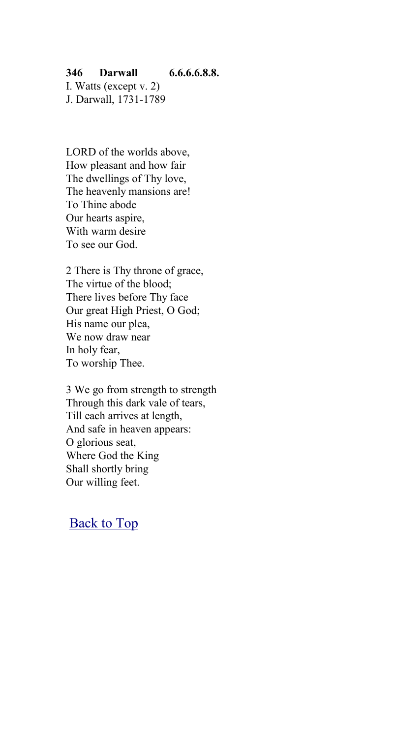**346 Darwall 6.6.6.6.8.8.**

I. Watts (except v. 2)
J. Darwall, 1731-1789

LORD of the worlds above,
How pleasant and how fair
The dwellings of Thy love,
The heavenly mansions are!
To Thine abode
Our hearts aspire,
With warm desire
To see our God.

2 There is Thy throne of grace,
The virtue of the blood;
There lives before Thy face
Our great High Priest, O God;
His name our plea,
We now draw near
In holy fear,
To worship Thee.

3 We go from strength to strength
Through this dark vale of tears,
Till each arrives at length,
And safe in heaven appears:
O glorious seat,
Where God the King
Shall shortly bring
Our willing feet.

Back to Top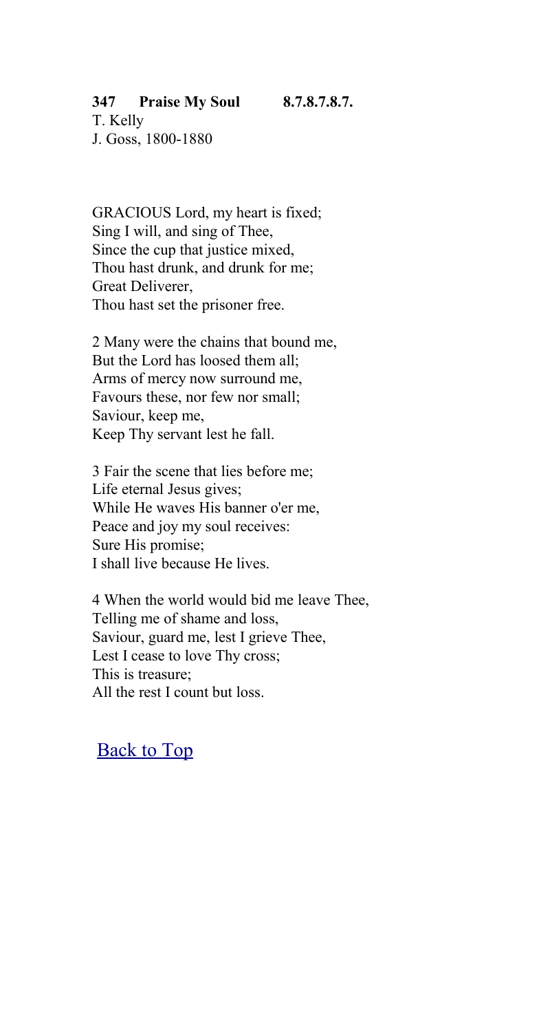**347 Praise My Soul 8.7.8.7.8.7.**
T. Kelly
J. Goss, 1800-1880

GRACIOUS Lord, my heart is fixed;
Sing I will, and sing of Thee,
Since the cup that justice mixed,
Thou hast drunk, and drunk for me;
Great Deliverer,
Thou hast set the prisoner free.

2 Many were the chains that bound me,
But the Lord has loosed them all;
Arms of mercy now surround me,
Favours these, nor few nor small;
Saviour, keep me,
Keep Thy servant lest he fall.

3 Fair the scene that lies before me;
Life eternal Jesus gives;
While He waves His banner o'er me,
Peace and joy my soul receives:
Sure His promise;
I shall live because He lives.

4 When the world would bid me leave Thee,
Telling me of shame and loss,
Saviour, guard me, lest I grieve Thee,
Lest I cease to love Thy cross;
This is treasure;
All the rest I count but loss.

Back to Top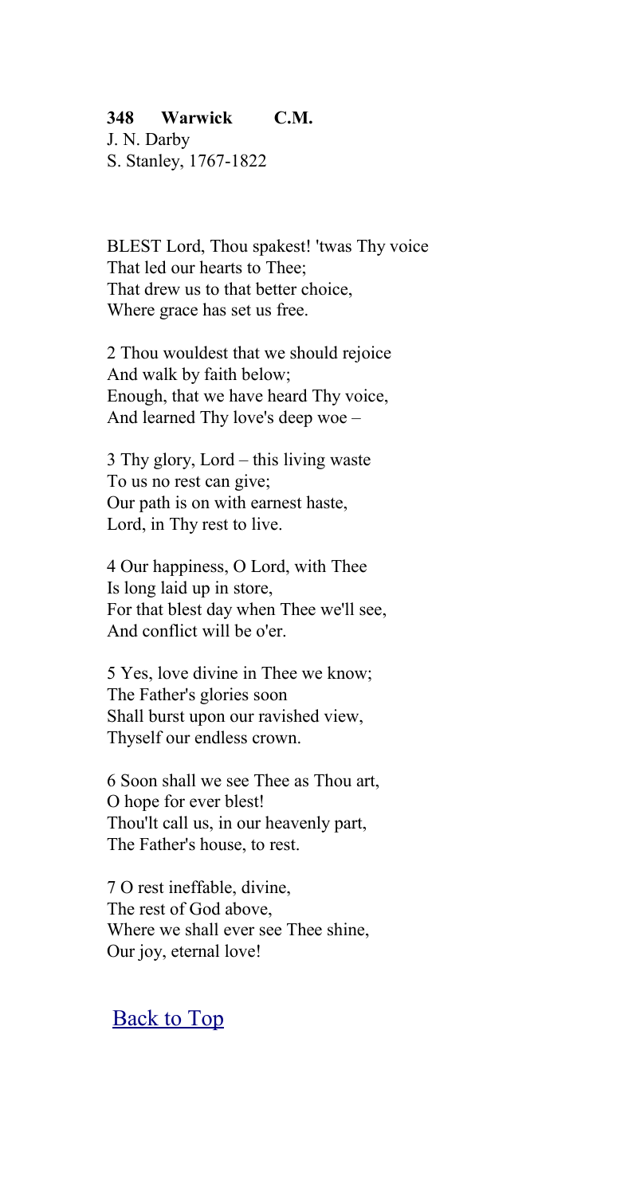**348 Warwick C.M.**
J. N. Darby
S. Stanley, 1767-1822

BLEST Lord, Thou spakest! 'twas Thy voice
That led our hearts to Thee;
That drew us to that better choice,
Where grace has set us free.

2 Thou wouldest that we should rejoice
And walk by faith below;
Enough, that we have heard Thy voice,
And learned Thy love's deep woe –

3 Thy glory, Lord – this living waste
To us no rest can give;
Our path is on with earnest haste,
Lord, in Thy rest to live.

4 Our happiness, O Lord, with Thee
Is long laid up in store,
For that blest day when Thee we'll see,
And conflict will be o'er.

5 Yes, love divine in Thee we know;
The Father's glories soon
Shall burst upon our ravished view,
Thyself our endless crown.

6 Soon shall we see Thee as Thou art,
O hope for ever blest!
Thou'lt call us, in our heavenly part,
The Father's house, to rest.

7 O rest ineffable, divine,
The rest of God above,
Where we shall ever see Thee shine,
Our joy, eternal love!

Back to Top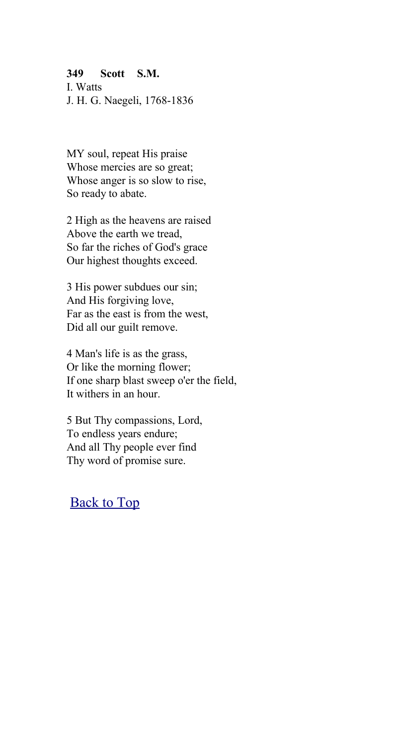**349 Scott S.M.**
I. Watts
J. H. G. Naegeli, 1768-1836

MY soul, repeat His praise
Whose mercies are so great;
Whose anger is so slow to rise,
So ready to abate.

2 High as the heavens are raised
Above the earth we tread,
So far the riches of God's grace
Our highest thoughts exceed.

3 His power subdues our sin;
And His forgiving love,
Far as the east is from the west,
Did all our guilt remove.

4 Man's life is as the grass,
Or like the morning flower;
If one sharp blast sweep o'er the field,
It withers in an hour.

5 But Thy compassions, Lord,
To endless years endure;
And all Thy people ever find
Thy word of promise sure.

Back to Top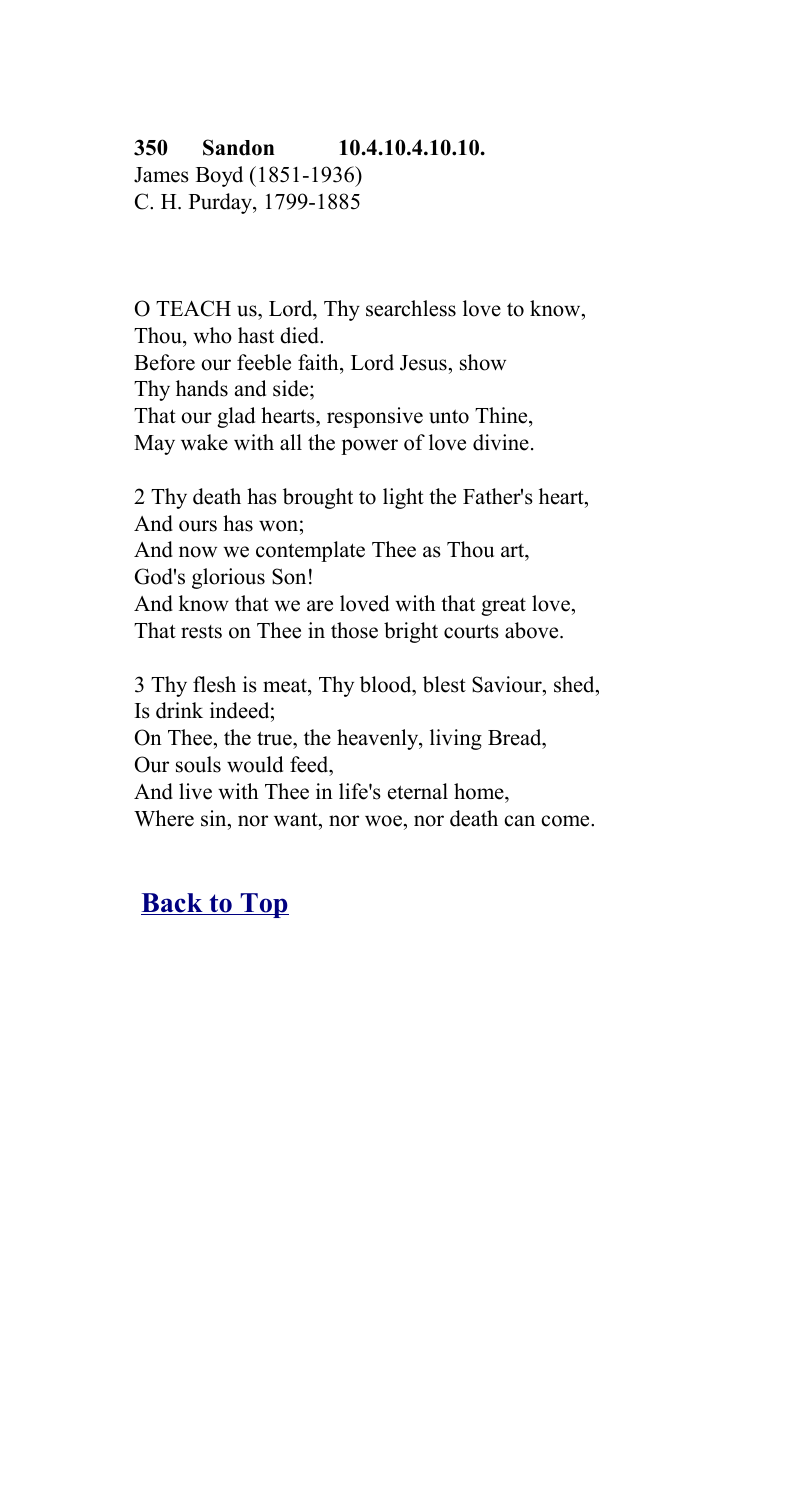**350 Sandon 10.4.10.4.10.10.**
James Boyd (1851-1936)
C. H. Purday, 1799-1885

O TEACH us, Lord, Thy searchless love to know,
Thou, who hast died.
Before our feeble faith, Lord Jesus, show
Thy hands and side;
That our glad hearts, responsive unto Thine,
May wake with all the power of love divine.

2 Thy death has brought to light the Father's heart,
And ours has won;
And now we contemplate Thee as Thou art,
God's glorious Son!
And know that we are loved with that great love,
That rests on Thee in those bright courts above.

3 Thy flesh is meat, Thy blood, blest Saviour, shed,
Is drink indeed;
On Thee, the true, the heavenly, living Bread,
Our souls would feed,
And live with Thee in life's eternal home,
Where sin, nor want, nor woe, nor death can come.

**Back to Top**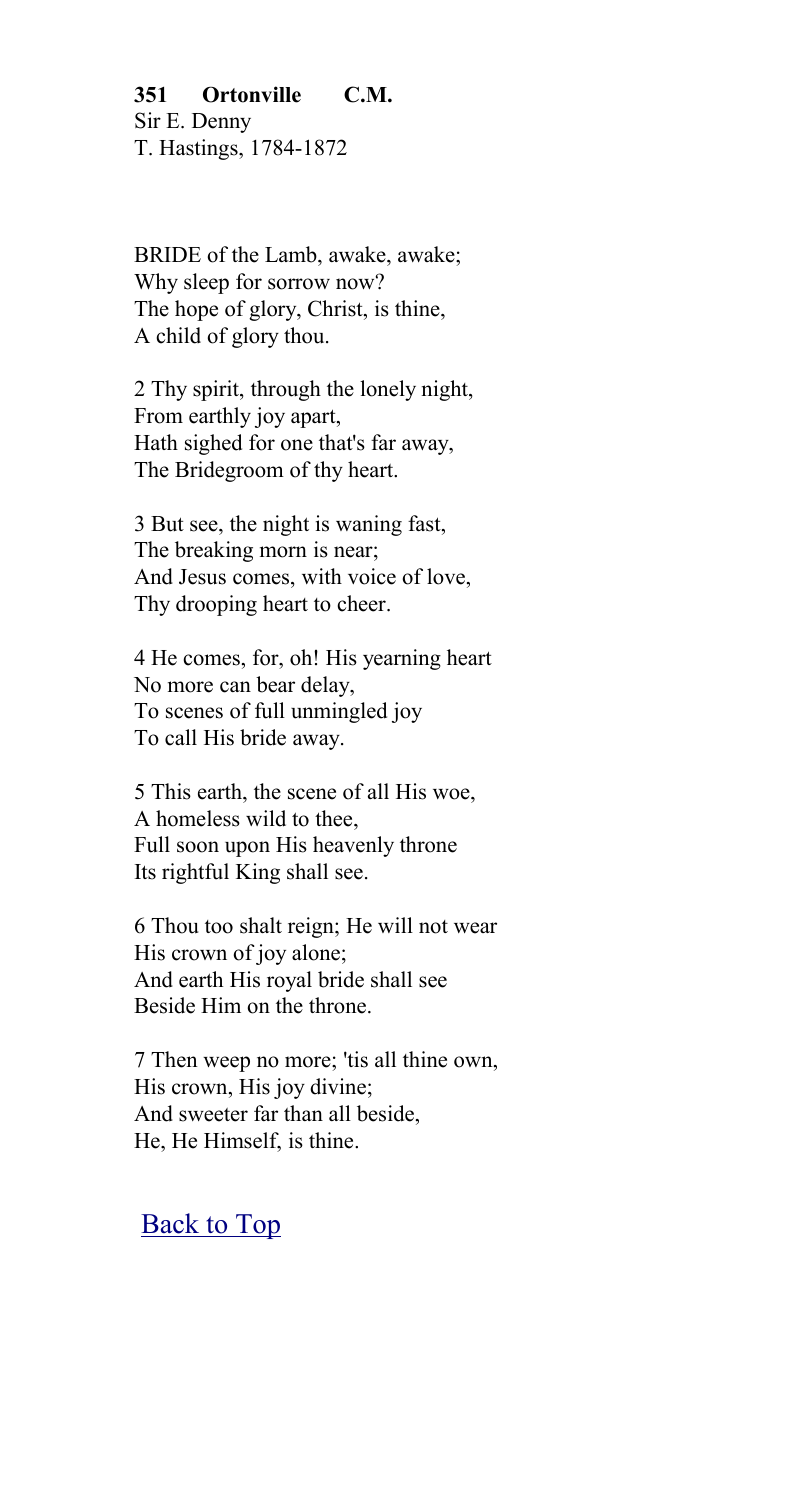**351 Ortonville C.M.**
Sir E. Denny
T. Hastings, 1784-1872

BRIDE of the Lamb, awake, awake;
Why sleep for sorrow now?
The hope of glory, Christ, is thine,
A child of glory thou.

2 Thy spirit, through the lonely night,
From earthly joy apart,
Hath sighed for one that's far away,
The Bridegroom of thy heart.

3 But see, the night is waning fast,
The breaking morn is near;
And Jesus comes, with voice of love,
Thy drooping heart to cheer.

4 He comes, for, oh! His yearning heart
No more can bear delay,
To scenes of full unmingled joy
To call His bride away.

5 This earth, the scene of all His woe,
A homeless wild to thee,
Full soon upon His heavenly throne
Its rightful King shall see.

6 Thou too shalt reign; He will not wear
His crown of joy alone;
And earth His royal bride shall see
Beside Him on the throne.

7 Then weep no more; 'tis all thine own,
His crown, His joy divine;
And sweeter far than all beside,
He, He Himself, is thine.

Back to Top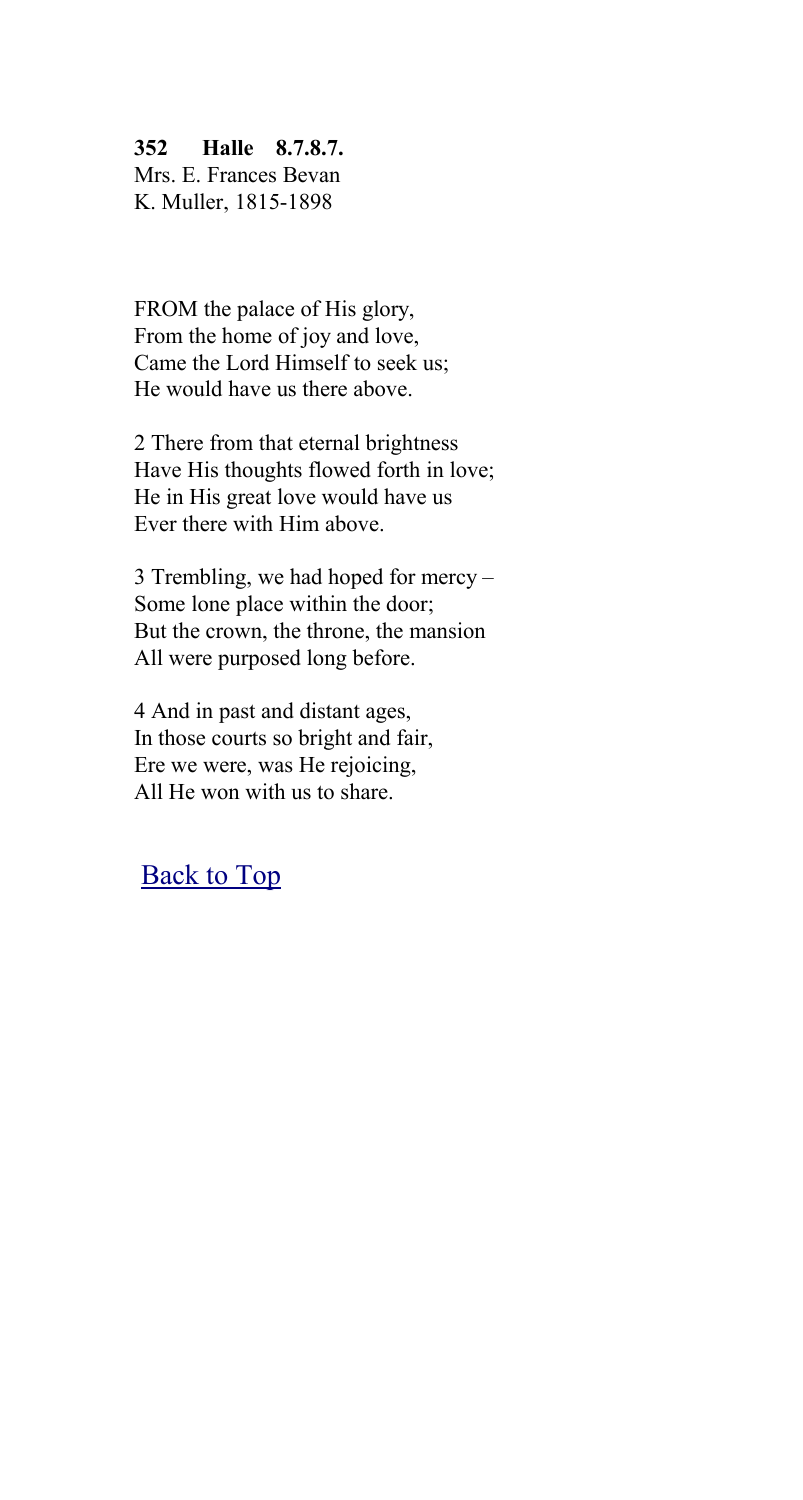**352 Halle 8.7.8.7.**
Mrs. E. Frances Bevan
K. Muller, 1815-1898

FROM the palace of His glory,
From the home of joy and love,
Came the Lord Himself to seek us;
He would have us there above.

2 There from that eternal brightness
Have His thoughts flowed forth in love;
He in His great love would have us
Ever there with Him above.

3 Trembling, we had hoped for mercy –
Some lone place within the door;
But the crown, the throne, the mansion
All were purposed long before.

4 And in past and distant ages,
In those courts so bright and fair,
Ere we were, was He rejoicing,
All He won with us to share.

Back to Top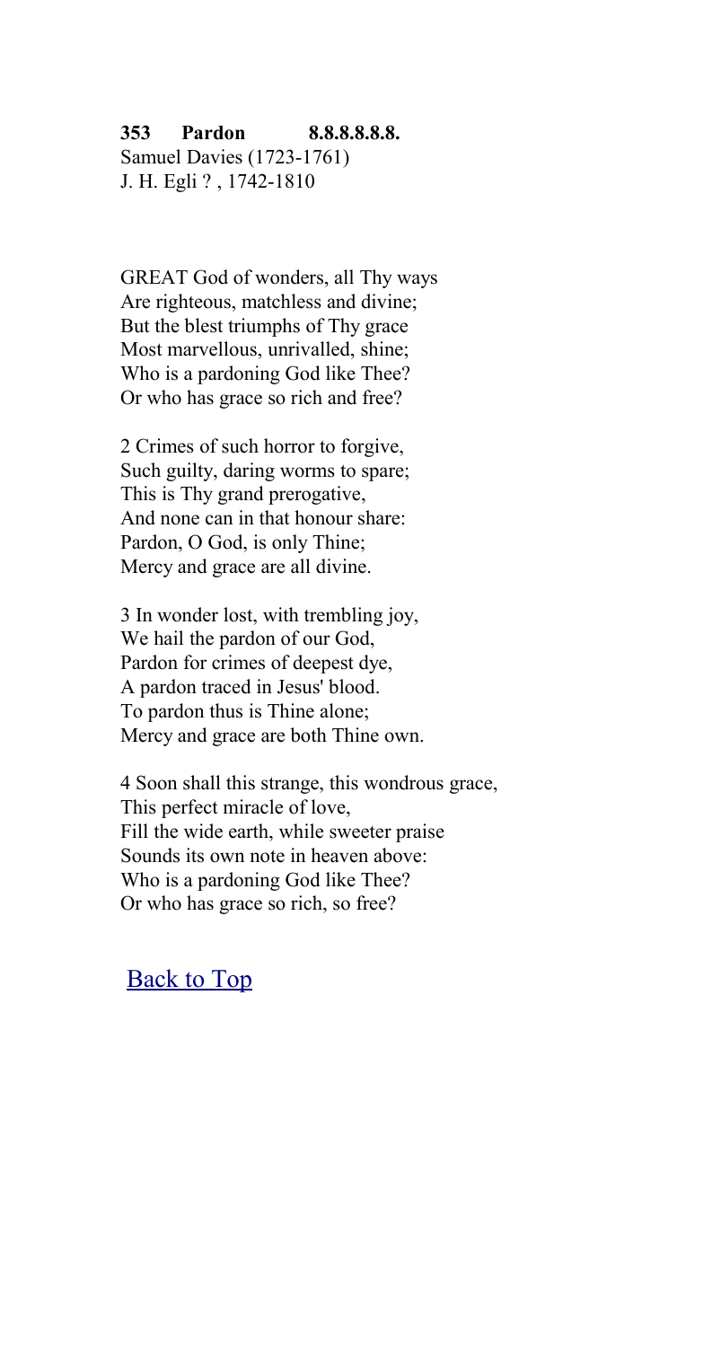**353 Pardon 8.8.8.8.8.8.**
Samuel Davies (1723-1761)
J. H. Egli ? , 1742-1810

GREAT God of wonders, all Thy ways
Are righteous, matchless and divine;
But the blest triumphs of Thy grace
Most marvellous, unrivalled, shine;
Who is a pardoning God like Thee?
Or who has grace so rich and free?

2 Crimes of such horror to forgive,
Such guilty, daring worms to spare;
This is Thy grand prerogative,
And none can in that honour share:
Pardon, O God, is only Thine;
Mercy and grace are all divine.

3 In wonder lost, with trembling joy,
We hail the pardon of our God,
Pardon for crimes of deepest dye,
A pardon traced in Jesus' blood.
To pardon thus is Thine alone;
Mercy and grace are both Thine own.

4 Soon shall this strange, this wondrous grace,
This perfect miracle of love,
Fill the wide earth, while sweeter praise
Sounds its own note in heaven above:
Who is a pardoning God like Thee?
Or who has grace so rich, so free?

Back to Top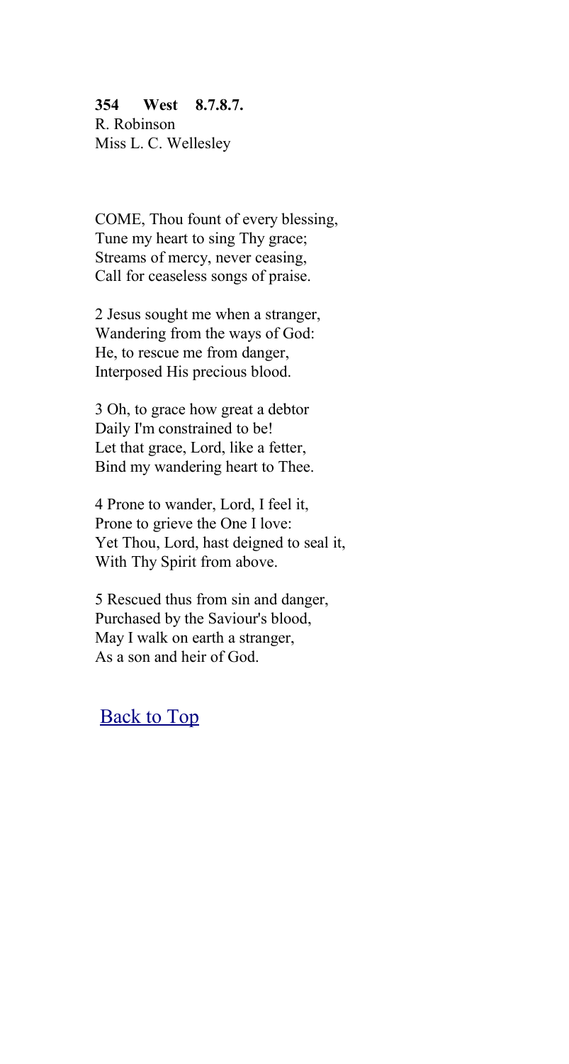**354 West 8.7.8.7.**
R. Robinson
Miss L. C. Wellesley

COME, Thou fount of every blessing,
Tune my heart to sing Thy grace;
Streams of mercy, never ceasing,
Call for ceaseless songs of praise.

2 Jesus sought me when a stranger,
Wandering from the ways of God:
He, to rescue me from danger,
Interposed His precious blood.

3 Oh, to grace how great a debtor
Daily I'm constrained to be!
Let that grace, Lord, like a fetter,
Bind my wandering heart to Thee.

4 Prone to wander, Lord, I feel it,
Prone to grieve the One I love:
Yet Thou, Lord, hast deigned to seal it,
With Thy Spirit from above.

5 Rescued thus from sin and danger,
Purchased by the Saviour's blood,
May I walk on earth a stranger,
As a son and heir of God.

Back to Top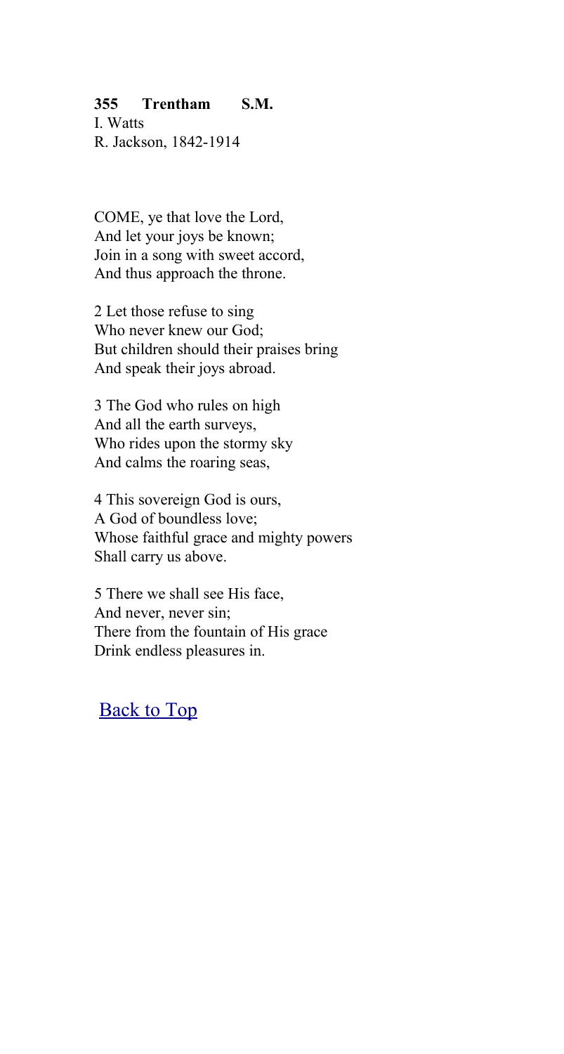**355 Trentham S.M.**
I. Watts
R. Jackson, 1842-1914

COME, ye that love the Lord,
And let your joys be known;
Join in a song with sweet accord,
And thus approach the throne.

2 Let those refuse to sing
Who never knew our God;
But children should their praises bring
And speak their joys abroad.

3 The God who rules on high
And all the earth surveys,
Who rides upon the stormy sky
And calms the roaring seas,

4 This sovereign God is ours,
A God of boundless love;
Whose faithful grace and mighty powers
Shall carry us above.

5 There we shall see His face,
And never, never sin;
There from the fountain of His grace
Drink endless pleasures in.

Back to Top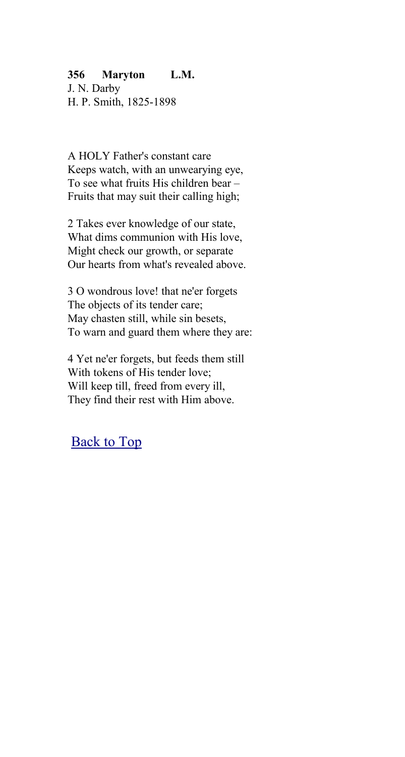**356 Maryton L.M.**
J. N. Darby
H. P. Smith, 1825-1898

A HOLY Father's constant care
Keeps watch, with an unwearying eye,
To see what fruits His children bear –
Fruits that may suit their calling high;

2 Takes ever knowledge of our state,
What dims communion with His love,
Might check our growth, or separate
Our hearts from what's revealed above.

3 O wondrous love! that ne'er forgets
The objects of its tender care;
May chasten still, while sin besets,
To warn and guard them where they are:

4 Yet ne'er forgets, but feeds them still
With tokens of His tender love;
Will keep till, freed from every ill,
They find their rest with Him above.

Back to Top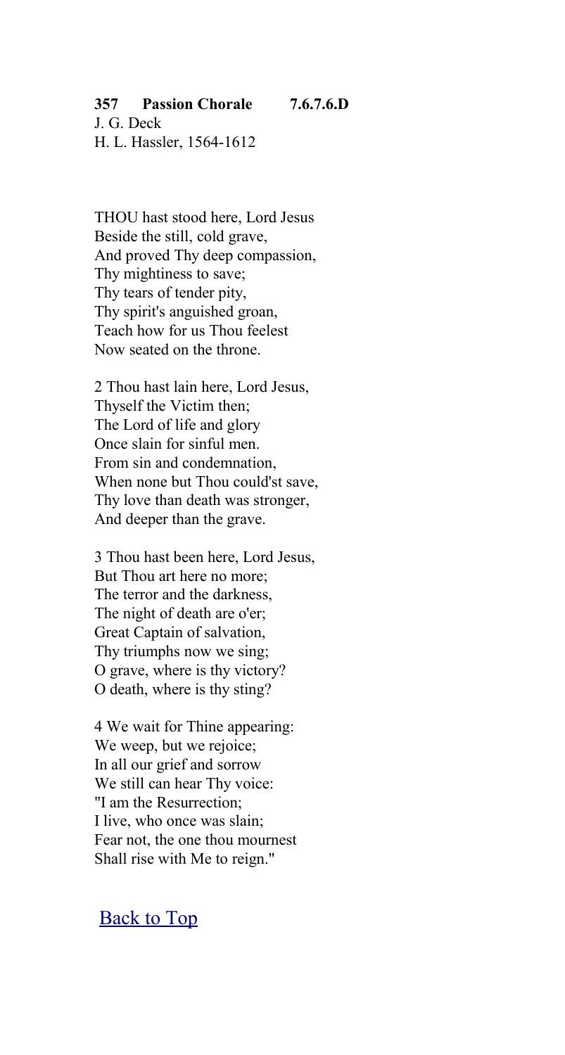**357 Passion Chorale 7.6.7.6.D**
J. G. Deck
H. L. Hassler, 1564-1612

THOU hast stood here, Lord Jesus
Beside the still, cold grave,
And proved Thy deep compassion,
Thy mightiness to save;
Thy tears of tender pity,
Thy spirit's anguished groan,
Teach how for us Thou feelest
Now seated on the throne.

2 Thou hast lain here, Lord Jesus,
Thyself the Victim then;
The Lord of life and glory
Once slain for sinful men.
From sin and condemnation,
When none but Thou could'st save,
Thy love than death was stronger,
And deeper than the grave.

3 Thou hast been here, Lord Jesus,
But Thou art here no more;
The terror and the darkness,
The night of death are o'er;
Great Captain of salvation,
Thy triumphs now we sing;
O grave, where is thy victory?
O death, where is thy sting?

4 We wait for Thine appearing:
We weep, but we rejoice;
In all our grief and sorrow
We still can hear Thy voice:
"I am the Resurrection;
I live, who once was slain;
Fear not, the one thou mournest
Shall rise with Me to reign."

Back to Top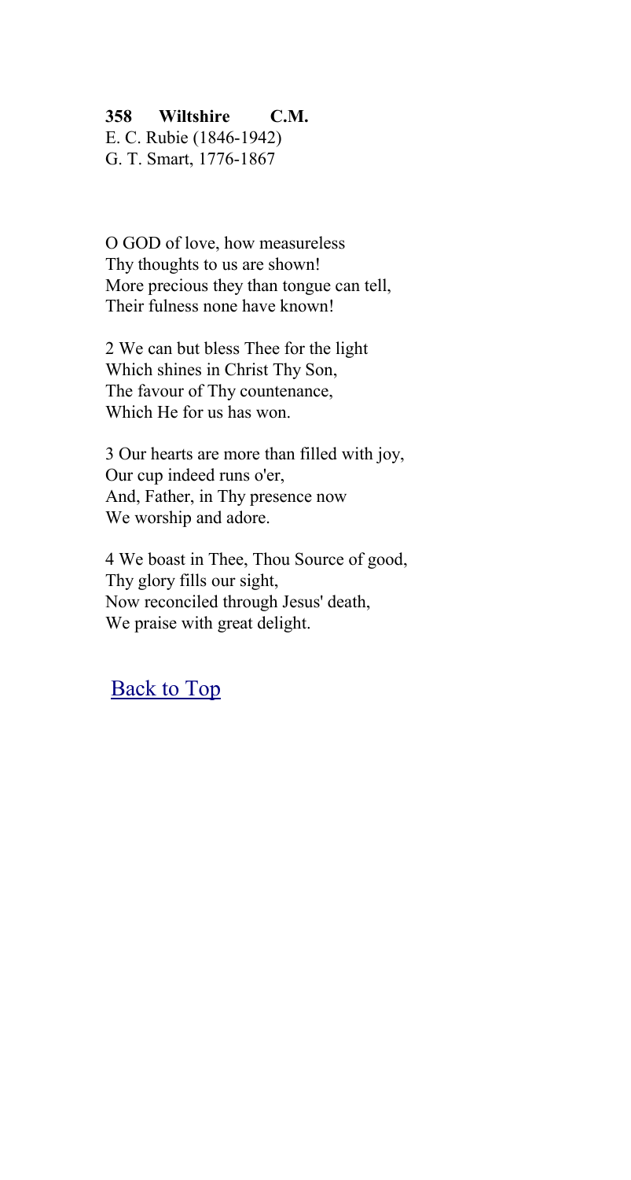**358 Wiltshire C.M.**
E. C. Rubie (1846-1942)
G. T. Smart, 1776-1867

O GOD of love, how measureless
Thy thoughts to us are shown!
More precious they than tongue can tell,
Their fulness none have known!

2 We can but bless Thee for the light
Which shines in Christ Thy Son,
The favour of Thy countenance,
Which He for us has won.

3 Our hearts are more than filled with joy,
Our cup indeed runs o'er,
And, Father, in Thy presence now
We worship and adore.

4 We boast in Thee, Thou Source of good,
Thy glory fills our sight,
Now reconciled through Jesus' death,
We praise with great delight.

Back to Top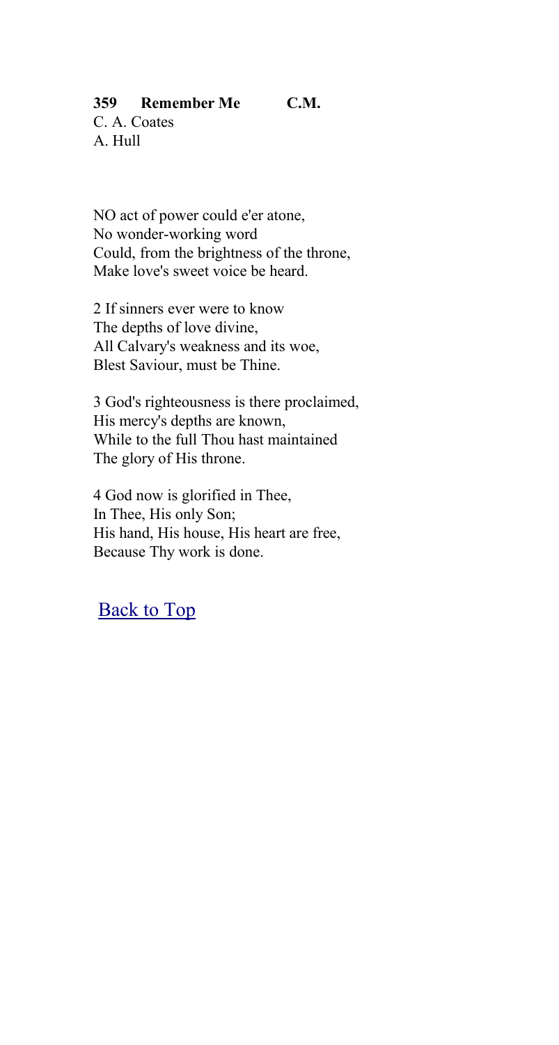**359 Remember Me C.M.**

C. A. Coates
A. Hull

NO act of power could e'er atone,
No wonder-working word
Could, from the brightness of the throne,
Make love's sweet voice be heard.

2 If sinners ever were to know
The depths of love divine,
All Calvary's weakness and its woe,
Blest Saviour, must be Thine.

3 God's righteousness is there proclaimed,
His mercy's depths are known,
While to the full Thou hast maintained
The glory of His throne.

4 God now is glorified in Thee,
In Thee, His only Son;
His hand, His house, His heart are free,
Because Thy work is done.

Back to Top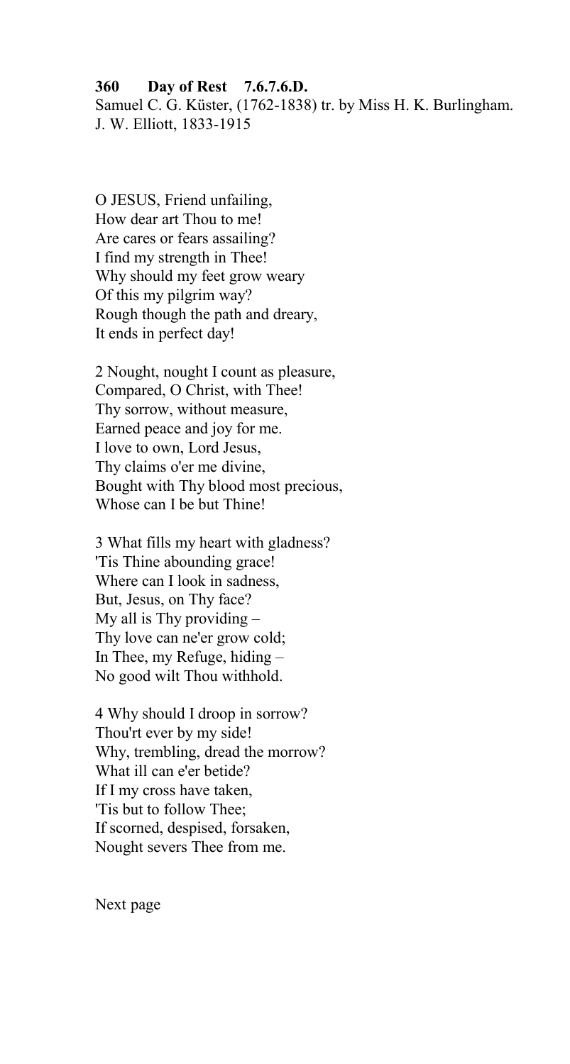**360 Day of Rest 7.6.7.6.D.**
Samuel C. G. Küster, (1762-1838) tr. by Miss H. K. Burlingham.
J. W. Elliott, 1833-1915

O JESUS, Friend unfailing,
How dear art Thou to me!
Are cares or fears assailing?
I find my strength in Thee!
Why should my feet grow weary
Of this my pilgrim way?
Rough though the path and dreary,
It ends in perfect day!

2 Nought, nought I count as pleasure,
Compared, O Christ, with Thee!
Thy sorrow, without measure,
Earned peace and joy for me.
I love to own, Lord Jesus,
Thy claims o'er me divine,
Bought with Thy blood most precious,
Whose can I be but Thine!

3 What fills my heart with gladness?
'Tis Thine abounding grace!
Where can I look in sadness,
But, Jesus, on Thy face?
My all is Thy providing –
Thy love can ne'er grow cold;
In Thee, my Refuge, hiding –
No good wilt Thou withhold.

4 Why should I droop in sorrow?
Thou'rt ever by my side!
Why, trembling, dread the morrow?
What ill can e'er betide?
If I my cross have taken,
'Tis but to follow Thee;
If scorned, despised, forsaken,
Nought severs Thee from me.

Next page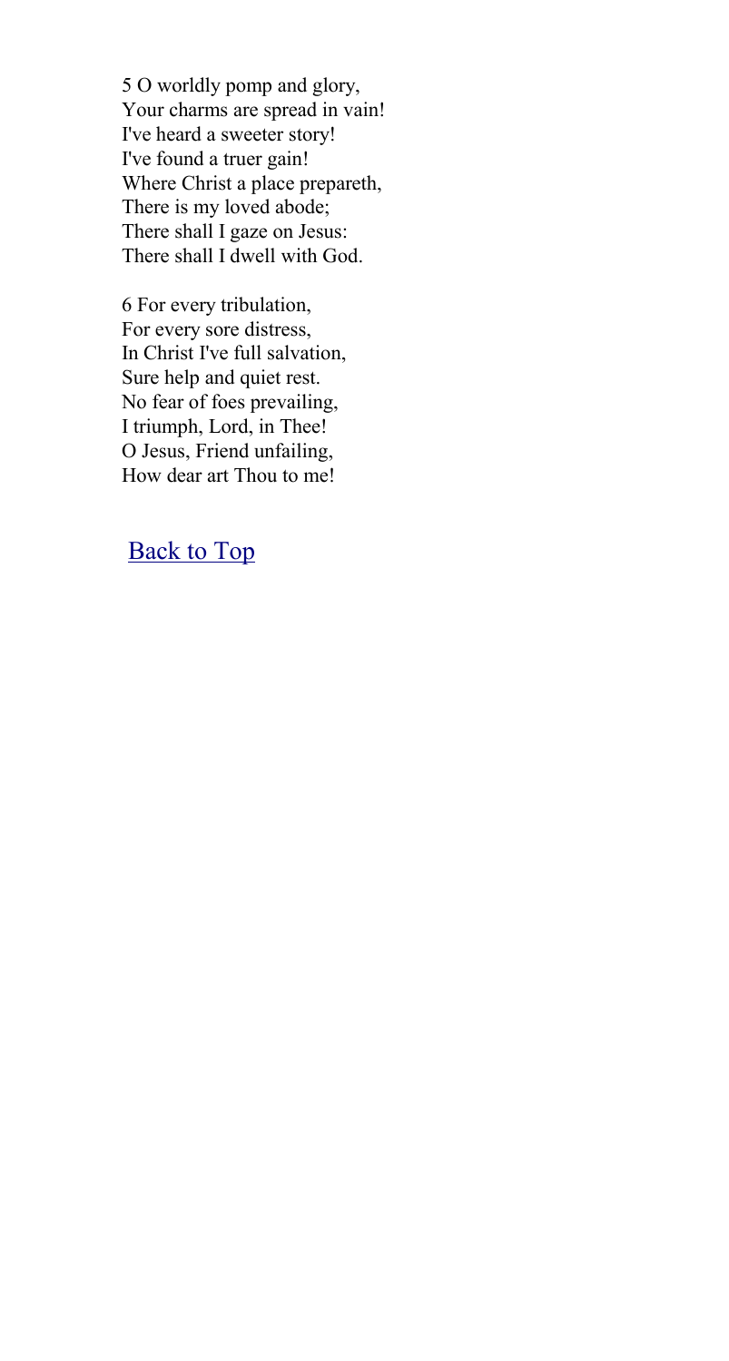5 O worldly pomp and glory,
Your charms are spread in vain!
I've heard a sweeter story!
I've found a truer gain!
Where Christ a place prepareth,
There is my loved abode;
There shall I gaze on Jesus:
There shall I dwell with God.

6 For every tribulation,
For every sore distress,
In Christ I've full salvation,
Sure help and quiet rest.
No fear of foes prevailing,
I triumph, Lord, in Thee!
O Jesus, Friend unfailing,
How dear art Thou to me!

Back to Top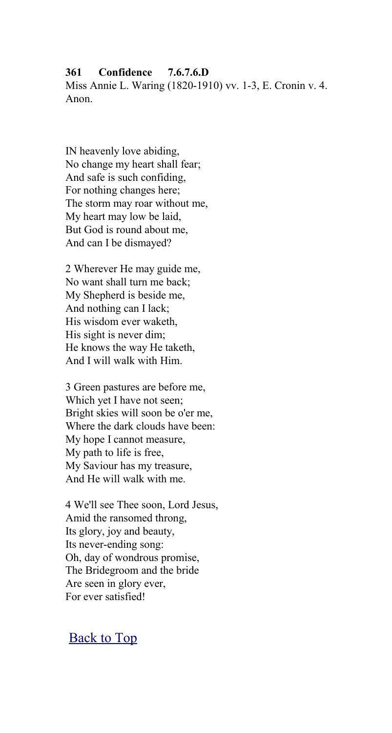**361 Confidence 7.6.7.6.D**

Miss Annie L. Waring (1820-1910) vv. 1-3, E. Cronin v. 4.
Anon.

IN heavenly love abiding,
No change my heart shall fear;
And safe is such confiding,
For nothing changes here;
The storm may roar without me,
My heart may low be laid,
But God is round about me,
And can I be dismayed?

2 Wherever He may guide me,
No want shall turn me back;
My Shepherd is beside me,
And nothing can I lack;
His wisdom ever waketh,
His sight is never dim;
He knows the way He taketh,
And I will walk with Him.

3 Green pastures are before me,
Which yet I have not seen;
Bright skies will soon be o'er me,
Where the dark clouds have been:
My hope I cannot measure,
My path to life is free,
My Saviour has my treasure,
And He will walk with me.

4 We'll see Thee soon, Lord Jesus,
Amid the ransomed throng,
Its glory, joy and beauty,
Its never-ending song:
Oh, day of wondrous promise,
The Bridegroom and the bride
Are seen in glory ever,
For ever satisfied!

Back to Top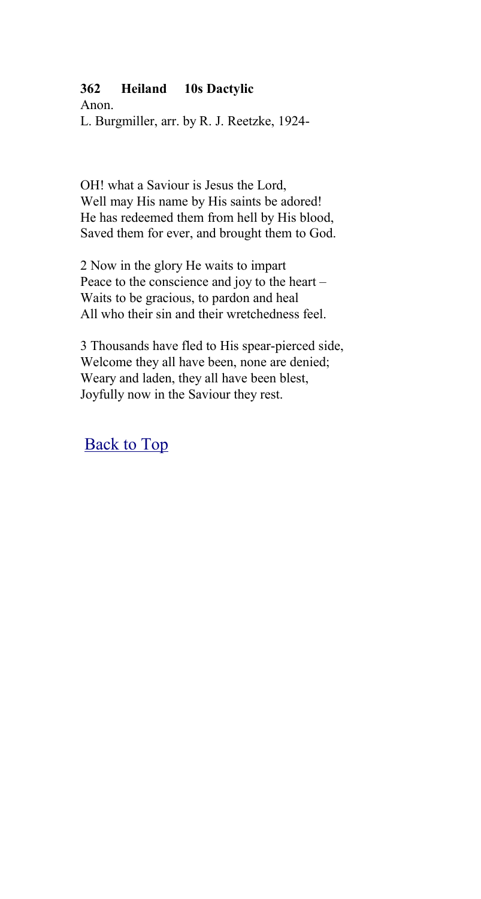**362 Heiland 10s Dactylic**

Anon.

L. Burgmiller, arr. by R. J. Reetzke, 1924-

OH! what a Saviour is Jesus the Lord,
Well may His name by His saints be adored!
He has redeemed them from hell by His blood,
Saved them for ever, and brought them to God.

2 Now in the glory He waits to impart
Peace to the conscience and joy to the heart –
Waits to be gracious, to pardon and heal
All who their sin and their wretchedness feel.

3 Thousands have fled to His spear-pierced side,
Welcome they all have been, none are denied;
Weary and laden, they all have been blest,
Joyfully now in the Saviour they rest.

Back to Top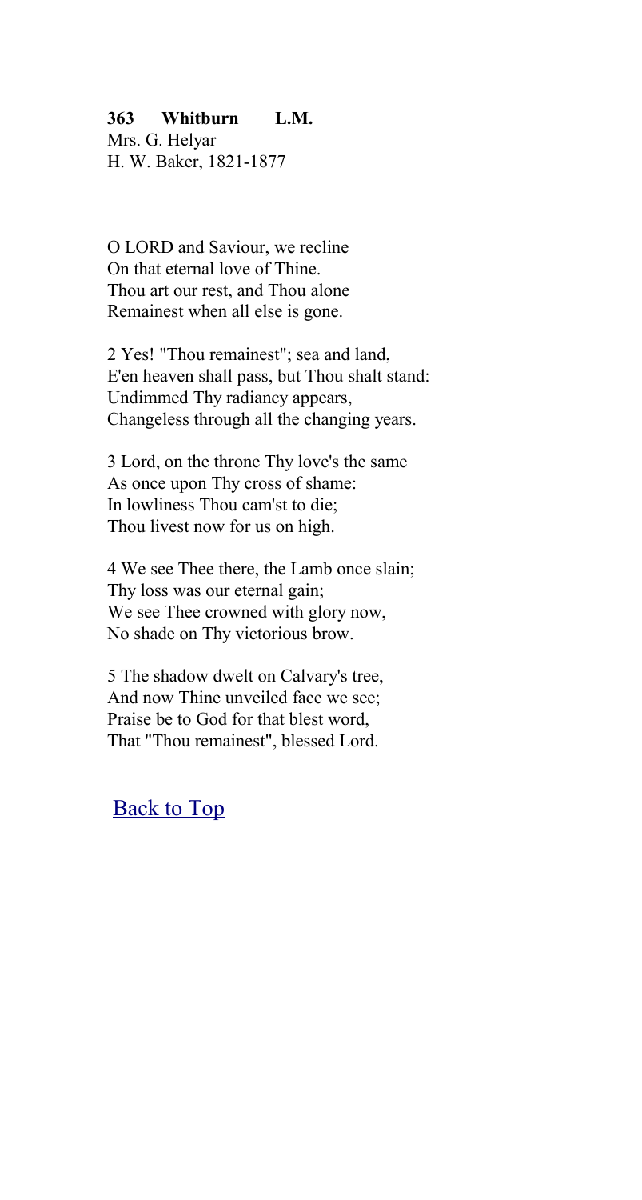**363 Whitburn L.M.**
Mrs. G. Helyar
H. W. Baker, 1821-1877

O LORD and Saviour, we recline
On that eternal love of Thine.
Thou art our rest, and Thou alone
Remainest when all else is gone.

2 Yes! "Thou remainest"; sea and land,
E'en heaven shall pass, but Thou shalt stand:
Undimmed Thy radiancy appears,
Changeless through all the changing years.

3 Lord, on the throne Thy love's the same
As once upon Thy cross of shame:
In lowliness Thou cam'st to die;
Thou livest now for us on high.

4 We see Thee there, the Lamb once slain;
Thy loss was our eternal gain;
We see Thee crowned with glory now,
No shade on Thy victorious brow.

5 The shadow dwelt on Calvary's tree,
And now Thine unveiled face we see;
Praise be to God for that blest word,
That "Thou remainest", blessed Lord.

Back to Top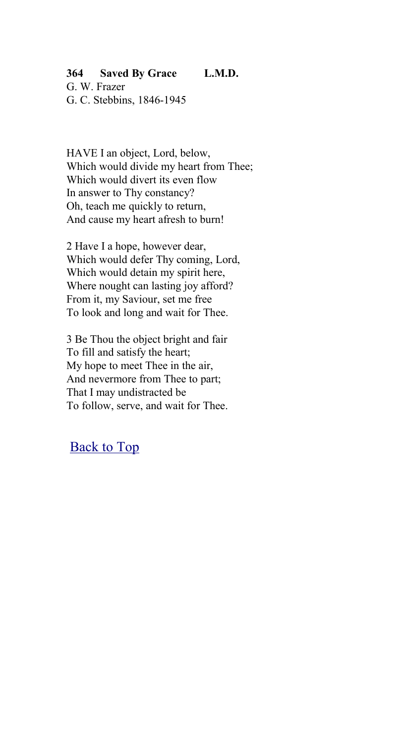**364 Saved By Grace L.M.D.**

G. W. Frazer
G. C. Stebbins, 1846-1945

HAVE I an object, Lord, below,
Which would divide my heart from Thee;
Which would divert its even flow
In answer to Thy constancy?
Oh, teach me quickly to return,
And cause my heart afresh to burn!

2 Have I a hope, however dear,
Which would defer Thy coming, Lord,
Which would detain my spirit here,
Where nought can lasting joy afford?
From it, my Saviour, set me free
To look and long and wait for Thee.

3 Be Thou the object bright and fair
To fill and satisfy the heart;
My hope to meet Thee in the air,
And nevermore from Thee to part;
That I may undistracted be
To follow, serve, and wait for Thee.

Back to Top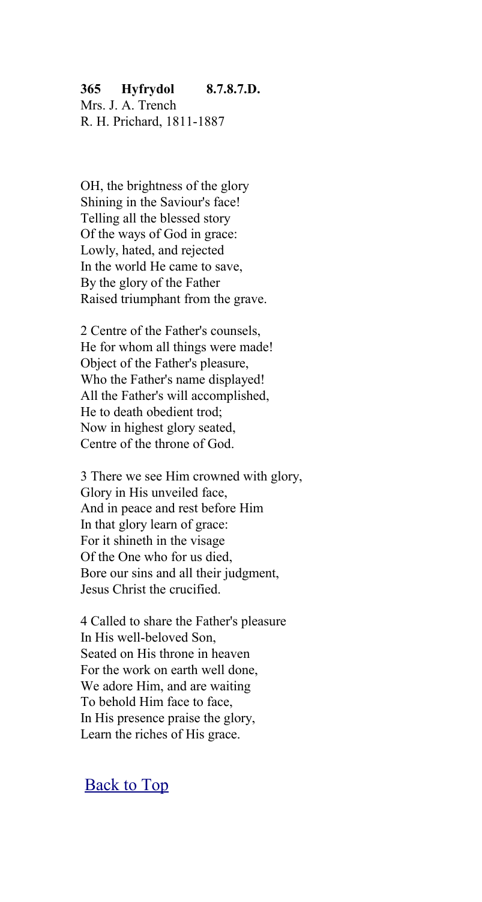**365 Hyfrydol 8.7.8.7.D.**
Mrs. J. A. Trench
R. H. Prichard, 1811-1887

OH, the brightness of the glory
Shining in the Saviour's face!
Telling all the blessed story
Of the ways of God in grace:
Lowly, hated, and rejected
In the world He came to save,
By the glory of the Father
Raised triumphant from the grave.

2 Centre of the Father's counsels,
He for whom all things were made!
Object of the Father's pleasure,
Who the Father's name displayed!
All the Father's will accomplished,
He to death obedient trod;
Now in highest glory seated,
Centre of the throne of God.

3 There we see Him crowned with glory,
Glory in His unveiled face,
And in peace and rest before Him
In that glory learn of grace:
For it shineth in the visage
Of the One who for us died,
Bore our sins and all their judgment,
Jesus Christ the crucified.

4 Called to share the Father's pleasure
In His well-beloved Son,
Seated on His throne in heaven
For the work on earth well done,
We adore Him, and are waiting
To behold Him face to face,
In His presence praise the glory,
Learn the riches of His grace.

Back to Top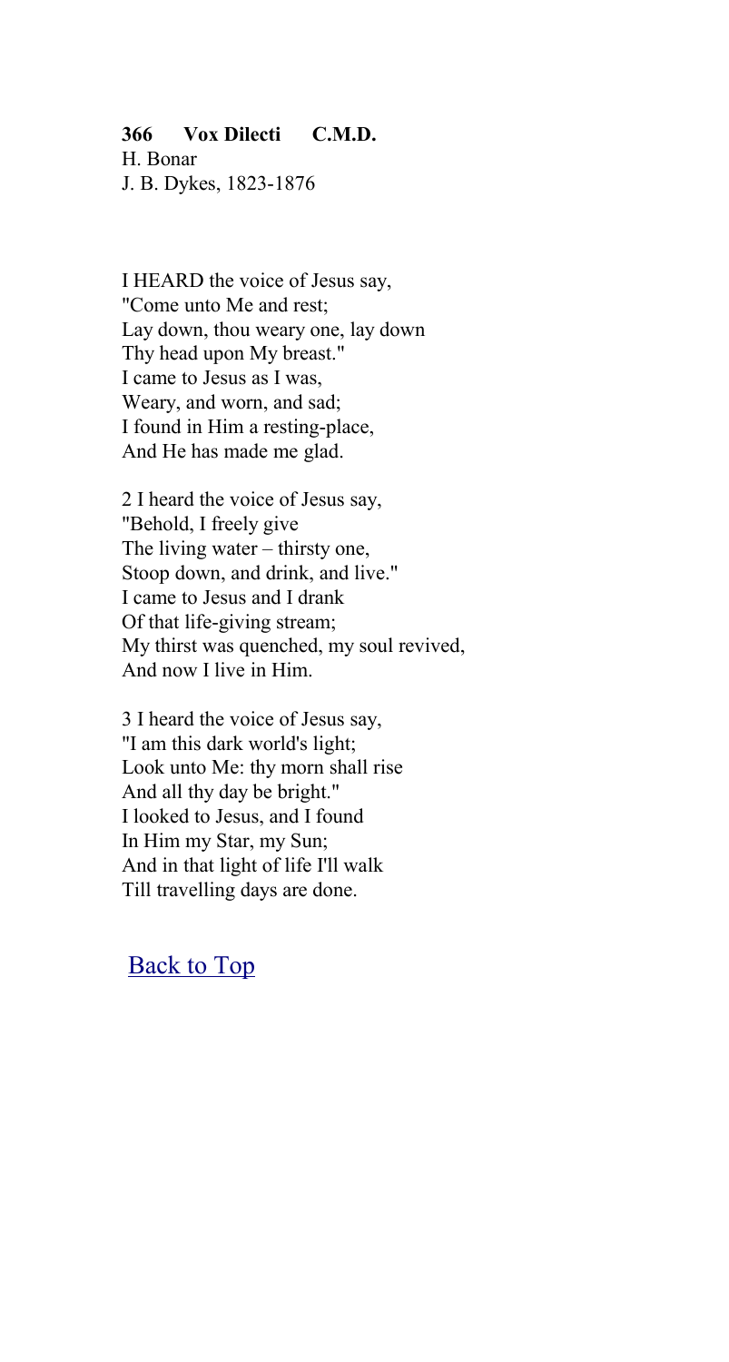**366 Vox Dilecti C.M.D.**
H. Bonar
J. B. Dykes, 1823-1876

I HEARD the voice of Jesus say,
"Come unto Me and rest;
Lay down, thou weary one, lay down
Thy head upon My breast."
I came to Jesus as I was,
Weary, and worn, and sad;
I found in Him a resting-place,
And He has made me glad.

2 I heard the voice of Jesus say,
"Behold, I freely give
The living water – thirsty one,
Stoop down, and drink, and live."
I came to Jesus and I drank
Of that life-giving stream;
My thirst was quenched, my soul revived,
And now I live in Him.

3 I heard the voice of Jesus say,
"I am this dark world's light;
Look unto Me: thy morn shall rise
And all thy day be bright."
I looked to Jesus, and I found
In Him my Star, my Sun;
And in that light of life I'll walk
Till travelling days are done.

Back to Top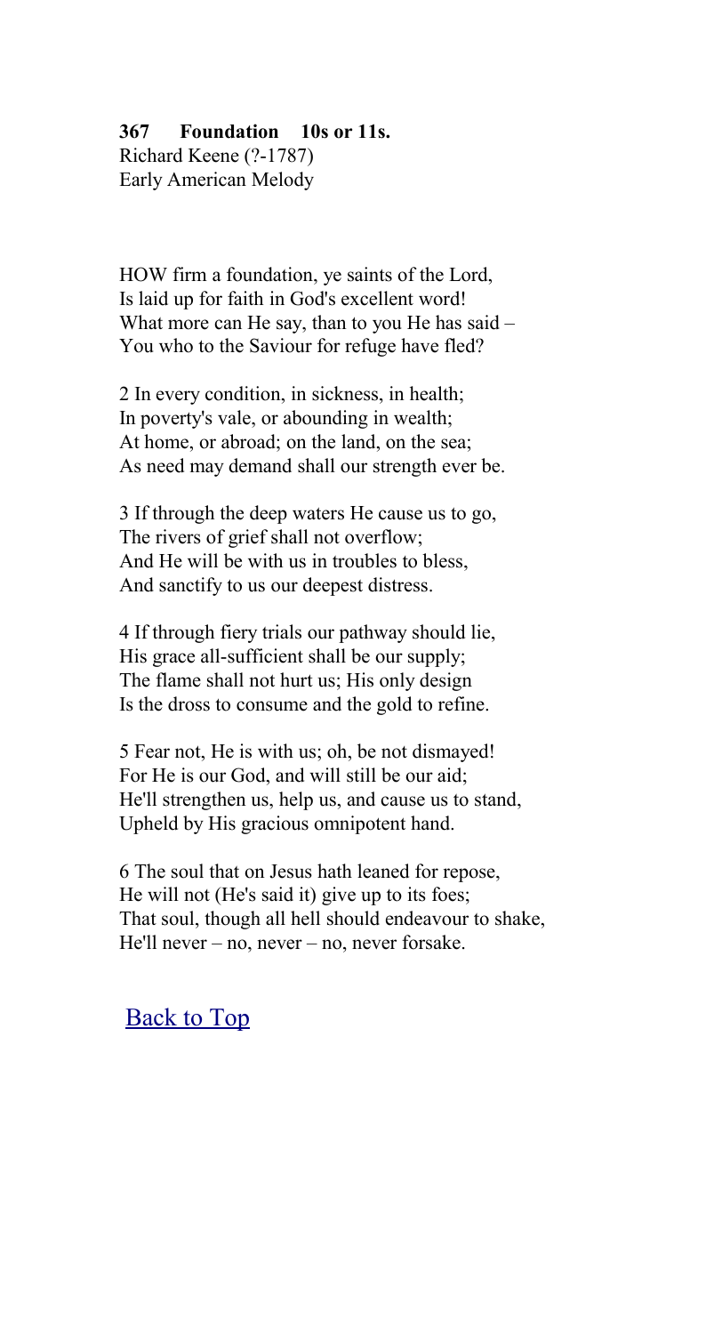**367 Foundation 10s or 11s.**
Richard Keene (?-1787)
Early American Melody

HOW firm a foundation, ye saints of the Lord,
Is laid up for faith in God's excellent word!
What more can He say, than to you He has said –
You who to the Saviour for refuge have fled?

2 In every condition, in sickness, in health;
In poverty's vale, or abounding in wealth;
At home, or abroad; on the land, on the sea;
As need may demand shall our strength ever be.

3 If through the deep waters He cause us to go,
The rivers of grief shall not overflow;
And He will be with us in troubles to bless,
And sanctify to us our deepest distress.

4 If through fiery trials our pathway should lie,
His grace all-sufficient shall be our supply;
The flame shall not hurt us; His only design
Is the dross to consume and the gold to refine.

5 Fear not, He is with us; oh, be not dismayed!
For He is our God, and will still be our aid;
He'll strengthen us, help us, and cause us to stand,
Upheld by His gracious omnipotent hand.

6 The soul that on Jesus hath leaned for repose,
He will not (He's said it) give up to its foes;
That soul, though all hell should endeavour to shake,
He'll never – no, never – no, never forsake.

Back to Top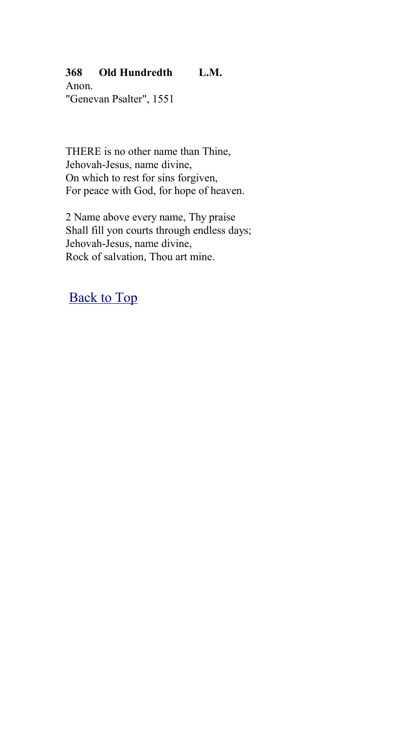**368 Old Hundredth L.M.**
Anon.
"Genevan Psalter", 1551

THERE is no other name than Thine,
Jehovah-Jesus, name divine,
On which to rest for sins forgiven,
For peace with God, for hope of heaven.

2 Name above every name, Thy praise
Shall fill yon courts through endless days;
Jehovah-Jesus, name divine,
Rock of salvation, Thou art mine.

Back to Top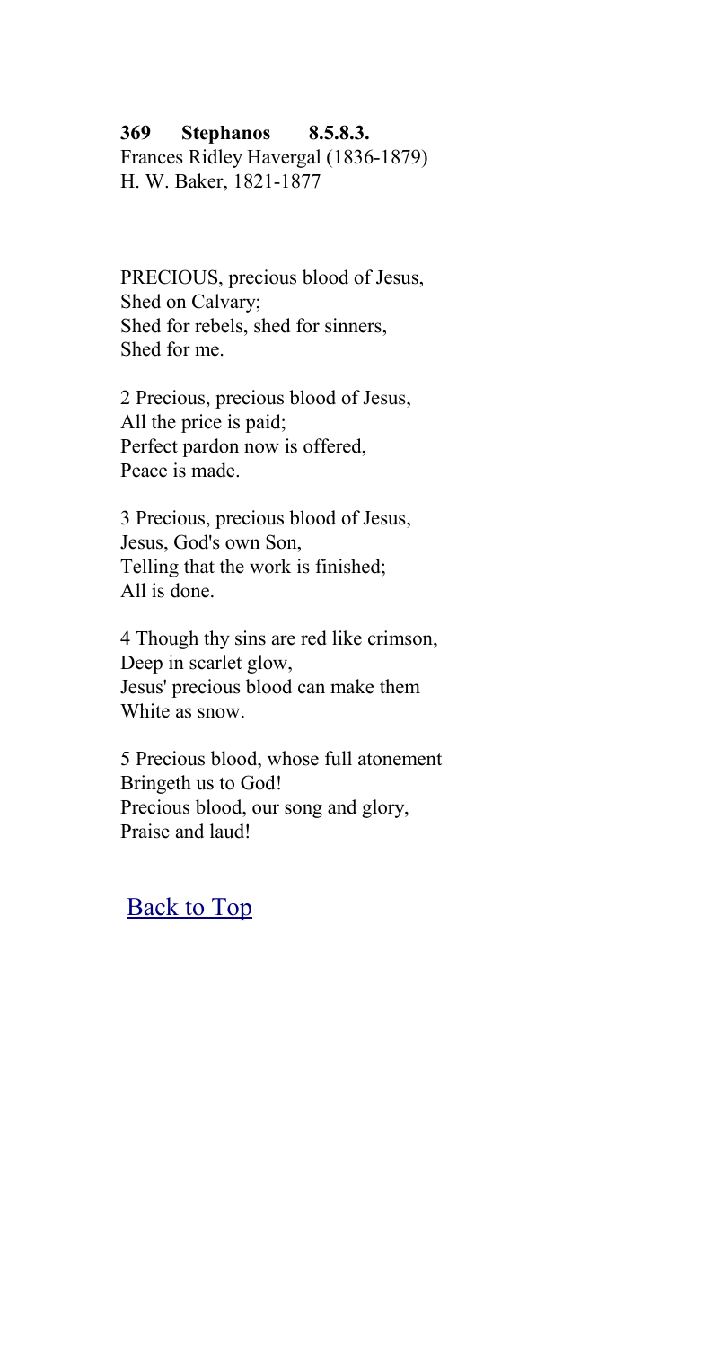**369 Stephanos 8.5.8.3.**
Frances Ridley Havergal (1836-1879)
H. W. Baker, 1821-1877

PRECIOUS, precious blood of Jesus,
Shed on Calvary;
Shed for rebels, shed for sinners,
Shed for me.

2 Precious, precious blood of Jesus,
All the price is paid;
Perfect pardon now is offered,
Peace is made.

3 Precious, precious blood of Jesus,
Jesus, God's own Son,
Telling that the work is finished;
All is done.

4 Though thy sins are red like crimson,
Deep in scarlet glow,
Jesus' precious blood can make them
White as snow.

5 Precious blood, whose full atonement
Bringeth us to God!
Precious blood, our song and glory,
Praise and laud!

Back to Top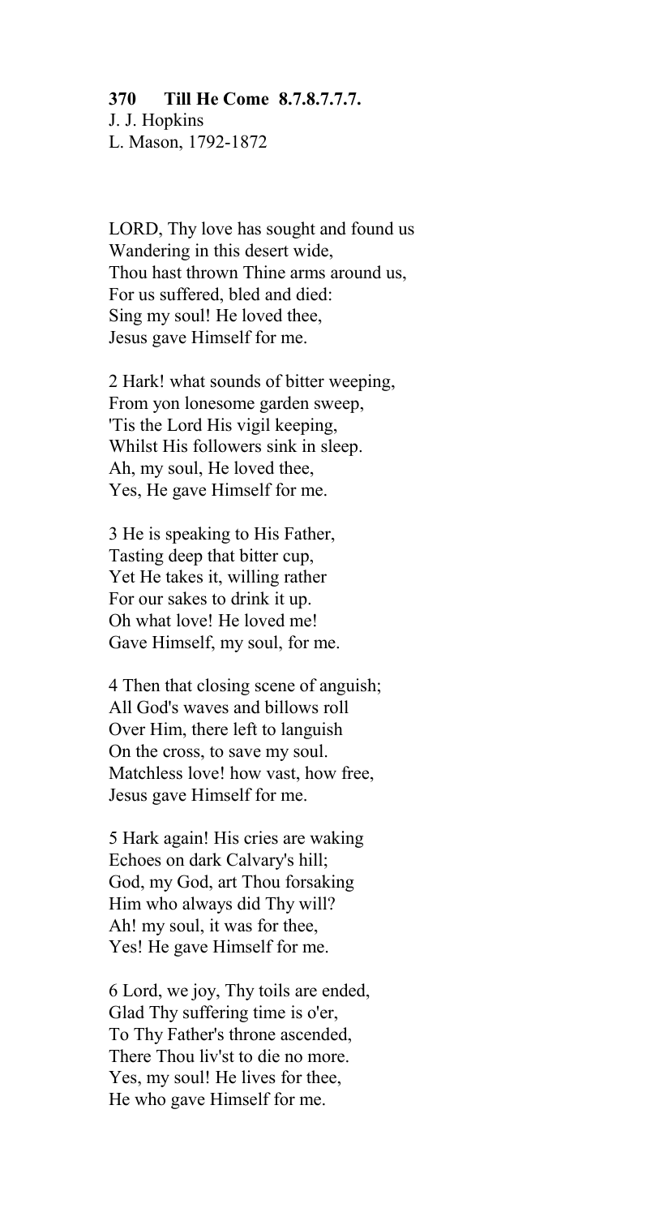**370 Till He Come 8.7.8.7.7.7.**
J. J. Hopkins
L. Mason, 1792-1872

LORD, Thy love has sought and found us
Wandering in this desert wide,
Thou hast thrown Thine arms around us,
For us suffered, bled and died:
Sing my soul! He loved thee,
Jesus gave Himself for me.

2 Hark! what sounds of bitter weeping,
From yon lonesome garden sweep,
'Tis the Lord His vigil keeping,
Whilst His followers sink in sleep.
Ah, my soul, He loved thee,
Yes, He gave Himself for me.

3 He is speaking to His Father,
Tasting deep that bitter cup,
Yet He takes it, willing rather
For our sakes to drink it up.
Oh what love! He loved me!
Gave Himself, my soul, for me.

4 Then that closing scene of anguish;
All God's waves and billows roll
Over Him, there left to languish
On the cross, to save my soul.
Matchless love! how vast, how free,
Jesus gave Himself for me.

5 Hark again! His cries are waking
Echoes on dark Calvary's hill;
God, my God, art Thou forsaking
Him who always did Thy will?
Ah! my soul, it was for thee,
Yes! He gave Himself for me.

6 Lord, we joy, Thy toils are ended,
Glad Thy suffering time is o'er,
To Thy Father's throne ascended,
There Thou liv'st to die no more.
Yes, my soul! He lives for thee,
He who gave Himself for me.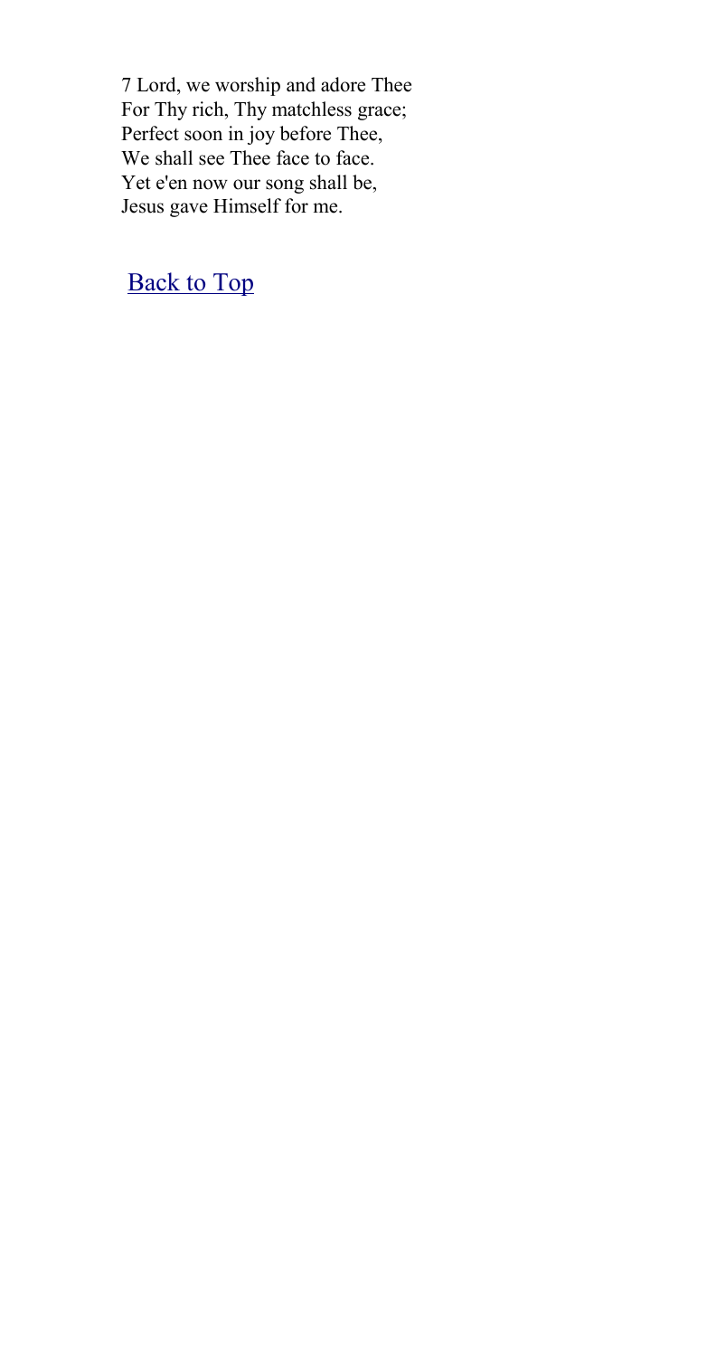7 Lord, we worship and adore Thee
For Thy rich, Thy matchless grace;
Perfect soon in joy before Thee,
We shall see Thee face to face.
Yet e'en now our song shall be,
Jesus gave Himself for me.

Back to Top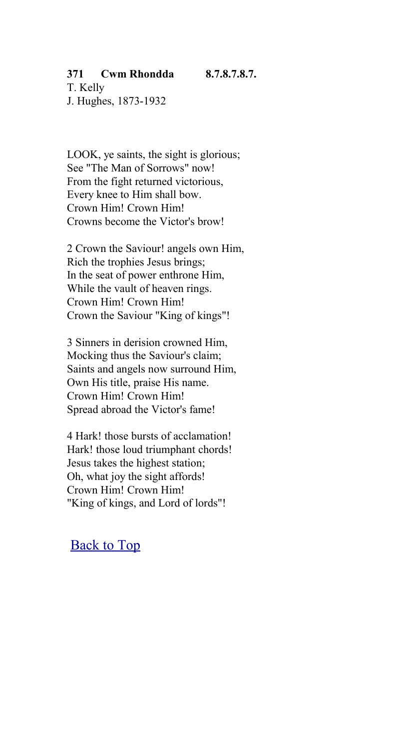**371 Cwm Rhondda 8.7.8.7.8.7.**

T. Kelly
J. Hughes, 1873-1932

LOOK, ye saints, the sight is glorious;
See "The Man of Sorrows" now!
From the fight returned victorious,
Every knee to Him shall bow.
Crown Him! Crown Him!
Crowns become the Victor's brow!

2 Crown the Saviour! angels own Him,
Rich the trophies Jesus brings;
In the seat of power enthrone Him,
While the vault of heaven rings.
Crown Him! Crown Him!
Crown the Saviour "King of kings"!

3 Sinners in derision crowned Him,
Mocking thus the Saviour's claim;
Saints and angels now surround Him,
Own His title, praise His name.
Crown Him! Crown Him!
Spread abroad the Victor's fame!

4 Hark! those bursts of acclamation!
Hark! those loud triumphant chords!
Jesus takes the highest station;
Oh, what joy the sight affords!
Crown Him! Crown Him!
"King of kings, and Lord of lords"!

Back to Top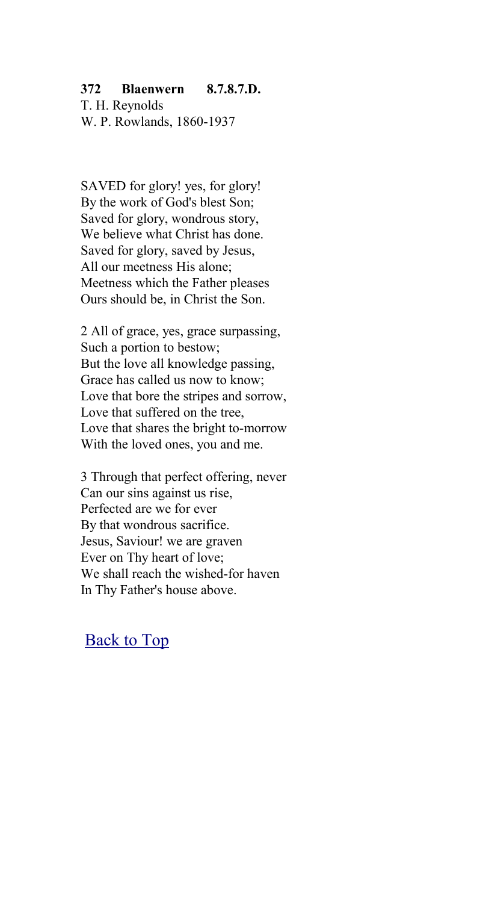**372 Blaenwern 8.7.8.7.D.**
T. H. Reynolds
W. P. Rowlands, 1860-1937

SAVED for glory! yes, for glory!
By the work of God's blest Son;
Saved for glory, wondrous story,
We believe what Christ has done.
Saved for glory, saved by Jesus,
All our meetness His alone;
Meetness which the Father pleases
Ours should be, in Christ the Son.

2 All of grace, yes, grace surpassing,
Such a portion to bestow;
But the love all knowledge passing,
Grace has called us now to know;
Love that bore the stripes and sorrow,
Love that suffered on the tree,
Love that shares the bright to-morrow
With the loved ones, you and me.

3 Through that perfect offering, never
Can our sins against us rise,
Perfected are we for ever
By that wondrous sacrifice.
Jesus, Saviour! we are graven
Ever on Thy heart of love;
We shall reach the wished-for haven
In Thy Father's house above.

Back to Top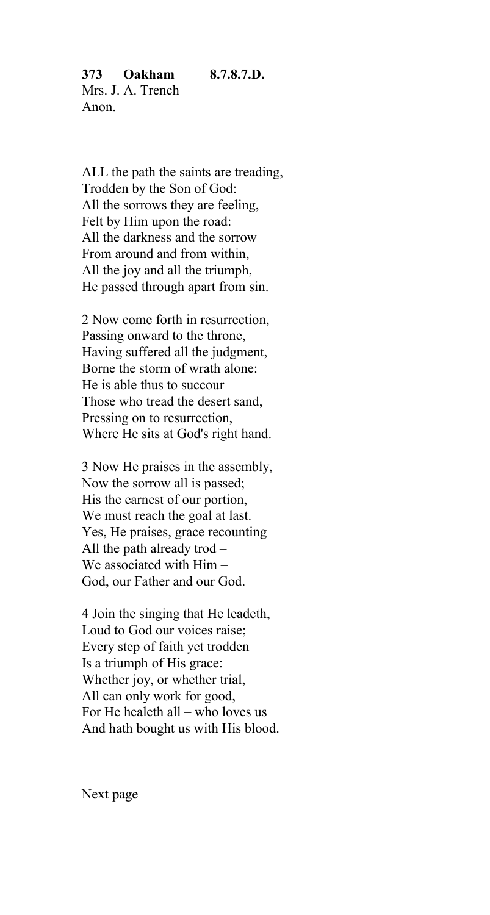**373 Oakham 8.7.8.7.D.**
Mrs. J. A. Trench
Anon.

ALL the path the saints are treading,
Trodden by the Son of God:
All the sorrows they are feeling,
Felt by Him upon the road:
All the darkness and the sorrow
From around and from within,
All the joy and all the triumph,
He passed through apart from sin.

2 Now come forth in resurrection,
Passing onward to the throne,
Having suffered all the judgment,
Borne the storm of wrath alone:
He is able thus to succour
Those who tread the desert sand,
Pressing on to resurrection,
Where He sits at God's right hand.

3 Now He praises in the assembly,
Now the sorrow all is passed;
His the earnest of our portion,
We must reach the goal at last.
Yes, He praises, grace recounting
All the path already trod –
We associated with Him –
God, our Father and our God.

4 Join the singing that He leadeth,
Loud to God our voices raise;
Every step of faith yet trodden
Is a triumph of His grace:
Whether joy, or whether trial,
All can only work for good,
For He healeth all – who loves us
And hath bought us with His blood.

Next page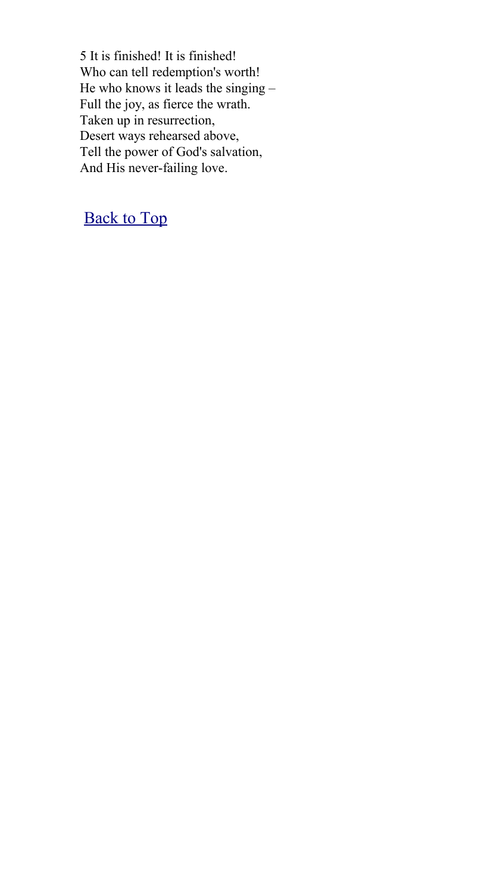5 It is finished! It is finished!
Who can tell redemption's worth!
He who knows it leads the singing –
Full the joy, as fierce the wrath.
Taken up in resurrection,
Desert ways rehearsed above,
Tell the power of God's salvation,
And His never-failing love.

[Back to Top]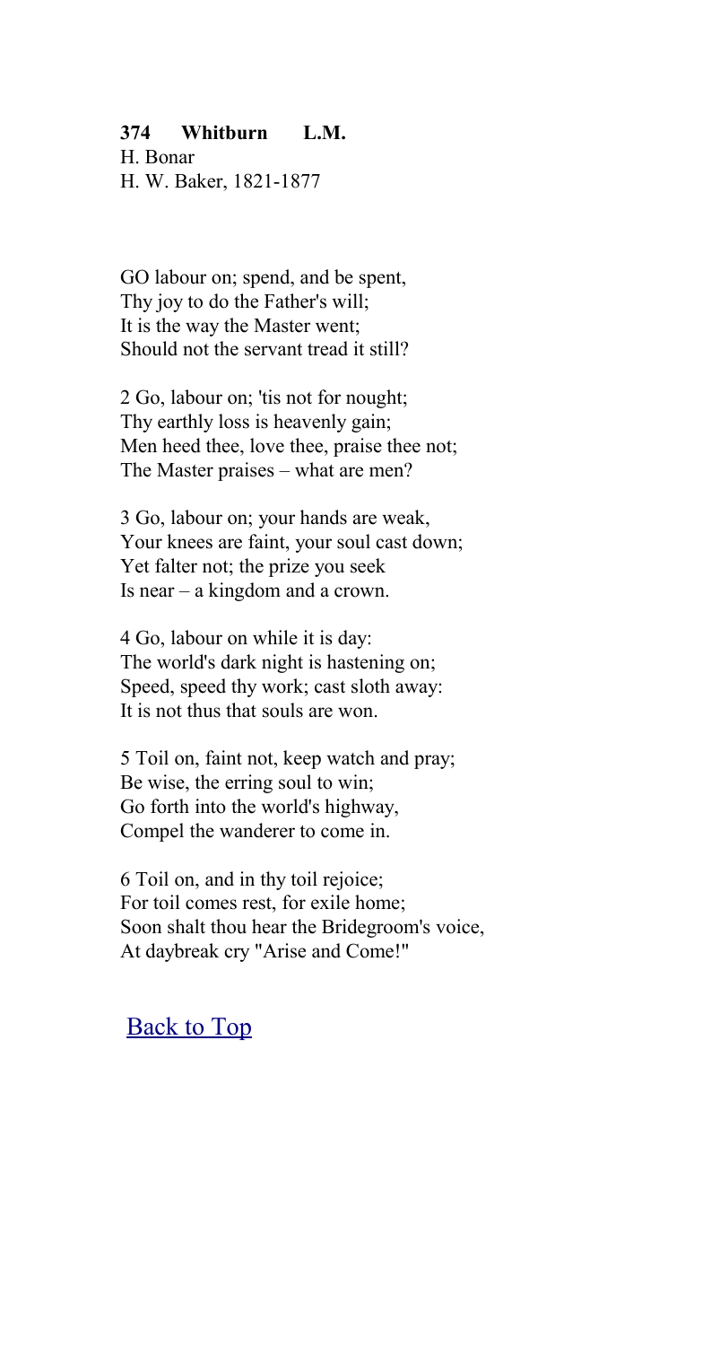**374 Whitburn L.M.**
H. Bonar
H. W. Baker, 1821-1877

GO labour on; spend, and be spent,
Thy joy to do the Father's will;
It is the way the Master went;
Should not the servant tread it still?

2 Go, labour on; 'tis not for nought;
Thy earthly loss is heavenly gain;
Men heed thee, love thee, praise thee not;
The Master praises – what are men?

3 Go, labour on; your hands are weak,
Your knees are faint, your soul cast down;
Yet falter not; the prize you seek
Is near – a kingdom and a crown.

4 Go, labour on while it is day:
The world's dark night is hastening on;
Speed, speed thy work; cast sloth away:
It is not thus that souls are won.

5 Toil on, faint not, keep watch and pray;
Be wise, the erring soul to win;
Go forth into the world's highway,
Compel the wanderer to come in.

6 Toil on, and in thy toil rejoice;
For toil comes rest, for exile home;
Soon shalt thou hear the Bridegroom's voice,
At daybreak cry "Arise and Come!"

Back to Top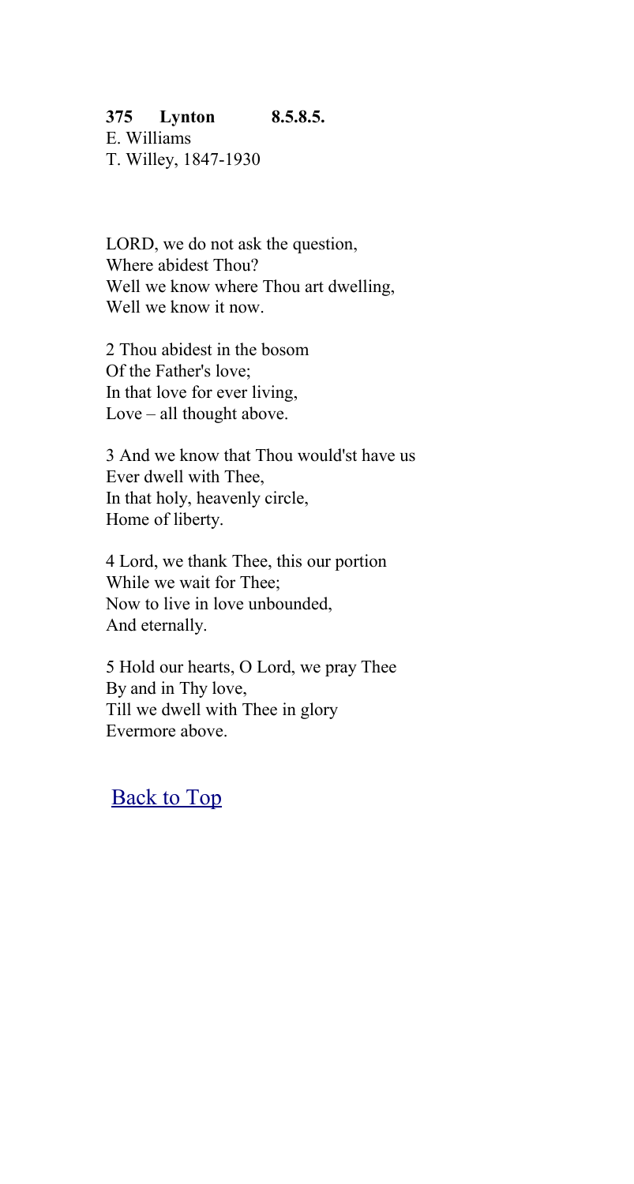**375 Lynton 8.5.8.5.**
E. Williams
T. Willey, 1847-1930

LORD, we do not ask the question,
Where abidest Thou?
Well we know where Thou art dwelling,
Well we know it now.

2 Thou abidest in the bosom
Of the Father's love;
In that love for ever living,
Love – all thought above.

3 And we know that Thou would'st have us
Ever dwell with Thee,
In that holy, heavenly circle,
Home of liberty.

4 Lord, we thank Thee, this our portion
While we wait for Thee;
Now to live in love unbounded,
And eternally.

5 Hold our hearts, O Lord, we pray Thee
By and in Thy love,
Till we dwell with Thee in glory
Evermore above.

Back to Top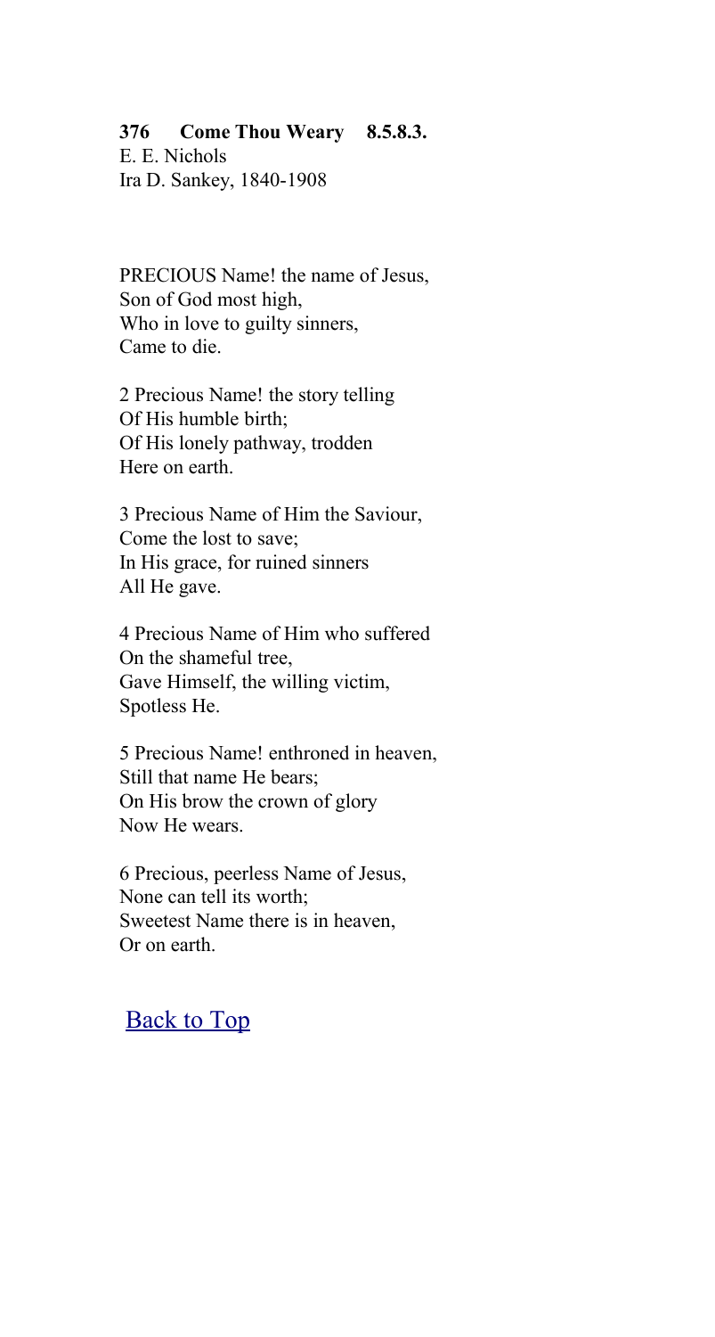**376 Come Thou Weary 8.5.8.3.**
E. E. Nichols
Ira D. Sankey, 1840-1908

PRECIOUS Name! the name of Jesus,
Son of God most high,
Who in love to guilty sinners,
Came to die.

2 Precious Name! the story telling
Of His humble birth;
Of His lonely pathway, trodden
Here on earth.

3 Precious Name of Him the Saviour,
Come the lost to save;
In His grace, for ruined sinners
All He gave.

4 Precious Name of Him who suffered
On the shameful tree,
Gave Himself, the willing victim,
Spotless He.

5 Precious Name! enthroned in heaven,
Still that name He bears;
On His brow the crown of glory
Now He wears.

6 Precious, peerless Name of Jesus,
None can tell its worth;
Sweetest Name there is in heaven,
Or on earth.

Back to Top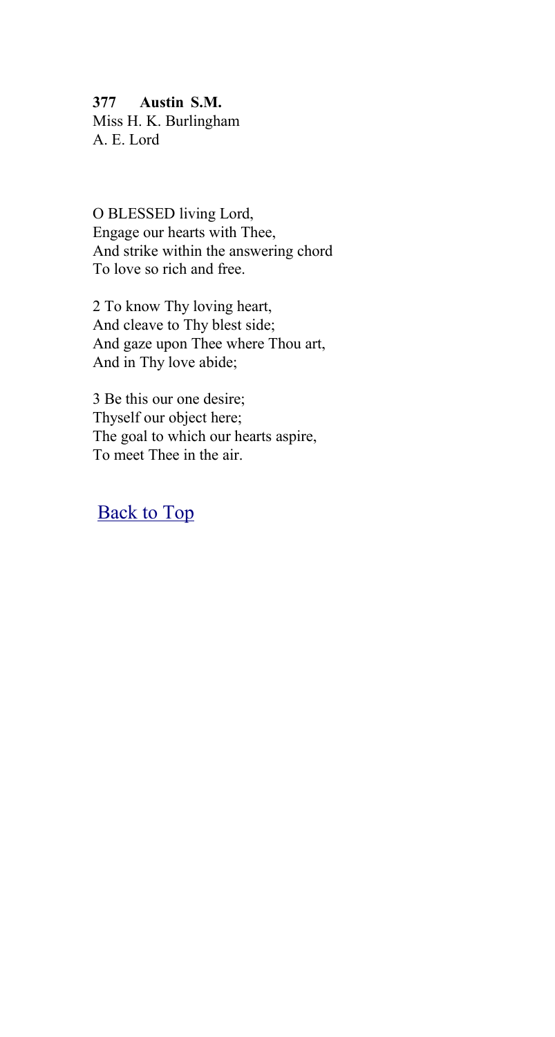**377 Austin S.M.**
Miss H. K. Burlingham
A. E. Lord

O BLESSED living Lord,
Engage our hearts with Thee,
And strike within the answering chord
To love so rich and free.

2 To know Thy loving heart,
And cleave to Thy blest side;
And gaze upon Thee where Thou art,
And in Thy love abide;

3 Be this our one desire;
Thyself our object here;
The goal to which our hearts aspire,
To meet Thee in the air.

Back to Top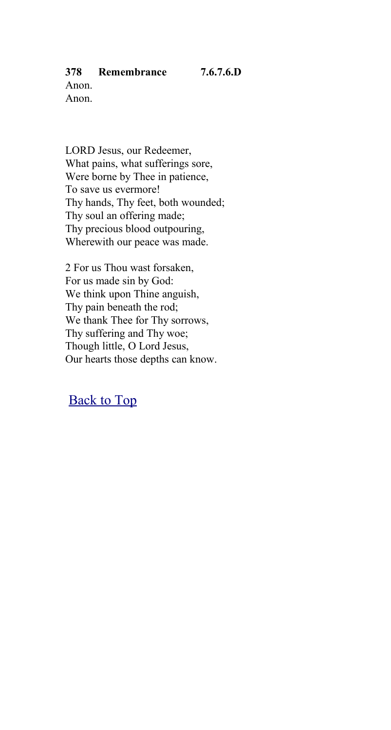**378 Remembrance 7.6.7.6.D**

Anon.
Anon.

LORD Jesus, our Redeemer,
What pains, what sufferings sore,
Were borne by Thee in patience,
To save us evermore!
Thy hands, Thy feet, both wounded;
Thy soul an offering made;
Thy precious blood outpouring,
Wherewith our peace was made.

2 For us Thou wast forsaken,
For us made sin by God:
We think upon Thine anguish,
Thy pain beneath the rod;
We thank Thee for Thy sorrows,
Thy suffering and Thy woe;
Though little, O Lord Jesus,
Our hearts those depths can know.

Back to Top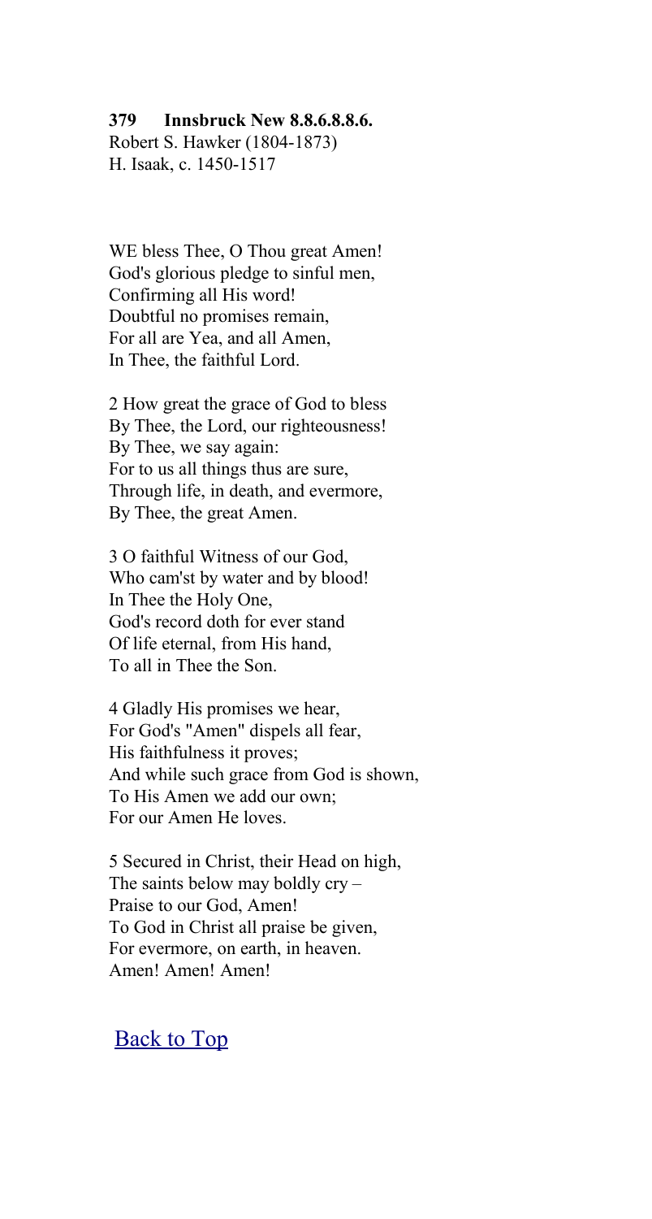**379 Innsbruck New 8.8.6.8.8.6.**
Robert S. Hawker (1804-1873)
H. Isaak, c. 1450-1517

WE bless Thee, O Thou great Amen!
God's glorious pledge to sinful men,
Confirming all His word!
Doubtful no promises remain,
For all are Yea, and all Amen,
In Thee, the faithful Lord.

2 How great the grace of God to bless
By Thee, the Lord, our righteousness!
By Thee, we say again:
For to us all things thus are sure,
Through life, in death, and evermore,
By Thee, the great Amen.

3 O faithful Witness of our God,
Who cam'st by water and by blood!
In Thee the Holy One,
God's record doth for ever stand
Of life eternal, from His hand,
To all in Thee the Son.

4 Gladly His promises we hear,
For God's "Amen" dispels all fear,
His faithfulness it proves;
And while such grace from God is shown,
To His Amen we add our own;
For our Amen He loves.

5 Secured in Christ, their Head on high,
The saints below may boldly cry –
Praise to our God, Amen!
To God in Christ all praise be given,
For evermore, on earth, in heaven.
Amen! Amen! Amen!

Back to Top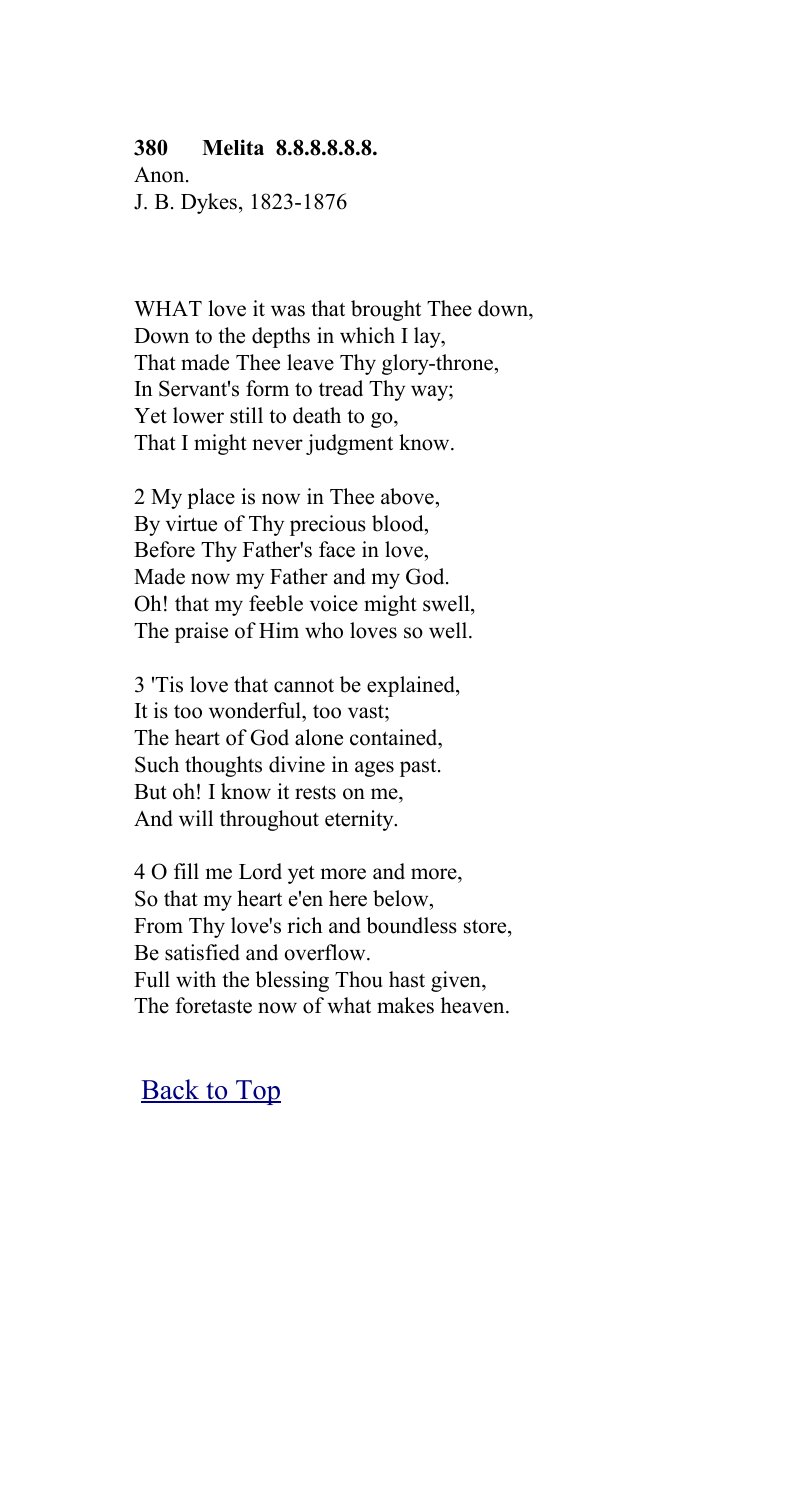**380 Melita 8.8.8.8.8.8.**
Anon.
J. B. Dykes, 1823-1876

WHAT love it was that brought Thee down,
Down to the depths in which I lay,
That made Thee leave Thy glory-throne,
In Servant's form to tread Thy way;
Yet lower still to death to go,
That I might never judgment know.

2 My place is now in Thee above,
By virtue of Thy precious blood,
Before Thy Father's face in love,
Made now my Father and my God.
Oh! that my feeble voice might swell,
The praise of Him who loves so well.

3 'Tis love that cannot be explained,
It is too wonderful, too vast;
The heart of God alone contained,
Such thoughts divine in ages past.
But oh! I know it rests on me,
And will throughout eternity.

4 O fill me Lord yet more and more,
So that my heart e'en here below,
From Thy love's rich and boundless store,
Be satisfied and overflow.
Full with the blessing Thou hast given,
The foretaste now of what makes heaven.

Back to Top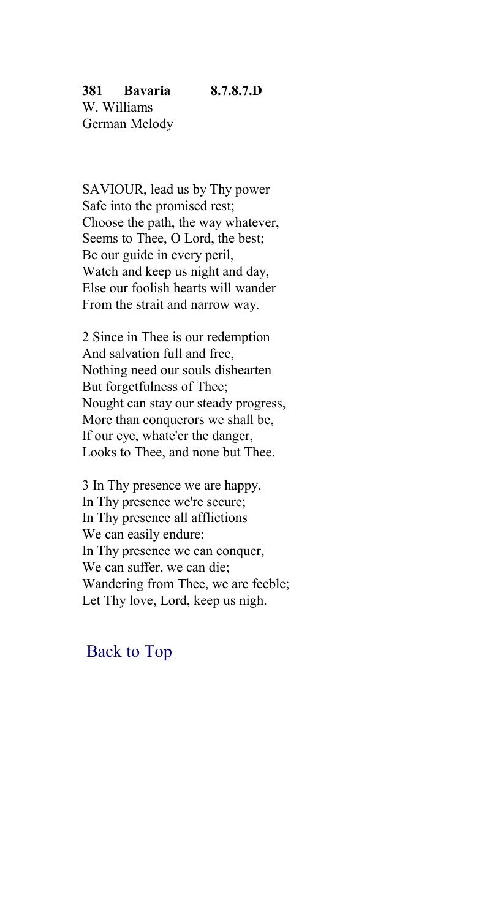**381 Bavaria 8.7.8.7.D**

W. Williams
German Melody

SAVIOUR, lead us by Thy power
Safe into the promised rest;
Choose the path, the way whatever,
Seems to Thee, O Lord, the best;
Be our guide in every peril,
Watch and keep us night and day,
Else our foolish hearts will wander
From the strait and narrow way.

2 Since in Thee is our redemption
And salvation full and free,
Nothing need our souls dishearten
But forgetfulness of Thee;
Nought can stay our steady progress,
More than conquerors we shall be,
If our eye, whate'er the danger,
Looks to Thee, and none but Thee.

3 In Thy presence we are happy,
In Thy presence we're secure;
In Thy presence all afflictions
We can easily endure;
In Thy presence we can conquer,
We can suffer, we can die;
Wandering from Thee, we are feeble;
Let Thy love, Lord, keep us nigh.

Back to Top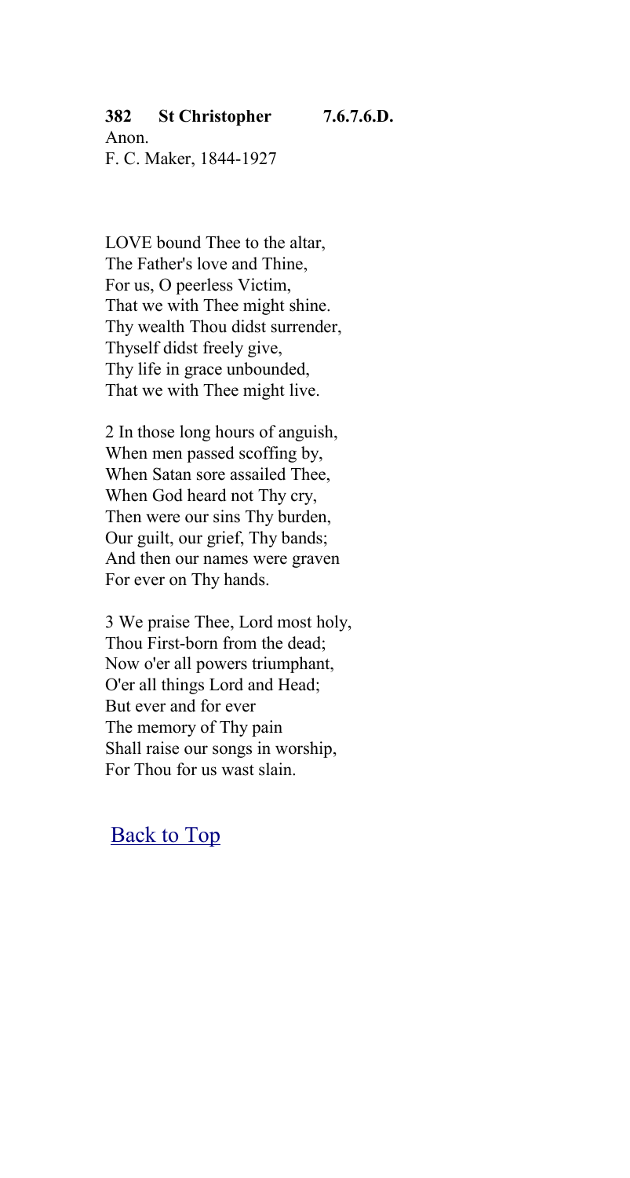**382 St Christopher 7.6.7.6.D.**

Anon.
F. C. Maker, 1844-1927

LOVE bound Thee to the altar,
The Father's love and Thine,
For us, O peerless Victim,
That we with Thee might shine.
Thy wealth Thou didst surrender,
Thyself didst freely give,
Thy life in grace unbounded,
That we with Thee might live.

2 In those long hours of anguish,
When men passed scoffing by,
When Satan sore assailed Thee,
When God heard not Thy cry,
Then were our sins Thy burden,
Our guilt, our grief, Thy bands;
And then our names were graven
For ever on Thy hands.

3 We praise Thee, Lord most holy,
Thou First-born from the dead;
Now o'er all powers triumphant,
O'er all things Lord and Head;
But ever and for ever
The memory of Thy pain
Shall raise our songs in worship,
For Thou for us wast slain.

Back to Top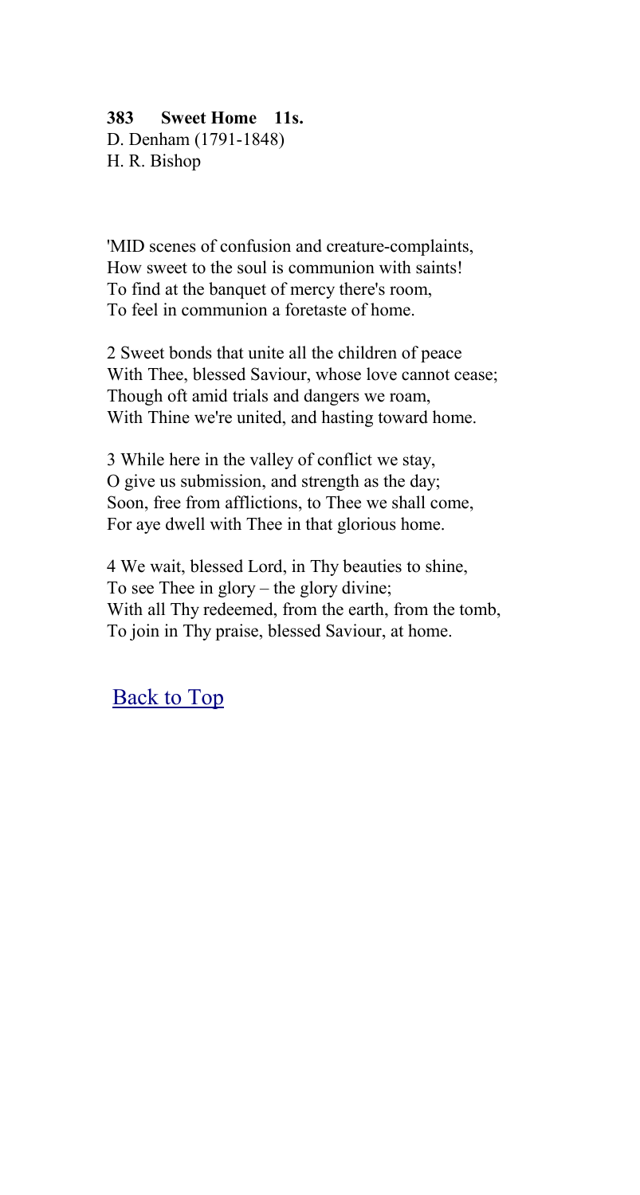**383 Sweet Home 11s.**
D. Denham (1791-1848)
H. R. Bishop

'MID scenes of confusion and creature-complaints,
How sweet to the soul is communion with saints!
To find at the banquet of mercy there's room,
To feel in communion a foretaste of home.

2 Sweet bonds that unite all the children of peace
With Thee, blessed Saviour, whose love cannot cease;
Though oft amid trials and dangers we roam,
With Thine we're united, and hasting toward home.

3 While here in the valley of conflict we stay,
O give us submission, and strength as the day;
Soon, free from afflictions, to Thee we shall come,
For aye dwell with Thee in that glorious home.

4 We wait, blessed Lord, in Thy beauties to shine,
To see Thee in glory – the glory divine;
With all Thy redeemed, from the earth, from the tomb,
To join in Thy praise, blessed Saviour, at home.

Back to Top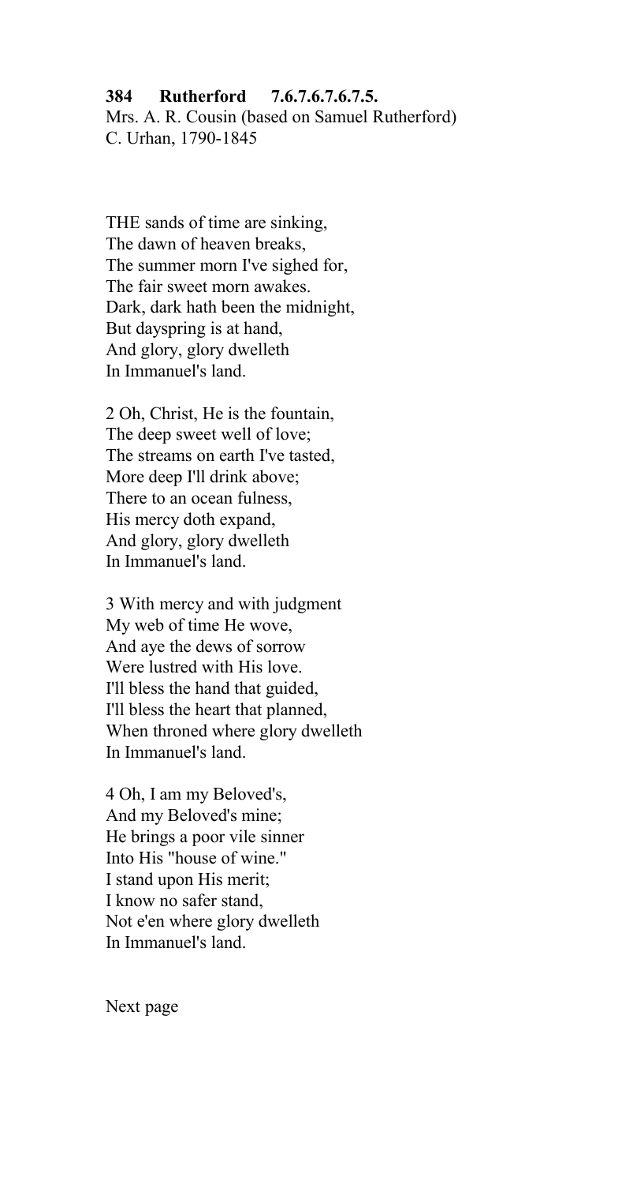**384 Rutherford 7.6.7.6.7.6.7.5.**
Mrs. A. R. Cousin (based on Samuel Rutherford)
C. Urhan, 1790-1845

THE sands of time are sinking,
The dawn of heaven breaks,
The summer morn I've sighed for,
The fair sweet morn awakes.
Dark, dark hath been the midnight,
But dayspring is at hand,
And glory, glory dwelleth
In Immanuel's land.

2 Oh, Christ, He is the fountain,
The deep sweet well of love;
The streams on earth I've tasted,
More deep I'll drink above;
There to an ocean fulness,
His mercy doth expand,
And glory, glory dwelleth
In Immanuel's land.

3 With mercy and with judgment
My web of time He wove,
And aye the dews of sorrow
Were lustred with His love.
I'll bless the hand that guided,
I'll bless the heart that planned,
When throned where glory dwelleth
In Immanuel's land.

4 Oh, I am my Beloved's,
And my Beloved's mine;
He brings a poor vile sinner
Into His "house of wine."
I stand upon His merit;
I know no safer stand,
Not e'en where glory dwelleth
In Immanuel's land.

Next page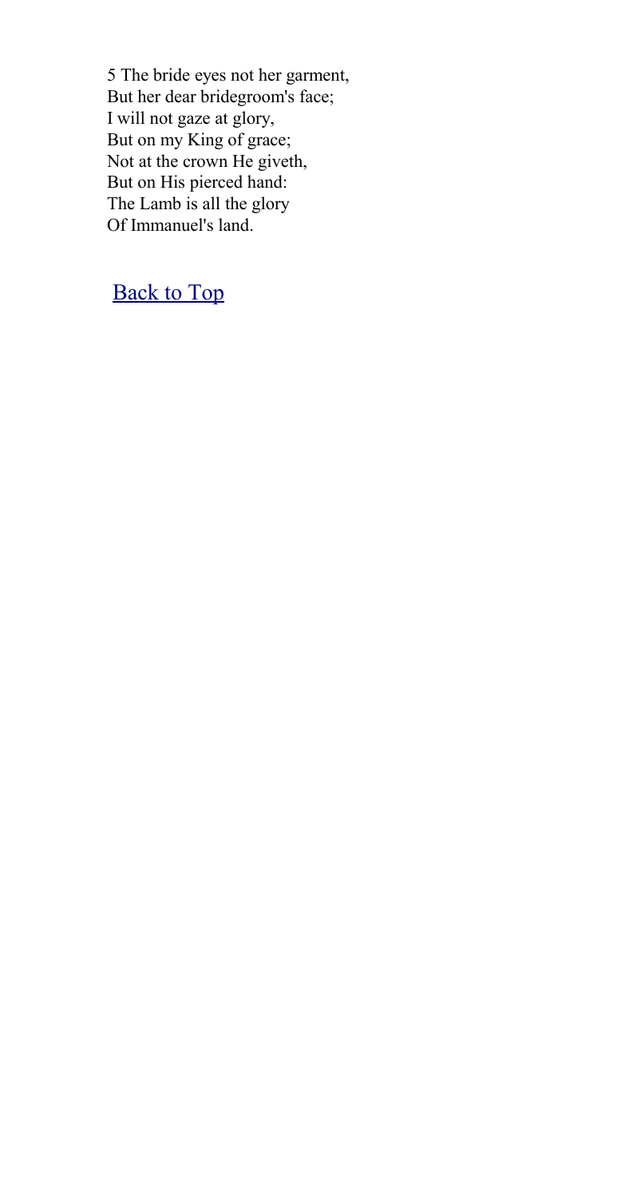5 The bride eyes not her garment,
But her dear bridegroom's face;
I will not gaze at glory,
But on my King of grace;
Not at the crown He giveth,
But on His pierced hand:
The Lamb is all the glory
Of Immanuel's land.

Back to Top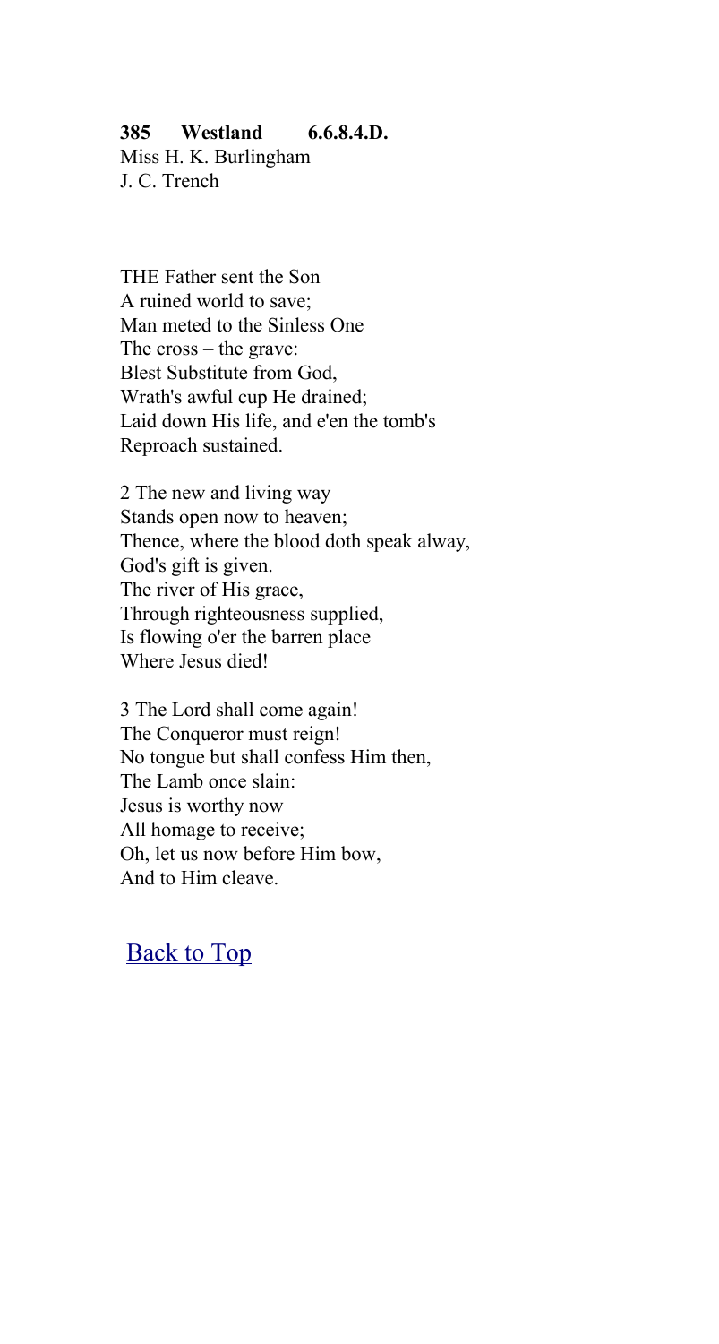**385 Westland 6.6.8.4.D.**
Miss H. K. Burlingham
J. C. Trench

THE Father sent the Son
A ruined world to save;
Man meted to the Sinless One
The cross – the grave:
Blest Substitute from God,
Wrath's awful cup He drained;
Laid down His life, and e'en the tomb's
Reproach sustained.

2 The new and living way
Stands open now to heaven;
Thence, where the blood doth speak alway,
God's gift is given.
The river of His grace,
Through righteousness supplied,
Is flowing o'er the barren place
Where Jesus died!

3 The Lord shall come again!
The Conqueror must reign!
No tongue but shall confess Him then,
The Lamb once slain:
Jesus is worthy now
All homage to receive;
Oh, let us now before Him bow,
And to Him cleave.

Back to Top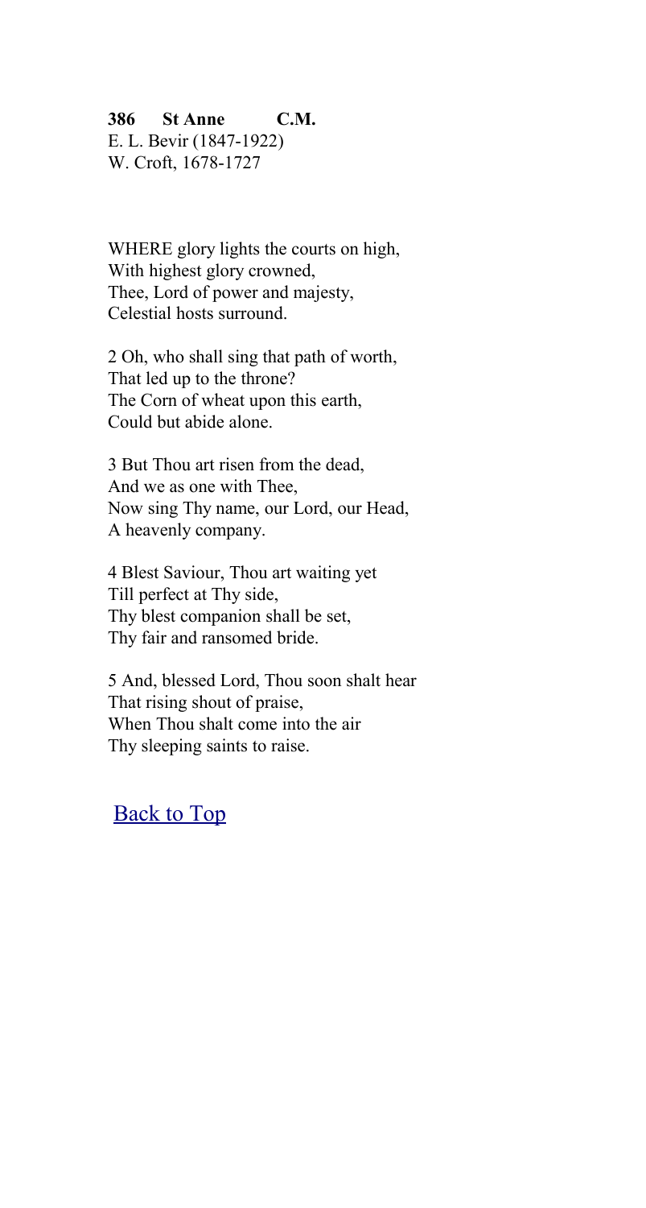**386 St Anne C.M.**
E. L. Bevir (1847-1922)
W. Croft, 1678-1727

WHERE glory lights the courts on high,
With highest glory crowned,
Thee, Lord of power and majesty,
Celestial hosts surround.

2 Oh, who shall sing that path of worth,
That led up to the throne?
The Corn of wheat upon this earth,
Could but abide alone.

3 But Thou art risen from the dead,
And we as one with Thee,
Now sing Thy name, our Lord, our Head,
A heavenly company.

4 Blest Saviour, Thou art waiting yet
Till perfect at Thy side,
Thy blest companion shall be set,
Thy fair and ransomed bride.

5 And, blessed Lord, Thou soon shalt hear
That rising shout of praise,
When Thou shalt come into the air
Thy sleeping saints to raise.

Back to Top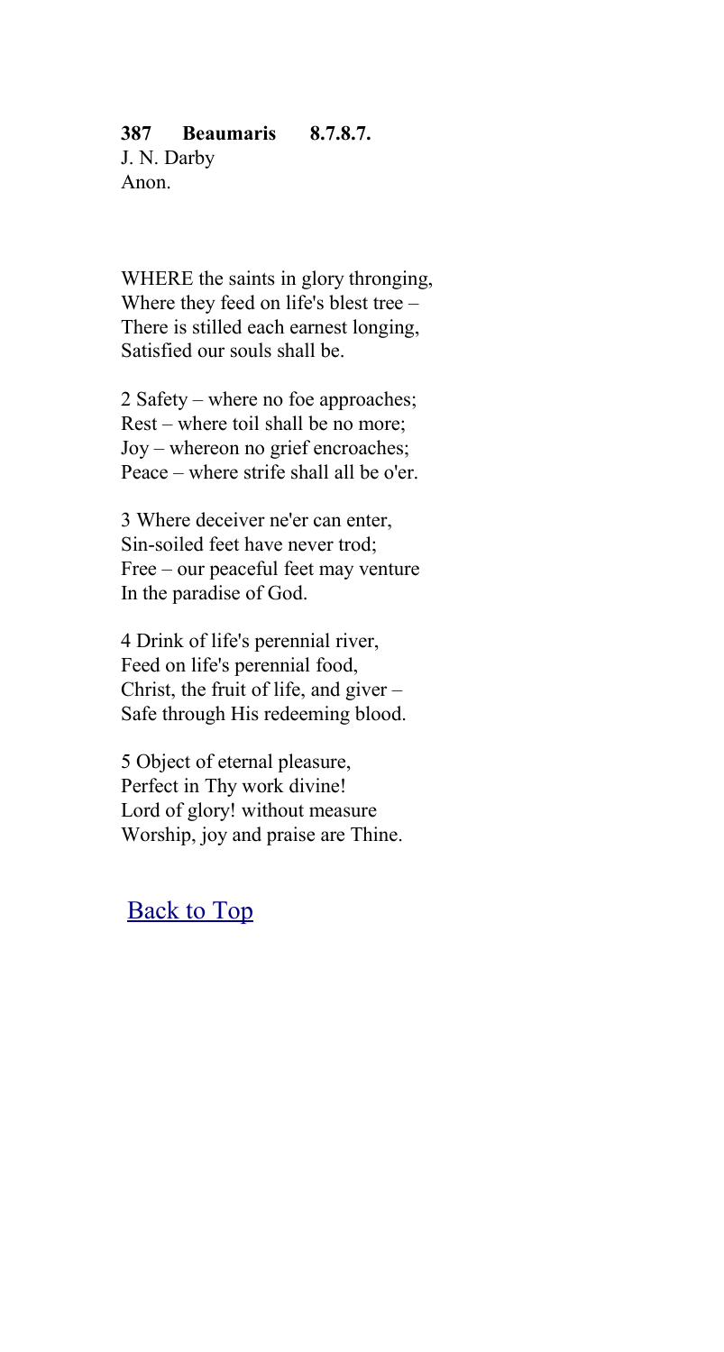**387 Beaumaris 8.7.8.7.**
J. N. Darby
Anon.

WHERE the saints in glory thronging,
Where they feed on life's blest tree –
There is stilled each earnest longing,
Satisfied our souls shall be.

2 Safety – where no foe approaches;
Rest – where toil shall be no more;
Joy – whereon no grief encroaches;
Peace – where strife shall all be o'er.

3 Where deceiver ne'er can enter,
Sin-soiled feet have never trod;
Free – our peaceful feet may venture
In the paradise of God.

4 Drink of life's perennial river,
Feed on life's perennial food,
Christ, the fruit of life, and giver –
Safe through His redeeming blood.

5 Object of eternal pleasure,
Perfect in Thy work divine!
Lord of glory! without measure
Worship, joy and praise are Thine.

Back to Top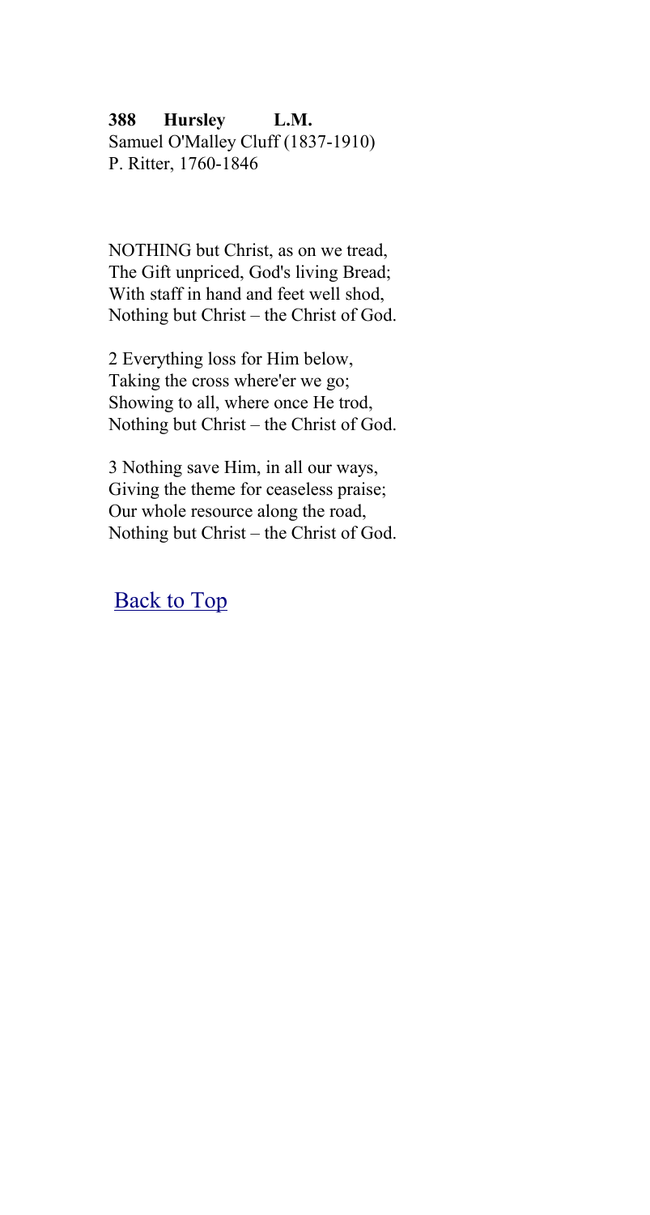**388 Hursley L.M.**
Samuel O'Malley Cluff (1837-1910)
P. Ritter, 1760-1846

NOTHING but Christ, as on we tread,
The Gift unpriced, God's living Bread;
With staff in hand and feet well shod,
Nothing but Christ – the Christ of God.

2 Everything loss for Him below,
Taking the cross where'er we go;
Showing to all, where once He trod,
Nothing but Christ – the Christ of God.

3 Nothing save Him, in all our ways,
Giving the theme for ceaseless praise;
Our whole resource along the road,
Nothing but Christ – the Christ of God.

Back to Top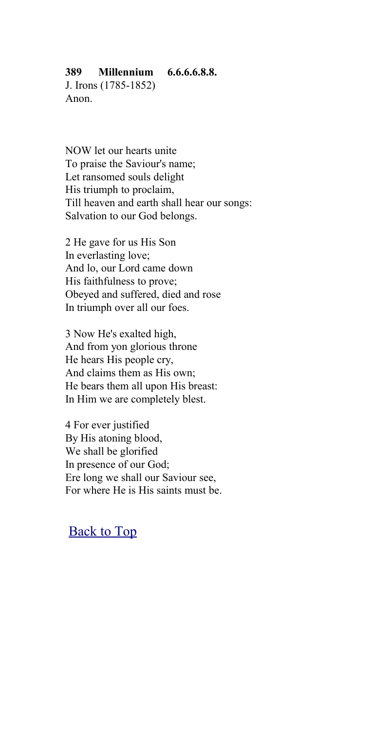**389 Millennium 6.6.6.6.8.8.**
J. Irons (1785-1852)
Anon.

NOW let our hearts unite
To praise the Saviour's name;
Let ransomed souls delight
His triumph to proclaim,
Till heaven and earth shall hear our songs:
Salvation to our God belongs.

2 He gave for us His Son
In everlasting love;
And lo, our Lord came down
His faithfulness to prove;
Obeyed and suffered, died and rose
In triumph over all our foes.

3 Now He's exalted high,
And from yon glorious throne
He hears His people cry,
And claims them as His own;
He bears them all upon His breast:
In Him we are completely blest.

4 For ever justified
By His atoning blood,
We shall be glorified
In presence of our God;
Ere long we shall our Saviour see,
For where He is His saints must be.

Back to Top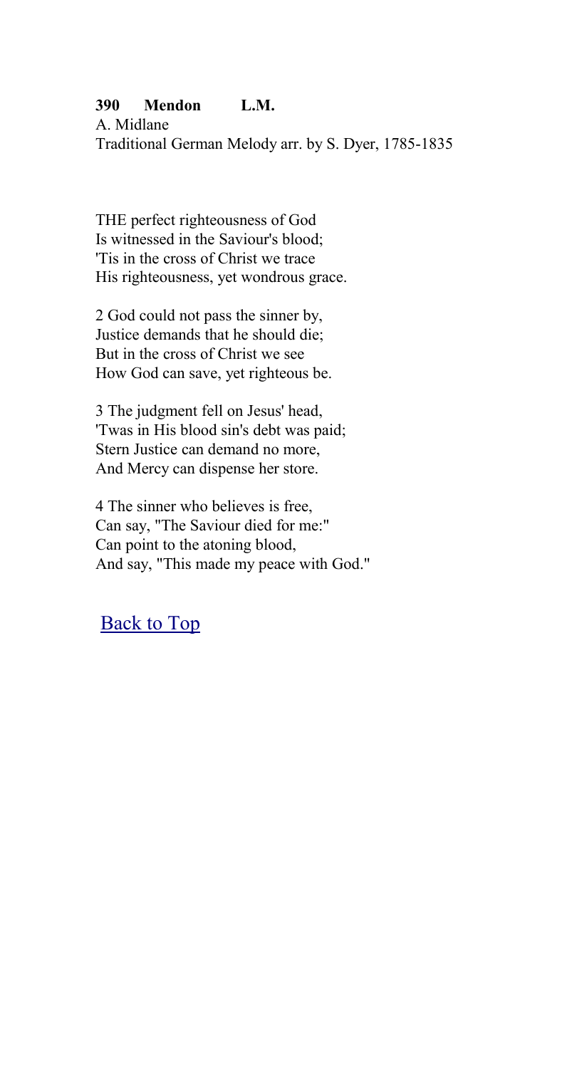**390 Mendon L.M.**

A. Midlane

Traditional German Melody arr. by S. Dyer, 1785-1835

THE perfect righteousness of God
Is witnessed in the Saviour's blood;
'Tis in the cross of Christ we trace
His righteousness, yet wondrous grace.

2 God could not pass the sinner by,
Justice demands that he should die;
But in the cross of Christ we see
How God can save, yet righteous be.

3 The judgment fell on Jesus' head,
'Twas in His blood sin's debt was paid;
Stern Justice can demand no more,
And Mercy can dispense her store.

4 The sinner who believes is free,
Can say, "The Saviour died for me:"
Can point to the atoning blood,
And say, "This made my peace with God."

Back to Top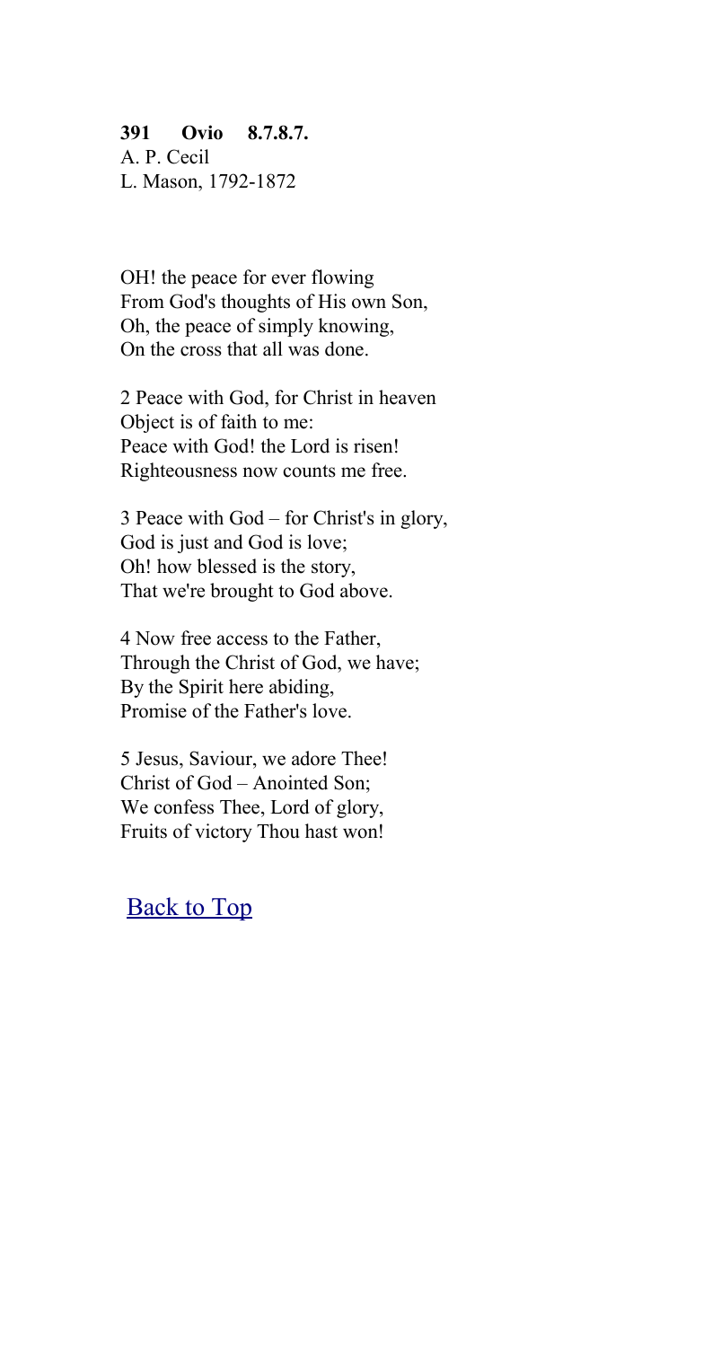**391 Ovio 8.7.8.7.**
A. P. Cecil
L. Mason, 1792-1872

OH! the peace for ever flowing
From God's thoughts of His own Son,
Oh, the peace of simply knowing,
On the cross that all was done.

2 Peace with God, for Christ in heaven
Object is of faith to me:
Peace with God! the Lord is risen!
Righteousness now counts me free.

3 Peace with God – for Christ's in glory,
God is just and God is love;
Oh! how blessed is the story,
That we're brought to God above.

4 Now free access to the Father,
Through the Christ of God, we have;
By the Spirit here abiding,
Promise of the Father's love.

5 Jesus, Saviour, we adore Thee!
Christ of God – Anointed Son;
We confess Thee, Lord of glory,
Fruits of victory Thou hast won!

Back to Top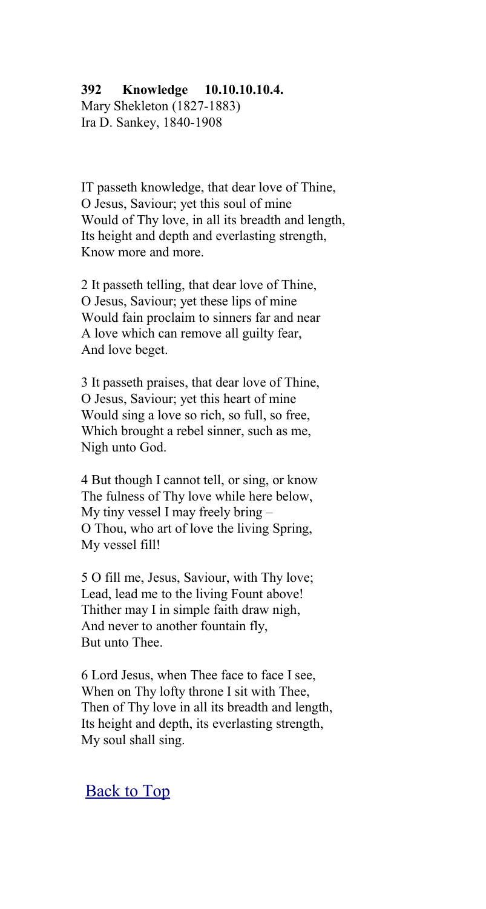**392 Knowledge 10.10.10.10.4.**
Mary Shekleton (1827-1883)
Ira D. Sankey, 1840-1908

IT passeth knowledge, that dear love of Thine,
O Jesus, Saviour; yet this soul of mine
Would of Thy love, in all its breadth and length,
Its height and depth and everlasting strength,
Know more and more.

2 It passeth telling, that dear love of Thine,
O Jesus, Saviour; yet these lips of mine
Would fain proclaim to sinners far and near
A love which can remove all guilty fear,
And love beget.

3 It passeth praises, that dear love of Thine,
O Jesus, Saviour; yet this heart of mine
Would sing a love so rich, so full, so free,
Which brought a rebel sinner, such as me,
Nigh unto God.

4 But though I cannot tell, or sing, or know
The fulness of Thy love while here below,
My tiny vessel I may freely bring –
O Thou, who art of love the living Spring,
My vessel fill!

5 O fill me, Jesus, Saviour, with Thy love;
Lead, lead me to the living Fount above!
Thither may I in simple faith draw nigh,
And never to another fountain fly,
But unto Thee.

6 Lord Jesus, when Thee face to face I see,
When on Thy lofty throne I sit with Thee,
Then of Thy love in all its breadth and length,
Its height and depth, its everlasting strength,
My soul shall sing.

Back to Top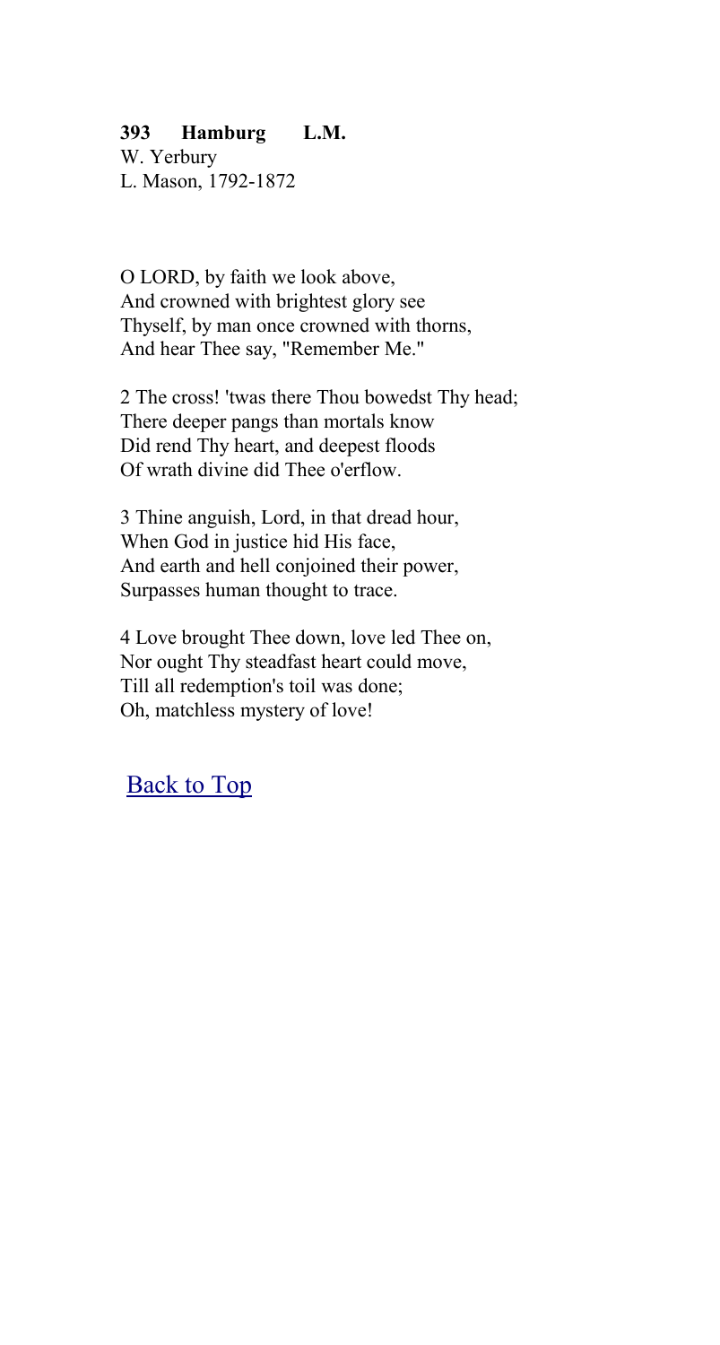**393 Hamburg L.M.**
W. Yerbury
L. Mason, 1792-1872

O LORD, by faith we look above,
And crowned with brightest glory see
Thyself, by man once crowned with thorns,
And hear Thee say, "Remember Me."

2 The cross! 'twas there Thou bowedst Thy head;
There deeper pangs than mortals know
Did rend Thy heart, and deepest floods
Of wrath divine did Thee o'erflow.

3 Thine anguish, Lord, in that dread hour,
When God in justice hid His face,
And earth and hell conjoined their power,
Surpasses human thought to trace.

4 Love brought Thee down, love led Thee on,
Nor ought Thy steadfast heart could move,
Till all redemption's toil was done;
Oh, matchless mystery of love!

Back to Top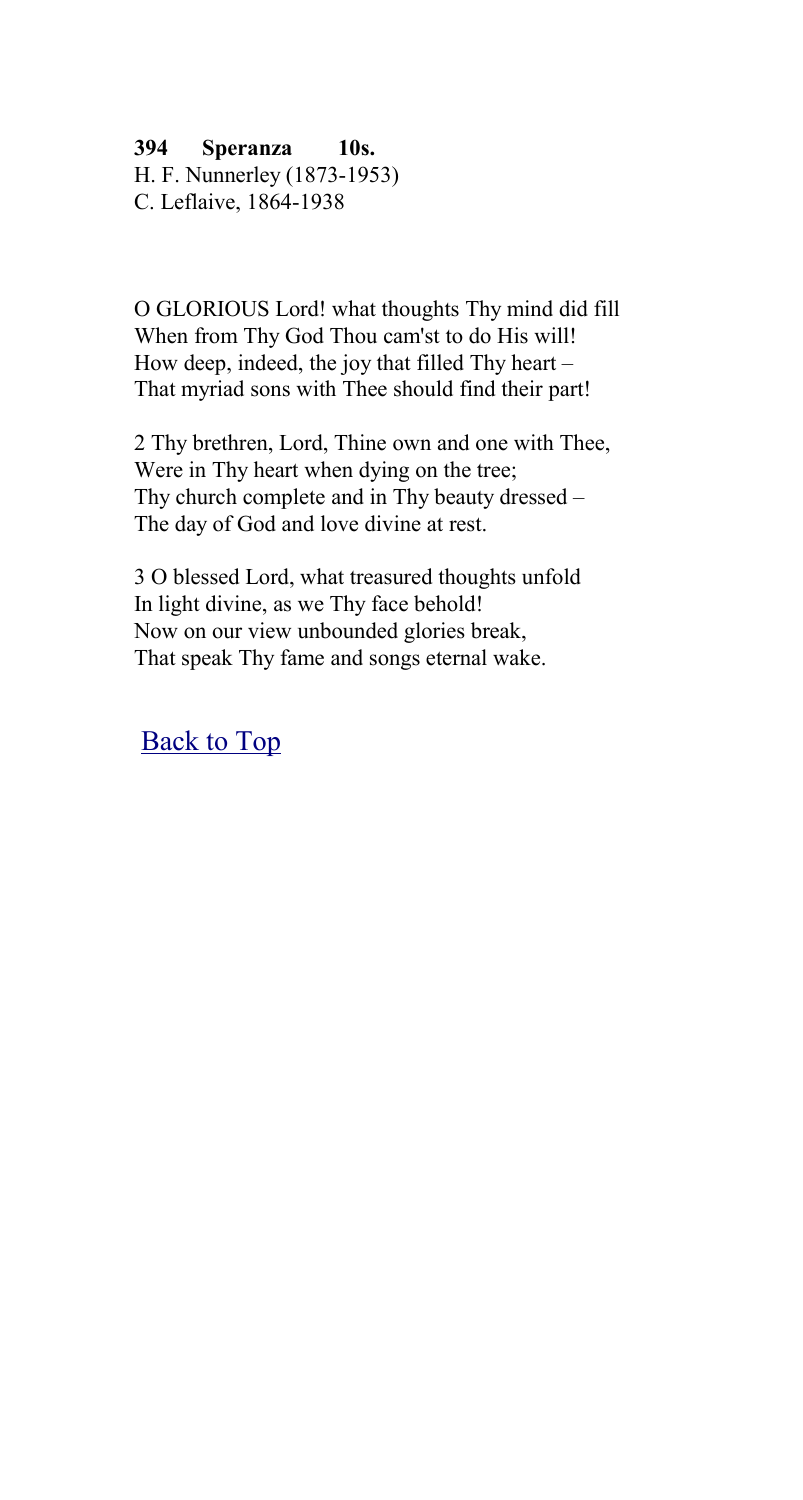**394 Speranza 10s.**
H. F. Nunnerley (1873-1953)
C. Leflaive, 1864-1938

O GLORIOUS Lord! what thoughts Thy mind did fill
When from Thy God Thou cam'st to do His will!
How deep, indeed, the joy that filled Thy heart –
That myriad sons with Thee should find their part!

2 Thy brethren, Lord, Thine own and one with Thee,
Were in Thy heart when dying on the tree;
Thy church complete and in Thy beauty dressed –
The day of God and love divine at rest.

3 O blessed Lord, what treasured thoughts unfold
In light divine, as we Thy face behold!
Now on our view unbounded glories break,
That speak Thy fame and songs eternal wake.

Back to Top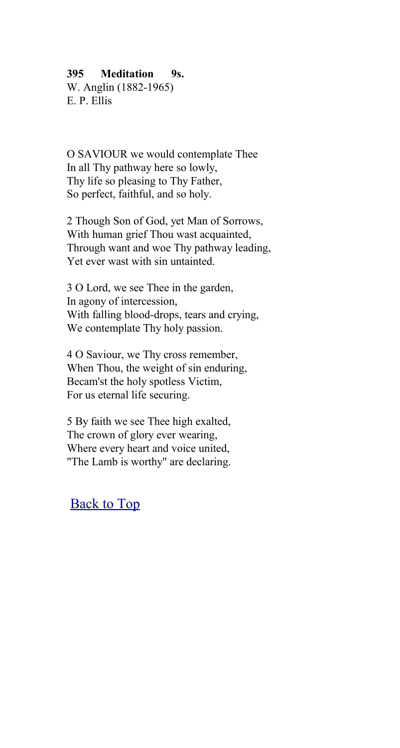**395 Meditation 9s.**
W. Anglin (1882-1965)
E. P. Ellis

O SAVIOUR we would contemplate Thee
In all Thy pathway here so lowly,
Thy life so pleasing to Thy Father,
So perfect, faithful, and so holy.

2 Though Son of God, yet Man of Sorrows,
With human grief Thou wast acquainted,
Through want and woe Thy pathway leading,
Yet ever wast with sin untainted.

3 O Lord, we see Thee in the garden,
In agony of intercession,
With falling blood-drops, tears and crying,
We contemplate Thy holy passion.

4 O Saviour, we Thy cross remember,
When Thou, the weight of sin enduring,
Becam'st the holy spotless Victim,
For us eternal life securing.

5 By faith we see Thee high exalted,
The crown of glory ever wearing,
Where every heart and voice united,
"The Lamb is worthy" are declaring.

Back to Top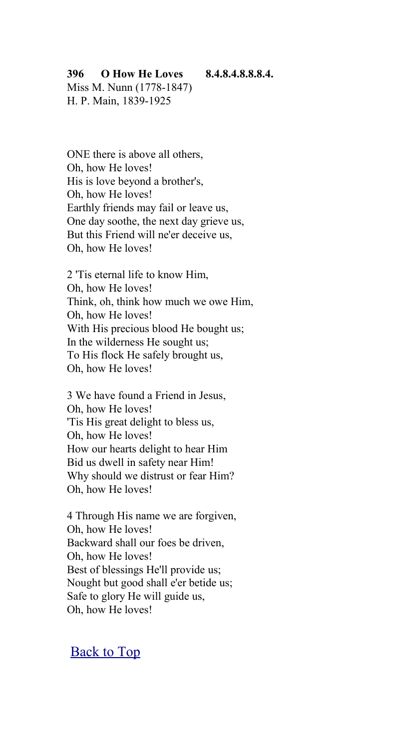**396 O How He Loves 8.4.8.4.8.8.8.4.**

Miss M. Nunn (1778-1847)
H. P. Main, 1839-1925

ONE there is above all others,
Oh, how He loves!
His is love beyond a brother's,
Oh, how He loves!
Earthly friends may fail or leave us,
One day soothe, the next day grieve us,
But this Friend will ne'er deceive us,
Oh, how He loves!

2 'Tis eternal life to know Him,
Oh, how He loves!
Think, oh, think how much we owe Him,
Oh, how He loves!
With His precious blood He bought us;
In the wilderness He sought us;
To His flock He safely brought us,
Oh, how He loves!

3 We have found a Friend in Jesus,
Oh, how He loves!
'Tis His great delight to bless us,
Oh, how He loves!
How our hearts delight to hear Him
Bid us dwell in safety near Him!
Why should we distrust or fear Him?
Oh, how He loves!

4 Through His name we are forgiven,
Oh, how He loves!
Backward shall our foes be driven,
Oh, how He loves!
Best of blessings He'll provide us;
Nought but good shall e'er betide us;
Safe to glory He will guide us,
Oh, how He loves!

Back to Top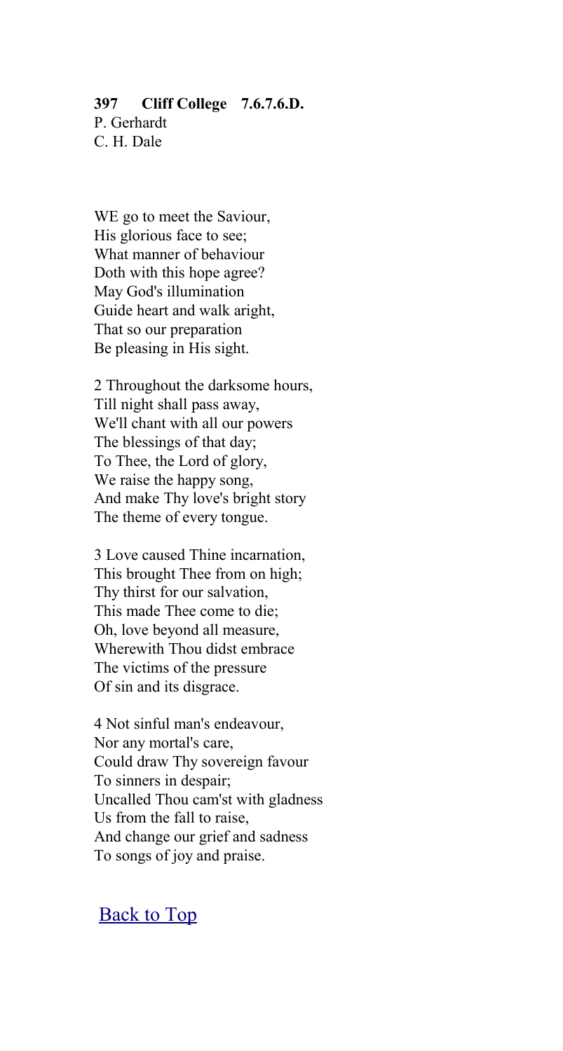**397 Cliff College 7.6.7.6.D.**
P. Gerhardt
C. H. Dale

WE go to meet the Saviour,
His glorious face to see;
What manner of behaviour
Doth with this hope agree?
May God's illumination
Guide heart and walk aright,
That so our preparation
Be pleasing in His sight.

2 Throughout the darksome hours,
Till night shall pass away,
We'll chant with all our powers
The blessings of that day;
To Thee, the Lord of glory,
We raise the happy song,
And make Thy love's bright story
The theme of every tongue.

3 Love caused Thine incarnation,
This brought Thee from on high;
Thy thirst for our salvation,
This made Thee come to die;
Oh, love beyond all measure,
Wherewith Thou didst embrace
The victims of the pressure
Of sin and its disgrace.

4 Not sinful man's endeavour,
Nor any mortal's care,
Could draw Thy sovereign favour
To sinners in despair;
Uncalled Thou cam'st with gladness
Us from the fall to raise,
And change our grief and sadness
To songs of joy and praise.

Back to Top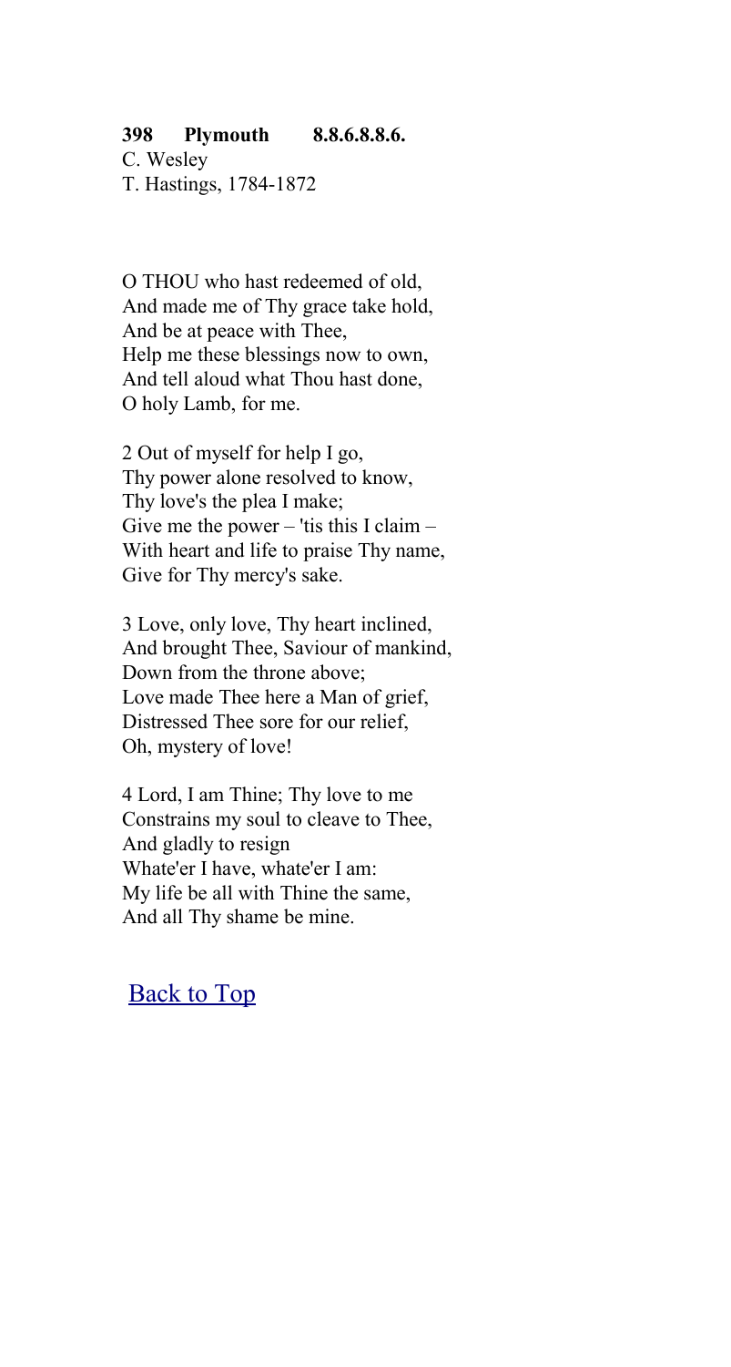**398 Plymouth 8.8.6.8.8.6.**

C. Wesley
T. Hastings, 1784-1872

O THOU who hast redeemed of old,
And made me of Thy grace take hold,
And be at peace with Thee,
Help me these blessings now to own,
And tell aloud what Thou hast done,
O holy Lamb, for me.

2 Out of myself for help I go,
Thy power alone resolved to know,
Thy love's the plea I make;
Give me the power – 'tis this I claim –
With heart and life to praise Thy name,
Give for Thy mercy's sake.

3 Love, only love, Thy heart inclined,
And brought Thee, Saviour of mankind,
Down from the throne above;
Love made Thee here a Man of grief,
Distressed Thee sore for our relief,
Oh, mystery of love!

4 Lord, I am Thine; Thy love to me
Constrains my soul to cleave to Thee,
And gladly to resign
Whate'er I have, whate'er I am:
My life be all with Thine the same,
And all Thy shame be mine.

Back to Top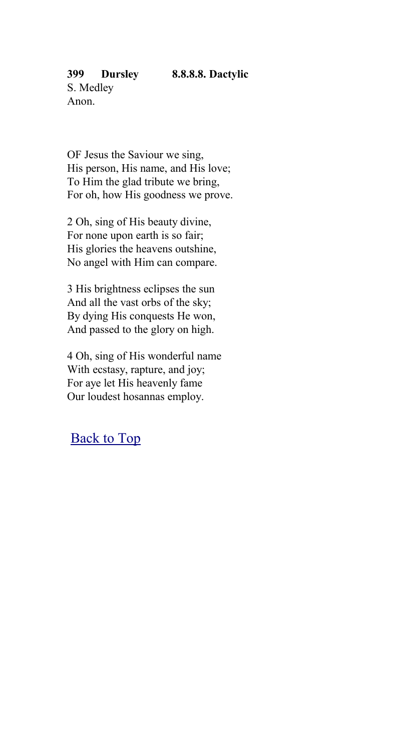**399 Dursley 8.8.8.8. Dactylic**

S. Medley
Anon.

OF Jesus the Saviour we sing,
His person, His name, and His love;
To Him the glad tribute we bring,
For oh, how His goodness we prove.

2 Oh, sing of His beauty divine,
For none upon earth is so fair;
His glories the heavens outshine,
No angel with Him can compare.

3 His brightness eclipses the sun
And all the vast orbs of the sky;
By dying His conquests He won,
And passed to the glory on high.

4 Oh, sing of His wonderful name
With ecstasy, rapture, and joy;
For aye let His heavenly fame
Our loudest hosannas employ.

Back to Top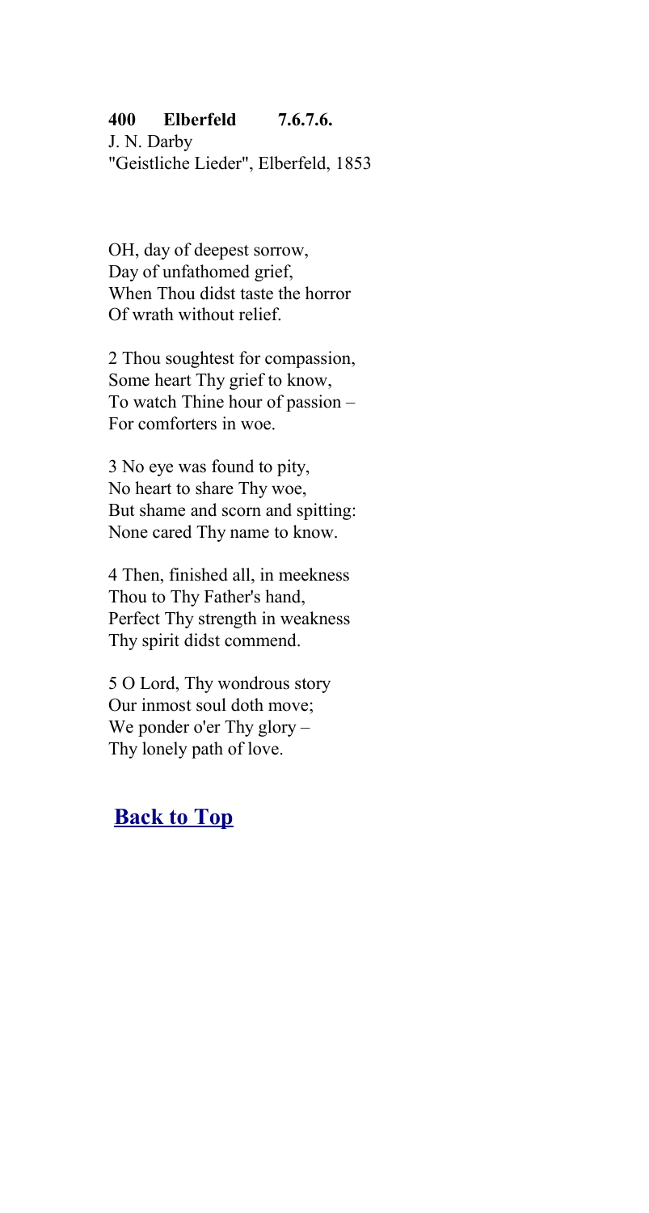**400 Elberfeld 7.6.7.6.**
J. N. Darby
"Geistliche Lieder", Elberfeld, 1853

OH, day of deepest sorrow,
Day of unfathomed grief,
When Thou didst taste the horror
Of wrath without relief.

2 Thou soughtest for compassion,
Some heart Thy grief to know,
To watch Thine hour of passion –
For comforters in woe.

3 No eye was found to pity,
No heart to share Thy woe,
But shame and scorn and spitting:
None cared Thy name to know.

4 Then, finished all, in meekness
Thou to Thy Father's hand,
Perfect Thy strength in weakness
Thy spirit didst commend.

5 O Lord, Thy wondrous story
Our inmost soul doth move;
We ponder o'er Thy glory –
Thy lonely path of love.

**Back to Top**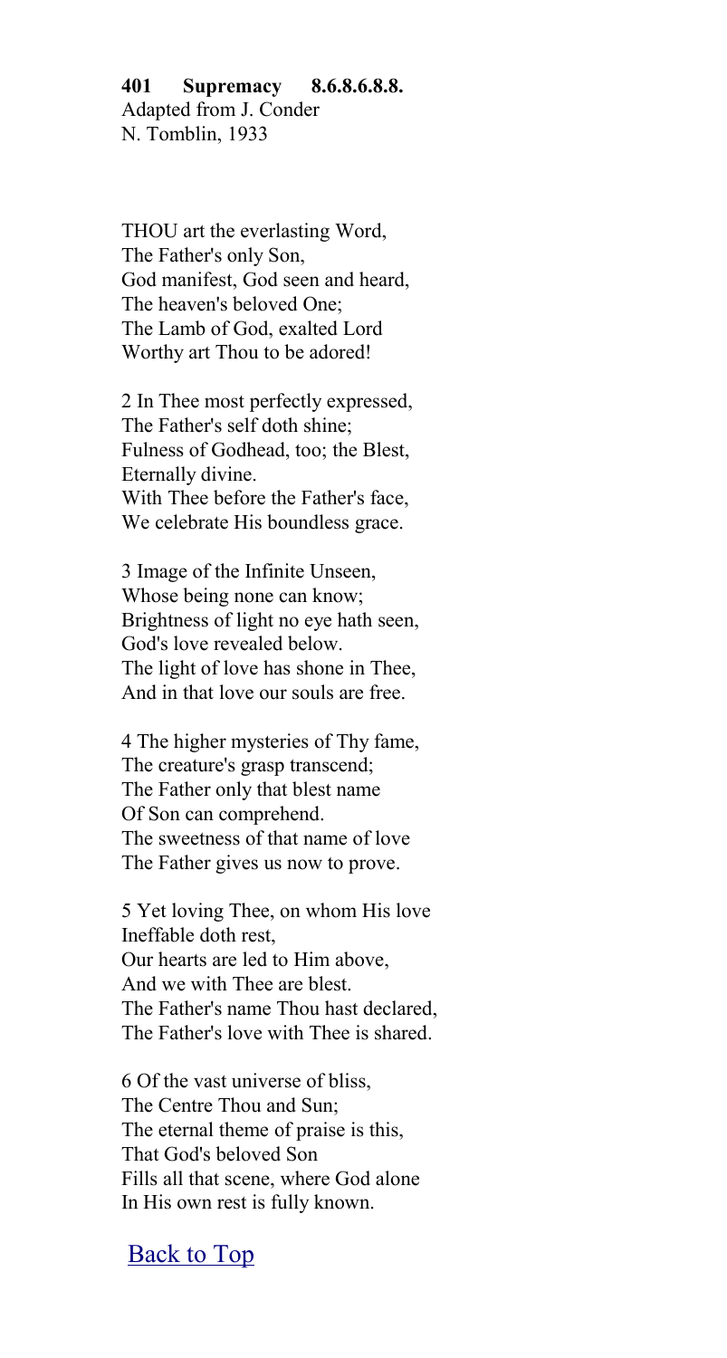**401 Supremacy 8.6.8.6.8.8.**
Adapted from J. Conder
N. Tomblin, 1933

THOU art the everlasting Word,
The Father's only Son,
God manifest, God seen and heard,
The heaven's beloved One;
The Lamb of God, exalted Lord
Worthy art Thou to be adored!

2 In Thee most perfectly expressed,
The Father's self doth shine;
Fulness of Godhead, too; the Blest,
Eternally divine.
With Thee before the Father's face,
We celebrate His boundless grace.

3 Image of the Infinite Unseen,
Whose being none can know;
Brightness of light no eye hath seen,
God's love revealed below.
The light of love has shone in Thee,
And in that love our souls are free.

4 The higher mysteries of Thy fame,
The creature's grasp transcend;
The Father only that blest name
Of Son can comprehend.
The sweetness of that name of love
The Father gives us now to prove.

5 Yet loving Thee, on whom His love
Ineffable doth rest,
Our hearts are led to Him above,
And we with Thee are blest.
The Father's name Thou hast declared,
The Father's love with Thee is shared.

6 Of the vast universe of bliss,
The Centre Thou and Sun;
The eternal theme of praise is this,
That God's beloved Son
Fills all that scene, where God alone
In His own rest is fully known.

Back to Top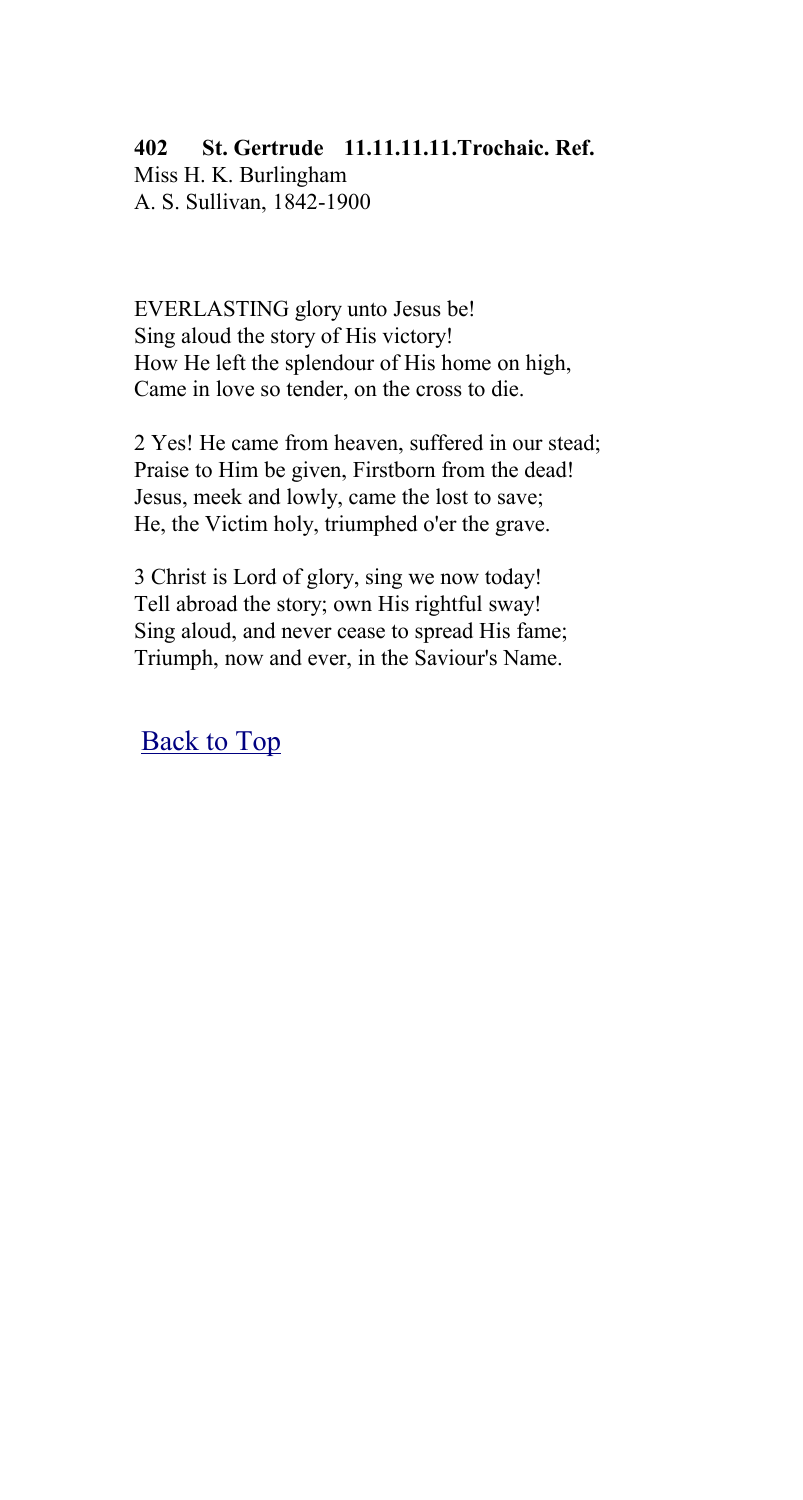**402 St. Gertrude 11.11.11.11.Trochaic. Ref.**
Miss H. K. Burlingham
A. S. Sullivan, 1842-1900

EVERLASTING glory unto Jesus be!
Sing aloud the story of His victory!
How He left the splendour of His home on high,
Came in love so tender, on the cross to die.

2 Yes! He came from heaven, suffered in our stead;
Praise to Him be given, Firstborn from the dead!
Jesus, meek and lowly, came the lost to save;
He, the Victim holy, triumphed o'er the grave.

3 Christ is Lord of glory, sing we now today!
Tell abroad the story; own His rightful sway!
Sing aloud, and never cease to spread His fame;
Triumph, now and ever, in the Saviour's Name.

Back to Top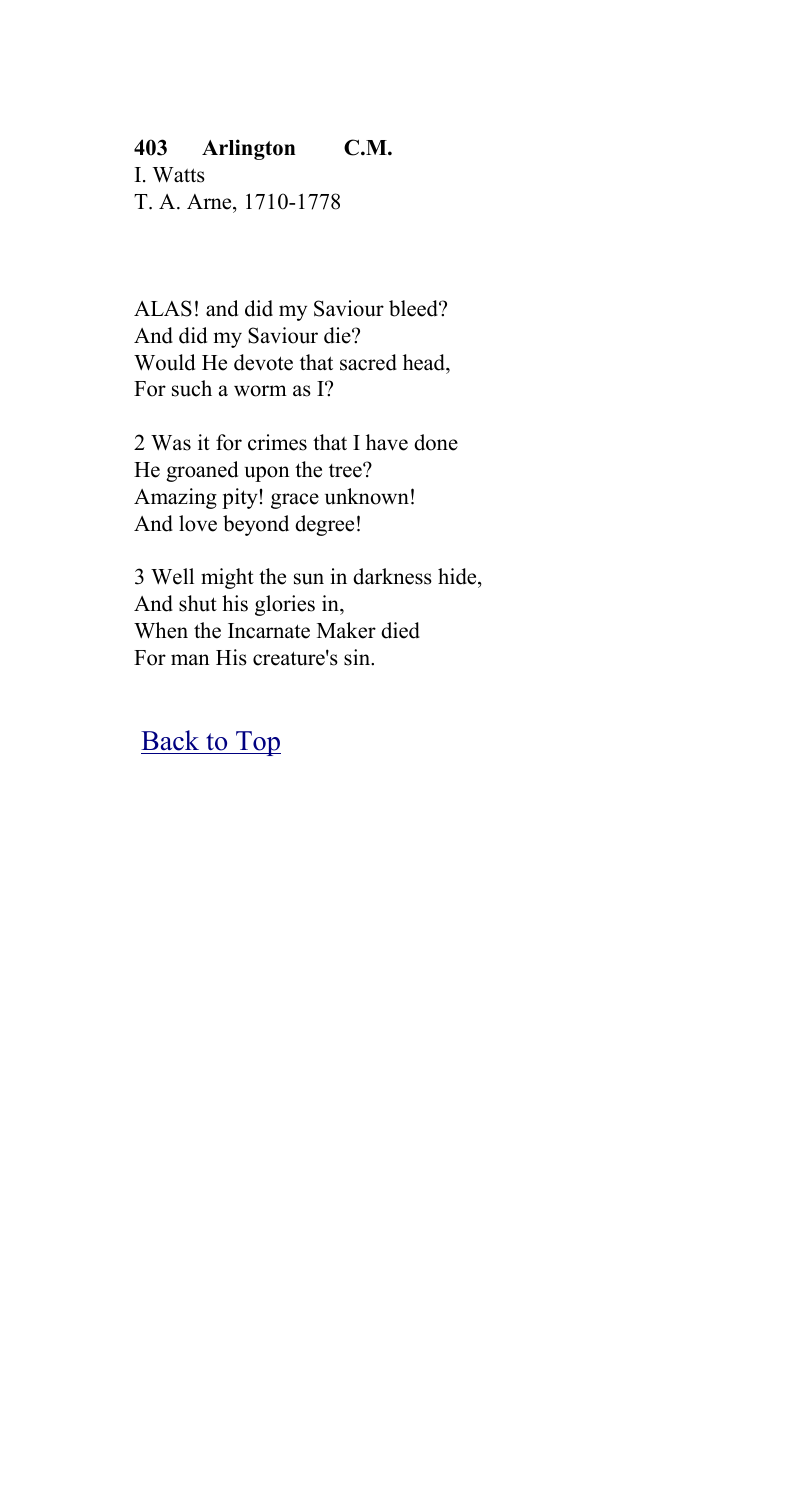**403 Arlington C.M.**
I. Watts
T. A. Arne, 1710-1778

ALAS! and did my Saviour bleed?
And did my Saviour die?
Would He devote that sacred head,
For such a worm as I?

2 Was it for crimes that I have done
He groaned upon the tree?
Amazing pity! grace unknown!
And love beyond degree!

3 Well might the sun in darkness hide,
And shut his glories in,
When the Incarnate Maker died
For man His creature's sin.

Back to Top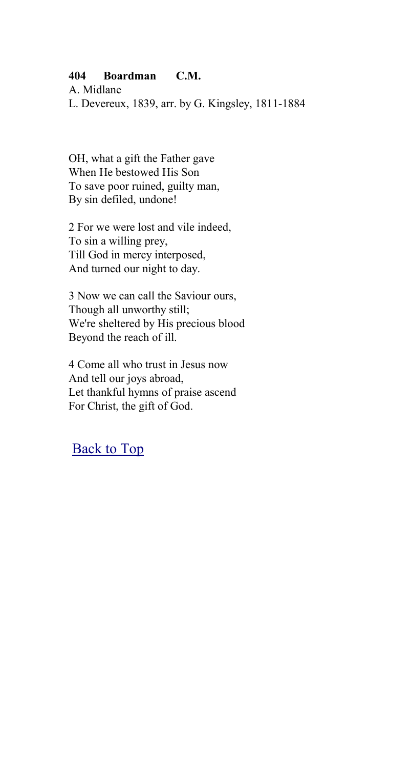**404 Boardman C.M.**

A. Midlane
L. Devereux, 1839, arr. by G. Kingsley, 1811-1884

OH, what a gift the Father gave
When He bestowed His Son
To save poor ruined, guilty man,
By sin defiled, undone!

2 For we were lost and vile indeed,
To sin a willing prey,
Till God in mercy interposed,
And turned our night to day.

3 Now we can call the Saviour ours,
Though all unworthy still;
We're sheltered by His precious blood
Beyond the reach of ill.

4 Come all who trust in Jesus now
And tell our joys abroad,
Let thankful hymns of praise ascend
For Christ, the gift of God.

Back to Top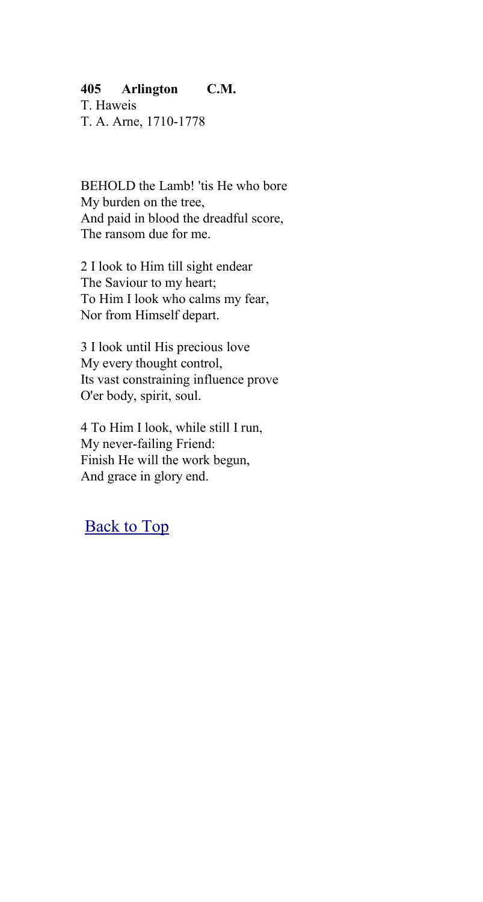**405 Arlington C.M.**
T. Haweis
T. A. Arne, 1710-1778

BEHOLD the Lamb! 'tis He who bore
My burden on the tree,
And paid in blood the dreadful score,
The ransom due for me.

2 I look to Him till sight endear
The Saviour to my heart;
To Him I look who calms my fear,
Nor from Himself depart.

3 I look until His precious love
My every thought control,
Its vast constraining influence prove
O'er body, spirit, soul.

4 To Him I look, while still I run,
My never-failing Friend:
Finish He will the work begun,
And grace in glory end.

Back to Top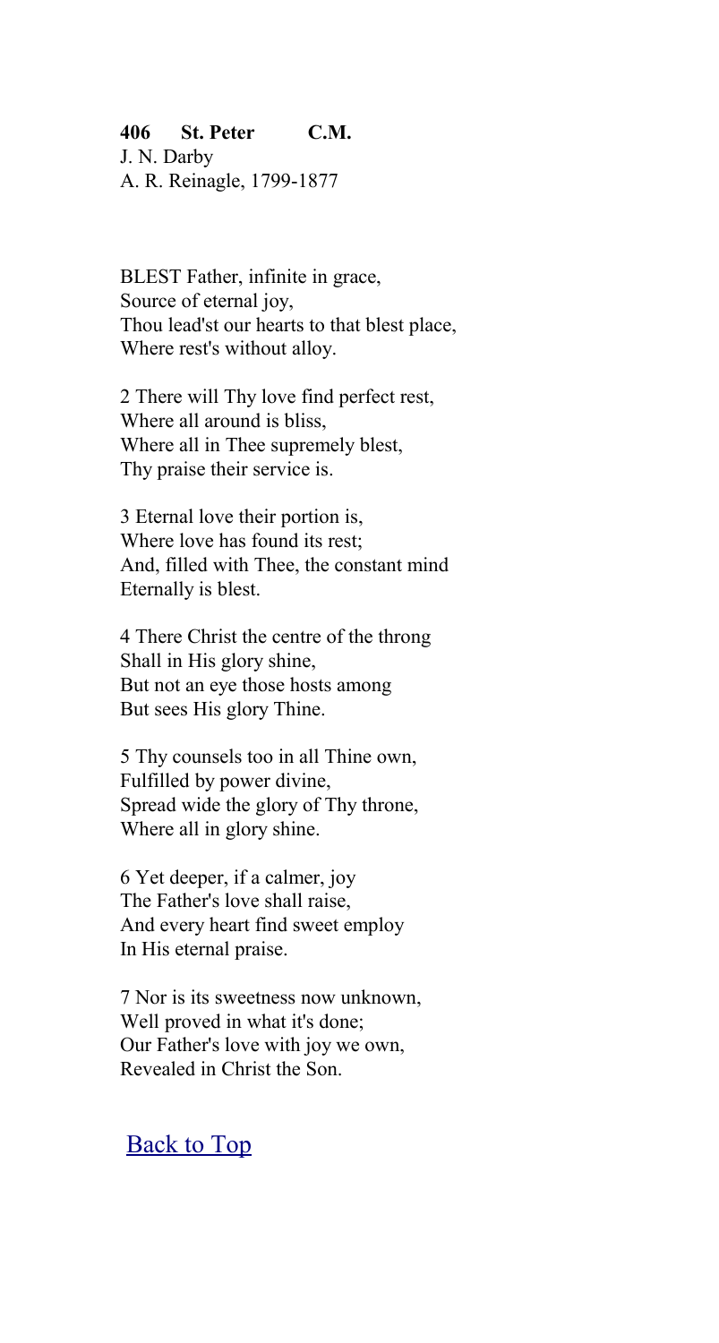**406 St. Peter C.M.**
J. N. Darby
A. R. Reinagle, 1799-1877

BLEST Father, infinite in grace,
Source of eternal joy,
Thou lead'st our hearts to that blest place,
Where rest's without alloy.

2 There will Thy love find perfect rest,
Where all around is bliss,
Where all in Thee supremely blest,
Thy praise their service is.

3 Eternal love their portion is,
Where love has found its rest;
And, filled with Thee, the constant mind
Eternally is blest.

4 There Christ the centre of the throng
Shall in His glory shine,
But not an eye those hosts among
But sees His glory Thine.

5 Thy counsels too in all Thine own,
Fulfilled by power divine,
Spread wide the glory of Thy throne,
Where all in glory shine.

6 Yet deeper, if a calmer, joy
The Father's love shall raise,
And every heart find sweet employ
In His eternal praise.

7 Nor is its sweetness now unknown,
Well proved in what it's done;
Our Father's love with joy we own,
Revealed in Christ the Son.

Back to Top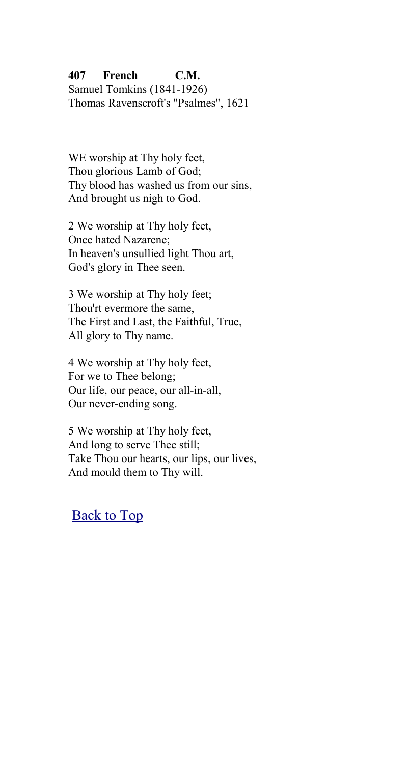**407 French C.M.**
Samuel Tomkins (1841-1926)
Thomas Ravenscroft's "Psalmes", 1621

WE worship at Thy holy feet,
Thou glorious Lamb of God;
Thy blood has washed us from our sins,
And brought us nigh to God.

2 We worship at Thy holy feet,
Once hated Nazarene;
In heaven's unsullied light Thou art,
God's glory in Thee seen.

3 We worship at Thy holy feet;
Thou'rt evermore the same,
The First and Last, the Faithful, True,
All glory to Thy name.

4 We worship at Thy holy feet,
For we to Thee belong;
Our life, our peace, our all-in-all,
Our never-ending song.

5 We worship at Thy holy feet,
And long to serve Thee still;
Take Thou our hearts, our lips, our lives,
And mould them to Thy will.

Back to Top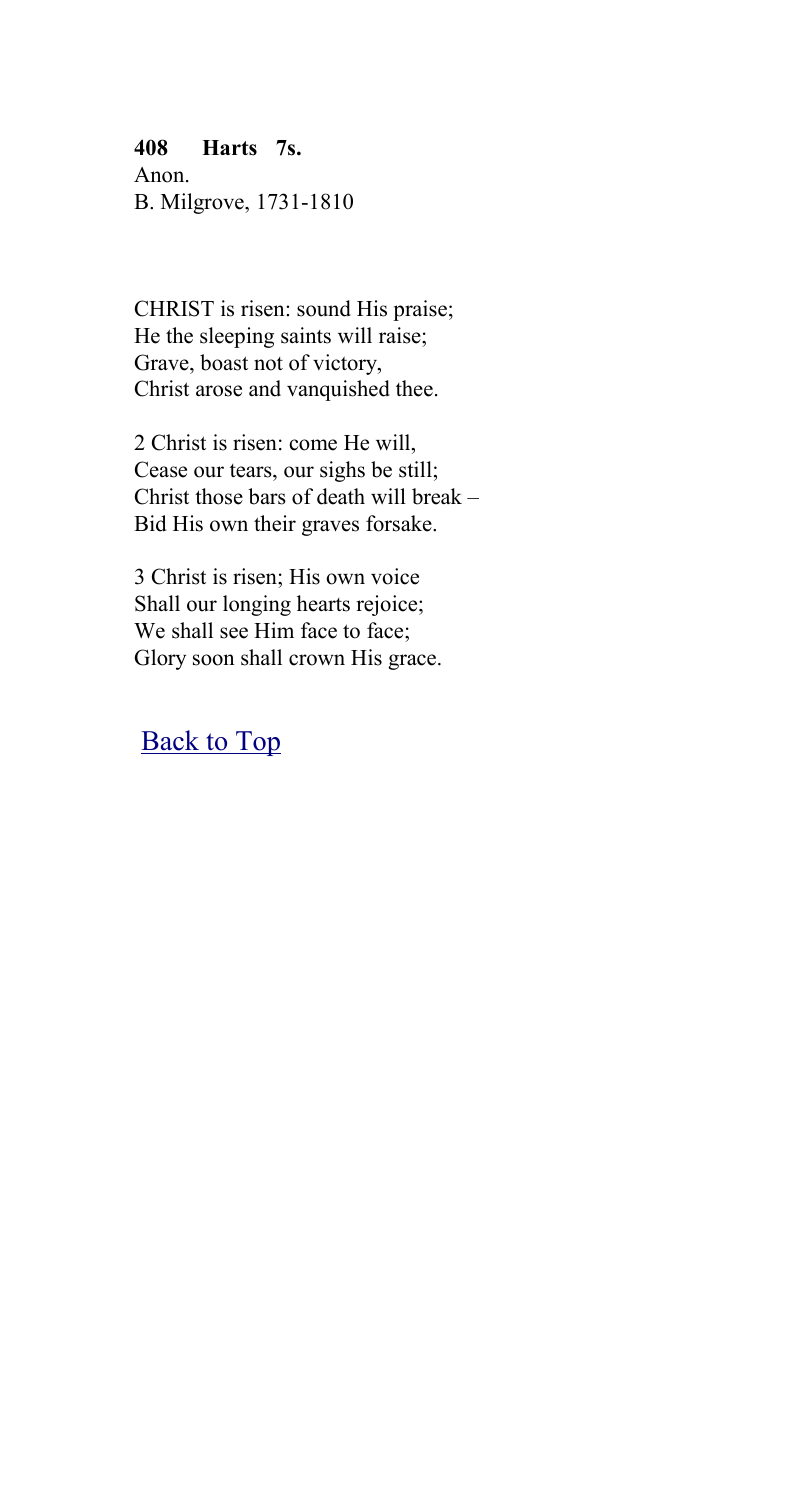**408 Harts 7s.**
Anon.
B. Milgrove, 1731-1810

CHRIST is risen: sound His praise;
He the sleeping saints will raise;
Grave, boast not of victory,
Christ arose and vanquished thee.

2 Christ is risen: come He will,
Cease our tears, our sighs be still;
Christ those bars of death will break –
Bid His own their graves forsake.

3 Christ is risen; His own voice
Shall our longing hearts rejoice;
We shall see Him face to face;
Glory soon shall crown His grace.

Back to Top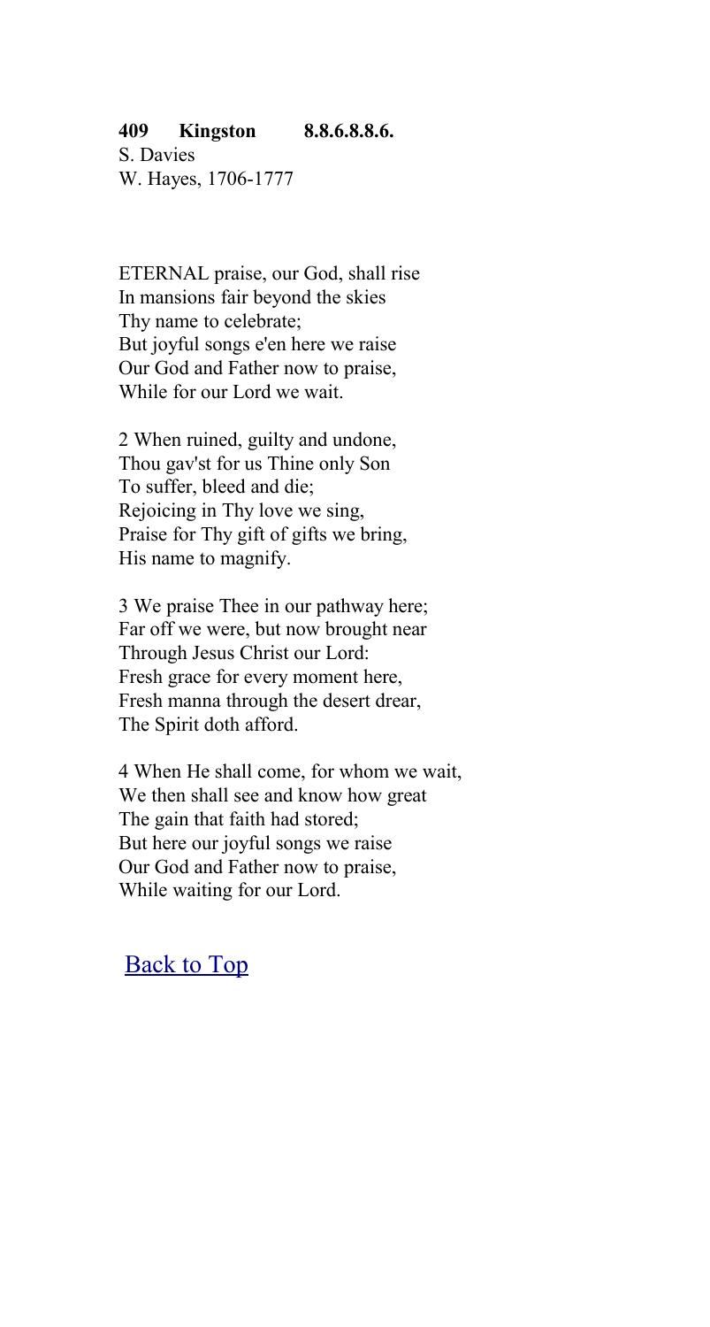**409 Kingston 8.8.6.8.8.6.**
S. Davies
W. Hayes, 1706-1777

ETERNAL praise, our God, shall rise
In mansions fair beyond the skies
Thy name to celebrate;
But joyful songs e'en here we raise
Our God and Father now to praise,
While for our Lord we wait.

2 When ruined, guilty and undone,
Thou gav'st for us Thine only Son
To suffer, bleed and die;
Rejoicing in Thy love we sing,
Praise for Thy gift of gifts we bring,
His name to magnify.

3 We praise Thee in our pathway here;
Far off we were, but now brought near
Through Jesus Christ our Lord:
Fresh grace for every moment here,
Fresh manna through the desert drear,
The Spirit doth afford.

4 When He shall come, for whom we wait,
We then shall see and know how great
The gain that faith had stored;
But here our joyful songs we raise
Our God and Father now to praise,
While waiting for our Lord.

Back to Top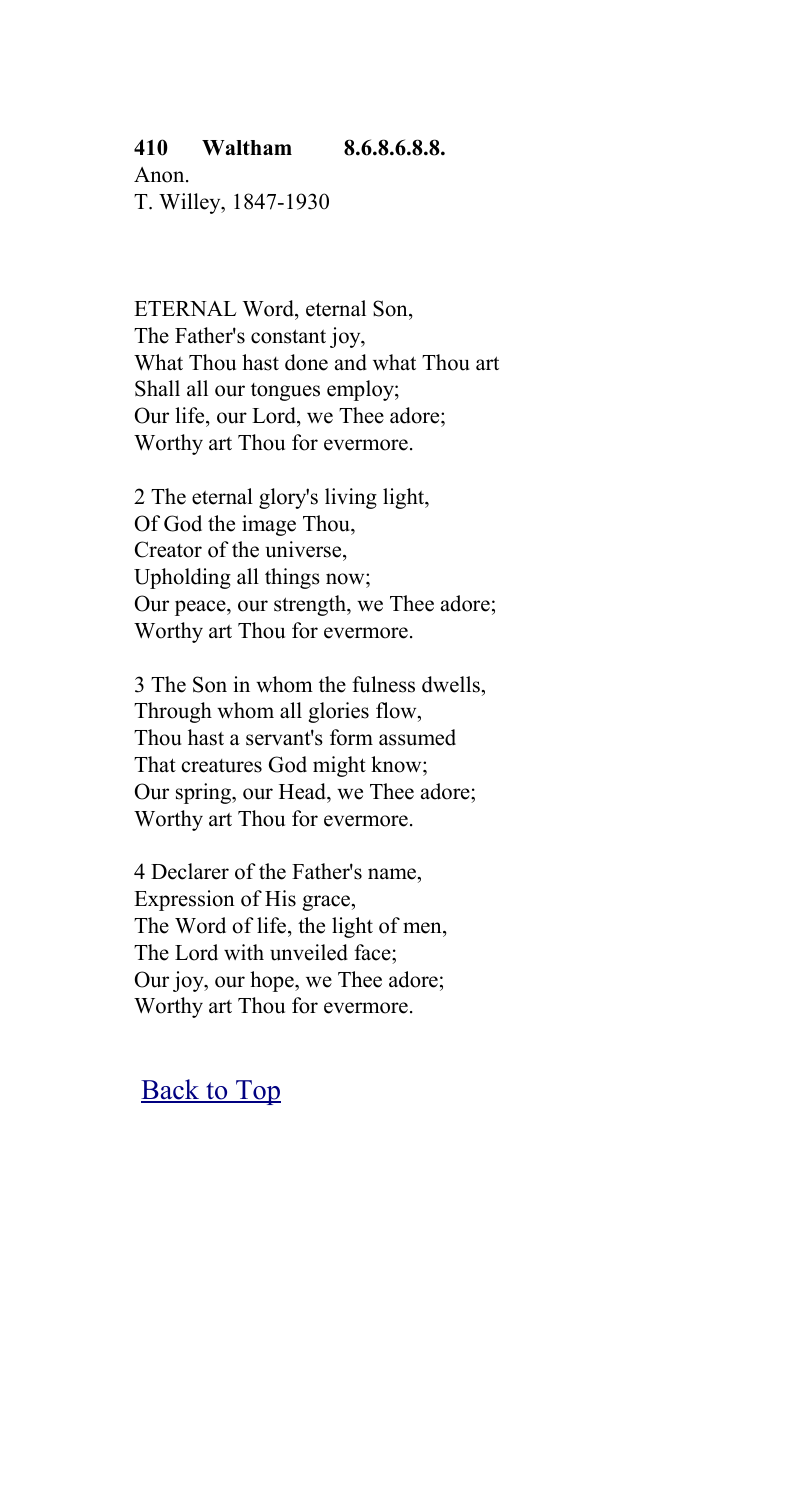**410 Waltham 8.6.8.6.8.8.**

Anon.
T. Willey, 1847-1930

ETERNAL Word, eternal Son,
The Father's constant joy,
What Thou hast done and what Thou art
Shall all our tongues employ;
Our life, our Lord, we Thee adore;
Worthy art Thou for evermore.

2 The eternal glory's living light,
Of God the image Thou,
Creator of the universe,
Upholding all things now;
Our peace, our strength, we Thee adore;
Worthy art Thou for evermore.

3 The Son in whom the fulness dwells,
Through whom all glories flow,
Thou hast a servant's form assumed
That creatures God might know;
Our spring, our Head, we Thee adore;
Worthy art Thou for evermore.

4 Declarer of the Father's name,
Expression of His grace,
The Word of life, the light of men,
The Lord with unveiled face;
Our joy, our hope, we Thee adore;
Worthy art Thou for evermore.

Back to Top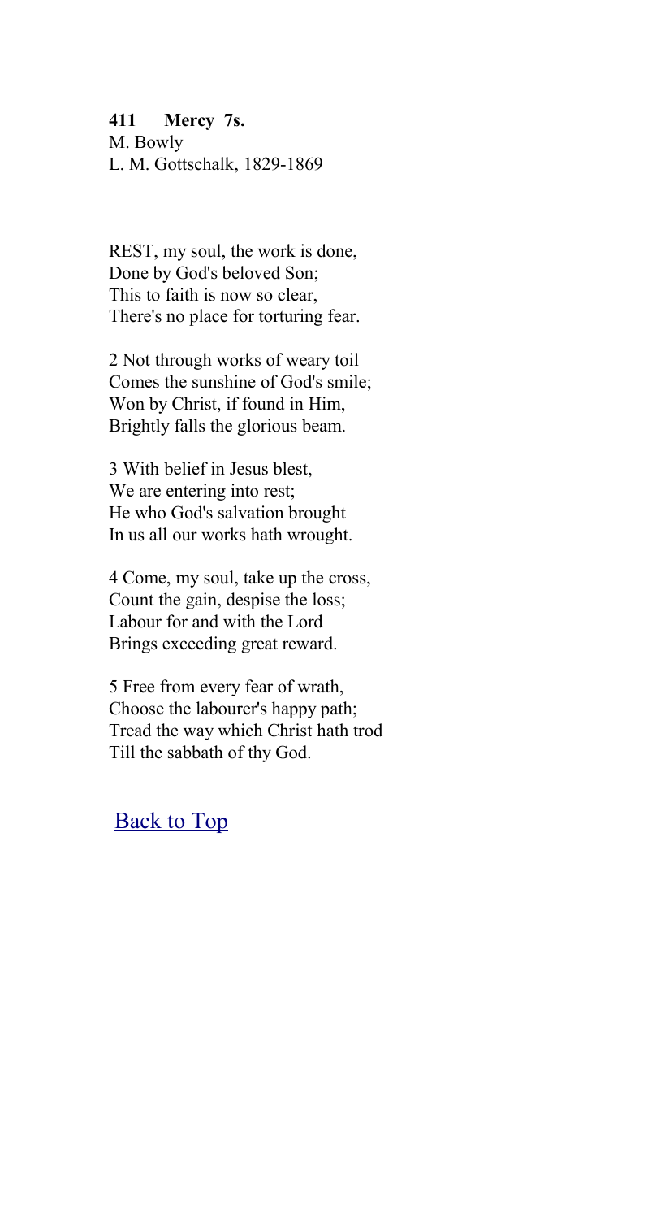**411 Mercy 7s.**
M. Bowly
L. M. Gottschalk, 1829-1869

REST, my soul, the work is done,
Done by God's beloved Son;
This to faith is now so clear,
There's no place for torturing fear.

2 Not through works of weary toil
Comes the sunshine of God's smile;
Won by Christ, if found in Him,
Brightly falls the glorious beam.

3 With belief in Jesus blest,
We are entering into rest;
He who God's salvation brought
In us all our works hath wrought.

4 Come, my soul, take up the cross,
Count the gain, despise the loss;
Labour for and with the Lord
Brings exceeding great reward.

5 Free from every fear of wrath,
Choose the labourer's happy path;
Tread the way which Christ hath trod
Till the sabbath of thy God.

Back to Top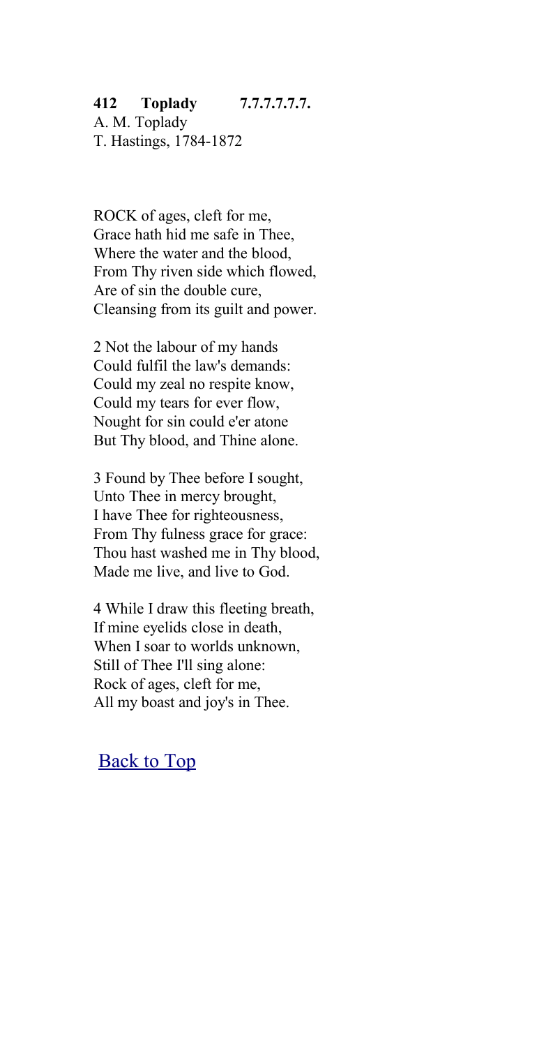**412 Toplady 7.7.7.7.7.7.**
A. M. Toplady
T. Hastings, 1784-1872

ROCK of ages, cleft for me,
Grace hath hid me safe in Thee,
Where the water and the blood,
From Thy riven side which flowed,
Are of sin the double cure,
Cleansing from its guilt and power.

2 Not the labour of my hands
Could fulfil the law's demands:
Could my zeal no respite know,
Could my tears for ever flow,
Nought for sin could e'er atone
But Thy blood, and Thine alone.

3 Found by Thee before I sought,
Unto Thee in mercy brought,
I have Thee for righteousness,
From Thy fulness grace for grace:
Thou hast washed me in Thy blood,
Made me live, and live to God.

4 While I draw this fleeting breath,
If mine eyelids close in death,
When I soar to worlds unknown,
Still of Thee I'll sing alone:
Rock of ages, cleft for me,
All my boast and joy's in Thee.

Back to Top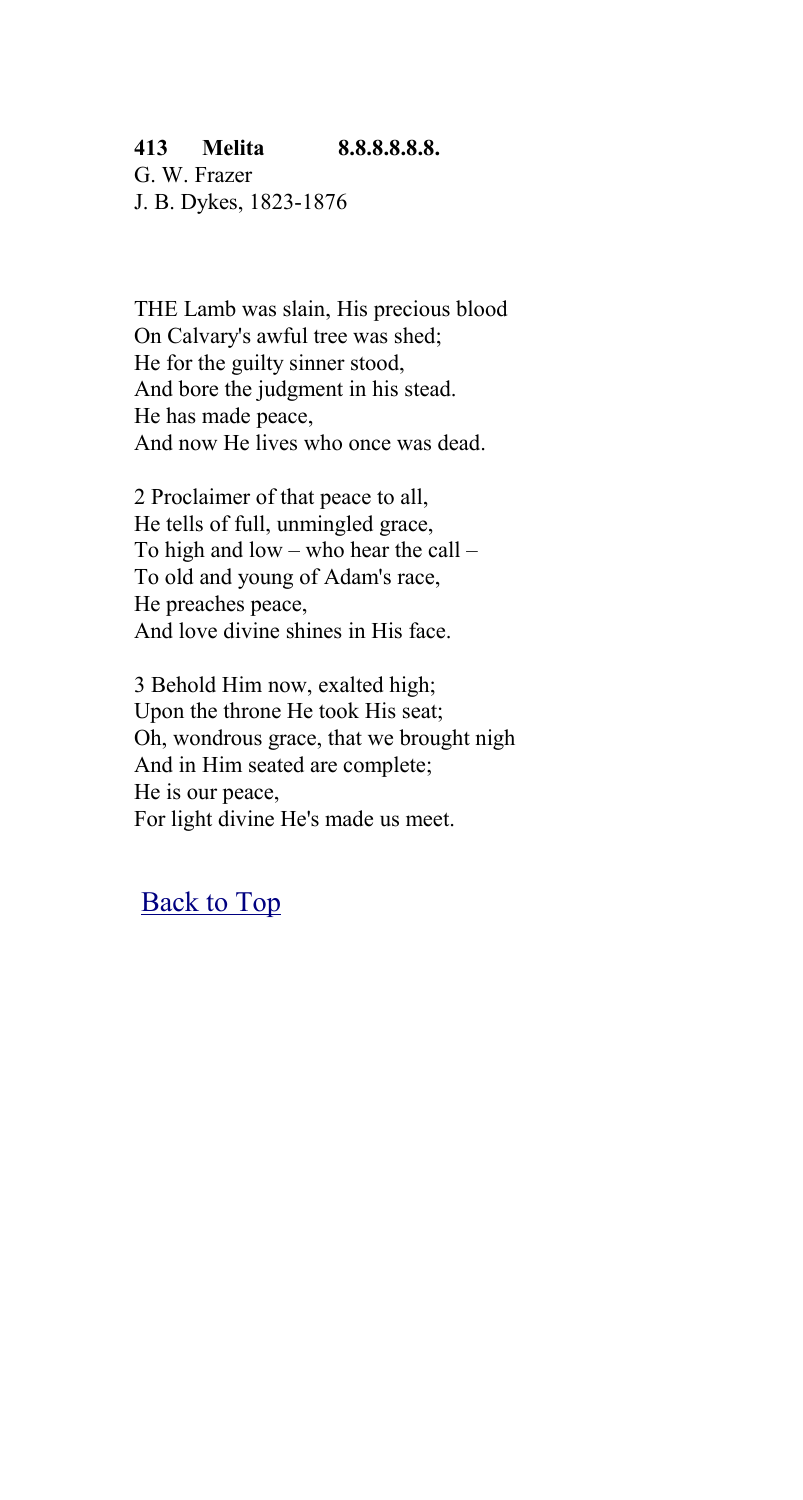**413 Melita 8.8.8.8.8.8.**
G. W. Frazer
J. B. Dykes, 1823-1876

THE Lamb was slain, His precious blood
On Calvary's awful tree was shed;
He for the guilty sinner stood,
And bore the judgment in his stead.
He has made peace,
And now He lives who once was dead.

2 Proclaimer of that peace to all,
He tells of full, unmingled grace,
To high and low – who hear the call –
To old and young of Adam's race,
He preaches peace,
And love divine shines in His face.

3 Behold Him now, exalted high;
Upon the throne He took His seat;
Oh, wondrous grace, that we brought nigh
And in Him seated are complete;
He is our peace,
For light divine He's made us meet.

Back to Top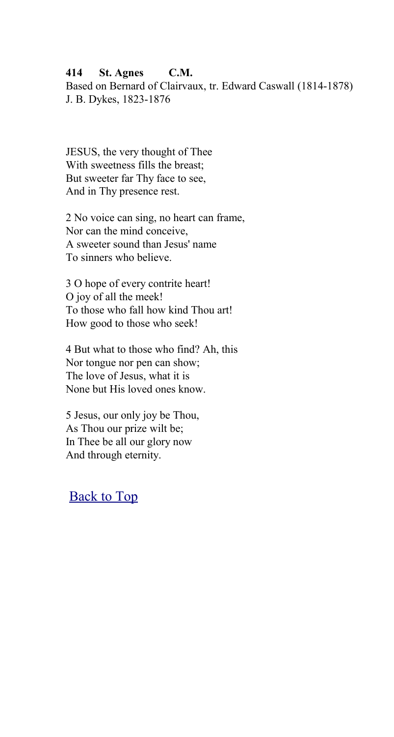**414 St. Agnes C.M.**
Based on Bernard of Clairvaux, tr. Edward Caswall (1814-1878)
J. B. Dykes, 1823-1876

JESUS, the very thought of Thee
With sweetness fills the breast;
But sweeter far Thy face to see,
And in Thy presence rest.

2 No voice can sing, no heart can frame,
Nor can the mind conceive,
A sweeter sound than Jesus' name
To sinners who believe.

3 O hope of every contrite heart!
O joy of all the meek!
To those who fall how kind Thou art!
How good to those who seek!

4 But what to those who find? Ah, this
Nor tongue nor pen can show;
The love of Jesus, what it is
None but His loved ones know.

5 Jesus, our only joy be Thou,
As Thou our prize wilt be;
In Thee be all our glory now
And through eternity.

Back to Top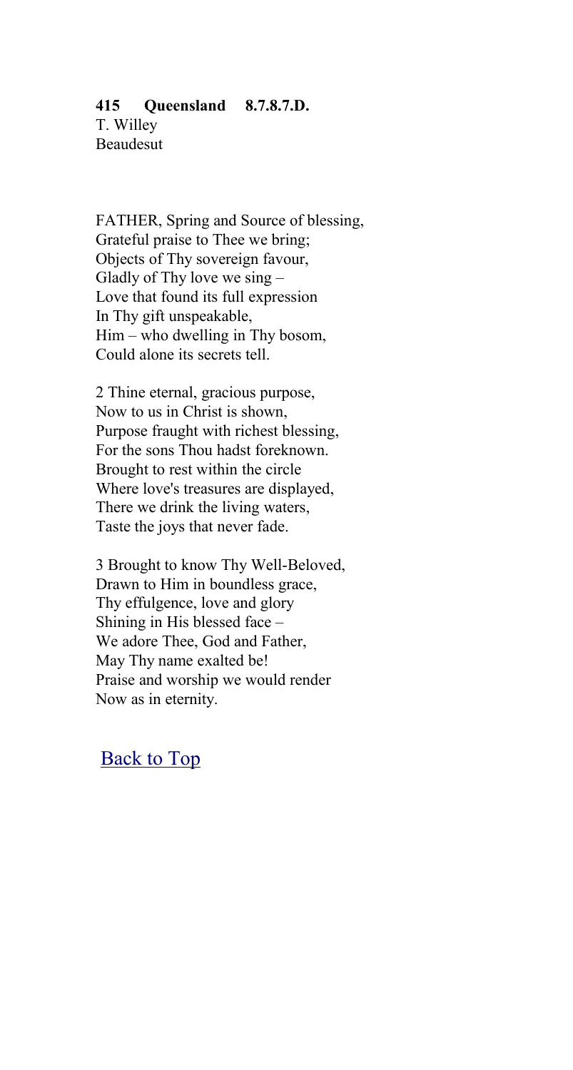**415 Queensland 8.7.8.7.D.**
T. Willey
Beaudesut

FATHER, Spring and Source of blessing,
Grateful praise to Thee we bring;
Objects of Thy sovereign favour,
Gladly of Thy love we sing –
Love that found its full expression
In Thy gift unspeakable,
Him – who dwelling in Thy bosom,
Could alone its secrets tell.

2 Thine eternal, gracious purpose,
Now to us in Christ is shown,
Purpose fraught with richest blessing,
For the sons Thou hadst foreknown.
Brought to rest within the circle
Where love's treasures are displayed,
There we drink the living waters,
Taste the joys that never fade.

3 Brought to know Thy Well-Beloved,
Drawn to Him in boundless grace,
Thy effulgence, love and glory
Shining in His blessed face –
We adore Thee, God and Father,
May Thy name exalted be!
Praise and worship we would render
Now as in eternity.

Back to Top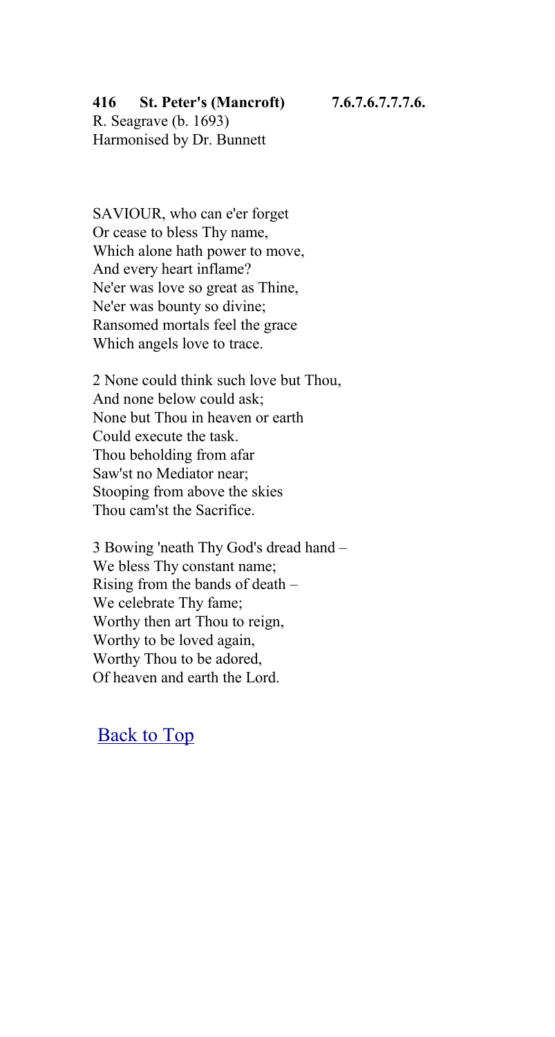**416 St. Peter's (Mancroft) 7.6.7.6.7.7.7.6.**
R. Seagrave (b. 1693)
Harmonised by Dr. Bunnett

SAVIOUR, who can e'er forget
Or cease to bless Thy name,
Which alone hath power to move,
And every heart inflame?
Ne'er was love so great as Thine,
Ne'er was bounty so divine;
Ransomed mortals feel the grace
Which angels love to trace.

2 None could think such love but Thou,
And none below could ask;
None but Thou in heaven or earth
Could execute the task.
Thou beholding from afar
Saw'st no Mediator near;
Stooping from above the skies
Thou cam'st the Sacrifice.

3 Bowing 'neath Thy God's dread hand –
We bless Thy constant name;
Rising from the bands of death –
We celebrate Thy fame;
Worthy then art Thou to reign,
Worthy to be loved again,
Worthy Thou to be adored,
Of heaven and earth the Lord.

Back to Top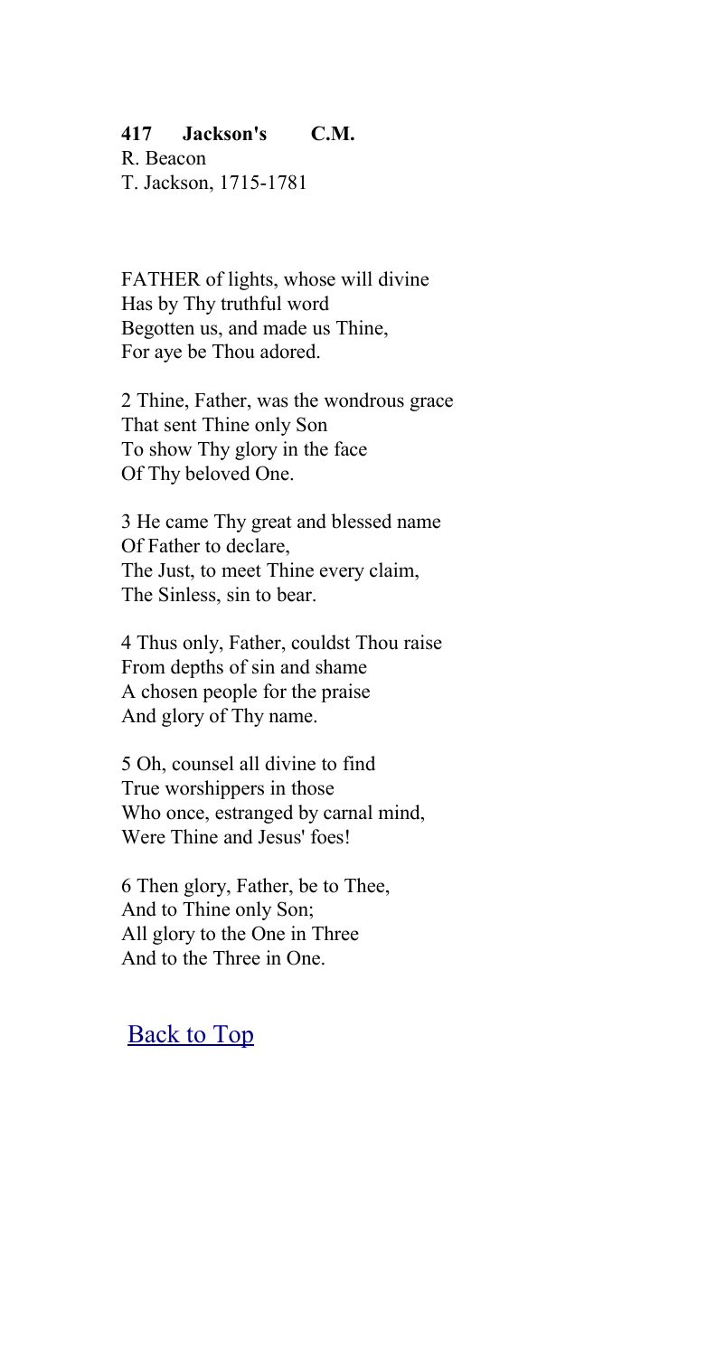**417 Jackson's C.M.**
R. Beacon
T. Jackson, 1715-1781

FATHER of lights, whose will divine
Has by Thy truthful word
Begotten us, and made us Thine,
For aye be Thou adored.

2 Thine, Father, was the wondrous grace
That sent Thine only Son
To show Thy glory in the face
Of Thy beloved One.

3 He came Thy great and blessed name
Of Father to declare,
The Just, to meet Thine every claim,
The Sinless, sin to bear.

4 Thus only, Father, couldst Thou raise
From depths of sin and shame
A chosen people for the praise
And glory of Thy name.

5 Oh, counsel all divine to find
True worshippers in those
Who once, estranged by carnal mind,
Were Thine and Jesus' foes!

6 Then glory, Father, be to Thee,
And to Thine only Son;
All glory to the One in Three
And to the Three in One.

Back to Top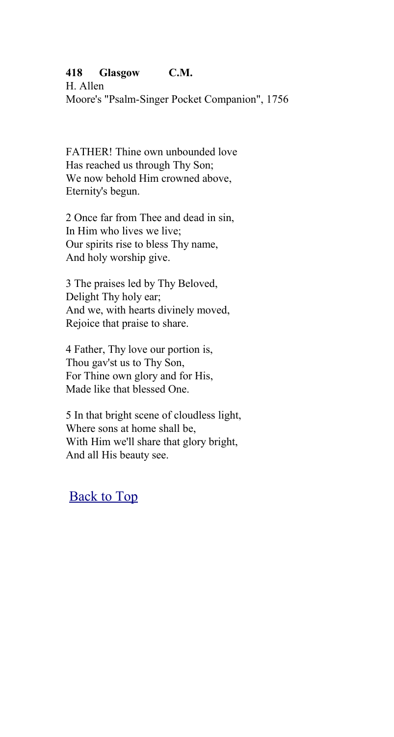**418 Glasgow C.M.**
H. Allen
Moore's "Psalm-Singer Pocket Companion", 1756

FATHER! Thine own unbounded love
Has reached us through Thy Son;
We now behold Him crowned above,
Eternity's begun.

2 Once far from Thee and dead in sin,
In Him who lives we live;
Our spirits rise to bless Thy name,
And holy worship give.

3 The praises led by Thy Beloved,
Delight Thy holy ear;
And we, with hearts divinely moved,
Rejoice that praise to share.

4 Father, Thy love our portion is,
Thou gav'st us to Thy Son,
For Thine own glory and for His,
Made like that blessed One.

5 In that bright scene of cloudless light,
Where sons at home shall be,
With Him we'll share that glory bright,
And all His beauty see.

Back to Top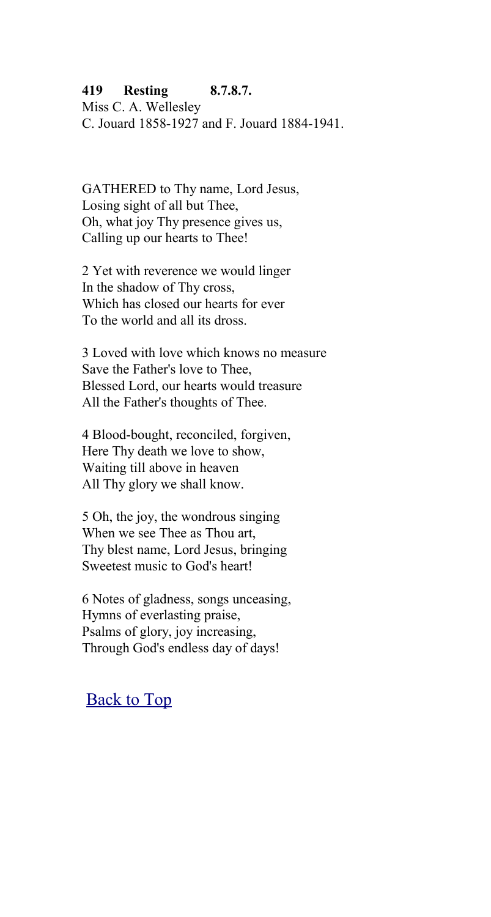**419 Resting 8.7.8.7.**
Miss C. A. Wellesley
C. Jouard 1858-1927 and F. Jouard 1884-1941.

GATHERED to Thy name, Lord Jesus,
Losing sight of all but Thee,
Oh, what joy Thy presence gives us,
Calling up our hearts to Thee!

2 Yet with reverence we would linger
In the shadow of Thy cross,
Which has closed our hearts for ever
To the world and all its dross.

3 Loved with love which knows no measure
Save the Father's love to Thee,
Blessed Lord, our hearts would treasure
All the Father's thoughts of Thee.

4 Blood-bought, reconciled, forgiven,
Here Thy death we love to show,
Waiting till above in heaven
All Thy glory we shall know.

5 Oh, the joy, the wondrous singing
When we see Thee as Thou art,
Thy blest name, Lord Jesus, bringing
Sweetest music to God's heart!

6 Notes of gladness, songs unceasing,
Hymns of everlasting praise,
Psalms of glory, joy increasing,
Through God's endless day of days!

Back to Top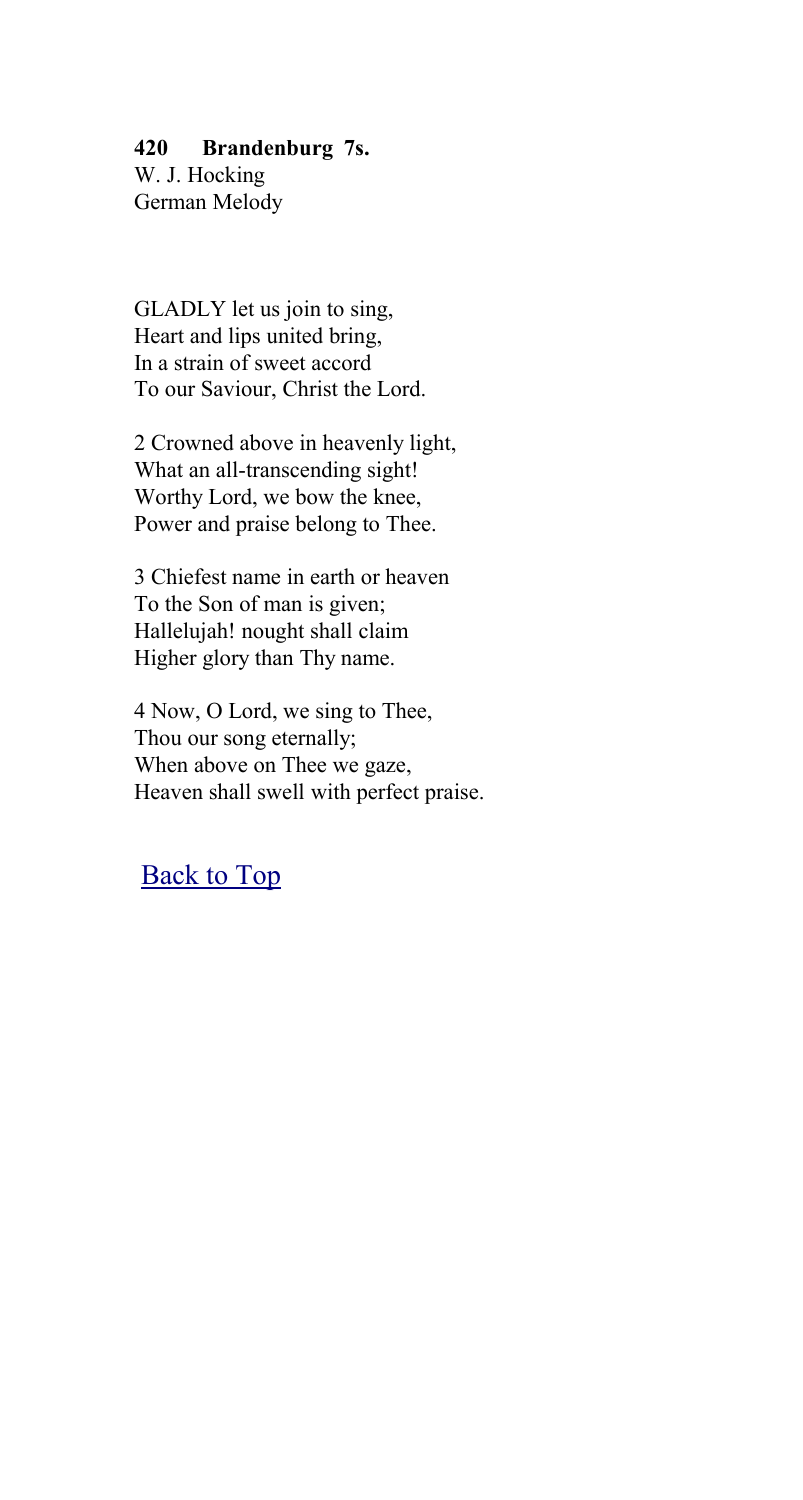**420 Brandenburg 7s.**
W. J. Hocking
German Melody

GLADLY let us join to sing,
Heart and lips united bring,
In a strain of sweet accord
To our Saviour, Christ the Lord.

2 Crowned above in heavenly light,
What an all-transcending sight!
Worthy Lord, we bow the knee,
Power and praise belong to Thee.

3 Chiefest name in earth or heaven
To the Son of man is given;
Hallelujah! nought shall claim
Higher glory than Thy name.

4 Now, O Lord, we sing to Thee,
Thou our song eternally;
When above on Thee we gaze,
Heaven shall swell with perfect praise.

Back to Top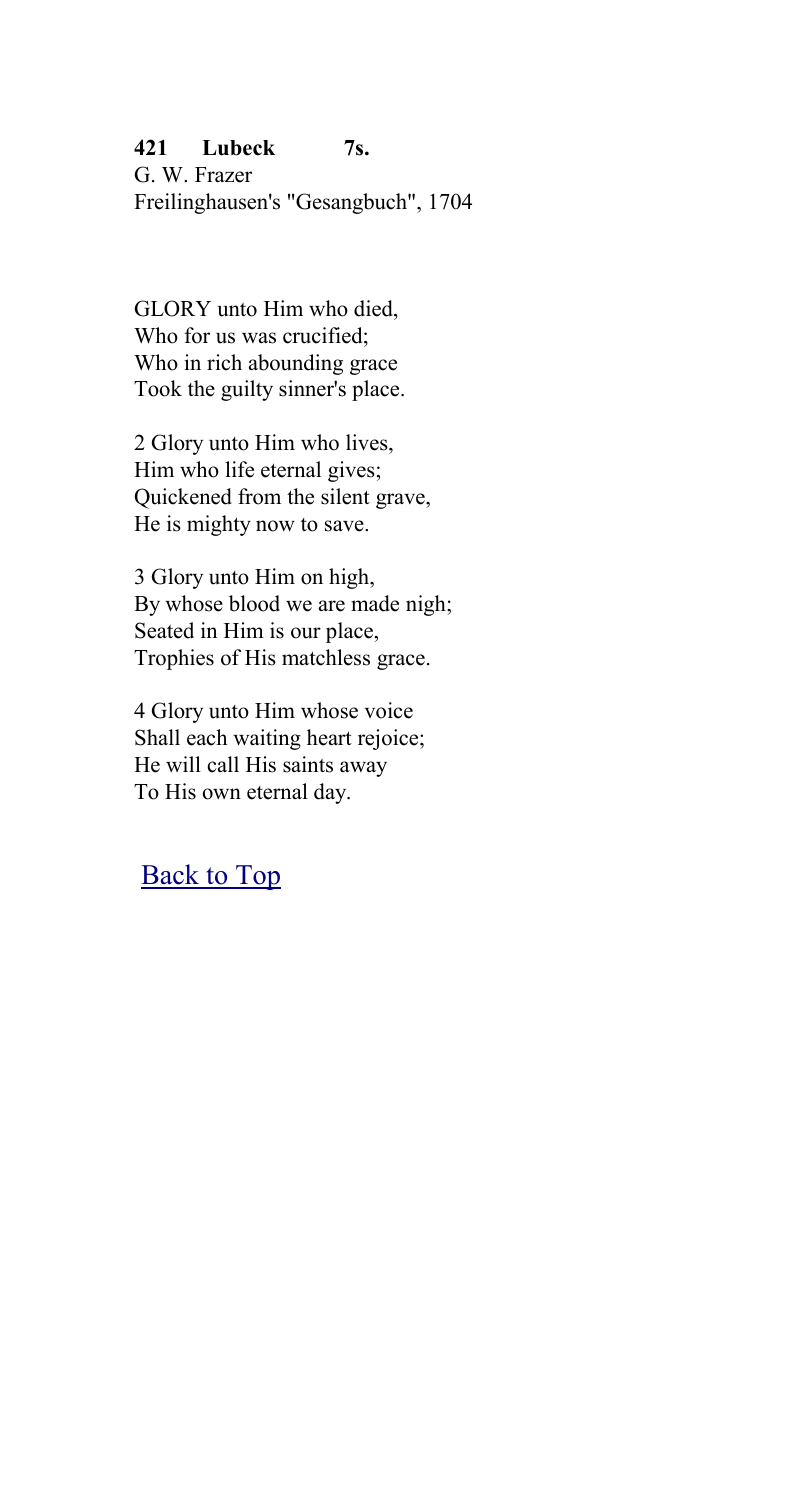**421 Lubeck 7s.**
G. W. Frazer
Freilinghausen's "Gesangbuch", 1704

GLORY unto Him who died,
Who for us was crucified;
Who in rich abounding grace
Took the guilty sinner's place.

2 Glory unto Him who lives,
Him who life eternal gives;
Quickened from the silent grave,
He is mighty now to save.

3 Glory unto Him on high,
By whose blood we are made nigh;
Seated in Him is our place,
Trophies of His matchless grace.

4 Glory unto Him whose voice
Shall each waiting heart rejoice;
He will call His saints away
To His own eternal day.

Back to Top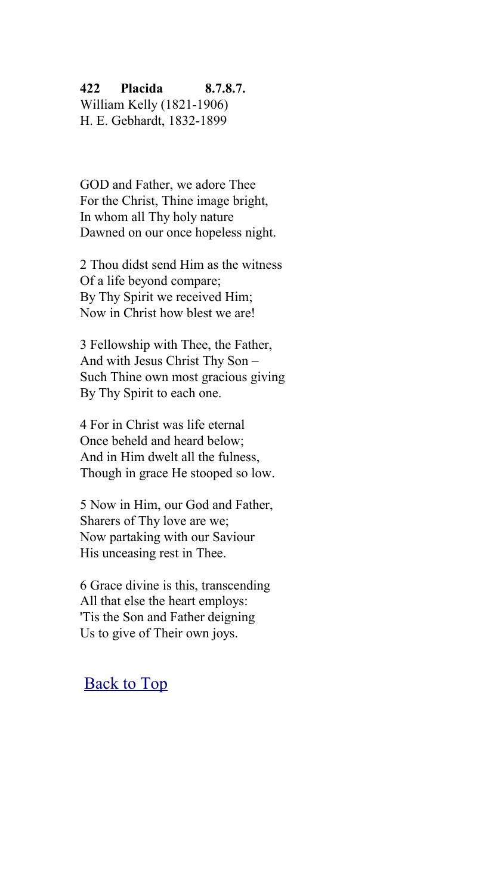**422 Placida 8.7.8.7.**
William Kelly (1821-1906)
H. E. Gebhardt, 1832-1899

GOD and Father, we adore Thee
For the Christ, Thine image bright,
In whom all Thy holy nature
Dawned on our once hopeless night.

2 Thou didst send Him as the witness
Of a life beyond compare;
By Thy Spirit we received Him;
Now in Christ how blest we are!

3 Fellowship with Thee, the Father,
And with Jesus Christ Thy Son –
Such Thine own most gracious giving
By Thy Spirit to each one.

4 For in Christ was life eternal
Once beheld and heard below;
And in Him dwelt all the fulness,
Though in grace He stooped so low.

5 Now in Him, our God and Father,
Sharers of Thy love are we;
Now partaking with our Saviour
His unceasing rest in Thee.

6 Grace divine is this, transcending
All that else the heart employs:
'Tis the Son and Father deigning
Us to give of Their own joys.

Back to Top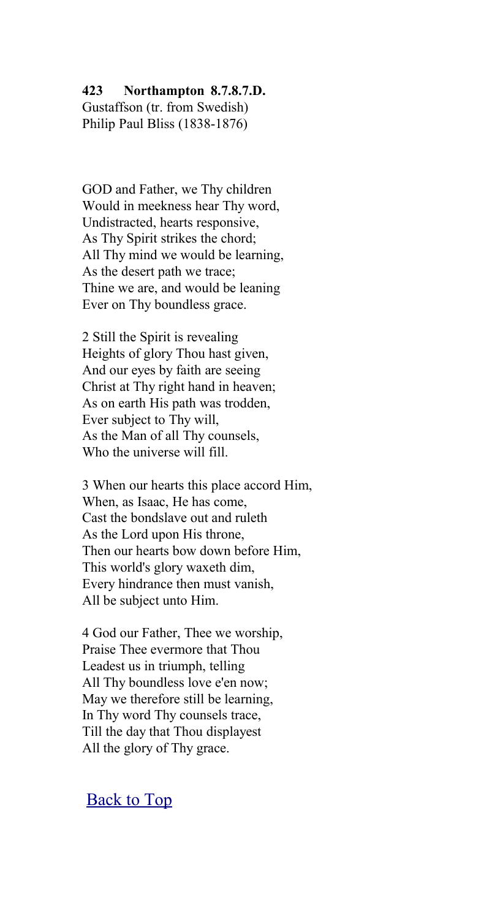**423 Northampton 8.7.8.7.D.**
Gustaffson (tr. from Swedish)
Philip Paul Bliss (1838-1876)

GOD and Father, we Thy children
Would in meekness hear Thy word,
Undistracted, hearts responsive,
As Thy Spirit strikes the chord;
All Thy mind we would be learning,
As the desert path we trace;
Thine we are, and would be leaning
Ever on Thy boundless grace.

2 Still the Spirit is revealing
Heights of glory Thou hast given,
And our eyes by faith are seeing
Christ at Thy right hand in heaven;
As on earth His path was trodden,
Ever subject to Thy will,
As the Man of all Thy counsels,
Who the universe will fill.

3 When our hearts this place accord Him,
When, as Isaac, He has come,
Cast the bondslave out and ruleth
As the Lord upon His throne,
Then our hearts bow down before Him,
This world's glory waxeth dim,
Every hindrance then must vanish,
All be subject unto Him.

4 God our Father, Thee we worship,
Praise Thee evermore that Thou
Leadest us in triumph, telling
All Thy boundless love e'en now;
May we therefore still be learning,
In Thy word Thy counsels trace,
Till the day that Thou displayest
All the glory of Thy grace.

Back to Top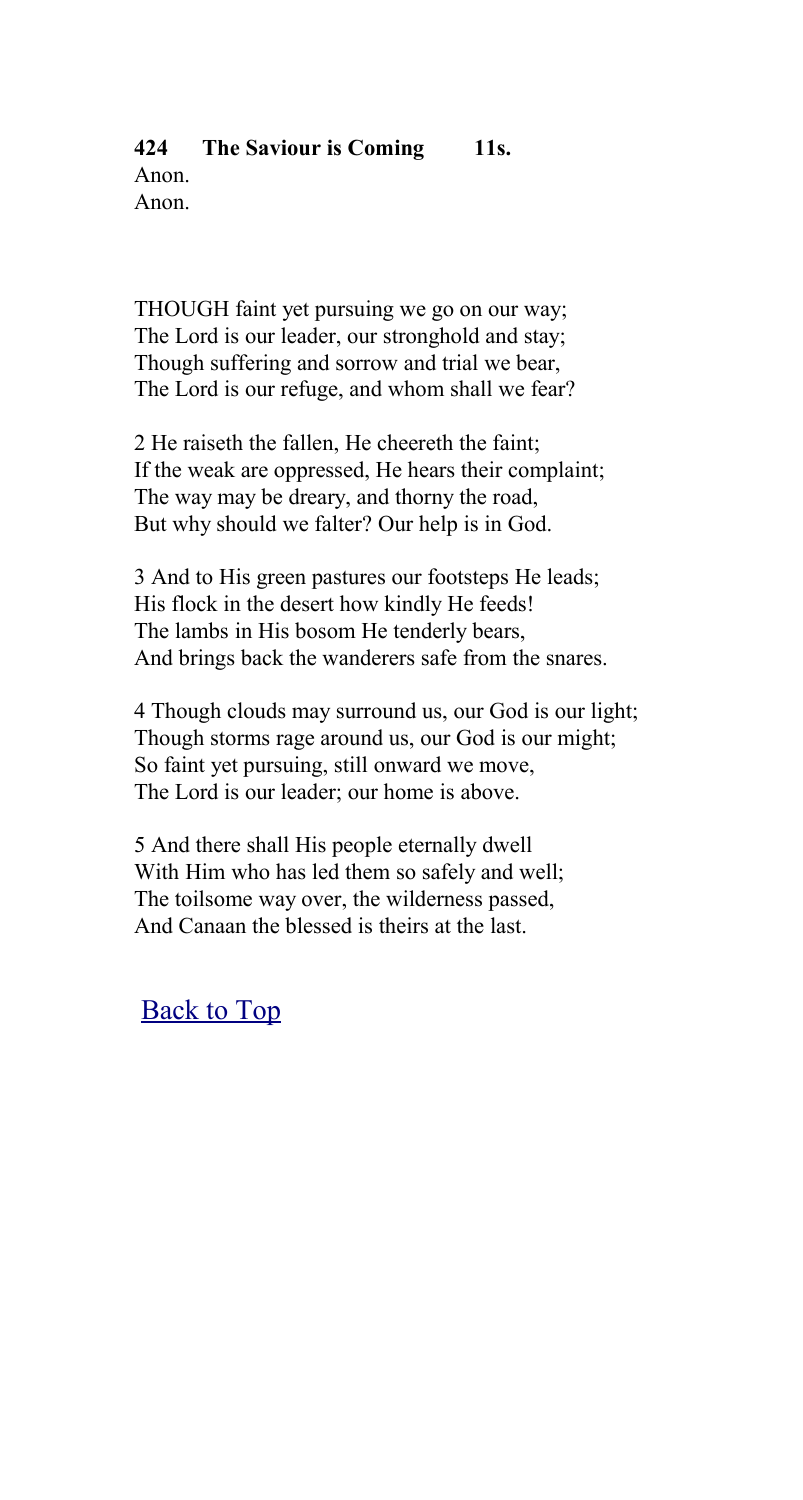**424 The Saviour is Coming 11s.**

Anon.
Anon.

THOUGH faint yet pursuing we go on our way;
The Lord is our leader, our stronghold and stay;
Though suffering and sorrow and trial we bear,
The Lord is our refuge, and whom shall we fear?

2 He raiseth the fallen, He cheereth the faint;
If the weak are oppressed, He hears their complaint;
The way may be dreary, and thorny the road,
But why should we falter? Our help is in God.

3 And to His green pastures our footsteps He leads;
His flock in the desert how kindly He feeds!
The lambs in His bosom He tenderly bears,
And brings back the wanderers safe from the snares.

4 Though clouds may surround us, our God is our light;
Though storms rage around us, our God is our might;
So faint yet pursuing, still onward we move,
The Lord is our leader; our home is above.

5 And there shall His people eternally dwell
With Him who has led them so safely and well;
The toilsome way over, the wilderness passed,
And Canaan the blessed is theirs at the last.

Back to Top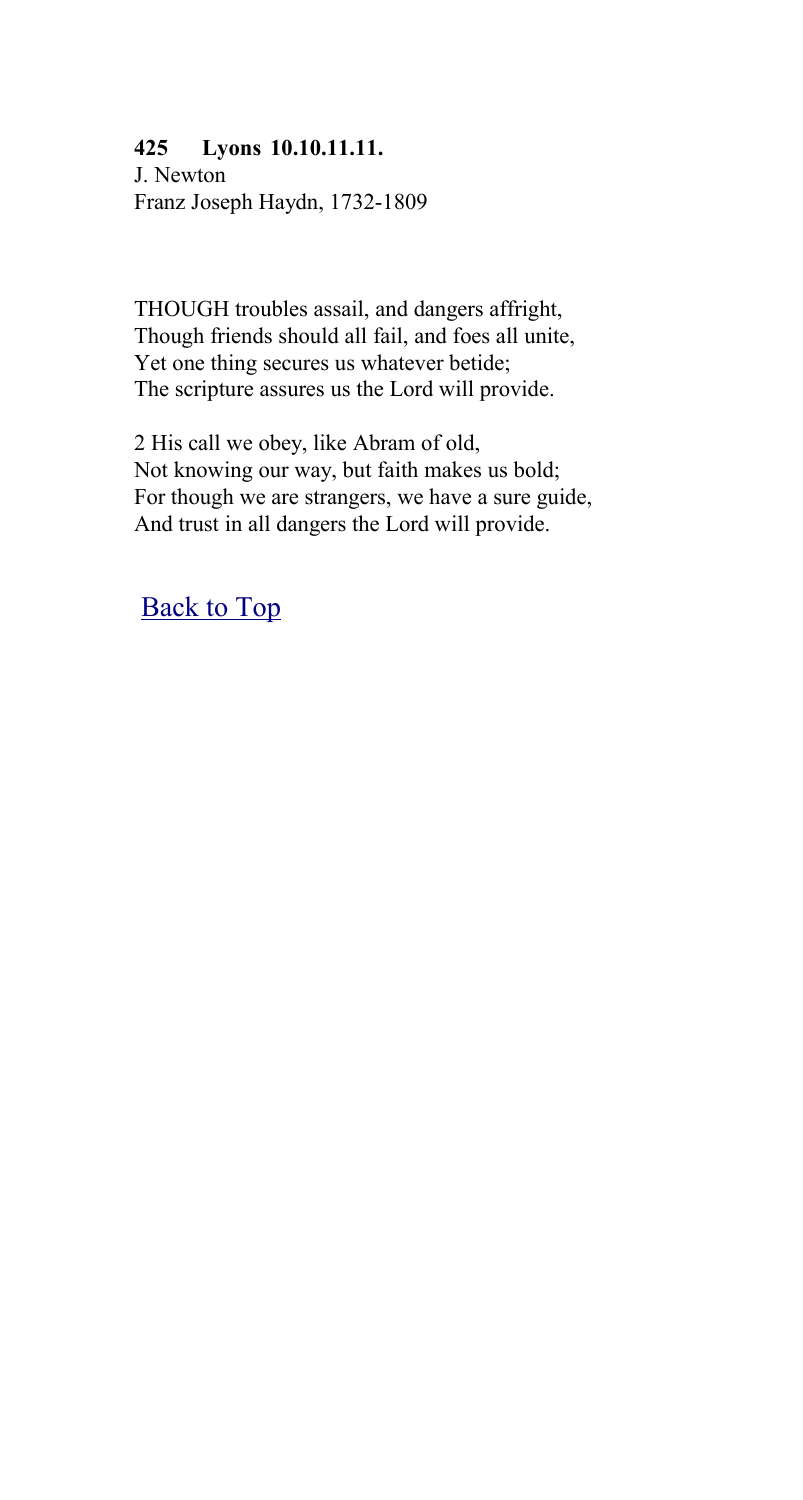**425 Lyons 10.10.11.11.**
J. Newton
Franz Joseph Haydn, 1732-1809

THOUGH troubles assail, and dangers affright,
Though friends should all fail, and foes all unite,
Yet one thing secures us whatever betide;
The scripture assures us the Lord will provide.

2 His call we obey, like Abram of old,
Not knowing our way, but faith makes us bold;
For though we are strangers, we have a sure guide,
And trust in all dangers the Lord will provide.

Back to Top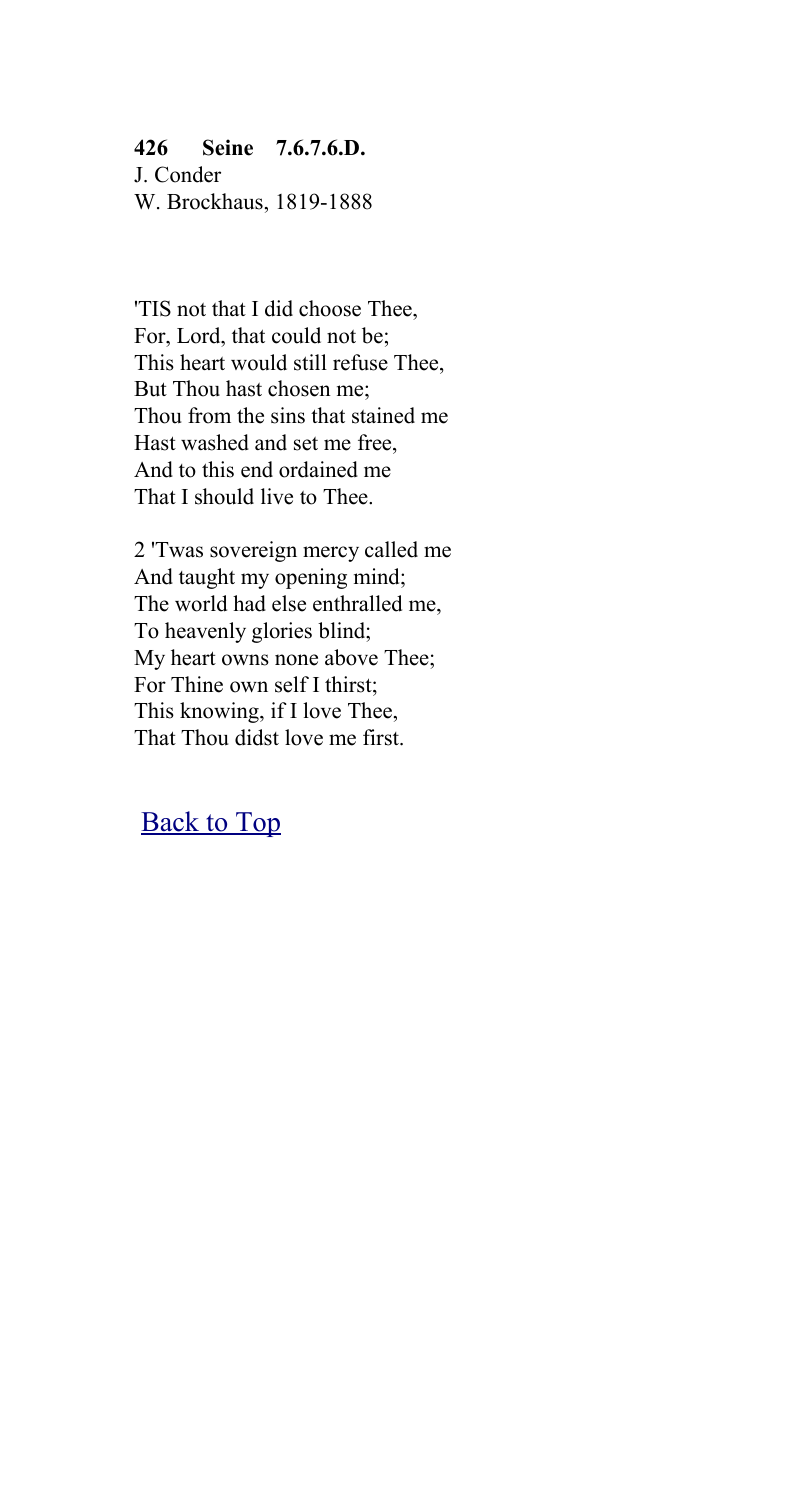**426 Seine 7.6.7.6.D.**
J. Conder
W. Brockhaus, 1819-1888

'TIS not that I did choose Thee,
For, Lord, that could not be;
This heart would still refuse Thee,
But Thou hast chosen me;
Thou from the sins that stained me
Hast washed and set me free,
And to this end ordained me
That I should live to Thee.

2 'Twas sovereign mercy called me
And taught my opening mind;
The world had else enthralled me,
To heavenly glories blind;
My heart owns none above Thee;
For Thine own self I thirst;
This knowing, if I love Thee,
That Thou didst love me first.

Back to Top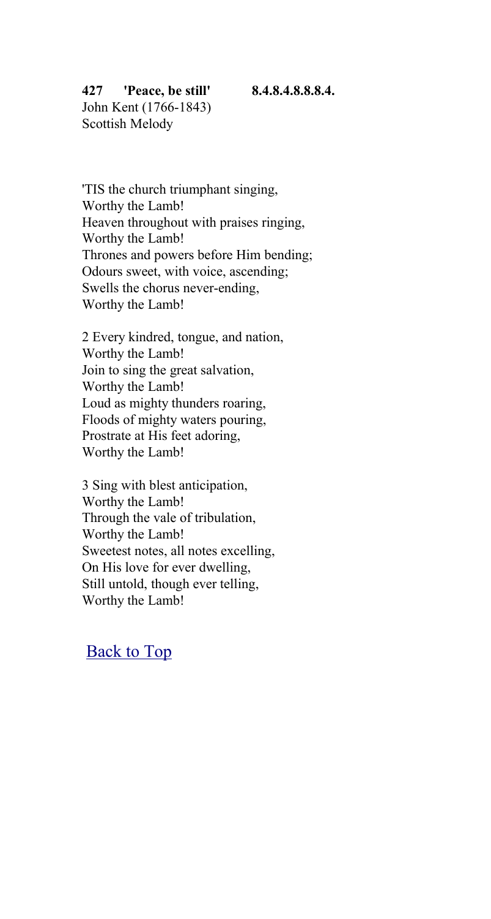**427 'Peace, be still' 8.4.8.4.8.8.8.4.**
John Kent (1766-1843)
Scottish Melody

'TIS the church triumphant singing,
Worthy the Lamb!
Heaven throughout with praises ringing,
Worthy the Lamb!
Thrones and powers before Him bending;
Odours sweet, with voice, ascending;
Swells the chorus never-ending,
Worthy the Lamb!

2 Every kindred, tongue, and nation,
Worthy the Lamb!
Join to sing the great salvation,
Worthy the Lamb!
Loud as mighty thunders roaring,
Floods of mighty waters pouring,
Prostrate at His feet adoring,
Worthy the Lamb!

3 Sing with blest anticipation,
Worthy the Lamb!
Through the vale of tribulation,
Worthy the Lamb!
Sweetest notes, all notes excelling,
On His love for ever dwelling,
Still untold, though ever telling,
Worthy the Lamb!

Back to Top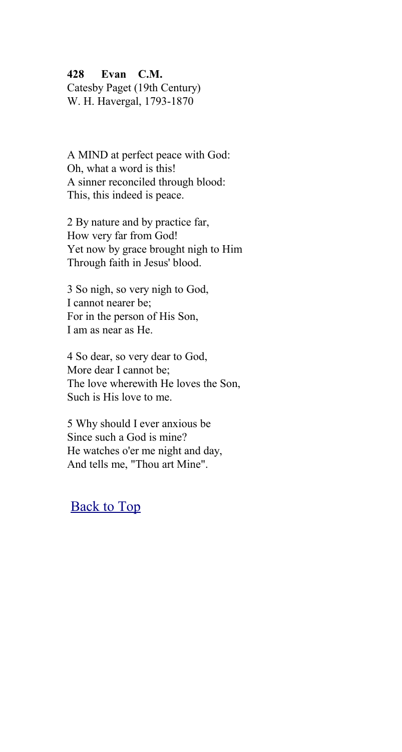**428 Evan C.M.**
Catesby Paget (19th Century)
W. H. Havergal, 1793-1870

A MIND at perfect peace with God:
Oh, what a word is this!
A sinner reconciled through blood:
This, this indeed is peace.

2 By nature and by practice far,
How very far from God!
Yet now by grace brought nigh to Him
Through faith in Jesus' blood.

3 So nigh, so very nigh to God,
I cannot nearer be;
For in the person of His Son,
I am as near as He.

4 So dear, so very dear to God,
More dear I cannot be;
The love wherewith He loves the Son,
Such is His love to me.

5 Why should I ever anxious be
Since such a God is mine?
He watches o'er me night and day,
And tells me, "Thou art Mine".

Back to Top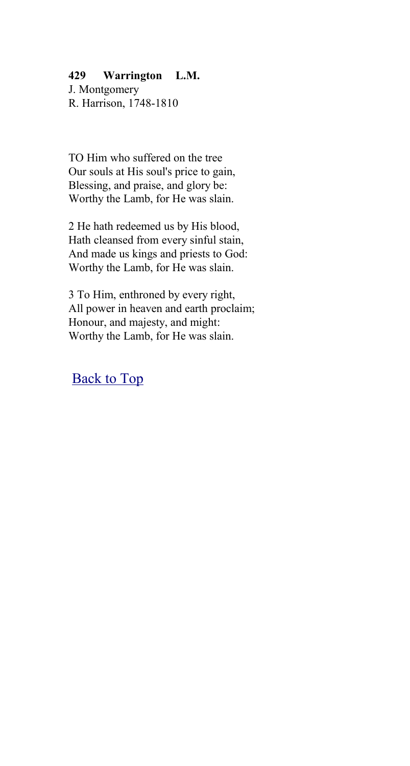**429 Warrington L.M.**
J. Montgomery
R. Harrison, 1748-1810

TO Him who suffered on the tree
Our souls at His soul's price to gain,
Blessing, and praise, and glory be:
Worthy the Lamb, for He was slain.

2 He hath redeemed us by His blood,
Hath cleansed from every sinful stain,
And made us kings and priests to God:
Worthy the Lamb, for He was slain.

3 To Him, enthroned by every right,
All power in heaven and earth proclaim;
Honour, and majesty, and might:
Worthy the Lamb, for He was slain.

Back to Top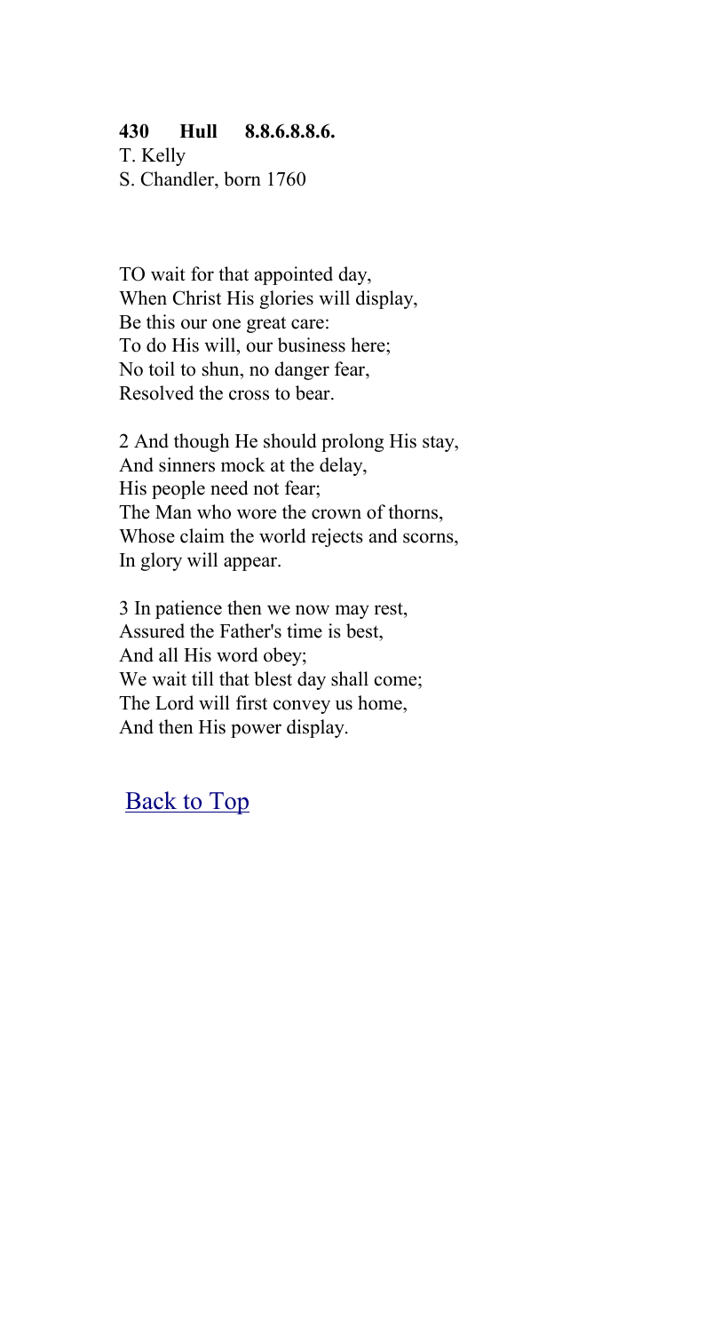**430 Hull 8.8.6.8.8.6.**

T. Kelly

S. Chandler, born 1760

TO wait for that appointed day,
When Christ His glories will display,
Be this our one great care:
To do His will, our business here;
No toil to shun, no danger fear,
Resolved the cross to bear.

2 And though He should prolong His stay,
And sinners mock at the delay,
His people need not fear;
The Man who wore the crown of thorns,
Whose claim the world rejects and scorns,
In glory will appear.

3 In patience then we now may rest,
Assured the Father's time is best,
And all His word obey;
We wait till that blest day shall come;
The Lord will first convey us home,
And then His power display.

Back to Top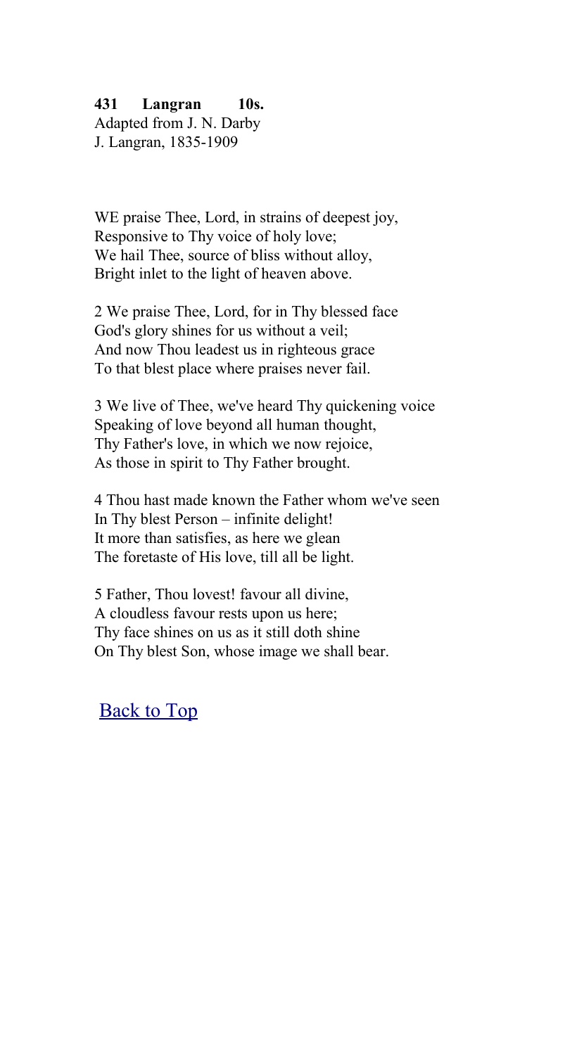**431 Langran 10s.**
Adapted from J. N. Darby
J. Langran, 1835-1909

WE praise Thee, Lord, in strains of deepest joy,
Responsive to Thy voice of holy love;
We hail Thee, source of bliss without alloy,
Bright inlet to the light of heaven above.

2 We praise Thee, Lord, for in Thy blessed face
God's glory shines for us without a veil;
And now Thou leadest us in righteous grace
To that blest place where praises never fail.

3 We live of Thee, we've heard Thy quickening voice
Speaking of love beyond all human thought,
Thy Father's love, in which we now rejoice,
As those in spirit to Thy Father brought.

4 Thou hast made known the Father whom we've seen
In Thy blest Person – infinite delight!
It more than satisfies, as here we glean
The foretaste of His love, till all be light.

5 Father, Thou lovest! favour all divine,
A cloudless favour rests upon us here;
Thy face shines on us as it still doth shine
On Thy blest Son, whose image we shall bear.

Back to Top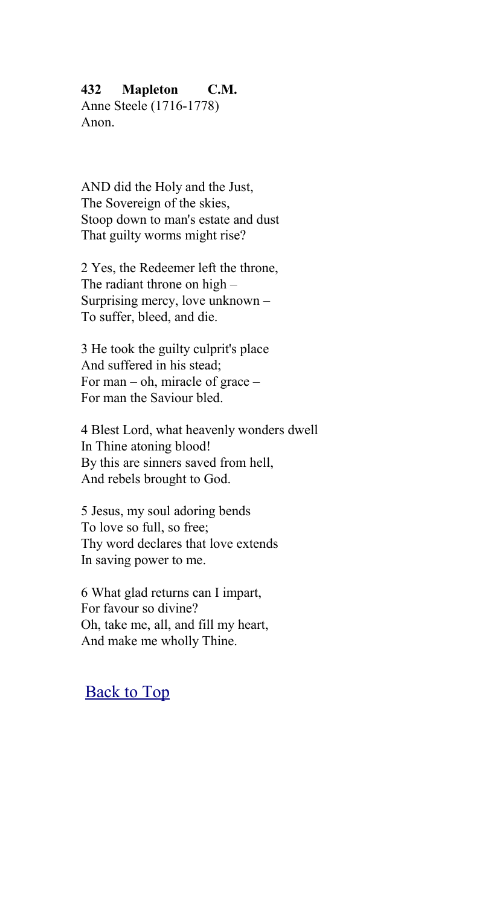**432 Mapleton C.M.**
Anne Steele (1716-1778)
Anon.

AND did the Holy and the Just,
The Sovereign of the skies,
Stoop down to man's estate and dust
That guilty worms might rise?

2 Yes, the Redeemer left the throne,
The radiant throne on high –
Surprising mercy, love unknown –
To suffer, bleed, and die.

3 He took the guilty culprit's place
And suffered in his stead;
For man – oh, miracle of grace –
For man the Saviour bled.

4 Blest Lord, what heavenly wonders dwell
In Thine atoning blood!
By this are sinners saved from hell,
And rebels brought to God.

5 Jesus, my soul adoring bends
To love so full, so free;
Thy word declares that love extends
In saving power to me.

6 What glad returns can I impart,
For favour so divine?
Oh, take me, all, and fill my heart,
And make me wholly Thine.

Back to Top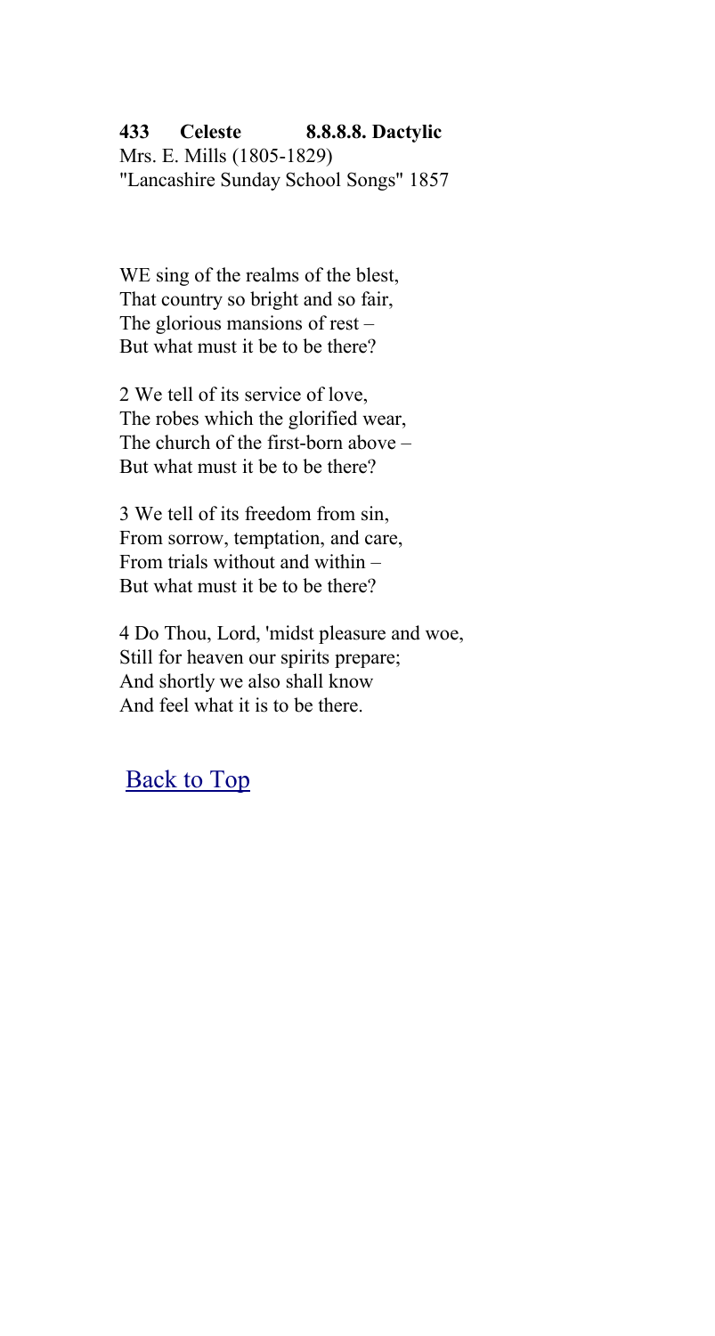**433 Celeste 8.8.8.8. Dactylic**
Mrs. E. Mills (1805-1829)
"Lancashire Sunday School Songs" 1857

WE sing of the realms of the blest,
That country so bright and so fair,
The glorious mansions of rest –
But what must it be to be there?

2 We tell of its service of love,
The robes which the glorified wear,
The church of the first-born above –
But what must it be to be there?

3 We tell of its freedom from sin,
From sorrow, temptation, and care,
From trials without and within –
But what must it be to be there?

4 Do Thou, Lord, 'midst pleasure and woe,
Still for heaven our spirits prepare;
And shortly we also shall know
And feel what it is to be there.

Back to Top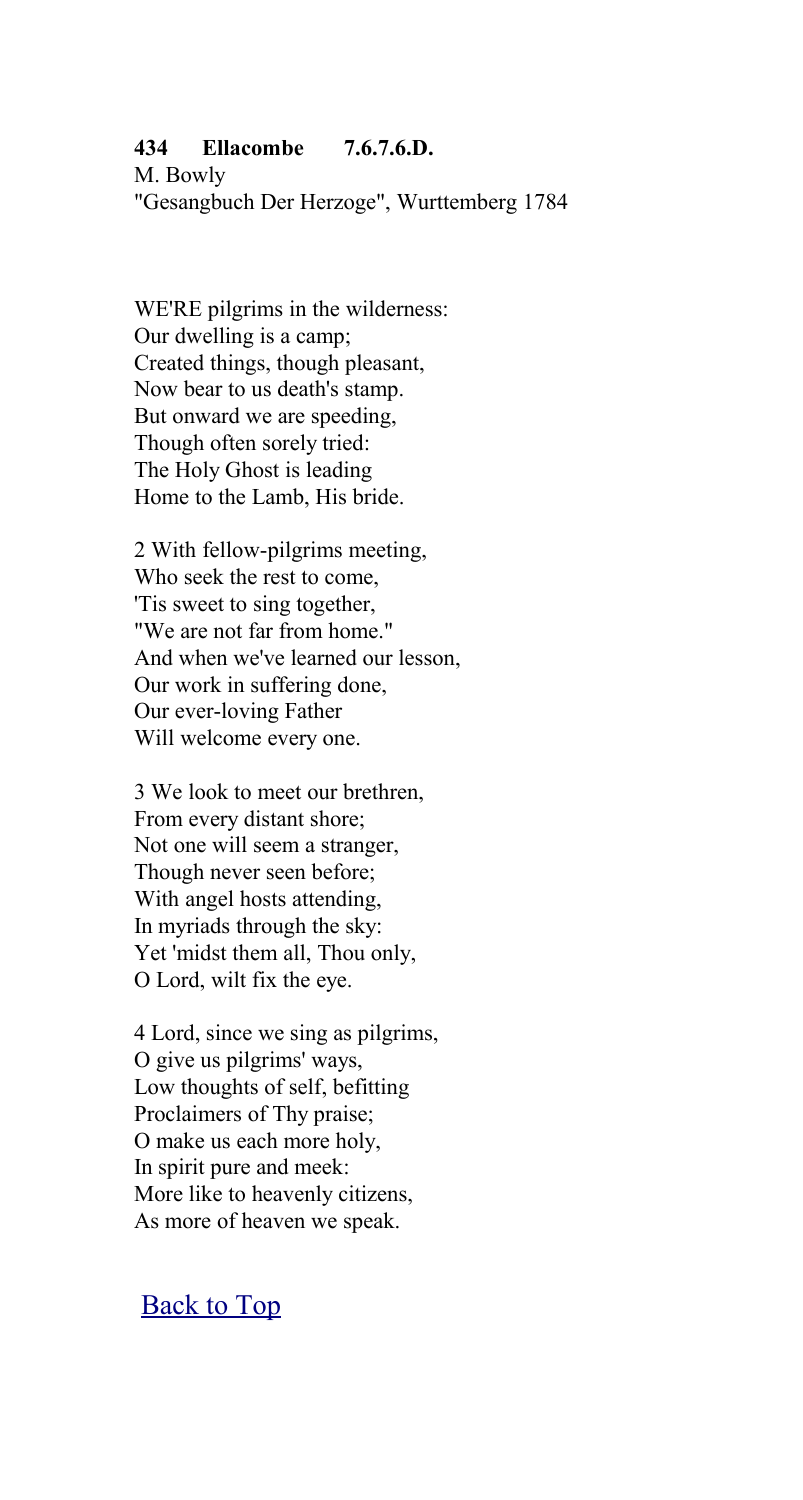**434 Ellacombe 7.6.7.6.D.**
M. Bowly
"Gesangbuch Der Herzoge", Wurttemberg 1784

WE'RE pilgrims in the wilderness:
Our dwelling is a camp;
Created things, though pleasant,
Now bear to us death's stamp.
But onward we are speeding,
Though often sorely tried:
The Holy Ghost is leading
Home to the Lamb, His bride.

2 With fellow-pilgrims meeting,
Who seek the rest to come,
'Tis sweet to sing together,
"We are not far from home."
And when we've learned our lesson,
Our work in suffering done,
Our ever-loving Father
Will welcome every one.

3 We look to meet our brethren,
From every distant shore;
Not one will seem a stranger,
Though never seen before;
With angel hosts attending,
In myriads through the sky:
Yet 'midst them all, Thou only,
O Lord, wilt fix the eye.

4 Lord, since we sing as pilgrims,
O give us pilgrims' ways,
Low thoughts of self, befitting
Proclaimers of Thy praise;
O make us each more holy,
In spirit pure and meek:
More like to heavenly citizens,
As more of heaven we speak.

Back to Top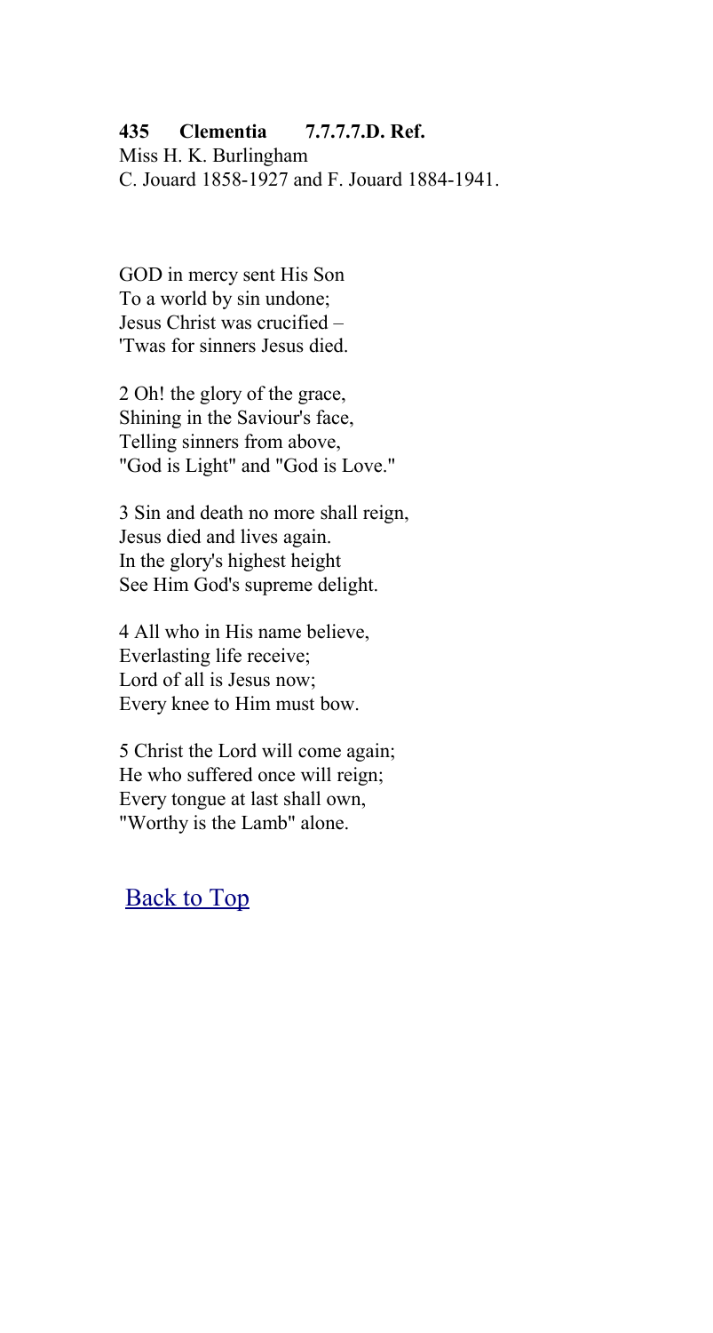**435 Clementia 7.7.7.7.D. Ref.**
Miss H. K. Burlingham
C. Jouard 1858-1927 and F. Jouard 1884-1941.

GOD in mercy sent His Son
To a world by sin undone;
Jesus Christ was crucified –
'Twas for sinners Jesus died.

2 Oh! the glory of the grace,
Shining in the Saviour's face,
Telling sinners from above,
"God is Light" and "God is Love."

3 Sin and death no more shall reign,
Jesus died and lives again.
In the glory's highest height
See Him God's supreme delight.

4 All who in His name believe,
Everlasting life receive;
Lord of all is Jesus now;
Every knee to Him must bow.

5 Christ the Lord will come again;
He who suffered once will reign;
Every tongue at last shall own,
"Worthy is the Lamb" alone.

Back to Top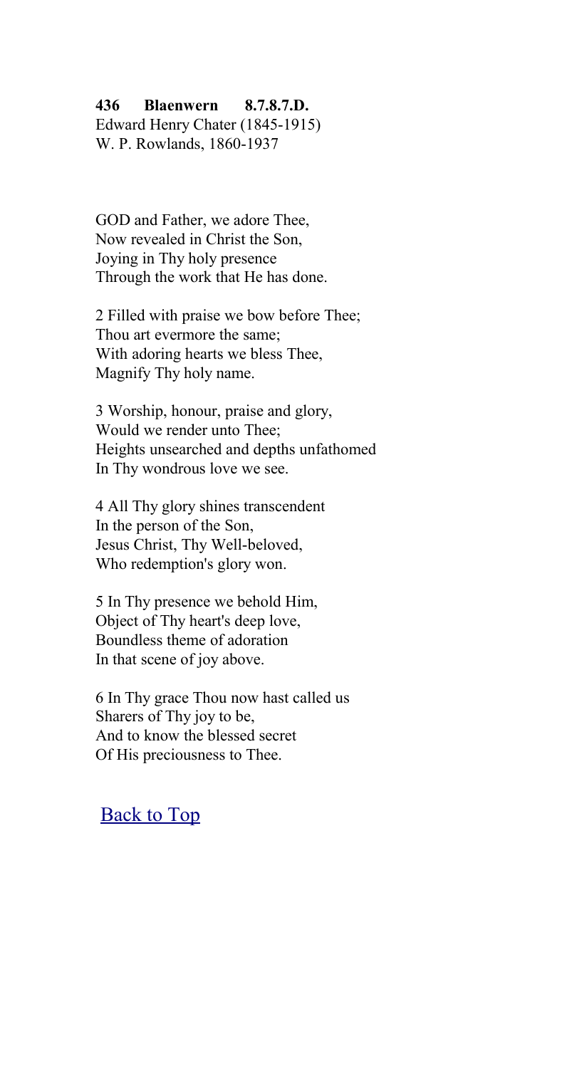**436 Blaenwern 8.7.8.7.D.**
Edward Henry Chater (1845-1915)
W. P. Rowlands, 1860-1937

GOD and Father, we adore Thee,
Now revealed in Christ the Son,
Joying in Thy holy presence
Through the work that He has done.

2 Filled with praise we bow before Thee;
Thou art evermore the same;
With adoring hearts we bless Thee,
Magnify Thy holy name.

3 Worship, honour, praise and glory,
Would we render unto Thee;
Heights unsearched and depths unfathomed
In Thy wondrous love we see.

4 All Thy glory shines transcendent
In the person of the Son,
Jesus Christ, Thy Well-beloved,
Who redemption's glory won.

5 In Thy presence we behold Him,
Object of Thy heart's deep love,
Boundless theme of adoration
In that scene of joy above.

6 In Thy grace Thou now hast called us
Sharers of Thy joy to be,
And to know the blessed secret
Of His preciousness to Thee.

Back to Top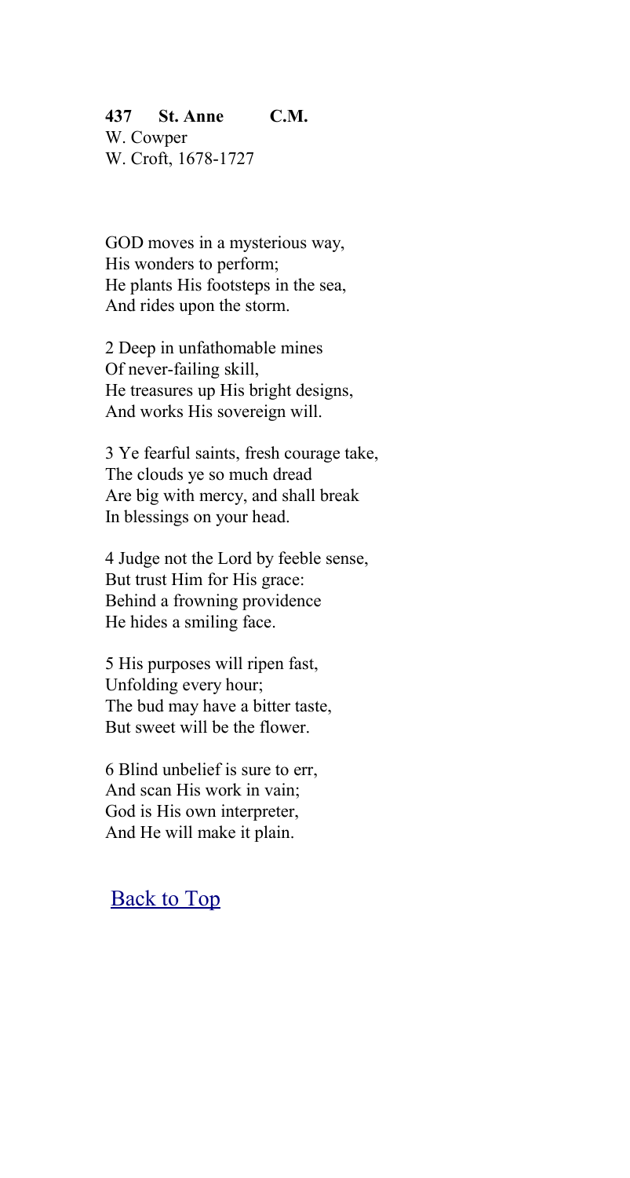**437 St. Anne C.M.**
W. Cowper
W. Croft, 1678-1727

GOD moves in a mysterious way,
His wonders to perform;
He plants His footsteps in the sea,
And rides upon the storm.

2 Deep in unfathomable mines
Of never-failing skill,
He treasures up His bright designs,
And works His sovereign will.

3 Ye fearful saints, fresh courage take,
The clouds ye so much dread
Are big with mercy, and shall break
In blessings on your head.

4 Judge not the Lord by feeble sense,
But trust Him for His grace:
Behind a frowning providence
He hides a smiling face.

5 His purposes will ripen fast,
Unfolding every hour;
The bud may have a bitter taste,
But sweet will be the flower.

6 Blind unbelief is sure to err,
And scan His work in vain;
God is His own interpreter,
And He will make it plain.

Back to Top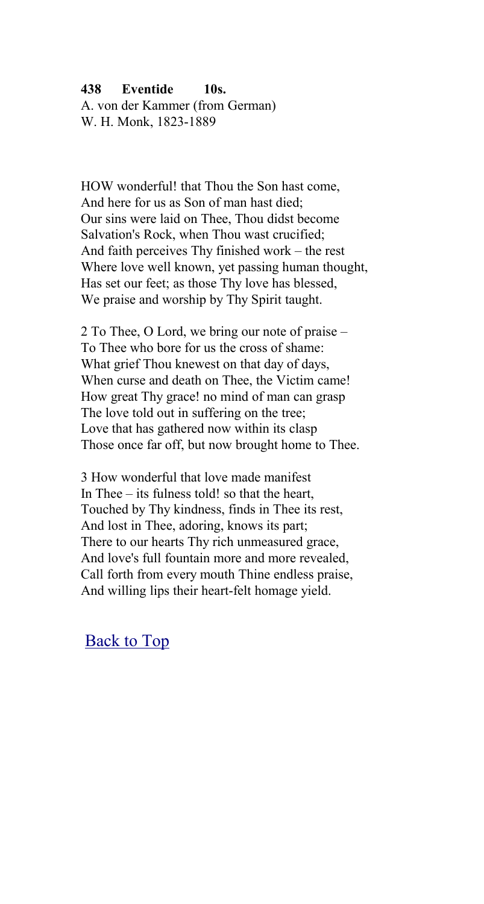**438 Eventide 10s.**
A. von der Kammer (from German)
W. H. Monk, 1823-1889

HOW wonderful! that Thou the Son hast come,
And here for us as Son of man hast died;
Our sins were laid on Thee, Thou didst become
Salvation's Rock, when Thou wast crucified;
And faith perceives Thy finished work – the rest
Where love well known, yet passing human thought,
Has set our feet; as those Thy love has blessed,
We praise and worship by Thy Spirit taught.

2 To Thee, O Lord, we bring our note of praise –
To Thee who bore for us the cross of shame:
What grief Thou knewest on that day of days,
When curse and death on Thee, the Victim came!
How great Thy grace! no mind of man can grasp
The love told out in suffering on the tree;
Love that has gathered now within its clasp
Those once far off, but now brought home to Thee.

3 How wonderful that love made manifest
In Thee – its fulness told! so that the heart,
Touched by Thy kindness, finds in Thee its rest,
And lost in Thee, adoring, knows its part;
There to our hearts Thy rich unmeasured grace,
And love's full fountain more and more revealed,
Call forth from every mouth Thine endless praise,
And willing lips their heart-felt homage yield.

Back to Top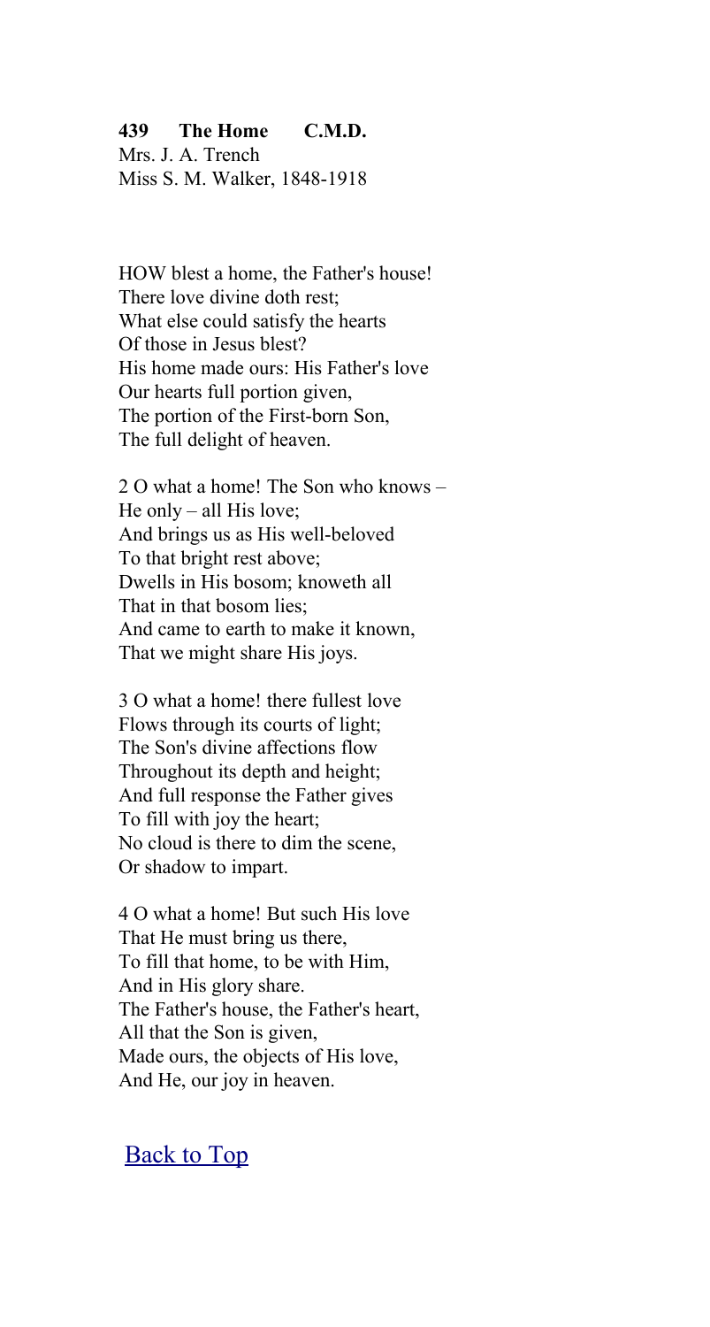**439 The Home C.M.D.**

Mrs. J. A. Trench
Miss S. M. Walker, 1848-1918

HOW blest a home, the Father's house!
There love divine doth rest;
What else could satisfy the hearts
Of those in Jesus blest?
His home made ours: His Father's love
Our hearts full portion given,
The portion of the First-born Son,
The full delight of heaven.

2 O what a home! The Son who knows –
He only – all His love;
And brings us as His well-beloved
To that bright rest above;
Dwells in His bosom; knoweth all
That in that bosom lies;
And came to earth to make it known,
That we might share His joys.

3 O what a home! there fullest love
Flows through its courts of light;
The Son's divine affections flow
Throughout its depth and height;
And full response the Father gives
To fill with joy the heart;
No cloud is there to dim the scene,
Or shadow to impart.

4 O what a home! But such His love
That He must bring us there,
To fill that home, to be with Him,
And in His glory share.
The Father's house, the Father's heart,
All that the Son is given,
Made ours, the objects of His love,
And He, our joy in heaven.

Back to Top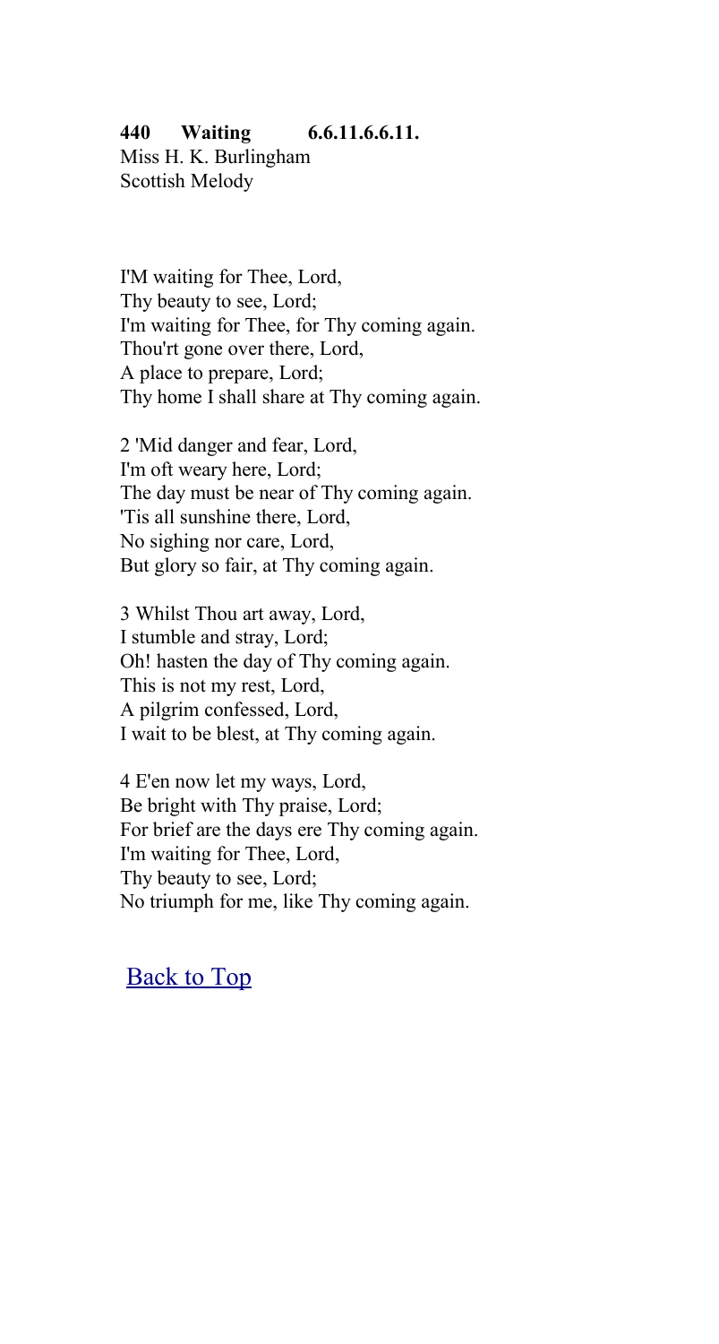**440 Waiting 6.6.11.6.6.11.**
Miss H. K. Burlingham
Scottish Melody

I'M waiting for Thee, Lord,
Thy beauty to see, Lord;
I'm waiting for Thee, for Thy coming again.
Thou'rt gone over there, Lord,
A place to prepare, Lord;
Thy home I shall share at Thy coming again.

2 'Mid danger and fear, Lord,
I'm oft weary here, Lord;
The day must be near of Thy coming again.
'Tis all sunshine there, Lord,
No sighing nor care, Lord,
But glory so fair, at Thy coming again.

3 Whilst Thou art away, Lord,
I stumble and stray, Lord;
Oh! hasten the day of Thy coming again.
This is not my rest, Lord,
A pilgrim confessed, Lord,
I wait to be blest, at Thy coming again.

4 E'en now let my ways, Lord,
Be bright with Thy praise, Lord;
For brief are the days ere Thy coming again.
I'm waiting for Thee, Lord,
Thy beauty to see, Lord;
No triumph for me, like Thy coming again.

Back to Top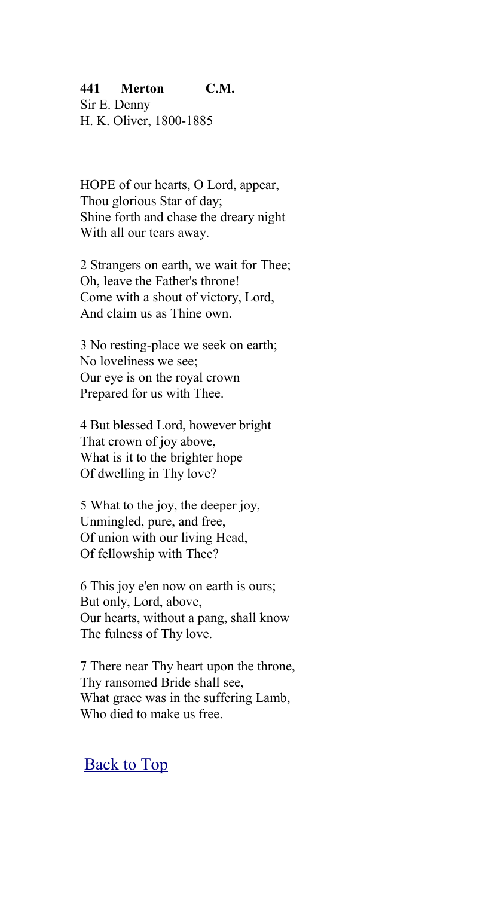**441 Merton C.M.**
Sir E. Denny
H. K. Oliver, 1800-1885

HOPE of our hearts, O Lord, appear,
Thou glorious Star of day;
Shine forth and chase the dreary night
With all our tears away.

2 Strangers on earth, we wait for Thee;
Oh, leave the Father's throne!
Come with a shout of victory, Lord,
And claim us as Thine own.

3 No resting-place we seek on earth;
No loveliness we see;
Our eye is on the royal crown
Prepared for us with Thee.

4 But blessed Lord, however bright
That crown of joy above,
What is it to the brighter hope
Of dwelling in Thy love?

5 What to the joy, the deeper joy,
Unmingled, pure, and free,
Of union with our living Head,
Of fellowship with Thee?

6 This joy e'en now on earth is ours;
But only, Lord, above,
Our hearts, without a pang, shall know
The fulness of Thy love.

7 There near Thy heart upon the throne,
Thy ransomed Bride shall see,
What grace was in the suffering Lamb,
Who died to make us free.

Back to Top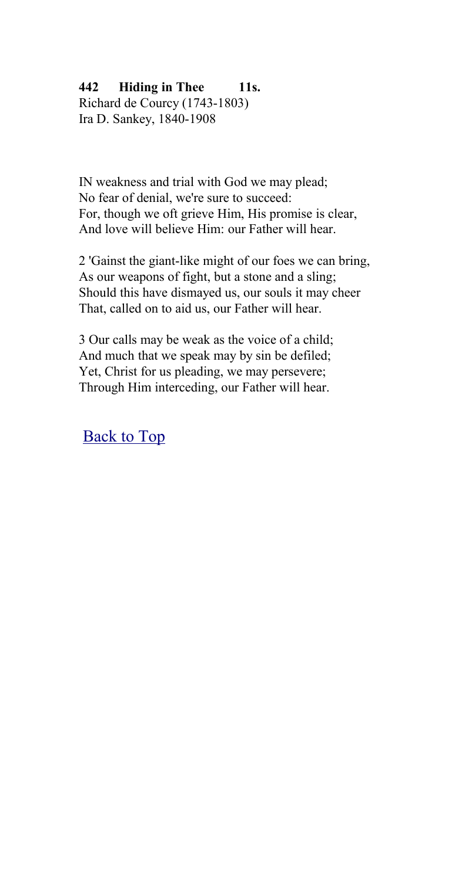**442 Hiding in Thee 11s.**
Richard de Courcy (1743-1803)
Ira D. Sankey, 1840-1908

IN weakness and trial with God we may plead;
No fear of denial, we're sure to succeed:
For, though we oft grieve Him, His promise is clear,
And love will believe Him: our Father will hear.

2 'Gainst the giant-like might of our foes we can bring,
As our weapons of fight, but a stone and a sling;
Should this have dismayed us, our souls it may cheer
That, called on to aid us, our Father will hear.

3 Our calls may be weak as the voice of a child;
And much that we speak may by sin be defiled;
Yet, Christ for us pleading, we may persevere;
Through Him interceding, our Father will hear.

Back to Top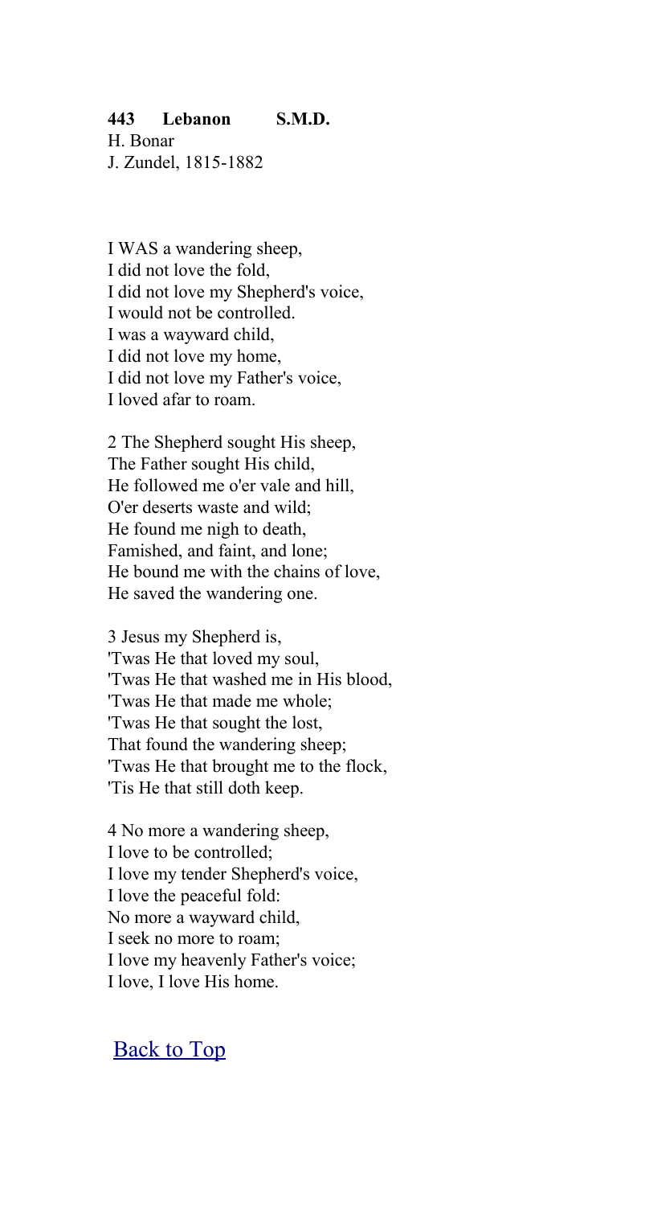**443 Lebanon S.M.D.**
H. Bonar
J. Zundel, 1815-1882

I WAS a wandering sheep,
I did not love the fold,
I did not love my Shepherd's voice,
I would not be controlled.
I was a wayward child,
I did not love my home,
I did not love my Father's voice,
I loved afar to roam.

2 The Shepherd sought His sheep,
The Father sought His child,
He followed me o'er vale and hill,
O'er deserts waste and wild;
He found me nigh to death,
Famished, and faint, and lone;
He bound me with the chains of love,
He saved the wandering one.

3 Jesus my Shepherd is,
'Twas He that loved my soul,
'Twas He that washed me in His blood,
'Twas He that made me whole;
'Twas He that sought the lost,
That found the wandering sheep;
'Twas He that brought me to the flock,
'Tis He that still doth keep.

4 No more a wandering sheep,
I love to be controlled;
I love my tender Shepherd's voice,
I love the peaceful fold:
No more a wayward child,
I seek no more to roam;
I love my heavenly Father's voice;
I love, I love His home.

Back to Top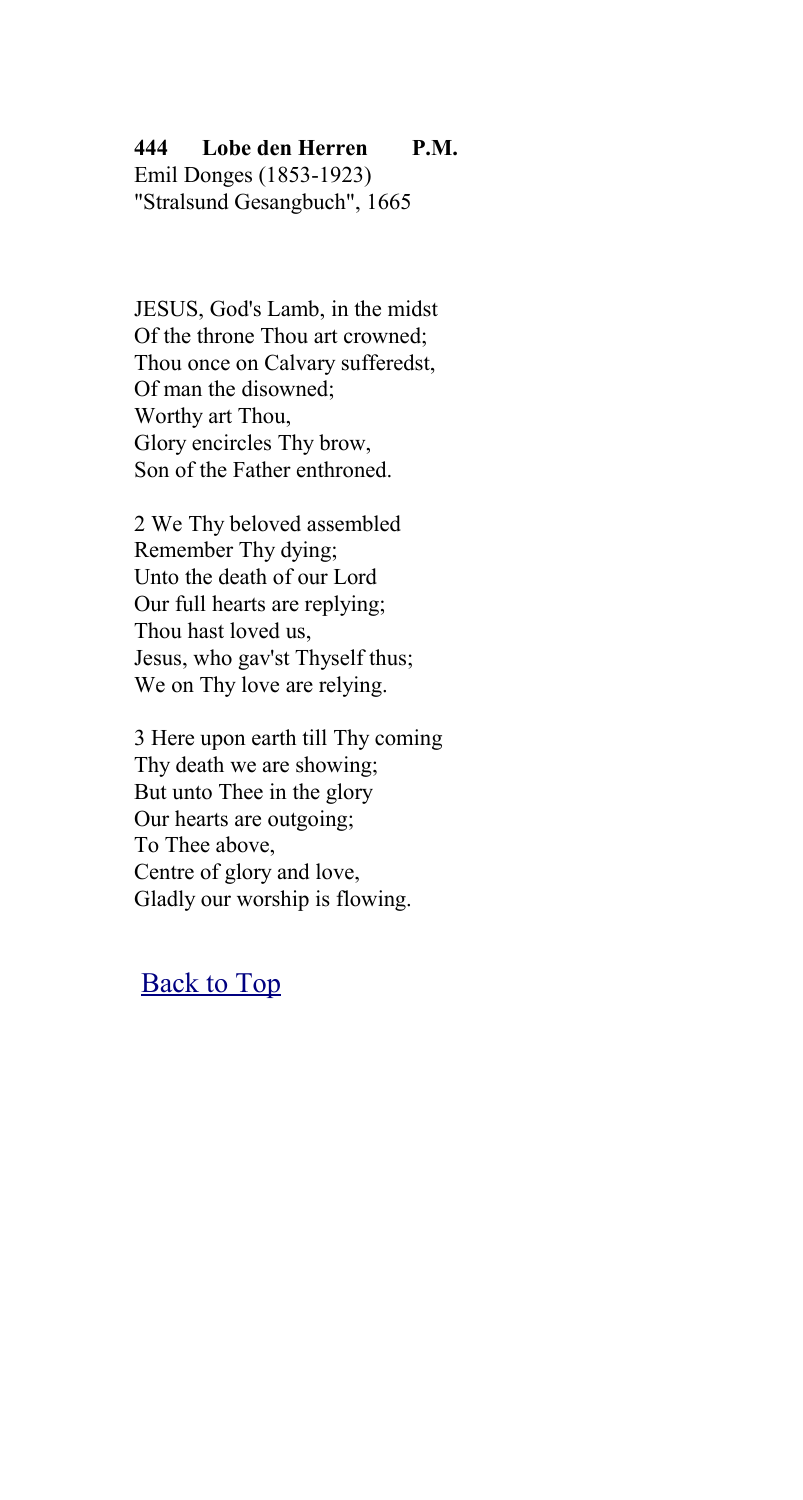**444 Lobe den Herren P.M.**
Emil Donges (1853-1923)
"Stralsund Gesangbuch", 1665

JESUS, God's Lamb, in the midst
Of the throne Thou art crowned;
Thou once on Calvary sufferedst,
Of man the disowned;
Worthy art Thou,
Glory encircles Thy brow,
Son of the Father enthroned.

2 We Thy beloved assembled
Remember Thy dying;
Unto the death of our Lord
Our full hearts are replying;
Thou hast loved us,
Jesus, who gav'st Thyself thus;
We on Thy love are relying.

3 Here upon earth till Thy coming
Thy death we are showing;
But unto Thee in the glory
Our hearts are outgoing;
To Thee above,
Centre of glory and love,
Gladly our worship is flowing.

Back to Top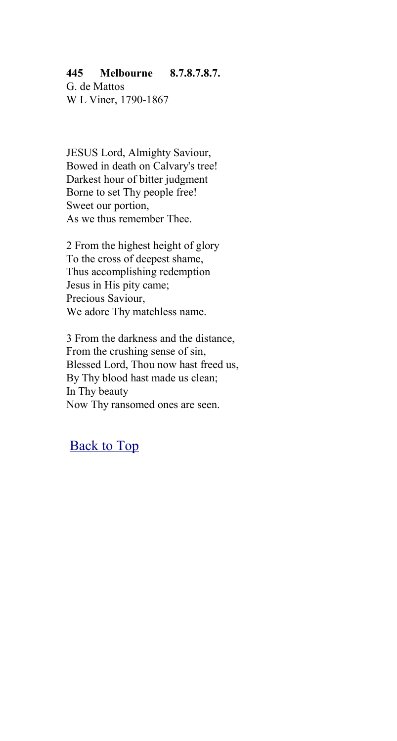**445 Melbourne 8.7.8.7.8.7.**
G. de Mattos
W L Viner, 1790-1867

JESUS Lord, Almighty Saviour,
Bowed in death on Calvary's tree!
Darkest hour of bitter judgment
Borne to set Thy people free!
Sweet our portion,
As we thus remember Thee.

2 From the highest height of glory
To the cross of deepest shame,
Thus accomplishing redemption
Jesus in His pity came;
Precious Saviour,
We adore Thy matchless name.

3 From the darkness and the distance,
From the crushing sense of sin,
Blessed Lord, Thou now hast freed us,
By Thy blood hast made us clean;
In Thy beauty
Now Thy ransomed ones are seen.

Back to Top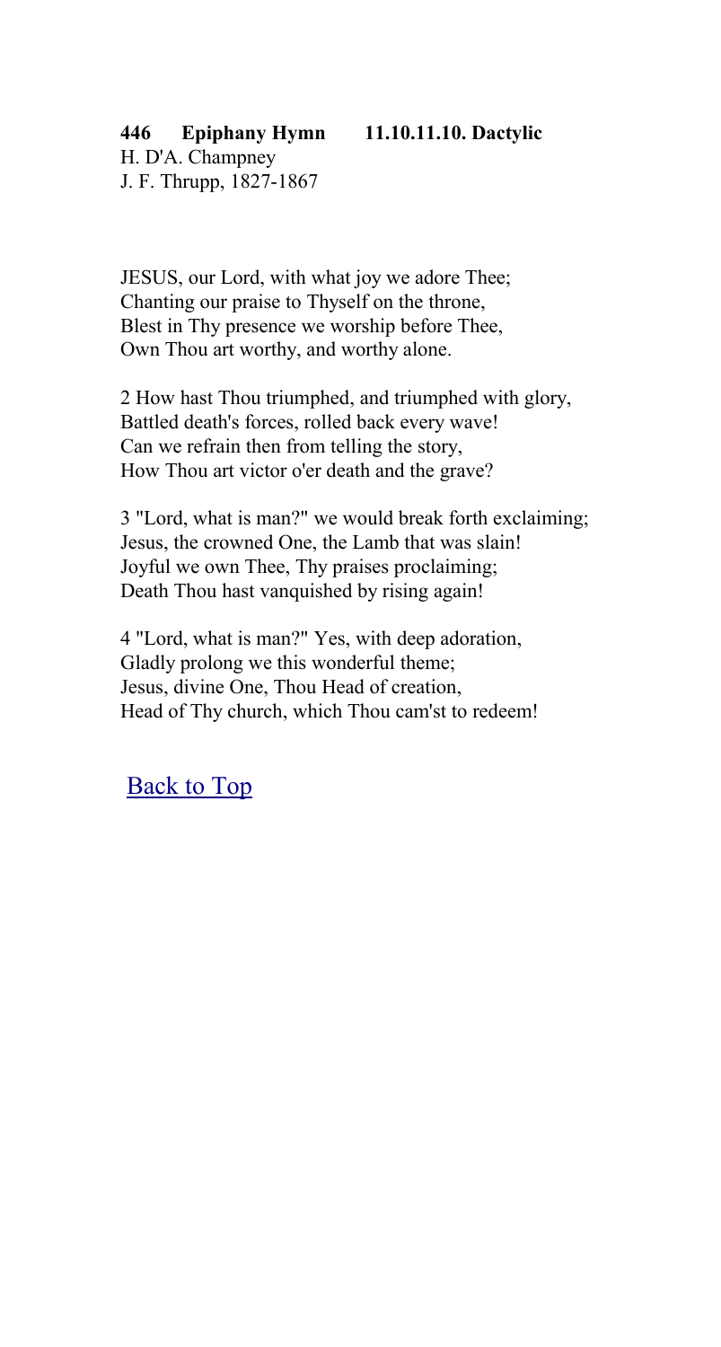**446 Epiphany Hymn 11.10.11.10. Dactylic**

H. D'A. Champney
J. F. Thrupp, 1827-1867

JESUS, our Lord, with what joy we adore Thee;
Chanting our praise to Thyself on the throne,
Blest in Thy presence we worship before Thee,
Own Thou art worthy, and worthy alone.

2 How hast Thou triumphed, and triumphed with glory,
Battled death's forces, rolled back every wave!
Can we refrain then from telling the story,
How Thou art victor o'er death and the grave?

3 "Lord, what is man?" we would break forth exclaiming;
Jesus, the crowned One, the Lamb that was slain!
Joyful we own Thee, Thy praises proclaiming;
Death Thou hast vanquished by rising again!

4 "Lord, what is man?" Yes, with deep adoration,
Gladly prolong we this wonderful theme;
Jesus, divine One, Thou Head of creation,
Head of Thy church, which Thou cam'st to redeem!

Back to Top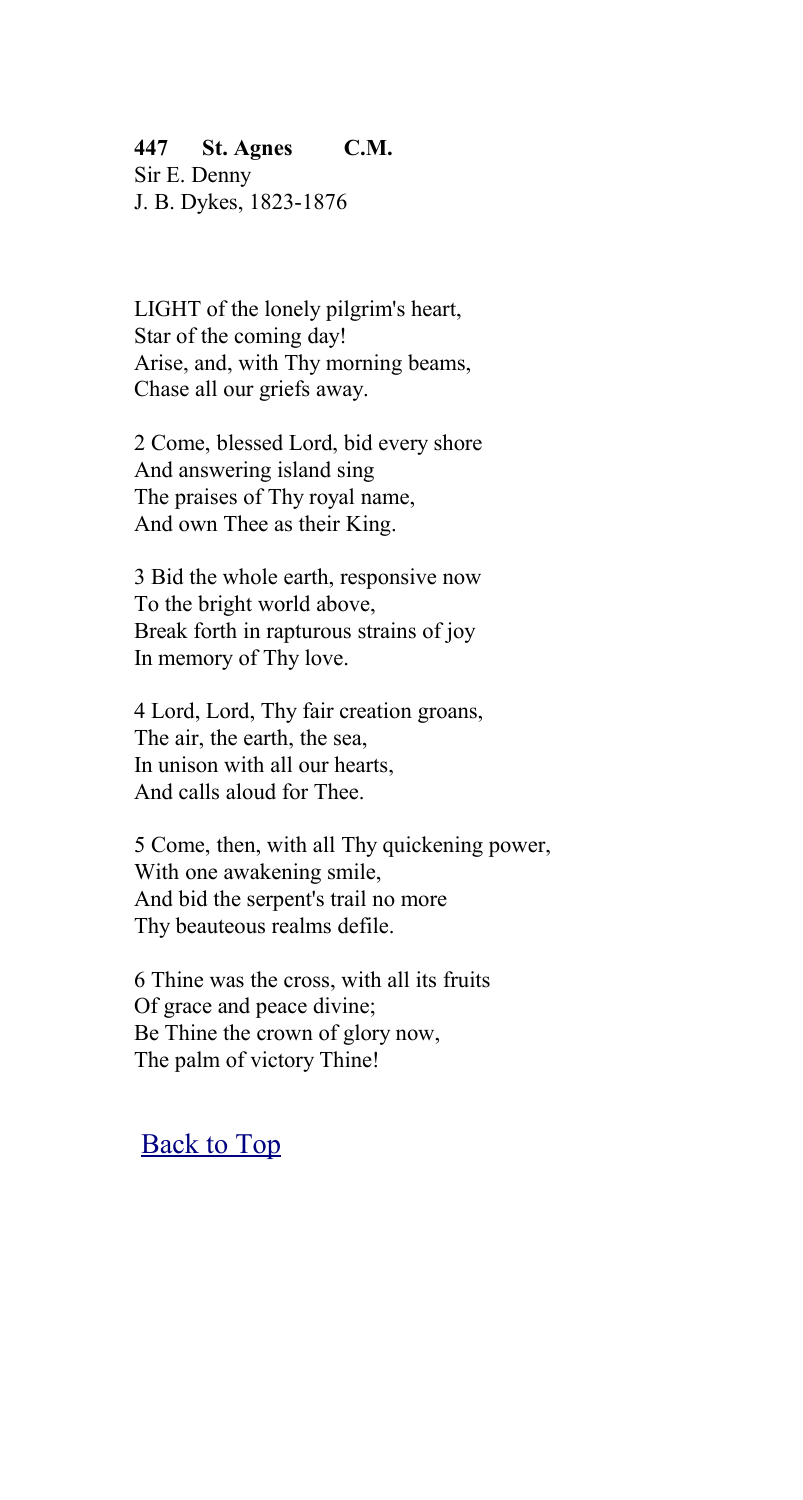**447 St. Agnes C.M.**
Sir E. Denny
J. B. Dykes, 1823-1876

LIGHT of the lonely pilgrim's heart,
Star of the coming day!
Arise, and, with Thy morning beams,
Chase all our griefs away.

2 Come, blessed Lord, bid every shore
And answering island sing
The praises of Thy royal name,
And own Thee as their King.

3 Bid the whole earth, responsive now
To the bright world above,
Break forth in rapturous strains of joy
In memory of Thy love.

4 Lord, Lord, Thy fair creation groans,
The air, the earth, the sea,
In unison with all our hearts,
And calls aloud for Thee.

5 Come, then, with all Thy quickening power,
With one awakening smile,
And bid the serpent's trail no more
Thy beauteous realms defile.

6 Thine was the cross, with all its fruits
Of grace and peace divine;
Be Thine the crown of glory now,
The palm of victory Thine!

Back to Top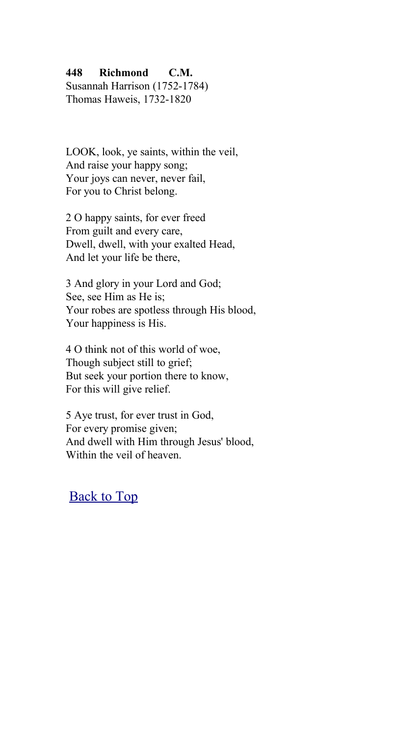**448 Richmond C.M.**
Susannah Harrison (1752-1784)
Thomas Haweis, 1732-1820

LOOK, look, ye saints, within the veil,
And raise your happy song;
Your joys can never, never fail,
For you to Christ belong.

2 O happy saints, for ever freed
From guilt and every care,
Dwell, dwell, with your exalted Head,
And let your life be there,

3 And glory in your Lord and God;
See, see Him as He is;
Your robes are spotless through His blood,
Your happiness is His.

4 O think not of this world of woe,
Though subject still to grief;
But seek your portion there to know,
For this will give relief.

5 Aye trust, for ever trust in God,
For every promise given;
And dwell with Him through Jesus' blood,
Within the veil of heaven.

Back to Top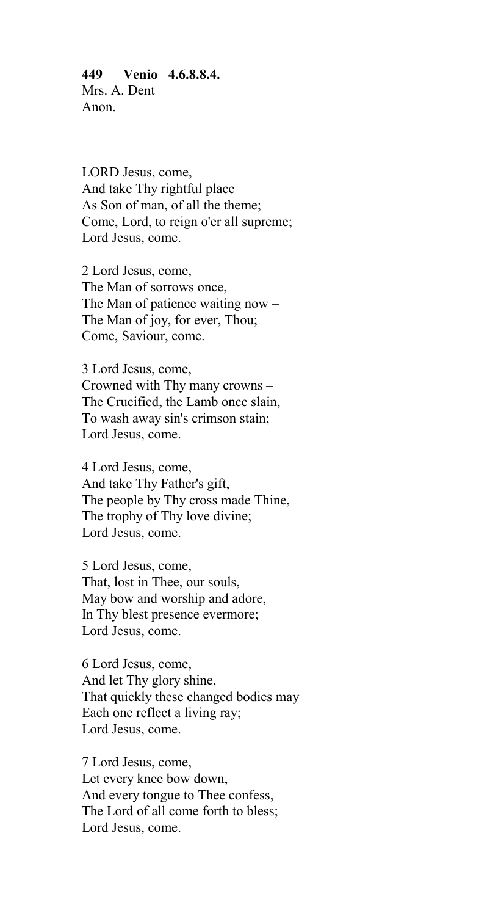**449 Venio 4.6.8.8.4.**
Mrs. A. Dent
Anon.

LORD Jesus, come,
And take Thy rightful place
As Son of man, of all the theme;
Come, Lord, to reign o'er all supreme;
Lord Jesus, come.

2 Lord Jesus, come,
The Man of sorrows once,
The Man of patience waiting now –
The Man of joy, for ever, Thou;
Come, Saviour, come.

3 Lord Jesus, come,
Crowned with Thy many crowns –
The Crucified, the Lamb once slain,
To wash away sin's crimson stain;
Lord Jesus, come.

4 Lord Jesus, come,
And take Thy Father's gift,
The people by Thy cross made Thine,
The trophy of Thy love divine;
Lord Jesus, come.

5 Lord Jesus, come,
That, lost in Thee, our souls,
May bow and worship and adore,
In Thy blest presence evermore;
Lord Jesus, come.

6 Lord Jesus, come,
And let Thy glory shine,
That quickly these changed bodies may
Each one reflect a living ray;
Lord Jesus, come.

7 Lord Jesus, come,
Let every knee bow down,
And every tongue to Thee confess,
The Lord of all come forth to bless;
Lord Jesus, come.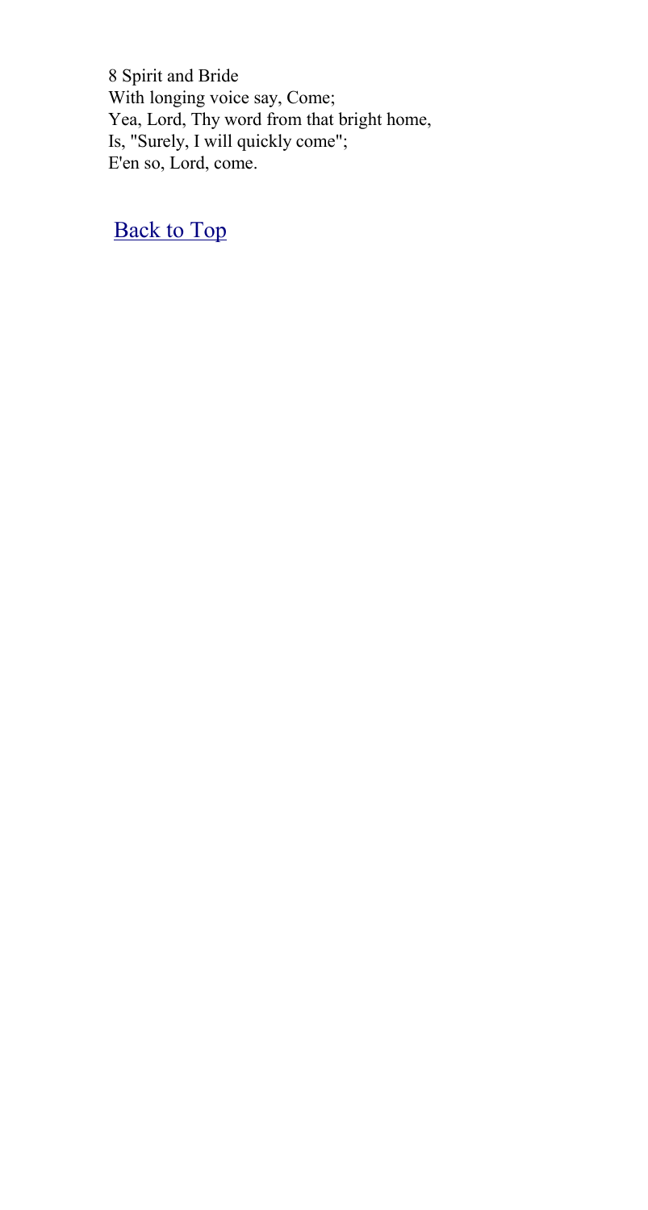8 Spirit and Bride
With longing voice say, Come;
Yea, Lord, Thy word from that bright home,
Is, "Surely, I will quickly come";
E'en so, Lord, come.

Back to Top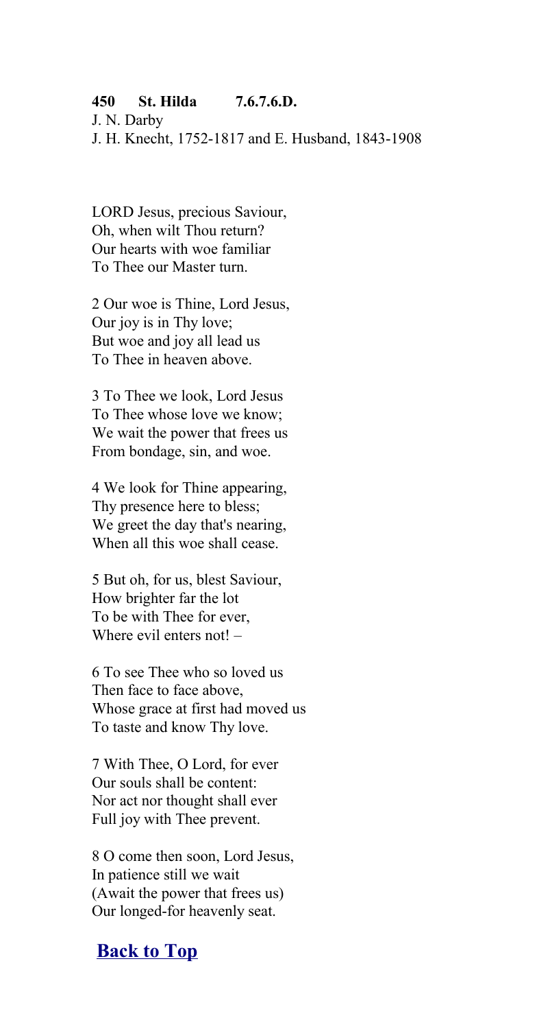**450 St. Hilda 7.6.7.6.D.**

J. N. Darby

J. H. Knecht, 1752-1817 and E. Husband, 1843-1908

LORD Jesus, precious Saviour,
Oh, when wilt Thou return?
Our hearts with woe familiar
To Thee our Master turn.

2 Our woe is Thine, Lord Jesus,
Our joy is in Thy love;
But woe and joy all lead us
To Thee in heaven above.

3 To Thee we look, Lord Jesus
To Thee whose love we know;
We wait the power that frees us
From bondage, sin, and woe.

4 We look for Thine appearing,
Thy presence here to bless;
We greet the day that's nearing,
When all this woe shall cease.

5 But oh, for us, blest Saviour,
How brighter far the lot
To be with Thee for ever,
Where evil enters not! –

6 To see Thee who so loved us
Then face to face above,
Whose grace at first had moved us
To taste and know Thy love.

7 With Thee, O Lord, for ever
Our souls shall be content:
Nor act nor thought shall ever
Full joy with Thee prevent.

8 O come then soon, Lord Jesus,
In patience still we wait
(Await the power that frees us)
Our longed-for heavenly seat.

**Back to Top**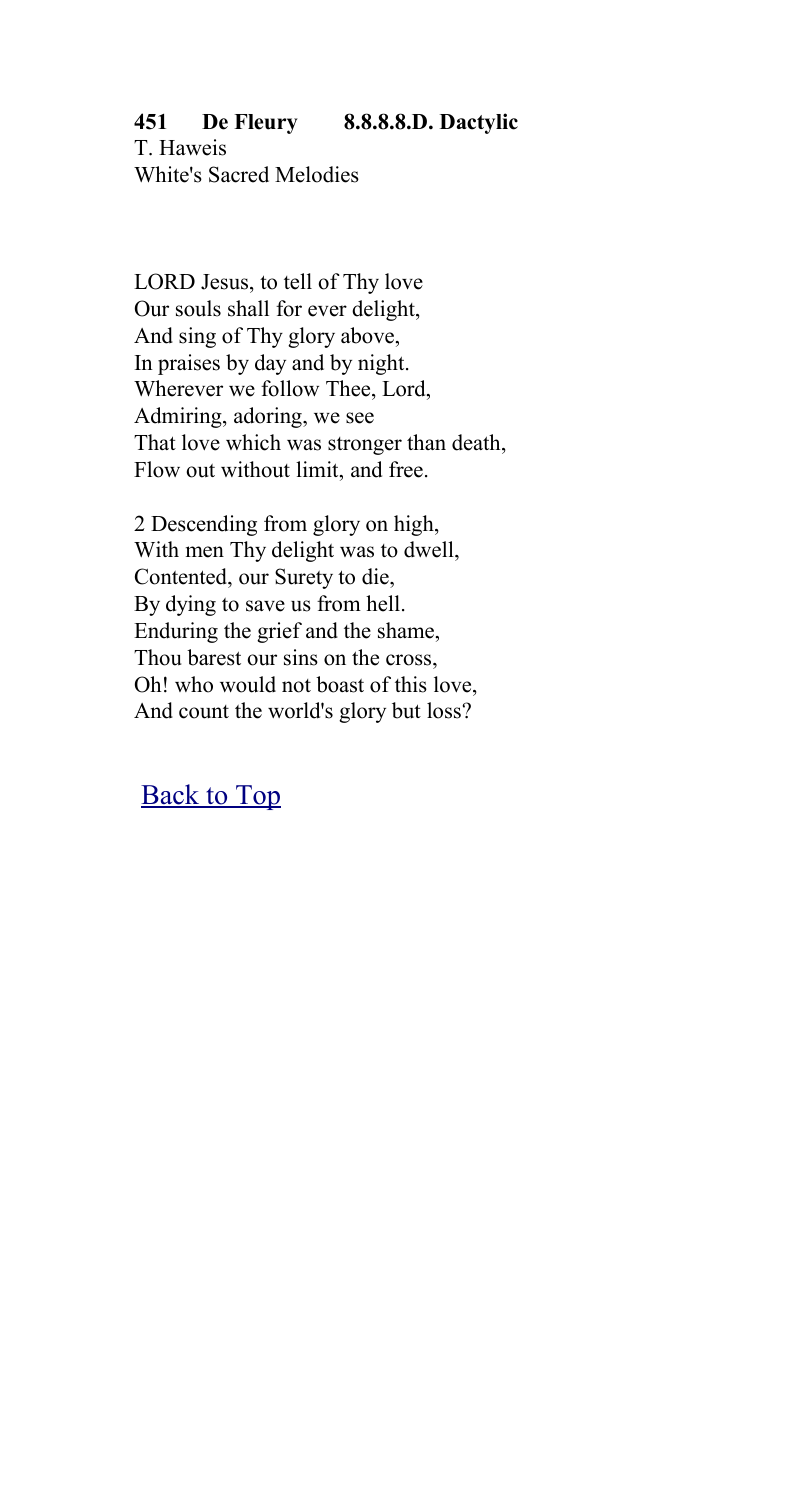**451 De Fleury 8.8.8.8.D. Dactylic**
T. Haweis
White's Sacred Melodies

LORD Jesus, to tell of Thy love
Our souls shall for ever delight,
And sing of Thy glory above,
In praises by day and by night.
Wherever we follow Thee, Lord,
Admiring, adoring, we see
That love which was stronger than death,
Flow out without limit, and free.

2 Descending from glory on high,
With men Thy delight was to dwell,
Contented, our Surety to die,
By dying to save us from hell.
Enduring the grief and the shame,
Thou barest our sins on the cross,
Oh! who would not boast of this love,
And count the world's glory but loss?

Back to Top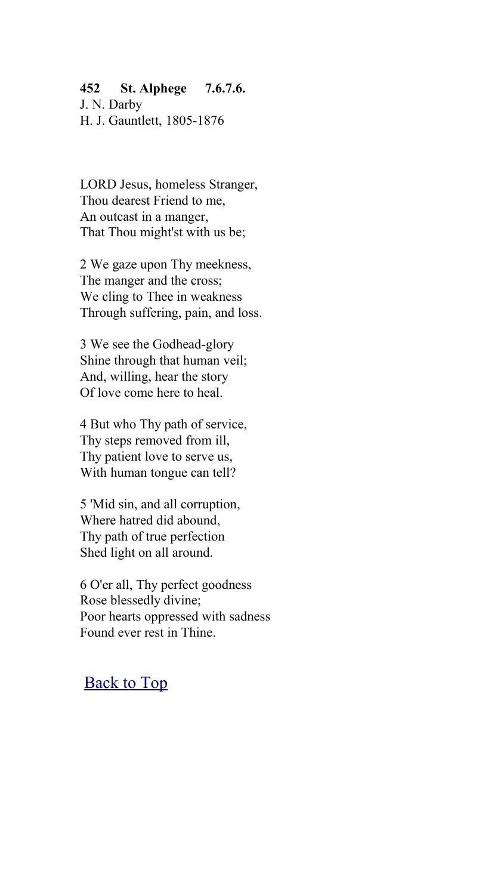**452 St. Alphege 7.6.7.6.**
J. N. Darby
H. J. Gauntlett, 1805-1876

LORD Jesus, homeless Stranger,
Thou dearest Friend to me,
An outcast in a manger,
That Thou might'st with us be;

2 We gaze upon Thy meekness,
The manger and the cross;
We cling to Thee in weakness
Through suffering, pain, and loss.

3 We see the Godhead-glory
Shine through that human veil;
And, willing, hear the story
Of love come here to heal.

4 But who Thy path of service,
Thy steps removed from ill,
Thy patient love to serve us,
With human tongue can tell?

5 'Mid sin, and all corruption,
Where hatred did abound,
Thy path of true perfection
Shed light on all around.

6 O'er all, Thy perfect goodness
Rose blessedly divine;
Poor hearts oppressed with sadness
Found ever rest in Thine.

Back to Top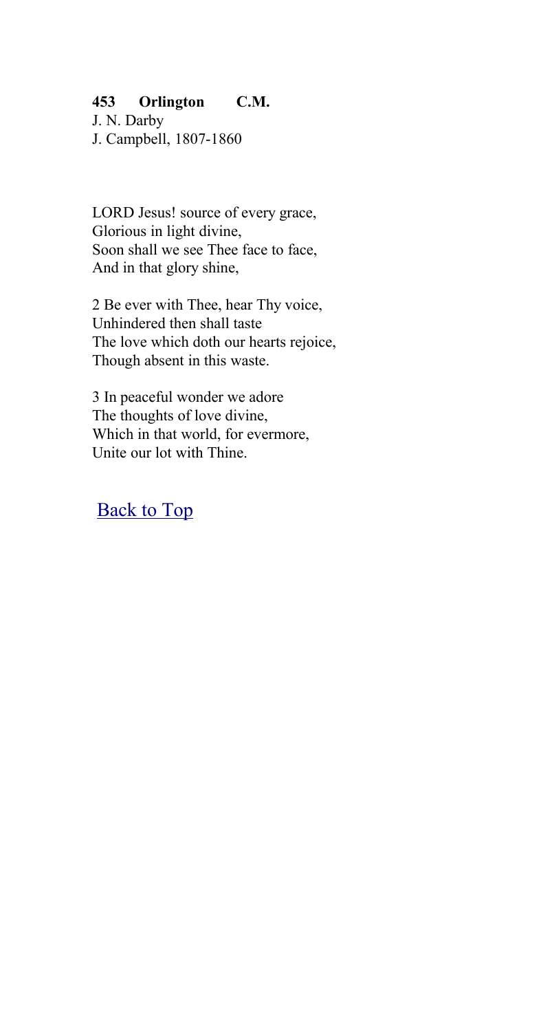**453 Orlington C.M.**

J. N. Darby
J. Campbell, 1807-1860

LORD Jesus! source of every grace,
Glorious in light divine,
Soon shall we see Thee face to face,
And in that glory shine,

2 Be ever with Thee, hear Thy voice,
Unhindered then shall taste
The love which doth our hearts rejoice,
Though absent in this waste.

3 In peaceful wonder we adore
The thoughts of love divine,
Which in that world, for evermore,
Unite our lot with Thine.

Back to Top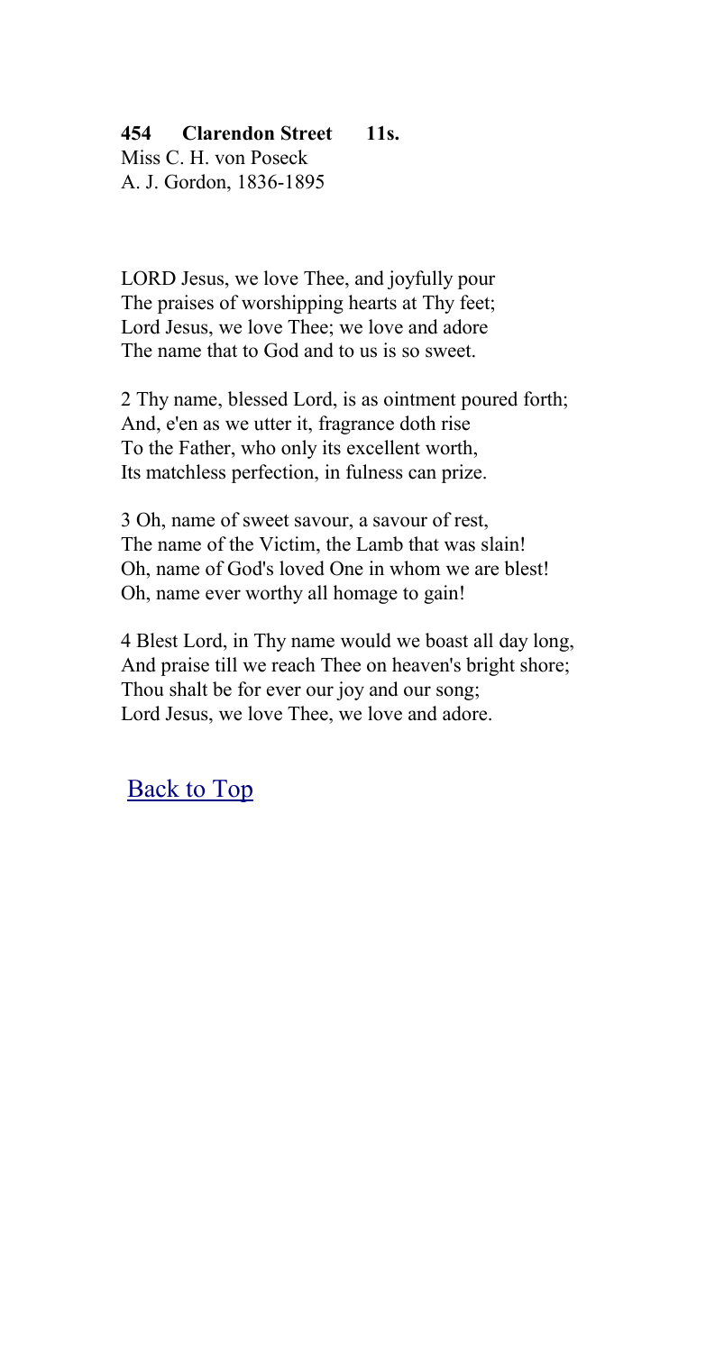**454 Clarendon Street 11s.**
Miss C. H. von Poseck
A. J. Gordon, 1836-1895

LORD Jesus, we love Thee, and joyfully pour
The praises of worshipping hearts at Thy feet;
Lord Jesus, we love Thee; we love and adore
The name that to God and to us is so sweet.

2 Thy name, blessed Lord, is as ointment poured forth;
And, e'en as we utter it, fragrance doth rise
To the Father, who only its excellent worth,
Its matchless perfection, in fulness can prize.

3 Oh, name of sweet savour, a savour of rest,
The name of the Victim, the Lamb that was slain!
Oh, name of God's loved One in whom we are blest!
Oh, name ever worthy all homage to gain!

4 Blest Lord, in Thy name would we boast all day long,
And praise till we reach Thee on heaven's bright shore;
Thou shalt be for ever our joy and our song;
Lord Jesus, we love Thee, we love and adore.

Back to Top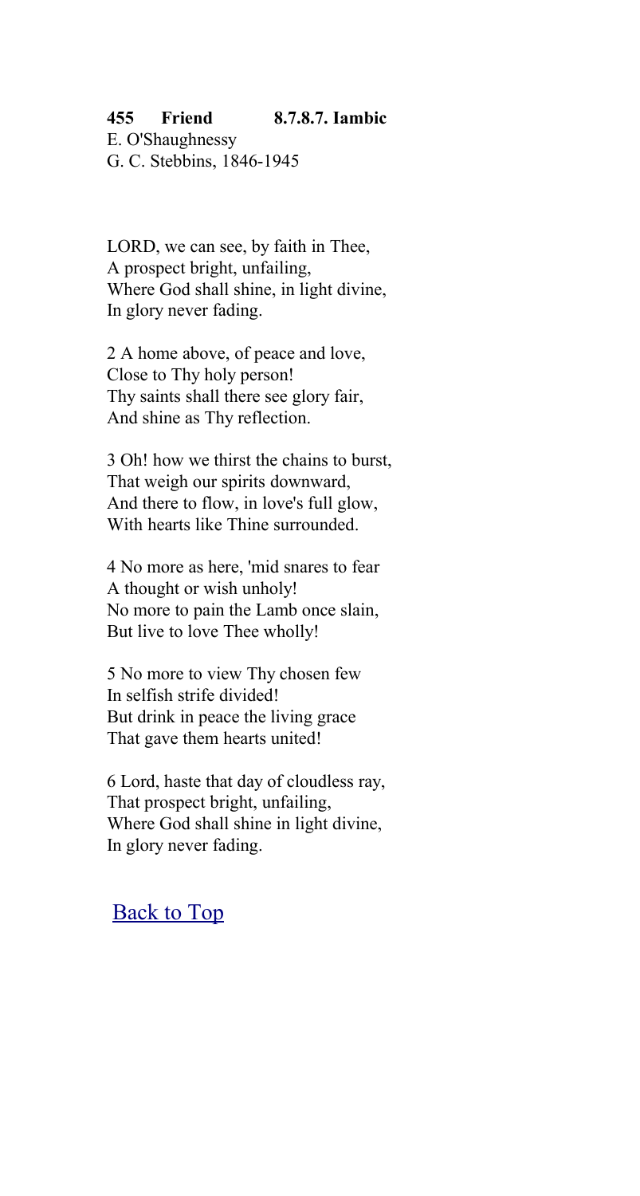**455 Friend 8.7.8.7. Iambic**

E. O'Shaughnessy
G. C. Stebbins, 1846-1945

LORD, we can see, by faith in Thee,
A prospect bright, unfailing,
Where God shall shine, in light divine,
In glory never fading.

2 A home above, of peace and love,
Close to Thy holy person!
Thy saints shall there see glory fair,
And shine as Thy reflection.

3 Oh! how we thirst the chains to burst,
That weigh our spirits downward,
And there to flow, in love's full glow,
With hearts like Thine surrounded.

4 No more as here, 'mid snares to fear
A thought or wish unholy!
No more to pain the Lamb once slain,
But live to love Thee wholly!

5 No more to view Thy chosen few
In selfish strife divided!
But drink in peace the living grace
That gave them hearts united!

6 Lord, haste that day of cloudless ray,
That prospect bright, unfailing,
Where God shall shine in light divine,
In glory never fading.

Back to Top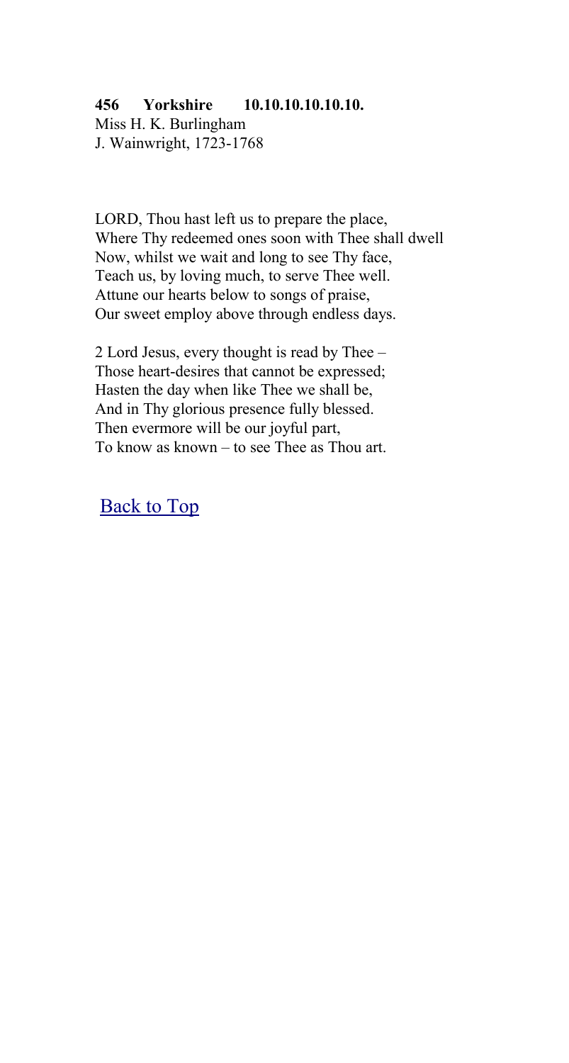**456 Yorkshire 10.10.10.10.10.10.**
Miss H. K. Burlingham
J. Wainwright, 1723-1768

LORD, Thou hast left us to prepare the place,
Where Thy redeemed ones soon with Thee shall dwell
Now, whilst we wait and long to see Thy face,
Teach us, by loving much, to serve Thee well.
Attune our hearts below to songs of praise,
Our sweet employ above through endless days.

2 Lord Jesus, every thought is read by Thee –
Those heart-desires that cannot be expressed;
Hasten the day when like Thee we shall be,
And in Thy glorious presence fully blessed.
Then evermore will be our joyful part,
To know as known – to see Thee as Thou art.

Back to Top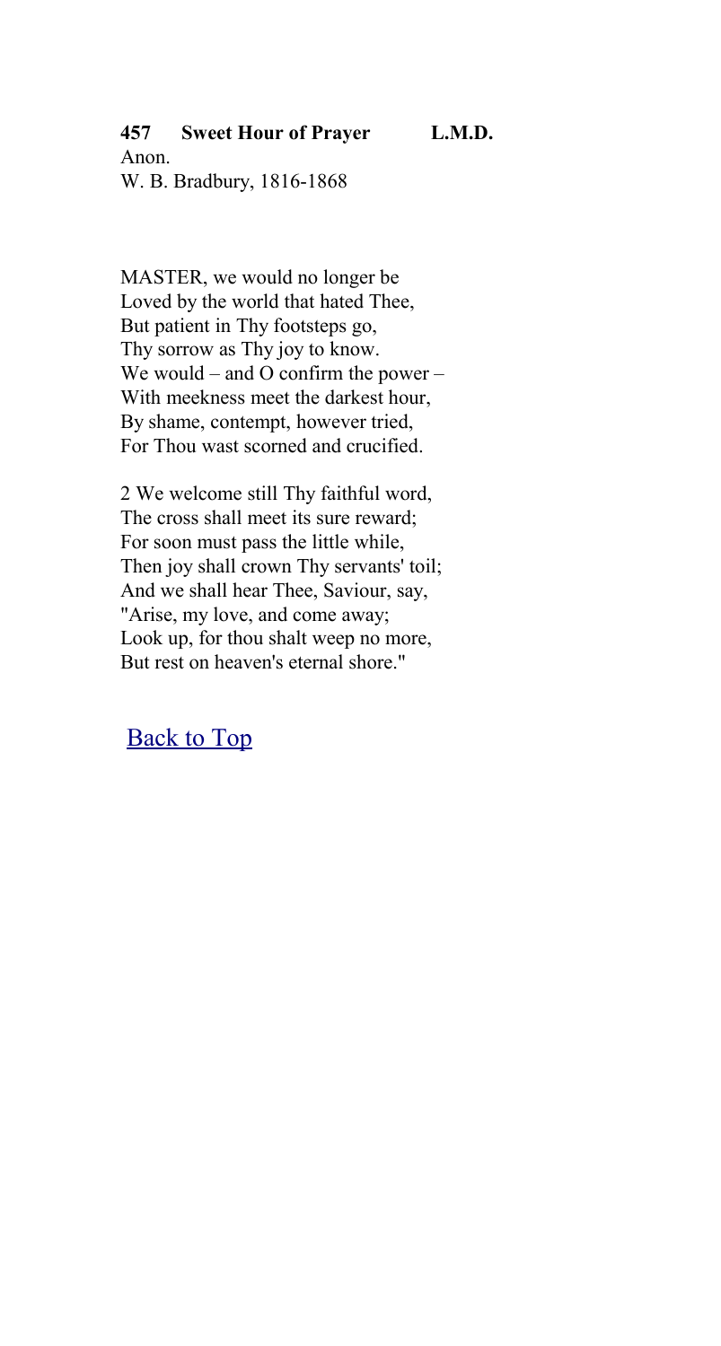### 457 Sweet Hour of Prayer L.M.D.

Anon.
W. B. Bradbury, 1816-1868

MASTER, we would no longer be
Loved by the world that hated Thee,
But patient in Thy footsteps go,
Thy sorrow as Thy joy to know.
We would – and O confirm the power –
With meekness meet the darkest hour,
By shame, contempt, however tried,
For Thou wast scorned and crucified.

2 We welcome still Thy faithful word,
The cross shall meet its sure reward;
For soon must pass the little while,
Then joy shall crown Thy servants' toil;
And we shall hear Thee, Saviour, say,
"Arise, my love, and come away;
Look up, for thou shalt weep no more,
But rest on heaven's eternal shore."

Back to Top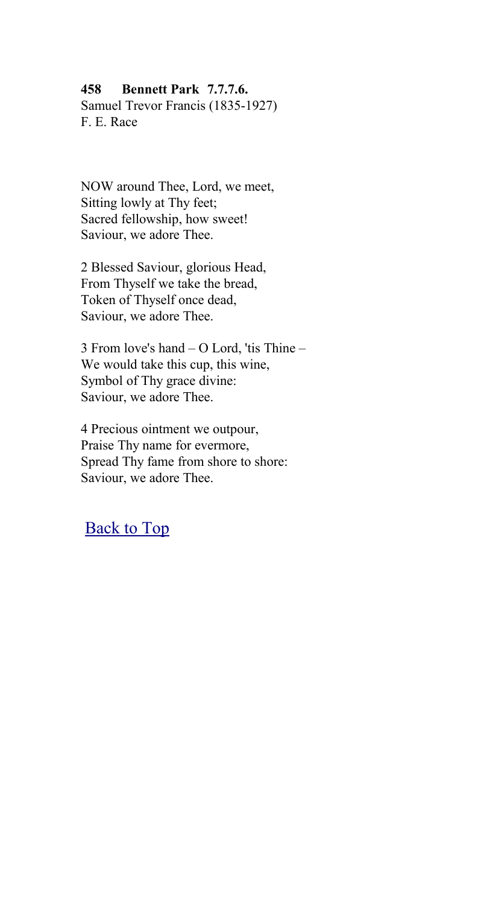**458 Bennett Park 7.7.7.6.**
Samuel Trevor Francis (1835-1927)
F. E. Race

NOW around Thee, Lord, we meet,
Sitting lowly at Thy feet;
Sacred fellowship, how sweet!
Saviour, we adore Thee.

2 Blessed Saviour, glorious Head,
From Thyself we take the bread,
Token of Thyself once dead,
Saviour, we adore Thee.

3 From love's hand – O Lord, 'tis Thine –
We would take this cup, this wine,
Symbol of Thy grace divine:
Saviour, we adore Thee.

4 Precious ointment we outpour,
Praise Thy name for evermore,
Spread Thy fame from shore to shore:
Saviour, we adore Thee.

Back to Top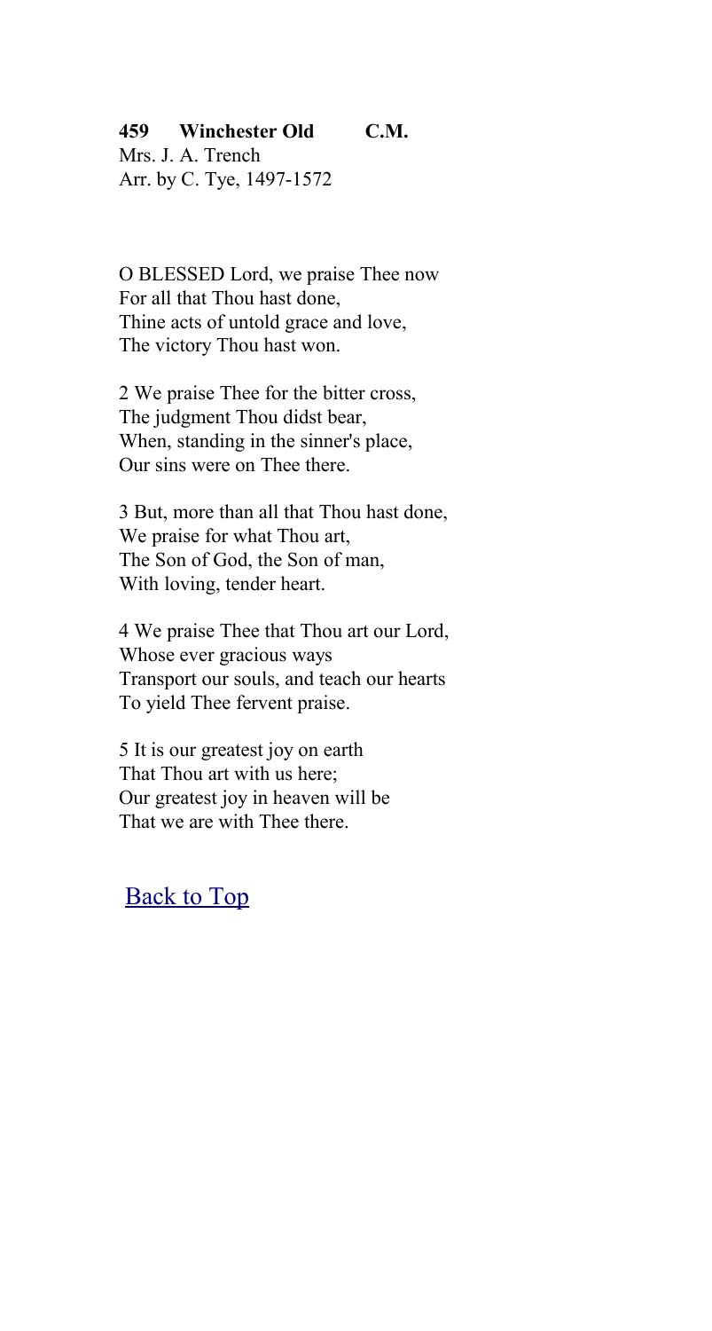**459 Winchester Old C.M.**
Mrs. J. A. Trench
Arr. by C. Tye, 1497-1572

O BLESSED Lord, we praise Thee now
For all that Thou hast done,
Thine acts of untold grace and love,
The victory Thou hast won.

2 We praise Thee for the bitter cross,
The judgment Thou didst bear,
When, standing in the sinner's place,
Our sins were on Thee there.

3 But, more than all that Thou hast done,
We praise for what Thou art,
The Son of God, the Son of man,
With loving, tender heart.

4 We praise Thee that Thou art our Lord,
Whose ever gracious ways
Transport our souls, and teach our hearts
To yield Thee fervent praise.

5 It is our greatest joy on earth
That Thou art with us here;
Our greatest joy in heaven will be
That we are with Thee there.

Back to Top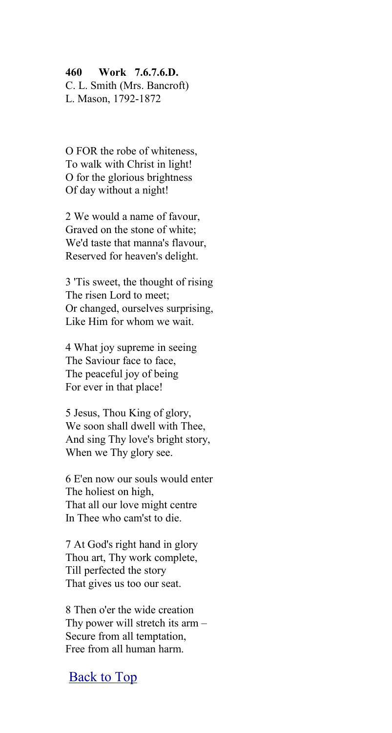**460 Work 7.6.7.6.D.**
C. L. Smith (Mrs. Bancroft)
L. Mason, 1792-1872

O FOR the robe of whiteness,
To walk with Christ in light!
O for the glorious brightness
Of day without a night!

2 We would a name of favour,
Graved on the stone of white;
We'd taste that manna's flavour,
Reserved for heaven's delight.

3 'Tis sweet, the thought of rising
The risen Lord to meet;
Or changed, ourselves surprising,
Like Him for whom we wait.

4 What joy supreme in seeing
The Saviour face to face,
The peaceful joy of being
For ever in that place!

5 Jesus, Thou King of glory,
We soon shall dwell with Thee,
And sing Thy love's bright story,
When we Thy glory see.

6 E'en now our souls would enter
The holiest on high,
That all our love might centre
In Thee who cam'st to die.

7 At God's right hand in glory
Thou art, Thy work complete,
Till perfected the story
That gives us too our seat.

8 Then o'er the wide creation
Thy power will stretch its arm –
Secure from all temptation,
Free from all human harm.

Back to Top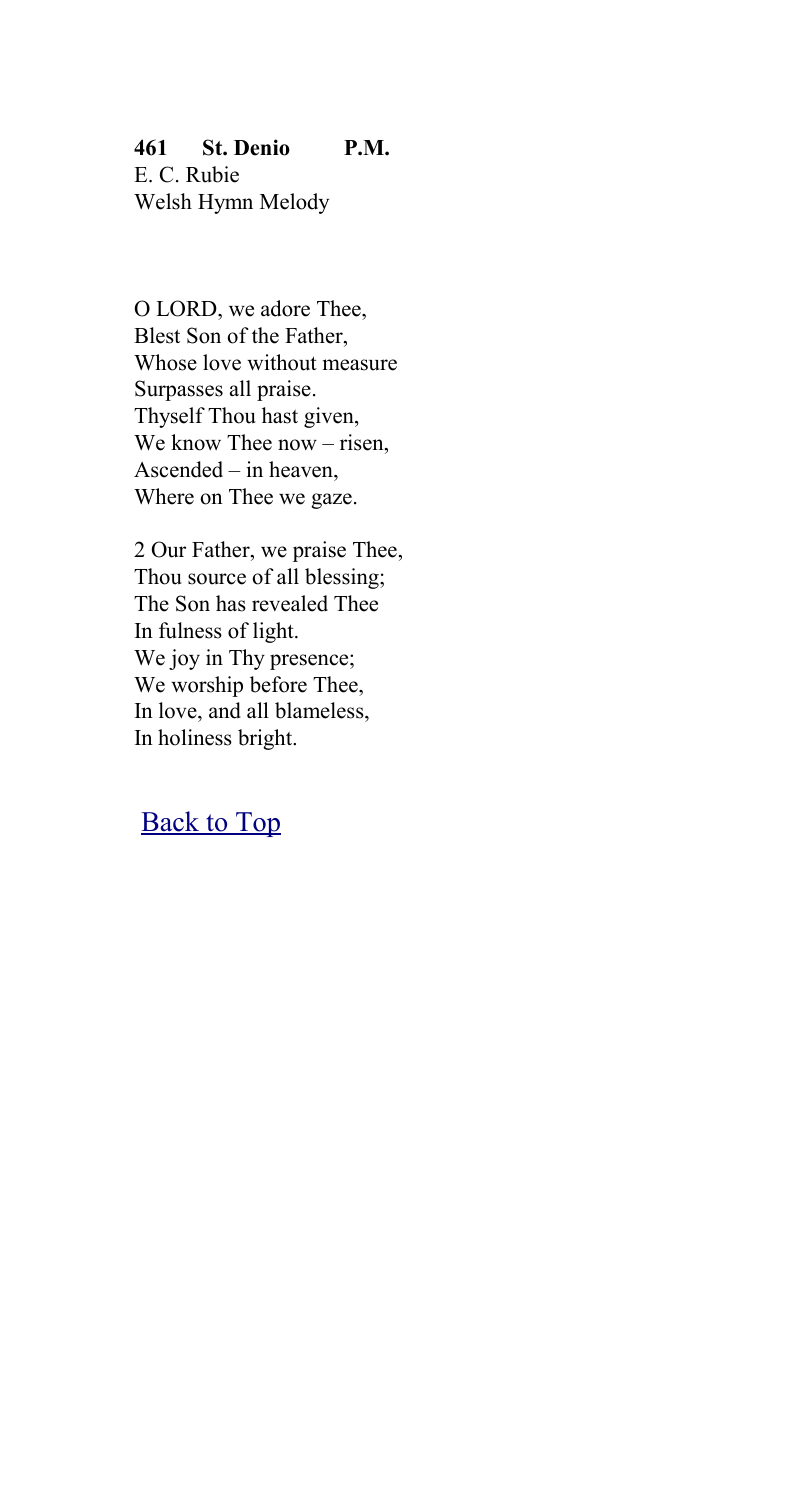**461 St. Denio P.M.**
E. C. Rubie
Welsh Hymn Melody

O LORD, we adore Thee,
Blest Son of the Father,
Whose love without measure
Surpasses all praise.
Thyself Thou hast given,
We know Thee now – risen,
Ascended – in heaven,
Where on Thee we gaze.

2 Our Father, we praise Thee,
Thou source of all blessing;
The Son has revealed Thee
In fulness of light.
We joy in Thy presence;
We worship before Thee,
In love, and all blameless,
In holiness bright.

Back to Top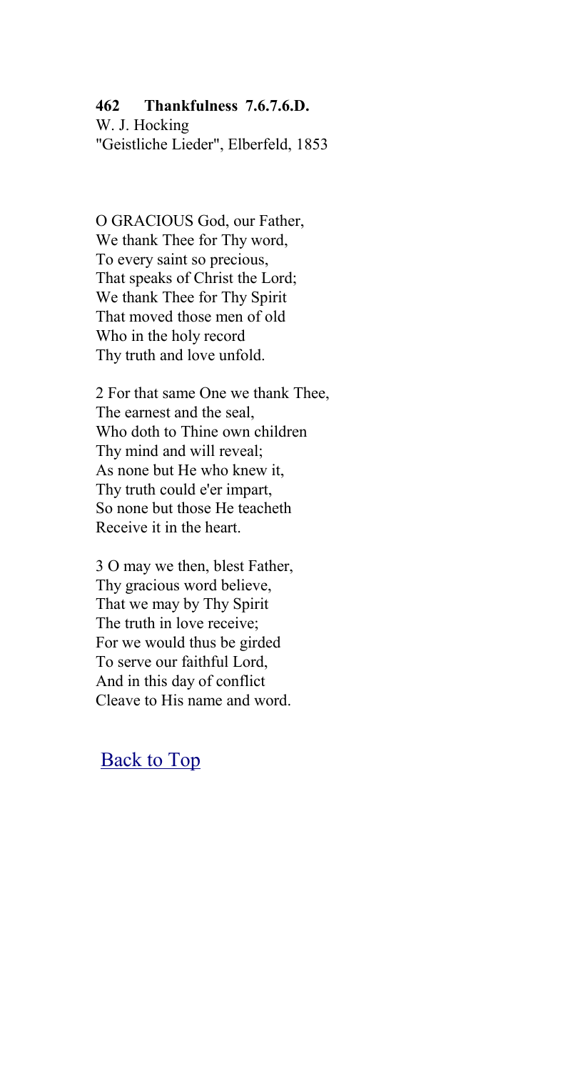**462 Thankfulness 7.6.7.6.D.**
W. J. Hocking
"Geistliche Lieder", Elberfeld, 1853

O GRACIOUS God, our Father,
We thank Thee for Thy word,
To every saint so precious,
That speaks of Christ the Lord;
We thank Thee for Thy Spirit
That moved those men of old
Who in the holy record
Thy truth and love unfold.

2 For that same One we thank Thee,
The earnest and the seal,
Who doth to Thine own children
Thy mind and will reveal;
As none but He who knew it,
Thy truth could e'er impart,
So none but those He teacheth
Receive it in the heart.

3 O may we then, blest Father,
Thy gracious word believe,
That we may by Thy Spirit
The truth in love receive;
For we would thus be girded
To serve our faithful Lord,
And in this day of conflict
Cleave to His name and word.

Back to Top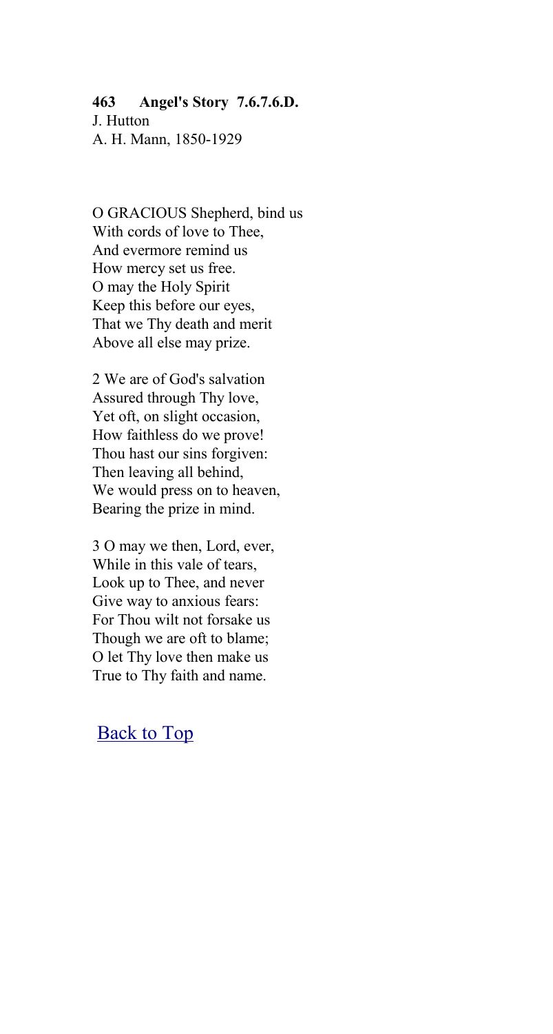**463 Angel's Story 7.6.7.6.D.**
J. Hutton
A. H. Mann, 1850-1929

O GRACIOUS Shepherd, bind us
With cords of love to Thee,
And evermore remind us
How mercy set us free.
O may the Holy Spirit
Keep this before our eyes,
That we Thy death and merit
Above all else may prize.

2 We are of God's salvation
Assured through Thy love,
Yet oft, on slight occasion,
How faithless do we prove!
Thou hast our sins forgiven:
Then leaving all behind,
We would press on to heaven,
Bearing the prize in mind.

3 O may we then, Lord, ever,
While in this vale of tears,
Look up to Thee, and never
Give way to anxious fears:
For Thou wilt not forsake us
Though we are oft to blame;
O let Thy love then make us
True to Thy faith and name.

Back to Top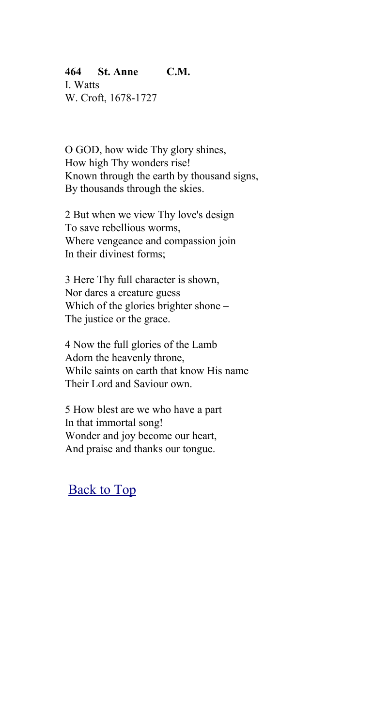**464 St. Anne C.M.**
I. Watts
W. Croft, 1678-1727

O GOD, how wide Thy glory shines,
How high Thy wonders rise!
Known through the earth by thousand signs,
By thousands through the skies.

2 But when we view Thy love's design
To save rebellious worms,
Where vengeance and compassion join
In their divinest forms;

3 Here Thy full character is shown,
Nor dares a creature guess
Which of the glories brighter shone –
The justice or the grace.

4 Now the full glories of the Lamb
Adorn the heavenly throne,
While saints on earth that know His name
Their Lord and Saviour own.

5 How blest are we who have a part
In that immortal song!
Wonder and joy become our heart,
And praise and thanks our tongue.

Back to Top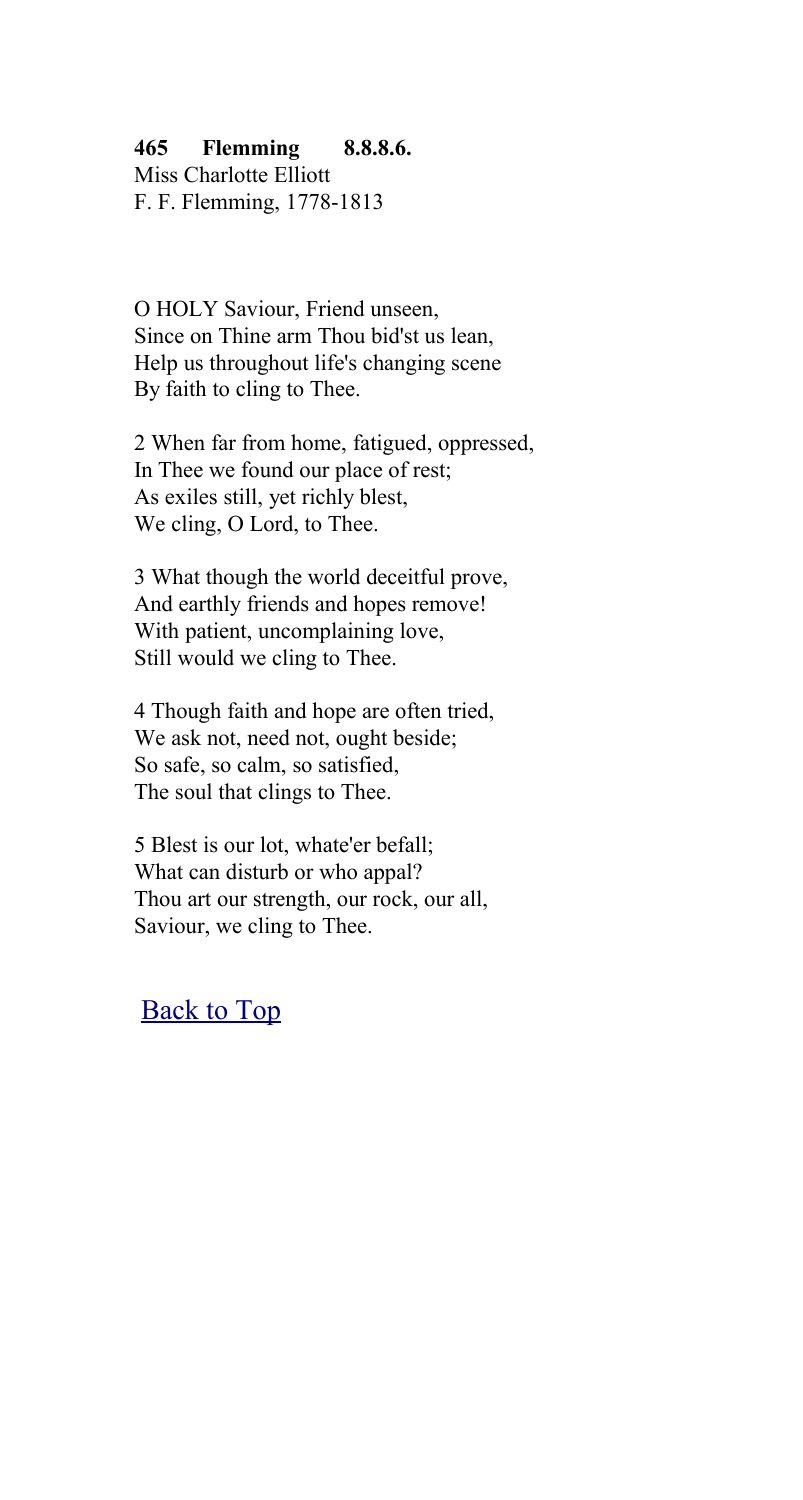**465 Flemming 8.8.8.6.**
Miss Charlotte Elliott
F. F. Flemming, 1778-1813

O HOLY Saviour, Friend unseen,
Since on Thine arm Thou bid'st us lean,
Help us throughout life's changing scene
By faith to cling to Thee.

2 When far from home, fatigued, oppressed,
In Thee we found our place of rest;
As exiles still, yet richly blest,
We cling, O Lord, to Thee.

3 What though the world deceitful prove,
And earthly friends and hopes remove!
With patient, uncomplaining love,
Still would we cling to Thee.

4 Though faith and hope are often tried,
We ask not, need not, ought beside;
So safe, so calm, so satisfied,
The soul that clings to Thee.

5 Blest is our lot, whate'er befall;
What can disturb or who appal?
Thou art our strength, our rock, our all,
Saviour, we cling to Thee.

Back to Top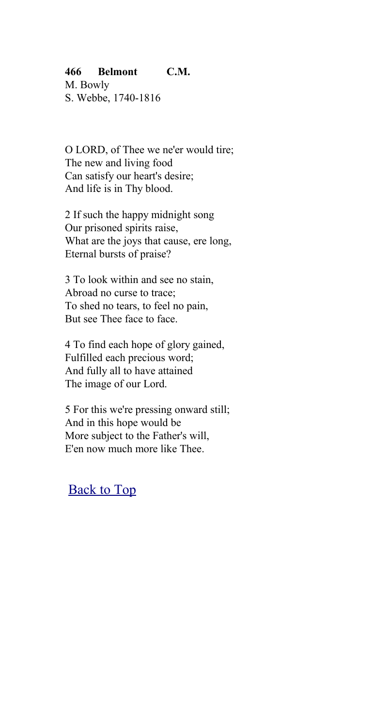**466 Belmont C.M.**
M. Bowly
S. Webbe, 1740-1816

O LORD, of Thee we ne'er would tire;
The new and living food
Can satisfy our heart's desire;
And life is in Thy blood.

2 If such the happy midnight song
Our prisoned spirits raise,
What are the joys that cause, ere long,
Eternal bursts of praise?

3 To look within and see no stain,
Abroad no curse to trace;
To shed no tears, to feel no pain,
But see Thee face to face.

4 To find each hope of glory gained,
Fulfilled each precious word;
And fully all to have attained
The image of our Lord.

5 For this we're pressing onward still;
And in this hope would be
More subject to the Father's will,
E'en now much more like Thee.

Back to Top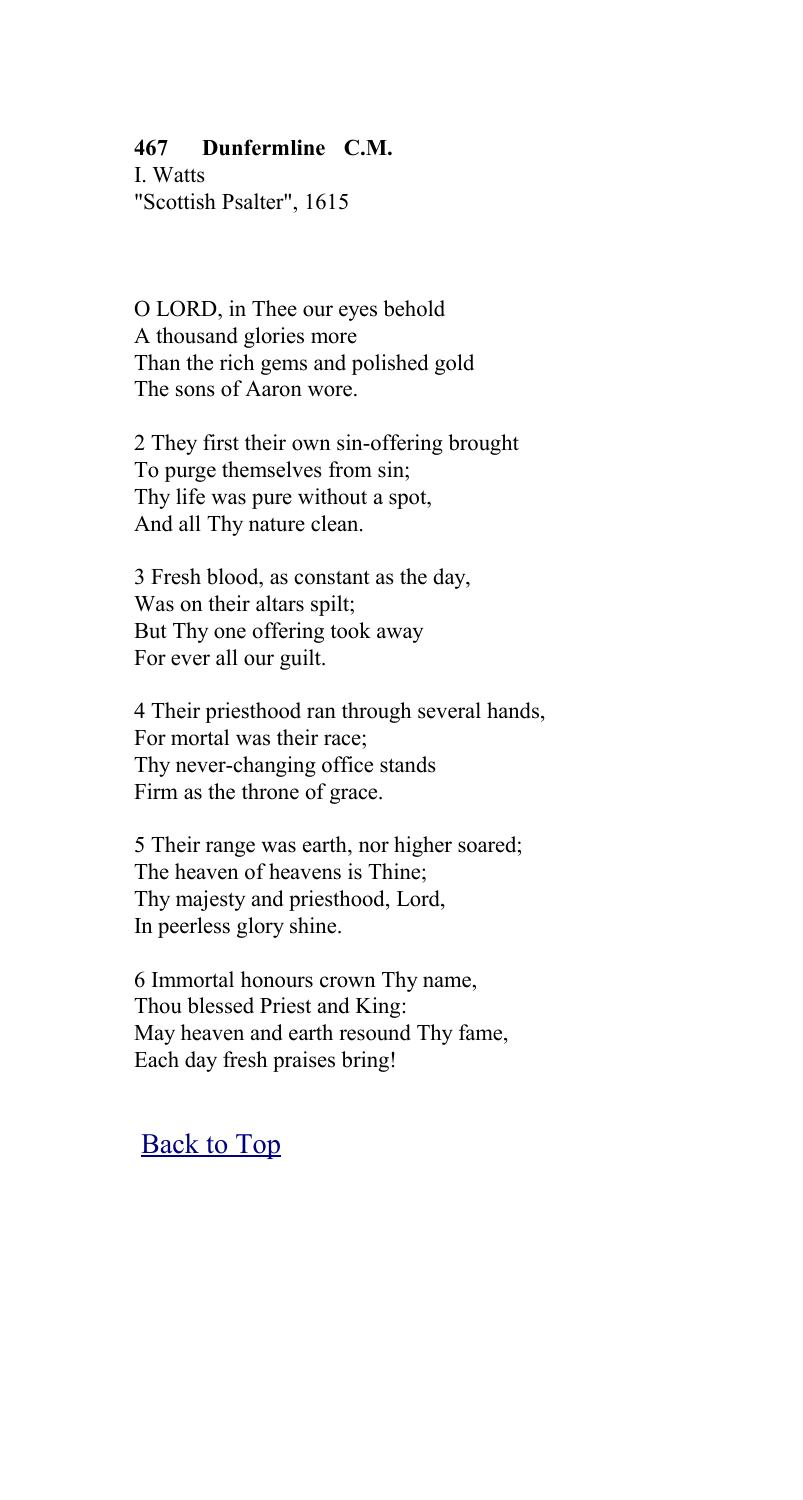**467 Dunfermline C.M.**

I. Watts
"Scottish Psalter", 1615

O LORD, in Thee our eyes behold
A thousand glories more
Than the rich gems and polished gold
The sons of Aaron wore.

2 They first their own sin-offering brought
To purge themselves from sin;
Thy life was pure without a spot,
And all Thy nature clean.

3 Fresh blood, as constant as the day,
Was on their altars spilt;
But Thy one offering took away
For ever all our guilt.

4 Their priesthood ran through several hands,
For mortal was their race;
Thy never-changing office stands
Firm as the throne of grace.

5 Their range was earth, nor higher soared;
The heaven of heavens is Thine;
Thy majesty and priesthood, Lord,
In peerless glory shine.

6 Immortal honours crown Thy name,
Thou blessed Priest and King:
May heaven and earth resound Thy fame,
Each day fresh praises bring!

Back to Top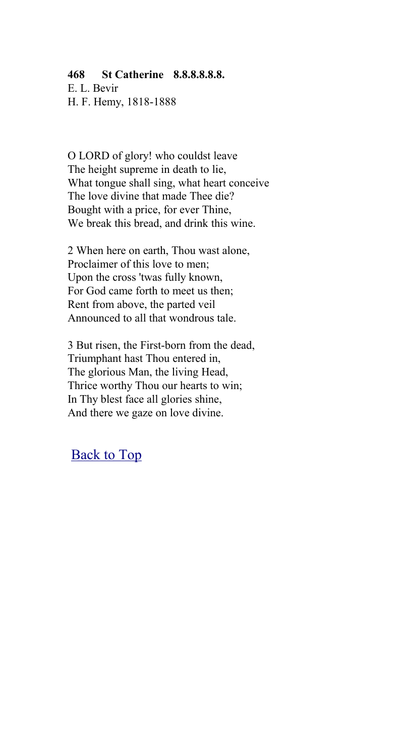**468 St Catherine 8.8.8.8.8.8.**
E. L. Bevir
H. F. Hemy, 1818-1888

O LORD of glory! who couldst leave
The height supreme in death to lie,
What tongue shall sing, what heart conceive
The love divine that made Thee die?
Bought with a price, for ever Thine,
We break this bread, and drink this wine.

2 When here on earth, Thou wast alone,
Proclaimer of this love to men;
Upon the cross 'twas fully known,
For God came forth to meet us then;
Rent from above, the parted veil
Announced to all that wondrous tale.

3 But risen, the First-born from the dead,
Triumphant hast Thou entered in,
The glorious Man, the living Head,
Thrice worthy Thou our hearts to win;
In Thy blest face all glories shine,
And there we gaze on love divine.

Back to Top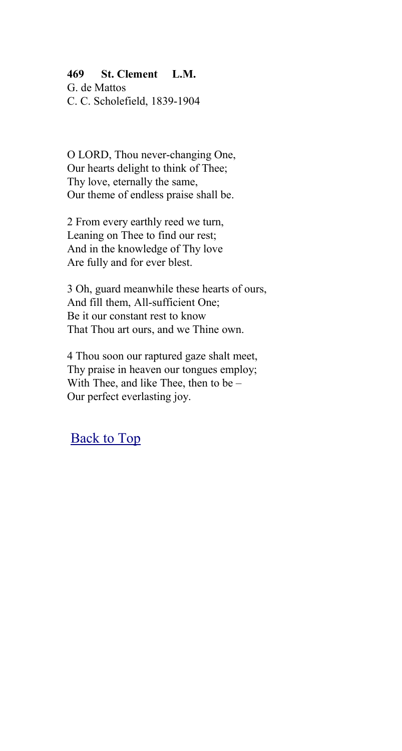**469 St. Clement L.M.**
G. de Mattos
C. C. Scholefield, 1839-1904

O LORD, Thou never-changing One,
Our hearts delight to think of Thee;
Thy love, eternally the same,
Our theme of endless praise shall be.

2 From every earthly reed we turn,
Leaning on Thee to find our rest;
And in the knowledge of Thy love
Are fully and for ever blest.

3 Oh, guard meanwhile these hearts of ours,
And fill them, All-sufficient One;
Be it our constant rest to know
That Thou art ours, and we Thine own.

4 Thou soon our raptured gaze shalt meet,
Thy praise in heaven our tongues employ;
With Thee, and like Thee, then to be –
Our perfect everlasting joy.

Back to Top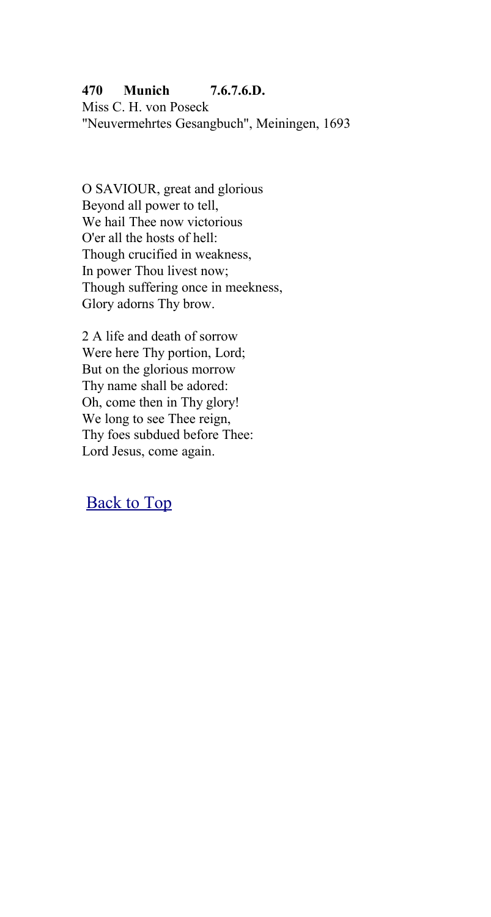**470 Munich 7.6.7.6.D.**
Miss C. H. von Poseck
"Neuvermehrtes Gesangbuch", Meiningen, 1693

O SAVIOUR, great and glorious
Beyond all power to tell,
We hail Thee now victorious
O'er all the hosts of hell:
Though crucified in weakness,
In power Thou livest now;
Though suffering once in meekness,
Glory adorns Thy brow.

2 A life and death of sorrow
Were here Thy portion, Lord;
But on the glorious morrow
Thy name shall be adored:
Oh, come then in Thy glory!
We long to see Thee reign,
Thy foes subdued before Thee:
Lord Jesus, come again.

Back to Top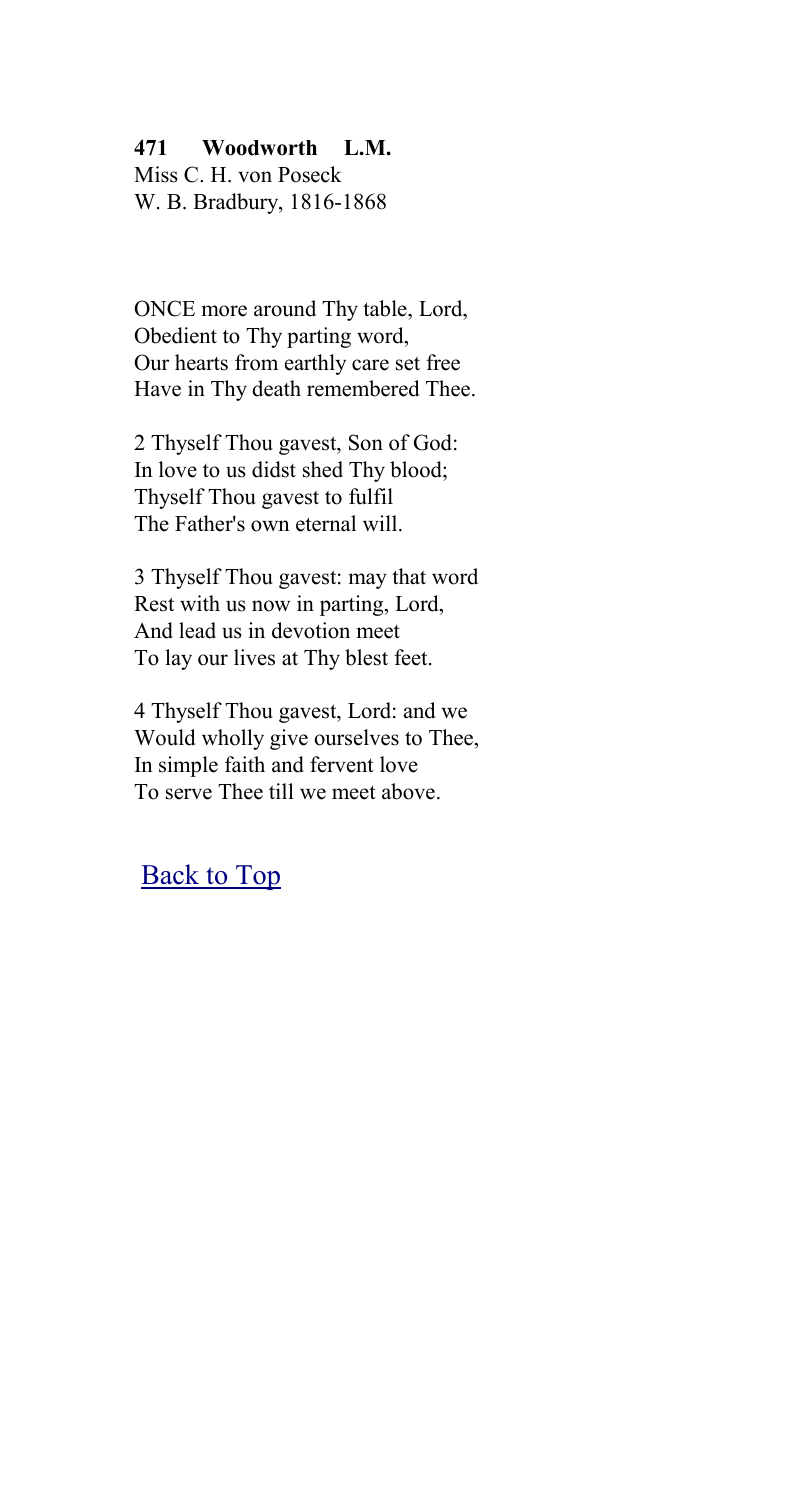**471 Woodworth L.M.**
Miss C. H. von Poseck
W. B. Bradbury, 1816-1868

ONCE more around Thy table, Lord,
Obedient to Thy parting word,
Our hearts from earthly care set free
Have in Thy death remembered Thee.

2 Thyself Thou gavest, Son of God:
In love to us didst shed Thy blood;
Thyself Thou gavest to fulfil
The Father's own eternal will.

3 Thyself Thou gavest: may that word
Rest with us now in parting, Lord,
And lead us in devotion meet
To lay our lives at Thy blest feet.

4 Thyself Thou gavest, Lord: and we
Would wholly give ourselves to Thee,
In simple faith and fervent love
To serve Thee till we meet above.

Back to Top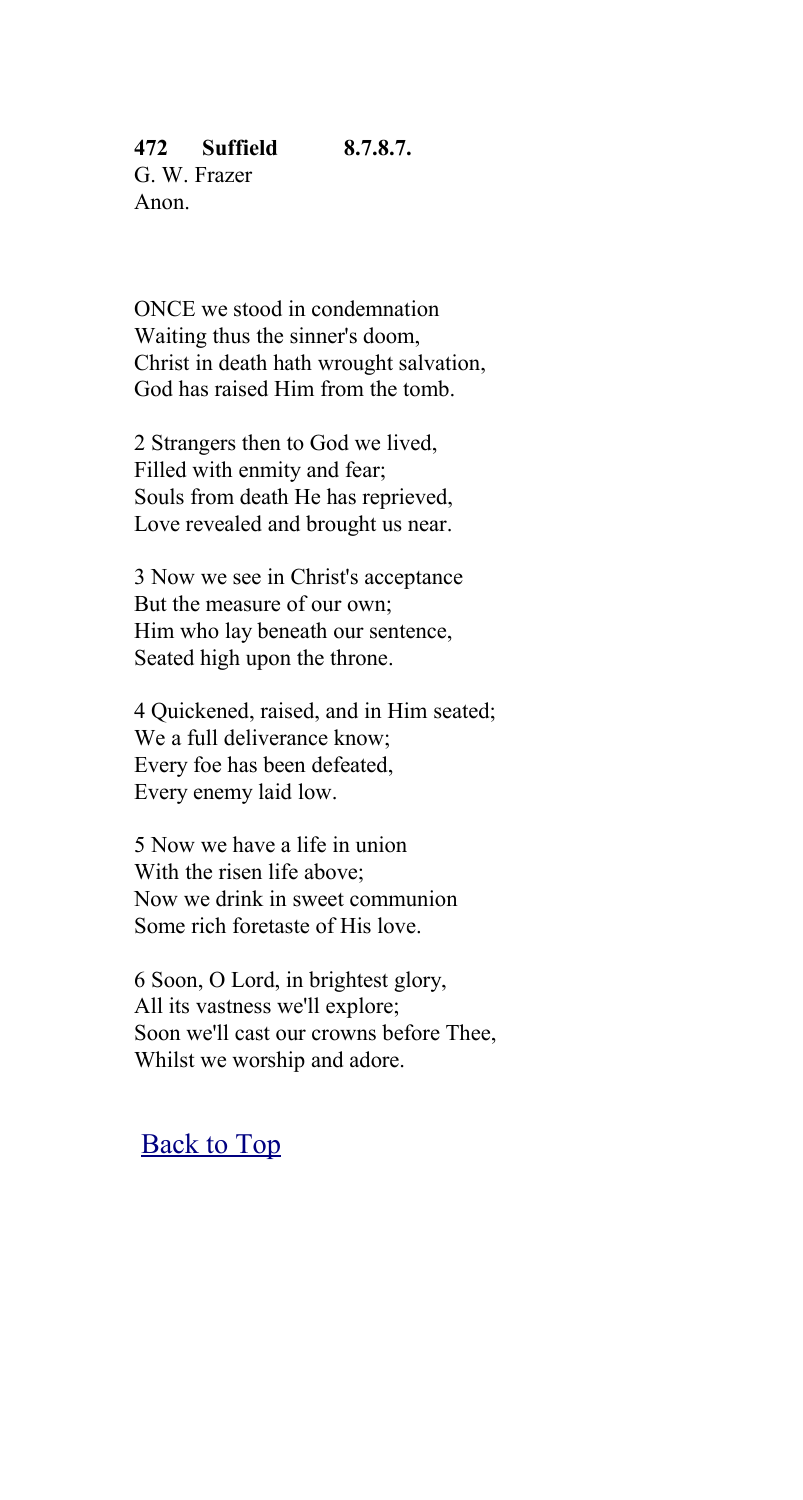**472 Suffield 8.7.8.7.**
G. W. Frazer
Anon.

ONCE we stood in condemnation
Waiting thus the sinner's doom,
Christ in death hath wrought salvation,
God has raised Him from the tomb.

2 Strangers then to God we lived,
Filled with enmity and fear;
Souls from death He has reprieved,
Love revealed and brought us near.

3 Now we see in Christ's acceptance
But the measure of our own;
Him who lay beneath our sentence,
Seated high upon the throne.

4 Quickened, raised, and in Him seated;
We a full deliverance know;
Every foe has been defeated,
Every enemy laid low.

5 Now we have a life in union
With the risen life above;
Now we drink in sweet communion
Some rich foretaste of His love.

6 Soon, O Lord, in brightest glory,
All its vastness we'll explore;
Soon we'll cast our crowns before Thee,
Whilst we worship and adore.

Back to Top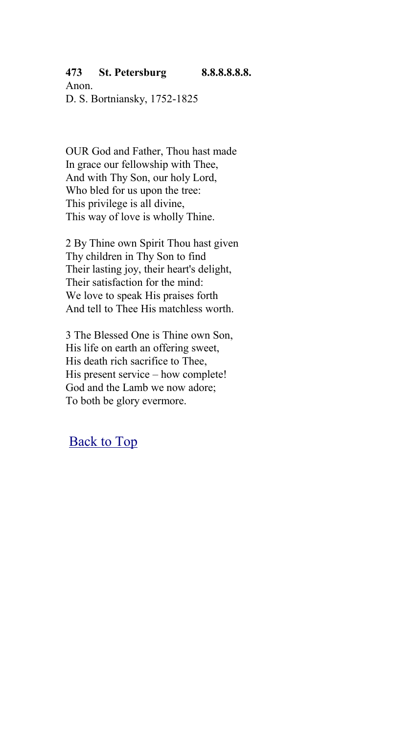**473 St. Petersburg 8.8.8.8.8.8.**
Anon.
D. S. Bortniansky, 1752-1825

OUR God and Father, Thou hast made
In grace our fellowship with Thee,
And with Thy Son, our holy Lord,
Who bled for us upon the tree:
This privilege is all divine,
This way of love is wholly Thine.

2 By Thine own Spirit Thou hast given
Thy children in Thy Son to find
Their lasting joy, their heart's delight,
Their satisfaction for the mind:
We love to speak His praises forth
And tell to Thee His matchless worth.

3 The Blessed One is Thine own Son,
His life on earth an offering sweet,
His death rich sacrifice to Thee,
His present service – how complete!
God and the Lamb we now adore;
To both be glory evermore.

Back to Top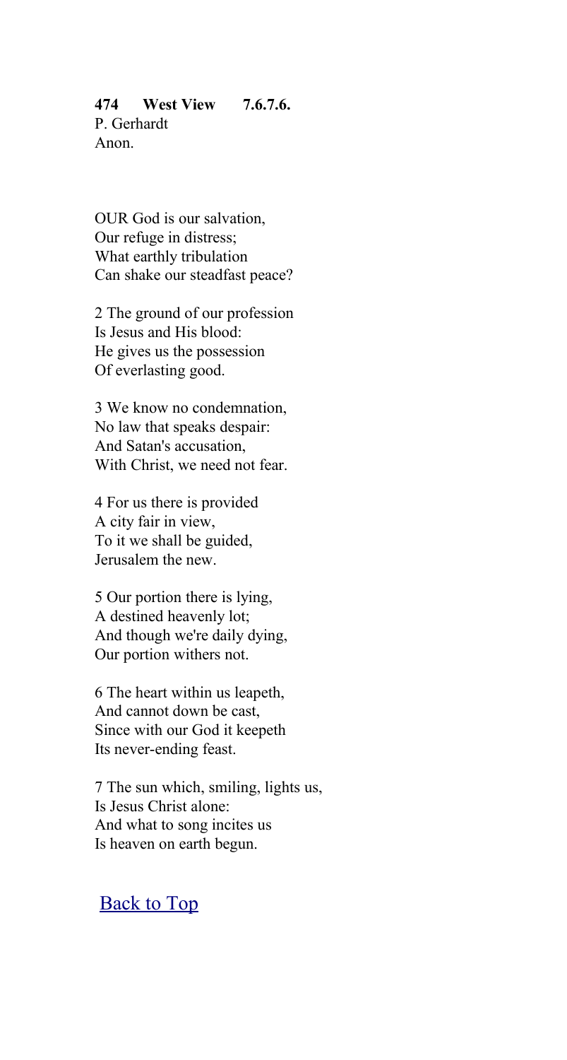**474 West View 7.6.7.6.**
P. Gerhardt
Anon.

OUR God is our salvation,
Our refuge in distress;
What earthly tribulation
Can shake our steadfast peace?

2 The ground of our profession
Is Jesus and His blood:
He gives us the possession
Of everlasting good.

3 We know no condemnation,
No law that speaks despair:
And Satan's accusation,
With Christ, we need not fear.

4 For us there is provided
A city fair in view,
To it we shall be guided,
Jerusalem the new.

5 Our portion there is lying,
A destined heavenly lot;
And though we're daily dying,
Our portion withers not.

6 The heart within us leapeth,
And cannot down be cast,
Since with our God it keepeth
Its never-ending feast.

7 The sun which, smiling, lights us,
Is Jesus Christ alone:
And what to song incites us
Is heaven on earth begun.

Back to Top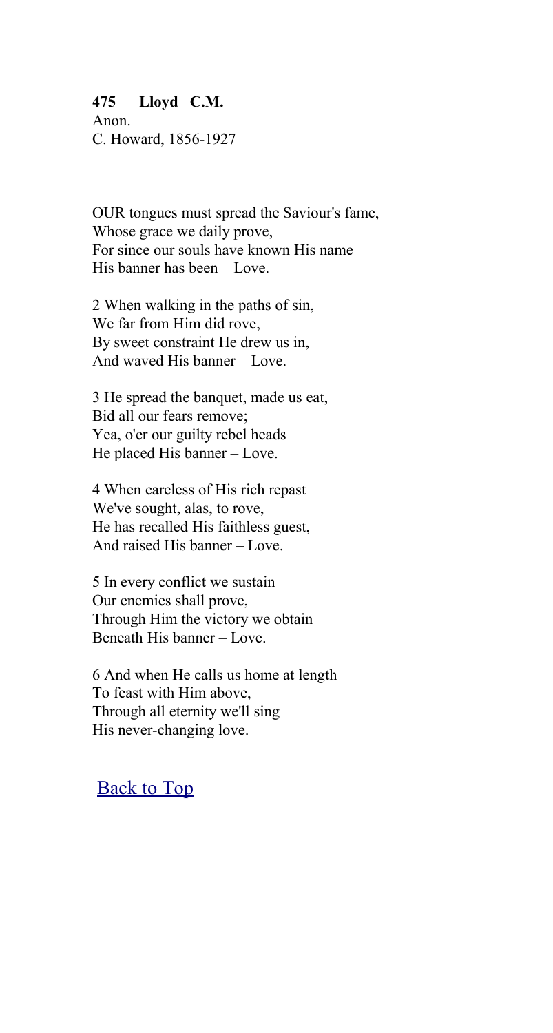**475 Lloyd C.M.**
Anon.
C. Howard, 1856-1927

OUR tongues must spread the Saviour's fame,
Whose grace we daily prove,
For since our souls have known His name
His banner has been – Love.

2 When walking in the paths of sin,
We far from Him did rove,
By sweet constraint He drew us in,
And waved His banner – Love.

3 He spread the banquet, made us eat,
Bid all our fears remove;
Yea, o'er our guilty rebel heads
He placed His banner – Love.

4 When careless of His rich repast
We've sought, alas, to rove,
He has recalled His faithless guest,
And raised His banner – Love.

5 In every conflict we sustain
Our enemies shall prove,
Through Him the victory we obtain
Beneath His banner – Love.

6 And when He calls us home at length
To feast with Him above,
Through all eternity we'll sing
His never-changing love.

Back to Top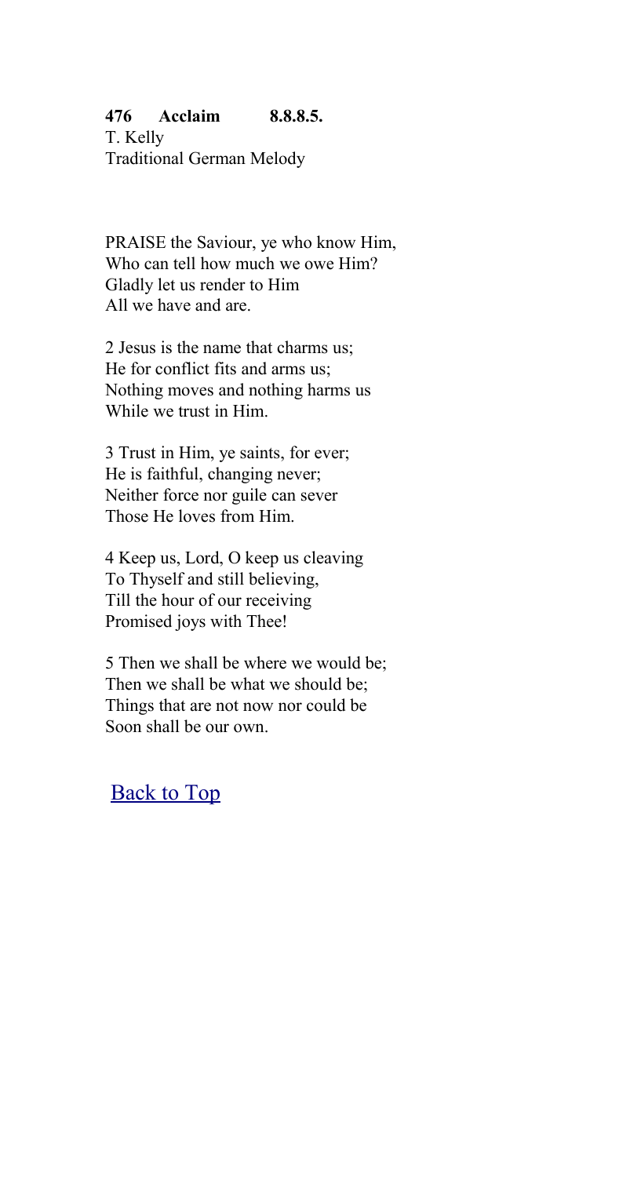**476 Acclaim 8.8.8.5.**
T. Kelly
Traditional German Melody

PRAISE the Saviour, ye who know Him,
Who can tell how much we owe Him?
Gladly let us render to Him
All we have and are.

2 Jesus is the name that charms us;
He for conflict fits and arms us;
Nothing moves and nothing harms us
While we trust in Him.

3 Trust in Him, ye saints, for ever;
He is faithful, changing never;
Neither force nor guile can sever
Those He loves from Him.

4 Keep us, Lord, O keep us cleaving
To Thyself and still believing,
Till the hour of our receiving
Promised joys with Thee!

5 Then we shall be where we would be;
Then we shall be what we should be;
Things that are not now nor could be
Soon shall be our own.

Back to Top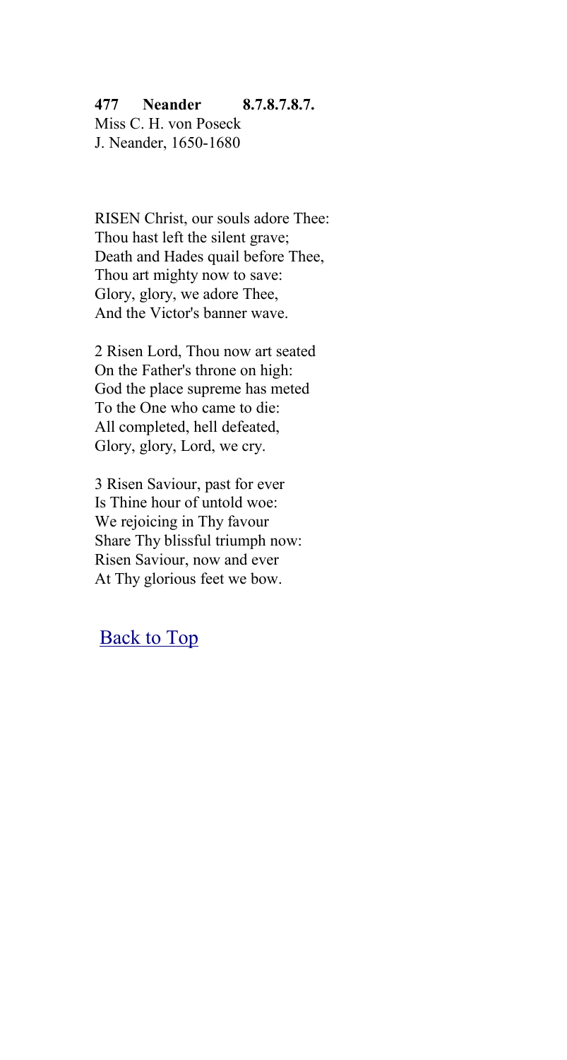**477 Neander 8.7.8.7.8.7.**
Miss C. H. von Poseck
J. Neander, 1650-1680

RISEN Christ, our souls adore Thee:
Thou hast left the silent grave;
Death and Hades quail before Thee,
Thou art mighty now to save:
Glory, glory, we adore Thee,
And the Victor's banner wave.

2 Risen Lord, Thou now art seated
On the Father's throne on high:
God the place supreme has meted
To the One who came to die:
All completed, hell defeated,
Glory, glory, Lord, we cry.

3 Risen Saviour, past for ever
Is Thine hour of untold woe:
We rejoicing in Thy favour
Share Thy blissful triumph now:
Risen Saviour, now and ever
At Thy glorious feet we bow.

Back to Top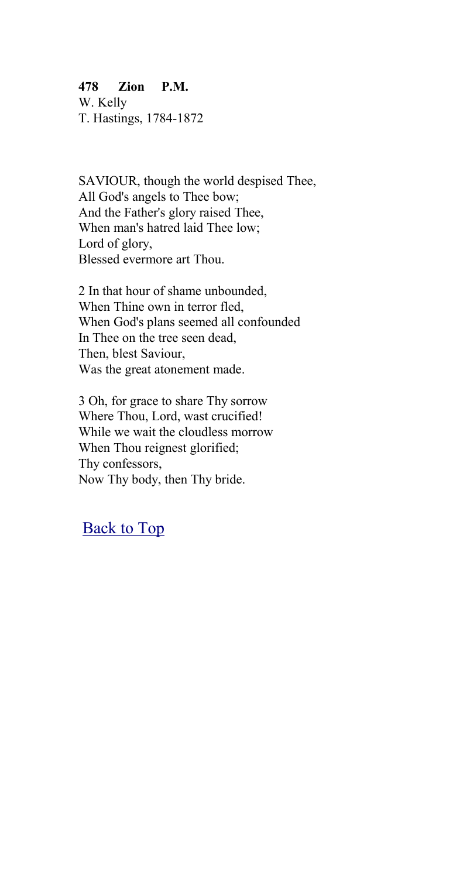**478 Zion P.M.**
W. Kelly
T. Hastings, 1784-1872

SAVIOUR, though the world despised Thee,
All God's angels to Thee bow;
And the Father's glory raised Thee,
When man's hatred laid Thee low;
Lord of glory,
Blessed evermore art Thou.

2 In that hour of shame unbounded,
When Thine own in terror fled,
When God's plans seemed all confounded
In Thee on the tree seen dead,
Then, blest Saviour,
Was the great atonement made.

3 Oh, for grace to share Thy sorrow
Where Thou, Lord, wast crucified!
While we wait the cloudless morrow
When Thou reignest glorified;
Thy confessors,
Now Thy body, then Thy bride.

Back to Top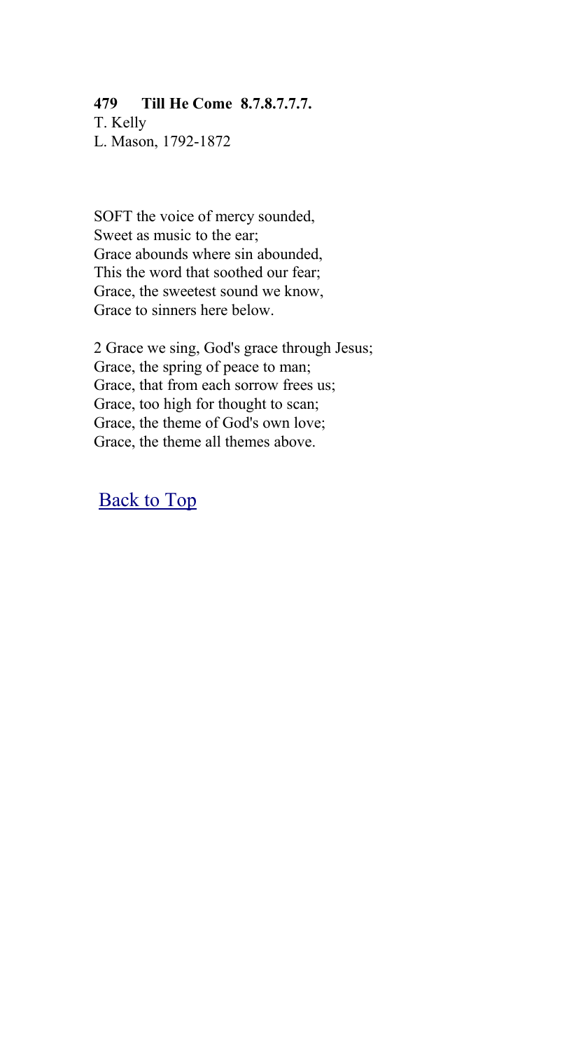**479 Till He Come 8.7.8.7.7.7.**

T. Kelly
L. Mason, 1792-1872

SOFT the voice of mercy sounded,
Sweet as music to the ear;
Grace abounds where sin abounded,
This the word that soothed our fear;
Grace, the sweetest sound we know,
Grace to sinners here below.

2 Grace we sing, God's grace through Jesus;
Grace, the spring of peace to man;
Grace, that from each sorrow frees us;
Grace, too high for thought to scan;
Grace, the theme of God's own love;
Grace, the theme all themes above.

Back to Top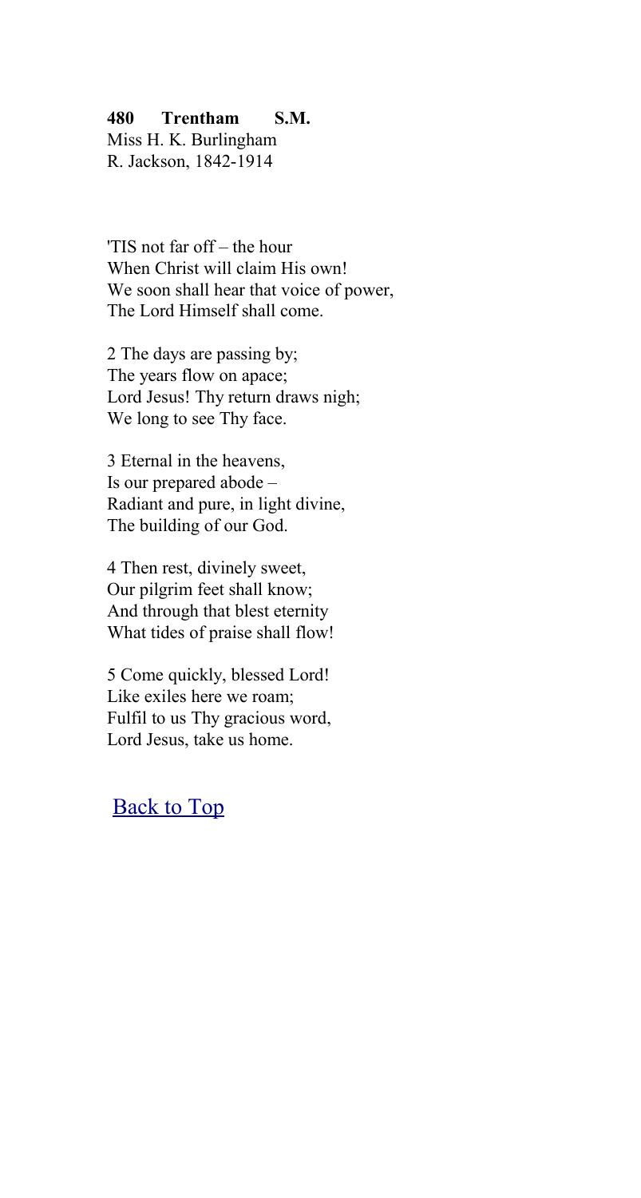**480 Trentham S.M.**
Miss H. K. Burlingham
R. Jackson, 1842-1914

'TIS not far off – the hour
When Christ will claim His own!
We soon shall hear that voice of power,
The Lord Himself shall come.

2 The days are passing by;
The years flow on apace;
Lord Jesus! Thy return draws nigh;
We long to see Thy face.

3 Eternal in the heavens,
Is our prepared abode –
Radiant and pure, in light divine,
The building of our God.

4 Then rest, divinely sweet,
Our pilgrim feet shall know;
And through that blest eternity
What tides of praise shall flow!

5 Come quickly, blessed Lord!
Like exiles here we roam;
Fulfil to us Thy gracious word,
Lord Jesus, take us home.

Back to Top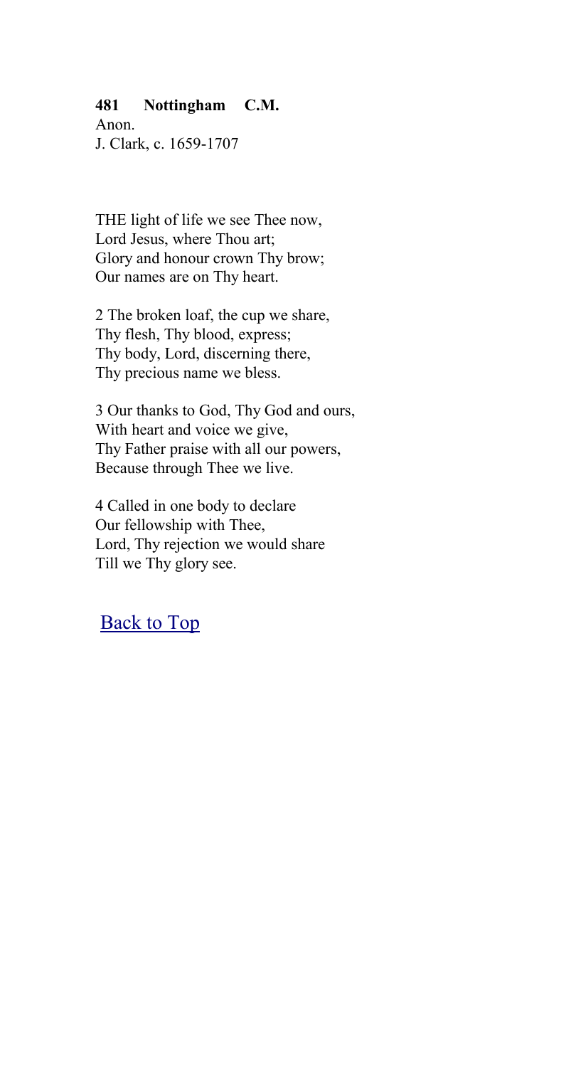**481 Nottingham C.M.**
Anon.
J. Clark, c. 1659-1707

THE light of life we see Thee now,
Lord Jesus, where Thou art;
Glory and honour crown Thy brow;
Our names are on Thy heart.

2 The broken loaf, the cup we share,
Thy flesh, Thy blood, express;
Thy body, Lord, discerning there,
Thy precious name we bless.

3 Our thanks to God, Thy God and ours,
With heart and voice we give,
Thy Father praise with all our powers,
Because through Thee we live.

4 Called in one body to declare
Our fellowship with Thee,
Lord, Thy rejection we would share
Till we Thy glory see.

Back to Top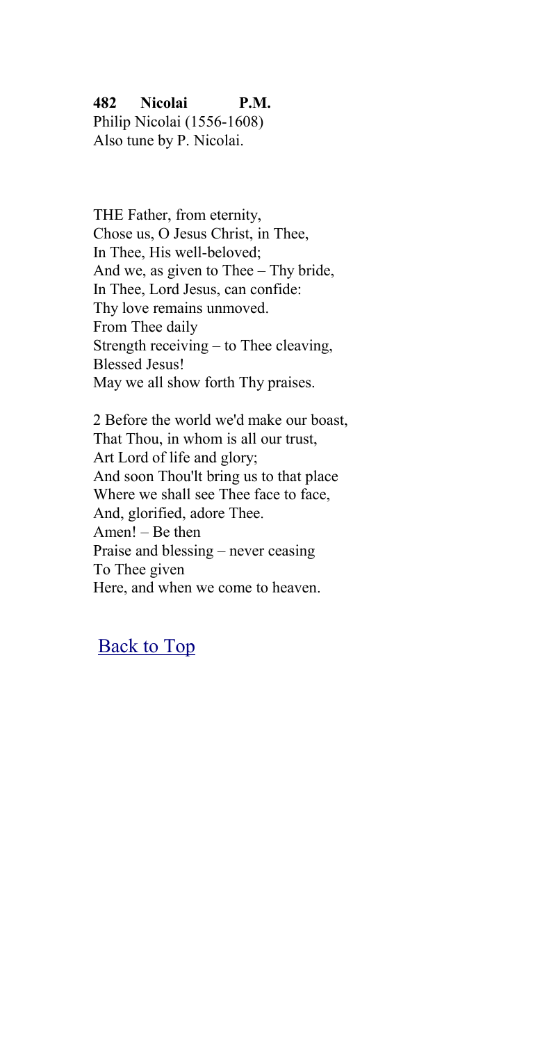**482 Nicolai P.M.**
Philip Nicolai (1556-1608)
Also tune by P. Nicolai.

THE Father, from eternity,
Chose us, O Jesus Christ, in Thee,
In Thee, His well-beloved;
And we, as given to Thee – Thy bride,
In Thee, Lord Jesus, can confide:
Thy love remains unmoved.
From Thee daily
Strength receiving – to Thee cleaving,
Blessed Jesus!
May we all show forth Thy praises.

2 Before the world we'd make our boast,
That Thou, in whom is all our trust,
Art Lord of life and glory;
And soon Thou'lt bring us to that place
Where we shall see Thee face to face,
And, glorified, adore Thee.
Amen! – Be then
Praise and blessing – never ceasing
To Thee given
Here, and when we come to heaven.

Back to Top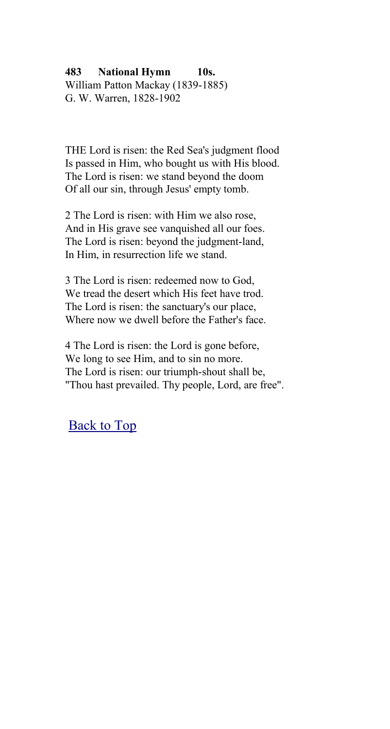**483 National Hymn 10s.**
William Patton Mackay (1839-1885)
G. W. Warren, 1828-1902

THE Lord is risen: the Red Sea's judgment flood
Is passed in Him, who bought us with His blood.
The Lord is risen: we stand beyond the doom
Of all our sin, through Jesus' empty tomb.

2 The Lord is risen: with Him we also rose,
And in His grave see vanquished all our foes.
The Lord is risen: beyond the judgment-land,
In Him, in resurrection life we stand.

3 The Lord is risen: redeemed now to God,
We tread the desert which His feet have trod.
The Lord is risen: the sanctuary's our place,
Where now we dwell before the Father's face.

4 The Lord is risen: the Lord is gone before,
We long to see Him, and to sin no more.
The Lord is risen: our triumph-shout shall be,
"Thou hast prevailed. Thy people, Lord, are free".

Back to Top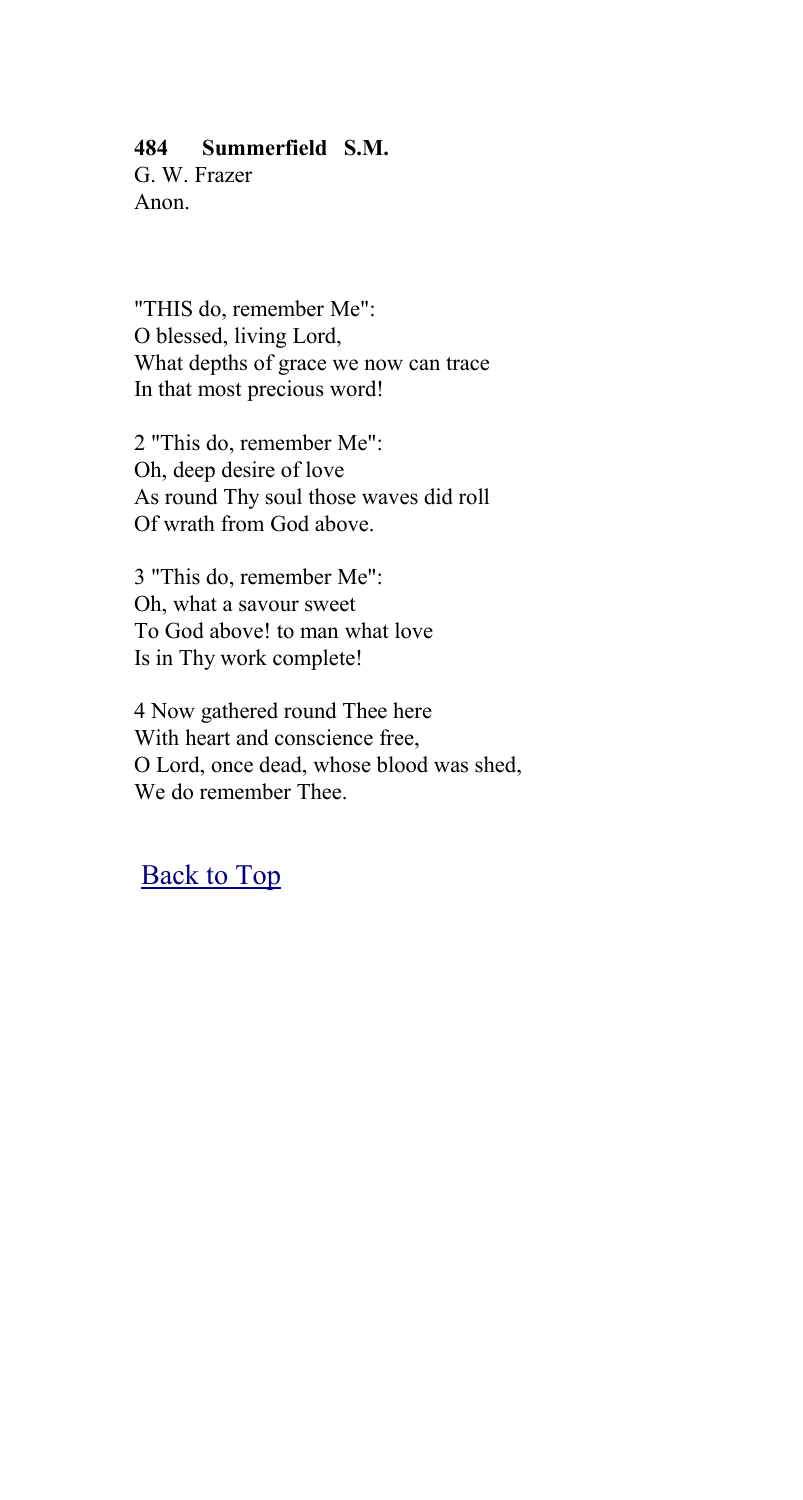**484 Summerfield S.M.**
G. W. Frazer
Anon.

"THIS do, remember Me":
O blessed, living Lord,
What depths of grace we now can trace
In that most precious word!

2 "This do, remember Me":
Oh, deep desire of love
As round Thy soul those waves did roll
Of wrath from God above.

3 "This do, remember Me":
Oh, what a savour sweet
To God above! to man what love
Is in Thy work complete!

4 Now gathered round Thee here
With heart and conscience free,
O Lord, once dead, whose blood was shed,
We do remember Thee.

Back to Top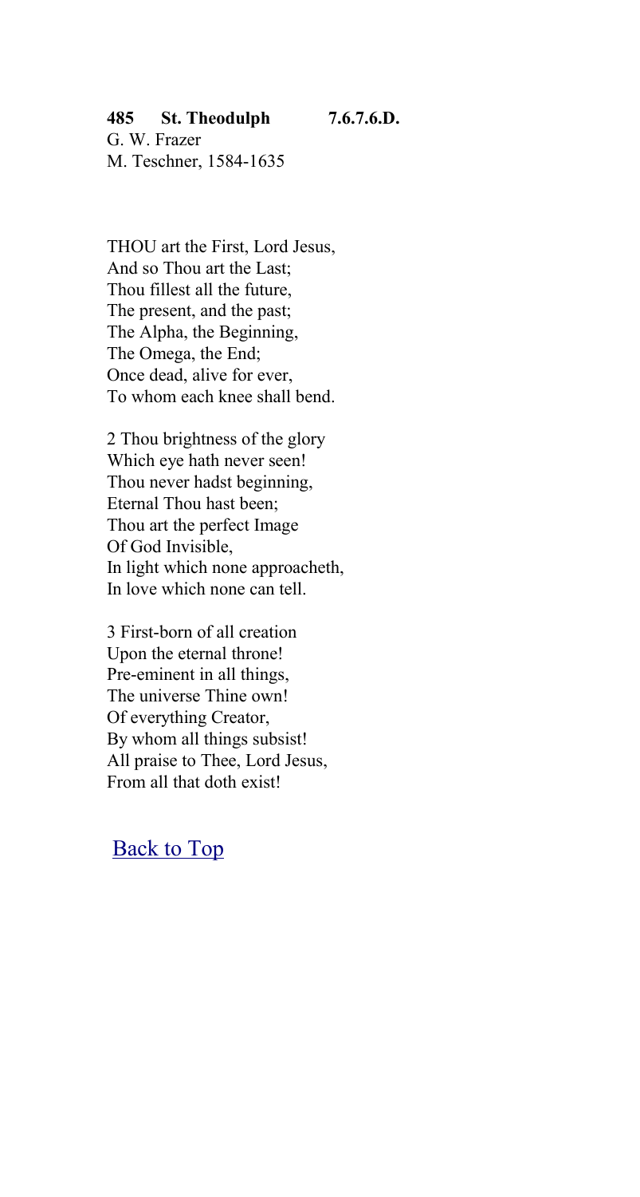**485 St. Theodulph 7.6.7.6.D.**
G. W. Frazer
M. Teschner, 1584-1635

THOU art the First, Lord Jesus,
And so Thou art the Last;
Thou fillest all the future,
The present, and the past;
The Alpha, the Beginning,
The Omega, the End;
Once dead, alive for ever,
To whom each knee shall bend.

2 Thou brightness of the glory
Which eye hath never seen!
Thou never hadst beginning,
Eternal Thou hast been;
Thou art the perfect Image
Of God Invisible,
In light which none approacheth,
In love which none can tell.

3 First-born of all creation
Upon the eternal throne!
Pre-eminent in all things,
The universe Thine own!
Of everything Creator,
By whom all things subsist!
All praise to Thee, Lord Jesus,
From all that doth exist!

Back to Top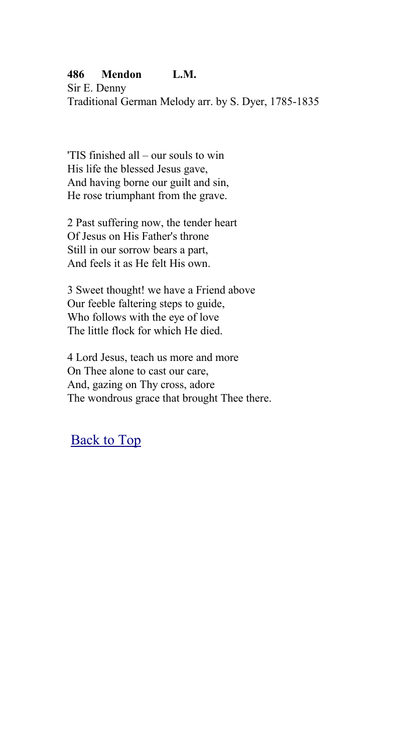**486 Mendon L.M.**
Sir E. Denny
Traditional German Melody arr. by S. Dyer, 1785-1835

'TIS finished all – our souls to win
His life the blessed Jesus gave,
And having borne our guilt and sin,
He rose triumphant from the grave.

2 Past suffering now, the tender heart
Of Jesus on His Father's throne
Still in our sorrow bears a part,
And feels it as He felt His own.

3 Sweet thought! we have a Friend above
Our feeble faltering steps to guide,
Who follows with the eye of love
The little flock for which He died.

4 Lord Jesus, teach us more and more
On Thee alone to cast our care,
And, gazing on Thy cross, adore
The wondrous grace that brought Thee there.

Back to Top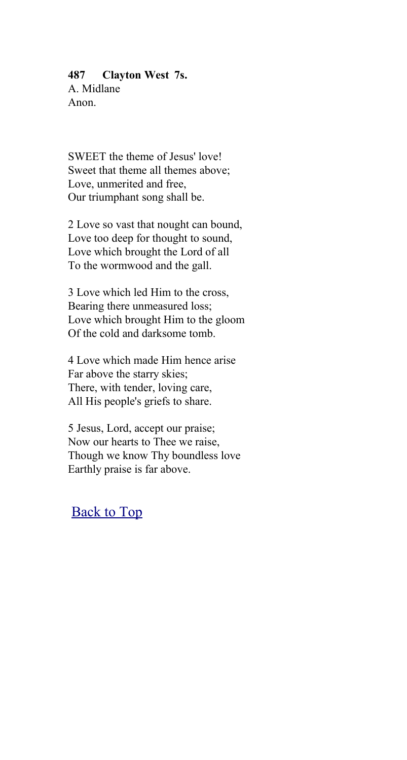**487 Clayton West 7s.**
A. Midlane
Anon.

SWEET the theme of Jesus' love!
Sweet that theme all themes above;
Love, unmerited and free,
Our triumphant song shall be.

2 Love so vast that nought can bound,
Love too deep for thought to sound,
Love which brought the Lord of all
To the wormwood and the gall.

3 Love which led Him to the cross,
Bearing there unmeasured loss;
Love which brought Him to the gloom
Of the cold and darksome tomb.

4 Love which made Him hence arise
Far above the starry skies;
There, with tender, loving care,
All His people's griefs to share.

5 Jesus, Lord, accept our praise;
Now our hearts to Thee we raise,
Though we know Thy boundless love
Earthly praise is far above.

Back to Top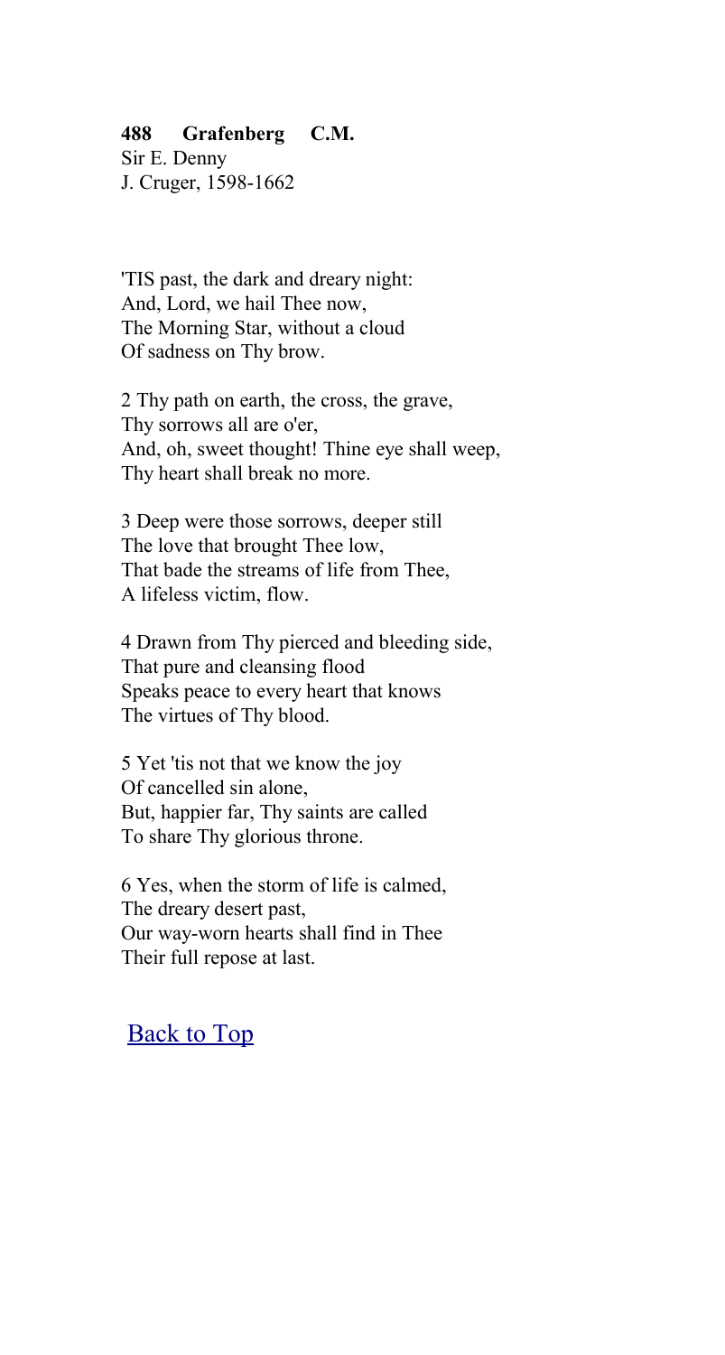**488 Grafenberg C.M.**
Sir E. Denny
J. Cruger, 1598-1662

'TIS past, the dark and dreary night:
And, Lord, we hail Thee now,
The Morning Star, without a cloud
Of sadness on Thy brow.

2 Thy path on earth, the cross, the grave,
Thy sorrows all are o'er,
And, oh, sweet thought! Thine eye shall weep,
Thy heart shall break no more.

3 Deep were those sorrows, deeper still
The love that brought Thee low,
That bade the streams of life from Thee,
A lifeless victim, flow.

4 Drawn from Thy pierced and bleeding side,
That pure and cleansing flood
Speaks peace to every heart that knows
The virtues of Thy blood.

5 Yet 'tis not that we know the joy
Of cancelled sin alone,
But, happier far, Thy saints are called
To share Thy glorious throne.

6 Yes, when the storm of life is calmed,
The dreary desert past,
Our way-worn hearts shall find in Thee
Their full repose at last.

Back to Top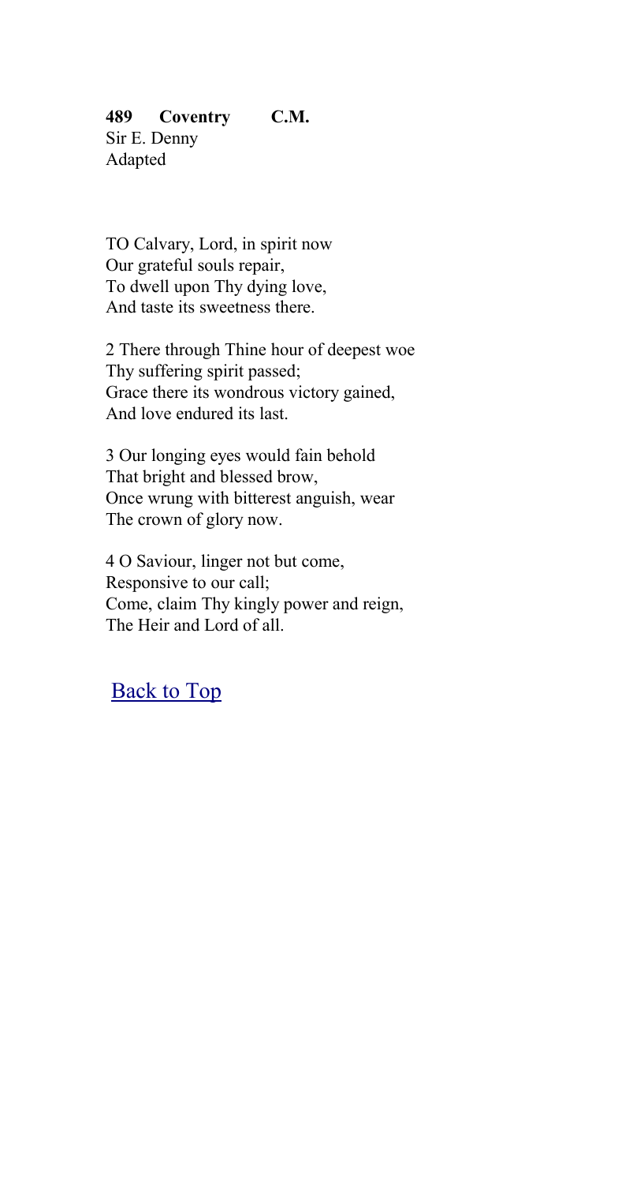**489 Coventry C.M.**
Sir E. Denny
Adapted

TO Calvary, Lord, in spirit now
Our grateful souls repair,
To dwell upon Thy dying love,
And taste its sweetness there.

2 There through Thine hour of deepest woe
Thy suffering spirit passed;
Grace there its wondrous victory gained,
And love endured its last.

3 Our longing eyes would fain behold
That bright and blessed brow,
Once wrung with bitterest anguish, wear
The crown of glory now.

4 O Saviour, linger not but come,
Responsive to our call;
Come, claim Thy kingly power and reign,
The Heir and Lord of all.

Back to Top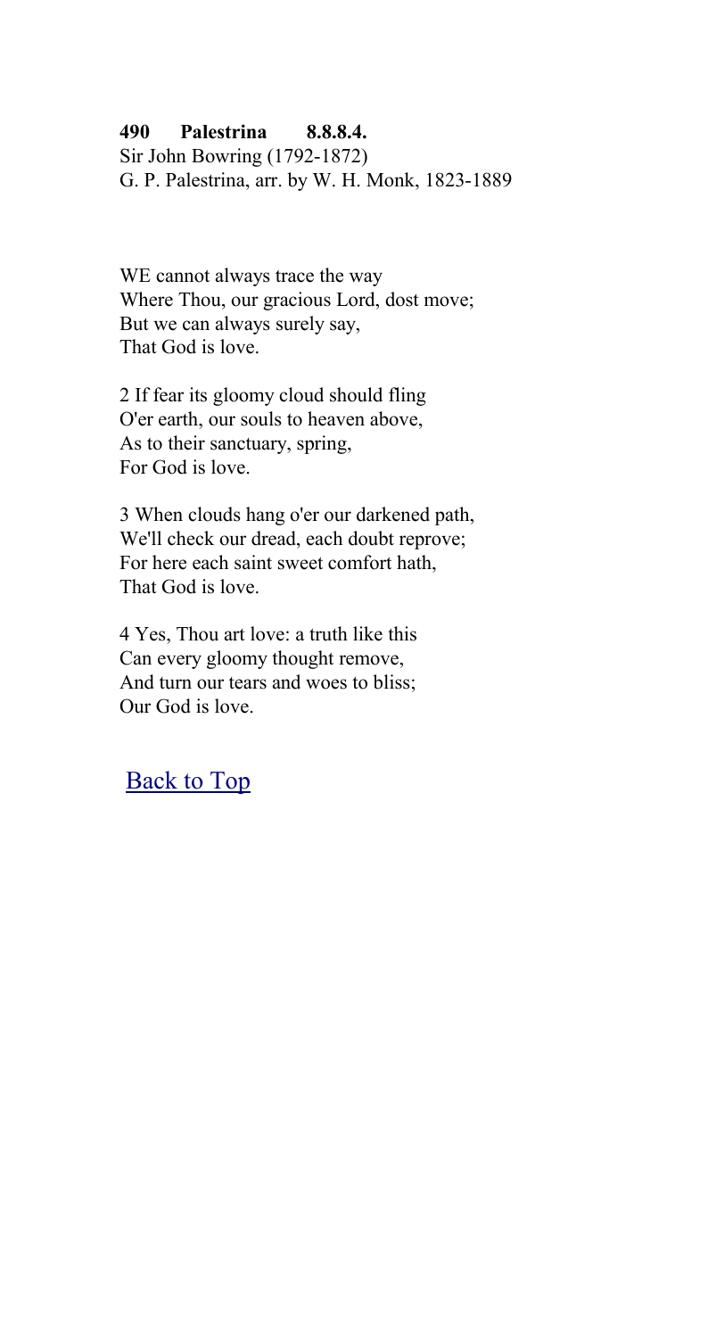**490 Palestrina 8.8.8.4.**
Sir John Bowring (1792-1872)
G. P. Palestrina, arr. by W. H. Monk, 1823-1889

WE cannot always trace the way
Where Thou, our gracious Lord, dost move;
But we can always surely say,
That God is love.

2 If fear its gloomy cloud should fling
O'er earth, our souls to heaven above,
As to their sanctuary, spring,
For God is love.

3 When clouds hang o'er our darkened path,
We'll check our dread, each doubt reprove;
For here each saint sweet comfort hath,
That God is love.

4 Yes, Thou art love: a truth like this
Can every gloomy thought remove,
And turn our tears and woes to bliss;
Our God is love.

Back to Top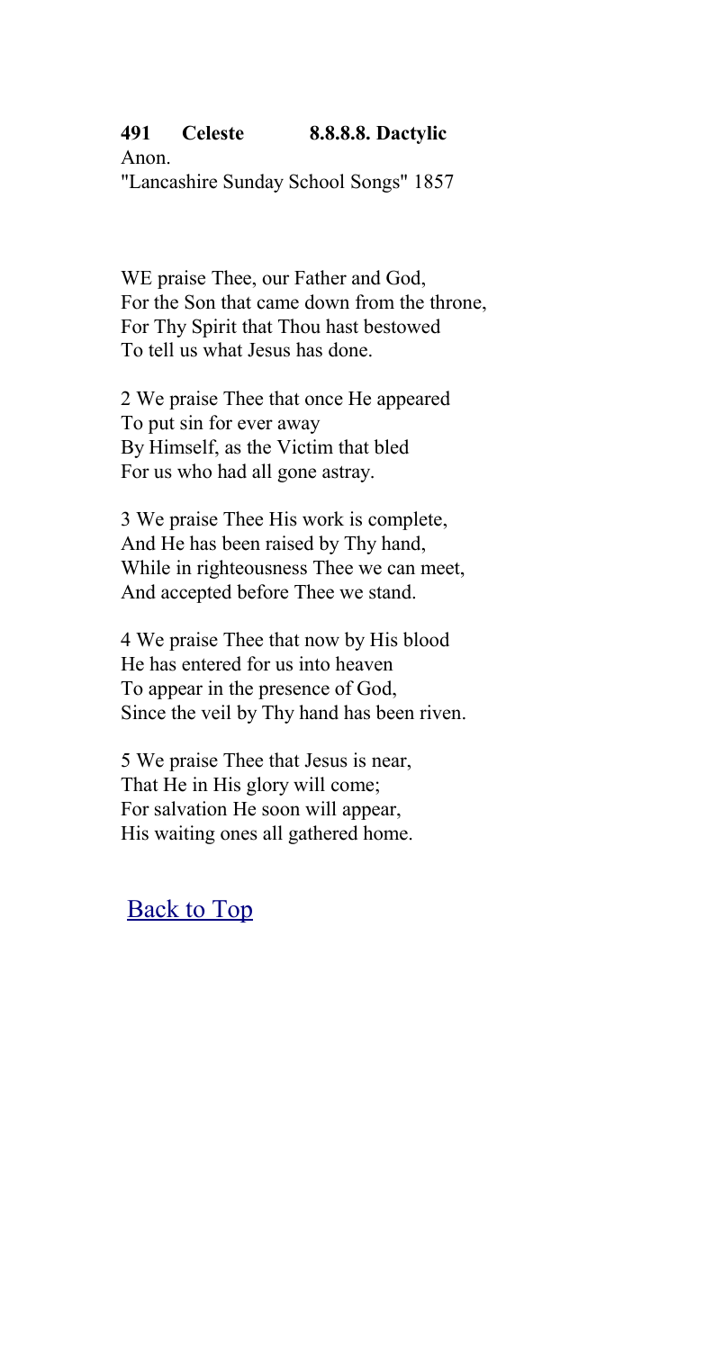**491 Celeste 8.8.8.8. Dactylic**

Anon.
"Lancashire Sunday School Songs" 1857

WE praise Thee, our Father and God,
For the Son that came down from the throne,
For Thy Spirit that Thou hast bestowed
To tell us what Jesus has done.

2 We praise Thee that once He appeared
To put sin for ever away
By Himself, as the Victim that bled
For us who had all gone astray.

3 We praise Thee His work is complete,
And He has been raised by Thy hand,
While in righteousness Thee we can meet,
And accepted before Thee we stand.

4 We praise Thee that now by His blood
He has entered for us into heaven
To appear in the presence of God,
Since the veil by Thy hand has been riven.

5 We praise Thee that Jesus is near,
That He in His glory will come;
For salvation He soon will appear,
His waiting ones all gathered home.

Back to Top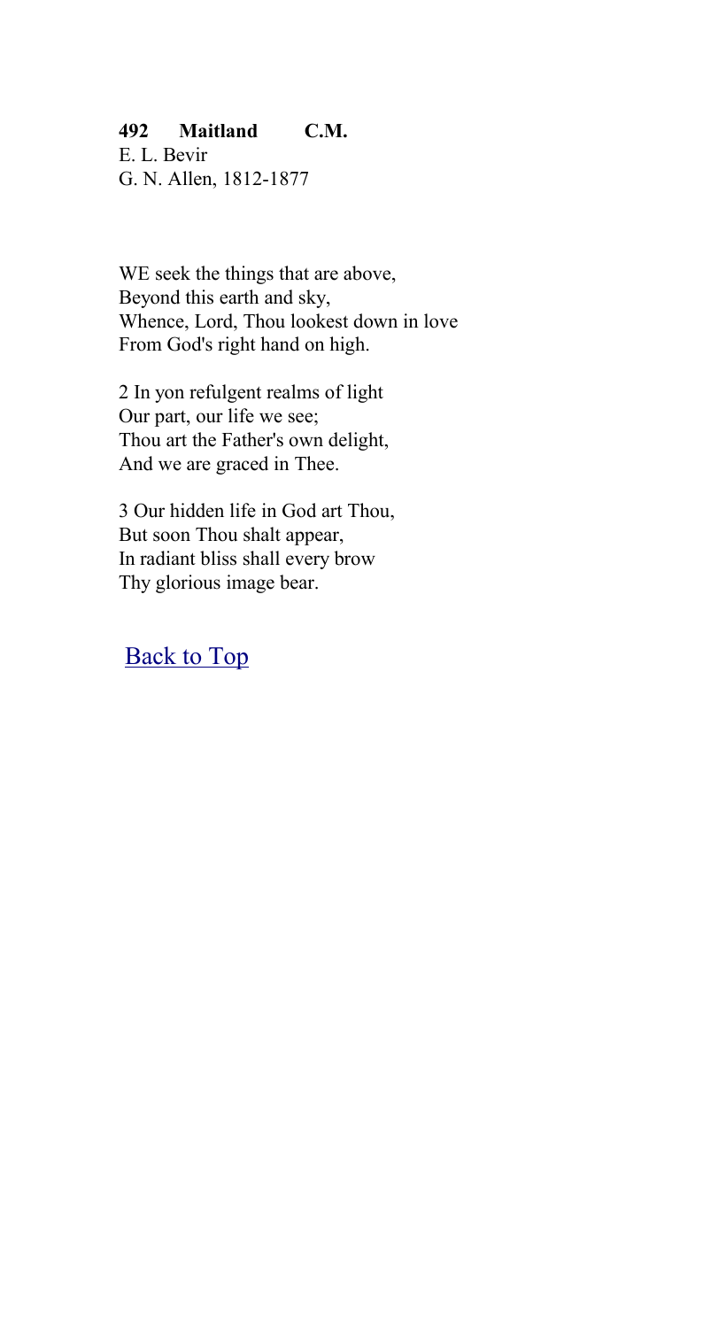**492 Maitland C.M.**
E. L. Bevir
G. N. Allen, 1812-1877

WE seek the things that are above,
Beyond this earth and sky,
Whence, Lord, Thou lookest down in love
From God's right hand on high.

2 In yon refulgent realms of light
Our part, our life we see;
Thou art the Father's own delight,
And we are graced in Thee.

3 Our hidden life in God art Thou,
But soon Thou shalt appear,
In radiant bliss shall every brow
Thy glorious image bear.

Back to Top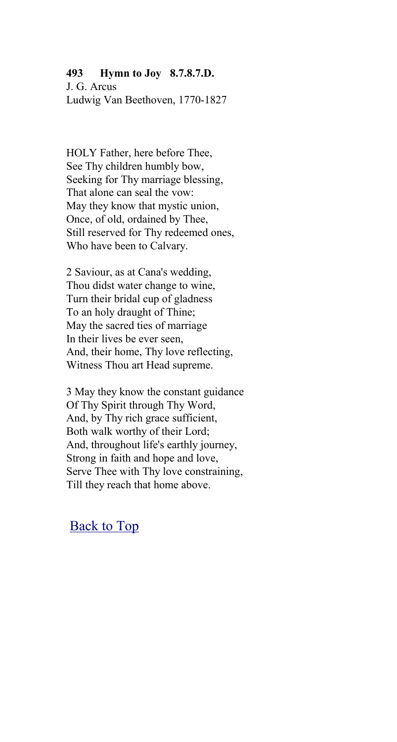**493 Hymn to Joy 8.7.8.7.D.**
J. G. Arcus
Ludwig Van Beethoven, 1770-1827

HOLY Father, here before Thee,
See Thy children humbly bow,
Seeking for Thy marriage blessing,
That alone can seal the vow:
May they know that mystic union,
Once, of old, ordained by Thee,
Still reserved for Thy redeemed ones,
Who have been to Calvary.

2 Saviour, as at Cana's wedding,
Thou didst water change to wine,
Turn their bridal cup of gladness
To an holy draught of Thine;
May the sacred ties of marriage
In their lives be ever seen,
And, their home, Thy love reflecting,
Witness Thou art Head supreme.

3 May they know the constant guidance
Of Thy Spirit through Thy Word,
And, by Thy rich grace sufficient,
Both walk worthy of their Lord;
And, throughout life's earthly journey,
Strong in faith and hope and love,
Serve Thee with Thy love constraining,
Till they reach that home above.

Back to Top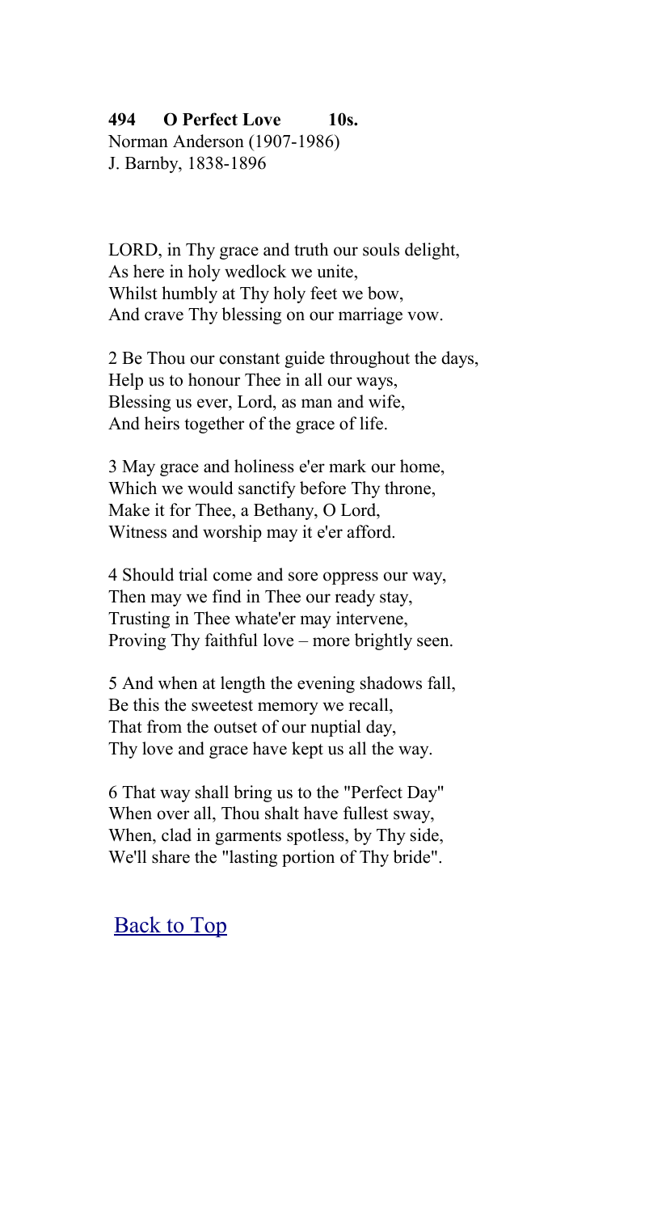**494 O Perfect Love 10s.**
Norman Anderson (1907-1986)
J. Barnby, 1838-1896

LORD, in Thy grace and truth our souls delight,
As here in holy wedlock we unite,
Whilst humbly at Thy holy feet we bow,
And crave Thy blessing on our marriage vow.

2 Be Thou our constant guide throughout the days,
Help us to honour Thee in all our ways,
Blessing us ever, Lord, as man and wife,
And heirs together of the grace of life.

3 May grace and holiness e'er mark our home,
Which we would sanctify before Thy throne,
Make it for Thee, a Bethany, O Lord,
Witness and worship may it e'er afford.

4 Should trial come and sore oppress our way,
Then may we find in Thee our ready stay,
Trusting in Thee whate'er may intervene,
Proving Thy faithful love – more brightly seen.

5 And when at length the evening shadows fall,
Be this the sweetest memory we recall,
That from the outset of our nuptial day,
Thy love and grace have kept us all the way.

6 That way shall bring us to the "Perfect Day"
When over all, Thou shalt have fullest sway,
When, clad in garments spotless, by Thy side,
We'll share the "lasting portion of Thy bride".

Back to Top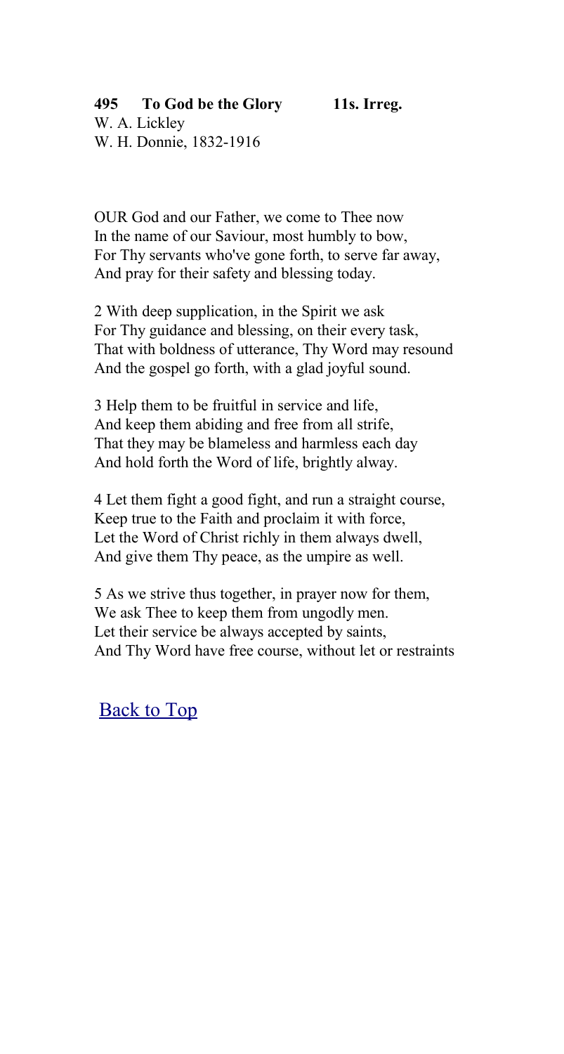**495 To God be the Glory 11s. Irreg.**
W. A. Lickley
W. H. Donnie, 1832-1916

OUR God and our Father, we come to Thee now
In the name of our Saviour, most humbly to bow,
For Thy servants who've gone forth, to serve far away,
And pray for their safety and blessing today.

2 With deep supplication, in the Spirit we ask
For Thy guidance and blessing, on their every task,
That with boldness of utterance, Thy Word may resound
And the gospel go forth, with a glad joyful sound.

3 Help them to be fruitful in service and life,
And keep them abiding and free from all strife,
That they may be blameless and harmless each day
And hold forth the Word of life, brightly alway.

4 Let them fight a good fight, and run a straight course,
Keep true to the Faith and proclaim it with force,
Let the Word of Christ richly in them always dwell,
And give them Thy peace, as the umpire as well.

5 As we strive thus together, in prayer now for them,
We ask Thee to keep them from ungodly men.
Let their service be always accepted by saints,
And Thy Word have free course, without let or restraints

Back to Top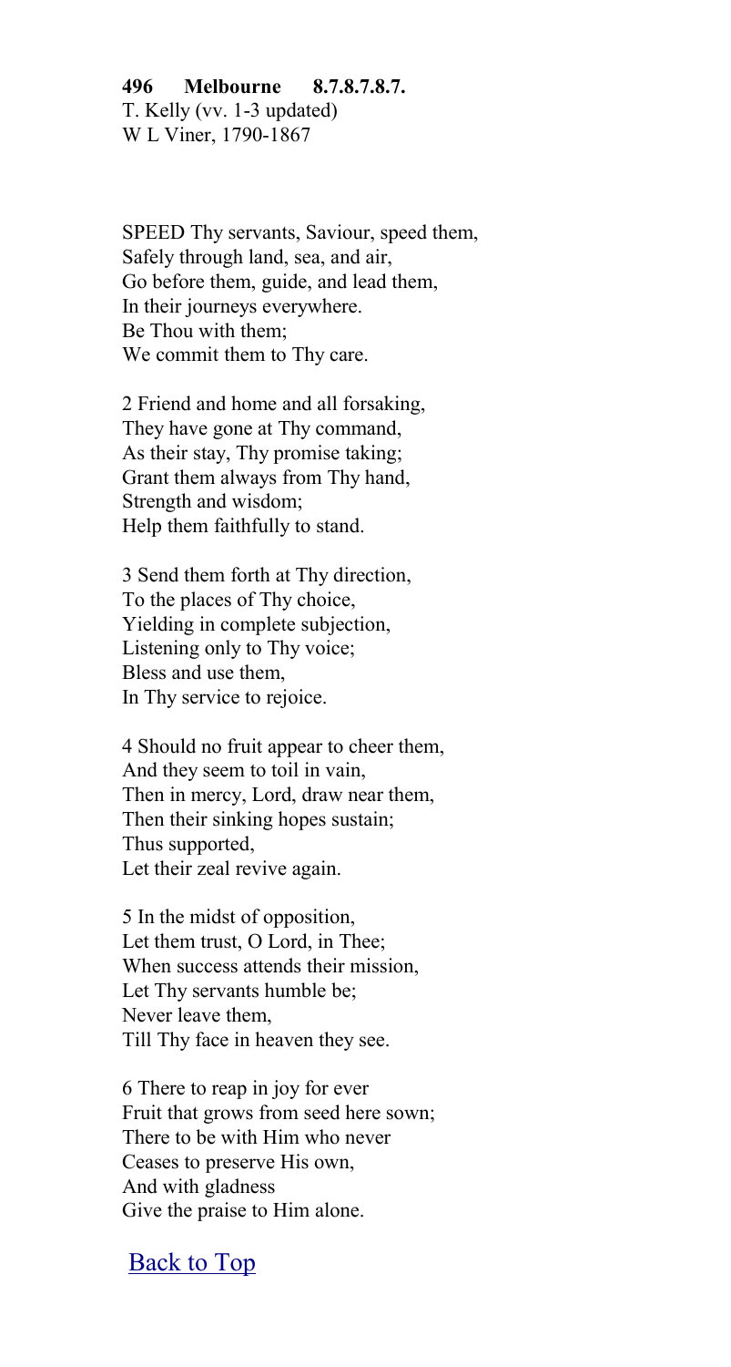**496 Melbourne 8.7.8.7.8.7.**
T. Kelly (vv. 1-3 updated)
W L Viner, 1790-1867

SPEED Thy servants, Saviour, speed them,
Safely through land, sea, and air,
Go before them, guide, and lead them,
In their journeys everywhere.
Be Thou with them;
We commit them to Thy care.

2 Friend and home and all forsaking,
They have gone at Thy command,
As their stay, Thy promise taking;
Grant them always from Thy hand,
Strength and wisdom;
Help them faithfully to stand.

3 Send them forth at Thy direction,
To the places of Thy choice,
Yielding in complete subjection,
Listening only to Thy voice;
Bless and use them,
In Thy service to rejoice.

4 Should no fruit appear to cheer them,
And they seem to toil in vain,
Then in mercy, Lord, draw near them,
Then their sinking hopes sustain;
Thus supported,
Let their zeal revive again.

5 In the midst of opposition,
Let them trust, O Lord, in Thee;
When success attends their mission,
Let Thy servants humble be;
Never leave them,
Till Thy face in heaven they see.

6 There to reap in joy for ever
Fruit that grows from seed here sown;
There to be with Him who never
Ceases to preserve His own,
And with gladness
Give the praise to Him alone.

Back to Top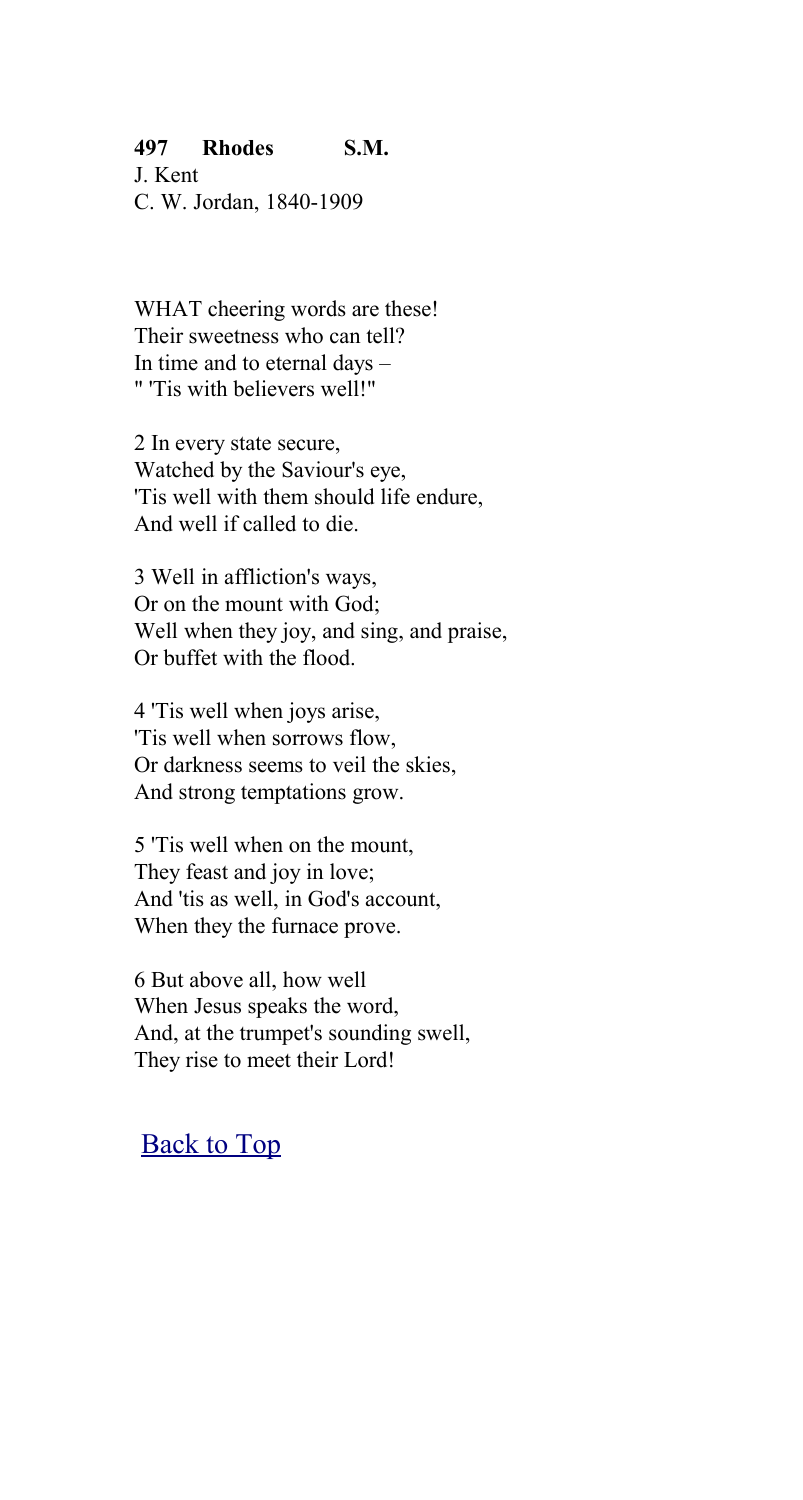**497 Rhodes S.M.**
J. Kent
C. W. Jordan, 1840-1909

WHAT cheering words are these!
Their sweetness who can tell?
In time and to eternal days –
" 'Tis with believers well!"

2 In every state secure,
Watched by the Saviour's eye,
'Tis well with them should life endure,
And well if called to die.

3 Well in affliction's ways,
Or on the mount with God;
Well when they joy, and sing, and praise,
Or buffet with the flood.

4 'Tis well when joys arise,
'Tis well when sorrows flow,
Or darkness seems to veil the skies,
And strong temptations grow.

5 'Tis well when on the mount,
They feast and joy in love;
And 'tis as well, in God's account,
When they the furnace prove.

6 But above all, how well
When Jesus speaks the word,
And, at the trumpet's sounding swell,
They rise to meet their Lord!

Back to Top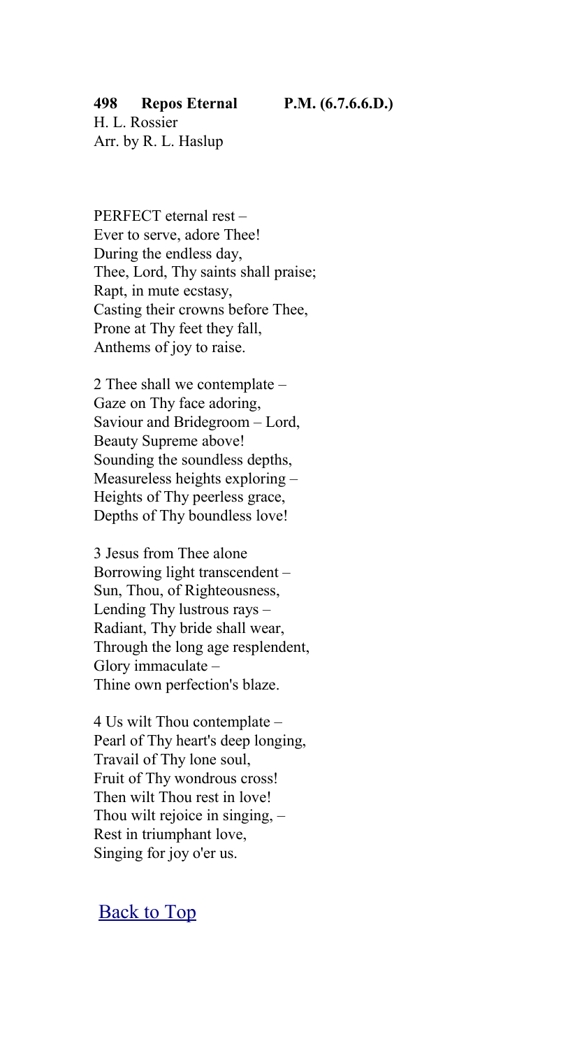**498 Repos Eternal P.M. (6.7.6.6.D.)**

H. L. Rossier
Arr. by R. L. Haslup

PERFECT eternal rest –
Ever to serve, adore Thee!
During the endless day,
Thee, Lord, Thy saints shall praise;
Rapt, in mute ecstasy,
Casting their crowns before Thee,
Prone at Thy feet they fall,
Anthems of joy to raise.

2 Thee shall we contemplate –
Gaze on Thy face adoring,
Saviour and Bridegroom – Lord,
Beauty Supreme above!
Sounding the soundless depths,
Measureless heights exploring –
Heights of Thy peerless grace,
Depths of Thy boundless love!

3 Jesus from Thee alone
Borrowing light transcendent –
Sun, Thou, of Righteousness,
Lending Thy lustrous rays –
Radiant, Thy bride shall wear,
Through the long age resplendent,
Glory immaculate –
Thine own perfection's blaze.

4 Us wilt Thou contemplate –
Pearl of Thy heart's deep longing,
Travail of Thy lone soul,
Fruit of Thy wondrous cross!
Then wilt Thou rest in love!
Thou wilt rejoice in singing, –
Rest in triumphant love,
Singing for joy o'er us.

Back to Top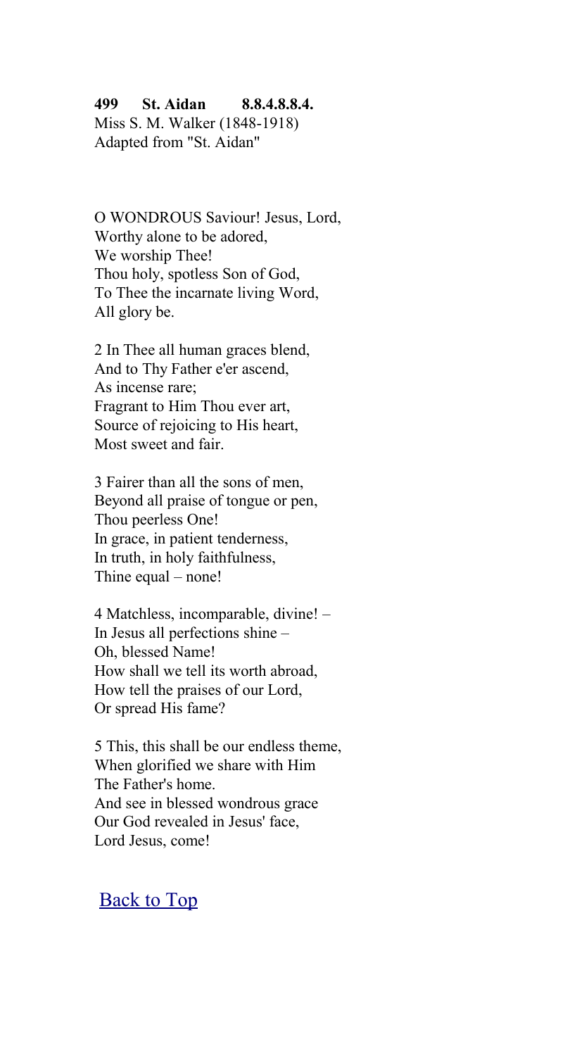**499 St. Aidan 8.8.4.8.8.4.**
Miss S. M. Walker (1848-1918)
Adapted from "St. Aidan"

O WONDROUS Saviour! Jesus, Lord,
Worthy alone to be adored,
We worship Thee!
Thou holy, spotless Son of God,
To Thee the incarnate living Word,
All glory be.

2 In Thee all human graces blend,
And to Thy Father e'er ascend,
As incense rare;
Fragrant to Him Thou ever art,
Source of rejoicing to His heart,
Most sweet and fair.

3 Fairer than all the sons of men,
Beyond all praise of tongue or pen,
Thou peerless One!
In grace, in patient tenderness,
In truth, in holy faithfulness,
Thine equal – none!

4 Matchless, incomparable, divine! –
In Jesus all perfections shine –
Oh, blessed Name!
How shall we tell its worth abroad,
How tell the praises of our Lord,
Or spread His fame?

5 This, this shall be our endless theme,
When glorified we share with Him
The Father's home.
And see in blessed wondrous grace
Our God revealed in Jesus' face,
Lord Jesus, come!

Back to Top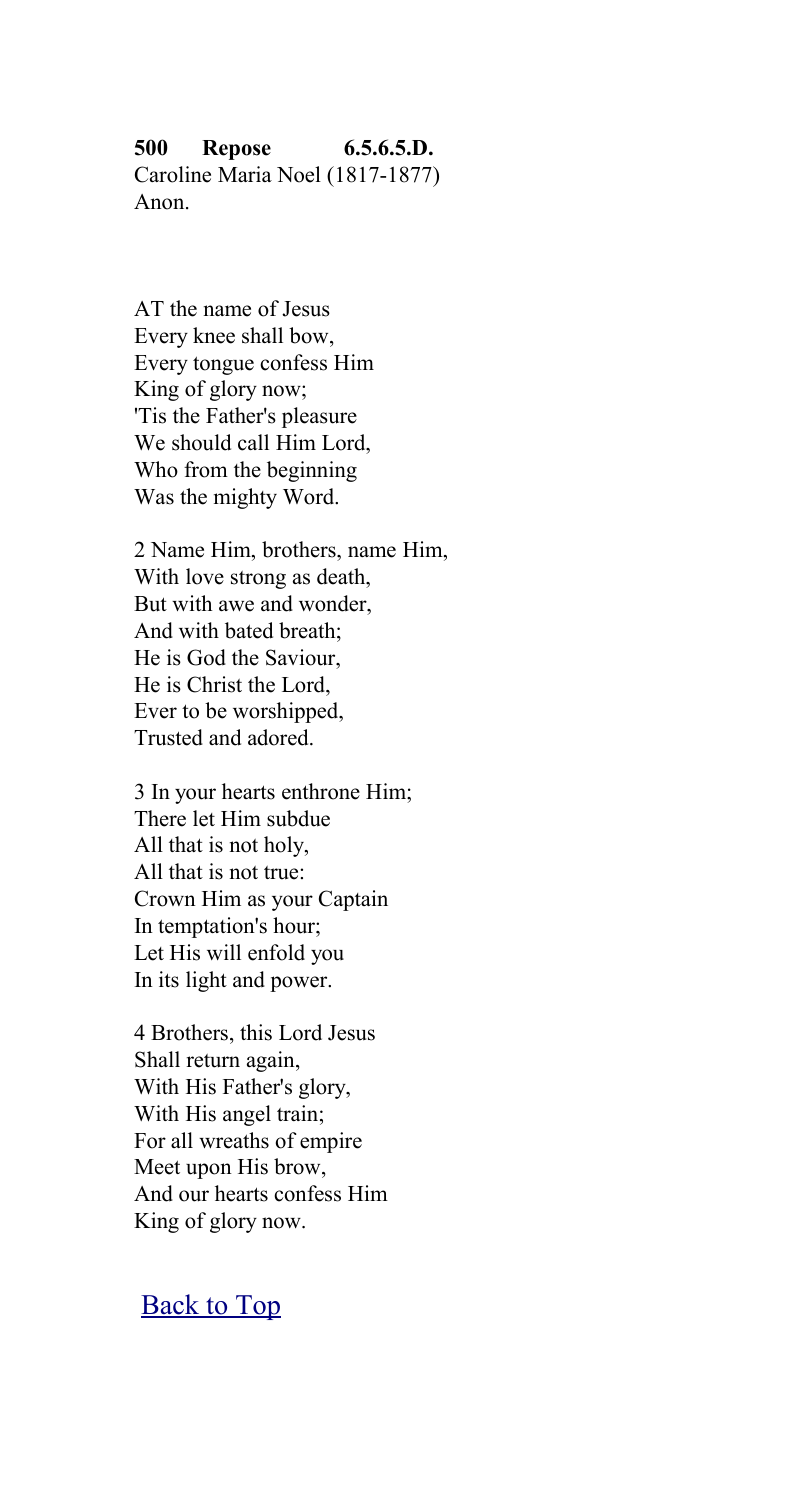**500 Repose 6.5.6.5.D.**
Caroline Maria Noel (1817-1877)
Anon.

AT the name of Jesus
Every knee shall bow,
Every tongue confess Him
King of glory now;
'Tis the Father's pleasure
We should call Him Lord,
Who from the beginning
Was the mighty Word.

2 Name Him, brothers, name Him,
With love strong as death,
But with awe and wonder,
And with bated breath;
He is God the Saviour,
He is Christ the Lord,
Ever to be worshipped,
Trusted and adored.

3 In your hearts enthrone Him;
There let Him subdue
All that is not holy,
All that is not true:
Crown Him as your Captain
In temptation's hour;
Let His will enfold you
In its light and power.

4 Brothers, this Lord Jesus
Shall return again,
With His Father's glory,
With His angel train;
For all wreaths of empire
Meet upon His brow,
And our hearts confess Him
King of glory now.

Back to Top